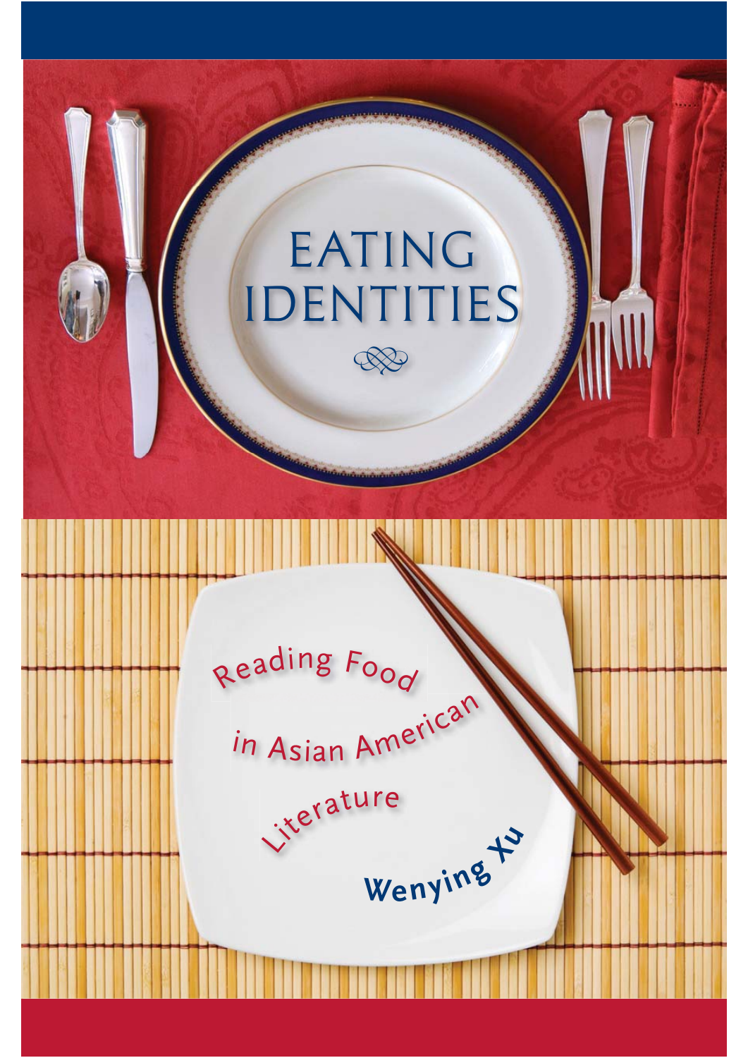# EATING IDENTITIES

## Reading Food in Asian American Literature

Wenying Xu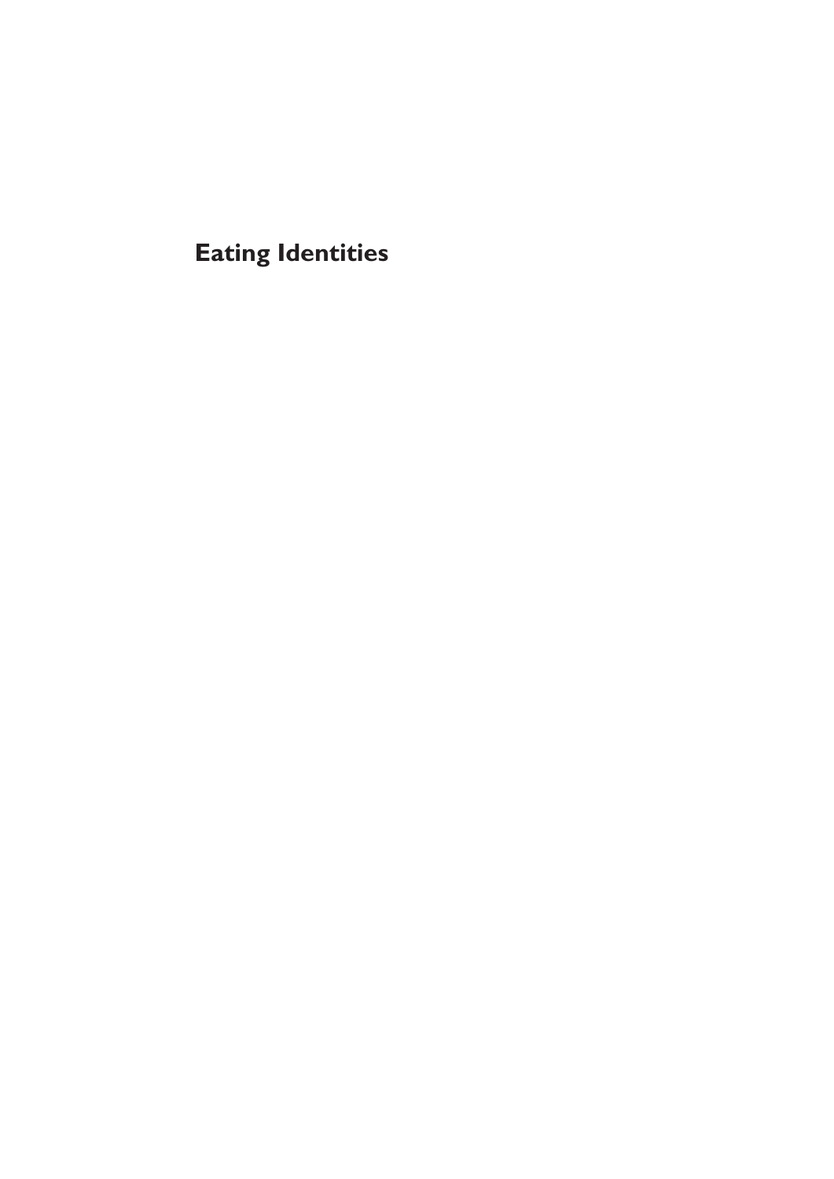# Eating Identities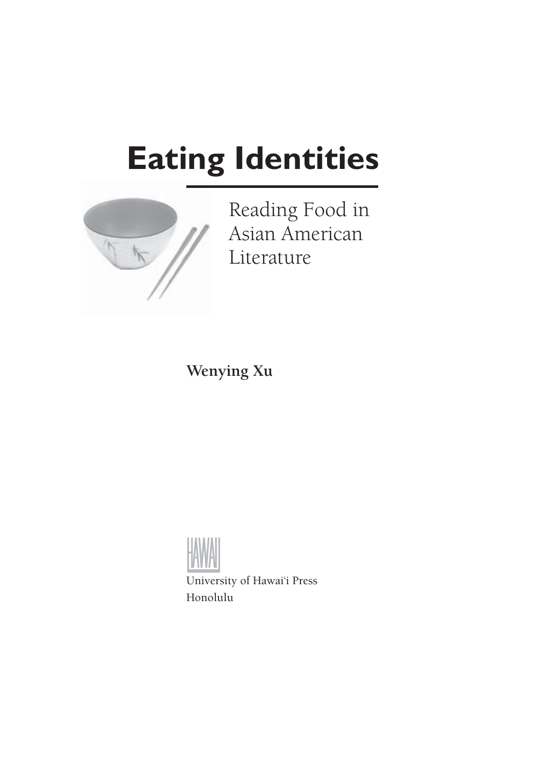# Eating Identities

## Reading Food in Asian American Literature

**Wenying Xu**

University of Hawai'i Press
Honolulu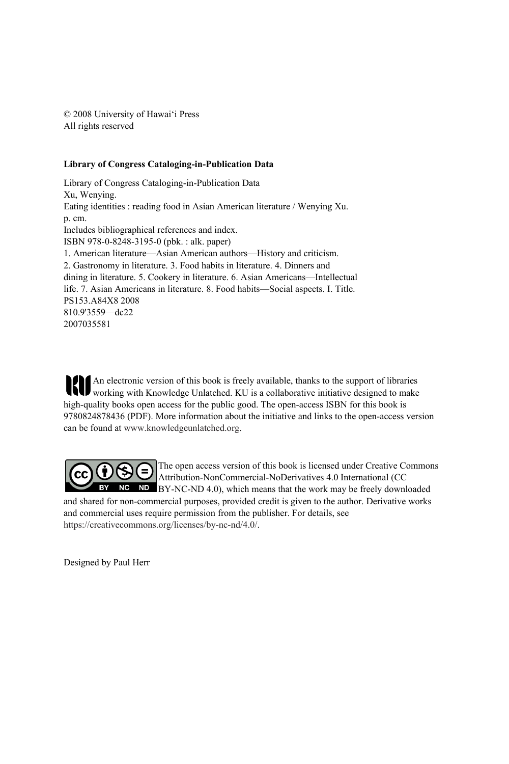© 2008 University of Hawai‘i Press
All rights reserved

**Library of Congress Cataloging-in-Publication Data**

Library of Congress Cataloging-in-Publication Data
Xu, Wenying.
Eating identities : reading food in Asian American literature / Wenying Xu.
p. cm.
Includes bibliographical references and index.
ISBN 978-0-8248-3195-0 (pbk. : alk. paper)
1. American literature—Asian American authors—History and criticism.
2. Gastronomy in literature. 3. Food habits in literature. 4. Dinners and dining in literature. 5. Cookery in literature. 6. Asian Americans—Intellectual life. 7. Asian Americans in literature. 8. Food habits—Social aspects. I. Title.
PS153.A84X8 2008
810.9'3559—dc22
2007035581

An electronic version of this book is freely available, thanks to the support of libraries working with Knowledge Unlatched. KU is a collaborative initiative designed to make high-quality books open access for the public good. The open-access ISBN for this book is 9780824878436 (PDF). More information about the initiative and links to the open-access version can be found at www.knowledgeunlatched.org.

The open access version of this book is licensed under Creative Commons Attribution-NonCommercial-NoDerivatives 4.0 International (CC BY-NC-ND 4.0), which means that the work may be freely downloaded and shared for non-commercial purposes, provided credit is given to the author. Derivative works and commercial uses require permission from the publisher. For details, see https://creativecommons.org/licenses/by-nc-nd/4.0/.

Designed by Paul Herr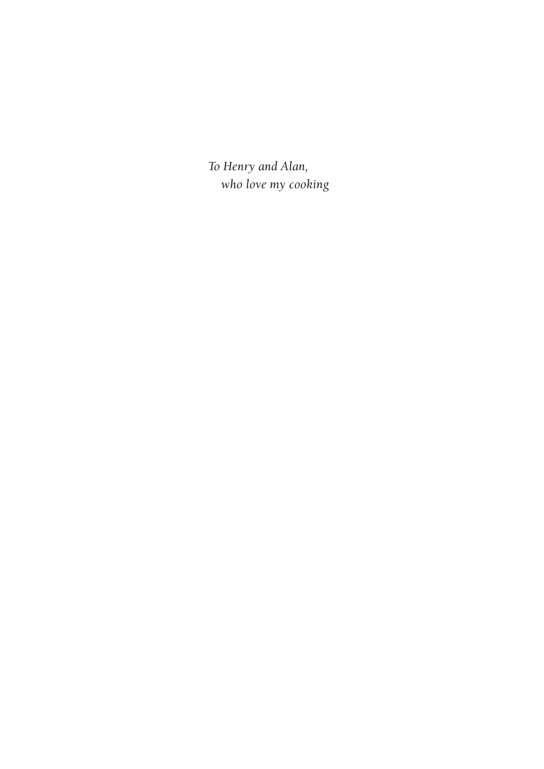*To Henry and Alan,*
*who love my cooking*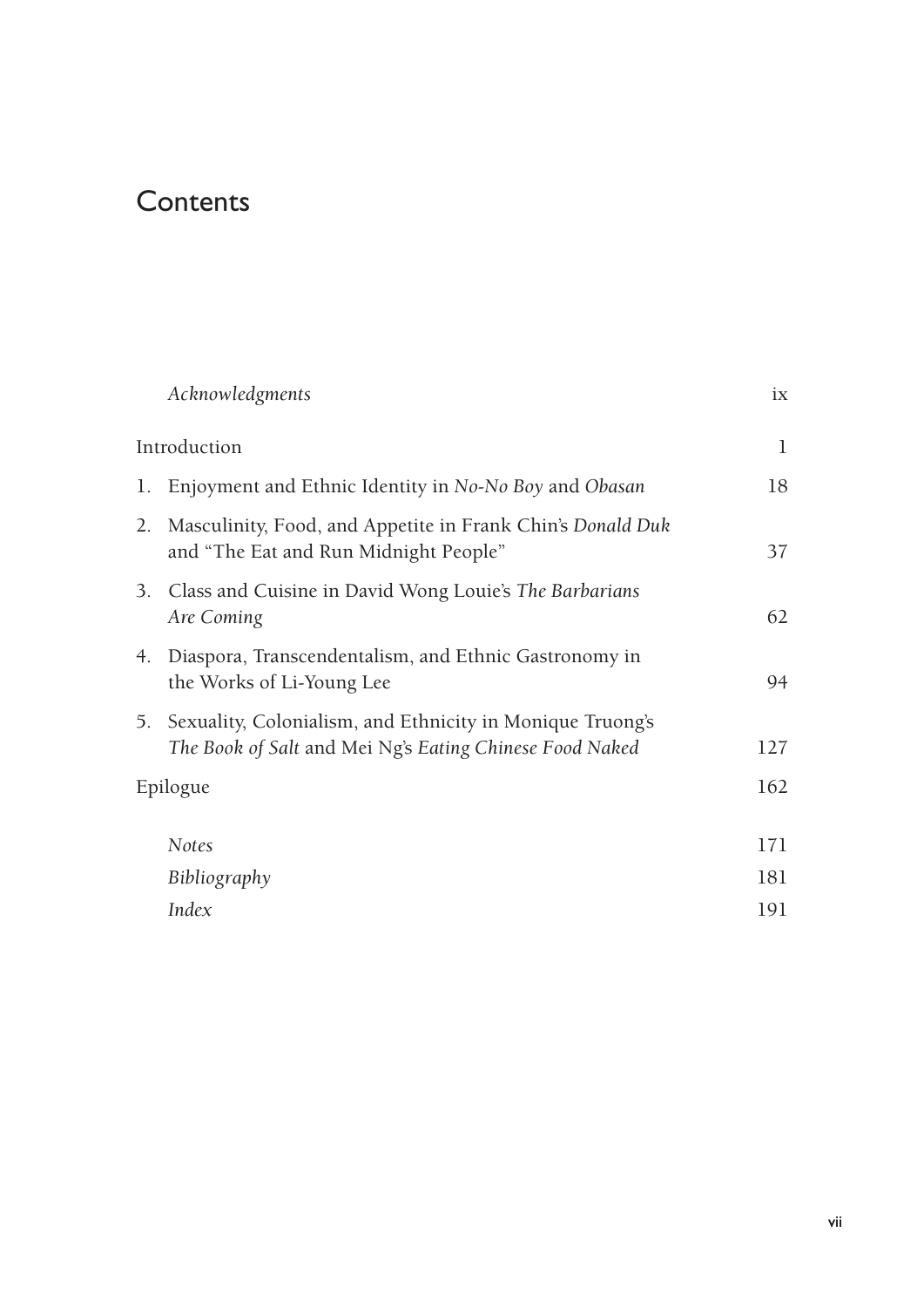# Contents

| | |
|---|---|
| *Acknowledgments* | ix |
| Introduction | 1 |
| 1. Enjoyment and Ethnic Identity in *No-No Boy* and *Obasan* | 18 |
| 2. Masculinity, Food, and Appetite in Frank Chin's *Donald Duk* and "The Eat and Run Midnight People" | 37 |
| 3. Class and Cuisine in David Wong Louie's *The Barbarians Are Coming* | 62 |
| 4. Diaspora, Transcendentalism, and Ethnic Gastronomy in the Works of Li-Young Lee | 94 |
| 5. Sexuality, Colonialism, and Ethnicity in Monique Truong's *The Book of Salt* and Mei Ng's *Eating Chinese Food Naked* | 127 |
| Epilogue | 162 |
| *Notes* | 171 |
| *Bibliography* | 181 |
| *Index* | 191 |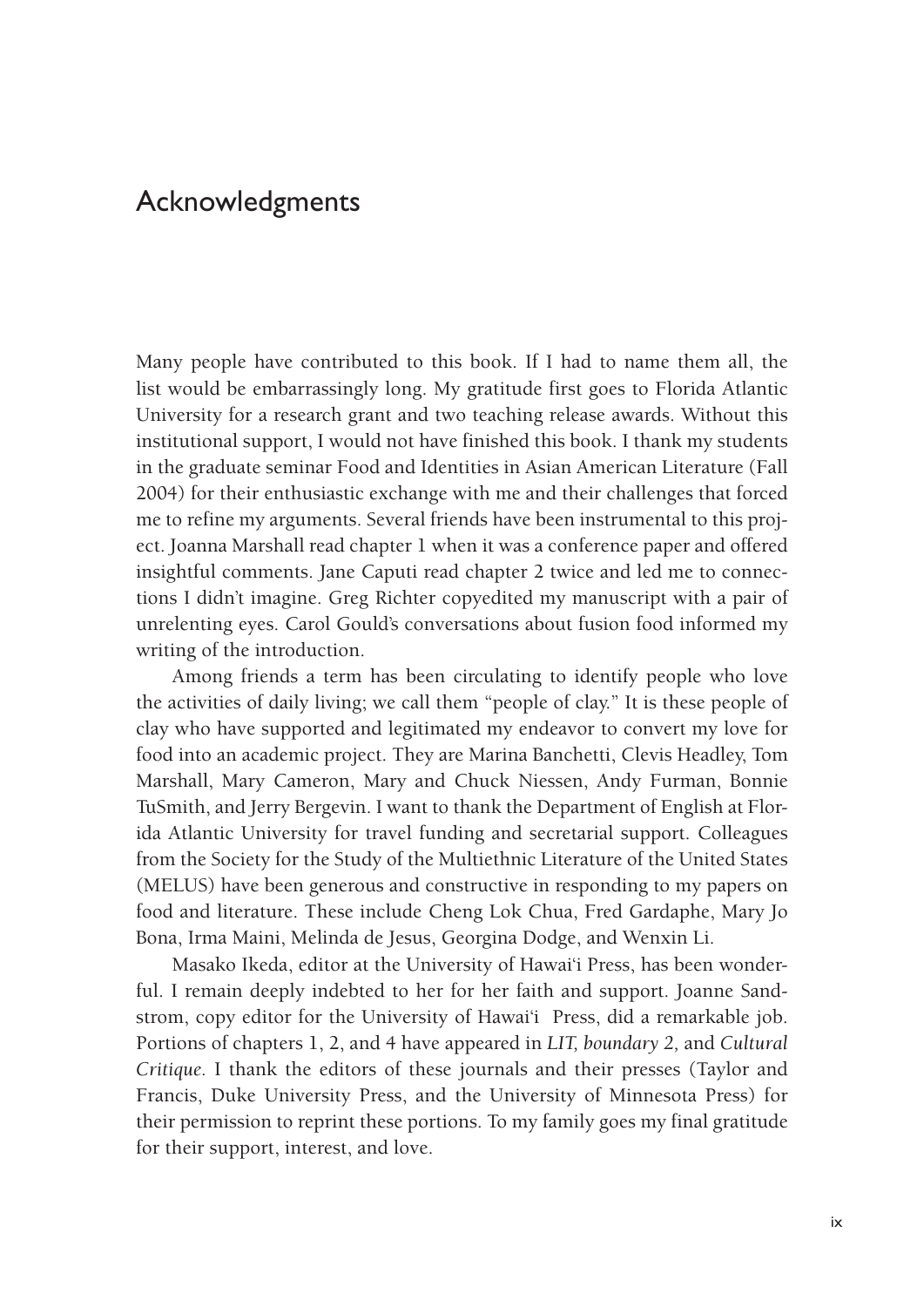# Acknowledgments

Many people have contributed to this book. If I had to name them all, the list would be embarrassingly long. My gratitude first goes to Florida Atlantic University for a research grant and two teaching release awards. Without this institutional support, I would not have finished this book. I thank my students in the graduate seminar Food and Identities in Asian American Literature (Fall 2004) for their enthusiastic exchange with me and their challenges that forced me to refine my arguments. Several friends have been instrumental to this project. Joanna Marshall read chapter 1 when it was a conference paper and offered insightful comments. Jane Caputi read chapter 2 twice and led me to connections I didn't imagine. Greg Richter copyedited my manuscript with a pair of unrelenting eyes. Carol Gould's conversations about fusion food informed my writing of the introduction.

Among friends a term has been circulating to identify people who love the activities of daily living; we call them "people of clay." It is these people of clay who have supported and legitimated my endeavor to convert my love for food into an academic project. They are Marina Banchetti, Clevis Headley, Tom Marshall, Mary Cameron, Mary and Chuck Niessen, Andy Furman, Bonnie TuSmith, and Jerry Bergevin. I want to thank the Department of English at Florida Atlantic University for travel funding and secretarial support. Colleagues from the Society for the Study of the Multiethnic Literature of the United States (MELUS) have been generous and constructive in responding to my papers on food and literature. These include Cheng Lok Chua, Fred Gardaphe, Mary Jo Bona, Irma Maini, Melinda de Jesus, Georgina Dodge, and Wenxin Li.

Masako Ikeda, editor at the University of Hawai'i Press, has been wonderful. I remain deeply indebted to her for her faith and support. Joanne Sandstrom, copy editor for the University of Hawai'i Press, did a remarkable job. Portions of chapters 1, 2, and 4 have appeared in *LIT, boundary 2,* and *Cultural Critique*. I thank the editors of these journals and their presses (Taylor and Francis, Duke University Press, and the University of Minnesota Press) for their permission to reprint these portions. To my family goes my final gratitude for their support, interest, and love.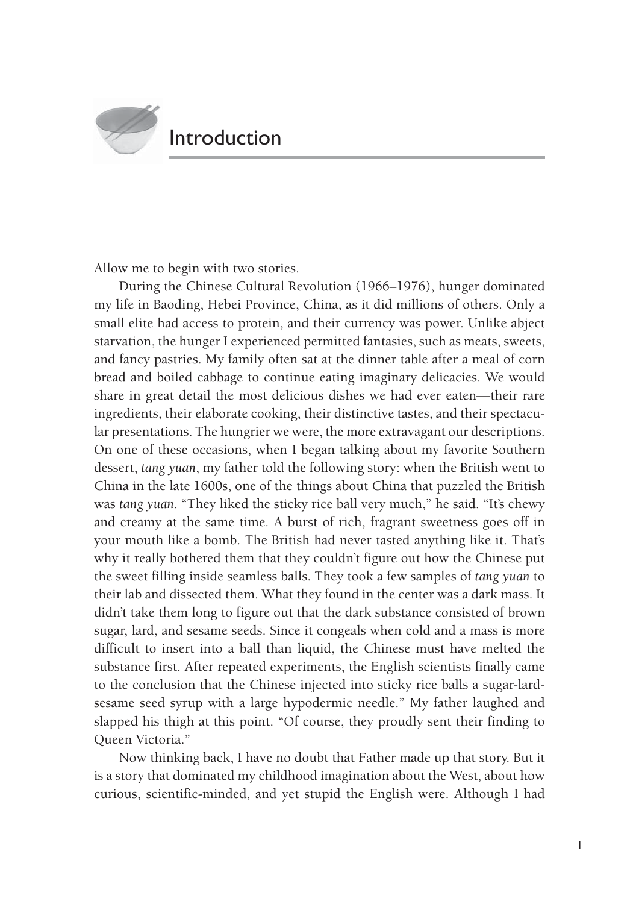# Introduction

Allow me to begin with two stories.

During the Chinese Cultural Revolution (1966–1976), hunger dominated my life in Baoding, Hebei Province, China, as it did millions of others. Only a small elite had access to protein, and their currency was power. Unlike abject starvation, the hunger I experienced permitted fantasies, such as meats, sweets, and fancy pastries. My family often sat at the dinner table after a meal of corn bread and boiled cabbage to continue eating imaginary delicacies. We would share in great detail the most delicious dishes we had ever eaten—their rare ingredients, their elaborate cooking, their distinctive tastes, and their spectacular presentations. The hungrier we were, the more extravagant our descriptions. On one of these occasions, when I began talking about my favorite Southern dessert, *tang yuan*, my father told the following story: when the British went to China in the late 1600s, one of the things about China that puzzled the British was *tang yuan*. "They liked the sticky rice ball very much," he said. "It's chewy and creamy at the same time. A burst of rich, fragrant sweetness goes off in your mouth like a bomb. The British had never tasted anything like it. That's why it really bothered them that they couldn't figure out how the Chinese put the sweet filling inside seamless balls. They took a few samples of *tang yuan* to their lab and dissected them. What they found in the center was a dark mass. It didn't take them long to figure out that the dark substance consisted of brown sugar, lard, and sesame seeds. Since it congeals when cold and a mass is more difficult to insert into a ball than liquid, the Chinese must have melted the substance first. After repeated experiments, the English scientists finally came to the conclusion that the Chinese injected into sticky rice balls a sugar-lard-sesame seed syrup with a large hypodermic needle." My father laughed and slapped his thigh at this point. "Of course, they proudly sent their finding to Queen Victoria."

Now thinking back, I have no doubt that Father made up that story. But it is a story that dominated my childhood imagination about the West, about how curious, scientific-minded, and yet stupid the English were. Although I had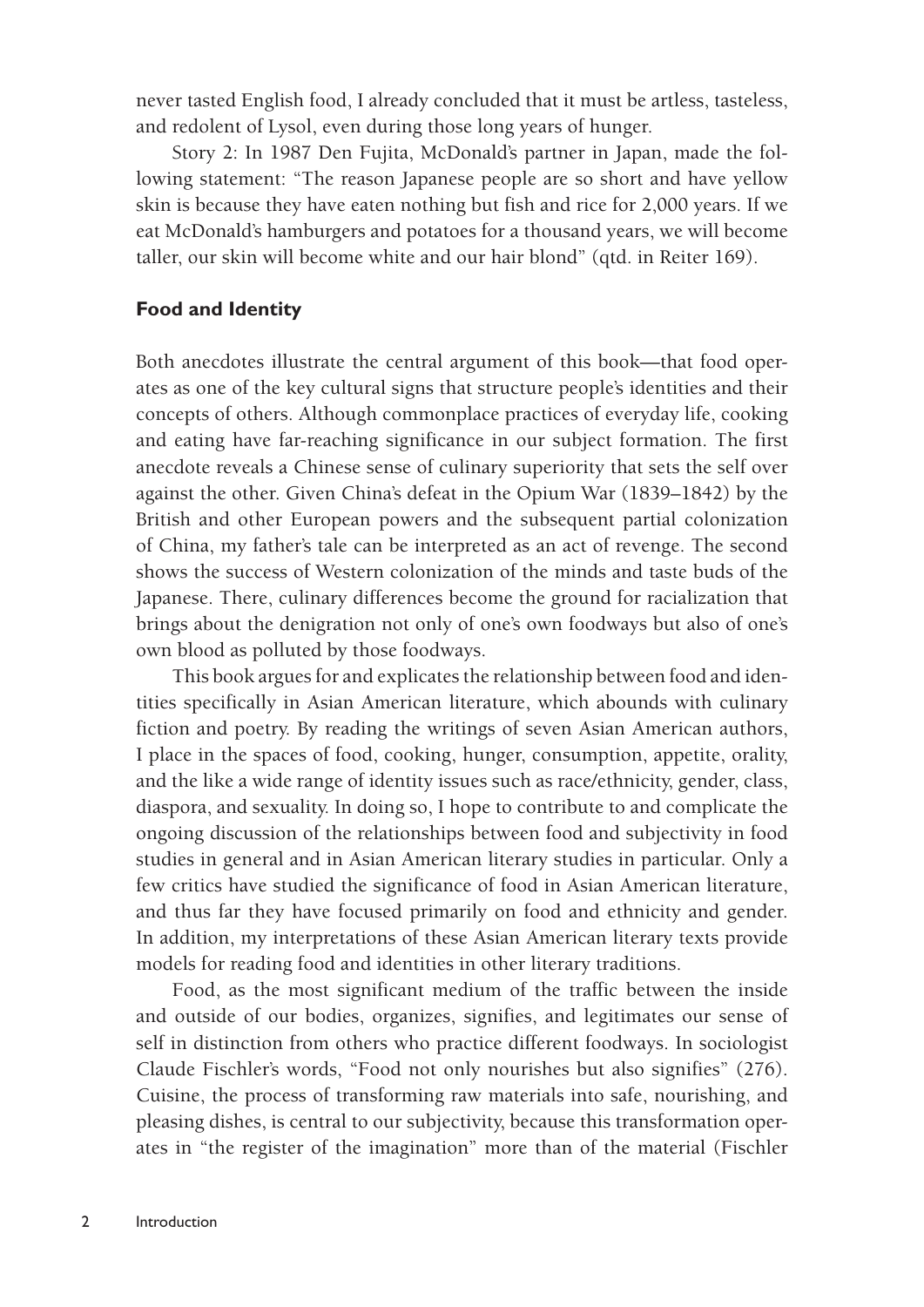never tasted English food, I already concluded that it must be artless, tasteless, and redolent of Lysol, even during those long years of hunger.

Story 2: In 1987 Den Fujita, McDonald's partner in Japan, made the following statement: "The reason Japanese people are so short and have yellow skin is because they have eaten nothing but fish and rice for 2,000 years. If we eat McDonald's hamburgers and potatoes for a thousand years, we will become taller, our skin will become white and our hair blond" (qtd. in Reiter 169).

### Food and Identity

Both anecdotes illustrate the central argument of this book—that food operates as one of the key cultural signs that structure people's identities and their concepts of others. Although commonplace practices of everyday life, cooking and eating have far-reaching significance in our subject formation. The first anecdote reveals a Chinese sense of culinary superiority that sets the self over against the other. Given China's defeat in the Opium War (1839–1842) by the British and other European powers and the subsequent partial colonization of China, my father's tale can be interpreted as an act of revenge. The second shows the success of Western colonization of the minds and taste buds of the Japanese. There, culinary differences become the ground for racialization that brings about the denigration not only of one's own foodways but also of one's own blood as polluted by those foodways.

This book argues for and explicates the relationship between food and identities specifically in Asian American literature, which abounds with culinary fiction and poetry. By reading the writings of seven Asian American authors, I place in the spaces of food, cooking, hunger, consumption, appetite, orality, and the like a wide range of identity issues such as race/ethnicity, gender, class, diaspora, and sexuality. In doing so, I hope to contribute to and complicate the ongoing discussion of the relationships between food and subjectivity in food studies in general and in Asian American literary studies in particular. Only a few critics have studied the significance of food in Asian American literature, and thus far they have focused primarily on food and ethnicity and gender. In addition, my interpretations of these Asian American literary texts provide models for reading food and identities in other literary traditions.

Food, as the most significant medium of the traffic between the inside and outside of our bodies, organizes, signifies, and legitimates our sense of self in distinction from others who practice different foodways. In sociologist Claude Fischler's words, "Food not only nourishes but also signifies" (276). Cuisine, the process of transforming raw materials into safe, nourishing, and pleasing dishes, is central to our subjectivity, because this transformation operates in "the register of the imagination" more than of the material (Fischler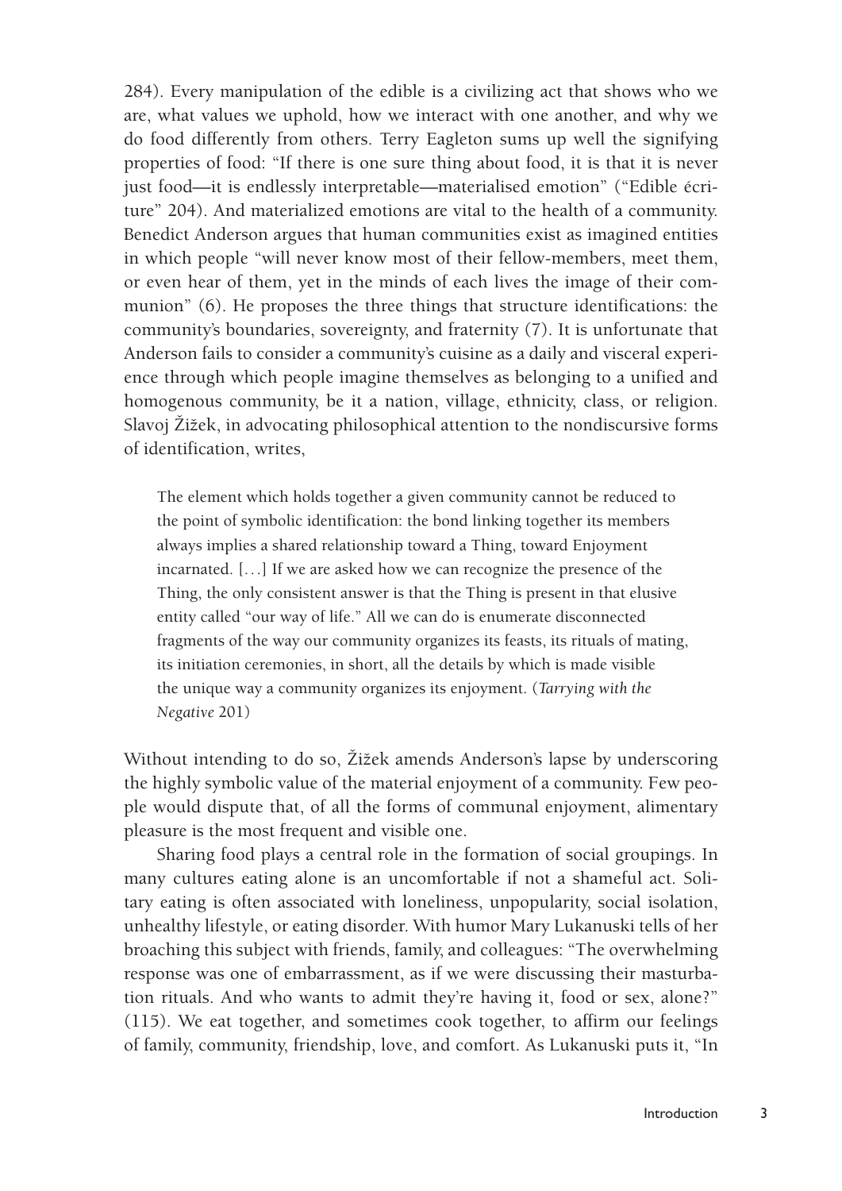284). Every manipulation of the edible is a civilizing act that shows who we are, what values we uphold, how we interact with one another, and why we do food differently from others. Terry Eagleton sums up well the signifying properties of food: "If there is one sure thing about food, it is that it is never just food—it is endlessly interpretable—materialised emotion" ("Edible écriture" 204). And materialized emotions are vital to the health of a community. Benedict Anderson argues that human communities exist as imagined entities in which people "will never know most of their fellow-members, meet them, or even hear of them, yet in the minds of each lives the image of their communion" (6). He proposes the three things that structure identifications: the community's boundaries, sovereignty, and fraternity (7). It is unfortunate that Anderson fails to consider a community's cuisine as a daily and visceral experience through which people imagine themselves as belonging to a unified and homogenous community, be it a nation, village, ethnicity, class, or religion. Slavoj Žižek, in advocating philosophical attention to the nondiscursive forms of identification, writes,

> The element which holds together a given community cannot be reduced to the point of symbolic identification: the bond linking together its members always implies a shared relationship toward a Thing, toward Enjoyment incarnated. [. . .] If we are asked how we can recognize the presence of the Thing, the only consistent answer is that the Thing is present in that elusive entity called "our way of life." All we can do is enumerate disconnected fragments of the way our community organizes its feasts, its rituals of mating, its initiation ceremonies, in short, all the details by which is made visible the unique way a community organizes its enjoyment. (*Tarrying with the Negative* 201)

Without intending to do so, Žižek amends Anderson's lapse by underscoring the highly symbolic value of the material enjoyment of a community. Few people would dispute that, of all the forms of communal enjoyment, alimentary pleasure is the most frequent and visible one.

Sharing food plays a central role in the formation of social groupings. In many cultures eating alone is an uncomfortable if not a shameful act. Solitary eating is often associated with loneliness, unpopularity, social isolation, unhealthy lifestyle, or eating disorder. With humor Mary Lukanuski tells of her broaching this subject with friends, family, and colleagues: "The overwhelming response was one of embarrassment, as if we were discussing their masturbation rituals. And who wants to admit they're having it, food or sex, alone?" (115). We eat together, and sometimes cook together, to affirm our feelings of family, community, friendship, love, and comfort. As Lukanuski puts it, "In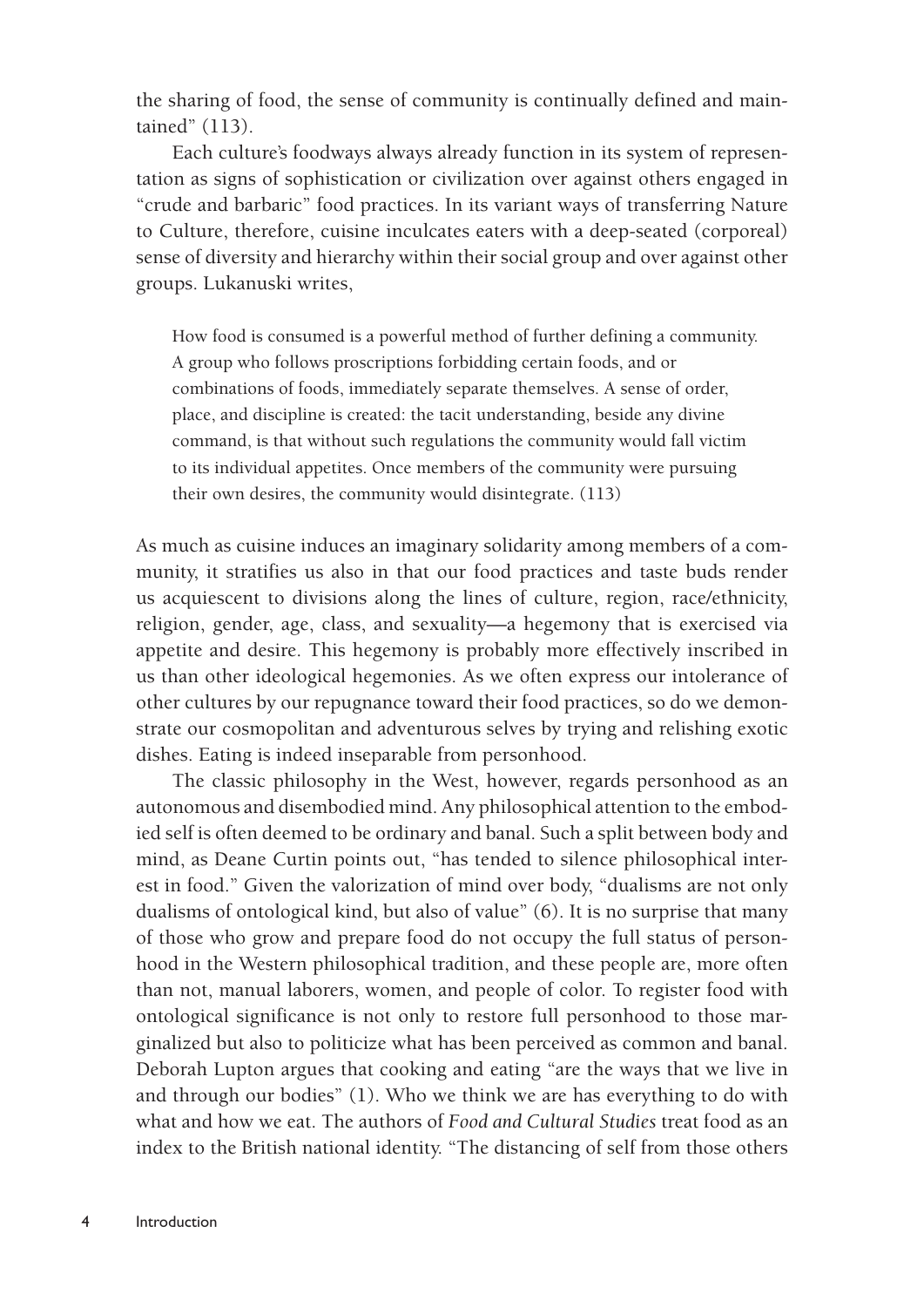the sharing of food, the sense of community is continually defined and maintained" (113).

Each culture's foodways always already function in its system of representation as signs of sophistication or civilization over against others engaged in "crude and barbaric" food practices. In its variant ways of transferring Nature to Culture, therefore, cuisine inculcates eaters with a deep-seated (corporeal) sense of diversity and hierarchy within their social group and over against other groups. Lukanuski writes,

> How food is consumed is a powerful method of further defining a community. A group who follows proscriptions forbidding certain foods, and or combinations of foods, immediately separate themselves. A sense of order, place, and discipline is created: the tacit understanding, beside any divine command, is that without such regulations the community would fall victim to its individual appetites. Once members of the community were pursuing their own desires, the community would disintegrate. (113)

As much as cuisine induces an imaginary solidarity among members of a community, it stratifies us also in that our food practices and taste buds render us acquiescent to divisions along the lines of culture, region, race/ethnicity, religion, gender, age, class, and sexuality—a hegemony that is exercised via appetite and desire. This hegemony is probably more effectively inscribed in us than other ideological hegemonies. As we often express our intolerance of other cultures by our repugnance toward their food practices, so do we demonstrate our cosmopolitan and adventurous selves by trying and relishing exotic dishes. Eating is indeed inseparable from personhood.

The classic philosophy in the West, however, regards personhood as an autonomous and disembodied mind. Any philosophical attention to the embodied self is often deemed to be ordinary and banal. Such a split between body and mind, as Deane Curtin points out, "has tended to silence philosophical interest in food." Given the valorization of mind over body, "dualisms are not only dualisms of ontological kind, but also of value" (6). It is no surprise that many of those who grow and prepare food do not occupy the full status of personhood in the Western philosophical tradition, and these people are, more often than not, manual laborers, women, and people of color. To register food with ontological significance is not only to restore full personhood to those marginalized but also to politicize what has been perceived as common and banal. Deborah Lupton argues that cooking and eating "are the ways that we live in and through our bodies" (1). Who we think we are has everything to do with what and how we eat. The authors of *Food and Cultural Studies* treat food as an index to the British national identity. "The distancing of self from those others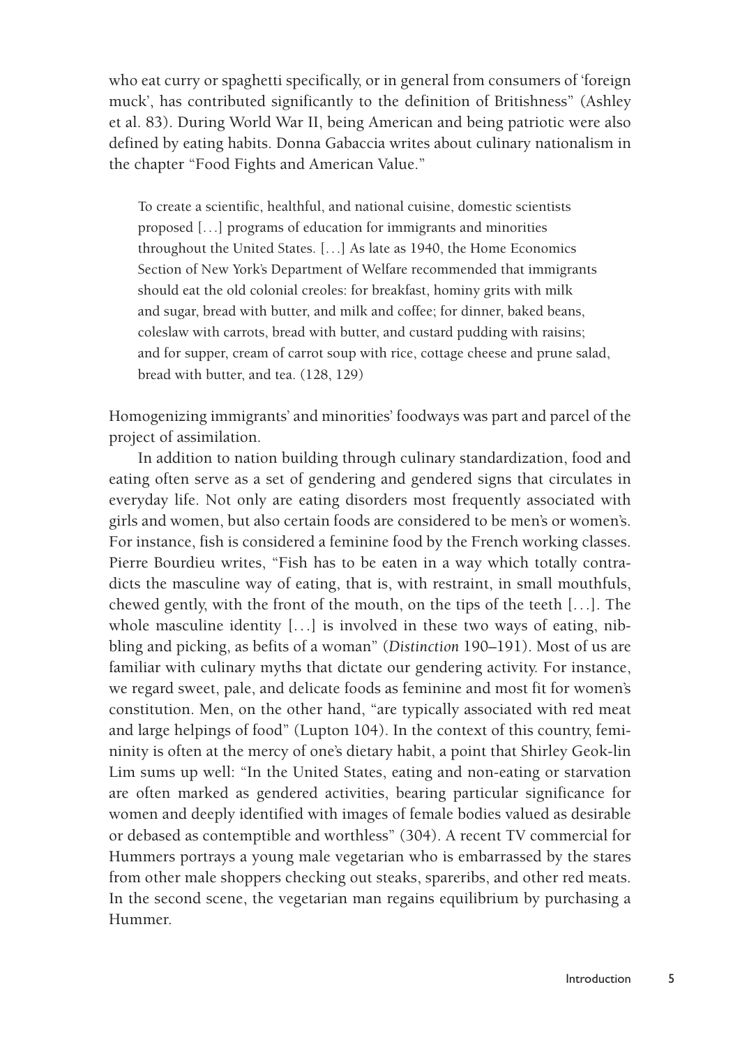who eat curry or spaghetti specifically, or in general from consumers of 'foreign muck', has contributed significantly to the definition of Britishness" (Ashley et al. 83). During World War II, being American and being patriotic were also defined by eating habits. Donna Gabaccia writes about culinary nationalism in the chapter "Food Fights and American Value."

> To create a scientific, healthful, and national cuisine, domestic scientists proposed [. . .] programs of education for immigrants and minorities throughout the United States. [. . .] As late as 1940, the Home Economics Section of New York's Department of Welfare recommended that immigrants should eat the old colonial creoles: for breakfast, hominy grits with milk and sugar, bread with butter, and milk and coffee; for dinner, baked beans, coleslaw with carrots, bread with butter, and custard pudding with raisins; and for supper, cream of carrot soup with rice, cottage cheese and prune salad, bread with butter, and tea. (128, 129)

Homogenizing immigrants' and minorities' foodways was part and parcel of the project of assimilation.

In addition to nation building through culinary standardization, food and eating often serve as a set of gendering and gendered signs that circulates in everyday life. Not only are eating disorders most frequently associated with girls and women, but also certain foods are considered to be men's or women's. For instance, fish is considered a feminine food by the French working classes. Pierre Bourdieu writes, "Fish has to be eaten in a way which totally contradicts the masculine way of eating, that is, with restraint, in small mouthfuls, chewed gently, with the front of the mouth, on the tips of the teeth [. . .]. The whole masculine identity [. . .] is involved in these two ways of eating, nibbling and picking, as befits of a woman" (*Distinction* 190–191). Most of us are familiar with culinary myths that dictate our gendering activity. For instance, we regard sweet, pale, and delicate foods as feminine and most fit for women's constitution. Men, on the other hand, "are typically associated with red meat and large helpings of food" (Lupton 104). In the context of this country, femininity is often at the mercy of one's dietary habit, a point that Shirley Geok-lin Lim sums up well: "In the United States, eating and non-eating or starvation are often marked as gendered activities, bearing particular significance for women and deeply identified with images of female bodies valued as desirable or debased as contemptible and worthless" (304). A recent TV commercial for Hummers portrays a young male vegetarian who is embarrassed by the stares from other male shoppers checking out steaks, spareribs, and other red meats. In the second scene, the vegetarian man regains equilibrium by purchasing a Hummer.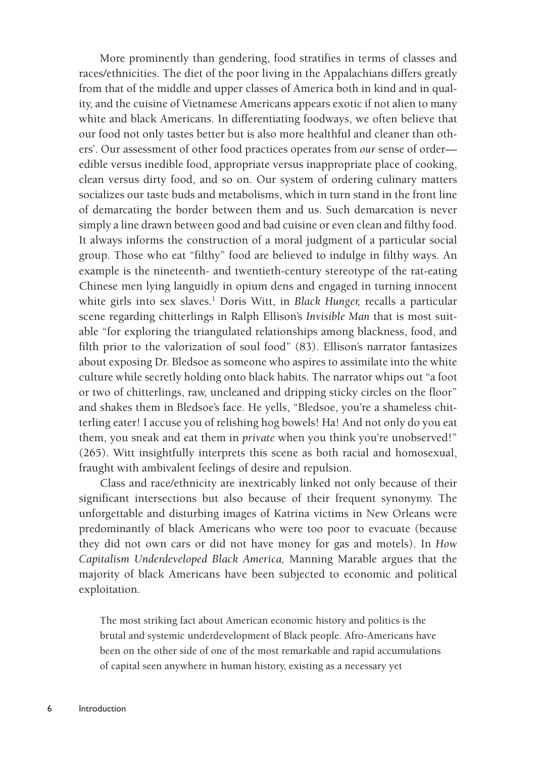More prominently than gendering, food stratifies in terms of classes and races/ethnicities. The diet of the poor living in the Appalachians differs greatly from that of the middle and upper classes of America both in kind and in quality, and the cuisine of Vietnamese Americans appears exotic if not alien to many white and black Americans. In differentiating foodways, we often believe that our food not only tastes better but is also more healthful and cleaner than others'. Our assessment of other food practices operates from *our* sense of order—edible versus inedible food, appropriate versus inappropriate place of cooking, clean versus dirty food, and so on. Our system of ordering culinary matters socializes our taste buds and metabolisms, which in turn stand in the front line of demarcating the border between them and us. Such demarcation is never simply a line drawn between good and bad cuisine or even clean and filthy food. It always informs the construction of a moral judgment of a particular social group. Those who eat "filthy" food are believed to indulge in filthy ways. An example is the nineteenth- and twentieth-century stereotype of the rat-eating Chinese men lying languidly in opium dens and engaged in turning innocent white girls into sex slaves.[1] Doris Witt, in *Black Hunger,* recalls a particular scene regarding chitterlings in Ralph Ellison's *Invisible Man* that is most suitable "for exploring the triangulated relationships among blackness, food, and filth prior to the valorization of soul food" (83). Ellison's narrator fantasizes about exposing Dr. Bledsoe as someone who aspires to assimilate into the white culture while secretly holding onto black habits. The narrator whips out "a foot or two of chitterlings, raw, uncleaned and dripping sticky circles on the floor" and shakes them in Bledsoe's face. He yells, "Bledsoe, you're a shameless chitterling eater! I accuse you of relishing hog bowels! Ha! And not only do you eat them, you sneak and eat them in *private* when you think you're unobserved!" (265). Witt insightfully interprets this scene as both racial and homosexual, fraught with ambivalent feelings of desire and repulsion.

Class and race/ethnicity are inextricably linked not only because of their significant intersections but also because of their frequent synonymy. The unforgettable and disturbing images of Katrina victims in New Orleans were predominantly of black Americans who were too poor to evacuate (because they did not own cars or did not have money for gas and motels). In *How Capitalism Underdeveloped Black America,* Manning Marable argues that the majority of black Americans have been subjected to economic and political exploitation.

> The most striking fact about American economic history and politics is the brutal and systemic underdevelopment of Black people. Afro-Americans have been on the other side of one of the most remarkable and rapid accumulations of capital seen anywhere in human history, existing as a necessary yet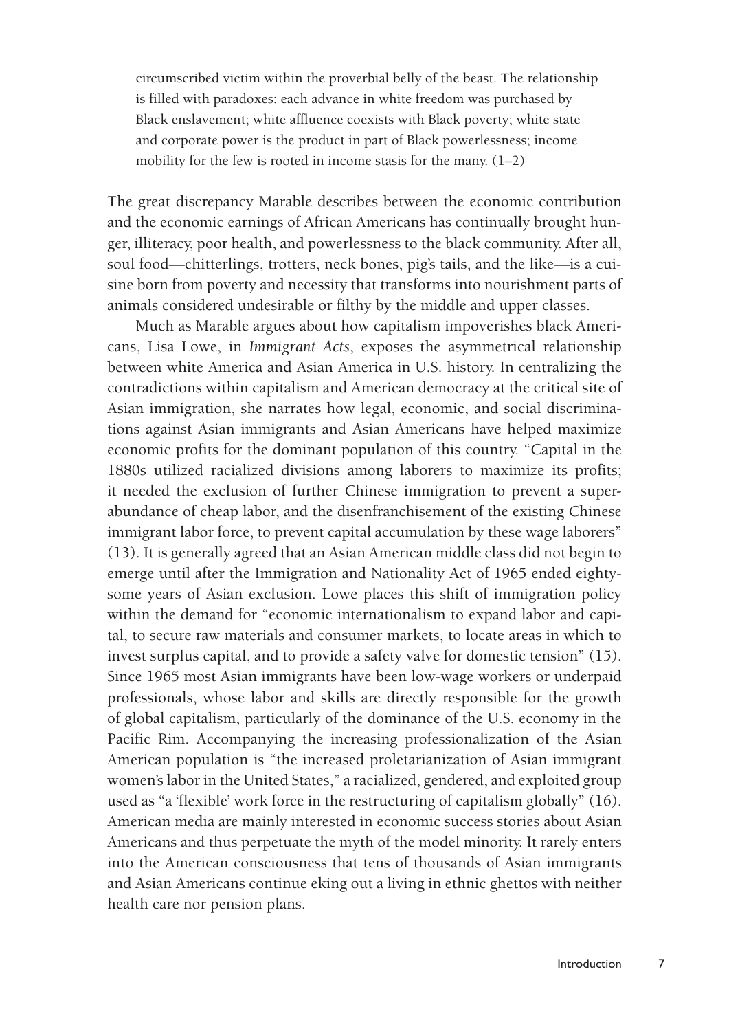> circumscribed victim within the proverbial belly of the beast. The relationship is filled with paradoxes: each advance in white freedom was purchased by Black enslavement; white affluence coexists with Black poverty; white state and corporate power is the product in part of Black powerlessness; income mobility for the few is rooted in income stasis for the many. (1–2)

The great discrepancy Marable describes between the economic contribution and the economic earnings of African Americans has continually brought hunger, illiteracy, poor health, and powerlessness to the black community. After all, soul food—chitterlings, trotters, neck bones, pig's tails, and the like—is a cuisine born from poverty and necessity that transforms into nourishment parts of animals considered undesirable or filthy by the middle and upper classes.

Much as Marable argues about how capitalism impoverishes black Americans, Lisa Lowe, in *Immigrant Acts*, exposes the asymmetrical relationship between white America and Asian America in U.S. history. In centralizing the contradictions within capitalism and American democracy at the critical site of Asian immigration, she narrates how legal, economic, and social discriminations against Asian immigrants and Asian Americans have helped maximize economic profits for the dominant population of this country. "Capital in the 1880s utilized racialized divisions among laborers to maximize its profits; it needed the exclusion of further Chinese immigration to prevent a superabundance of cheap labor, and the disenfranchisement of the existing Chinese immigrant labor force, to prevent capital accumulation by these wage laborers" (13). It is generally agreed that an Asian American middle class did not begin to emerge until after the Immigration and Nationality Act of 1965 ended eighty-some years of Asian exclusion. Lowe places this shift of immigration policy within the demand for "economic internationalism to expand labor and capital, to secure raw materials and consumer markets, to locate areas in which to invest surplus capital, and to provide a safety valve for domestic tension" (15). Since 1965 most Asian immigrants have been low-wage workers or underpaid professionals, whose labor and skills are directly responsible for the growth of global capitalism, particularly of the dominance of the U.S. economy in the Pacific Rim. Accompanying the increasing professionalization of the Asian American population is "the increased proletarianization of Asian immigrant women's labor in the United States," a racialized, gendered, and exploited group used as "a 'flexible' work force in the restructuring of capitalism globally" (16). American media are mainly interested in economic success stories about Asian Americans and thus perpetuate the myth of the model minority. It rarely enters into the American consciousness that tens of thousands of Asian immigrants and Asian Americans continue eking out a living in ethnic ghettos with neither health care nor pension plans.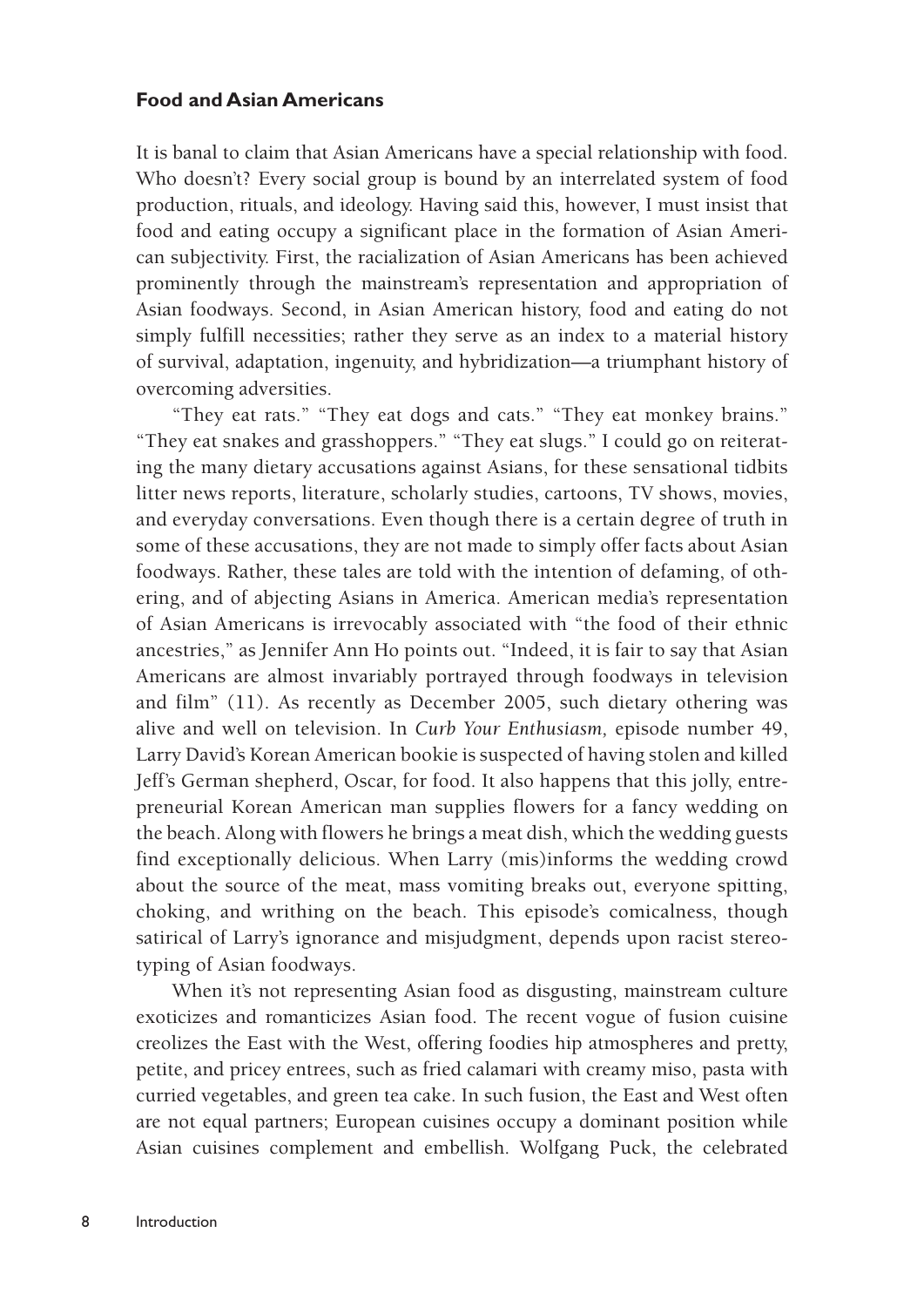### Food and Asian Americans

It is banal to claim that Asian Americans have a special relationship with food. Who doesn't? Every social group is bound by an interrelated system of food production, rituals, and ideology. Having said this, however, I must insist that food and eating occupy a significant place in the formation of Asian American subjectivity. First, the racialization of Asian Americans has been achieved prominently through the mainstream's representation and appropriation of Asian foodways. Second, in Asian American history, food and eating do not simply fulfill necessities; rather they serve as an index to a material history of survival, adaptation, ingenuity, and hybridization—a triumphant history of overcoming adversities.

"They eat rats." "They eat dogs and cats." "They eat monkey brains." "They eat snakes and grasshoppers." "They eat slugs." I could go on reiterating the many dietary accusations against Asians, for these sensational tidbits litter news reports, literature, scholarly studies, cartoons, TV shows, movies, and everyday conversations. Even though there is a certain degree of truth in some of these accusations, they are not made to simply offer facts about Asian foodways. Rather, these tales are told with the intention of defaming, of othering, and of abjecting Asians in America. American media's representation of Asian Americans is irrevocably associated with "the food of their ethnic ancestries," as Jennifer Ann Ho points out. "Indeed, it is fair to say that Asian Americans are almost invariably portrayed through foodways in television and film" (11). As recently as December 2005, such dietary othering was alive and well on television. In *Curb Your Enthusiasm,* episode number 49, Larry David's Korean American bookie is suspected of having stolen and killed Jeff's German shepherd, Oscar, for food. It also happens that this jolly, entrepreneurial Korean American man supplies flowers for a fancy wedding on the beach. Along with flowers he brings a meat dish, which the wedding guests find exceptionally delicious. When Larry (mis)informs the wedding crowd about the source of the meat, mass vomiting breaks out, everyone spitting, choking, and writhing on the beach. This episode's comicalness, though satirical of Larry's ignorance and misjudgment, depends upon racist stereotyping of Asian foodways.

When it's not representing Asian food as disgusting, mainstream culture exoticizes and romanticizes Asian food. The recent vogue of fusion cuisine creolizes the East with the West, offering foodies hip atmospheres and pretty, petite, and pricey entrees, such as fried calamari with creamy miso, pasta with curried vegetables, and green tea cake. In such fusion, the East and West often are not equal partners; European cuisines occupy a dominant position while Asian cuisines complement and embellish. Wolfgang Puck, the celebrated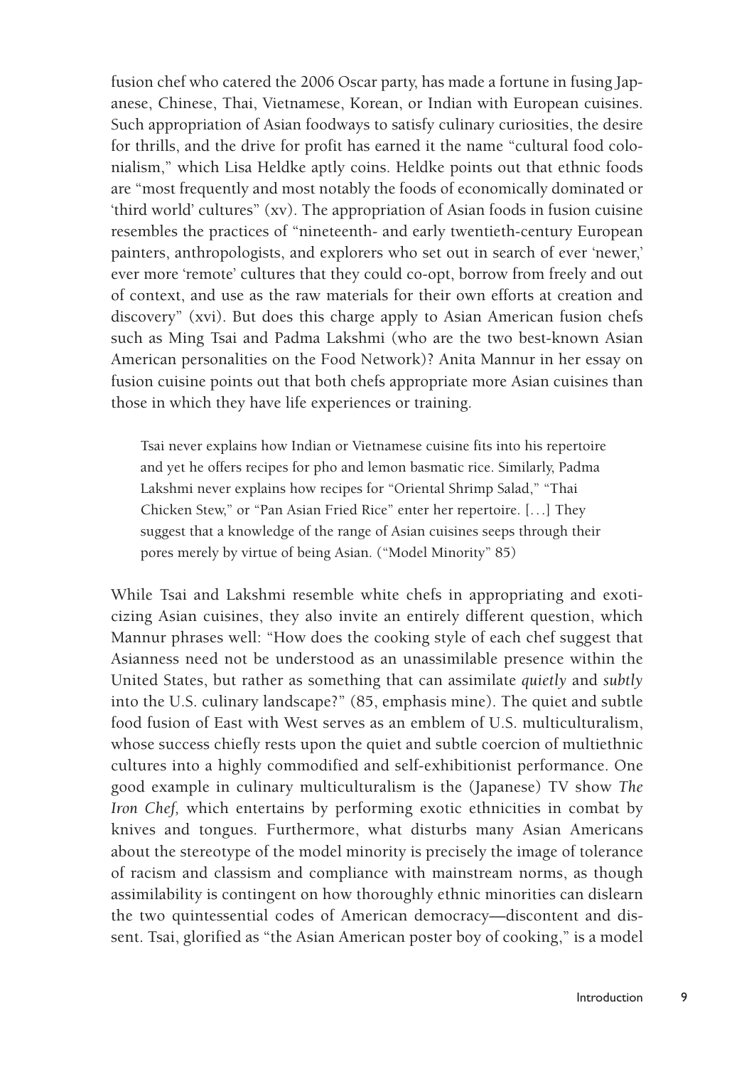fusion chef who catered the 2006 Oscar party, has made a fortune in fusing Japanese, Chinese, Thai, Vietnamese, Korean, or Indian with European cuisines. Such appropriation of Asian foodways to satisfy culinary curiosities, the desire for thrills, and the drive for profit has earned it the name "cultural food colonialism," which Lisa Heldke aptly coins. Heldke points out that ethnic foods are "most frequently and most notably the foods of economically dominated or 'third world' cultures" (xv). The appropriation of Asian foods in fusion cuisine resembles the practices of "nineteenth- and early twentieth-century European painters, anthropologists, and explorers who set out in search of ever 'newer,' ever more 'remote' cultures that they could co-opt, borrow from freely and out of context, and use as the raw materials for their own efforts at creation and discovery" (xvi). But does this charge apply to Asian American fusion chefs such as Ming Tsai and Padma Lakshmi (who are the two best-known Asian American personalities on the Food Network)? Anita Mannur in her essay on fusion cuisine points out that both chefs appropriate more Asian cuisines than those in which they have life experiences or training.

> Tsai never explains how Indian or Vietnamese cuisine fits into his repertoire and yet he offers recipes for pho and lemon basmatic rice. Similarly, Padma Lakshmi never explains how recipes for "Oriental Shrimp Salad," "Thai Chicken Stew," or "Pan Asian Fried Rice" enter her repertoire. [. . .] They suggest that a knowledge of the range of Asian cuisines seeps through their pores merely by virtue of being Asian. ("Model Minority" 85)

While Tsai and Lakshmi resemble white chefs in appropriating and exoticizing Asian cuisines, they also invite an entirely different question, which Mannur phrases well: "How does the cooking style of each chef suggest that Asianness need not be understood as an unassimilable presence within the United States, but rather as something that can assimilate *quietly* and *subtly* into the U.S. culinary landscape?" (85, emphasis mine). The quiet and subtle food fusion of East with West serves as an emblem of U.S. multiculturalism, whose success chiefly rests upon the quiet and subtle coercion of multiethnic cultures into a highly commodified and self-exhibitionist performance. One good example in culinary multiculturalism is the (Japanese) TV show *The Iron Chef,* which entertains by performing exotic ethnicities in combat by knives and tongues. Furthermore, what disturbs many Asian Americans about the stereotype of the model minority is precisely the image of tolerance of racism and classism and compliance with mainstream norms, as though assimilability is contingent on how thoroughly ethnic minorities can dislearn the two quintessential codes of American democracy—discontent and dissent. Tsai, glorified as "the Asian American poster boy of cooking," is a model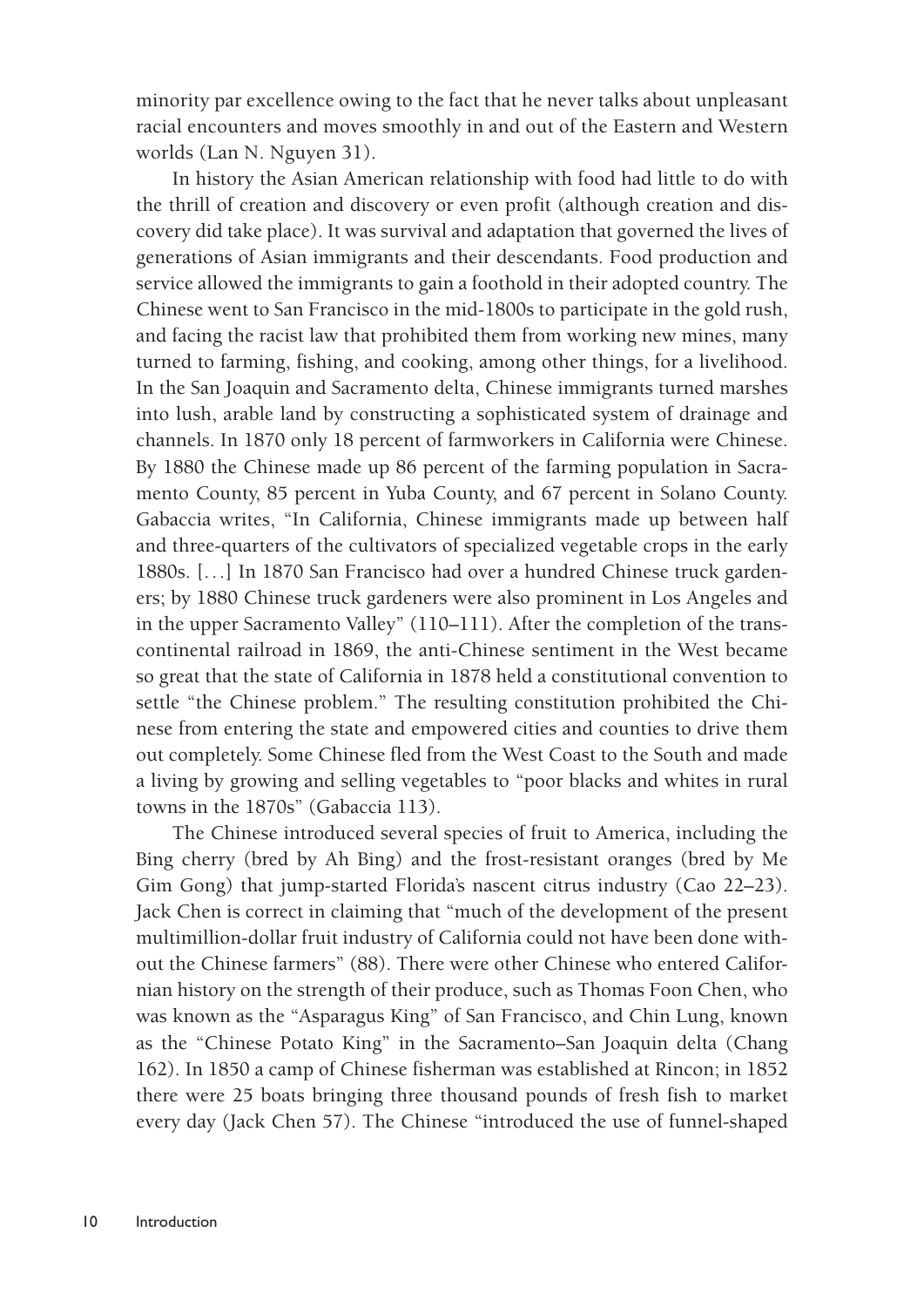minority par excellence owing to the fact that he never talks about unpleasant racial encounters and moves smoothly in and out of the Eastern and Western worlds (Lan N. Nguyen 31).

In history the Asian American relationship with food had little to do with the thrill of creation and discovery or even profit (although creation and discovery did take place). It was survival and adaptation that governed the lives of generations of Asian immigrants and their descendants. Food production and service allowed the immigrants to gain a foothold in their adopted country. The Chinese went to San Francisco in the mid-1800s to participate in the gold rush, and facing the racist law that prohibited them from working new mines, many turned to farming, fishing, and cooking, among other things, for a livelihood. In the San Joaquin and Sacramento delta, Chinese immigrants turned marshes into lush, arable land by constructing a sophisticated system of drainage and channels. In 1870 only 18 percent of farmworkers in California were Chinese. By 1880 the Chinese made up 86 percent of the farming population in Sacramento County, 85 percent in Yuba County, and 67 percent in Solano County. Gabaccia writes, "In California, Chinese immigrants made up between half and three-quarters of the cultivators of specialized vegetable crops in the early 1880s. [. . .] In 1870 San Francisco had over a hundred Chinese truck gardeners; by 1880 Chinese truck gardeners were also prominent in Los Angeles and in the upper Sacramento Valley" (110–111). After the completion of the transcontinental railroad in 1869, the anti-Chinese sentiment in the West became so great that the state of California in 1878 held a constitutional convention to settle "the Chinese problem." The resulting constitution prohibited the Chinese from entering the state and empowered cities and counties to drive them out completely. Some Chinese fled from the West Coast to the South and made a living by growing and selling vegetables to "poor blacks and whites in rural towns in the 1870s" (Gabaccia 113).

The Chinese introduced several species of fruit to America, including the Bing cherry (bred by Ah Bing) and the frost-resistant oranges (bred by Me Gim Gong) that jump-started Florida's nascent citrus industry (Cao 22–23). Jack Chen is correct in claiming that "much of the development of the present multimillion-dollar fruit industry of California could not have been done without the Chinese farmers" (88). There were other Chinese who entered Californian history on the strength of their produce, such as Thomas Foon Chen, who was known as the "Asparagus King" of San Francisco, and Chin Lung, known as the "Chinese Potato King" in the Sacramento–San Joaquin delta (Chang 162). In 1850 a camp of Chinese fisherman was established at Rincon; in 1852 there were 25 boats bringing three thousand pounds of fresh fish to market every day (Jack Chen 57). The Chinese "introduced the use of funnel-shaped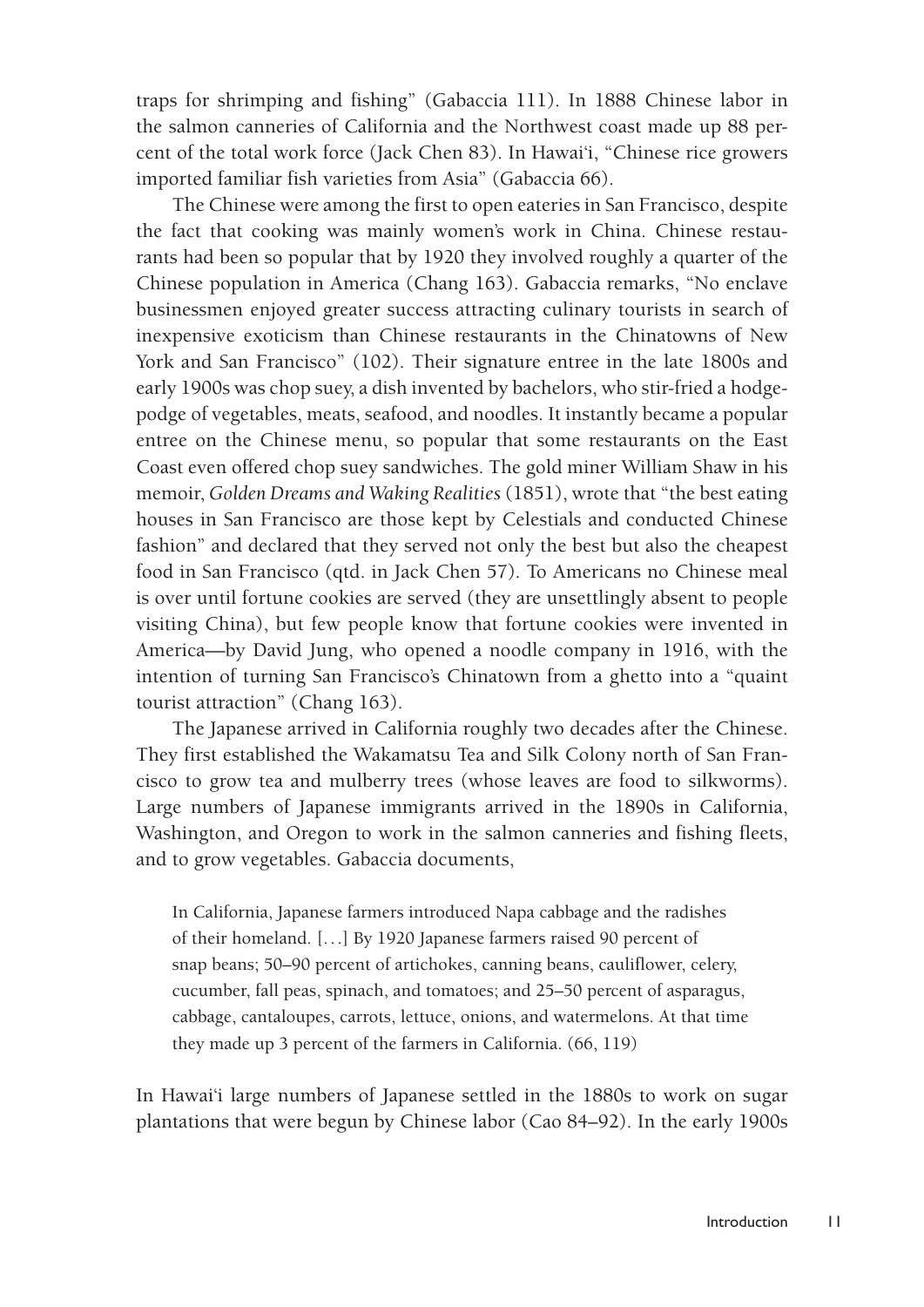traps for shrimping and fishing" (Gabaccia 111). In 1888 Chinese labor in the salmon canneries of California and the Northwest coast made up 88 percent of the total work force (Jack Chen 83). In Hawai'i, "Chinese rice growers imported familiar fish varieties from Asia" (Gabaccia 66).

The Chinese were among the first to open eateries in San Francisco, despite the fact that cooking was mainly women's work in China. Chinese restaurants had been so popular that by 1920 they involved roughly a quarter of the Chinese population in America (Chang 163). Gabaccia remarks, "No enclave businessmen enjoyed greater success attracting culinary tourists in search of inexpensive exoticism than Chinese restaurants in the Chinatowns of New York and San Francisco" (102). Their signature entree in the late 1800s and early 1900s was chop suey, a dish invented by bachelors, who stir-fried a hodgepodge of vegetables, meats, seafood, and noodles. It instantly became a popular entree on the Chinese menu, so popular that some restaurants on the East Coast even offered chop suey sandwiches. The gold miner William Shaw in his memoir, *Golden Dreams and Waking Realities* (1851), wrote that "the best eating houses in San Francisco are those kept by Celestials and conducted Chinese fashion" and declared that they served not only the best but also the cheapest food in San Francisco (qtd. in Jack Chen 57). To Americans no Chinese meal is over until fortune cookies are served (they are unsettlingly absent to people visiting China), but few people know that fortune cookies were invented in America—by David Jung, who opened a noodle company in 1916, with the intention of turning San Francisco's Chinatown from a ghetto into a "quaint tourist attraction" (Chang 163).

The Japanese arrived in California roughly two decades after the Chinese. They first established the Wakamatsu Tea and Silk Colony north of San Francisco to grow tea and mulberry trees (whose leaves are food to silkworms). Large numbers of Japanese immigrants arrived in the 1890s in California, Washington, and Oregon to work in the salmon canneries and fishing fleets, and to grow vegetables. Gabaccia documents,

> In California, Japanese farmers introduced Napa cabbage and the radishes of their homeland. [. . .] By 1920 Japanese farmers raised 90 percent of snap beans; 50–90 percent of artichokes, canning beans, cauliflower, celery, cucumber, fall peas, spinach, and tomatoes; and 25–50 percent of asparagus, cabbage, cantaloupes, carrots, lettuce, onions, and watermelons. At that time they made up 3 percent of the farmers in California. (66, 119)

In Hawai'i large numbers of Japanese settled in the 1880s to work on sugar plantations that were begun by Chinese labor (Cao 84–92). In the early 1900s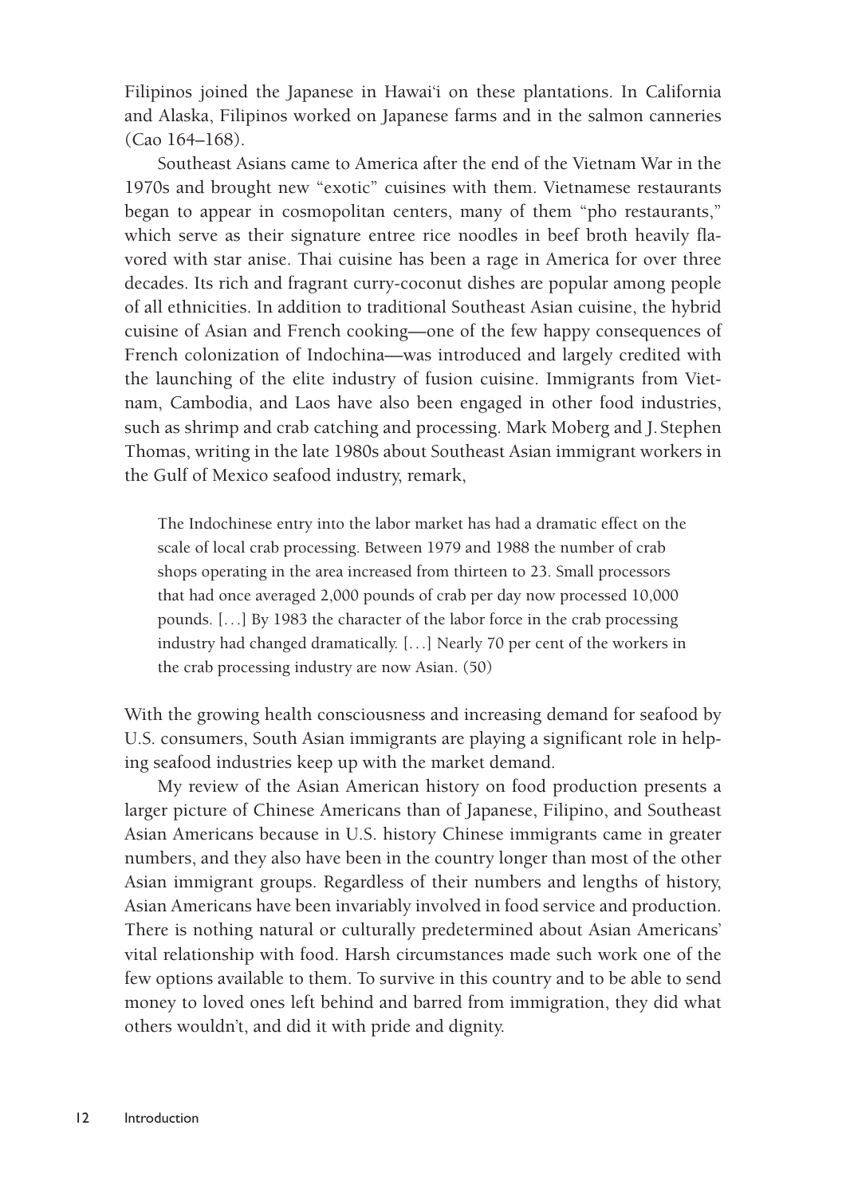Filipinos joined the Japanese in Hawai'i on these plantations. In California and Alaska, Filipinos worked on Japanese farms and in the salmon canneries (Cao 164–168).

Southeast Asians came to America after the end of the Vietnam War in the 1970s and brought new "exotic" cuisines with them. Vietnamese restaurants began to appear in cosmopolitan centers, many of them "pho restaurants," which serve as their signature entree rice noodles in beef broth heavily flavored with star anise. Thai cuisine has been a rage in America for over three decades. Its rich and fragrant curry-coconut dishes are popular among people of all ethnicities. In addition to traditional Southeast Asian cuisine, the hybrid cuisine of Asian and French cooking—one of the few happy consequences of French colonization of Indochina—was introduced and largely credited with the launching of the elite industry of fusion cuisine. Immigrants from Vietnam, Cambodia, and Laos have also been engaged in other food industries, such as shrimp and crab catching and processing. Mark Moberg and J. Stephen Thomas, writing in the late 1980s about Southeast Asian immigrant workers in the Gulf of Mexico seafood industry, remark,

> The Indochinese entry into the labor market has had a dramatic effect on the scale of local crab processing. Between 1979 and 1988 the number of crab shops operating in the area increased from thirteen to 23. Small processors that had once averaged 2,000 pounds of crab per day now processed 10,000 pounds. [. . .] By 1983 the character of the labor force in the crab processing industry had changed dramatically. [. . .] Nearly 70 per cent of the workers in the crab processing industry are now Asian. (50)

With the growing health consciousness and increasing demand for seafood by U.S. consumers, South Asian immigrants are playing a significant role in helping seafood industries keep up with the market demand.

My review of the Asian American history on food production presents a larger picture of Chinese Americans than of Japanese, Filipino, and Southeast Asian Americans because in U.S. history Chinese immigrants came in greater numbers, and they also have been in the country longer than most of the other Asian immigrant groups. Regardless of their numbers and lengths of history, Asian Americans have been invariably involved in food service and production. There is nothing natural or culturally predetermined about Asian Americans' vital relationship with food. Harsh circumstances made such work one of the few options available to them. To survive in this country and to be able to send money to loved ones left behind and barred from immigration, they did what others wouldn't, and did it with pride and dignity.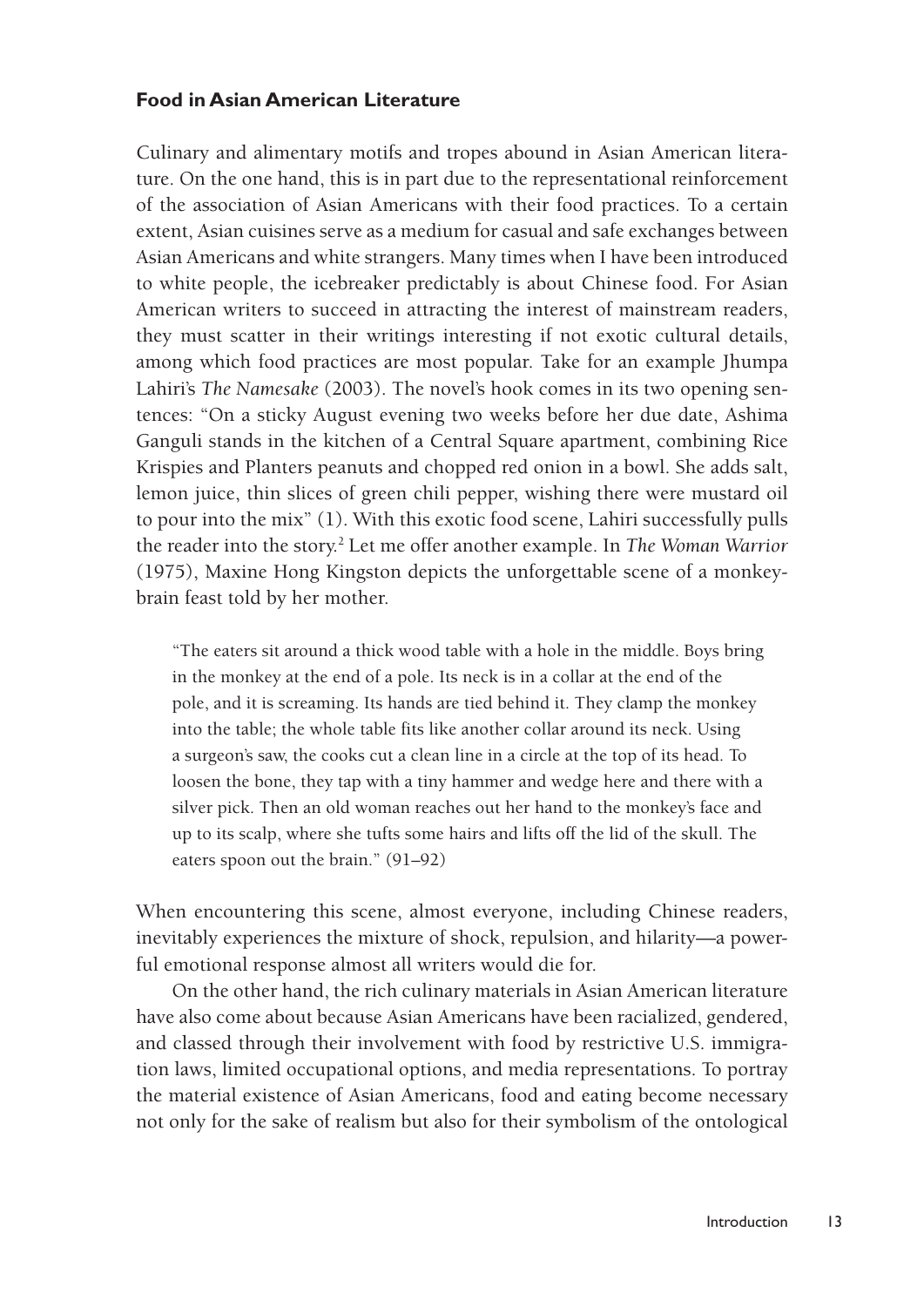### Food in Asian American Literature

Culinary and alimentary motifs and tropes abound in Asian American literature. On the one hand, this is in part due to the representational reinforcement of the association of Asian Americans with their food practices. To a certain extent, Asian cuisines serve as a medium for casual and safe exchanges between Asian Americans and white strangers. Many times when I have been introduced to white people, the icebreaker predictably is about Chinese food. For Asian American writers to succeed in attracting the interest of mainstream readers, they must scatter in their writings interesting if not exotic cultural details, among which food practices are most popular. Take for an example Jhumpa Lahiri's *The Namesake* (2003). The novel's hook comes in its two opening sentences: "On a sticky August evening two weeks before her due date, Ashima Ganguli stands in the kitchen of a Central Square apartment, combining Rice Krispies and Planters peanuts and chopped red onion in a bowl. She adds salt, lemon juice, thin slices of green chili pepper, wishing there were mustard oil to pour into the mix" (1). With this exotic food scene, Lahiri successfully pulls the reader into the story.[2] Let me offer another example. In *The Woman Warrior* (1975), Maxine Hong Kingston depicts the unforgettable scene of a monkey-brain feast told by her mother.

> "The eaters sit around a thick wood table with a hole in the middle. Boys bring in the monkey at the end of a pole. Its neck is in a collar at the end of the pole, and it is screaming. Its hands are tied behind it. They clamp the monkey into the table; the whole table fits like another collar around its neck. Using a surgeon's saw, the cooks cut a clean line in a circle at the top of its head. To loosen the bone, they tap with a tiny hammer and wedge here and there with a silver pick. Then an old woman reaches out her hand to the monkey's face and up to its scalp, where she tufts some hairs and lifts off the lid of the skull. The eaters spoon out the brain." (91–92)

When encountering this scene, almost everyone, including Chinese readers, inevitably experiences the mixture of shock, repulsion, and hilarity—a powerful emotional response almost all writers would die for.

On the other hand, the rich culinary materials in Asian American literature have also come about because Asian Americans have been racialized, gendered, and classed through their involvement with food by restrictive U.S. immigration laws, limited occupational options, and media representations. To portray the material existence of Asian Americans, food and eating become necessary not only for the sake of realism but also for their symbolism of the ontological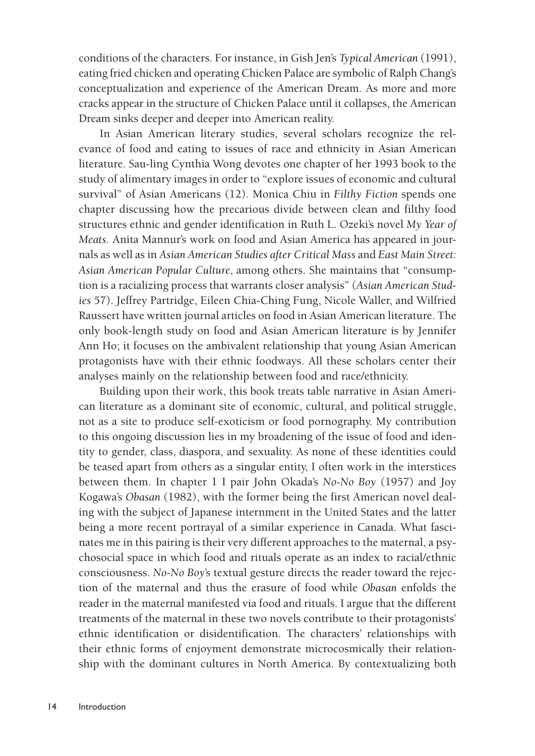conditions of the characters. For instance, in Gish Jen's *Typical American* (1991), eating fried chicken and operating Chicken Palace are symbolic of Ralph Chang's conceptualization and experience of the American Dream. As more and more cracks appear in the structure of Chicken Palace until it collapses, the American Dream sinks deeper and deeper into American reality.

In Asian American literary studies, several scholars recognize the relevance of food and eating to issues of race and ethnicity in Asian American literature. Sau-ling Cynthia Wong devotes one chapter of her 1993 book to the study of alimentary images in order to "explore issues of economic and cultural survival" of Asian Americans (12). Monica Chiu in *Filthy Fiction* spends one chapter discussing how the precarious divide between clean and filthy food structures ethnic and gender identification in Ruth L. Ozeki's novel *My Year of Meats*. Anita Mannur's work on food and Asian America has appeared in journals as well as in *Asian American Studies after Critical Mass* and *East Main Street: Asian American Popular Culture*, among others. She maintains that "consumption is a racializing process that warrants closer analysis" (*Asian American Studies* 57). Jeffrey Partridge, Eileen Chia-Ching Fung, Nicole Waller, and Wilfried Raussert have written journal articles on food in Asian American literature. The only book-length study on food and Asian American literature is by Jennifer Ann Ho; it focuses on the ambivalent relationship that young Asian American protagonists have with their ethnic foodways. All these scholars center their analyses mainly on the relationship between food and race/ethnicity.

Building upon their work, this book treats table narrative in Asian American literature as a dominant site of economic, cultural, and political struggle, not as a site to produce self-exoticism or food pornography. My contribution to this ongoing discussion lies in my broadening of the issue of food and identity to gender, class, diaspora, and sexuality. As none of these identities could be teased apart from others as a singular entity, I often work in the interstices between them. In chapter 1 I pair John Okada's *No-No Boy* (1957) and Joy Kogawa's *Obasan* (1982), with the former being the first American novel dealing with the subject of Japanese internment in the United States and the latter being a more recent portrayal of a similar experience in Canada. What fascinates me in this pairing is their very different approaches to the maternal, a psychosocial space in which food and rituals operate as an index to racial/ethnic consciousness. *No-No Boy*'s textual gesture directs the reader toward the rejection of the maternal and thus the erasure of food while *Obasan* enfolds the reader in the maternal manifested via food and rituals. I argue that the different treatments of the maternal in these two novels contribute to their protagonists' ethnic identification or disidentification. The characters' relationships with their ethnic forms of enjoyment demonstrate microcosmically their relationship with the dominant cultures in North America. By contextualizing both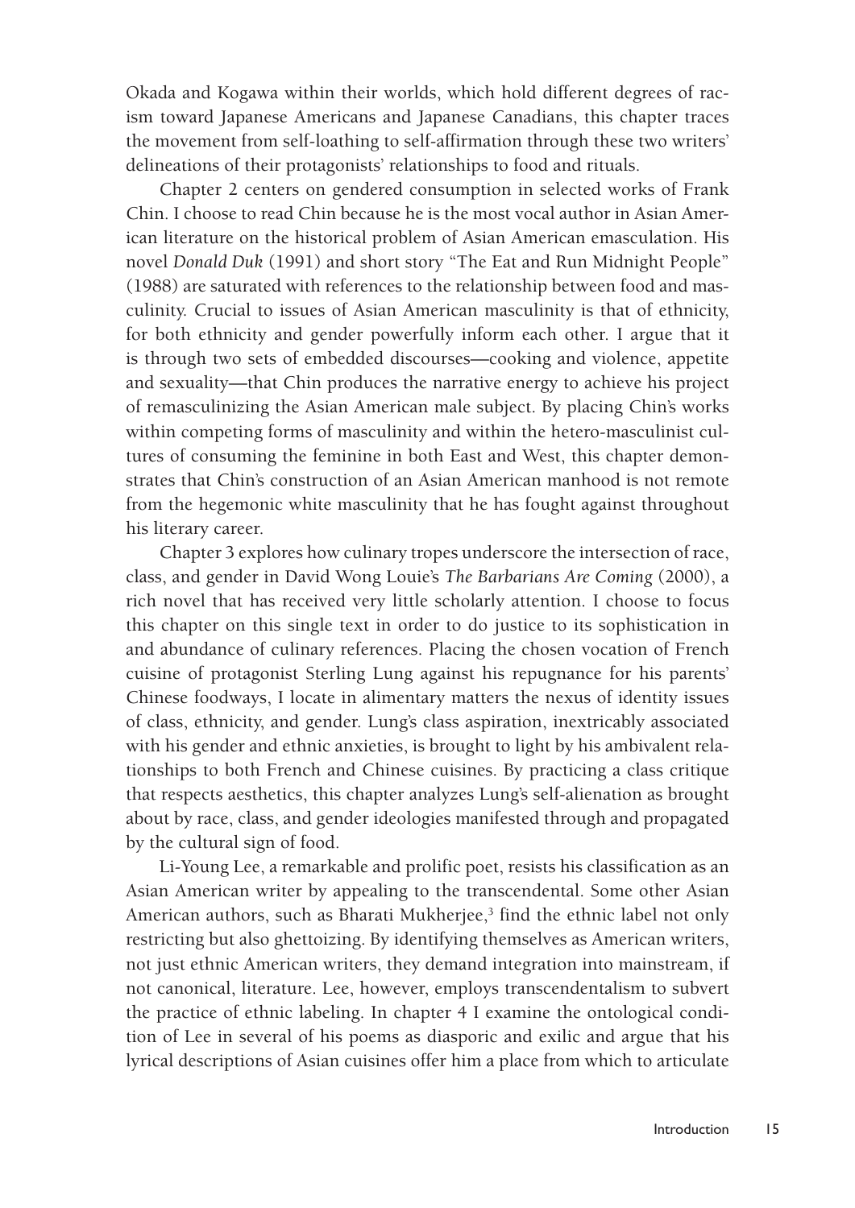Okada and Kogawa within their worlds, which hold different degrees of racism toward Japanese Americans and Japanese Canadians, this chapter traces the movement from self-loathing to self-affirmation through these two writers' delineations of their protagonists' relationships to food and rituals.

Chapter 2 centers on gendered consumption in selected works of Frank Chin. I choose to read Chin because he is the most vocal author in Asian American literature on the historical problem of Asian American emasculation. His novel *Donald Duk* (1991) and short story "The Eat and Run Midnight People" (1988) are saturated with references to the relationship between food and masculinity. Crucial to issues of Asian American masculinity is that of ethnicity, for both ethnicity and gender powerfully inform each other. I argue that it is through two sets of embedded discourses—cooking and violence, appetite and sexuality—that Chin produces the narrative energy to achieve his project of remasculinizing the Asian American male subject. By placing Chin's works within competing forms of masculinity and within the hetero-masculinist cultures of consuming the feminine in both East and West, this chapter demonstrates that Chin's construction of an Asian American manhood is not remote from the hegemonic white masculinity that he has fought against throughout his literary career.

Chapter 3 explores how culinary tropes underscore the intersection of race, class, and gender in David Wong Louie's *The Barbarians Are Coming* (2000), a rich novel that has received very little scholarly attention. I choose to focus this chapter on this single text in order to do justice to its sophistication in and abundance of culinary references. Placing the chosen vocation of French cuisine of protagonist Sterling Lung against his repugnance for his parents' Chinese foodways, I locate in alimentary matters the nexus of identity issues of class, ethnicity, and gender. Lung's class aspiration, inextricably associated with his gender and ethnic anxieties, is brought to light by his ambivalent relationships to both French and Chinese cuisines. By practicing a class critique that respects aesthetics, this chapter analyzes Lung's self-alienation as brought about by race, class, and gender ideologies manifested through and propagated by the cultural sign of food.

Li-Young Lee, a remarkable and prolific poet, resists his classification as an Asian American writer by appealing to the transcendental. Some other Asian American authors, such as Bharati Mukherjee,[3] find the ethnic label not only restricting but also ghettoizing. By identifying themselves as American writers, not just ethnic American writers, they demand integration into mainstream, if not canonical, literature. Lee, however, employs transcendentalism to subvert the practice of ethnic labeling. In chapter 4 I examine the ontological condition of Lee in several of his poems as diasporic and exilic and argue that his lyrical descriptions of Asian cuisines offer him a place from which to articulate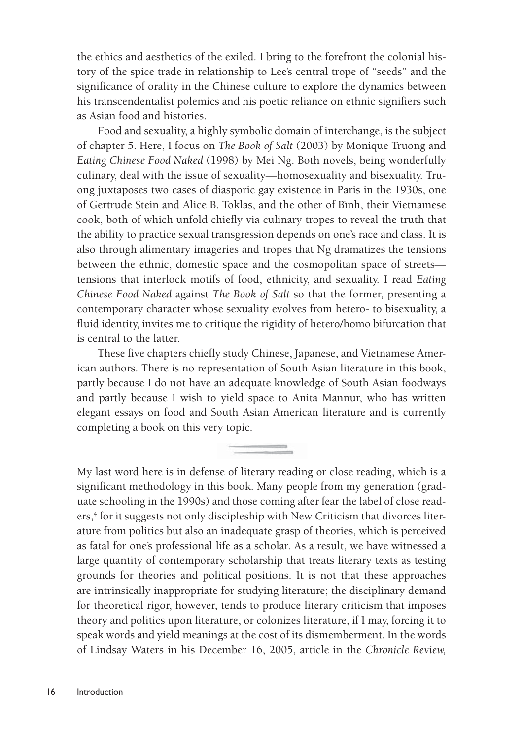the ethics and aesthetics of the exiled. I bring to the forefront the colonial history of the spice trade in relationship to Lee's central trope of "seeds" and the significance of orality in the Chinese culture to explore the dynamics between his transcendentalist polemics and his poetic reliance on ethnic signifiers such as Asian food and histories.

Food and sexuality, a highly symbolic domain of interchange, is the subject of chapter 5. Here, I focus on *The Book of Salt* (2003) by Monique Truong and *Eating Chinese Food Naked* (1998) by Mei Ng. Both novels, being wonderfully culinary, deal with the issue of sexuality—homosexuality and bisexuality. Truong juxtaposes two cases of diasporic gay existence in Paris in the 1930s, one of Gertrude Stein and Alice B. Toklas, and the other of Bình, their Vietnamese cook, both of which unfold chiefly via culinary tropes to reveal the truth that the ability to practice sexual transgression depends on one's race and class. It is also through alimentary imageries and tropes that Ng dramatizes the tensions between the ethnic, domestic space and the cosmopolitan space of streets—tensions that interlock motifs of food, ethnicity, and sexuality. I read *Eating Chinese Food Naked* against *The Book of Salt* so that the former, presenting a contemporary character whose sexuality evolves from hetero- to bisexuality, a fluid identity, invites me to critique the rigidity of hetero/homo bifurcation that is central to the latter.

These five chapters chiefly study Chinese, Japanese, and Vietnamese American authors. There is no representation of South Asian literature in this book, partly because I do not have an adequate knowledge of South Asian foodways and partly because I wish to yield space to Anita Mannur, who has written elegant essays on food and South Asian American literature and is currently completing a book on this very topic.

My last word here is in defense of literary reading or close reading, which is a significant methodology in this book. Many people from my generation (graduate schooling in the 1990s) and those coming after fear the label of close readers,[4] for it suggests not only discipleship with New Criticism that divorces literature from politics but also an inadequate grasp of theories, which is perceived as fatal for one's professional life as a scholar. As a result, we have witnessed a large quantity of contemporary scholarship that treats literary texts as testing grounds for theories and political positions. It is not that these approaches are intrinsically inappropriate for studying literature; the disciplinary demand for theoretical rigor, however, tends to produce literary criticism that imposes theory and politics upon literature, or colonizes literature, if I may, forcing it to speak words and yield meanings at the cost of its dismemberment. In the words of Lindsay Waters in his December 16, 2005, article in the *Chronicle Review,*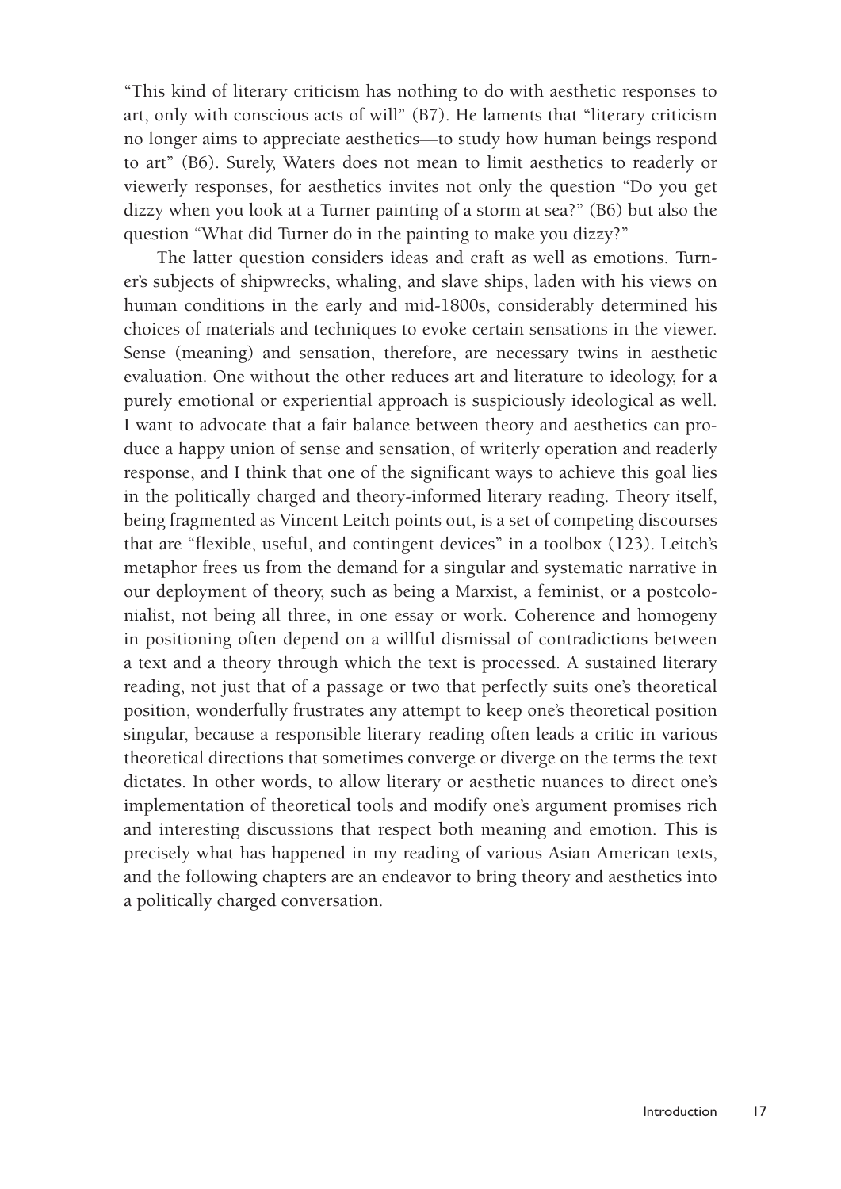"This kind of literary criticism has nothing to do with aesthetic responses to art, only with conscious acts of will" (B7). He laments that "literary criticism no longer aims to appreciate aesthetics—to study how human beings respond to art" (B6). Surely, Waters does not mean to limit aesthetics to readerly or viewerly responses, for aesthetics invites not only the question "Do you get dizzy when you look at a Turner painting of a storm at sea?" (B6) but also the question "What did Turner do in the painting to make you dizzy?"

The latter question considers ideas and craft as well as emotions. Turner's subjects of shipwrecks, whaling, and slave ships, laden with his views on human conditions in the early and mid-1800s, considerably determined his choices of materials and techniques to evoke certain sensations in the viewer. Sense (meaning) and sensation, therefore, are necessary twins in aesthetic evaluation. One without the other reduces art and literature to ideology, for a purely emotional or experiential approach is suspiciously ideological as well. I want to advocate that a fair balance between theory and aesthetics can produce a happy union of sense and sensation, of writerly operation and readerly response, and I think that one of the significant ways to achieve this goal lies in the politically charged and theory-informed literary reading. Theory itself, being fragmented as Vincent Leitch points out, is a set of competing discourses that are "flexible, useful, and contingent devices" in a toolbox (123). Leitch's metaphor frees us from the demand for a singular and systematic narrative in our deployment of theory, such as being a Marxist, a feminist, or a postcolonialist, not being all three, in one essay or work. Coherence and homogeny in positioning often depend on a willful dismissal of contradictions between a text and a theory through which the text is processed. A sustained literary reading, not just that of a passage or two that perfectly suits one's theoretical position, wonderfully frustrates any attempt to keep one's theoretical position singular, because a responsible literary reading often leads a critic in various theoretical directions that sometimes converge or diverge on the terms the text dictates. In other words, to allow literary or aesthetic nuances to direct one's implementation of theoretical tools and modify one's argument promises rich and interesting discussions that respect both meaning and emotion. This is precisely what has happened in my reading of various Asian American texts, and the following chapters are an endeavor to bring theory and aesthetics into a politically charged conversation.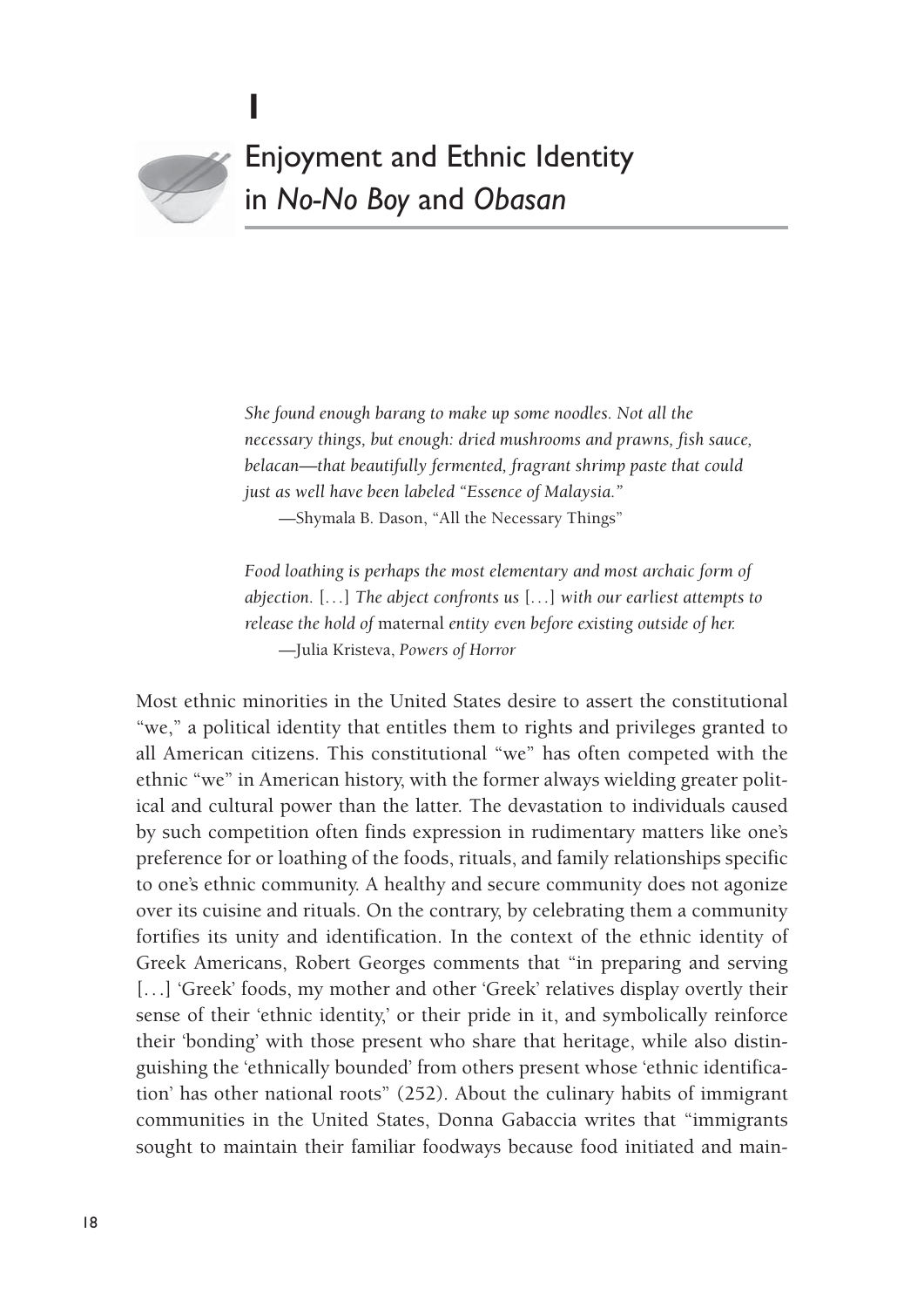# 1

# Enjoyment and Ethnic Identity in *No-No Boy* and *Obasan*

> *She found enough barang to make up some noodles. Not all the necessary things, but enough: dried mushrooms and prawns, fish sauce, belacan—that beautifully fermented, fragrant shrimp paste that could just as well have been labeled "Essence of Malaysia."*
>
> —Shymala B. Dason, "All the Necessary Things"

> *Food loathing is perhaps the most elementary and most archaic form of abjection.* [. . .] *The abject confronts us* [. . .] *with our earliest attempts to release the hold of* maternal *entity even before existing outside of her.*
>
> —Julia Kristeva, *Powers of Horror*

Most ethnic minorities in the United States desire to assert the constitutional "we," a political identity that entitles them to rights and privileges granted to all American citizens. This constitutional "we" has often competed with the ethnic "we" in American history, with the former always wielding greater political and cultural power than the latter. The devastation to individuals caused by such competition often finds expression in rudimentary matters like one's preference for or loathing of the foods, rituals, and family relationships specific to one's ethnic community. A healthy and secure community does not agonize over its cuisine and rituals. On the contrary, by celebrating them a community fortifies its unity and identification. In the context of the ethnic identity of Greek Americans, Robert Georges comments that "in preparing and serving [. . .] 'Greek' foods, my mother and other 'Greek' relatives display overtly their sense of their 'ethnic identity,' or their pride in it, and symbolically reinforce their 'bonding' with those present who share that heritage, while also distinguishing the 'ethnically bounded' from others present whose 'ethnic identification' has other national roots" (252). About the culinary habits of immigrant communities in the United States, Donna Gabaccia writes that "immigrants sought to maintain their familiar foodways because food initiated and main-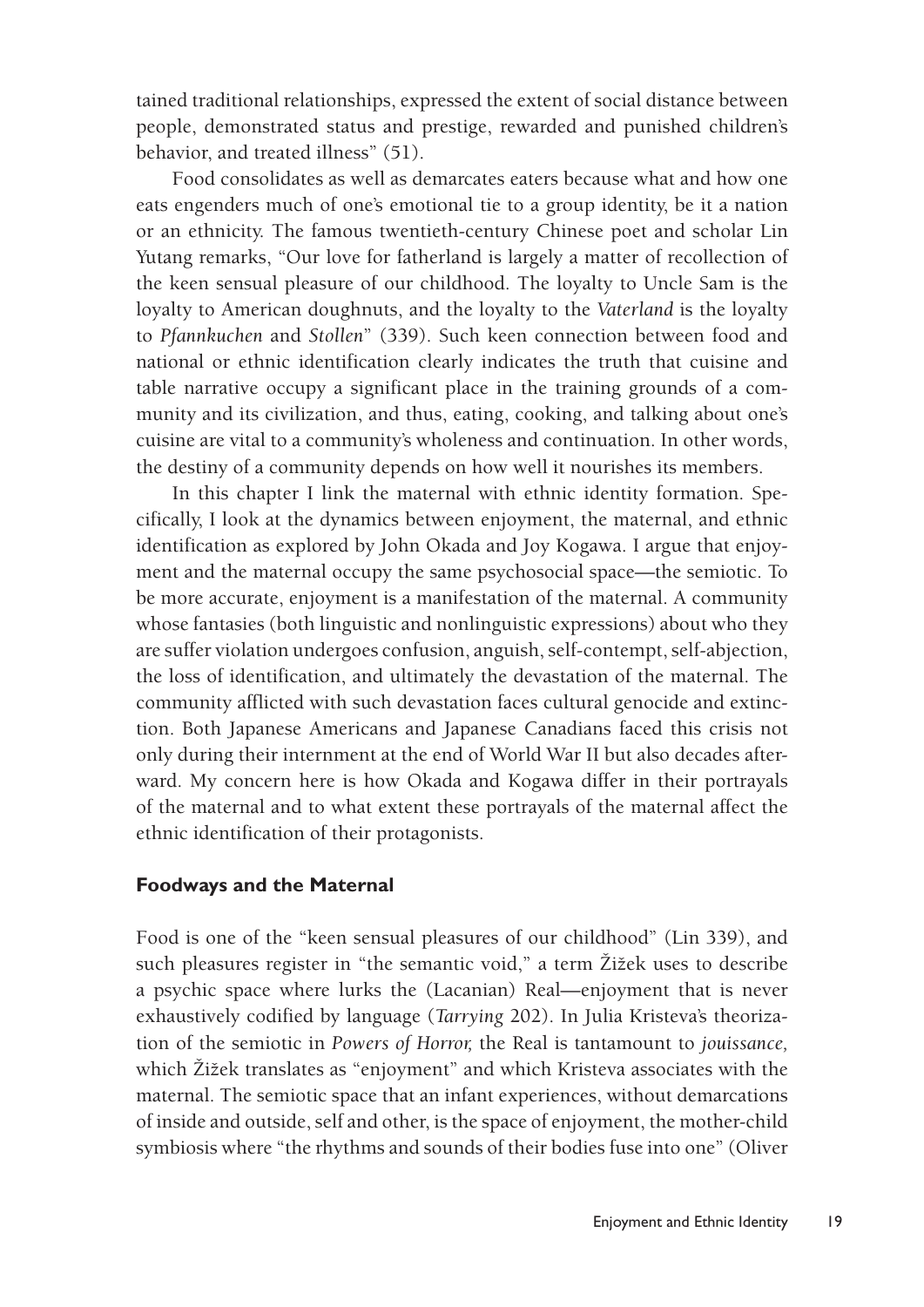tained traditional relationships, expressed the extent of social distance between people, demonstrated status and prestige, rewarded and punished children's behavior, and treated illness" (51).

Food consolidates as well as demarcates eaters because what and how one eats engenders much of one's emotional tie to a group identity, be it a nation or an ethnicity. The famous twentieth-century Chinese poet and scholar Lin Yutang remarks, "Our love for fatherland is largely a matter of recollection of the keen sensual pleasure of our childhood. The loyalty to Uncle Sam is the loyalty to American doughnuts, and the loyalty to the *Vaterland* is the loyalty to *Pfannkuchen* and *Stollen*" (339). Such keen connection between food and national or ethnic identification clearly indicates the truth that cuisine and table narrative occupy a significant place in the training grounds of a community and its civilization, and thus, eating, cooking, and talking about one's cuisine are vital to a community's wholeness and continuation. In other words, the destiny of a community depends on how well it nourishes its members.

In this chapter I link the maternal with ethnic identity formation. Specifically, I look at the dynamics between enjoyment, the maternal, and ethnic identification as explored by John Okada and Joy Kogawa. I argue that enjoyment and the maternal occupy the same psychosocial space—the semiotic. To be more accurate, enjoyment is a manifestation of the maternal. A community whose fantasies (both linguistic and nonlinguistic expressions) about who they are suffer violation undergoes confusion, anguish, self-contempt, self-abjection, the loss of identification, and ultimately the devastation of the maternal. The community afflicted with such devastation faces cultural genocide and extinction. Both Japanese Americans and Japanese Canadians faced this crisis not only during their internment at the end of World War II but also decades afterward. My concern here is how Okada and Kogawa differ in their portrayals of the maternal and to what extent these portrayals of the maternal affect the ethnic identification of their protagonists.

## Foodways and the Maternal

Food is one of the "keen sensual pleasures of our childhood" (Lin 339), and such pleasures register in "the semantic void," a term Žižek uses to describe a psychic space where lurks the (Lacanian) Real—enjoyment that is never exhaustively codified by language (*Tarrying* 202). In Julia Kristeva's theorization of the semiotic in *Powers of Horror,* the Real is tantamount to *jouissance,* which Žižek translates as "enjoyment" and which Kristeva associates with the maternal. The semiotic space that an infant experiences, without demarcations of inside and outside, self and other, is the space of enjoyment, the mother-child symbiosis where "the rhythms and sounds of their bodies fuse into one" (Oliver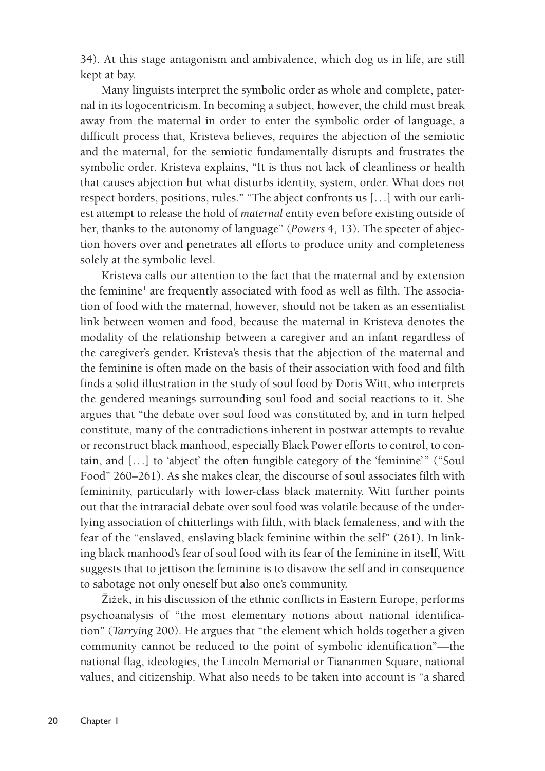34). At this stage antagonism and ambivalence, which dog us in life, are still kept at bay.

Many linguists interpret the symbolic order as whole and complete, paternal in its logocentricism. In becoming a subject, however, the child must break away from the maternal in order to enter the symbolic order of language, a difficult process that, Kristeva believes, requires the abjection of the semiotic and the maternal, for the semiotic fundamentally disrupts and frustrates the symbolic order. Kristeva explains, "It is thus not lack of cleanliness or health that causes abjection but what disturbs identity, system, order. What does not respect borders, positions, rules." "The abject confronts us […] with our earliest attempt to release the hold of *maternal* entity even before existing outside of her, thanks to the autonomy of language" (*Powers* 4, 13). The specter of abjection hovers over and penetrates all efforts to produce unity and completeness solely at the symbolic level.

Kristeva calls our attention to the fact that the maternal and by extension the feminine[1] are frequently associated with food as well as filth. The association of food with the maternal, however, should not be taken as an essentialist link between women and food, because the maternal in Kristeva denotes the modality of the relationship between a caregiver and an infant regardless of the caregiver's gender. Kristeva's thesis that the abjection of the maternal and the feminine is often made on the basis of their association with food and filth finds a solid illustration in the study of soul food by Doris Witt, who interprets the gendered meanings surrounding soul food and social reactions to it. She argues that "the debate over soul food was constituted by, and in turn helped constitute, many of the contradictions inherent in postwar attempts to revalue or reconstruct black manhood, especially Black Power efforts to control, to contain, and […] to 'abject' the often fungible category of the 'feminine'" ("Soul Food" 260–261). As she makes clear, the discourse of soul associates filth with femininity, particularly with lower-class black maternity. Witt further points out that the intraracial debate over soul food was volatile because of the underlying association of chitterlings with filth, with black femaleness, and with the fear of the "enslaved, enslaving black feminine within the self" (261). In linking black manhood's fear of soul food with its fear of the feminine in itself, Witt suggests that to jettison the feminine is to disavow the self and in consequence to sabotage not only oneself but also one's community.

Žižek, in his discussion of the ethnic conflicts in Eastern Europe, performs psychoanalysis of "the most elementary notions about national identification" (*Tarrying* 200). He argues that "the element which holds together a given community cannot be reduced to the point of symbolic identification"—the national flag, ideologies, the Lincoln Memorial or Tiananmen Square, national values, and citizenship. What also needs to be taken into account is "a shared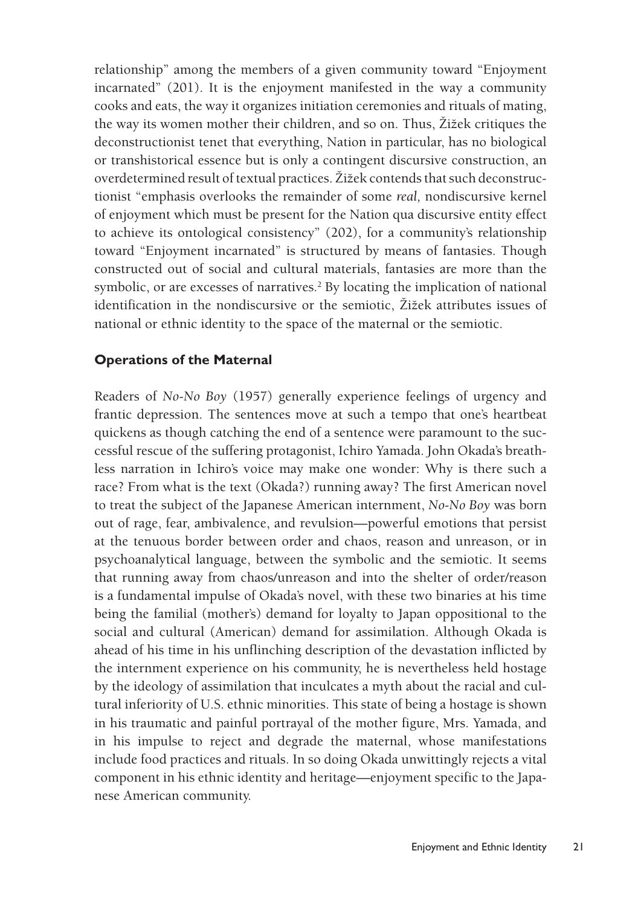relationship" among the members of a given community toward "Enjoyment incarnated" (201). It is the enjoyment manifested in the way a community cooks and eats, the way it organizes initiation ceremonies and rituals of mating, the way its women mother their children, and so on. Thus, Žižek critiques the deconstructionist tenet that everything, Nation in particular, has no biological or transhistorical essence but is only a contingent discursive construction, an overdetermined result of textual practices. Žižek contends that such deconstructionist "emphasis overlooks the remainder of some *real,* nondiscursive kernel of enjoyment which must be present for the Nation qua discursive entity effect to achieve its ontological consistency" (202), for a community's relationship toward "Enjoyment incarnated" is structured by means of fantasies. Though constructed out of social and cultural materials, fantasies are more than the symbolic, or are excesses of narratives.[2] By locating the implication of national identification in the nondiscursive or the semiotic, Žižek attributes issues of national or ethnic identity to the space of the maternal or the semiotic.

## Operations of the Maternal

Readers of *No-No Boy* (1957) generally experience feelings of urgency and frantic depression. The sentences move at such a tempo that one's heartbeat quickens as though catching the end of a sentence were paramount to the successful rescue of the suffering protagonist, Ichiro Yamada. John Okada's breathless narration in Ichiro's voice may make one wonder: Why is there such a race? From what is the text (Okada?) running away? The first American novel to treat the subject of the Japanese American internment, *No-No Boy* was born out of rage, fear, ambivalence, and revulsion—powerful emotions that persist at the tenuous border between order and chaos, reason and unreason, or in psychoanalytical language, between the symbolic and the semiotic. It seems that running away from chaos/unreason and into the shelter of order/reason is a fundamental impulse of Okada's novel, with these two binaries at his time being the familial (mother's) demand for loyalty to Japan oppositional to the social and cultural (American) demand for assimilation. Although Okada is ahead of his time in his unflinching description of the devastation inflicted by the internment experience on his community, he is nevertheless held hostage by the ideology of assimilation that inculcates a myth about the racial and cultural inferiority of U.S. ethnic minorities. This state of being a hostage is shown in his traumatic and painful portrayal of the mother figure, Mrs. Yamada, and in his impulse to reject and degrade the maternal, whose manifestations include food practices and rituals. In so doing Okada unwittingly rejects a vital component in his ethnic identity and heritage—enjoyment specific to the Japanese American community.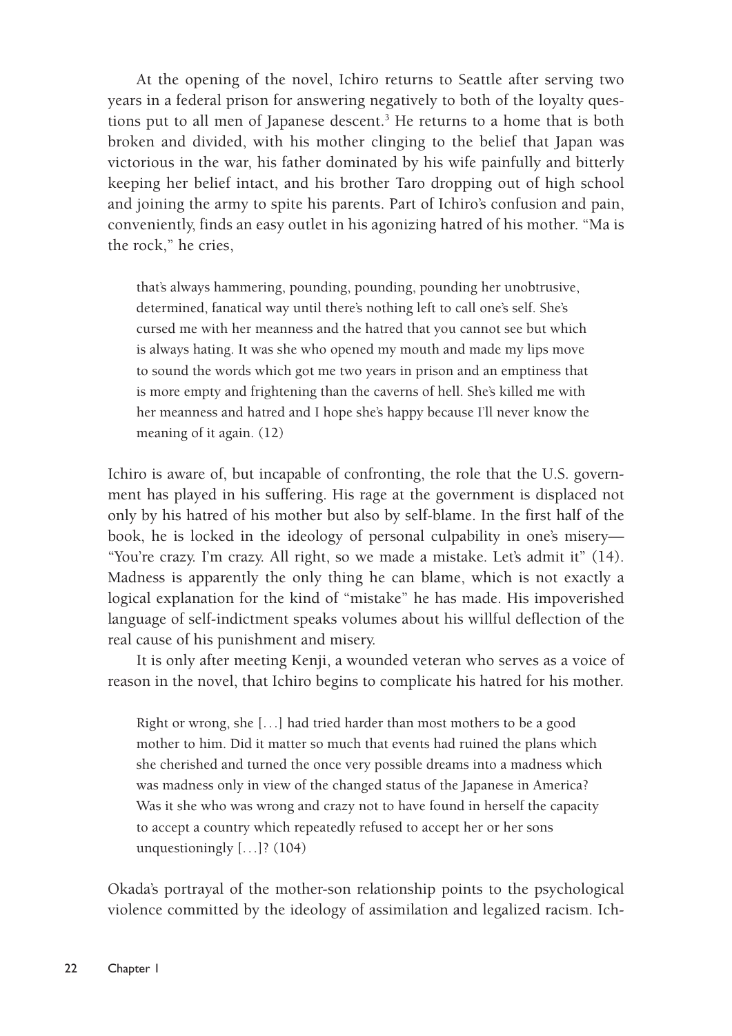At the opening of the novel, Ichiro returns to Seattle after serving two years in a federal prison for answering negatively to both of the loyalty questions put to all men of Japanese descent.[3] He returns to a home that is both broken and divided, with his mother clinging to the belief that Japan was victorious in the war, his father dominated by his wife painfully and bitterly keeping her belief intact, and his brother Taro dropping out of high school and joining the army to spite his parents. Part of Ichiro's confusion and pain, conveniently, finds an easy outlet in his agonizing hatred of his mother. "Ma is the rock," he cries,

> that's always hammering, pounding, pounding, pounding her unobtrusive, determined, fanatical way until there's nothing left to call one's self. She's cursed me with her meanness and the hatred that you cannot see but which is always hating. It was she who opened my mouth and made my lips move to sound the words which got me two years in prison and an emptiness that is more empty and frightening than the caverns of hell. She's killed me with her meanness and hatred and I hope she's happy because I'll never know the meaning of it again. (12)

Ichiro is aware of, but incapable of confronting, the role that the U.S. government has played in his suffering. His rage at the government is displaced not only by his hatred of his mother but also by self-blame. In the first half of the book, he is locked in the ideology of personal culpability in one's misery—"You're crazy. I'm crazy. All right, so we made a mistake. Let's admit it" (14). Madness is apparently the only thing he can blame, which is not exactly a logical explanation for the kind of "mistake" he has made. His impoverished language of self-indictment speaks volumes about his willful deflection of the real cause of his punishment and misery.

It is only after meeting Kenji, a wounded veteran who serves as a voice of reason in the novel, that Ichiro begins to complicate his hatred for his mother.

> Right or wrong, she [...] had tried harder than most mothers to be a good mother to him. Did it matter so much that events had ruined the plans which she cherished and turned the once very possible dreams into a madness which was madness only in view of the changed status of the Japanese in America? Was it she who was wrong and crazy not to have found in herself the capacity to accept a country which repeatedly refused to accept her or her sons unquestioningly [...]? (104)

Okada's portrayal of the mother-son relationship points to the psychological violence committed by the ideology of assimilation and legalized racism. Ich-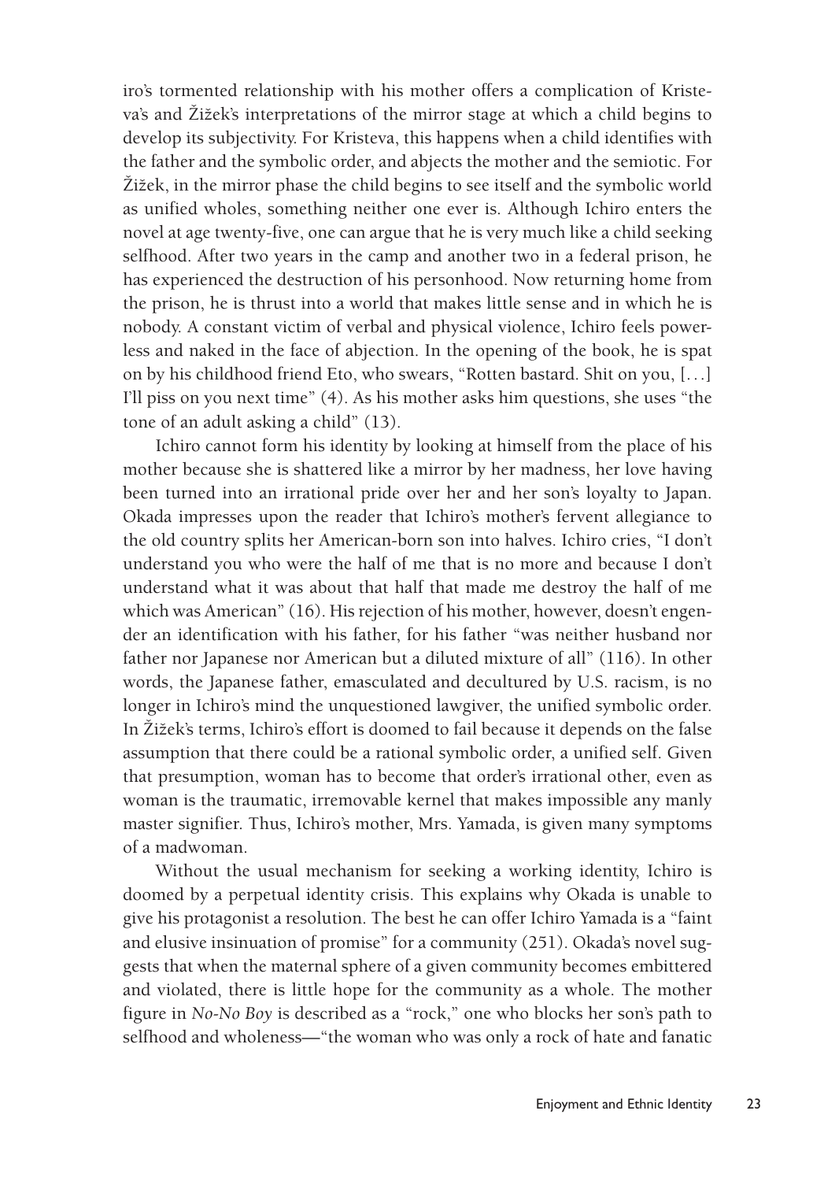iro's tormented relationship with his mother offers a complication of Kristeva's and Žižek's interpretations of the mirror stage at which a child begins to develop its subjectivity. For Kristeva, this happens when a child identifies with the father and the symbolic order, and abjects the mother and the semiotic. For Žižek, in the mirror phase the child begins to see itself and the symbolic world as unified wholes, something neither one ever is. Although Ichiro enters the novel at age twenty-five, one can argue that he is very much like a child seeking selfhood. After two years in the camp and another two in a federal prison, he has experienced the destruction of his personhood. Now returning home from the prison, he is thrust into a world that makes little sense and in which he is nobody. A constant victim of verbal and physical violence, Ichiro feels powerless and naked in the face of abjection. In the opening of the book, he is spat on by his childhood friend Eto, who swears, "Rotten bastard. Shit on you, [. . .] I'll piss on you next time" (4). As his mother asks him questions, she uses "the tone of an adult asking a child" (13).

Ichiro cannot form his identity by looking at himself from the place of his mother because she is shattered like a mirror by her madness, her love having been turned into an irrational pride over her and her son's loyalty to Japan. Okada impresses upon the reader that Ichiro's mother's fervent allegiance to the old country splits her American-born son into halves. Ichiro cries, "I don't understand you who were the half of me that is no more and because I don't understand what it was about that half that made me destroy the half of me which was American" (16). His rejection of his mother, however, doesn't engender an identification with his father, for his father "was neither husband nor father nor Japanese nor American but a diluted mixture of all" (116). In other words, the Japanese father, emasculated and decultured by U.S. racism, is no longer in Ichiro's mind the unquestioned lawgiver, the unified symbolic order. In Žižek's terms, Ichiro's effort is doomed to fail because it depends on the false assumption that there could be a rational symbolic order, a unified self. Given that presumption, woman has to become that order's irrational other, even as woman is the traumatic, irremovable kernel that makes impossible any manly master signifier. Thus, Ichiro's mother, Mrs. Yamada, is given many symptoms of a madwoman.

Without the usual mechanism for seeking a working identity, Ichiro is doomed by a perpetual identity crisis. This explains why Okada is unable to give his protagonist a resolution. The best he can offer Ichiro Yamada is a "faint and elusive insinuation of promise" for a community (251). Okada's novel suggests that when the maternal sphere of a given community becomes embittered and violated, there is little hope for the community as a whole. The mother figure in *No-No Boy* is described as a "rock," one who blocks her son's path to selfhood and wholeness—"the woman who was only a rock of hate and fanatic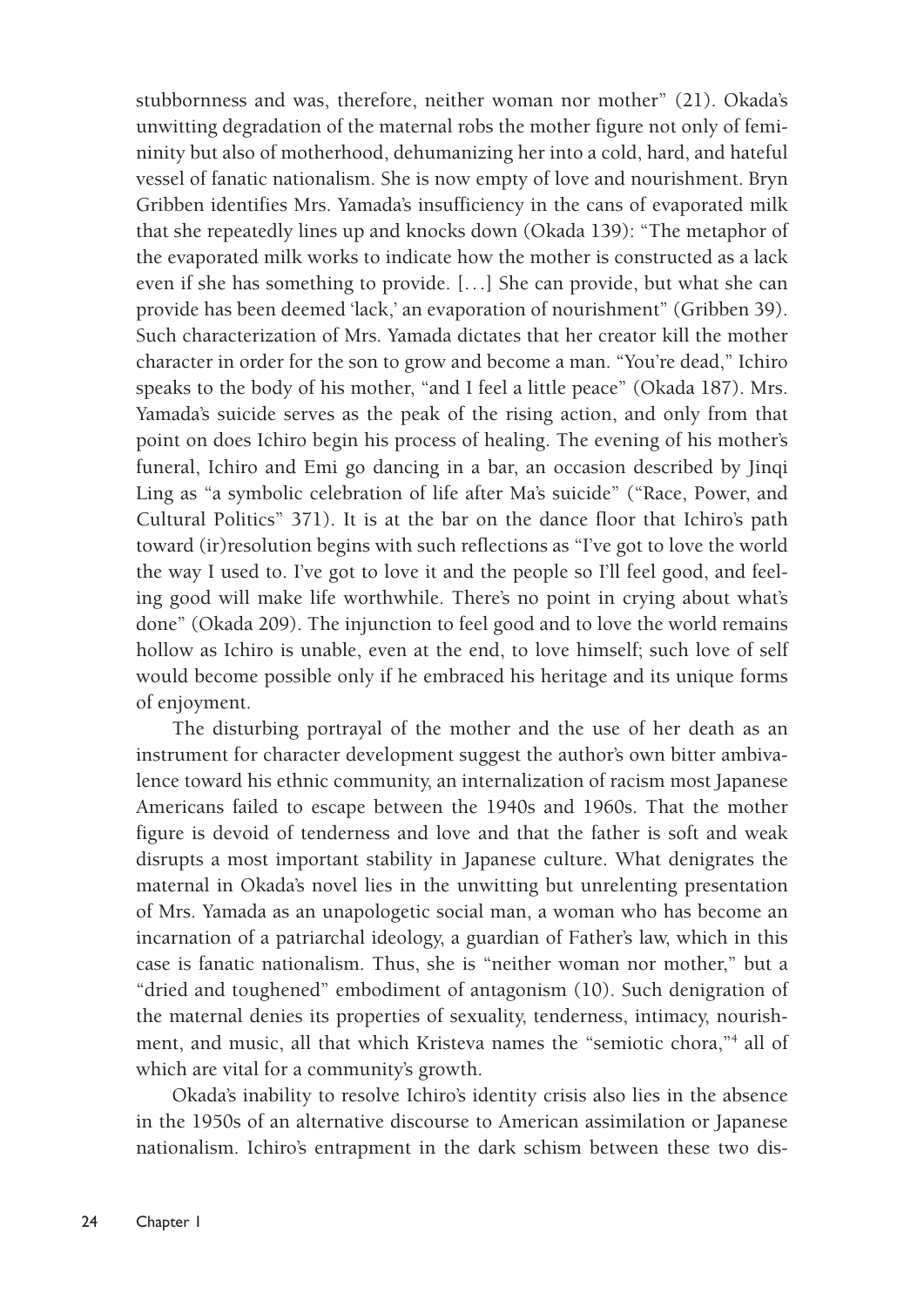stubbornness and was, therefore, neither woman nor mother" (21). Okada's unwitting degradation of the maternal robs the mother figure not only of femininity but also of motherhood, dehumanizing her into a cold, hard, and hateful vessel of fanatic nationalism. She is now empty of love and nourishment. Bryn Gribben identifies Mrs. Yamada's insufficiency in the cans of evaporated milk that she repeatedly lines up and knocks down (Okada 139): "The metaphor of the evaporated milk works to indicate how the mother is constructed as a lack even if she has something to provide. [. . .] She can provide, but what she can provide has been deemed 'lack,' an evaporation of nourishment" (Gribben 39). Such characterization of Mrs. Yamada dictates that her creator kill the mother character in order for the son to grow and become a man. "You're dead," Ichiro speaks to the body of his mother, "and I feel a little peace" (Okada 187). Mrs. Yamada's suicide serves as the peak of the rising action, and only from that point on does Ichiro begin his process of healing. The evening of his mother's funeral, Ichiro and Emi go dancing in a bar, an occasion described by Jinqi Ling as "a symbolic celebration of life after Ma's suicide" ("Race, Power, and Cultural Politics" 371). It is at the bar on the dance floor that Ichiro's path toward (ir)resolution begins with such reflections as "I've got to love the world the way I used to. I've got to love it and the people so I'll feel good, and feeling good will make life worthwhile. There's no point in crying about what's done" (Okada 209). The injunction to feel good and to love the world remains hollow as Ichiro is unable, even at the end, to love himself; such love of self would become possible only if he embraced his heritage and its unique forms of enjoyment.

The disturbing portrayal of the mother and the use of her death as an instrument for character development suggest the author's own bitter ambivalence toward his ethnic community, an internalization of racism most Japanese Americans failed to escape between the 1940s and 1960s. That the mother figure is devoid of tenderness and love and that the father is soft and weak disrupts a most important stability in Japanese culture. What denigrates the maternal in Okada's novel lies in the unwitting but unrelenting presentation of Mrs. Yamada as an unapologetic social man, a woman who has become an incarnation of a patriarchal ideology, a guardian of Father's law, which in this case is fanatic nationalism. Thus, she is "neither woman nor mother," but a "dried and toughened" embodiment of antagonism (10). Such denigration of the maternal denies its properties of sexuality, tenderness, intimacy, nourishment, and music, all that which Kristeva names the "semiotic chora,"[4] all of which are vital for a community's growth.

Okada's inability to resolve Ichiro's identity crisis also lies in the absence in the 1950s of an alternative discourse to American assimilation or Japanese nationalism. Ichiro's entrapment in the dark schism between these two dis-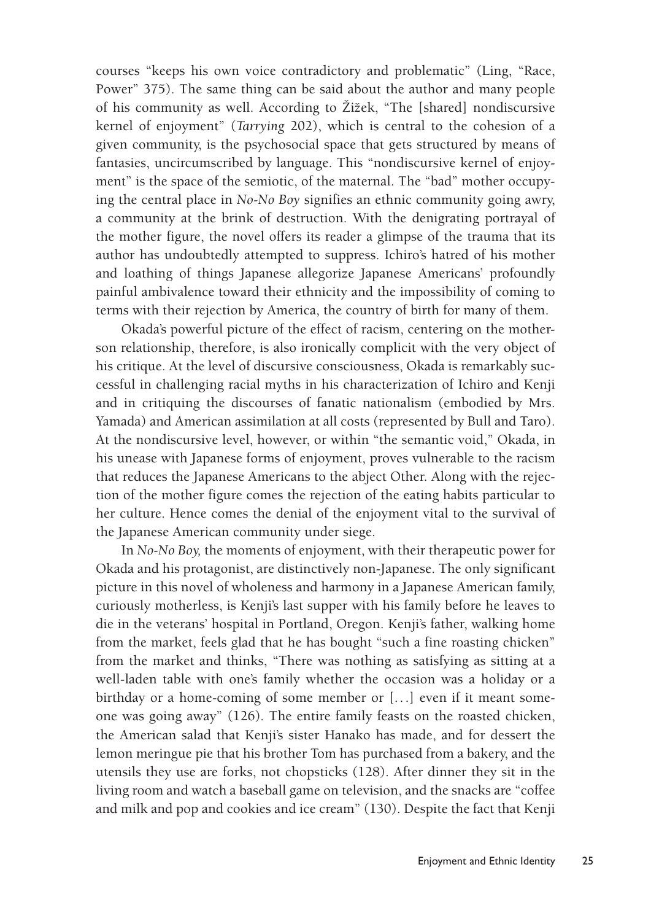courses "keeps his own voice contradictory and problematic" (Ling, "Race, Power" 375). The same thing can be said about the author and many people of his community as well. According to Žižek, "The [shared] nondiscursive kernel of enjoyment" (*Tarrying* 202), which is central to the cohesion of a given community, is the psychosocial space that gets structured by means of fantasies, uncircumscribed by language. This "nondiscursive kernel of enjoyment" is the space of the semiotic, of the maternal. The "bad" mother occupying the central place in *No-No Boy* signifies an ethnic community going awry, a community at the brink of destruction. With the denigrating portrayal of the mother figure, the novel offers its reader a glimpse of the trauma that its author has undoubtedly attempted to suppress. Ichiro's hatred of his mother and loathing of things Japanese allegorize Japanese Americans' profoundly painful ambivalence toward their ethnicity and the impossibility of coming to terms with their rejection by America, the country of birth for many of them.

Okada's powerful picture of the effect of racism, centering on the mother-son relationship, therefore, is also ironically complicit with the very object of his critique. At the level of discursive consciousness, Okada is remarkably successful in challenging racial myths in his characterization of Ichiro and Kenji and in critiquing the discourses of fanatic nationalism (embodied by Mrs. Yamada) and American assimilation at all costs (represented by Bull and Taro). At the nondiscursive level, however, or within "the semantic void," Okada, in his unease with Japanese forms of enjoyment, proves vulnerable to the racism that reduces the Japanese Americans to the abject Other. Along with the rejection of the mother figure comes the rejection of the eating habits particular to her culture. Hence comes the denial of the enjoyment vital to the survival of the Japanese American community under siege.

In *No-No Boy,* the moments of enjoyment, with their therapeutic power for Okada and his protagonist, are distinctively non-Japanese. The only significant picture in this novel of wholeness and harmony in a Japanese American family, curiously motherless, is Kenji's last supper with his family before he leaves to die in the veterans' hospital in Portland, Oregon. Kenji's father, walking home from the market, feels glad that he has bought "such a fine roasting chicken" from the market and thinks, "There was nothing as satisfying as sitting at a well-laden table with one's family whether the occasion was a holiday or a birthday or a home-coming of some member or [...] even if it meant someone was going away" (126). The entire family feasts on the roasted chicken, the American salad that Kenji's sister Hanako has made, and for dessert the lemon meringue pie that his brother Tom has purchased from a bakery, and the utensils they use are forks, not chopsticks (128). After dinner they sit in the living room and watch a baseball game on television, and the snacks are "coffee and milk and pop and cookies and ice cream" (130). Despite the fact that Kenji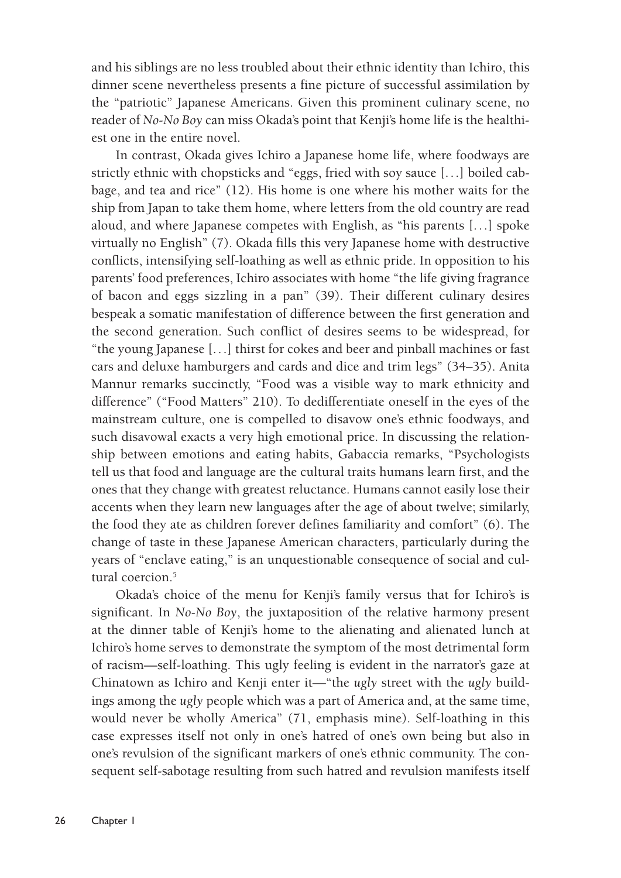and his siblings are no less troubled about their ethnic identity than Ichiro, this dinner scene nevertheless presents a fine picture of successful assimilation by the "patriotic" Japanese Americans. Given this prominent culinary scene, no reader of *No-No Boy* can miss Okada's point that Kenji's home life is the healthiest one in the entire novel.

In contrast, Okada gives Ichiro a Japanese home life, where foodways are strictly ethnic with chopsticks and "eggs, fried with soy sauce [. . .] boiled cabbage, and tea and rice" (12). His home is one where his mother waits for the ship from Japan to take them home, where letters from the old country are read aloud, and where Japanese competes with English, as "his parents [. . .] spoke virtually no English" (7). Okada fills this very Japanese home with destructive conflicts, intensifying self-loathing as well as ethnic pride. In opposition to his parents' food preferences, Ichiro associates with home "the life giving fragrance of bacon and eggs sizzling in a pan" (39). Their different culinary desires bespeak a somatic manifestation of difference between the first generation and the second generation. Such conflict of desires seems to be widespread, for "the young Japanese [. . .] thirst for cokes and beer and pinball machines or fast cars and deluxe hamburgers and cards and dice and trim legs" (34–35). Anita Mannur remarks succinctly, "Food was a visible way to mark ethnicity and difference" ("Food Matters" 210). To dedifferentiate oneself in the eyes of the mainstream culture, one is compelled to disavow one's ethnic foodways, and such disavowal exacts a very high emotional price. In discussing the relationship between emotions and eating habits, Gabaccia remarks, "Psychologists tell us that food and language are the cultural traits humans learn first, and the ones that they change with greatest reluctance. Humans cannot easily lose their accents when they learn new languages after the age of about twelve; similarly, the food they ate as children forever defines familiarity and comfort" (6). The change of taste in these Japanese American characters, particularly during the years of "enclave eating," is an unquestionable consequence of social and cultural coercion.[5]

Okada's choice of the menu for Kenji's family versus that for Ichiro's is significant. In *No-No Boy*, the juxtaposition of the relative harmony present at the dinner table of Kenji's home to the alienating and alienated lunch at Ichiro's home serves to demonstrate the symptom of the most detrimental form of racism—self-loathing. This ugly feeling is evident in the narrator's gaze at Chinatown as Ichiro and Kenji enter it—"the *ugly* street with the *ugly* buildings among the *ugly* people which was a part of America and, at the same time, would never be wholly America" (71, emphasis mine). Self-loathing in this case expresses itself not only in one's hatred of one's own being but also in one's revulsion of the significant markers of one's ethnic community. The consequent self-sabotage resulting from such hatred and revulsion manifests itself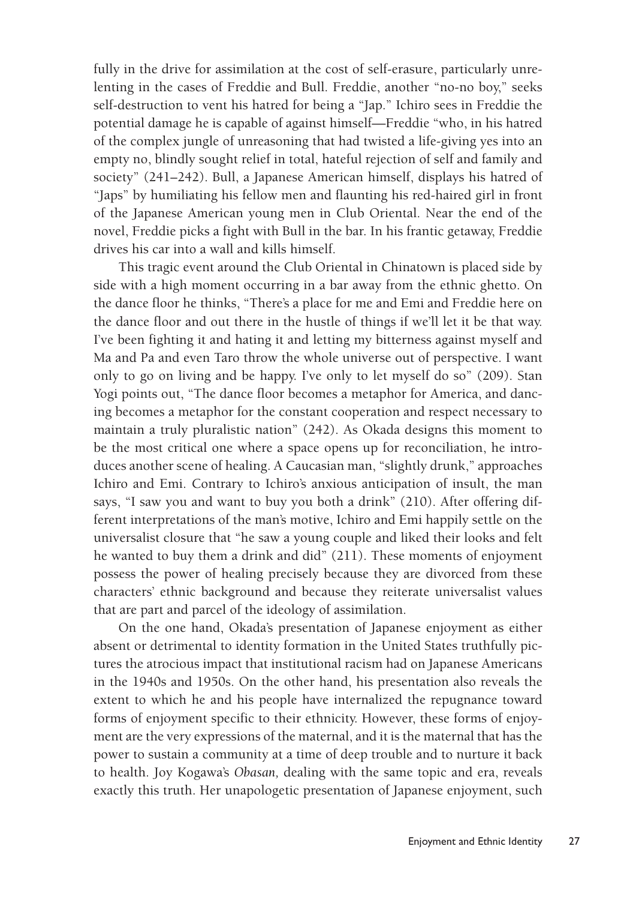fully in the drive for assimilation at the cost of self-erasure, particularly unrelenting in the cases of Freddie and Bull. Freddie, another "no-no boy," seeks self-destruction to vent his hatred for being a "Jap." Ichiro sees in Freddie the potential damage he is capable of against himself—Freddie "who, in his hatred of the complex jungle of unreasoning that had twisted a life-giving yes into an empty no, blindly sought relief in total, hateful rejection of self and family and society" (241–242). Bull, a Japanese American himself, displays his hatred of "Japs" by humiliating his fellow men and flaunting his red-haired girl in front of the Japanese American young men in Club Oriental. Near the end of the novel, Freddie picks a fight with Bull in the bar. In his frantic getaway, Freddie drives his car into a wall and kills himself.

This tragic event around the Club Oriental in Chinatown is placed side by side with a high moment occurring in a bar away from the ethnic ghetto. On the dance floor he thinks, "There's a place for me and Emi and Freddie here on the dance floor and out there in the hustle of things if we'll let it be that way. I've been fighting it and hating it and letting my bitterness against myself and Ma and Pa and even Taro throw the whole universe out of perspective. I want only to go on living and be happy. I've only to let myself do so" (209). Stan Yogi points out, "The dance floor becomes a metaphor for America, and dancing becomes a metaphor for the constant cooperation and respect necessary to maintain a truly pluralistic nation" (242). As Okada designs this moment to be the most critical one where a space opens up for reconciliation, he introduces another scene of healing. A Caucasian man, "slightly drunk," approaches Ichiro and Emi. Contrary to Ichiro's anxious anticipation of insult, the man says, "I saw you and want to buy you both a drink" (210). After offering different interpretations of the man's motive, Ichiro and Emi happily settle on the universalist closure that "he saw a young couple and liked their looks and felt he wanted to buy them a drink and did" (211). These moments of enjoyment possess the power of healing precisely because they are divorced from these characters' ethnic background and because they reiterate universalist values that are part and parcel of the ideology of assimilation.

On the one hand, Okada's presentation of Japanese enjoyment as either absent or detrimental to identity formation in the United States truthfully pictures the atrocious impact that institutional racism had on Japanese Americans in the 1940s and 1950s. On the other hand, his presentation also reveals the extent to which he and his people have internalized the repugnance toward forms of enjoyment specific to their ethnicity. However, these forms of enjoyment are the very expressions of the maternal, and it is the maternal that has the power to sustain a community at a time of deep trouble and to nurture it back to health. Joy Kogawa's *Obasan,* dealing with the same topic and era, reveals exactly this truth. Her unapologetic presentation of Japanese enjoyment, such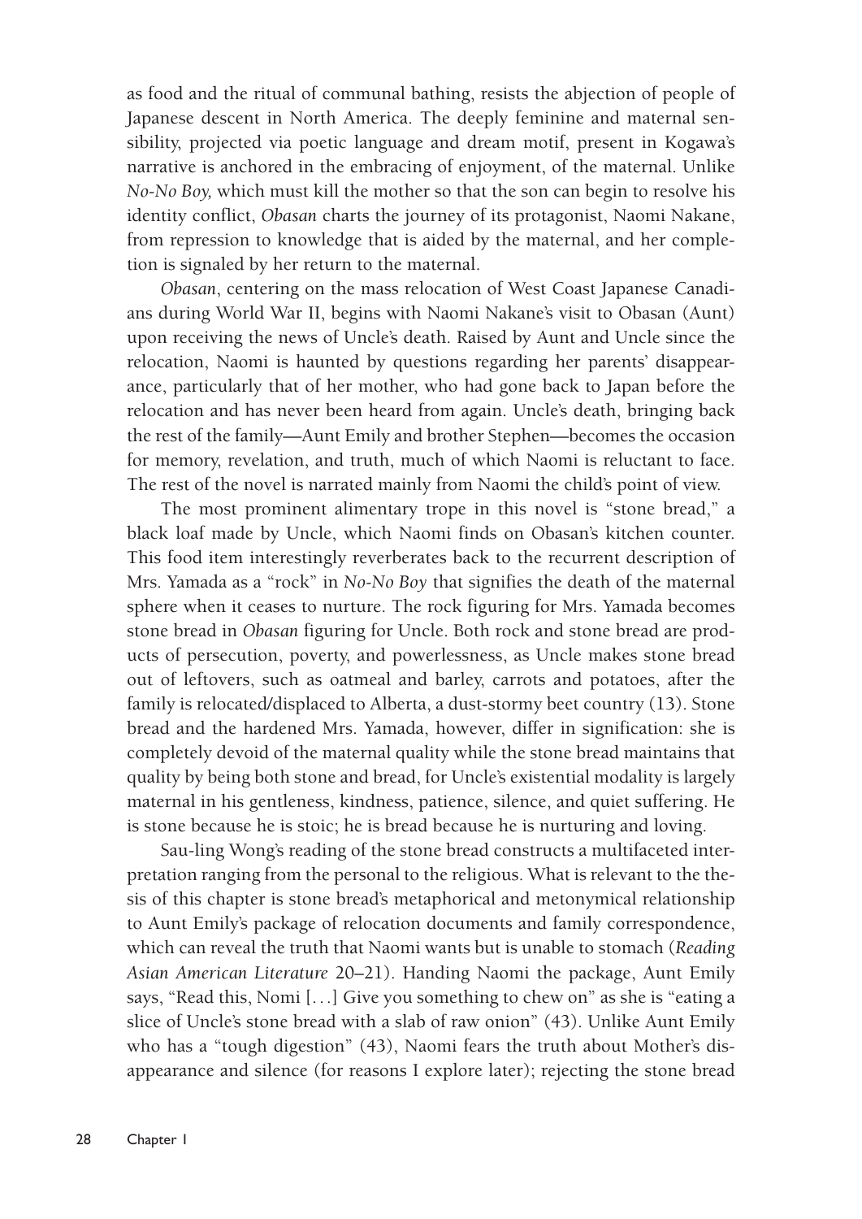as food and the ritual of communal bathing, resists the abjection of people of Japanese descent in North America. The deeply feminine and maternal sensibility, projected via poetic language and dream motif, present in Kogawa's narrative is anchored in the embracing of enjoyment, of the maternal. Unlike *No-No Boy,* which must kill the mother so that the son can begin to resolve his identity conflict, *Obasan* charts the journey of its protagonist, Naomi Nakane, from repression to knowledge that is aided by the maternal, and her completion is signaled by her return to the maternal.

*Obasan*, centering on the mass relocation of West Coast Japanese Canadians during World War II, begins with Naomi Nakane's visit to Obasan (Aunt) upon receiving the news of Uncle's death. Raised by Aunt and Uncle since the relocation, Naomi is haunted by questions regarding her parents' disappearance, particularly that of her mother, who had gone back to Japan before the relocation and has never been heard from again. Uncle's death, bringing back the rest of the family—Aunt Emily and brother Stephen—becomes the occasion for memory, revelation, and truth, much of which Naomi is reluctant to face. The rest of the novel is narrated mainly from Naomi the child's point of view.

The most prominent alimentary trope in this novel is "stone bread," a black loaf made by Uncle, which Naomi finds on Obasan's kitchen counter. This food item interestingly reverberates back to the recurrent description of Mrs. Yamada as a "rock" in *No-No Boy* that signifies the death of the maternal sphere when it ceases to nurture. The rock figuring for Mrs. Yamada becomes stone bread in *Obasan* figuring for Uncle. Both rock and stone bread are products of persecution, poverty, and powerlessness, as Uncle makes stone bread out of leftovers, such as oatmeal and barley, carrots and potatoes, after the family is relocated/displaced to Alberta, a dust-stormy beet country (13). Stone bread and the hardened Mrs. Yamada, however, differ in signification: she is completely devoid of the maternal quality while the stone bread maintains that quality by being both stone and bread, for Uncle's existential modality is largely maternal in his gentleness, kindness, patience, silence, and quiet suffering. He is stone because he is stoic; he is bread because he is nurturing and loving.

Sau-ling Wong's reading of the stone bread constructs a multifaceted interpretation ranging from the personal to the religious. What is relevant to the thesis of this chapter is stone bread's metaphorical and metonymical relationship to Aunt Emily's package of relocation documents and family correspondence, which can reveal the truth that Naomi wants but is unable to stomach (*Reading Asian American Literature* 20–21). Handing Naomi the package, Aunt Emily says, "Read this, Nomi [. . .] Give you something to chew on" as she is "eating a slice of Uncle's stone bread with a slab of raw onion" (43). Unlike Aunt Emily who has a "tough digestion" (43), Naomi fears the truth about Mother's disappearance and silence (for reasons I explore later); rejecting the stone bread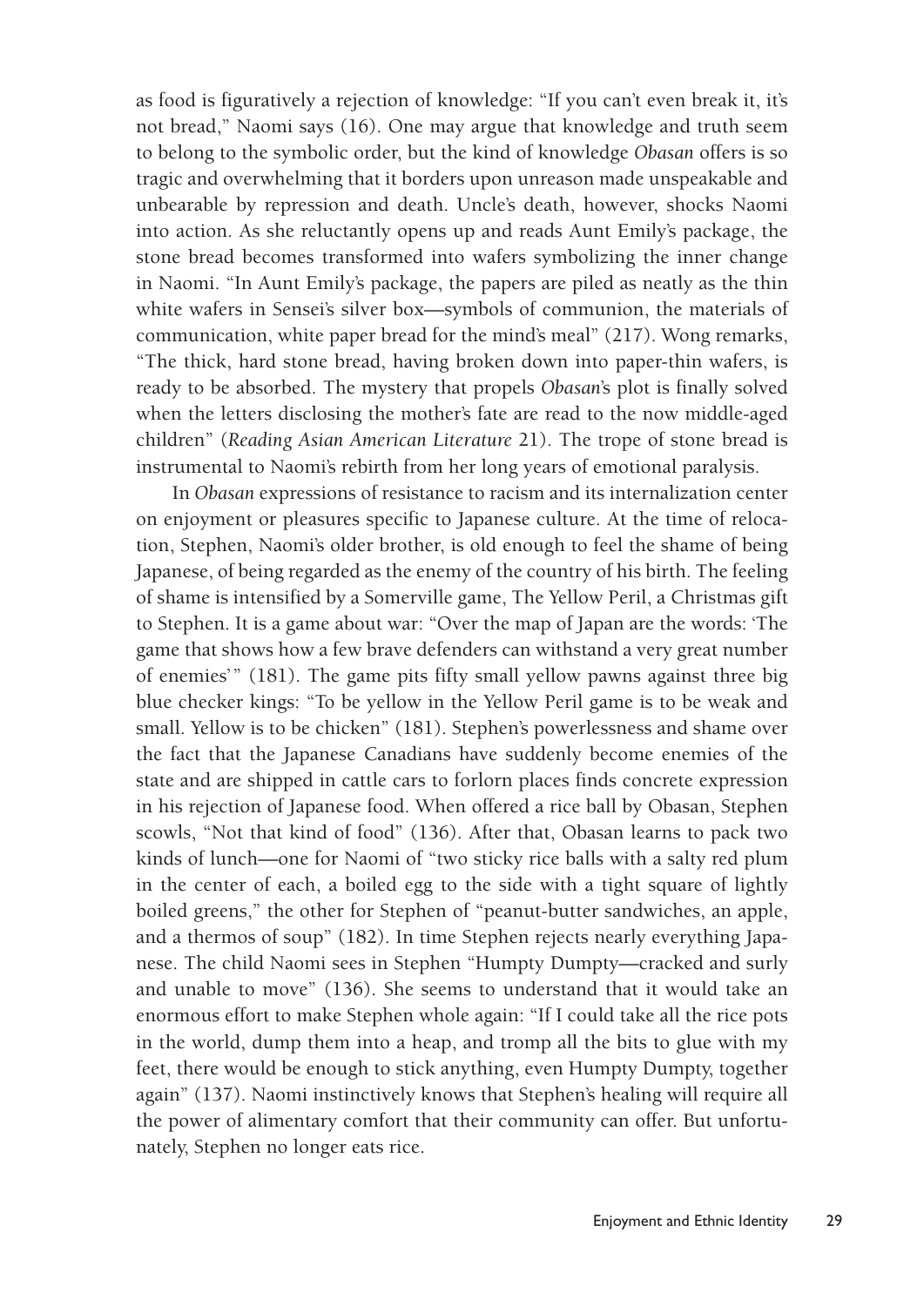as food is figuratively a rejection of knowledge: "If you can't even break it, it's not bread," Naomi says (16). One may argue that knowledge and truth seem to belong to the symbolic order, but the kind of knowledge *Obasan* offers is so tragic and overwhelming that it borders upon unreason made unspeakable and unbearable by repression and death. Uncle's death, however, shocks Naomi into action. As she reluctantly opens up and reads Aunt Emily's package, the stone bread becomes transformed into wafers symbolizing the inner change in Naomi. "In Aunt Emily's package, the papers are piled as neatly as the thin white wafers in Sensei's silver box—symbols of communion, the materials of communication, white paper bread for the mind's meal" (217). Wong remarks, "The thick, hard stone bread, having broken down into paper-thin wafers, is ready to be absorbed. The mystery that propels *Obasan*'s plot is finally solved when the letters disclosing the mother's fate are read to the now middle-aged children" (*Reading Asian American Literature* 21). The trope of stone bread is instrumental to Naomi's rebirth from her long years of emotional paralysis.

In *Obasan* expressions of resistance to racism and its internalization center on enjoyment or pleasures specific to Japanese culture. At the time of relocation, Stephen, Naomi's older brother, is old enough to feel the shame of being Japanese, of being regarded as the enemy of the country of his birth. The feeling of shame is intensified by a Somerville game, The Yellow Peril, a Christmas gift to Stephen. It is a game about war: "Over the map of Japan are the words: 'The game that shows how a few brave defenders can withstand a very great number of enemies'" (181). The game pits fifty small yellow pawns against three big blue checker kings: "To be yellow in the Yellow Peril game is to be weak and small. Yellow is to be chicken" (181). Stephen's powerlessness and shame over the fact that the Japanese Canadians have suddenly become enemies of the state and are shipped in cattle cars to forlorn places finds concrete expression in his rejection of Japanese food. When offered a rice ball by Obasan, Stephen scowls, "Not that kind of food" (136). After that, Obasan learns to pack two kinds of lunch—one for Naomi of "two sticky rice balls with a salty red plum in the center of each, a boiled egg to the side with a tight square of lightly boiled greens," the other for Stephen of "peanut-butter sandwiches, an apple, and a thermos of soup" (182). In time Stephen rejects nearly everything Japanese. The child Naomi sees in Stephen "Humpty Dumpty—cracked and surly and unable to move" (136). She seems to understand that it would take an enormous effort to make Stephen whole again: "If I could take all the rice pots in the world, dump them into a heap, and tromp all the bits to glue with my feet, there would be enough to stick anything, even Humpty Dumpty, together again" (137). Naomi instinctively knows that Stephen's healing will require all the power of alimentary comfort that their community can offer. But unfortunately, Stephen no longer eats rice.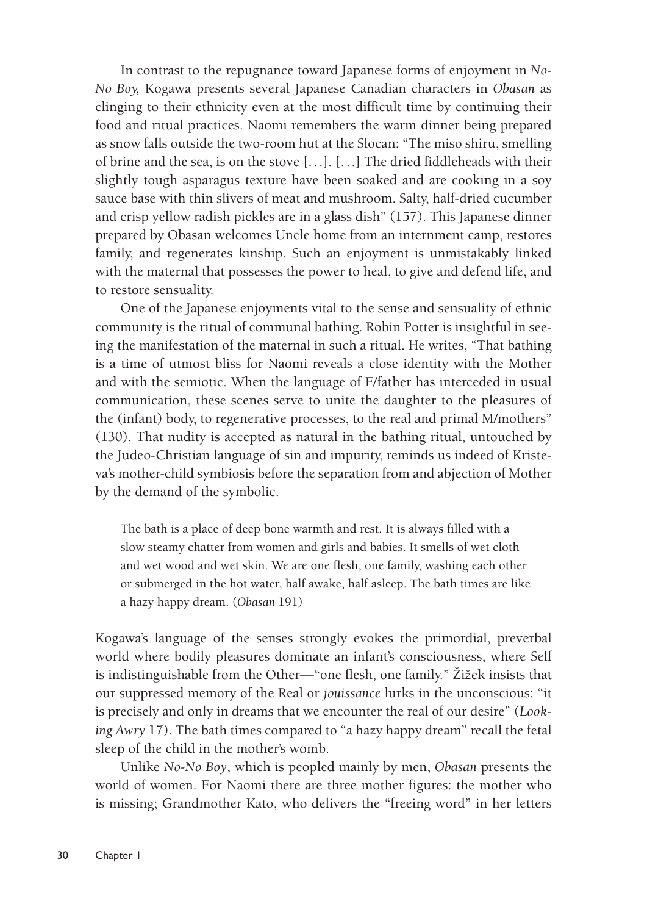In contrast to the repugnance toward Japanese forms of enjoyment in *No-No Boy,* Kogawa presents several Japanese Canadian characters in *Obasan* as clinging to their ethnicity even at the most difficult time by continuing their food and ritual practices. Naomi remembers the warm dinner being prepared as snow falls outside the two-room hut at the Slocan: "The miso shiru, smelling of brine and the sea, is on the stove [. . .]. [. . .] The dried fiddleheads with their slightly tough asparagus texture have been soaked and are cooking in a soy sauce base with thin slivers of meat and mushroom. Salty, half-dried cucumber and crisp yellow radish pickles are in a glass dish" (157). This Japanese dinner prepared by Obasan welcomes Uncle home from an internment camp, restores family, and regenerates kinship. Such an enjoyment is unmistakably linked with the maternal that possesses the power to heal, to give and defend life, and to restore sensuality.

One of the Japanese enjoyments vital to the sense and sensuality of ethnic community is the ritual of communal bathing. Robin Potter is insightful in seeing the manifestation of the maternal in such a ritual. He writes, "That bathing is a time of utmost bliss for Naomi reveals a close identity with the Mother and with the semiotic. When the language of F/father has interceded in usual communication, these scenes serve to unite the daughter to the pleasures of the (infant) body, to regenerative processes, to the real and primal M/mothers" (130). That nudity is accepted as natural in the bathing ritual, untouched by the Judeo-Christian language of sin and impurity, reminds us indeed of Kristeva's mother-child symbiosis before the separation from and abjection of Mother by the demand of the symbolic.

> The bath is a place of deep bone warmth and rest. It is always filled with a slow steamy chatter from women and girls and babies. It smells of wet cloth and wet wood and wet skin. We are one flesh, one family, washing each other or submerged in the hot water, half awake, half asleep. The bath times are like a hazy happy dream. (*Obasan* 191)

Kogawa's language of the senses strongly evokes the primordial, preverbal world where bodily pleasures dominate an infant's consciousness, where Self is indistinguishable from the Other—"one flesh, one family." Žižek insists that our suppressed memory of the Real or *jouissance* lurks in the unconscious: "it is precisely and only in dreams that we encounter the real of our desire" (*Looking Awry* 17). The bath times compared to "a hazy happy dream" recall the fetal sleep of the child in the mother's womb.

Unlike *No-No Boy*, which is peopled mainly by men, *Obasan* presents the world of women. For Naomi there are three mother figures: the mother who is missing; Grandmother Kato, who delivers the "freeing word" in her letters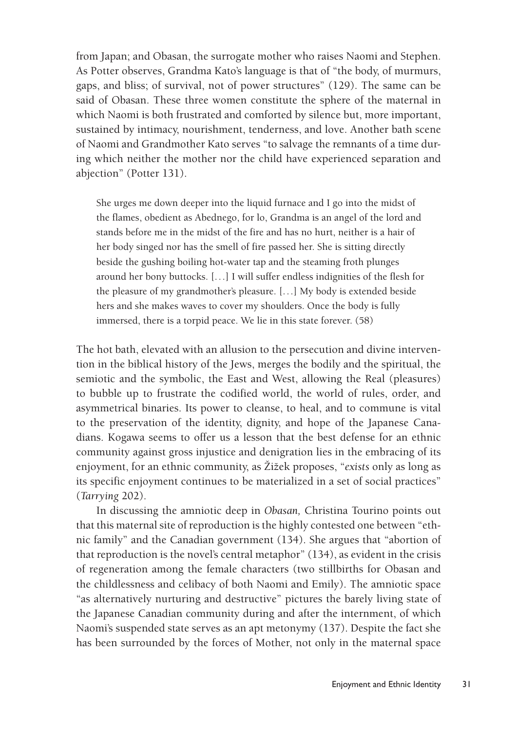from Japan; and Obasan, the surrogate mother who raises Naomi and Stephen. As Potter observes, Grandma Kato's language is that of "the body, of murmurs, gaps, and bliss; of survival, not of power structures" (129). The same can be said of Obasan. These three women constitute the sphere of the maternal in which Naomi is both frustrated and comforted by silence but, more important, sustained by intimacy, nourishment, tenderness, and love. Another bath scene of Naomi and Grandmother Kato serves "to salvage the remnants of a time during which neither the mother nor the child have experienced separation and abjection" (Potter 131).

> She urges me down deeper into the liquid furnace and I go into the midst of the flames, obedient as Abednego, for lo, Grandma is an angel of the lord and stands before me in the midst of the fire and has no hurt, neither is a hair of her body singed nor has the smell of fire passed her. She is sitting directly beside the gushing boiling hot-water tap and the steaming froth plunges around her bony buttocks. [. . .] I will suffer endless indignities of the flesh for the pleasure of my grandmother's pleasure. [. . .] My body is extended beside hers and she makes waves to cover my shoulders. Once the body is fully immersed, there is a torpid peace. We lie in this state forever. (58)

The hot bath, elevated with an allusion to the persecution and divine intervention in the biblical history of the Jews, merges the bodily and the spiritual, the semiotic and the symbolic, the East and West, allowing the Real (pleasures) to bubble up to frustrate the codified world, the world of rules, order, and asymmetrical binaries. Its power to cleanse, to heal, and to commune is vital to the preservation of the identity, dignity, and hope of the Japanese Canadians. Kogawa seems to offer us a lesson that the best defense for an ethnic community against gross injustice and denigration lies in the embracing of its enjoyment, for an ethnic community, as Žižek proposes, "*exists* only as long as its specific enjoyment continues to be materialized in a set of social practices" (*Tarrying* 202).

In discussing the amniotic deep in *Obasan,* Christina Tourino points out that this maternal site of reproduction is the highly contested one between "ethnic family" and the Canadian government (134). She argues that "abortion of that reproduction is the novel's central metaphor" (134), as evident in the crisis of regeneration among the female characters (two stillbirths for Obasan and the childlessness and celibacy of both Naomi and Emily). The amniotic space "as alternatively nurturing and destructive" pictures the barely living state of the Japanese Canadian community during and after the internment, of which Naomi's suspended state serves as an apt metonymy (137). Despite the fact she has been surrounded by the forces of Mother, not only in the maternal space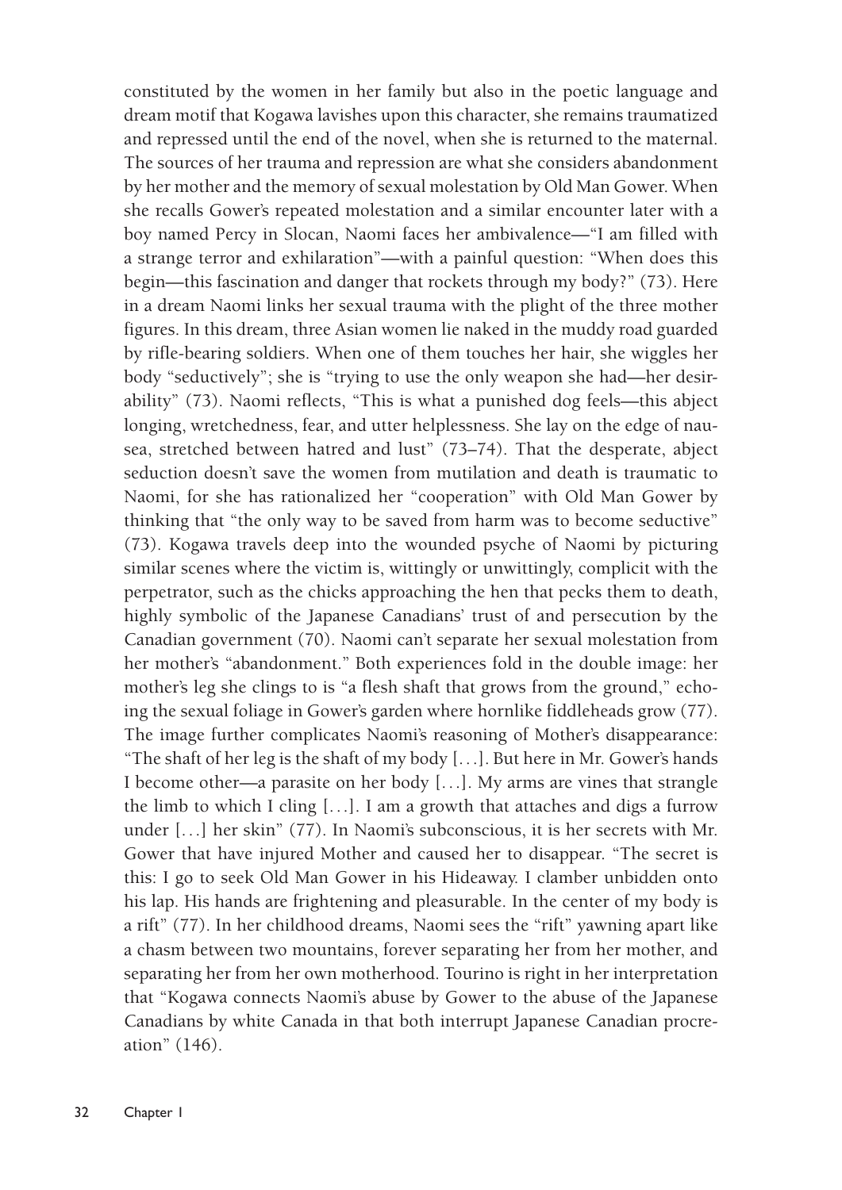constituted by the women in her family but also in the poetic language and dream motif that Kogawa lavishes upon this character, she remains traumatized and repressed until the end of the novel, when she is returned to the maternal. The sources of her trauma and repression are what she considers abandonment by her mother and the memory of sexual molestation by Old Man Gower. When she recalls Gower's repeated molestation and a similar encounter later with a boy named Percy in Slocan, Naomi faces her ambivalence—"I am filled with a strange terror and exhilaration"—with a painful question: "When does this begin—this fascination and danger that rockets through my body?" (73). Here in a dream Naomi links her sexual trauma with the plight of the three mother figures. In this dream, three Asian women lie naked in the muddy road guarded by rifle-bearing soldiers. When one of them touches her hair, she wiggles her body "seductively"; she is "trying to use the only weapon she had—her desirability" (73). Naomi reflects, "This is what a punished dog feels—this abject longing, wretchedness, fear, and utter helplessness. She lay on the edge of nausea, stretched between hatred and lust" (73–74). That the desperate, abject seduction doesn't save the women from mutilation and death is traumatic to Naomi, for she has rationalized her "cooperation" with Old Man Gower by thinking that "the only way to be saved from harm was to become seductive" (73). Kogawa travels deep into the wounded psyche of Naomi by picturing similar scenes where the victim is, wittingly or unwittingly, complicit with the perpetrator, such as the chicks approaching the hen that pecks them to death, highly symbolic of the Japanese Canadians' trust of and persecution by the Canadian government (70). Naomi can't separate her sexual molestation from her mother's "abandonment." Both experiences fold in the double image: her mother's leg she clings to is "a flesh shaft that grows from the ground," echoing the sexual foliage in Gower's garden where hornlike fiddleheads grow (77). The image further complicates Naomi's reasoning of Mother's disappearance: "The shaft of her leg is the shaft of my body [. . .]. But here in Mr. Gower's hands I become other—a parasite on her body [. . .]. My arms are vines that strangle the limb to which I cling [. . .]. I am a growth that attaches and digs a furrow under [. . .] her skin" (77). In Naomi's subconscious, it is her secrets with Mr. Gower that have injured Mother and caused her to disappear. "The secret is this: I go to seek Old Man Gower in his Hideaway. I clamber unbidden onto his lap. His hands are frightening and pleasurable. In the center of my body is a rift" (77). In her childhood dreams, Naomi sees the "rift" yawning apart like a chasm between two mountains, forever separating her from her mother, and separating her from her own motherhood. Tourino is right in her interpretation that "Kogawa connects Naomi's abuse by Gower to the abuse of the Japanese Canadians by white Canada in that both interrupt Japanese Canadian procreation" (146).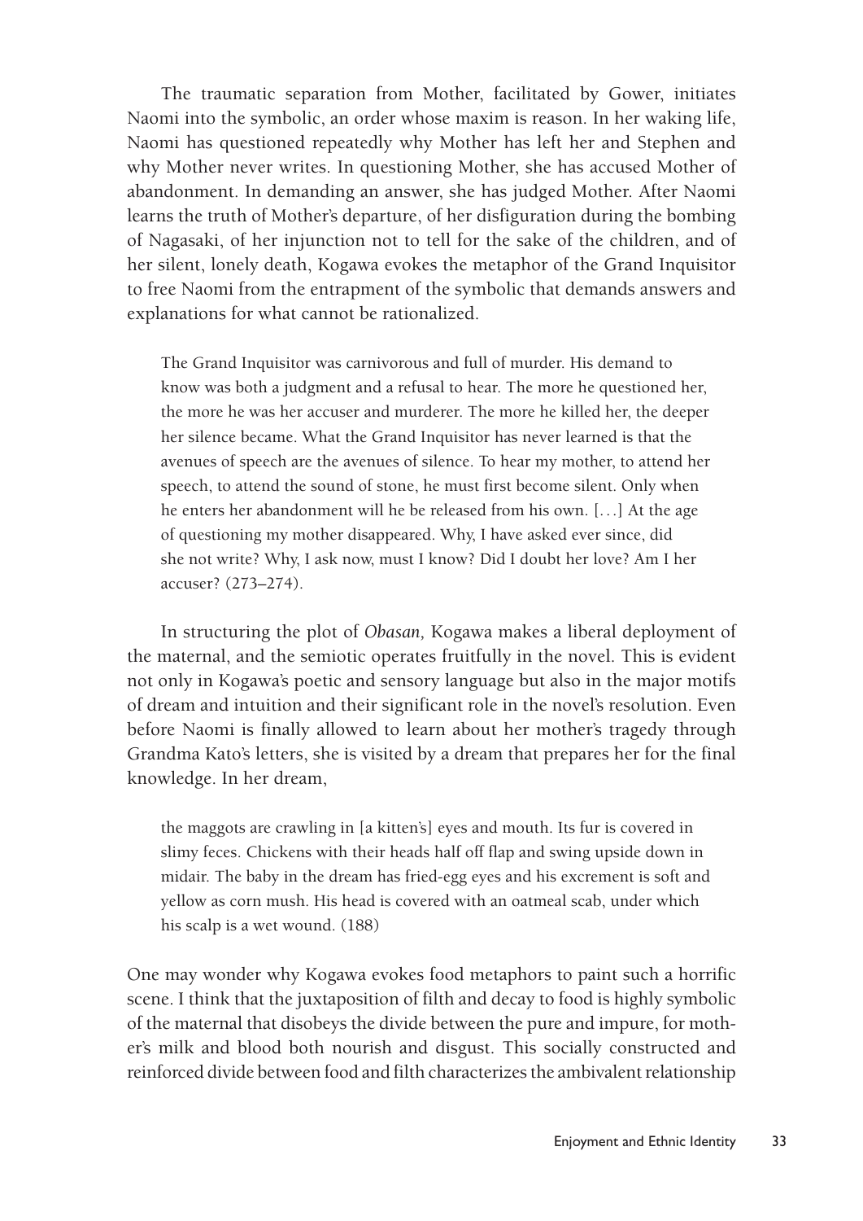The traumatic separation from Mother, facilitated by Gower, initiates Naomi into the symbolic, an order whose maxim is reason. In her waking life, Naomi has questioned repeatedly why Mother has left her and Stephen and why Mother never writes. In questioning Mother, she has accused Mother of abandonment. In demanding an answer, she has judged Mother. After Naomi learns the truth of Mother's departure, of her disfiguration during the bombing of Nagasaki, of her injunction not to tell for the sake of the children, and of her silent, lonely death, Kogawa evokes the metaphor of the Grand Inquisitor to free Naomi from the entrapment of the symbolic that demands answers and explanations for what cannot be rationalized.

> The Grand Inquisitor was carnivorous and full of murder. His demand to know was both a judgment and a refusal to hear. The more he questioned her, the more he was her accuser and murderer. The more he killed her, the deeper her silence became. What the Grand Inquisitor has never learned is that the avenues of speech are the avenues of silence. To hear my mother, to attend her speech, to attend the sound of stone, he must first become silent. Only when he enters her abandonment will he be released from his own. [. . .] At the age of questioning my mother disappeared. Why, I have asked ever since, did she not write? Why, I ask now, must I know? Did I doubt her love? Am I her accuser? (273–274).

In structuring the plot of *Obasan,* Kogawa makes a liberal deployment of the maternal, and the semiotic operates fruitfully in the novel. This is evident not only in Kogawa's poetic and sensory language but also in the major motifs of dream and intuition and their significant role in the novel's resolution. Even before Naomi is finally allowed to learn about her mother's tragedy through Grandma Kato's letters, she is visited by a dream that prepares her for the final knowledge. In her dream,

> the maggots are crawling in [a kitten's] eyes and mouth. Its fur is covered in slimy feces. Chickens with their heads half off flap and swing upside down in midair. The baby in the dream has fried-egg eyes and his excrement is soft and yellow as corn mush. His head is covered with an oatmeal scab, under which his scalp is a wet wound. (188)

One may wonder why Kogawa evokes food metaphors to paint such a horrific scene. I think that the juxtaposition of filth and decay to food is highly symbolic of the maternal that disobeys the divide between the pure and impure, for mother's milk and blood both nourish and disgust. This socially constructed and reinforced divide between food and filth characterizes the ambivalent relationship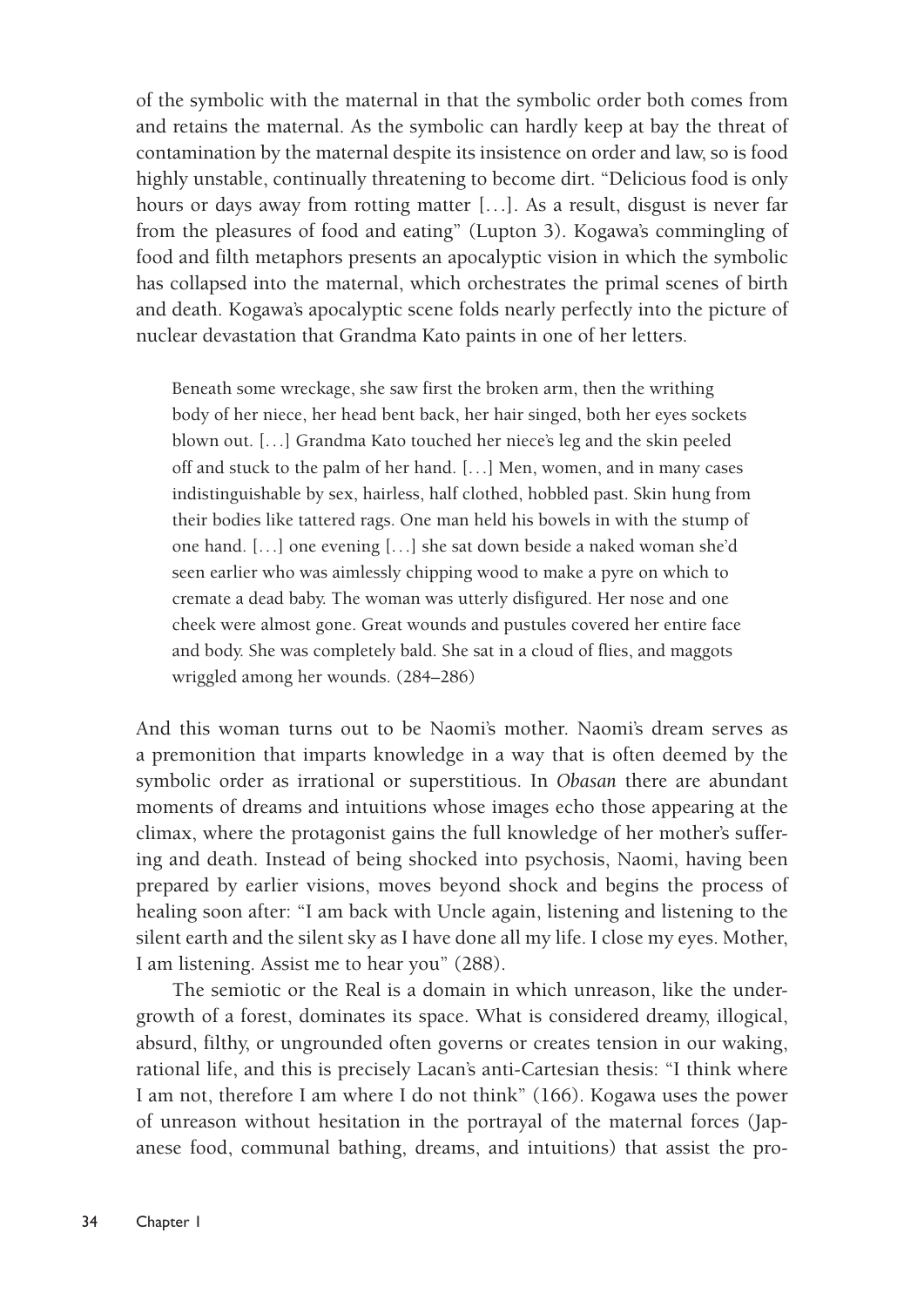of the symbolic with the maternal in that the symbolic order both comes from and retains the maternal. As the symbolic can hardly keep at bay the threat of contamination by the maternal despite its insistence on order and law, so is food highly unstable, continually threatening to become dirt. "Delicious food is only hours or days away from rotting matter [. . .]. As a result, disgust is never far from the pleasures of food and eating" (Lupton 3). Kogawa's commingling of food and filth metaphors presents an apocalyptic vision in which the symbolic has collapsed into the maternal, which orchestrates the primal scenes of birth and death. Kogawa's apocalyptic scene folds nearly perfectly into the picture of nuclear devastation that Grandma Kato paints in one of her letters.

> Beneath some wreckage, she saw first the broken arm, then the writhing body of her niece, her head bent back, her hair singed, both her eyes sockets blown out. [. . .] Grandma Kato touched her niece's leg and the skin peeled off and stuck to the palm of her hand. [. . .] Men, women, and in many cases indistinguishable by sex, hairless, half clothed, hobbled past. Skin hung from their bodies like tattered rags. One man held his bowels in with the stump of one hand. [. . .] one evening [. . .] she sat down beside a naked woman she'd seen earlier who was aimlessly chipping wood to make a pyre on which to cremate a dead baby. The woman was utterly disfigured. Her nose and one cheek were almost gone. Great wounds and pustules covered her entire face and body. She was completely bald. She sat in a cloud of flies, and maggots wriggled among her wounds. (284–286)

And this woman turns out to be Naomi's mother. Naomi's dream serves as a premonition that imparts knowledge in a way that is often deemed by the symbolic order as irrational or superstitious. In *Obasan* there are abundant moments of dreams and intuitions whose images echo those appearing at the climax, where the protagonist gains the full knowledge of her mother's suffering and death. Instead of being shocked into psychosis, Naomi, having been prepared by earlier visions, moves beyond shock and begins the process of healing soon after: "I am back with Uncle again, listening and listening to the silent earth and the silent sky as I have done all my life. I close my eyes. Mother, I am listening. Assist me to hear you" (288).

The semiotic or the Real is a domain in which unreason, like the undergrowth of a forest, dominates its space. What is considered dreamy, illogical, absurd, filthy, or ungrounded often governs or creates tension in our waking, rational life, and this is precisely Lacan's anti-Cartesian thesis: "I think where I am not, therefore I am where I do not think" (166). Kogawa uses the power of unreason without hesitation in the portrayal of the maternal forces (Japanese food, communal bathing, dreams, and intuitions) that assist the pro-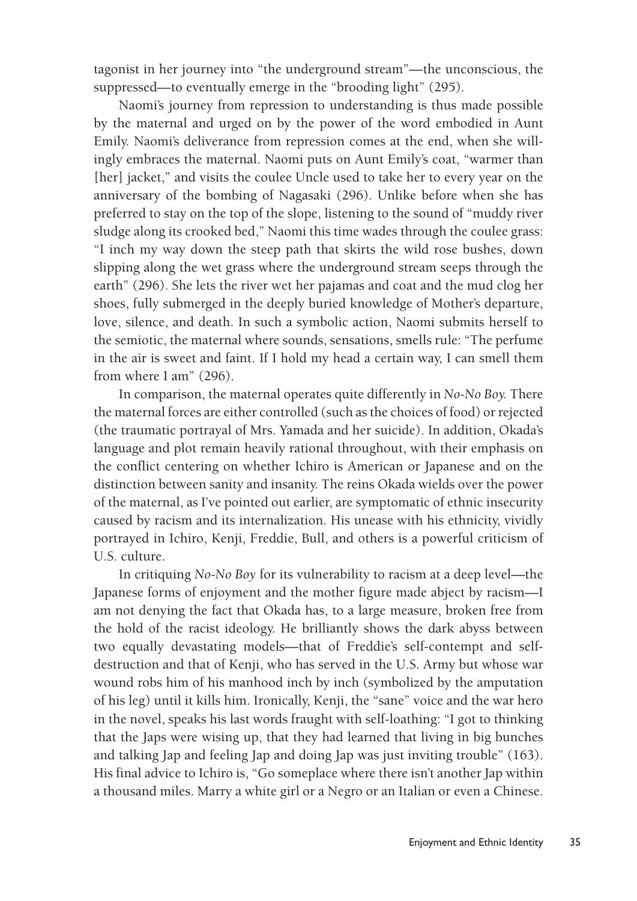tagonist in her journey into "the underground stream"—the unconscious, the suppressed—to eventually emerge in the "brooding light" (295).

Naomi's journey from repression to understanding is thus made possible by the maternal and urged on by the power of the word embodied in Aunt Emily. Naomi's deliverance from repression comes at the end, when she willingly embraces the maternal. Naomi puts on Aunt Emily's coat, "warmer than [her] jacket," and visits the coulee Uncle used to take her to every year on the anniversary of the bombing of Nagasaki (296). Unlike before when she has preferred to stay on the top of the slope, listening to the sound of "muddy river sludge along its crooked bed," Naomi this time wades through the coulee grass: "I inch my way down the steep path that skirts the wild rose bushes, down slipping along the wet grass where the underground stream seeps through the earth" (296). She lets the river wet her pajamas and coat and the mud clog her shoes, fully submerged in the deeply buried knowledge of Mother's departure, love, silence, and death. In such a symbolic action, Naomi submits herself to the semiotic, the maternal where sounds, sensations, smells rule: "The perfume in the air is sweet and faint. If I hold my head a certain way, I can smell them from where I am" (296).

In comparison, the maternal operates quite differently in *No-No Boy.* There the maternal forces are either controlled (such as the choices of food) or rejected (the traumatic portrayal of Mrs. Yamada and her suicide). In addition, Okada's language and plot remain heavily rational throughout, with their emphasis on the conflict centering on whether Ichiro is American or Japanese and on the distinction between sanity and insanity. The reins Okada wields over the power of the maternal, as I've pointed out earlier, are symptomatic of ethnic insecurity caused by racism and its internalization. His unease with his ethnicity, vividly portrayed in Ichiro, Kenji, Freddie, Bull, and others is a powerful criticism of U.S. culture.

In critiquing *No-No Boy* for its vulnerability to racism at a deep level—the Japanese forms of enjoyment and the mother figure made abject by racism—I am not denying the fact that Okada has, to a large measure, broken free from the hold of the racist ideology. He brilliantly shows the dark abyss between two equally devastating models—that of Freddie's self-contempt and self-destruction and that of Kenji, who has served in the U.S. Army but whose war wound robs him of his manhood inch by inch (symbolized by the amputation of his leg) until it kills him. Ironically, Kenji, the "sane" voice and the war hero in the novel, speaks his last words fraught with self-loathing: "I got to thinking that the Japs were wising up, that they had learned that living in big bunches and talking Jap and feeling Jap and doing Jap was just inviting trouble" (163). His final advice to Ichiro is, "Go someplace where there isn't another Jap within a thousand miles. Marry a white girl or a Negro or an Italian or even a Chinese.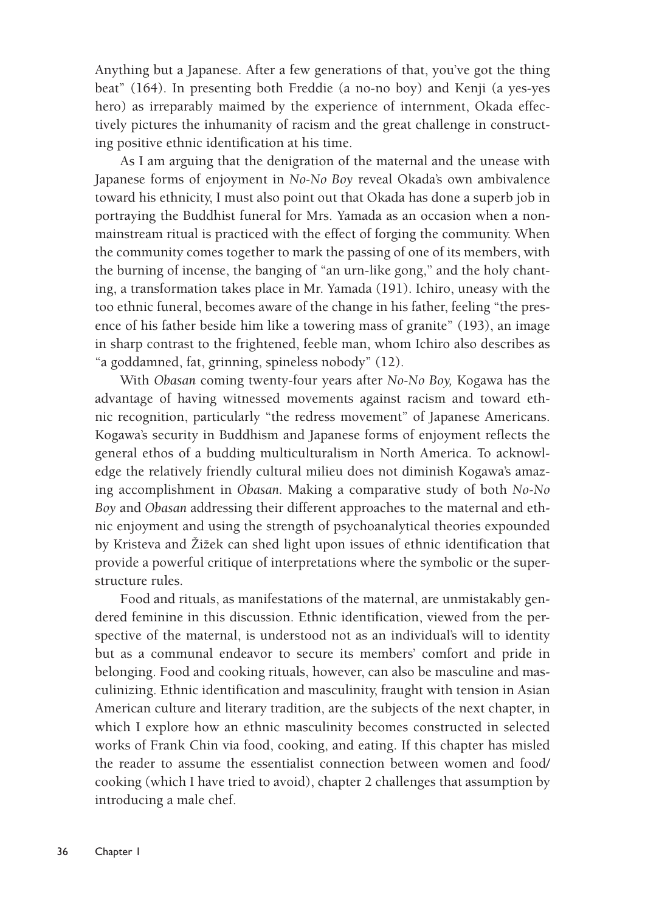Anything but a Japanese. After a few generations of that, you've got the thing beat" (164). In presenting both Freddie (a no-no boy) and Kenji (a yes-yes hero) as irreparably maimed by the experience of internment, Okada effectively pictures the inhumanity of racism and the great challenge in constructing positive ethnic identification at his time.

As I am arguing that the denigration of the maternal and the unease with Japanese forms of enjoyment in *No-No Boy* reveal Okada's own ambivalence toward his ethnicity, I must also point out that Okada has done a superb job in portraying the Buddhist funeral for Mrs. Yamada as an occasion when a non-mainstream ritual is practiced with the effect of forging the community. When the community comes together to mark the passing of one of its members, with the burning of incense, the banging of "an urn-like gong," and the holy chanting, a transformation takes place in Mr. Yamada (191). Ichiro, uneasy with the too ethnic funeral, becomes aware of the change in his father, feeling "the presence of his father beside him like a towering mass of granite" (193), an image in sharp contrast to the frightened, feeble man, whom Ichiro also describes as "a goddamned, fat, grinning, spineless nobody" (12).

With *Obasan* coming twenty-four years after *No-No Boy,* Kogawa has the advantage of having witnessed movements against racism and toward ethnic recognition, particularly "the redress movement" of Japanese Americans. Kogawa's security in Buddhism and Japanese forms of enjoyment reflects the general ethos of a budding multiculturalism in North America. To acknowledge the relatively friendly cultural milieu does not diminish Kogawa's amazing accomplishment in *Obasan*. Making a comparative study of both *No-No Boy* and *Obasan* addressing their different approaches to the maternal and ethnic enjoyment and using the strength of psychoanalytical theories expounded by Kristeva and Žižek can shed light upon issues of ethnic identification that provide a powerful critique of interpretations where the symbolic or the superstructure rules.

Food and rituals, as manifestations of the maternal, are unmistakably gendered feminine in this discussion. Ethnic identification, viewed from the perspective of the maternal, is understood not as an individual's will to identity but as a communal endeavor to secure its members' comfort and pride in belonging. Food and cooking rituals, however, can also be masculine and masculinizing. Ethnic identification and masculinity, fraught with tension in Asian American culture and literary tradition, are the subjects of the next chapter, in which I explore how an ethnic masculinity becomes constructed in selected works of Frank Chin via food, cooking, and eating. If this chapter has misled the reader to assume the essentialist connection between women and food/cooking (which I have tried to avoid), chapter 2 challenges that assumption by introducing a male chef.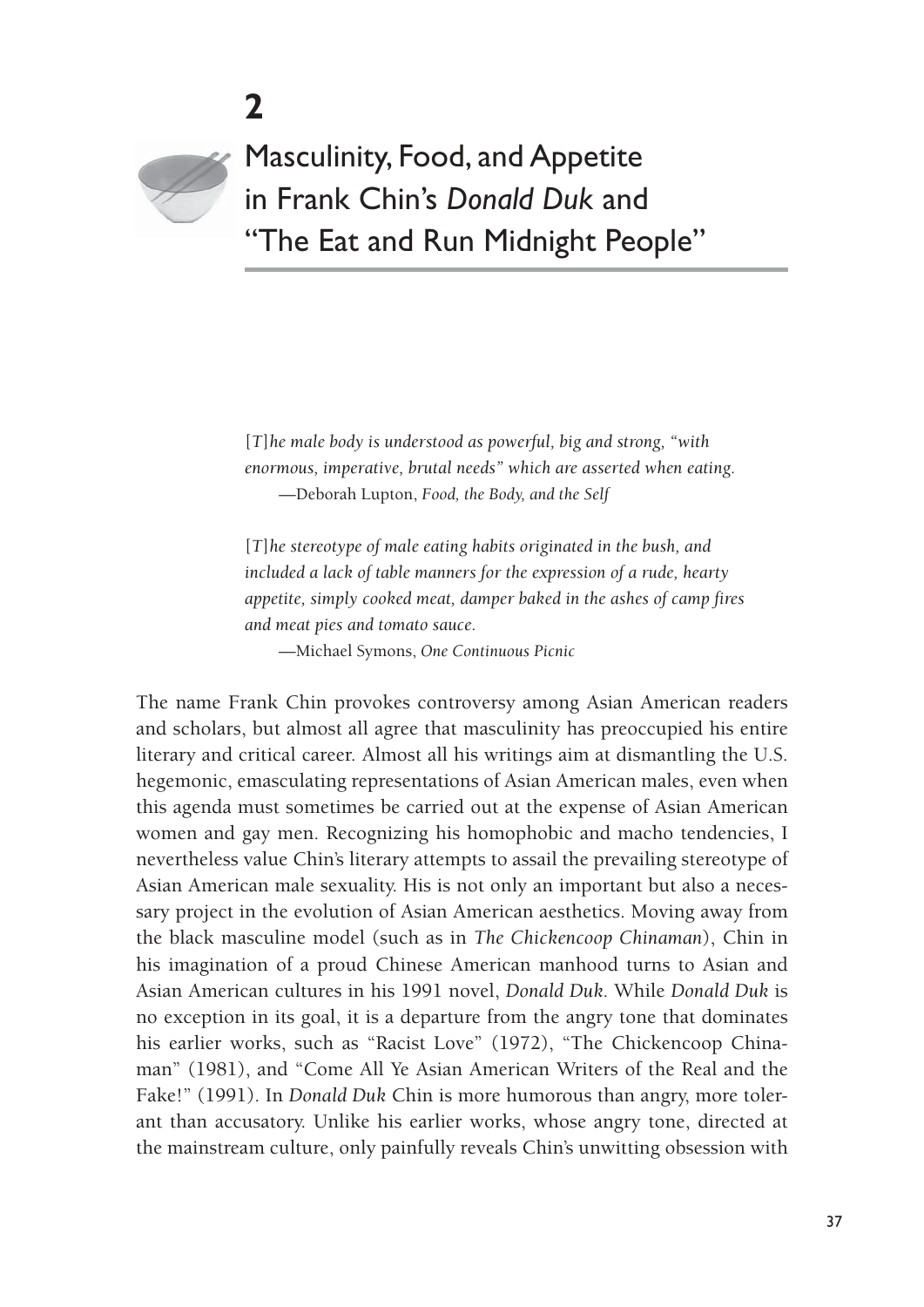# 2

# Masculinity, Food, and Appetite in Frank Chin's *Donald Duk* and "The Eat and Run Midnight People"

> *[T]he male body is understood as powerful, big and strong, "with enormous, imperative, brutal needs" which are asserted when eating.*
>
> —Deborah Lupton, *Food, the Body, and the Self*

> *[T]he stereotype of male eating habits originated in the bush, and included a lack of table manners for the expression of a rude, hearty appetite, simply cooked meat, damper baked in the ashes of camp fires and meat pies and tomato sauce.*
>
> —Michael Symons, *One Continuous Picnic*

The name Frank Chin provokes controversy among Asian American readers and scholars, but almost all agree that masculinity has preoccupied his entire literary and critical career. Almost all his writings aim at dismantling the U.S. hegemonic, emasculating representations of Asian American males, even when this agenda must sometimes be carried out at the expense of Asian American women and gay men. Recognizing his homophobic and macho tendencies, I nevertheless value Chin's literary attempts to assail the prevailing stereotype of Asian American male sexuality. His is not only an important but also a necessary project in the evolution of Asian American aesthetics. Moving away from the black masculine model (such as in *The Chickencoop Chinaman*), Chin in his imagination of a proud Chinese American manhood turns to Asian and Asian American cultures in his 1991 novel, *Donald Duk*. While *Donald Duk* is no exception in its goal, it is a departure from the angry tone that dominates his earlier works, such as "Racist Love" (1972), "The Chickencoop Chinaman" (1981), and "Come All Ye Asian American Writers of the Real and the Fake!" (1991). In *Donald Duk* Chin is more humorous than angry, more tolerant than accusatory. Unlike his earlier works, whose angry tone, directed at the mainstream culture, only painfully reveals Chin's unwitting obsession with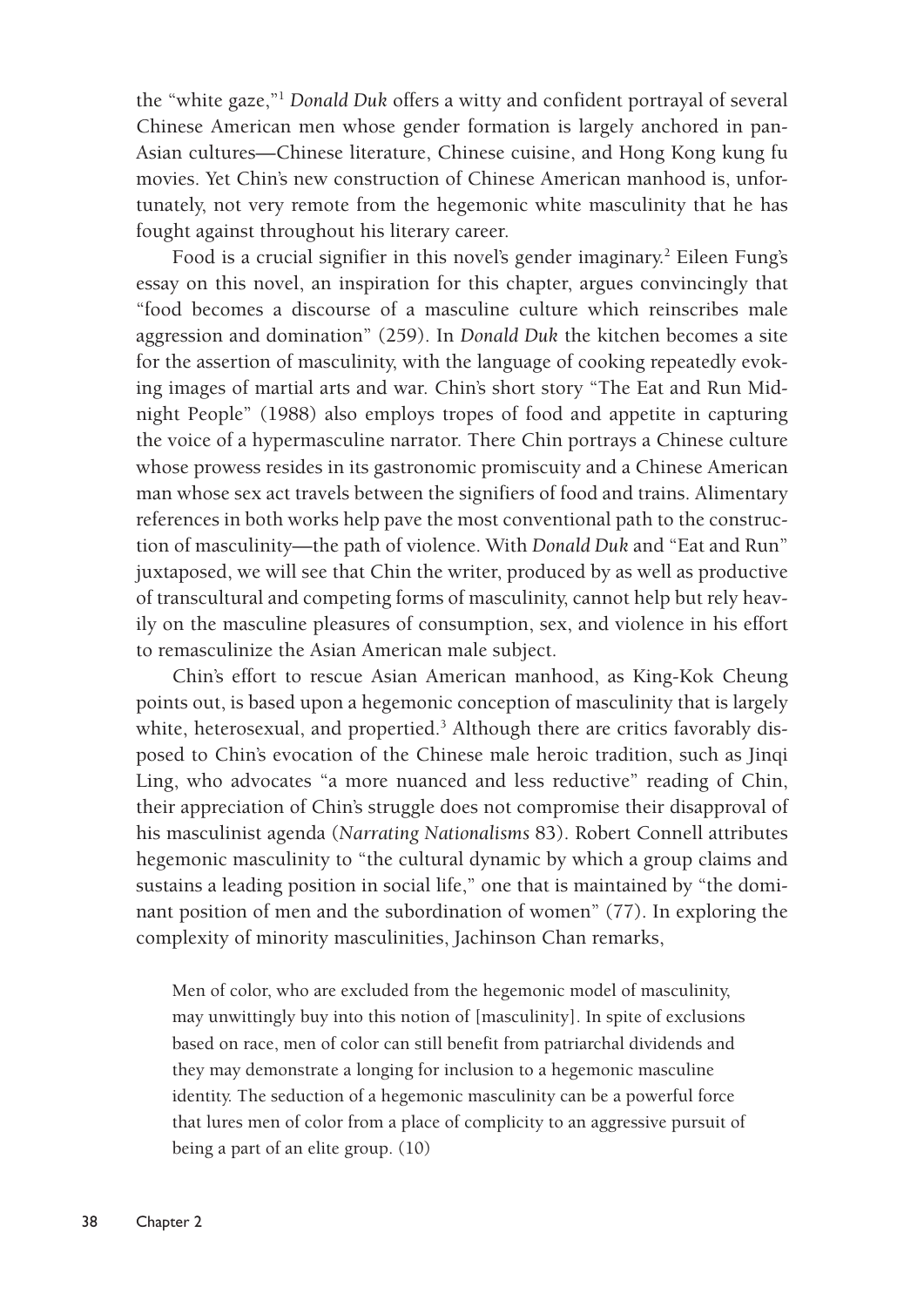the "white gaze,"[1] *Donald Duk* offers a witty and confident portrayal of several Chinese American men whose gender formation is largely anchored in pan-Asian cultures—Chinese literature, Chinese cuisine, and Hong Kong kung fu movies. Yet Chin's new construction of Chinese American manhood is, unfortunately, not very remote from the hegemonic white masculinity that he has fought against throughout his literary career.

Food is a crucial signifier in this novel's gender imaginary.[2] Eileen Fung's essay on this novel, an inspiration for this chapter, argues convincingly that "food becomes a discourse of a masculine culture which reinscribes male aggression and domination" (259). In *Donald Duk* the kitchen becomes a site for the assertion of masculinity, with the language of cooking repeatedly evoking images of martial arts and war. Chin's short story "The Eat and Run Midnight People" (1988) also employs tropes of food and appetite in capturing the voice of a hypermasculine narrator. There Chin portrays a Chinese culture whose prowess resides in its gastronomic promiscuity and a Chinese American man whose sex act travels between the signifiers of food and trains. Alimentary references in both works help pave the most conventional path to the construction of masculinity—the path of violence. With *Donald Duk* and "Eat and Run" juxtaposed, we will see that Chin the writer, produced by as well as productive of transcultural and competing forms of masculinity, cannot help but rely heavily on the masculine pleasures of consumption, sex, and violence in his effort to remasculinize the Asian American male subject.

Chin's effort to rescue Asian American manhood, as King-Kok Cheung points out, is based upon a hegemonic conception of masculinity that is largely white, heterosexual, and propertied.[3] Although there are critics favorably disposed to Chin's evocation of the Chinese male heroic tradition, such as Jinqi Ling, who advocates "a more nuanced and less reductive" reading of Chin, their appreciation of Chin's struggle does not compromise their disapproval of his masculinist agenda (*Narrating Nationalisms* 83). Robert Connell attributes hegemonic masculinity to "the cultural dynamic by which a group claims and sustains a leading position in social life," one that is maintained by "the dominant position of men and the subordination of women" (77). In exploring the complexity of minority masculinities, Jachinson Chan remarks,

> Men of color, who are excluded from the hegemonic model of masculinity, may unwittingly buy into this notion of [masculinity]. In spite of exclusions based on race, men of color can still benefit from patriarchal dividends and they may demonstrate a longing for inclusion to a hegemonic masculine identity. The seduction of a hegemonic masculinity can be a powerful force that lures men of color from a place of complicity to an aggressive pursuit of being a part of an elite group. (10)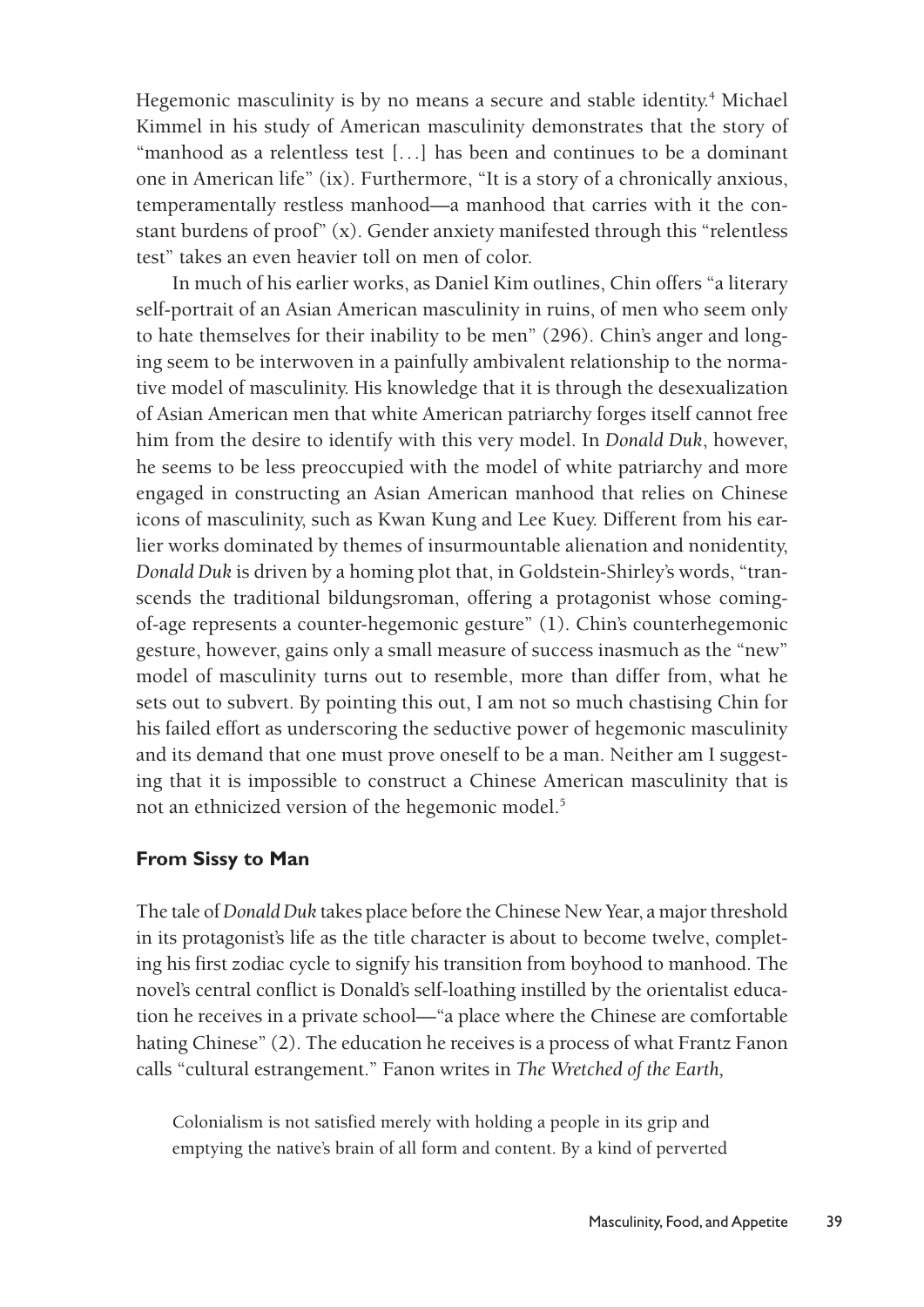Hegemonic masculinity is by no means a secure and stable identity.[4] Michael Kimmel in his study of American masculinity demonstrates that the story of "manhood as a relentless test [. . .] has been and continues to be a dominant one in American life" (ix). Furthermore, "It is a story of a chronically anxious, temperamentally restless manhood—a manhood that carries with it the constant burdens of proof" (x). Gender anxiety manifested through this "relentless test" takes an even heavier toll on men of color.

In much of his earlier works, as Daniel Kim outlines, Chin offers "a literary self-portrait of an Asian American masculinity in ruins, of men who seem only to hate themselves for their inability to be men" (296). Chin's anger and longing seem to be interwoven in a painfully ambivalent relationship to the normative model of masculinity. His knowledge that it is through the desexualization of Asian American men that white American patriarchy forges itself cannot free him from the desire to identify with this very model. In *Donald Duk*, however, he seems to be less preoccupied with the model of white patriarchy and more engaged in constructing an Asian American manhood that relies on Chinese icons of masculinity, such as Kwan Kung and Lee Kuey. Different from his earlier works dominated by themes of insurmountable alienation and nonidentity, *Donald Duk* is driven by a homing plot that, in Goldstein-Shirley's words, "transcends the traditional bildungsroman, offering a protagonist whose coming-of-age represents a counter-hegemonic gesture" (1). Chin's counterhegemonic gesture, however, gains only a small measure of success inasmuch as the "new" model of masculinity turns out to resemble, more than differ from, what he sets out to subvert. By pointing this out, I am not so much chastising Chin for his failed effort as underscoring the seductive power of hegemonic masculinity and its demand that one must prove oneself to be a man. Neither am I suggesting that it is impossible to construct a Chinese American masculinity that is not an ethnicized version of the hegemonic model.[5]

## From Sissy to Man

The tale of *Donald Duk* takes place before the Chinese New Year, a major threshold in its protagonist's life as the title character is about to become twelve, completing his first zodiac cycle to signify his transition from boyhood to manhood. The novel's central conflict is Donald's self-loathing instilled by the orientalist education he receives in a private school—"a place where the Chinese are comfortable hating Chinese" (2). The education he receives is a process of what Frantz Fanon calls "cultural estrangement." Fanon writes in *The Wretched of the Earth,*

> Colonialism is not satisfied merely with holding a people in its grip and emptying the native's brain of all form and content. By a kind of perverted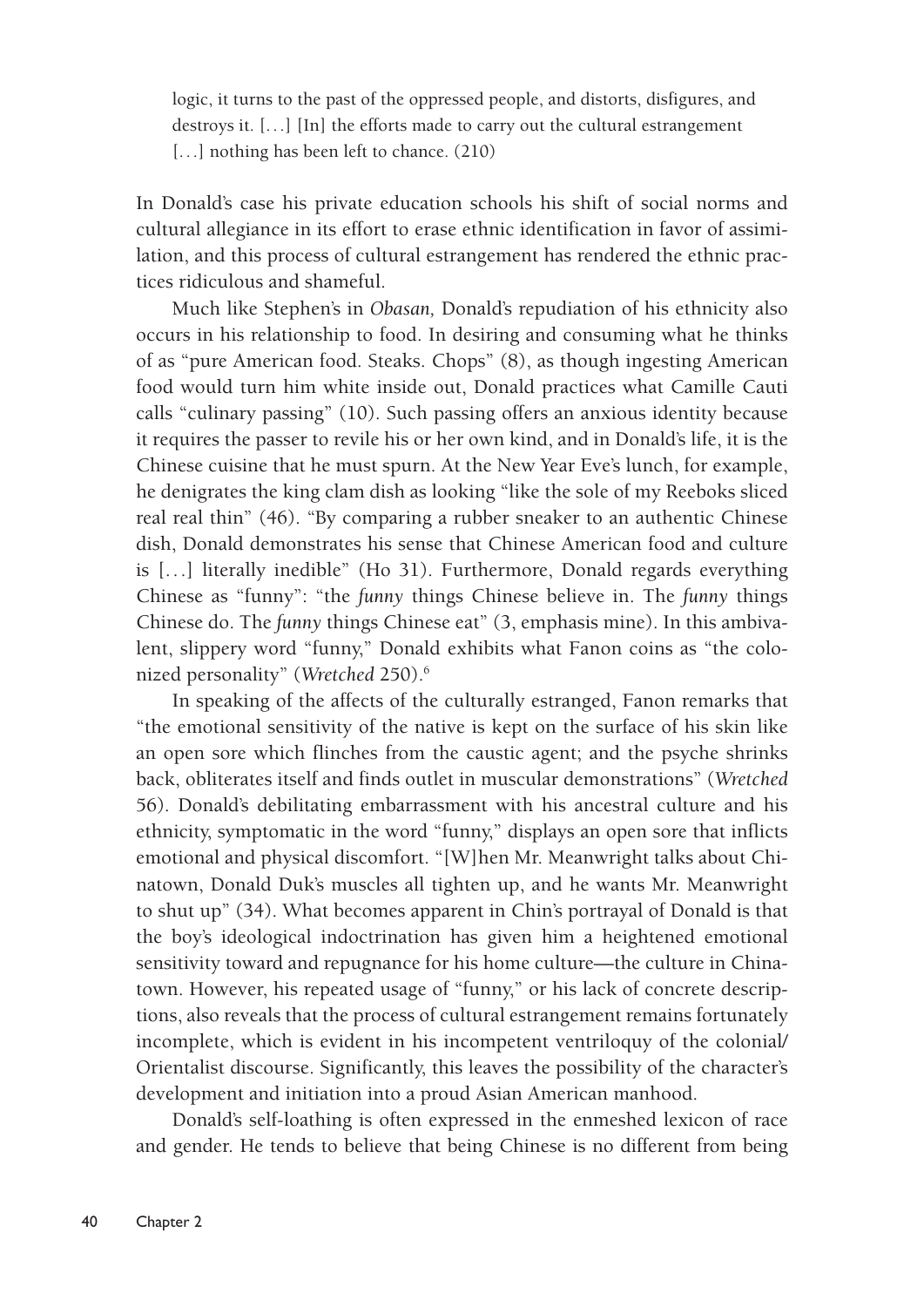> logic, it turns to the past of the oppressed people, and distorts, disfigures, and destroys it. [...] [In] the efforts made to carry out the cultural estrangement [...] nothing has been left to chance. (210)

In Donald's case his private education schools his shift of social norms and cultural allegiance in its effort to erase ethnic identification in favor of assimilation, and this process of cultural estrangement has rendered the ethnic practices ridiculous and shameful.

Much like Stephen's in *Obasan,* Donald's repudiation of his ethnicity also occurs in his relationship to food. In desiring and consuming what he thinks of as "pure American food. Steaks. Chops" (8), as though ingesting American food would turn him white inside out, Donald practices what Camille Cauti calls "culinary passing" (10). Such passing offers an anxious identity because it requires the passer to revile his or her own kind, and in Donald's life, it is the Chinese cuisine that he must spurn. At the New Year Eve's lunch, for example, he denigrates the king clam dish as looking "like the sole of my Reeboks sliced real real thin" (46). "By comparing a rubber sneaker to an authentic Chinese dish, Donald demonstrates his sense that Chinese American food and culture is [...] literally inedible" (Ho 31). Furthermore, Donald regards everything Chinese as "funny": "the *funny* things Chinese believe in. The *funny* things Chinese do. The *funny* things Chinese eat" (3, emphasis mine). In this ambivalent, slippery word "funny," Donald exhibits what Fanon coins as "the colonized personality" (*Wretched* 250).[6]

In speaking of the affects of the culturally estranged, Fanon remarks that "the emotional sensitivity of the native is kept on the surface of his skin like an open sore which flinches from the caustic agent; and the psyche shrinks back, obliterates itself and finds outlet in muscular demonstrations" (*Wretched* 56). Donald's debilitating embarrassment with his ancestral culture and his ethnicity, symptomatic in the word "funny," displays an open sore that inflicts emotional and physical discomfort. "[W]hen Mr. Meanwright talks about Chinatown, Donald Duk's muscles all tighten up, and he wants Mr. Meanwright to shut up" (34). What becomes apparent in Chin's portrayal of Donald is that the boy's ideological indoctrination has given him a heightened emotional sensitivity toward and repugnance for his home culture—the culture in Chinatown. However, his repeated usage of "funny," or his lack of concrete descriptions, also reveals that the process of cultural estrangement remains fortunately incomplete, which is evident in his incompetent ventriloquy of the colonial/Orientalist discourse. Significantly, this leaves the possibility of the character's development and initiation into a proud Asian American manhood.

Donald's self-loathing is often expressed in the enmeshed lexicon of race and gender. He tends to believe that being Chinese is no different from being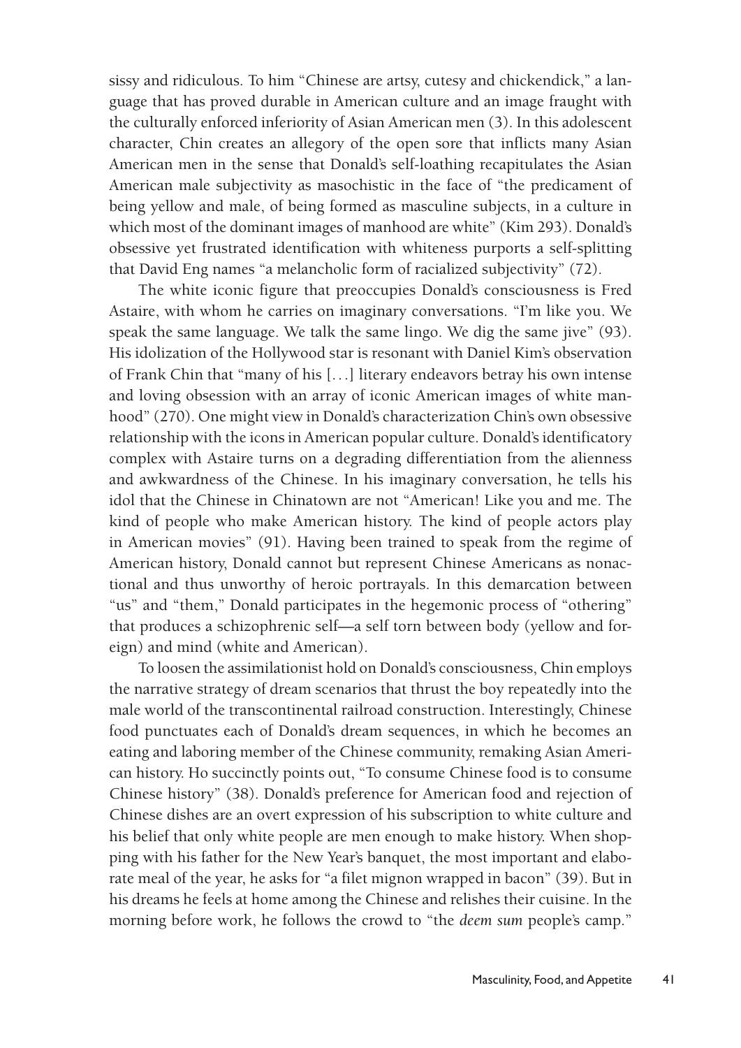sissy and ridiculous. To him "Chinese are artsy, cutesy and chickendick," a language that has proved durable in American culture and an image fraught with the culturally enforced inferiority of Asian American men (3). In this adolescent character, Chin creates an allegory of the open sore that inflicts many Asian American men in the sense that Donald's self-loathing recapitulates the Asian American male subjectivity as masochistic in the face of "the predicament of being yellow and male, of being formed as masculine subjects, in a culture in which most of the dominant images of manhood are white" (Kim 293). Donald's obsessive yet frustrated identification with whiteness purports a self-splitting that David Eng names "a melancholic form of racialized subjectivity" (72).

The white iconic figure that preoccupies Donald's consciousness is Fred Astaire, with whom he carries on imaginary conversations. "I'm like you. We speak the same language. We talk the same lingo. We dig the same jive" (93). His idolization of the Hollywood star is resonant with Daniel Kim's observation of Frank Chin that "many of his [. . .] literary endeavors betray his own intense and loving obsession with an array of iconic American images of white manhood" (270). One might view in Donald's characterization Chin's own obsessive relationship with the icons in American popular culture. Donald's identificatory complex with Astaire turns on a degrading differentiation from the alienness and awkwardness of the Chinese. In his imaginary conversation, he tells his idol that the Chinese in Chinatown are not "American! Like you and me. The kind of people who make American history. The kind of people actors play in American movies" (91). Having been trained to speak from the regime of American history, Donald cannot but represent Chinese Americans as nonactional and thus unworthy of heroic portrayals. In this demarcation between "us" and "them," Donald participates in the hegemonic process of "othering" that produces a schizophrenic self—a self torn between body (yellow and foreign) and mind (white and American).

To loosen the assimilationist hold on Donald's consciousness, Chin employs the narrative strategy of dream scenarios that thrust the boy repeatedly into the male world of the transcontinental railroad construction. Interestingly, Chinese food punctuates each of Donald's dream sequences, in which he becomes an eating and laboring member of the Chinese community, remaking Asian American history. Ho succinctly points out, "To consume Chinese food is to consume Chinese history" (38). Donald's preference for American food and rejection of Chinese dishes are an overt expression of his subscription to white culture and his belief that only white people are men enough to make history. When shopping with his father for the New Year's banquet, the most important and elaborate meal of the year, he asks for "a filet mignon wrapped in bacon" (39). But in his dreams he feels at home among the Chinese and relishes their cuisine. In the morning before work, he follows the crowd to "the *deem sum* people's camp."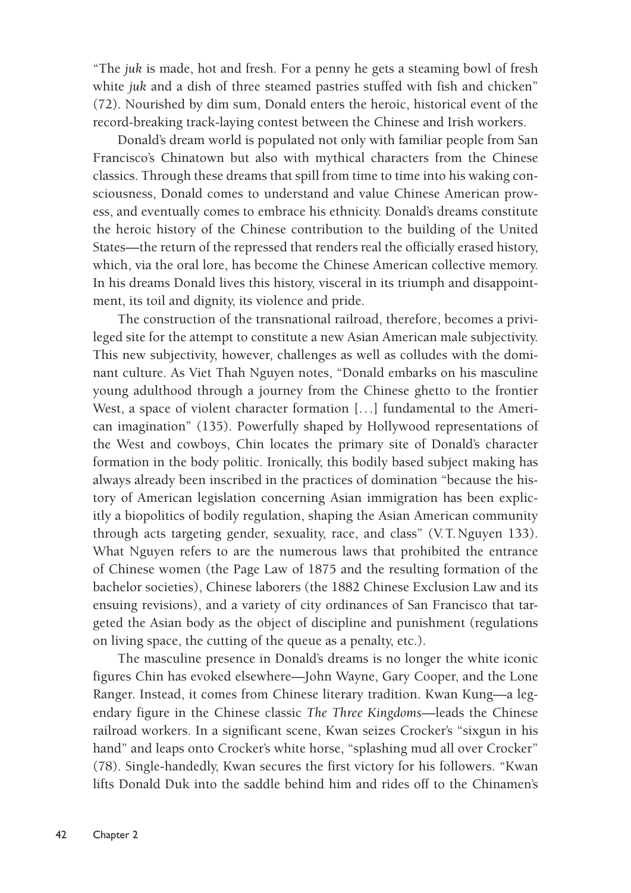"The *juk* is made, hot and fresh. For a penny he gets a steaming bowl of fresh white *juk* and a dish of three steamed pastries stuffed with fish and chicken" (72). Nourished by dim sum, Donald enters the heroic, historical event of the record-breaking track-laying contest between the Chinese and Irish workers.

Donald's dream world is populated not only with familiar people from San Francisco's Chinatown but also with mythical characters from the Chinese classics. Through these dreams that spill from time to time into his waking consciousness, Donald comes to understand and value Chinese American prowess, and eventually comes to embrace his ethnicity. Donald's dreams constitute the heroic history of the Chinese contribution to the building of the United States—the return of the repressed that renders real the officially erased history, which, via the oral lore, has become the Chinese American collective memory. In his dreams Donald lives this history, visceral in its triumph and disappointment, its toil and dignity, its violence and pride.

The construction of the transnational railroad, therefore, becomes a privileged site for the attempt to constitute a new Asian American male subjectivity. This new subjectivity, however, challenges as well as colludes with the dominant culture. As Viet Thah Nguyen notes, "Donald embarks on his masculine young adulthood through a journey from the Chinese ghetto to the frontier West, a space of violent character formation [. . .] fundamental to the American imagination" (135). Powerfully shaped by Hollywood representations of the West and cowboys, Chin locates the primary site of Donald's character formation in the body politic. Ironically, this bodily based subject making has always already been inscribed in the practices of domination "because the history of American legislation concerning Asian immigration has been explicitly a biopolitics of bodily regulation, shaping the Asian American community through acts targeting gender, sexuality, race, and class" (V. T. Nguyen 133). What Nguyen refers to are the numerous laws that prohibited the entrance of Chinese women (the Page Law of 1875 and the resulting formation of the bachelor societies), Chinese laborers (the 1882 Chinese Exclusion Law and its ensuing revisions), and a variety of city ordinances of San Francisco that targeted the Asian body as the object of discipline and punishment (regulations on living space, the cutting of the queue as a penalty, etc.).

The masculine presence in Donald's dreams is no longer the white iconic figures Chin has evoked elsewhere—John Wayne, Gary Cooper, and the Lone Ranger. Instead, it comes from Chinese literary tradition. Kwan Kung—a legendary figure in the Chinese classic *The Three Kingdoms*—leads the Chinese railroad workers. In a significant scene, Kwan seizes Crocker's "sixgun in his hand" and leaps onto Crocker's white horse, "splashing mud all over Crocker" (78). Single-handedly, Kwan secures the first victory for his followers. "Kwan lifts Donald Duk into the saddle behind him and rides off to the Chinamen's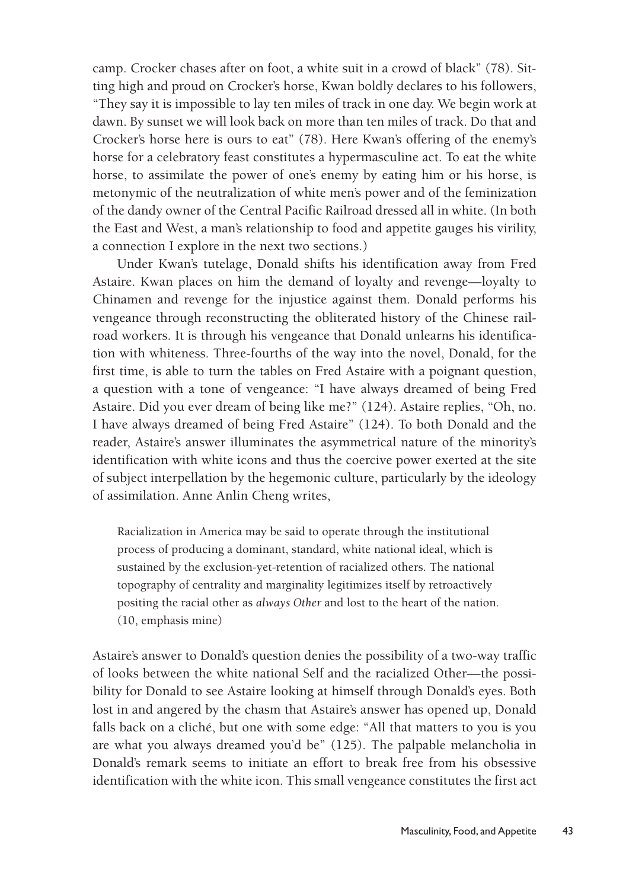camp. Crocker chases after on foot, a white suit in a crowd of black" (78). Sitting high and proud on Crocker's horse, Kwan boldly declares to his followers, "They say it is impossible to lay ten miles of track in one day. We begin work at dawn. By sunset we will look back on more than ten miles of track. Do that and Crocker's horse here is ours to eat" (78). Here Kwan's offering of the enemy's horse for a celebratory feast constitutes a hypermasculine act. To eat the white horse, to assimilate the power of one's enemy by eating him or his horse, is metonymic of the neutralization of white men's power and of the feminization of the dandy owner of the Central Pacific Railroad dressed all in white. (In both the East and West, a man's relationship to food and appetite gauges his virility, a connection I explore in the next two sections.)

Under Kwan's tutelage, Donald shifts his identification away from Fred Astaire. Kwan places on him the demand of loyalty and revenge—loyalty to Chinamen and revenge for the injustice against them. Donald performs his vengeance through reconstructing the obliterated history of the Chinese railroad workers. It is through his vengeance that Donald unlearns his identification with whiteness. Three-fourths of the way into the novel, Donald, for the first time, is able to turn the tables on Fred Astaire with a poignant question, a question with a tone of vengeance: "I have always dreamed of being Fred Astaire. Did you ever dream of being like me?" (124). Astaire replies, "Oh, no. I have always dreamed of being Fred Astaire" (124). To both Donald and the reader, Astaire's answer illuminates the asymmetrical nature of the minority's identification with white icons and thus the coercive power exerted at the site of subject interpellation by the hegemonic culture, particularly by the ideology of assimilation. Anne Anlin Cheng writes,

> Racialization in America may be said to operate through the institutional process of producing a dominant, standard, white national ideal, which is sustained by the exclusion-yet-retention of racialized others. The national topography of centrality and marginality legitimizes itself by retroactively positing the racial other as *always Other* and lost to the heart of the nation. (10, emphasis mine)

Astaire's answer to Donald's question denies the possibility of a two-way traffic of looks between the white national Self and the racialized Other—the possibility for Donald to see Astaire looking at himself through Donald's eyes. Both lost in and angered by the chasm that Astaire's answer has opened up, Donald falls back on a cliché, but one with some edge: "All that matters to you is you are what you always dreamed you'd be" (125). The palpable melancholia in Donald's remark seems to initiate an effort to break free from his obsessive identification with the white icon. This small vengeance constitutes the first act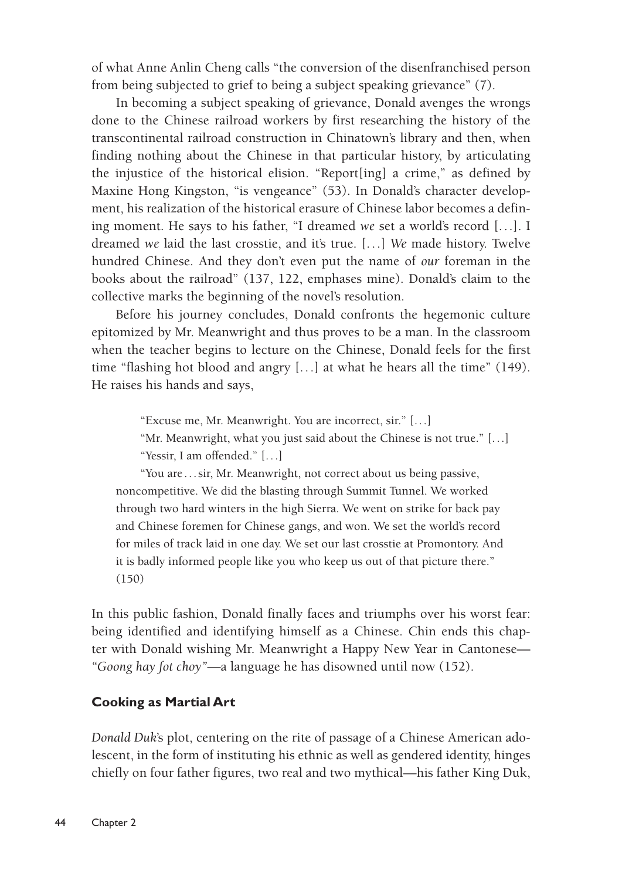of what Anne Anlin Cheng calls "the conversion of the disenfranchised person from being subjected to grief to being a subject speaking grievance" (7).

In becoming a subject speaking of grievance, Donald avenges the wrongs done to the Chinese railroad workers by first researching the history of the transcontinental railroad construction in Chinatown's library and then, when finding nothing about the Chinese in that particular history, by articulating the injustice of the historical elision. "Report[ing] a crime," as defined by Maxine Hong Kingston, "is vengeance" (53). In Donald's character development, his realization of the historical erasure of Chinese labor becomes a defining moment. He says to his father, "I dreamed *we* set a world's record [. . .]. I dreamed *we* laid the last crosstie, and it's true. [. . .] *We* made history. Twelve hundred Chinese. And they don't even put the name of *our* foreman in the books about the railroad" (137, 122, emphases mine). Donald's claim to the collective marks the beginning of the novel's resolution.

Before his journey concludes, Donald confronts the hegemonic culture epitomized by Mr. Meanwright and thus proves to be a man. In the classroom when the teacher begins to lecture on the Chinese, Donald feels for the first time "flashing hot blood and angry [. . .] at what he hears all the time" (149). He raises his hands and says,

> "Excuse me, Mr. Meanwright. You are incorrect, sir." [. . .]
>
> "Mr. Meanwright, what you just said about the Chinese is not true." [. . .]
>
> "Yessir, I am offended." [. . .]
>
> "You are . . . sir, Mr. Meanwright, not correct about us being passive, noncompetitive. We did the blasting through Summit Tunnel. We worked through two hard winters in the high Sierra. We went on strike for back pay and Chinese foremen for Chinese gangs, and won. We set the world's record for miles of track laid in one day. We set our last crosstie at Promontory. And it is badly informed people like you who keep us out of that picture there." (150)

In this public fashion, Donald finally faces and triumphs over his worst fear: being identified and identifying himself as a Chinese. Chin ends this chapter with Donald wishing Mr. Meanwright a Happy New Year in Cantonese—*"Goong hay fot choy"*—a language he has disowned until now (152).

### Cooking as Martial Art

*Donald Duk*'s plot, centering on the rite of passage of a Chinese American adolescent, in the form of instituting his ethnic as well as gendered identity, hinges chiefly on four father figures, two real and two mythical—his father King Duk,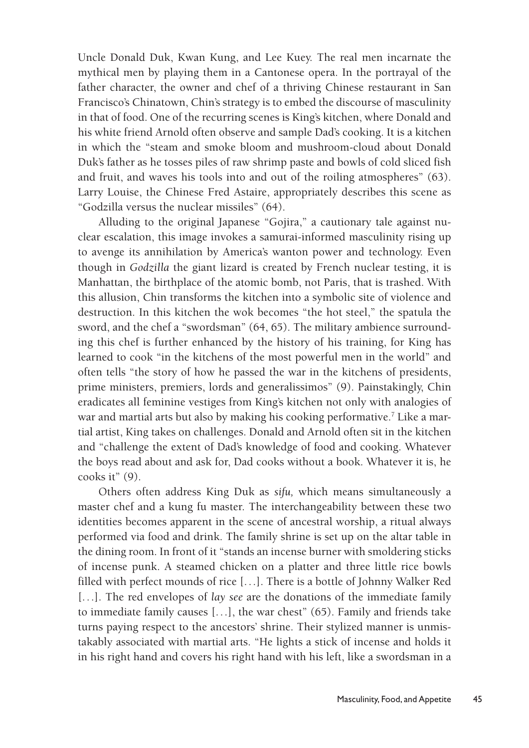Uncle Donald Duk, Kwan Kung, and Lee Kuey. The real men incarnate the mythical men by playing them in a Cantonese opera. In the portrayal of the father character, the owner and chef of a thriving Chinese restaurant in San Francisco's Chinatown, Chin's strategy is to embed the discourse of masculinity in that of food. One of the recurring scenes is King's kitchen, where Donald and his white friend Arnold often observe and sample Dad's cooking. It is a kitchen in which the "steam and smoke bloom and mushroom-cloud about Donald Duk's father as he tosses piles of raw shrimp paste and bowls of cold sliced fish and fruit, and waves his tools into and out of the roiling atmospheres" (63). Larry Louise, the Chinese Fred Astaire, appropriately describes this scene as "Godzilla versus the nuclear missiles" (64).

Alluding to the original Japanese "Gojira," a cautionary tale against nuclear escalation, this image invokes a samurai-informed masculinity rising up to avenge its annihilation by America's wanton power and technology. Even though in *Godzilla* the giant lizard is created by French nuclear testing, it is Manhattan, the birthplace of the atomic bomb, not Paris, that is trashed. With this allusion, Chin transforms the kitchen into a symbolic site of violence and destruction. In this kitchen the wok becomes "the hot steel," the spatula the sword, and the chef a "swordsman" (64, 65). The military ambience surrounding this chef is further enhanced by the history of his training, for King has learned to cook "in the kitchens of the most powerful men in the world" and often tells "the story of how he passed the war in the kitchens of presidents, prime ministers, premiers, lords and generalissimos" (9). Painstakingly, Chin eradicates all feminine vestiges from King's kitchen not only with analogies of war and martial arts but also by making his cooking performative.[7] Like a martial artist, King takes on challenges. Donald and Arnold often sit in the kitchen and "challenge the extent of Dad's knowledge of food and cooking. Whatever the boys read about and ask for, Dad cooks without a book. Whatever it is, he cooks it" (9).

Others often address King Duk as *sifu*, which means simultaneously a master chef and a kung fu master. The interchangeability between these two identities becomes apparent in the scene of ancestral worship, a ritual always performed via food and drink. The family shrine is set up on the altar table in the dining room. In front of it "stands an incense burner with smoldering sticks of incense punk. A steamed chicken on a platter and three little rice bowls filled with perfect mounds of rice [...]. There is a bottle of Johnny Walker Red [...]. The red envelopes of *lay see* are the donations of the immediate family to immediate family causes [...], the war chest" (65). Family and friends take turns paying respect to the ancestors' shrine. Their stylized manner is unmistakably associated with martial arts. "He lights a stick of incense and holds it in his right hand and covers his right hand with his left, like a swordsman in a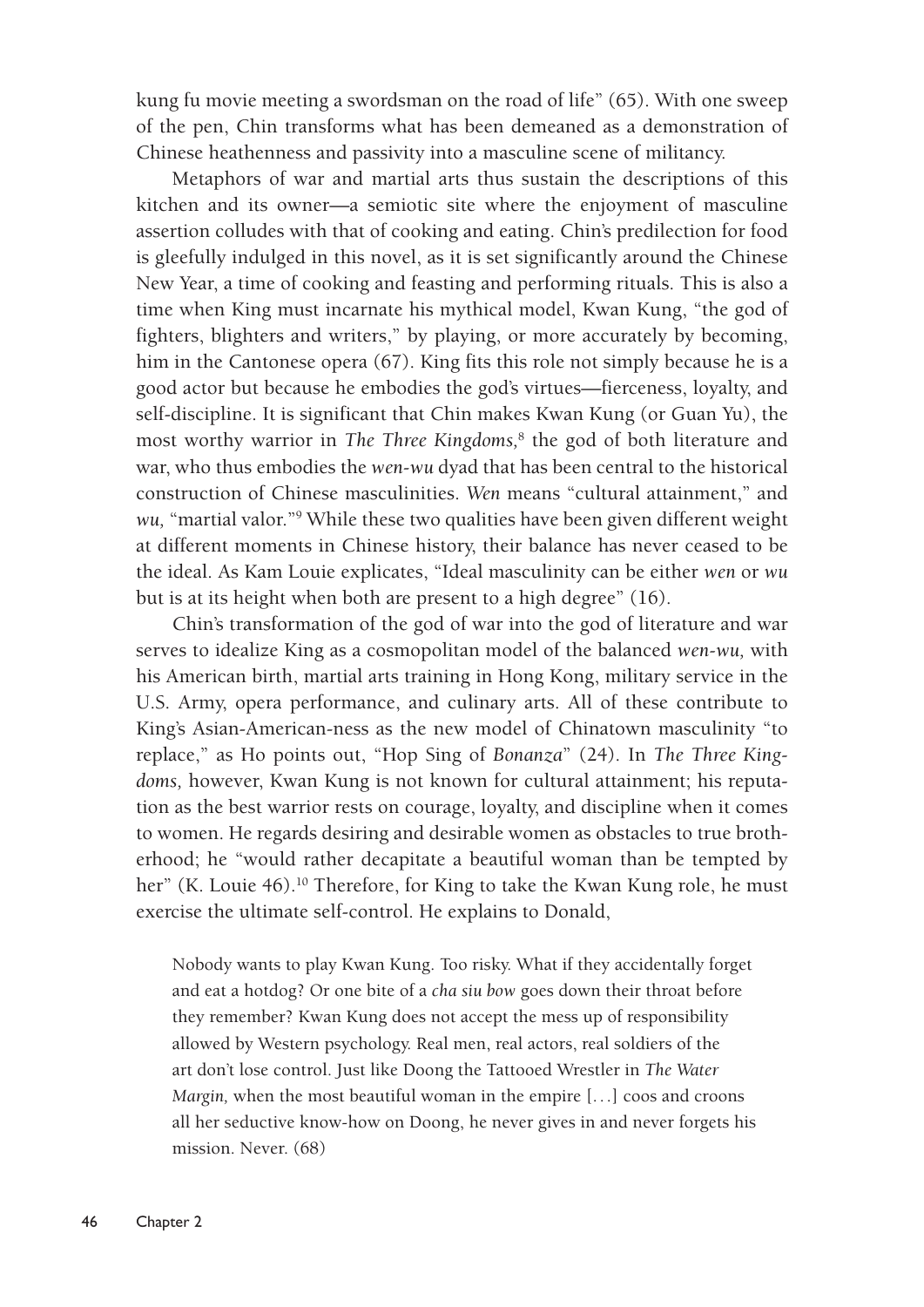kung fu movie meeting a swordsman on the road of life" (65). With one sweep of the pen, Chin transforms what has been demeaned as a demonstration of Chinese heathenness and passivity into a masculine scene of militancy.

Metaphors of war and martial arts thus sustain the descriptions of this kitchen and its owner—a semiotic site where the enjoyment of masculine assertion colludes with that of cooking and eating. Chin's predilection for food is gleefully indulged in this novel, as it is set significantly around the Chinese New Year, a time of cooking and feasting and performing rituals. This is also a time when King must incarnate his mythical model, Kwan Kung, "the god of fighters, blighters and writers," by playing, or more accurately by becoming, him in the Cantonese opera (67). King fits this role not simply because he is a good actor but because he embodies the god's virtues—fierceness, loyalty, and self-discipline. It is significant that Chin makes Kwan Kung (or Guan Yu), the most worthy warrior in *The Three Kingdoms,*[8] the god of both literature and war, who thus embodies the *wen-wu* dyad that has been central to the historical construction of Chinese masculinities. *Wen* means "cultural attainment," and *wu,* "martial valor."[9] While these two qualities have been given different weight at different moments in Chinese history, their balance has never ceased to be the ideal. As Kam Louie explicates, "Ideal masculinity can be either *wen* or *wu* but is at its height when both are present to a high degree" (16).

Chin's transformation of the god of war into the god of literature and war serves to idealize King as a cosmopolitan model of the balanced *wen-wu,* with his American birth, martial arts training in Hong Kong, military service in the U.S. Army, opera performance, and culinary arts. All of these contribute to King's Asian-American-ness as the new model of Chinatown masculinity "to replace," as Ho points out, "Hop Sing of *Bonanza*" (24). In *The Three Kingdoms,* however, Kwan Kung is not known for cultural attainment; his reputation as the best warrior rests on courage, loyalty, and discipline when it comes to women. He regards desiring and desirable women as obstacles to true brotherhood; he "would rather decapitate a beautiful woman than be tempted by her" (K. Louie 46).[10] Therefore, for King to take the Kwan Kung role, he must exercise the ultimate self-control. He explains to Donald,

> Nobody wants to play Kwan Kung. Too risky. What if they accidentally forget and eat a hotdog? Or one bite of a *cha siu bow* goes down their throat before they remember? Kwan Kung does not accept the mess up of responsibility allowed by Western psychology. Real men, real actors, real soldiers of the art don't lose control. Just like Doong the Tattooed Wrestler in *The Water Margin,* when the most beautiful woman in the empire [. . .] coos and croons all her seductive know-how on Doong, he never gives in and never forgets his mission. Never. (68)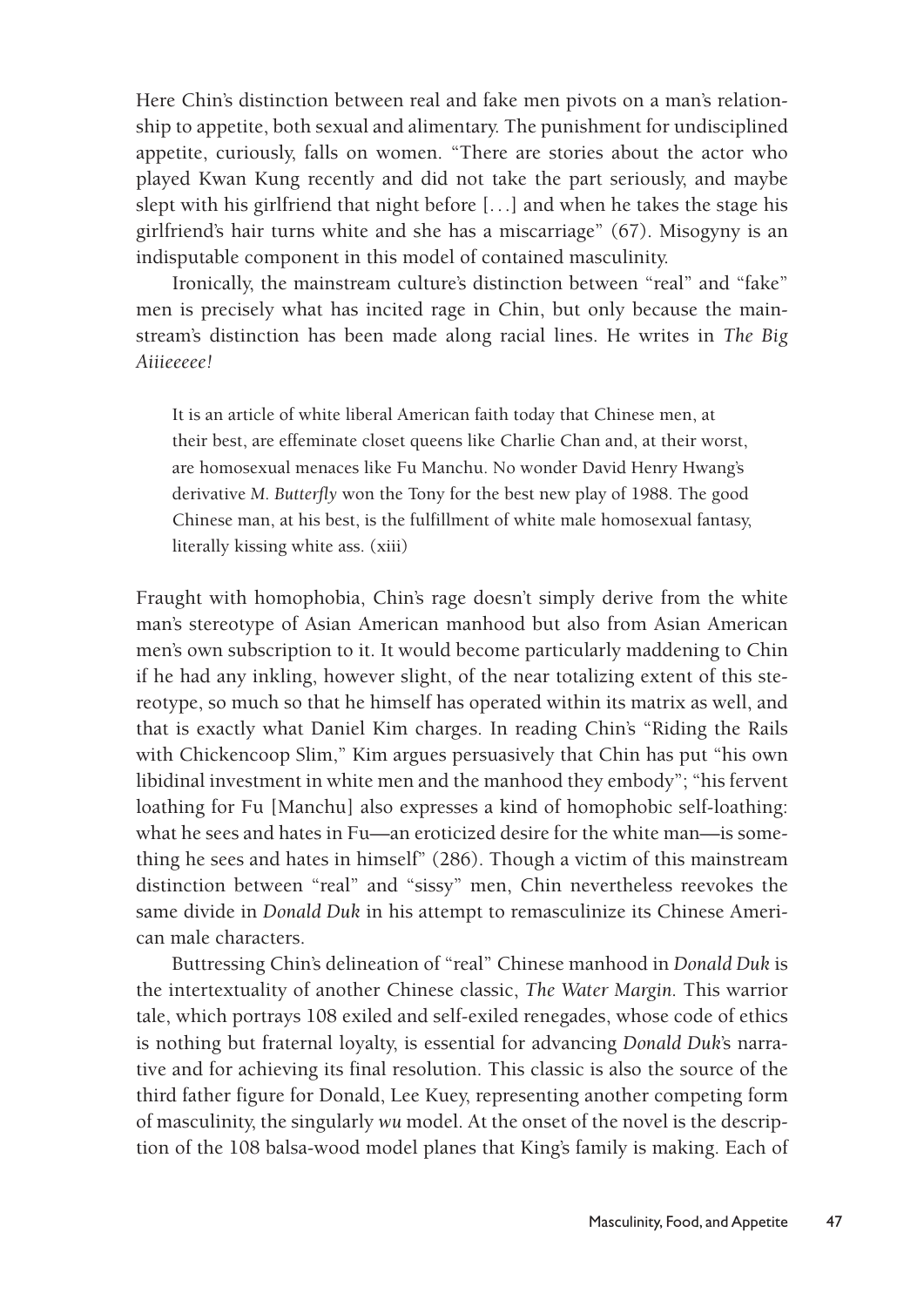Here Chin's distinction between real and fake men pivots on a man's relationship to appetite, both sexual and alimentary. The punishment for undisciplined appetite, curiously, falls on women. "There are stories about the actor who played Kwan Kung recently and did not take the part seriously, and maybe slept with his girlfriend that night before [. . .] and when he takes the stage his girlfriend's hair turns white and she has a miscarriage" (67). Misogyny is an indisputable component in this model of contained masculinity.

Ironically, the mainstream culture's distinction between "real" and "fake" men is precisely what has incited rage in Chin, but only because the mainstream's distinction has been made along racial lines. He writes in *The Big Aiiieeeee!*

> It is an article of white liberal American faith today that Chinese men, at their best, are effeminate closet queens like Charlie Chan and, at their worst, are homosexual menaces like Fu Manchu. No wonder David Henry Hwang's derivative *M. Butterfly* won the Tony for the best new play of 1988. The good Chinese man, at his best, is the fulfillment of white male homosexual fantasy, literally kissing white ass. (xiii)

Fraught with homophobia, Chin's rage doesn't simply derive from the white man's stereotype of Asian American manhood but also from Asian American men's own subscription to it. It would become particularly maddening to Chin if he had any inkling, however slight, of the near totalizing extent of this stereotype, so much so that he himself has operated within its matrix as well, and that is exactly what Daniel Kim charges. In reading Chin's "Riding the Rails with Chickencoop Slim," Kim argues persuasively that Chin has put "his own libidinal investment in white men and the manhood they embody"; "his fervent loathing for Fu [Manchu] also expresses a kind of homophobic self-loathing: what he sees and hates in Fu—an eroticized desire for the white man—is something he sees and hates in himself" (286). Though a victim of this mainstream distinction between "real" and "sissy" men, Chin nevertheless reevokes the same divide in *Donald Duk* in his attempt to remasculinize its Chinese American male characters.

Buttressing Chin's delineation of "real" Chinese manhood in *Donald Duk* is the intertextuality of another Chinese classic, *The Water Margin.* This warrior tale, which portrays 108 exiled and self-exiled renegades, whose code of ethics is nothing but fraternal loyalty, is essential for advancing *Donald Duk*'s narrative and for achieving its final resolution. This classic is also the source of the third father figure for Donald, Lee Kuey, representing another competing form of masculinity, the singularly *wu* model. At the onset of the novel is the description of the 108 balsa-wood model planes that King's family is making. Each of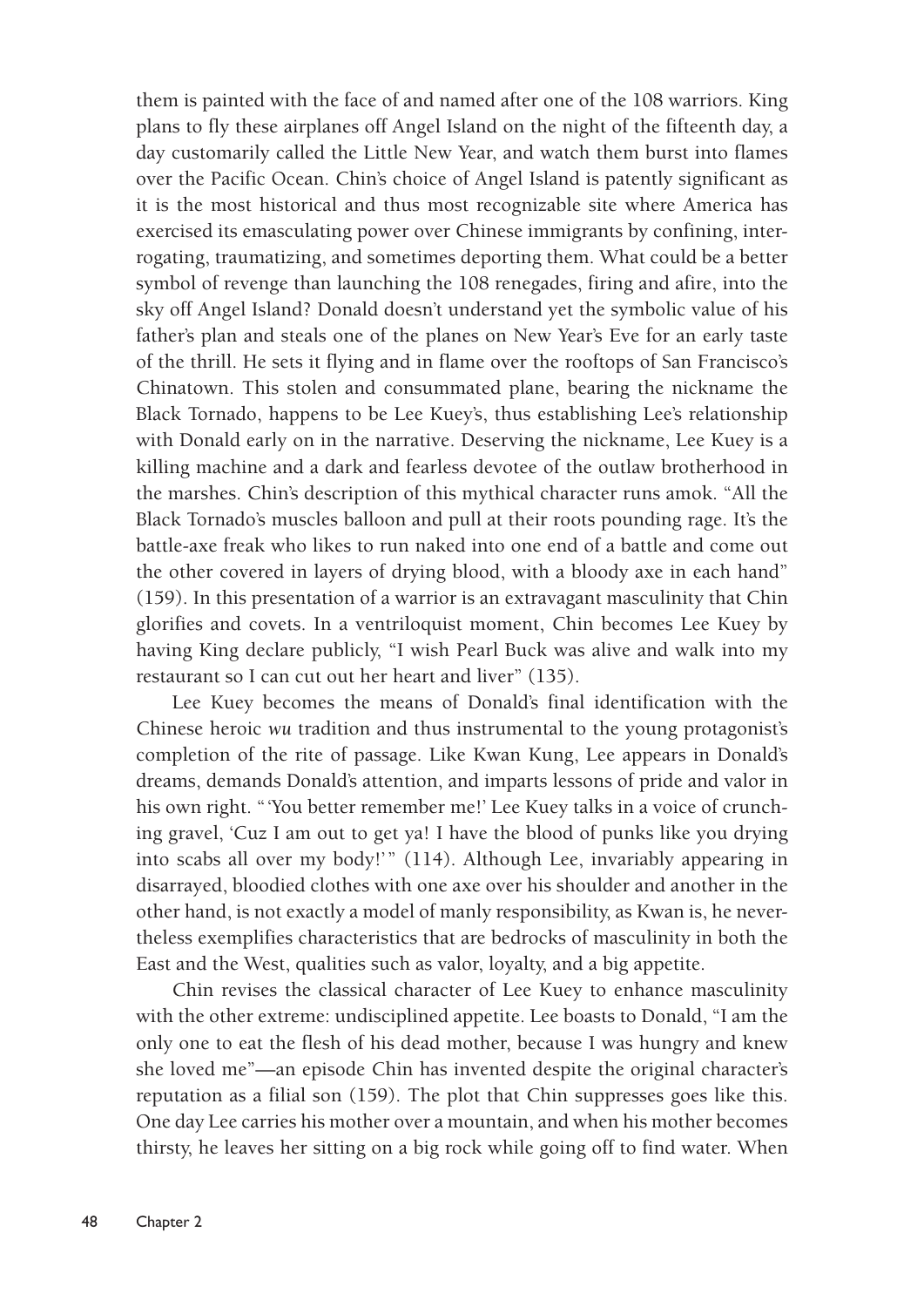them is painted with the face of and named after one of the 108 warriors. King plans to fly these airplanes off Angel Island on the night of the fifteenth day, a day customarily called the Little New Year, and watch them burst into flames over the Pacific Ocean. Chin's choice of Angel Island is patently significant as it is the most historical and thus most recognizable site where America has exercised its emasculating power over Chinese immigrants by confining, interrogating, traumatizing, and sometimes deporting them. What could be a better symbol of revenge than launching the 108 renegades, firing and afire, into the sky off Angel Island? Donald doesn't understand yet the symbolic value of his father's plan and steals one of the planes on New Year's Eve for an early taste of the thrill. He sets it flying and in flame over the rooftops of San Francisco's Chinatown. This stolen and consummated plane, bearing the nickname the Black Tornado, happens to be Lee Kuey's, thus establishing Lee's relationship with Donald early on in the narrative. Deserving the nickname, Lee Kuey is a killing machine and a dark and fearless devotee of the outlaw brotherhood in the marshes. Chin's description of this mythical character runs amok. "All the Black Tornado's muscles balloon and pull at their roots pounding rage. It's the battle-axe freak who likes to run naked into one end of a battle and come out the other covered in layers of drying blood, with a bloody axe in each hand" (159). In this presentation of a warrior is an extravagant masculinity that Chin glorifies and covets. In a ventriloquist moment, Chin becomes Lee Kuey by having King declare publicly, "I wish Pearl Buck was alive and walk into my restaurant so I can cut out her heart and liver" (135).

Lee Kuey becomes the means of Donald's final identification with the Chinese heroic *wu* tradition and thus instrumental to the young protagonist's completion of the rite of passage. Like Kwan Kung, Lee appears in Donald's dreams, demands Donald's attention, and imparts lessons of pride and valor in his own right. "'You better remember me!' Lee Kuey talks in a voice of crunching gravel, 'Cuz I am out to get ya! I have the blood of punks like you drying into scabs all over my body!'" (114). Although Lee, invariably appearing in disarrayed, bloodied clothes with one axe over his shoulder and another in the other hand, is not exactly a model of manly responsibility, as Kwan is, he nevertheless exemplifies characteristics that are bedrocks of masculinity in both the East and the West, qualities such as valor, loyalty, and a big appetite.

Chin revises the classical character of Lee Kuey to enhance masculinity with the other extreme: undisciplined appetite. Lee boasts to Donald, "I am the only one to eat the flesh of his dead mother, because I was hungry and knew she loved me"—an episode Chin has invented despite the original character's reputation as a filial son (159). The plot that Chin suppresses goes like this. One day Lee carries his mother over a mountain, and when his mother becomes thirsty, he leaves her sitting on a big rock while going off to find water. When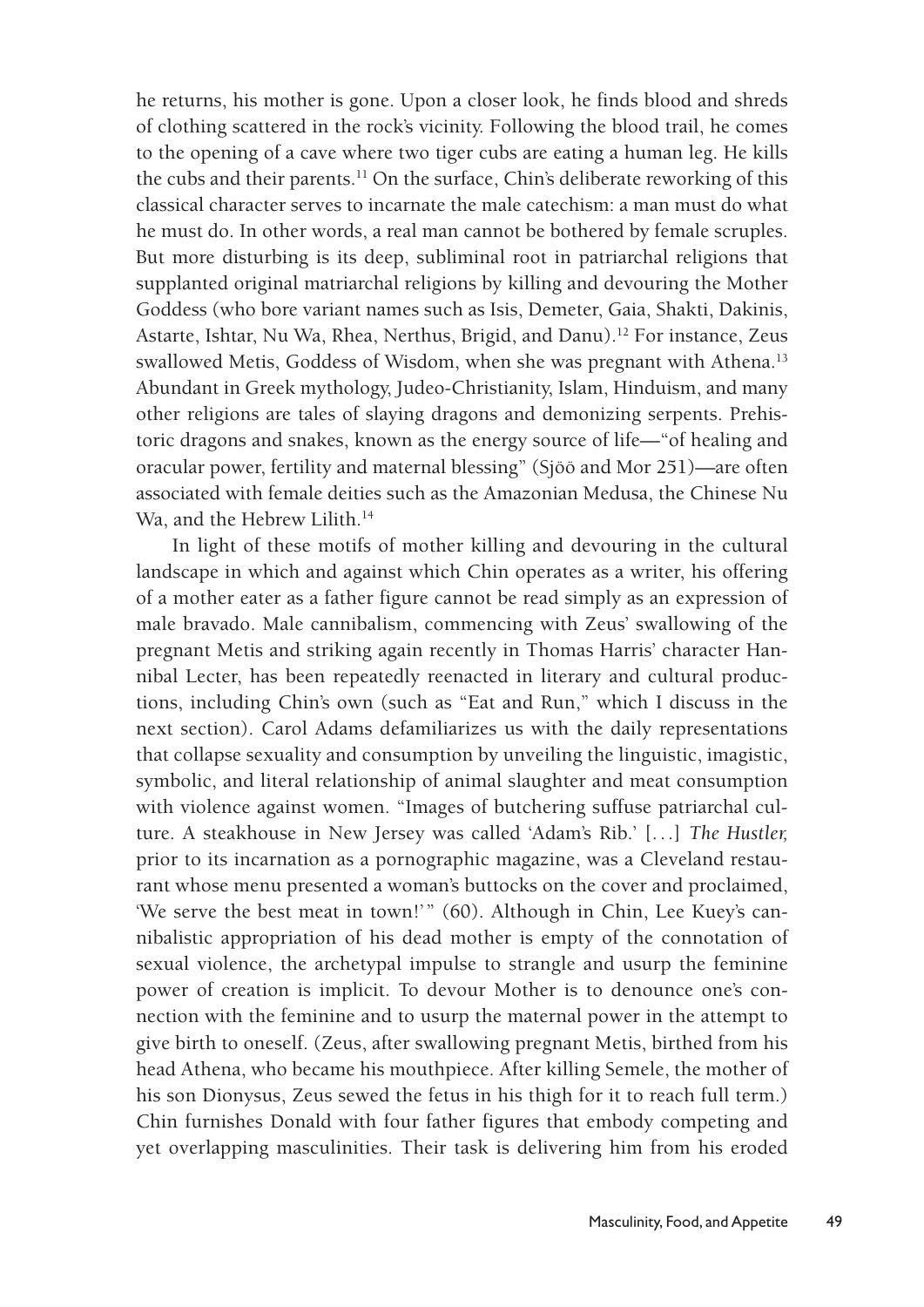he returns, his mother is gone. Upon a closer look, he finds blood and shreds of clothing scattered in the rock's vicinity. Following the blood trail, he comes to the opening of a cave where two tiger cubs are eating a human leg. He kills the cubs and their parents.[11] On the surface, Chin's deliberate reworking of this classical character serves to incarnate the male catechism: a man must do what he must do. In other words, a real man cannot be bothered by female scruples. But more disturbing is its deep, subliminal root in patriarchal religions that supplanted original matriarchal religions by killing and devouring the Mother Goddess (who bore variant names such as Isis, Demeter, Gaia, Shakti, Dakinis, Astarte, Ishtar, Nu Wa, Rhea, Nerthus, Brigid, and Danu).[12] For instance, Zeus swallowed Metis, Goddess of Wisdom, when she was pregnant with Athena.[13] Abundant in Greek mythology, Judeo-Christianity, Islam, Hinduism, and many other religions are tales of slaying dragons and demonizing serpents. Prehistoric dragons and snakes, known as the energy source of life—"of healing and oracular power, fertility and maternal blessing" (Sjöö and Mor 251)—are often associated with female deities such as the Amazonian Medusa, the Chinese Nu Wa, and the Hebrew Lilith.[14]

In light of these motifs of mother killing and devouring in the cultural landscape in which and against which Chin operates as a writer, his offering of a mother eater as a father figure cannot be read simply as an expression of male bravado. Male cannibalism, commencing with Zeus' swallowing of the pregnant Metis and striking again recently in Thomas Harris' character Hannibal Lecter, has been repeatedly reenacted in literary and cultural productions, including Chin's own (such as "Eat and Run," which I discuss in the next section). Carol Adams defamiliarizes us with the daily representations that collapse sexuality and consumption by unveiling the linguistic, imagistic, symbolic, and literal relationship of animal slaughter and meat consumption with violence against women. "Images of butchering suffuse patriarchal culture. A steakhouse in New Jersey was called 'Adam's Rib.' [. . .] *The Hustler,* prior to its incarnation as a pornographic magazine, was a Cleveland restaurant whose menu presented a woman's buttocks on the cover and proclaimed, 'We serve the best meat in town!'" (60). Although in Chin, Lee Kuey's cannibalistic appropriation of his dead mother is empty of the connotation of sexual violence, the archetypal impulse to strangle and usurp the feminine power of creation is implicit. To devour Mother is to denounce one's connection with the feminine and to usurp the maternal power in the attempt to give birth to oneself. (Zeus, after swallowing pregnant Metis, birthed from his head Athena, who became his mouthpiece. After killing Semele, the mother of his son Dionysus, Zeus sewed the fetus in his thigh for it to reach full term.) Chin furnishes Donald with four father figures that embody competing and yet overlapping masculinities. Their task is delivering him from his eroded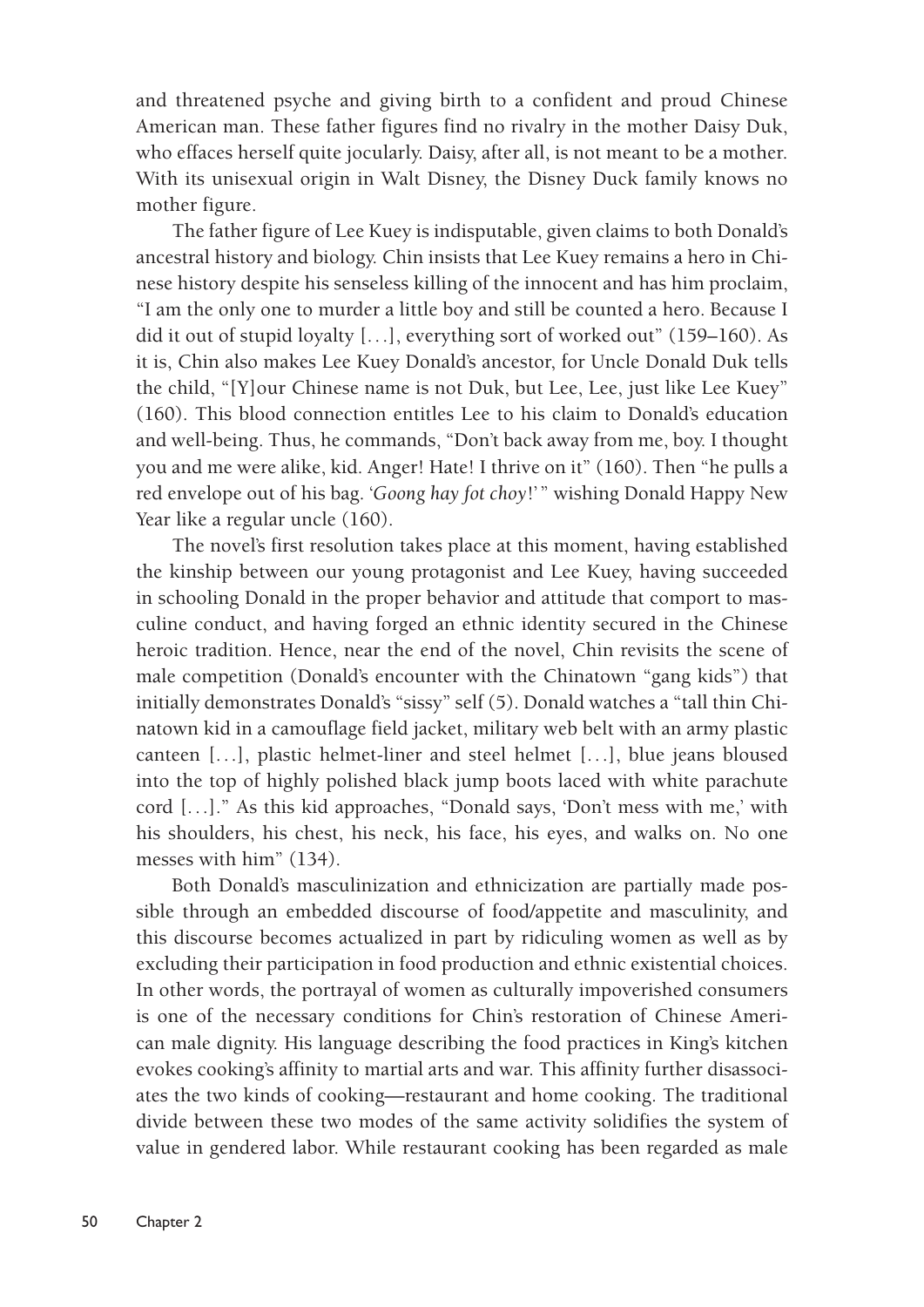and threatened psyche and giving birth to a confident and proud Chinese American man. These father figures find no rivalry in the mother Daisy Duk, who effaces herself quite jocularly. Daisy, after all, is not meant to be a mother. With its unisexual origin in Walt Disney, the Disney Duck family knows no mother figure.

The father figure of Lee Kuey is indisputable, given claims to both Donald's ancestral history and biology. Chin insists that Lee Kuey remains a hero in Chinese history despite his senseless killing of the innocent and has him proclaim, "I am the only one to murder a little boy and still be counted a hero. Because I did it out of stupid loyalty [. . .], everything sort of worked out" (159–160). As it is, Chin also makes Lee Kuey Donald's ancestor, for Uncle Donald Duk tells the child, "[Y]our Chinese name is not Duk, but Lee, Lee, just like Lee Kuey" (160). This blood connection entitles Lee to his claim to Donald's education and well-being. Thus, he commands, "Don't back away from me, boy. I thought you and me were alike, kid. Anger! Hate! I thrive on it" (160). Then "he pulls a red envelope out of his bag. '*Goong hay fot choy*!' " wishing Donald Happy New Year like a regular uncle (160).

The novel's first resolution takes place at this moment, having established the kinship between our young protagonist and Lee Kuey, having succeeded in schooling Donald in the proper behavior and attitude that comport to masculine conduct, and having forged an ethnic identity secured in the Chinese heroic tradition. Hence, near the end of the novel, Chin revisits the scene of male competition (Donald's encounter with the Chinatown "gang kids") that initially demonstrates Donald's "sissy" self (5). Donald watches a "tall thin Chinatown kid in a camouflage field jacket, military web belt with an army plastic canteen [. . .], plastic helmet-liner and steel helmet [. . .], blue jeans bloused into the top of highly polished black jump boots laced with white parachute cord [. . .]." As this kid approaches, "Donald says, 'Don't mess with me,' with his shoulders, his chest, his neck, his face, his eyes, and walks on. No one messes with him" (134).

Both Donald's masculinization and ethnicization are partially made possible through an embedded discourse of food/appetite and masculinity, and this discourse becomes actualized in part by ridiculing women as well as by excluding their participation in food production and ethnic existential choices. In other words, the portrayal of women as culturally impoverished consumers is one of the necessary conditions for Chin's restoration of Chinese American male dignity. His language describing the food practices in King's kitchen evokes cooking's affinity to martial arts and war. This affinity further disassociates the two kinds of cooking—restaurant and home cooking. The traditional divide between these two modes of the same activity solidifies the system of value in gendered labor. While restaurant cooking has been regarded as male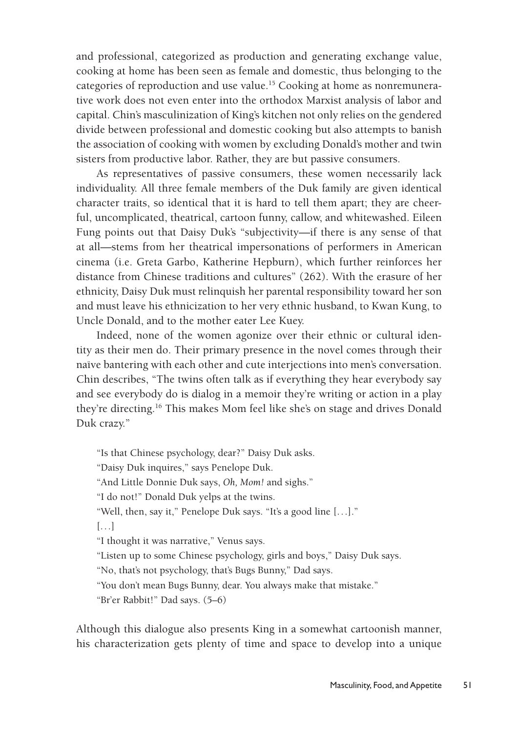and professional, categorized as production and generating exchange value, cooking at home has been seen as female and domestic, thus belonging to the categories of reproduction and use value.[15] Cooking at home as nonremunerative work does not even enter into the orthodox Marxist analysis of labor and capital. Chin's masculinization of King's kitchen not only relies on the gendered divide between professional and domestic cooking but also attempts to banish the association of cooking with women by excluding Donald's mother and twin sisters from productive labor. Rather, they are but passive consumers.

As representatives of passive consumers, these women necessarily lack individuality. All three female members of the Duk family are given identical character traits, so identical that it is hard to tell them apart; they are cheerful, uncomplicated, theatrical, cartoon funny, callow, and whitewashed. Eileen Fung points out that Daisy Duk's "subjectivity—if there is any sense of that at all—stems from her theatrical impersonations of performers in American cinema (i.e. Greta Garbo, Katherine Hepburn), which further reinforces her distance from Chinese traditions and cultures" (262). With the erasure of her ethnicity, Daisy Duk must relinquish her parental responsibility toward her son and must leave his ethnicization to her very ethnic husband, to Kwan Kung, to Uncle Donald, and to the mother eater Lee Kuey.

Indeed, none of the women agonize over their ethnic or cultural identity as their men do. Their primary presence in the novel comes through their naïve bantering with each other and cute interjections into men's conversation. Chin describes, "The twins often talk as if everything they hear everybody say and see everybody do is dialog in a memoir they're writing or action in a play they're directing.[16] This makes Mom feel like she's on stage and drives Donald Duk crazy."

> "Is that Chinese psychology, dear?" Daisy Duk asks.
>
> "Daisy Duk inquires," says Penelope Duk.
>
> "And Little Donnie Duk says, *Oh, Mom!* and sighs."
>
> "I do not!" Donald Duk yelps at the twins.
>
> "Well, then, say it," Penelope Duk says. "It's a good line [. . .]."
>
> [. . .]
>
> "I thought it was narrative," Venus says.
>
> "Listen up to some Chinese psychology, girls and boys," Daisy Duk says.
>
> "No, that's not psychology, that's Bugs Bunny," Dad says.
>
> "You don't mean Bugs Bunny, dear. You always make that mistake."
>
> "Br'er Rabbit!" Dad says. (5–6)

Although this dialogue also presents King in a somewhat cartoonish manner, his characterization gets plenty of time and space to develop into a unique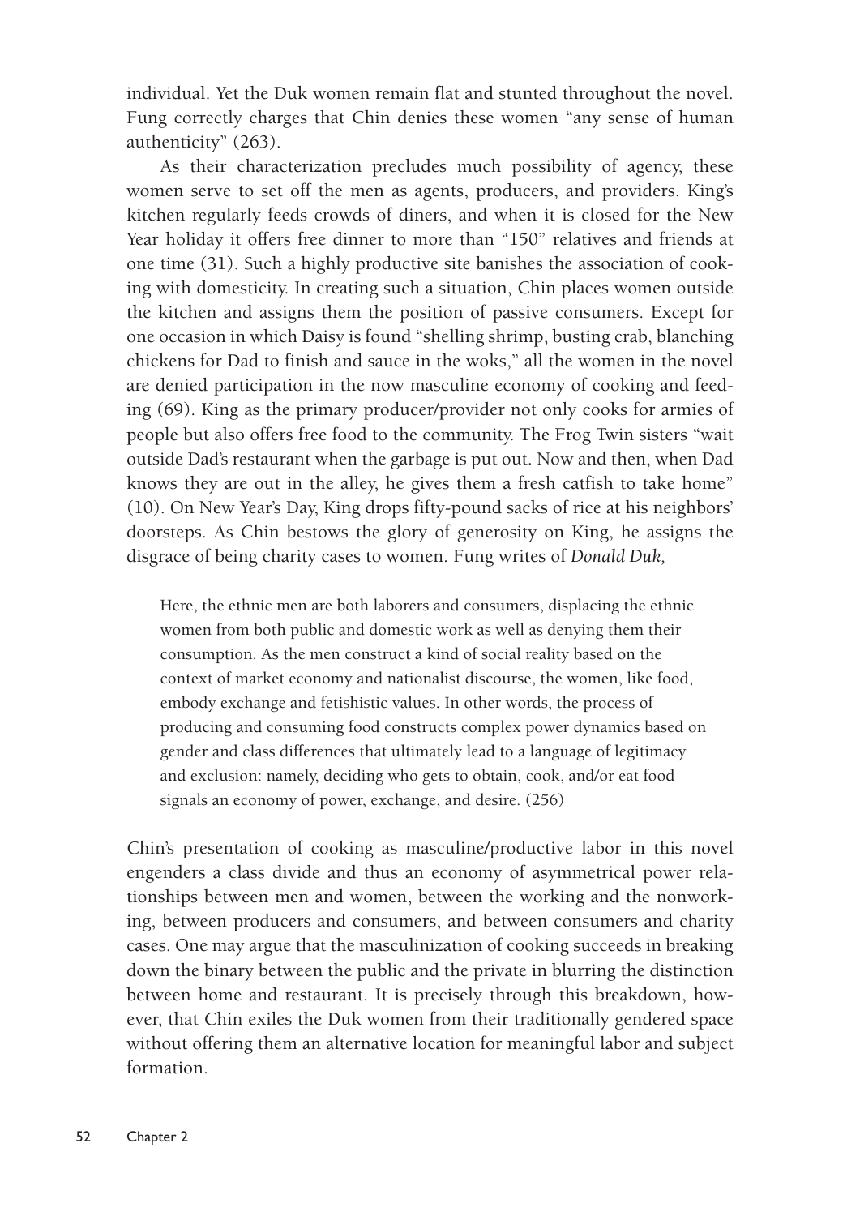individual. Yet the Duk women remain flat and stunted throughout the novel. Fung correctly charges that Chin denies these women "any sense of human authenticity" (263).

As their characterization precludes much possibility of agency, these women serve to set off the men as agents, producers, and providers. King's kitchen regularly feeds crowds of diners, and when it is closed for the New Year holiday it offers free dinner to more than "150" relatives and friends at one time (31). Such a highly productive site banishes the association of cooking with domesticity. In creating such a situation, Chin places women outside the kitchen and assigns them the position of passive consumers. Except for one occasion in which Daisy is found "shelling shrimp, busting crab, blanching chickens for Dad to finish and sauce in the woks," all the women in the novel are denied participation in the now masculine economy of cooking and feeding (69). King as the primary producer/provider not only cooks for armies of people but also offers free food to the community. The Frog Twin sisters "wait outside Dad's restaurant when the garbage is put out. Now and then, when Dad knows they are out in the alley, he gives them a fresh catfish to take home" (10). On New Year's Day, King drops fifty-pound sacks of rice at his neighbors' doorsteps. As Chin bestows the glory of generosity on King, he assigns the disgrace of being charity cases to women. Fung writes of *Donald Duk,*

> Here, the ethnic men are both laborers and consumers, displacing the ethnic women from both public and domestic work as well as denying them their consumption. As the men construct a kind of social reality based on the context of market economy and nationalist discourse, the women, like food, embody exchange and fetishistic values. In other words, the process of producing and consuming food constructs complex power dynamics based on gender and class differences that ultimately lead to a language of legitimacy and exclusion: namely, deciding who gets to obtain, cook, and/or eat food signals an economy of power, exchange, and desire. (256)

Chin's presentation of cooking as masculine/productive labor in this novel engenders a class divide and thus an economy of asymmetrical power relationships between men and women, between the working and the nonworking, between producers and consumers, and between consumers and charity cases. One may argue that the masculinization of cooking succeeds in breaking down the binary between the public and the private in blurring the distinction between home and restaurant. It is precisely through this breakdown, however, that Chin exiles the Duk women from their traditionally gendered space without offering them an alternative location for meaningful labor and subject formation.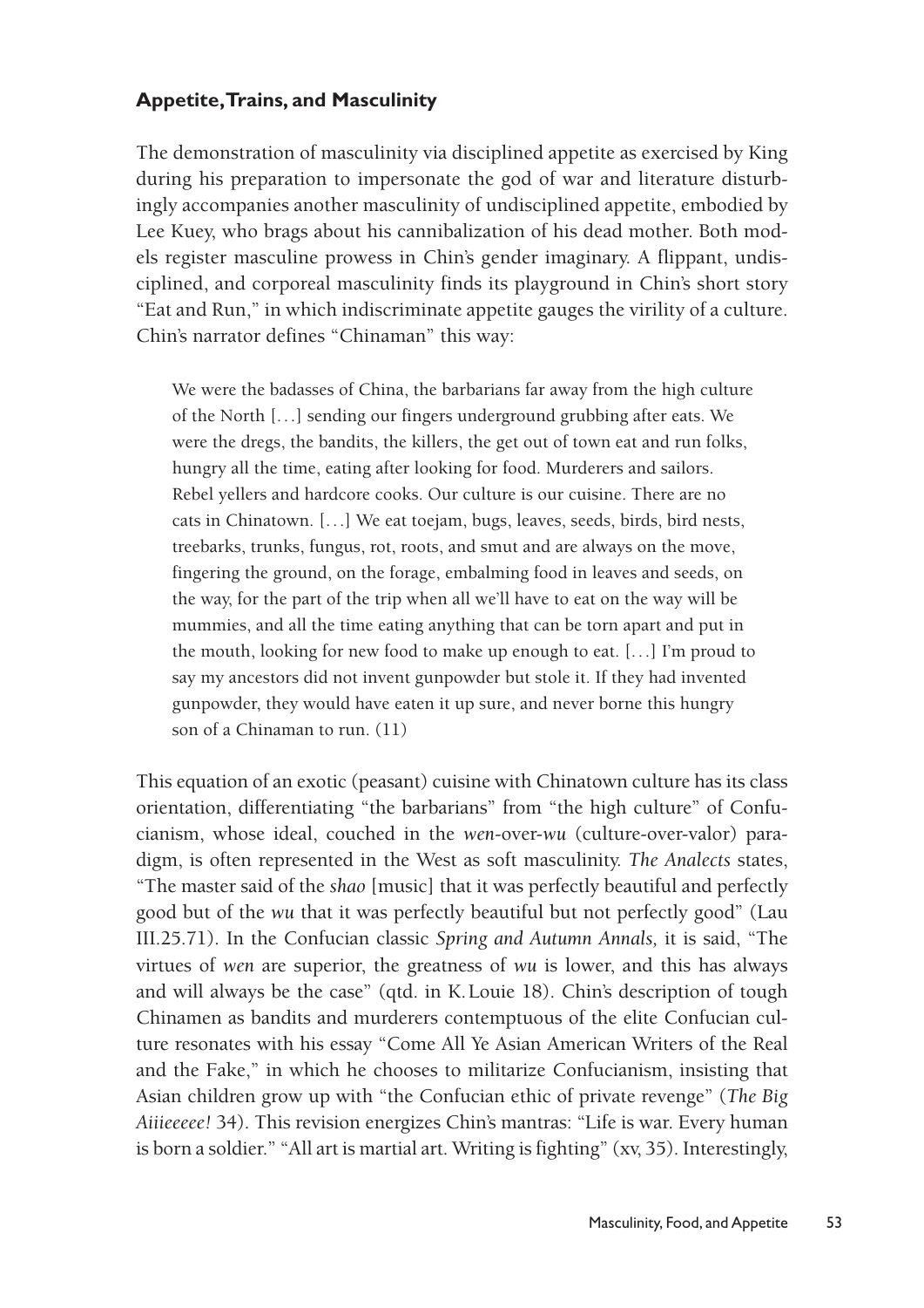### **Appetite, Trains, and Masculinity**

The demonstration of masculinity via disciplined appetite as exercised by King during his preparation to impersonate the god of war and literature disturbingly accompanies another masculinity of undisciplined appetite, embodied by Lee Kuey, who brags about his cannibalization of his dead mother. Both models register masculine prowess in Chin's gender imaginary. A flippant, undisciplined, and corporeal masculinity finds its playground in Chin's short story "Eat and Run," in which indiscriminate appetite gauges the virility of a culture. Chin's narrator defines "Chinaman" this way:

> We were the badasses of China, the barbarians far away from the high culture of the North [. . .] sending our fingers underground grubbing after eats. We were the dregs, the bandits, the killers, the get out of town eat and run folks, hungry all the time, eating after looking for food. Murderers and sailors. Rebel yellers and hardcore cooks. Our culture is our cuisine. There are no cats in Chinatown. [. . .] We eat toejam, bugs, leaves, seeds, birds, bird nests, treebarks, trunks, fungus, rot, roots, and smut and are always on the move, fingering the ground, on the forage, embalming food in leaves and seeds, on the way, for the part of the trip when all we'll have to eat on the way will be mummies, and all the time eating anything that can be torn apart and put in the mouth, looking for new food to make up enough to eat. [. . .] I'm proud to say my ancestors did not invent gunpowder but stole it. If they had invented gunpowder, they would have eaten it up sure, and never borne this hungry son of a Chinaman to run. (11)

This equation of an exotic (peasant) cuisine with Chinatown culture has its class orientation, differentiating "the barbarians" from "the high culture" of Confucianism, whose ideal, couched in the *wen*-over-*wu* (culture-over-valor) paradigm, is often represented in the West as soft masculinity. *The Analects* states, "The master said of the *shao* [music] that it was perfectly beautiful and perfectly good but of the *wu* that it was perfectly beautiful but not perfectly good" (Lau III.25.71). In the Confucian classic *Spring and Autumn Annals,* it is said, "The virtues of *wen* are superior, the greatness of *wu* is lower, and this has always and will always be the case" (qtd. in K. Louie 18). Chin's description of tough Chinamen as bandits and murderers contemptuous of the elite Confucian culture resonates with his essay "Come All Ye Asian American Writers of the Real and the Fake," in which he chooses to militarize Confucianism, insisting that Asian children grow up with "the Confucian ethic of private revenge" (*The Big Aiiieeeee!* 34). This revision energizes Chin's mantras: "Life is war. Every human is born a soldier." "All art is martial art. Writing is fighting" (xv, 35). Interestingly,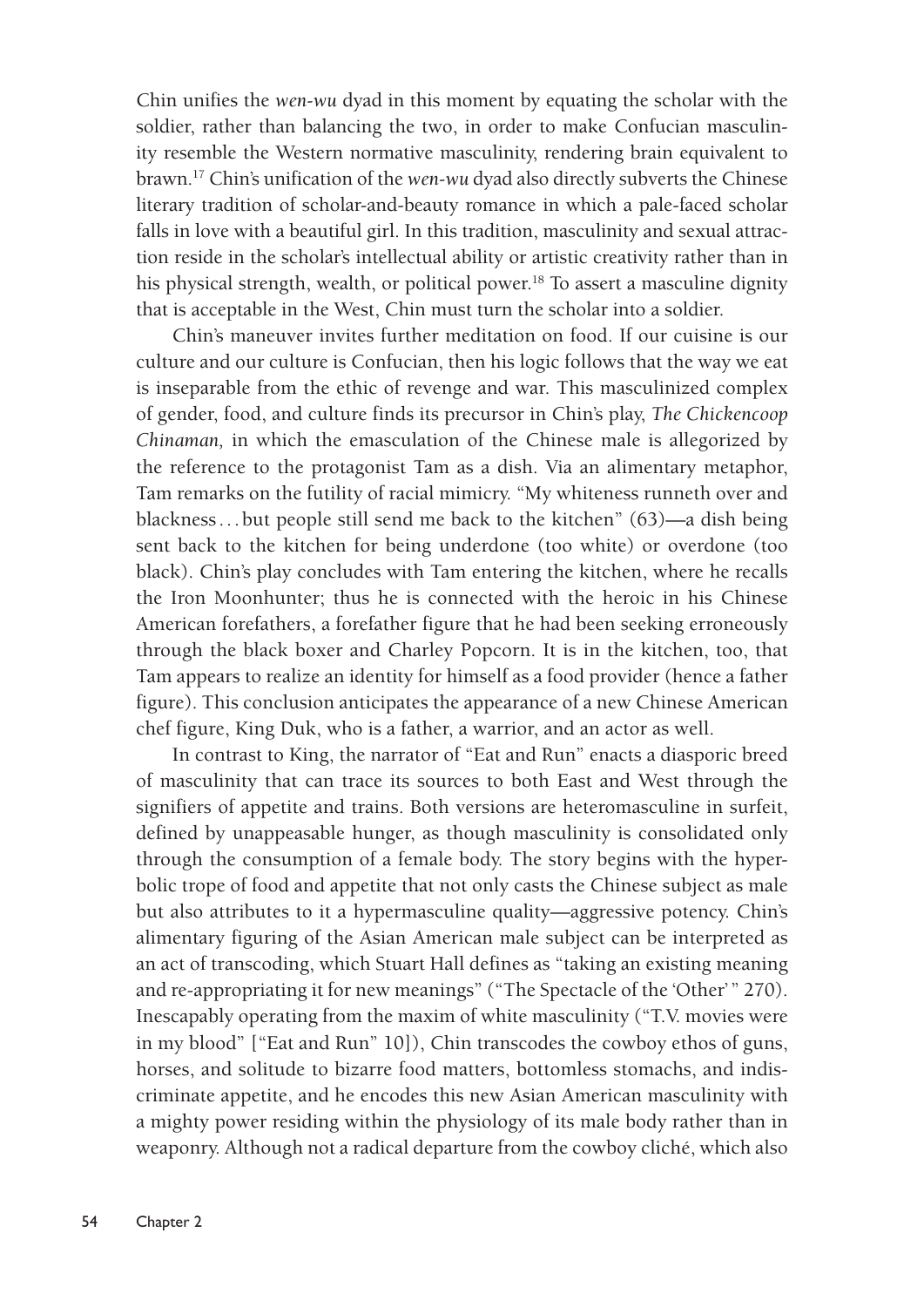Chin unifies the *wen-wu* dyad in this moment by equating the scholar with the soldier, rather than balancing the two, in order to make Confucian masculinity resemble the Western normative masculinity, rendering brain equivalent to brawn.[17] Chin's unification of the *wen-wu* dyad also directly subverts the Chinese literary tradition of scholar-and-beauty romance in which a pale-faced scholar falls in love with a beautiful girl. In this tradition, masculinity and sexual attraction reside in the scholar's intellectual ability or artistic creativity rather than in his physical strength, wealth, or political power.[18] To assert a masculine dignity that is acceptable in the West, Chin must turn the scholar into a soldier.

Chin's maneuver invites further meditation on food. If our cuisine is our culture and our culture is Confucian, then his logic follows that the way we eat is inseparable from the ethic of revenge and war. This masculinized complex of gender, food, and culture finds its precursor in Chin's play, *The Chickencoop Chinaman,* in which the emasculation of the Chinese male is allegorized by the reference to the protagonist Tam as a dish. Via an alimentary metaphor, Tam remarks on the futility of racial mimicry. "My whiteness runneth over and blackness . . . but people still send me back to the kitchen" (63)—a dish being sent back to the kitchen for being underdone (too white) or overdone (too black). Chin's play concludes with Tam entering the kitchen, where he recalls the Iron Moonhunter; thus he is connected with the heroic in his Chinese American forefathers, a forefather figure that he had been seeking erroneously through the black boxer and Charley Popcorn. It is in the kitchen, too, that Tam appears to realize an identity for himself as a food provider (hence a father figure). This conclusion anticipates the appearance of a new Chinese American chef figure, King Duk, who is a father, a warrior, and an actor as well.

In contrast to King, the narrator of "Eat and Run" enacts a diasporic breed of masculinity that can trace its sources to both East and West through the signifiers of appetite and trains. Both versions are heteromasculine in surfeit, defined by unappeasable hunger, as though masculinity is consolidated only through the consumption of a female body. The story begins with the hyperbolic trope of food and appetite that not only casts the Chinese subject as male but also attributes to it a hypermasculine quality—aggressive potency. Chin's alimentary figuring of the Asian American male subject can be interpreted as an act of transcoding, which Stuart Hall defines as "taking an existing meaning and re-appropriating it for new meanings" ("The Spectacle of the 'Other'" 270). Inescapably operating from the maxim of white masculinity ("T.V. movies were in my blood" ["Eat and Run" 10]), Chin transcodes the cowboy ethos of guns, horses, and solitude to bizarre food matters, bottomless stomachs, and indiscriminate appetite, and he encodes this new Asian American masculinity with a mighty power residing within the physiology of its male body rather than in weaponry. Although not a radical departure from the cowboy cliché, which also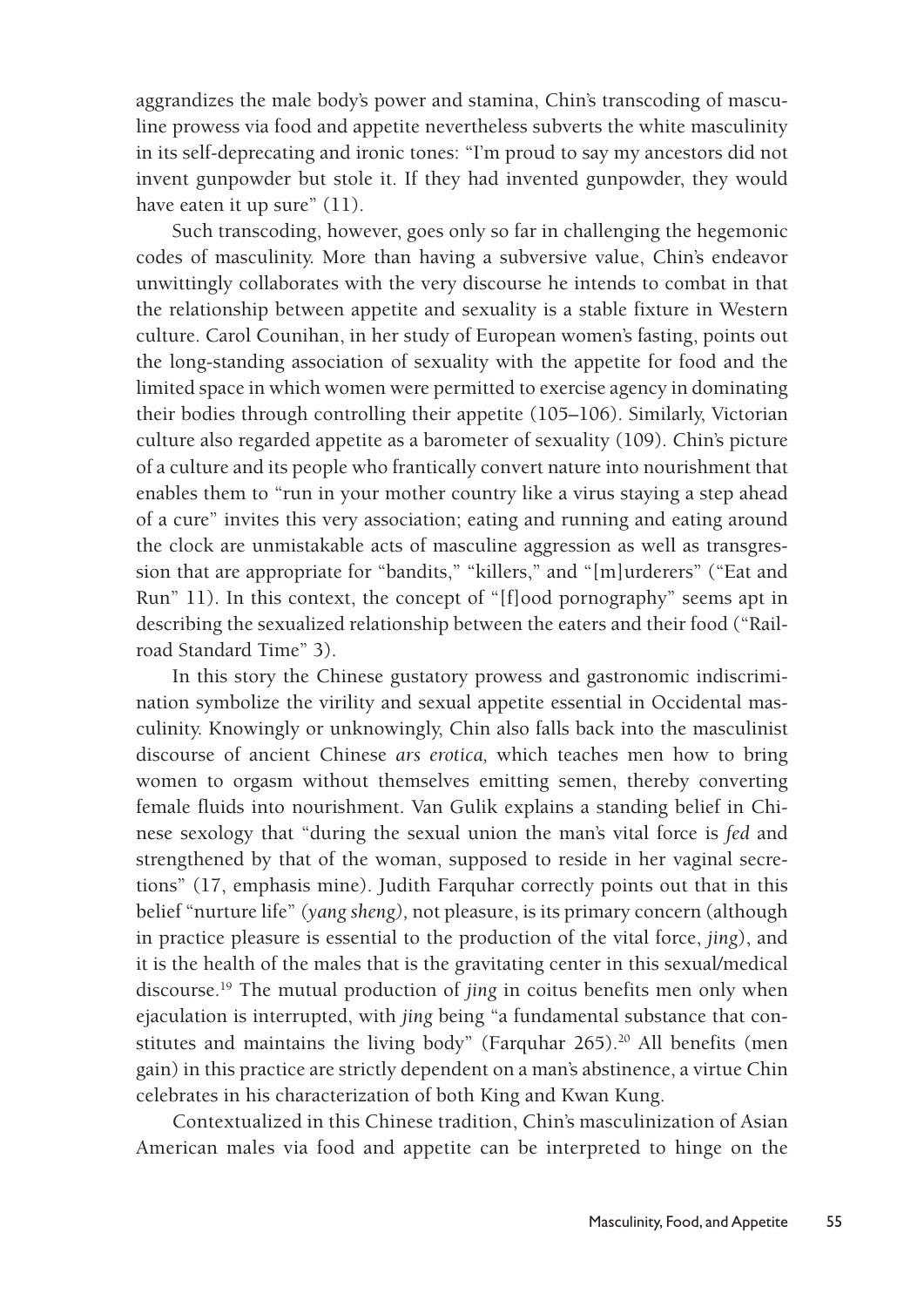aggrandizes the male body's power and stamina, Chin's transcoding of masculine prowess via food and appetite nevertheless subverts the white masculinity in its self-deprecating and ironic tones: "I'm proud to say my ancestors did not invent gunpowder but stole it. If they had invented gunpowder, they would have eaten it up sure" (11).

Such transcoding, however, goes only so far in challenging the hegemonic codes of masculinity. More than having a subversive value, Chin's endeavor unwittingly collaborates with the very discourse he intends to combat in that the relationship between appetite and sexuality is a stable fixture in Western culture. Carol Counihan, in her study of European women's fasting, points out the long-standing association of sexuality with the appetite for food and the limited space in which women were permitted to exercise agency in dominating their bodies through controlling their appetite (105–106). Similarly, Victorian culture also regarded appetite as a barometer of sexuality (109). Chin's picture of a culture and its people who frantically convert nature into nourishment that enables them to "run in your mother country like a virus staying a step ahead of a cure" invites this very association; eating and running and eating around the clock are unmistakable acts of masculine aggression as well as transgression that are appropriate for "bandits," "killers," and "[m]urderers" ("Eat and Run" 11). In this context, the concept of "[f]ood pornography" seems apt in describing the sexualized relationship between the eaters and their food ("Railroad Standard Time" 3).

In this story the Chinese gustatory prowess and gastronomic indiscrimination symbolize the virility and sexual appetite essential in Occidental masculinity. Knowingly or unknowingly, Chin also falls back into the masculinist discourse of ancient Chinese *ars erotica,* which teaches men how to bring women to orgasm without themselves emitting semen, thereby converting female fluids into nourishment. Van Gulik explains a standing belief in Chinese sexology that "during the sexual union the man's vital force is *fed* and strengthened by that of the woman, supposed to reside in her vaginal secretions" (17, emphasis mine). Judith Farquhar correctly points out that in this belief "nurture life" (*yang sheng*), not pleasure, is its primary concern (although in practice pleasure is essential to the production of the vital force, *jing*), and it is the health of the males that is the gravitating center in this sexual/medical discourse.[19] The mutual production of *jing* in coitus benefits men only when ejaculation is interrupted, with *jing* being "a fundamental substance that constitutes and maintains the living body" (Farquhar 265).[20] All benefits (men gain) in this practice are strictly dependent on a man's abstinence, a virtue Chin celebrates in his characterization of both King and Kwan Kung.

Contextualized in this Chinese tradition, Chin's masculinization of Asian American males via food and appetite can be interpreted to hinge on the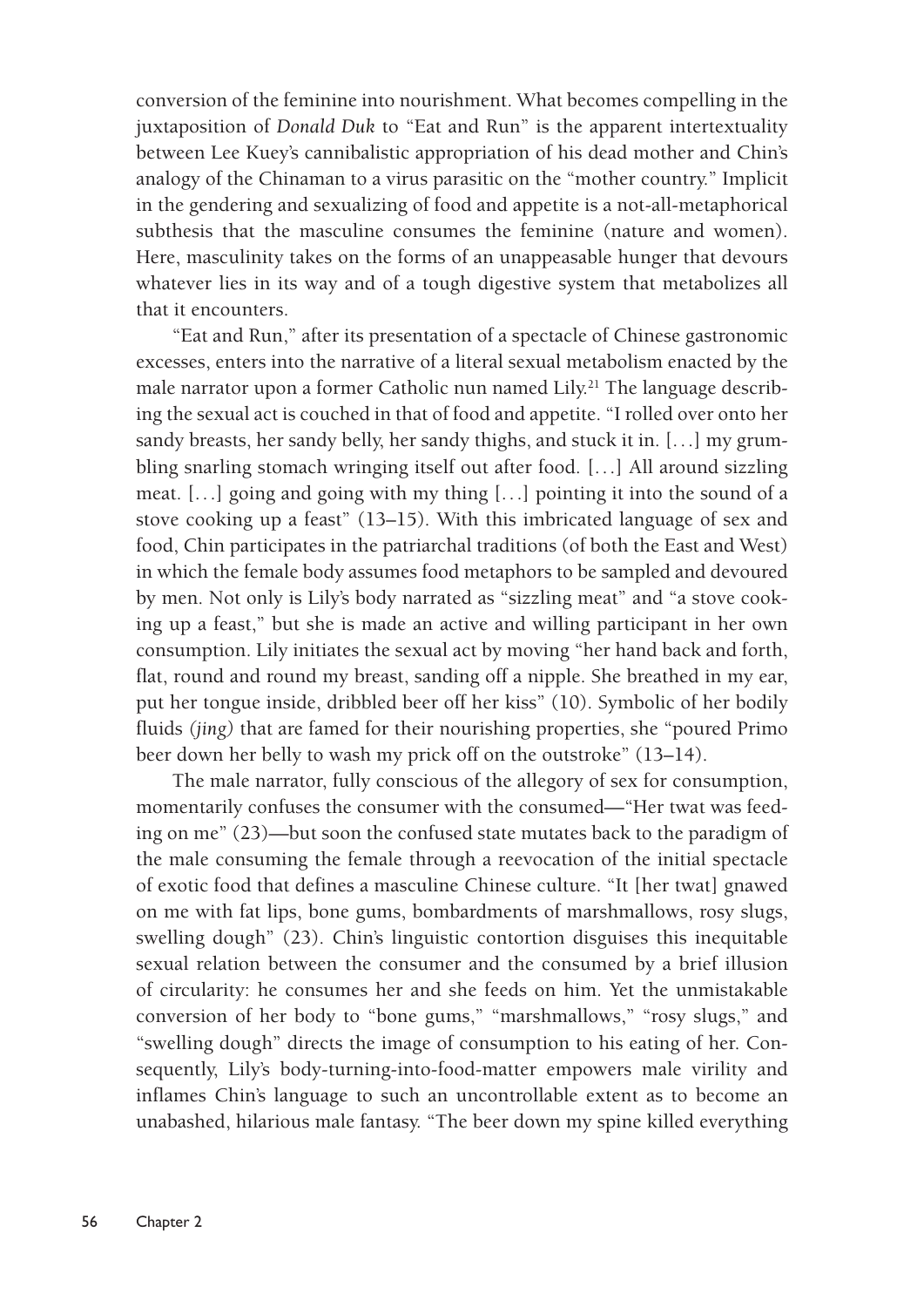conversion of the feminine into nourishment. What becomes compelling in the juxtaposition of *Donald Duk* to "Eat and Run" is the apparent intertextuality between Lee Kuey's cannibalistic appropriation of his dead mother and Chin's analogy of the Chinaman to a virus parasitic on the "mother country." Implicit in the gendering and sexualizing of food and appetite is a not-all-metaphorical subthesis that the masculine consumes the feminine (nature and women). Here, masculinity takes on the forms of an unappeasable hunger that devours whatever lies in its way and of a tough digestive system that metabolizes all that it encounters.

"Eat and Run," after its presentation of a spectacle of Chinese gastronomic excesses, enters into the narrative of a literal sexual metabolism enacted by the male narrator upon a former Catholic nun named Lily.[21] The language describing the sexual act is couched in that of food and appetite. "I rolled over onto her sandy breasts, her sandy belly, her sandy thighs, and stuck it in. [. . .] my grumbling snarling stomach wringing itself out after food. [. . .] All around sizzling meat. [. . .] going and going with my thing [. . .] pointing it into the sound of a stove cooking up a feast" (13–15). With this imbricated language of sex and food, Chin participates in the patriarchal traditions (of both the East and West) in which the female body assumes food metaphors to be sampled and devoured by men. Not only is Lily's body narrated as "sizzling meat" and "a stove cooking up a feast," but she is made an active and willing participant in her own consumption. Lily initiates the sexual act by moving "her hand back and forth, flat, round and round my breast, sanding off a nipple. She breathed in my ear, put her tongue inside, dribbled beer off her kiss" (10). Symbolic of her bodily fluids (*jing*) that are famed for their nourishing properties, she "poured Primo beer down her belly to wash my prick off on the outstroke" (13–14).

The male narrator, fully conscious of the allegory of sex for consumption, momentarily confuses the consumer with the consumed—"Her twat was feeding on me" (23)—but soon the confused state mutates back to the paradigm of the male consuming the female through a reevocation of the initial spectacle of exotic food that defines a masculine Chinese culture. "It [her twat] gnawed on me with fat lips, bone gums, bombardments of marshmallows, rosy slugs, swelling dough" (23). Chin's linguistic contortion disguises this inequitable sexual relation between the consumer and the consumed by a brief illusion of circularity: he consumes her and she feeds on him. Yet the unmistakable conversion of her body to "bone gums," "marshmallows," "rosy slugs," and "swelling dough" directs the image of consumption to his eating of her. Consequently, Lily's body-turning-into-food-matter empowers male virility and inflames Chin's language to such an uncontrollable extent as to become an unabashed, hilarious male fantasy. "The beer down my spine killed everything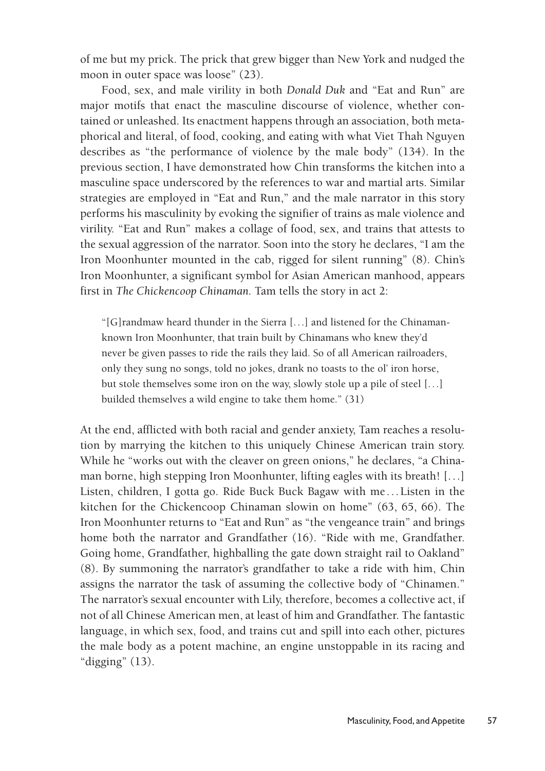of me but my prick. The prick that grew bigger than New York and nudged the moon in outer space was loose" (23).

Food, sex, and male virility in both *Donald Duk* and "Eat and Run" are major motifs that enact the masculine discourse of violence, whether contained or unleashed. Its enactment happens through an association, both metaphorical and literal, of food, cooking, and eating with what Viet Thah Nguyen describes as "the performance of violence by the male body" (134). In the previous section, I have demonstrated how Chin transforms the kitchen into a masculine space underscored by the references to war and martial arts. Similar strategies are employed in "Eat and Run," and the male narrator in this story performs his masculinity by evoking the signifier of trains as male violence and virility. "Eat and Run" makes a collage of food, sex, and trains that attests to the sexual aggression of the narrator. Soon into the story he declares, "I am the Iron Moonhunter mounted in the cab, rigged for silent running" (8). Chin's Iron Moonhunter, a significant symbol for Asian American manhood, appears first in *The Chickencoop Chinaman.* Tam tells the story in act 2:

> "[G]randmaw heard thunder in the Sierra [. . .] and listened for the Chinaman-known Iron Moonhunter, that train built by Chinamans who knew they'd never be given passes to ride the rails they laid. So of all American railroaders, only they sung no songs, told no jokes, drank no toasts to the ol' iron horse, but stole themselves some iron on the way, slowly stole up a pile of steel [. . .] builded themselves a wild engine to take them home." (31)

At the end, afflicted with both racial and gender anxiety, Tam reaches a resolution by marrying the kitchen to this uniquely Chinese American train story. While he "works out with the cleaver on green onions," he declares, "a Chinaman borne, high stepping Iron Moonhunter, lifting eagles with its breath! [. . .] Listen, children, I gotta go. Ride Buck Buck Bagaw with me . . . Listen in the kitchen for the Chickencoop Chinaman slowin on home" (63, 65, 66). The Iron Moonhunter returns to "Eat and Run" as "the vengeance train" and brings home both the narrator and Grandfather (16). "Ride with me, Grandfather. Going home, Grandfather, highballing the gate down straight rail to Oakland" (8). By summoning the narrator's grandfather to take a ride with him, Chin assigns the narrator the task of assuming the collective body of "Chinamen." The narrator's sexual encounter with Lily, therefore, becomes a collective act, if not of all Chinese American men, at least of him and Grandfather. The fantastic language, in which sex, food, and trains cut and spill into each other, pictures the male body as a potent machine, an engine unstoppable in its racing and "digging" (13).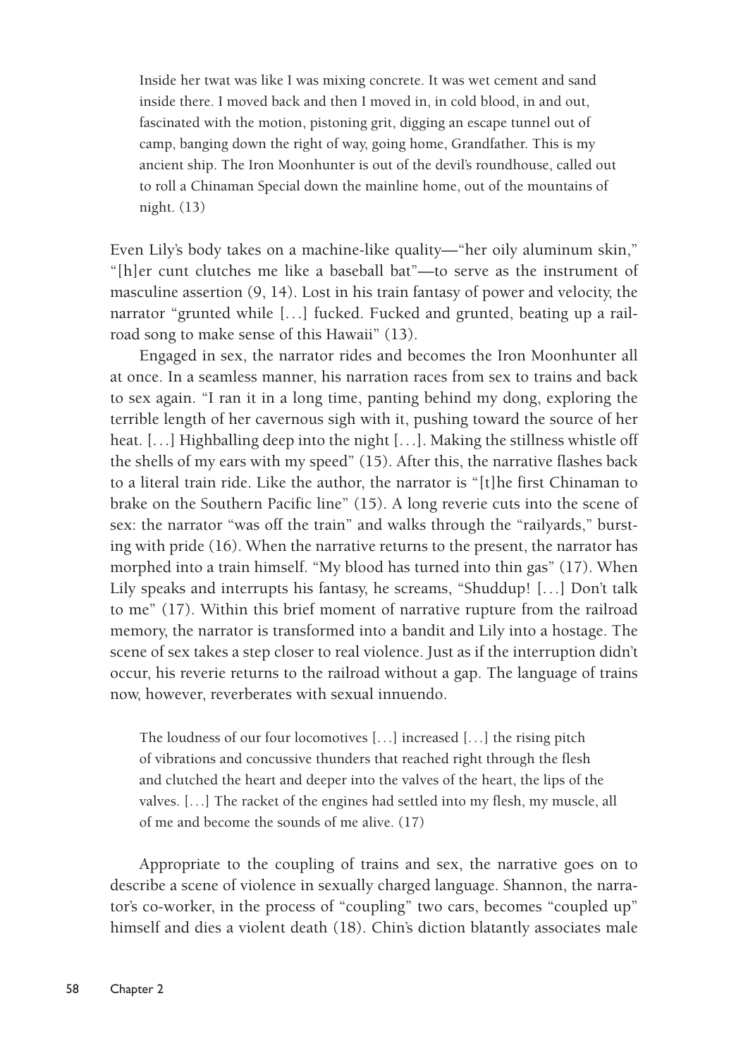> Inside her twat was like I was mixing concrete. It was wet cement and sand inside there. I moved back and then I moved in, in cold blood, in and out, fascinated with the motion, pistoning grit, digging an escape tunnel out of camp, banging down the right of way, going home, Grandfather. This is my ancient ship. The Iron Moonhunter is out of the devil's roundhouse, called out to roll a Chinaman Special down the mainline home, out of the mountains of night. (13)

Even Lily's body takes on a machine-like quality—"her oily aluminum skin," "[h]er cunt clutches me like a baseball bat"—to serve as the instrument of masculine assertion (9, 14). Lost in his train fantasy of power and velocity, the narrator "grunted while [. . .] fucked. Fucked and grunted, beating up a railroad song to make sense of this Hawaii" (13).

Engaged in sex, the narrator rides and becomes the Iron Moonhunter all at once. In a seamless manner, his narration races from sex to trains and back to sex again. "I ran it in a long time, panting behind my dong, exploring the terrible length of her cavernous sigh with it, pushing toward the source of her heat. [. . .] Highballing deep into the night [. . .]. Making the stillness whistle off the shells of my ears with my speed" (15). After this, the narrative flashes back to a literal train ride. Like the author, the narrator is "[t]he first Chinaman to brake on the Southern Pacific line" (15). A long reverie cuts into the scene of sex: the narrator "was off the train" and walks through the "railyards," bursting with pride (16). When the narrative returns to the present, the narrator has morphed into a train himself. "My blood has turned into thin gas" (17). When Lily speaks and interrupts his fantasy, he screams, "Shuddup! [. . .] Don't talk to me" (17). Within this brief moment of narrative rupture from the railroad memory, the narrator is transformed into a bandit and Lily into a hostage. The scene of sex takes a step closer to real violence. Just as if the interruption didn't occur, his reverie returns to the railroad without a gap. The language of trains now, however, reverberates with sexual innuendo.

> The loudness of our four locomotives [. . .] increased [. . .] the rising pitch of vibrations and concussive thunders that reached right through the flesh and clutched the heart and deeper into the valves of the heart, the lips of the valves. [. . .] The racket of the engines had settled into my flesh, my muscle, all of me and become the sounds of me alive. (17)

Appropriate to the coupling of trains and sex, the narrative goes on to describe a scene of violence in sexually charged language. Shannon, the narrator's co-worker, in the process of "coupling" two cars, becomes "coupled up" himself and dies a violent death (18). Chin's diction blatantly associates male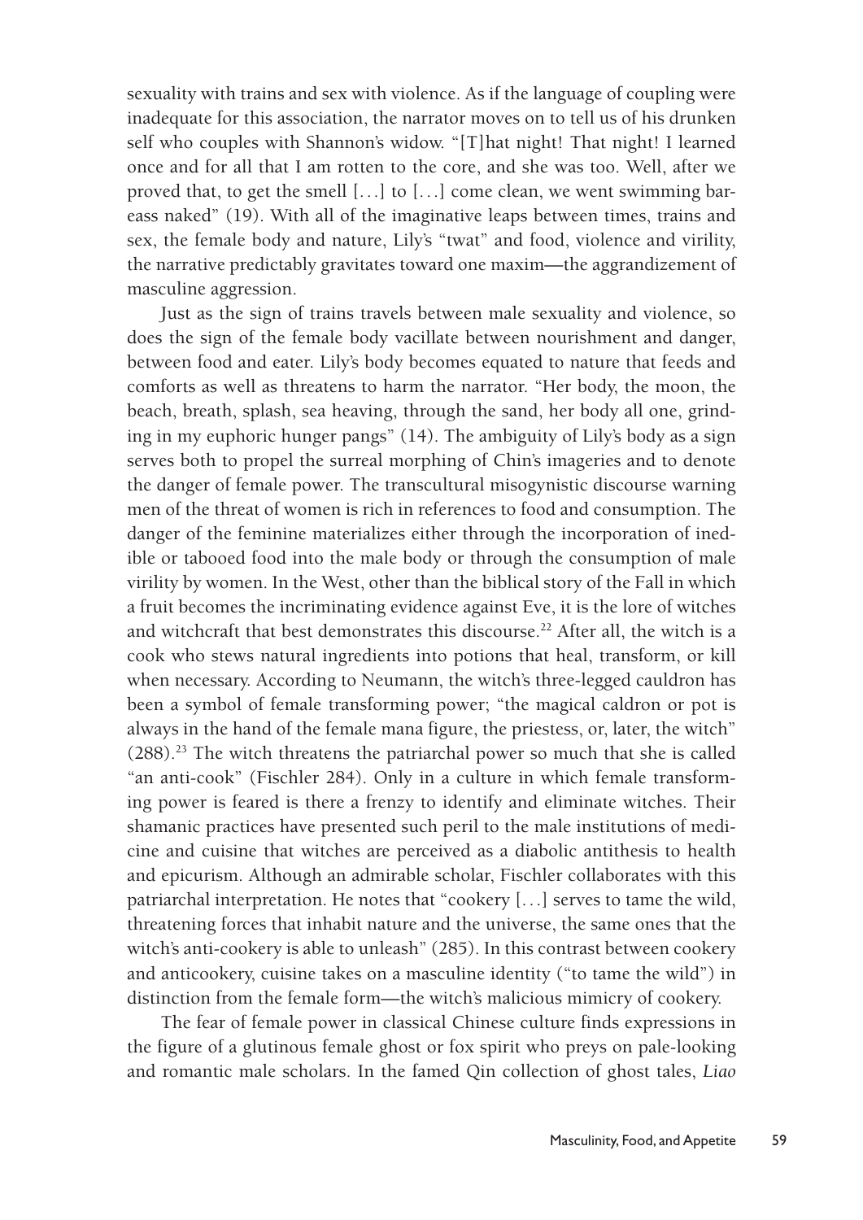sexuality with trains and sex with violence. As if the language of coupling were inadequate for this association, the narrator moves on to tell us of his drunken self who couples with Shannon's widow. "[T]hat night! That night! I learned once and for all that I am rotten to the core, and she was too. Well, after we proved that, to get the smell [. . .] to [. . .] come clean, we went swimming bare-ass naked" (19). With all of the imaginative leaps between times, trains and sex, the female body and nature, Lily's "twat" and food, violence and virility, the narrative predictably gravitates toward one maxim—the aggrandizement of masculine aggression.

Just as the sign of trains travels between male sexuality and violence, so does the sign of the female body vacillate between nourishment and danger, between food and eater. Lily's body becomes equated to nature that feeds and comforts as well as threatens to harm the narrator. "Her body, the moon, the beach, breath, splash, sea heaving, through the sand, her body all one, grinding in my euphoric hunger pangs" (14). The ambiguity of Lily's body as a sign serves both to propel the surreal morphing of Chin's imageries and to denote the danger of female power. The transcultural misogynistic discourse warning men of the threat of women is rich in references to food and consumption. The danger of the feminine materializes either through the incorporation of inedible or tabooed food into the male body or through the consumption of male virility by women. In the West, other than the biblical story of the Fall in which a fruit becomes the incriminating evidence against Eve, it is the lore of witches and witchcraft that best demonstrates this discourse.[22] After all, the witch is a cook who stews natural ingredients into potions that heal, transform, or kill when necessary. According to Neumann, the witch's three-legged cauldron has been a symbol of female transforming power; "the magical caldron or pot is always in the hand of the female mana figure, the priestess, or, later, the witch" (288).[23] The witch threatens the patriarchal power so much that she is called "an anti-cook" (Fischler 284). Only in a culture in which female transforming power is feared is there a frenzy to identify and eliminate witches. Their shamanic practices have presented such peril to the male institutions of medicine and cuisine that witches are perceived as a diabolic antithesis to health and epicurism. Although an admirable scholar, Fischler collaborates with this patriarchal interpretation. He notes that "cookery [. . .] serves to tame the wild, threatening forces that inhabit nature and the universe, the same ones that the witch's anti-cookery is able to unleash" (285). In this contrast between cookery and anticookery, cuisine takes on a masculine identity ("to tame the wild") in distinction from the female form—the witch's malicious mimicry of cookery.

The fear of female power in classical Chinese culture finds expressions in the figure of a glutinous female ghost or fox spirit who preys on pale-looking and romantic male scholars. In the famed Qin collection of ghost tales, *Liao*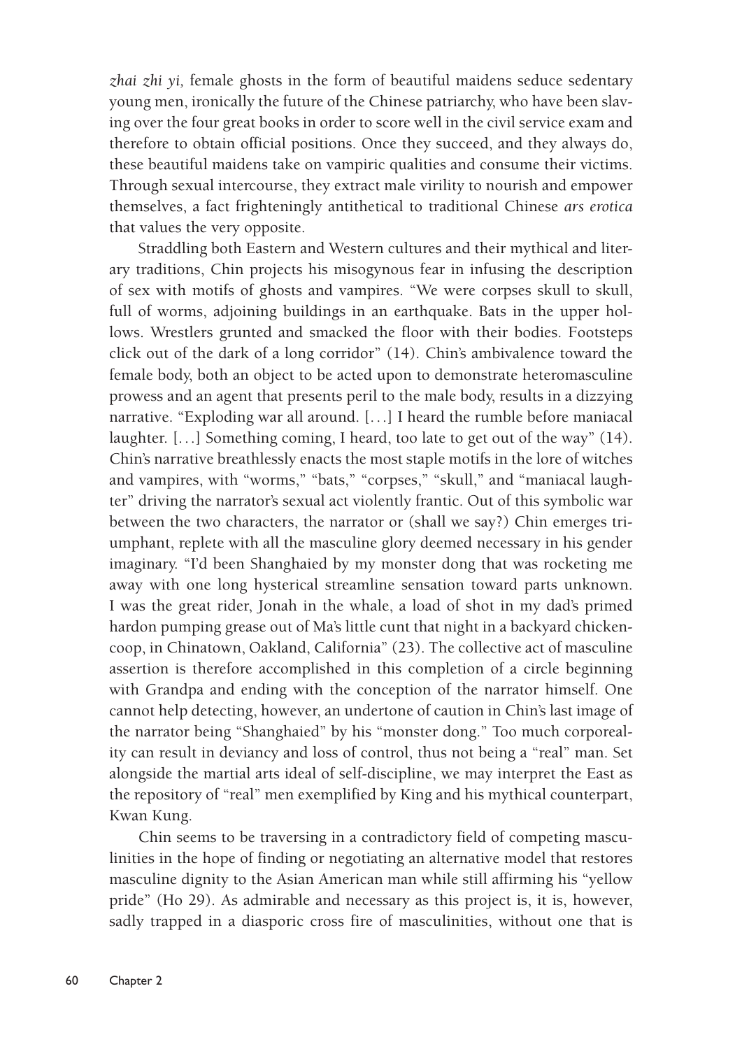*zhai zhi yi,* female ghosts in the form of beautiful maidens seduce sedentary young men, ironically the future of the Chinese patriarchy, who have been slaving over the four great books in order to score well in the civil service exam and therefore to obtain official positions. Once they succeed, and they always do, these beautiful maidens take on vampiric qualities and consume their victims. Through sexual intercourse, they extract male virility to nourish and empower themselves, a fact frighteningly antithetical to traditional Chinese *ars erotica* that values the very opposite.

Straddling both Eastern and Western cultures and their mythical and literary traditions, Chin projects his misogynous fear in infusing the description of sex with motifs of ghosts and vampires. "We were corpses skull to skull, full of worms, adjoining buildings in an earthquake. Bats in the upper hollows. Wrestlers grunted and smacked the floor with their bodies. Footsteps click out of the dark of a long corridor" (14). Chin's ambivalence toward the female body, both an object to be acted upon to demonstrate heteromasculine prowess and an agent that presents peril to the male body, results in a dizzying narrative. "Exploding war all around. [. . .] I heard the rumble before maniacal laughter. [. . .] Something coming, I heard, too late to get out of the way" (14). Chin's narrative breathlessly enacts the most staple motifs in the lore of witches and vampires, with "worms," "bats," "corpses," "skull," and "maniacal laughter" driving the narrator's sexual act violently frantic. Out of this symbolic war between the two characters, the narrator or (shall we say?) Chin emerges triumphant, replete with all the masculine glory deemed necessary in his gender imaginary. "I'd been Shanghaied by my monster dong that was rocketing me away with one long hysterical streamline sensation toward parts unknown. I was the great rider, Jonah in the whale, a load of shot in my dad's primed hardon pumping grease out of Ma's little cunt that night in a backyard chickencoop, in Chinatown, Oakland, California" (23). The collective act of masculine assertion is therefore accomplished in this completion of a circle beginning with Grandpa and ending with the conception of the narrator himself. One cannot help detecting, however, an undertone of caution in Chin's last image of the narrator being "Shanghaied" by his "monster dong." Too much corporeality can result in deviancy and loss of control, thus not being a "real" man. Set alongside the martial arts ideal of self-discipline, we may interpret the East as the repository of "real" men exemplified by King and his mythical counterpart, Kwan Kung.

Chin seems to be traversing in a contradictory field of competing masculinities in the hope of finding or negotiating an alternative model that restores masculine dignity to the Asian American man while still affirming his "yellow pride" (Ho 29). As admirable and necessary as this project is, it is, however, sadly trapped in a diasporic cross fire of masculinities, without one that is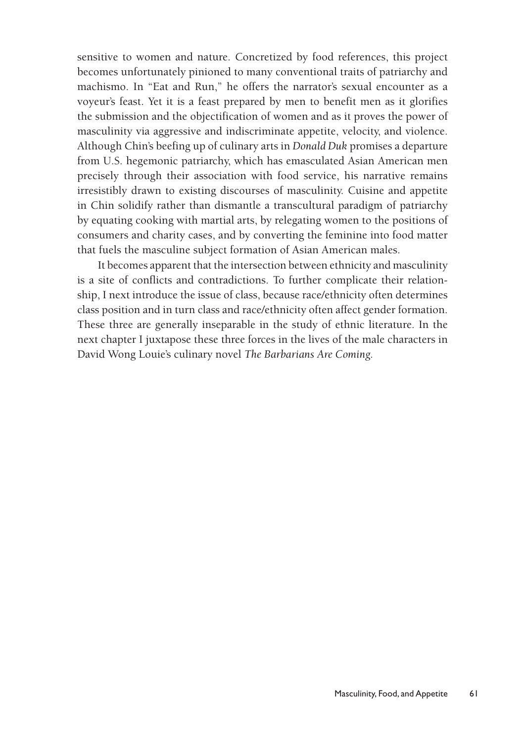sensitive to women and nature. Concretized by food references, this project becomes unfortunately pinioned to many conventional traits of patriarchy and machismo. In "Eat and Run," he offers the narrator's sexual encounter as a voyeur's feast. Yet it is a feast prepared by men to benefit men as it glorifies the submission and the objectification of women and as it proves the power of masculinity via aggressive and indiscriminate appetite, velocity, and violence. Although Chin's beefing up of culinary arts in *Donald Duk* promises a departure from U.S. hegemonic patriarchy, which has emasculated Asian American men precisely through their association with food service, his narrative remains irresistibly drawn to existing discourses of masculinity. Cuisine and appetite in Chin solidify rather than dismantle a transcultural paradigm of patriarchy by equating cooking with martial arts, by relegating women to the positions of consumers and charity cases, and by converting the feminine into food matter that fuels the masculine subject formation of Asian American males.

It becomes apparent that the intersection between ethnicity and masculinity is a site of conflicts and contradictions. To further complicate their relationship, I next introduce the issue of class, because race/ethnicity often determines class position and in turn class and race/ethnicity often affect gender formation. These three are generally inseparable in the study of ethnic literature. In the next chapter I juxtapose these three forces in the lives of the male characters in David Wong Louie's culinary novel *The Barbarians Are Coming*.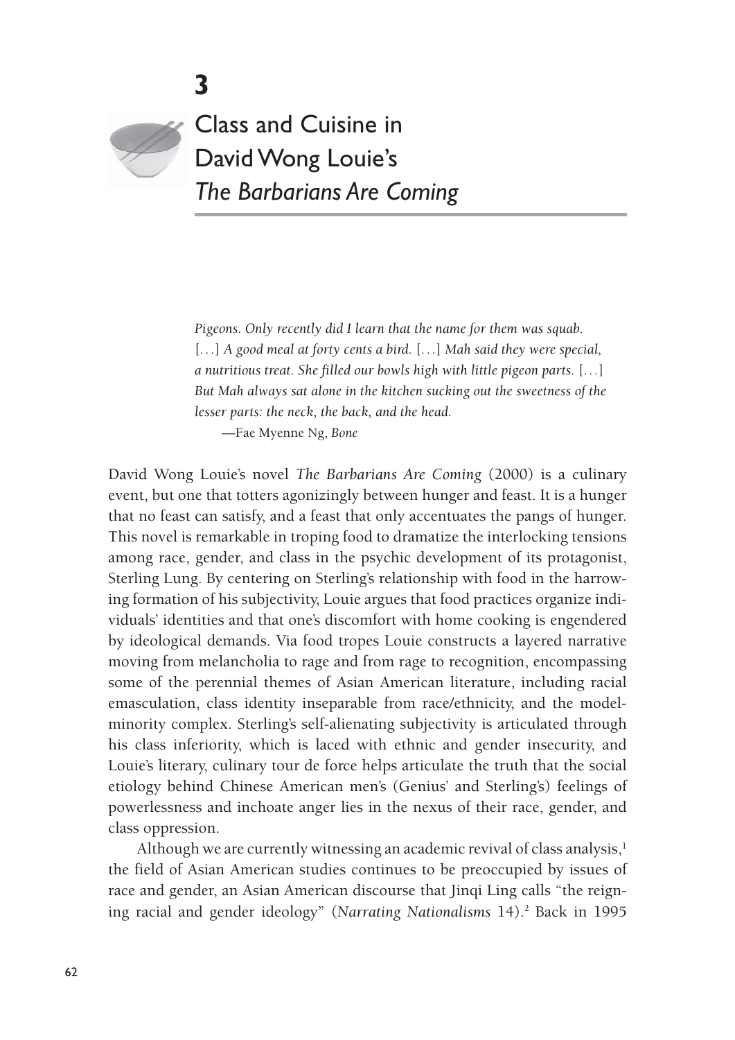# 3

# Class and Cuisine in David Wong Louie's *The Barbarians Are Coming*

> *Pigeons. Only recently did I learn that the name for them was squab.* [...] *A good meal at forty cents a bird.* [...] *Mah said they were special, a nutritious treat. She filled our bowls high with little pigeon parts.* [...] *But Mah always sat alone in the kitchen sucking out the sweetness of the lesser parts: the neck, the back, and the head.*
>
> —Fae Myenne Ng, *Bone*

David Wong Louie's novel *The Barbarians Are Coming* (2000) is a culinary event, but one that totters agonizingly between hunger and feast. It is a hunger that no feast can satisfy, and a feast that only accentuates the pangs of hunger. This novel is remarkable in troping food to dramatize the interlocking tensions among race, gender, and class in the psychic development of its protagonist, Sterling Lung. By centering on Sterling's relationship with food in the harrowing formation of his subjectivity, Louie argues that food practices organize individuals' identities and that one's discomfort with home cooking is engendered by ideological demands. Via food tropes Louie constructs a layered narrative moving from melancholia to rage and from rage to recognition, encompassing some of the perennial themes of Asian American literature, including racial emasculation, class identity inseparable from race/ethnicity, and the model-minority complex. Sterling's self-alienating subjectivity is articulated through his class inferiority, which is laced with ethnic and gender insecurity, and Louie's literary, culinary tour de force helps articulate the truth that the social etiology behind Chinese American men's (Genius' and Sterling's) feelings of powerlessness and inchoate anger lies in the nexus of their race, gender, and class oppression.

Although we are currently witnessing an academic revival of class analysis,[1] the field of Asian American studies continues to be preoccupied by issues of race and gender, an Asian American discourse that Jinqi Ling calls "the reigning racial and gender ideology" (*Narrating Nationalisms* 14).[2] Back in 1995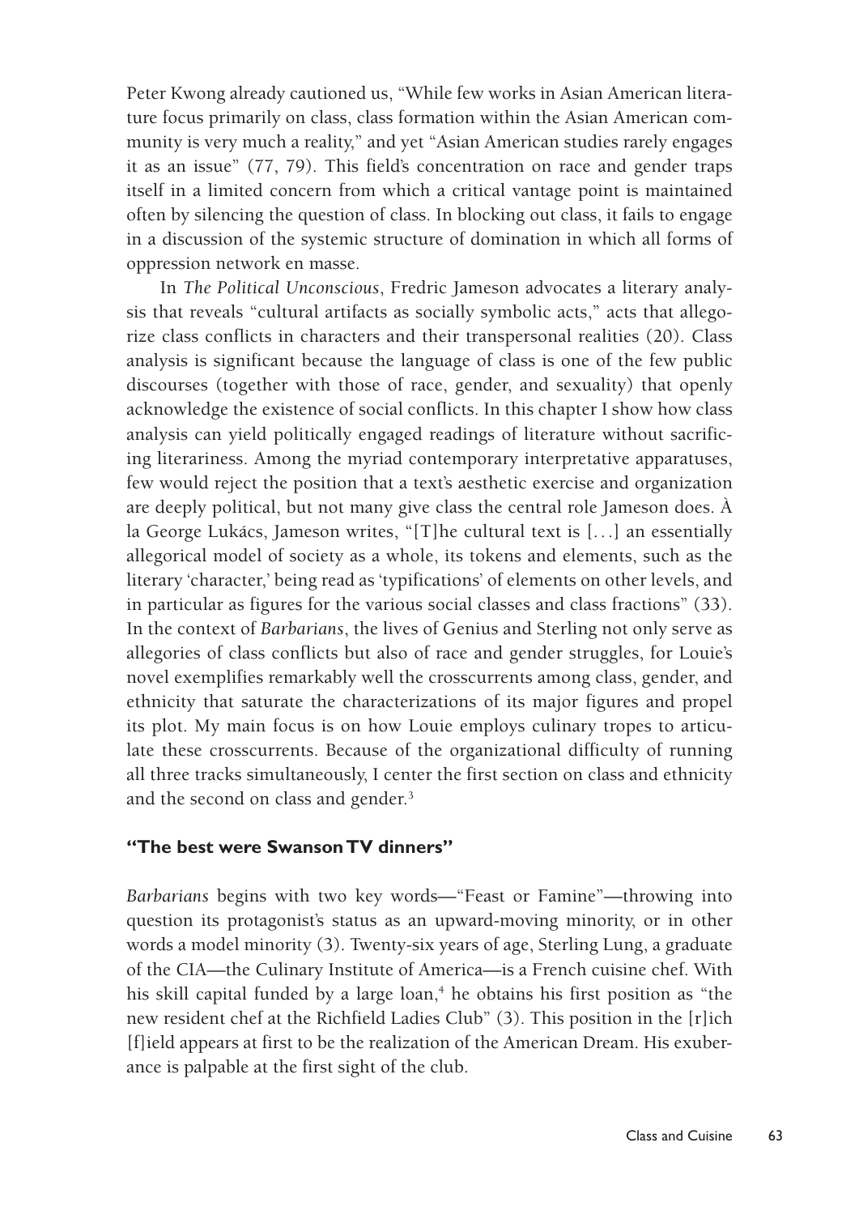Peter Kwong already cautioned us, "While few works in Asian American literature focus primarily on class, class formation within the Asian American community is very much a reality," and yet "Asian American studies rarely engages it as an issue" (77, 79). This field's concentration on race and gender traps itself in a limited concern from which a critical vantage point is maintained often by silencing the question of class. In blocking out class, it fails to engage in a discussion of the systemic structure of domination in which all forms of oppression network en masse.

In *The Political Unconscious*, Fredric Jameson advocates a literary analysis that reveals "cultural artifacts as socially symbolic acts," acts that allegorize class conflicts in characters and their transpersonal realities (20). Class analysis is significant because the language of class is one of the few public discourses (together with those of race, gender, and sexuality) that openly acknowledge the existence of social conflicts. In this chapter I show how class analysis can yield politically engaged readings of literature without sacrificing literariness. Among the myriad contemporary interpretative apparatuses, few would reject the position that a text's aesthetic exercise and organization are deeply political, but not many give class the central role Jameson does. À la George Lukács, Jameson writes, "[T]he cultural text is [. . .] an essentially allegorical model of society as a whole, its tokens and elements, such as the literary 'character,' being read as 'typifications' of elements on other levels, and in particular as figures for the various social classes and class fractions" (33). In the context of *Barbarians*, the lives of Genius and Sterling not only serve as allegories of class conflicts but also of race and gender struggles, for Louie's novel exemplifies remarkably well the crosscurrents among class, gender, and ethnicity that saturate the characterizations of its major figures and propel its plot. My main focus is on how Louie employs culinary tropes to articulate these crosscurrents. Because of the organizational difficulty of running all three tracks simultaneously, I center the first section on class and ethnicity and the second on class and gender.[3]

### "The best were Swanson TV dinners"

*Barbarians* begins with two key words—"Feast or Famine"—throwing into question its protagonist's status as an upward-moving minority, or in other words a model minority (3). Twenty-six years of age, Sterling Lung, a graduate of the CIA—the Culinary Institute of America—is a French cuisine chef. With his skill capital funded by a large loan,[4] he obtains his first position as "the new resident chef at the Richfield Ladies Club" (3). This position in the [r]ich [f]ield appears at first to be the realization of the American Dream. His exuberance is palpable at the first sight of the club.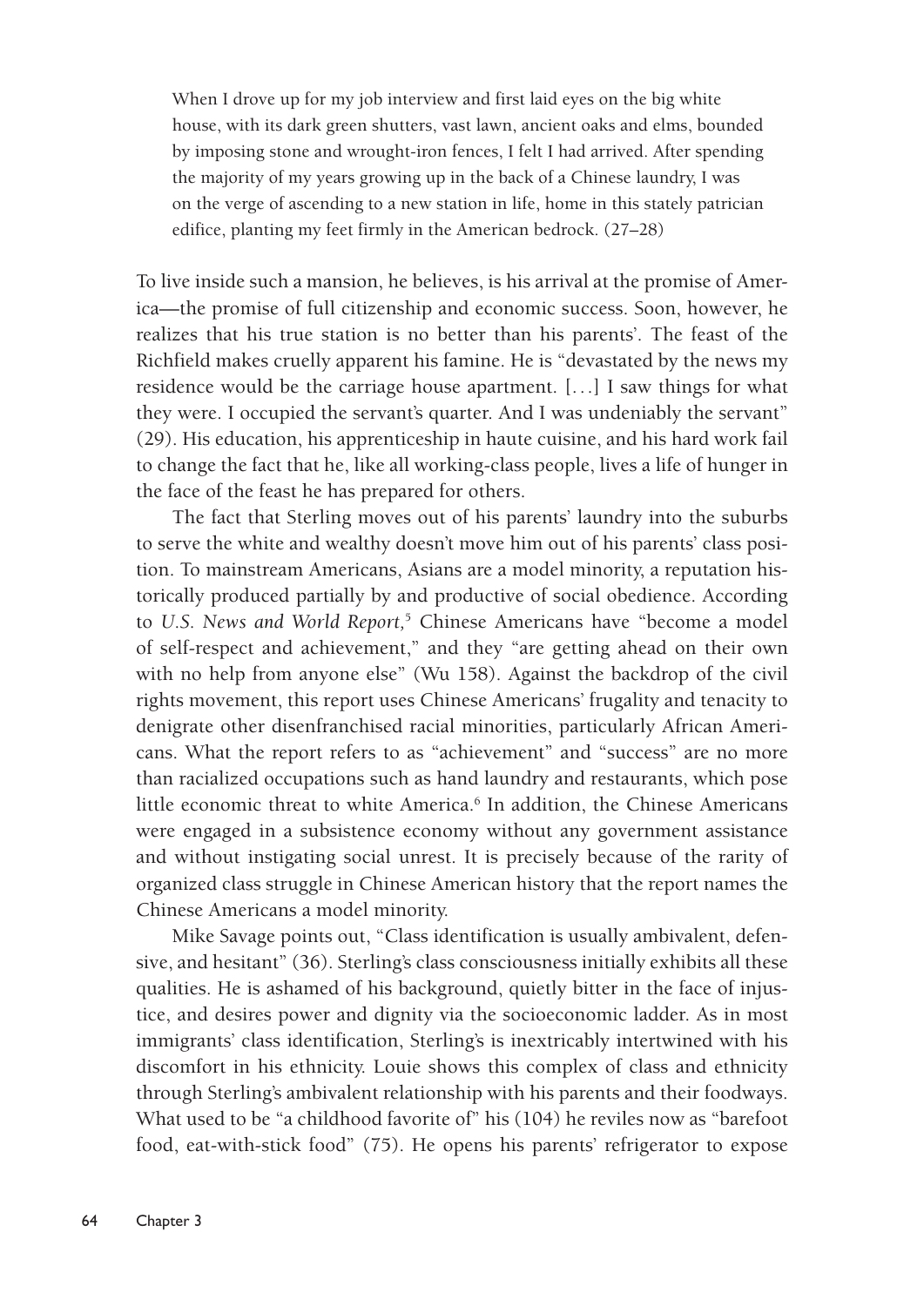> When I drove up for my job interview and first laid eyes on the big white house, with its dark green shutters, vast lawn, ancient oaks and elms, bounded by imposing stone and wrought-iron fences, I felt I had arrived. After spending the majority of my years growing up in the back of a Chinese laundry, I was on the verge of ascending to a new station in life, home in this stately patrician edifice, planting my feet firmly in the American bedrock. (27–28)

To live inside such a mansion, he believes, is his arrival at the promise of America—the promise of full citizenship and economic success. Soon, however, he realizes that his true station is no better than his parents'. The feast of the Richfield makes cruelly apparent his famine. He is "devastated by the news my residence would be the carriage house apartment. [. . .] I saw things for what they were. I occupied the servant's quarter. And I was undeniably the servant" (29). His education, his apprenticeship in haute cuisine, and his hard work fail to change the fact that he, like all working-class people, lives a life of hunger in the face of the feast he has prepared for others.

The fact that Sterling moves out of his parents' laundry into the suburbs to serve the white and wealthy doesn't move him out of his parents' class position. To mainstream Americans, Asians are a model minority, a reputation historically produced partially by and productive of social obedience. According to *U.S. News and World Report,*[5] Chinese Americans have "become a model of self-respect and achievement," and they "are getting ahead on their own with no help from anyone else" (Wu 158). Against the backdrop of the civil rights movement, this report uses Chinese Americans' frugality and tenacity to denigrate other disenfranchised racial minorities, particularly African Americans. What the report refers to as "achievement" and "success" are no more than racialized occupations such as hand laundry and restaurants, which pose little economic threat to white America.[6] In addition, the Chinese Americans were engaged in a subsistence economy without any government assistance and without instigating social unrest. It is precisely because of the rarity of organized class struggle in Chinese American history that the report names the Chinese Americans a model minority.

Mike Savage points out, "Class identification is usually ambivalent, defensive, and hesitant" (36). Sterling's class consciousness initially exhibits all these qualities. He is ashamed of his background, quietly bitter in the face of injustice, and desires power and dignity via the socioeconomic ladder. As in most immigrants' class identification, Sterling's is inextricably intertwined with his discomfort in his ethnicity. Louie shows this complex of class and ethnicity through Sterling's ambivalent relationship with his parents and their foodways. What used to be "a childhood favorite of" his (104) he reviles now as "barefoot food, eat-with-stick food" (75). He opens his parents' refrigerator to expose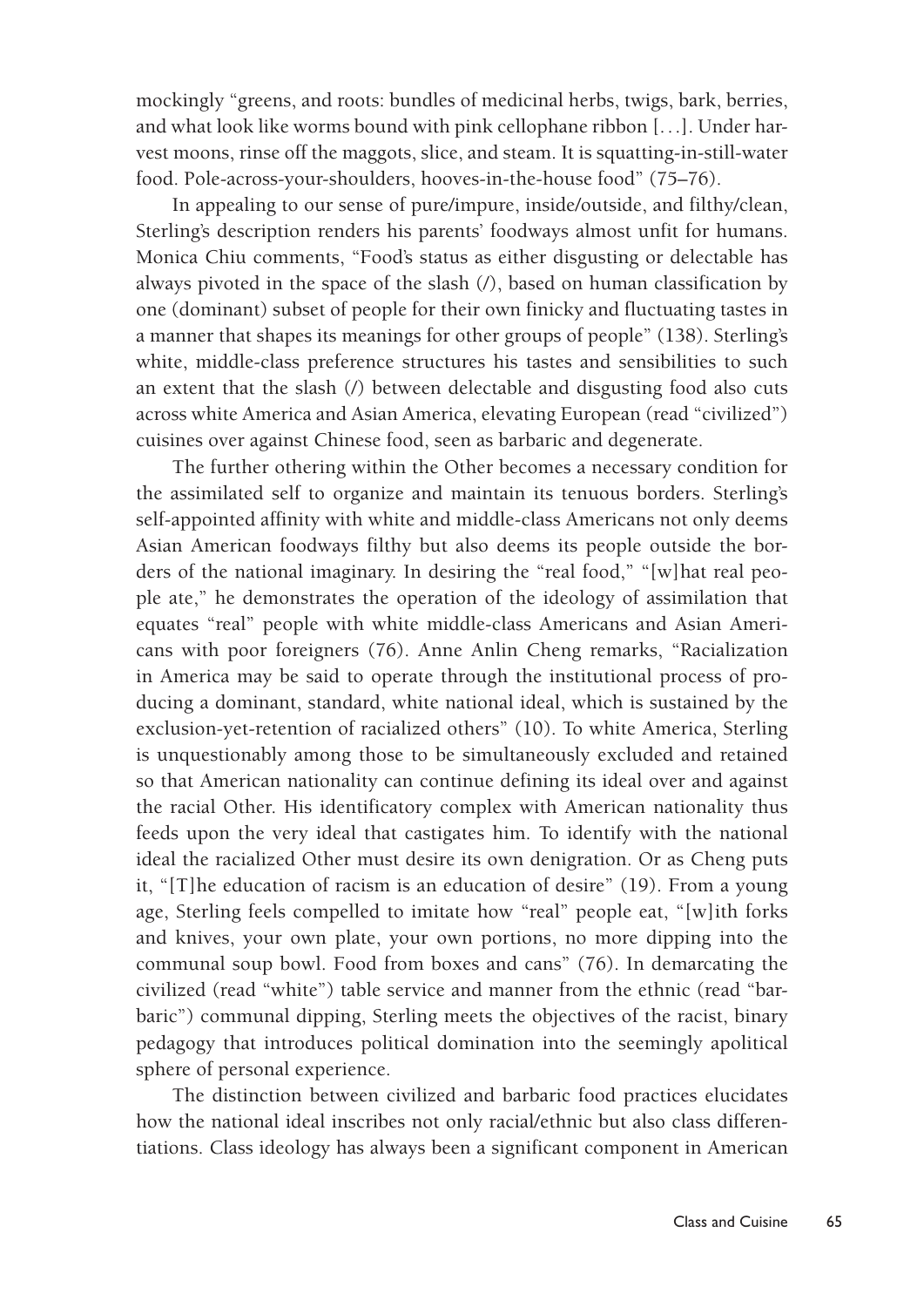mockingly "greens, and roots: bundles of medicinal herbs, twigs, bark, berries, and what look like worms bound with pink cellophane ribbon [. . .]. Under harvest moons, rinse off the maggots, slice, and steam. It is squatting-in-still-water food. Pole-across-your-shoulders, hooves-in-the-house food" (75–76).

In appealing to our sense of pure/impure, inside/outside, and filthy/clean, Sterling's description renders his parents' foodways almost unfit for humans. Monica Chiu comments, "Food's status as either disgusting or delectable has always pivoted in the space of the slash (/), based on human classification by one (dominant) subset of people for their own finicky and fluctuating tastes in a manner that shapes its meanings for other groups of people" (138). Sterling's white, middle-class preference structures his tastes and sensibilities to such an extent that the slash (/) between delectable and disgusting food also cuts across white America and Asian America, elevating European (read "civilized") cuisines over against Chinese food, seen as barbaric and degenerate.

The further othering within the Other becomes a necessary condition for the assimilated self to organize and maintain its tenuous borders. Sterling's self-appointed affinity with white and middle-class Americans not only deems Asian American foodways filthy but also deems its people outside the borders of the national imaginary. In desiring the "real food," "[w]hat real people ate," he demonstrates the operation of the ideology of assimilation that equates "real" people with white middle-class Americans and Asian Americans with poor foreigners (76). Anne Anlin Cheng remarks, "Racialization in America may be said to operate through the institutional process of producing a dominant, standard, white national ideal, which is sustained by the exclusion-yet-retention of racialized others" (10). To white America, Sterling is unquestionably among those to be simultaneously excluded and retained so that American nationality can continue defining its ideal over and against the racial Other. His identificatory complex with American nationality thus feeds upon the very ideal that castigates him. To identify with the national ideal the racialized Other must desire its own denigration. Or as Cheng puts it, "[T]he education of racism is an education of desire" (19). From a young age, Sterling feels compelled to imitate how "real" people eat, "[w]ith forks and knives, your own plate, your own portions, no more dipping into the communal soup bowl. Food from boxes and cans" (76). In demarcating the civilized (read "white") table service and manner from the ethnic (read "barbaric") communal dipping, Sterling meets the objectives of the racist, binary pedagogy that introduces political domination into the seemingly apolitical sphere of personal experience.

The distinction between civilized and barbaric food practices elucidates how the national ideal inscribes not only racial/ethnic but also class differentiations. Class ideology has always been a significant component in American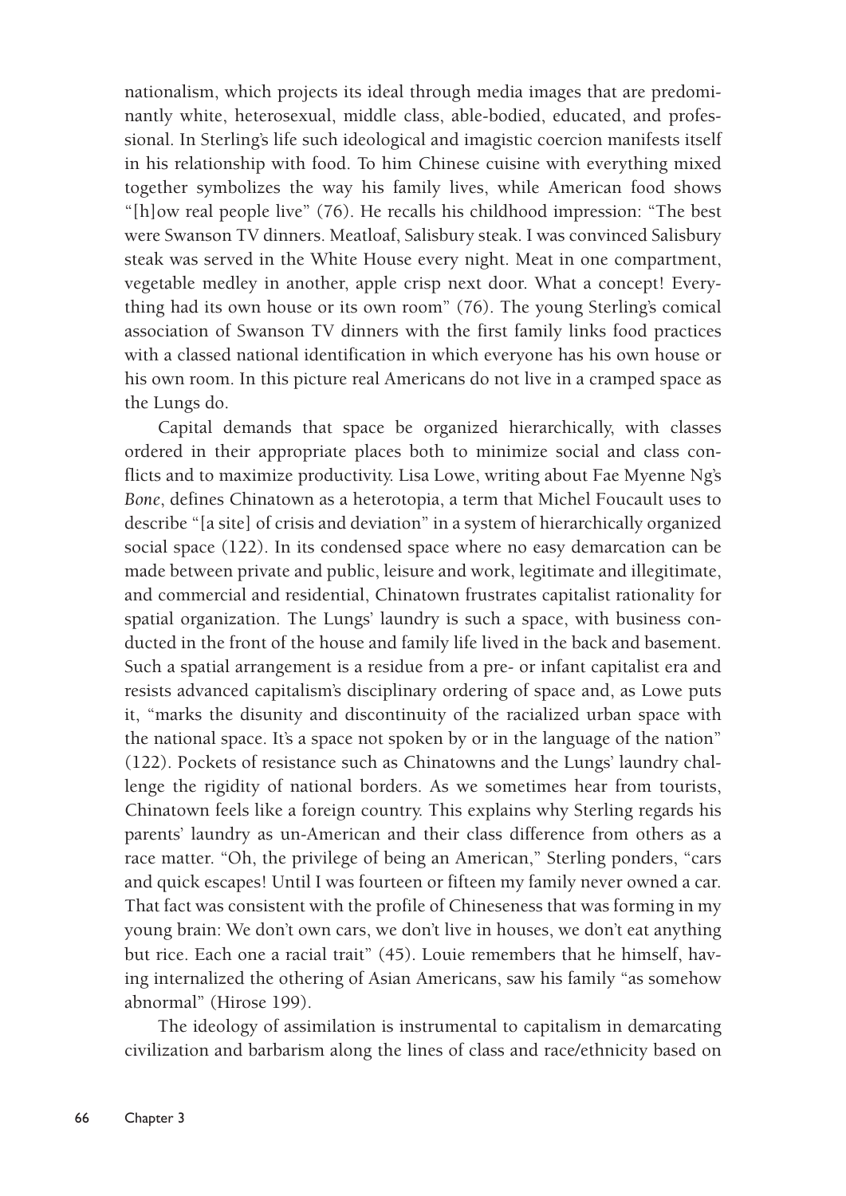nationalism, which projects its ideal through media images that are predominantly white, heterosexual, middle class, able-bodied, educated, and professional. In Sterling's life such ideological and imagistic coercion manifests itself in his relationship with food. To him Chinese cuisine with everything mixed together symbolizes the way his family lives, while American food shows "[h]ow real people live" (76). He recalls his childhood impression: "The best were Swanson TV dinners. Meatloaf, Salisbury steak. I was convinced Salisbury steak was served in the White House every night. Meat in one compartment, vegetable medley in another, apple crisp next door. What a concept! Everything had its own house or its own room" (76). The young Sterling's comical association of Swanson TV dinners with the first family links food practices with a classed national identification in which everyone has his own house or his own room. In this picture real Americans do not live in a cramped space as the Lungs do.

Capital demands that space be organized hierarchically, with classes ordered in their appropriate places both to minimize social and class conflicts and to maximize productivity. Lisa Lowe, writing about Fae Myenne Ng's *Bone*, defines Chinatown as a heterotopia, a term that Michel Foucault uses to describe "[a site] of crisis and deviation" in a system of hierarchically organized social space (122). In its condensed space where no easy demarcation can be made between private and public, leisure and work, legitimate and illegitimate, and commercial and residential, Chinatown frustrates capitalist rationality for spatial organization. The Lungs' laundry is such a space, with business conducted in the front of the house and family life lived in the back and basement. Such a spatial arrangement is a residue from a pre- or infant capitalist era and resists advanced capitalism's disciplinary ordering of space and, as Lowe puts it, "marks the disunity and discontinuity of the racialized urban space with the national space. It's a space not spoken by or in the language of the nation" (122). Pockets of resistance such as Chinatowns and the Lungs' laundry challenge the rigidity of national borders. As we sometimes hear from tourists, Chinatown feels like a foreign country. This explains why Sterling regards his parents' laundry as un-American and their class difference from others as a race matter. "Oh, the privilege of being an American," Sterling ponders, "cars and quick escapes! Until I was fourteen or fifteen my family never owned a car. That fact was consistent with the profile of Chineseness that was forming in my young brain: We don't own cars, we don't live in houses, we don't eat anything but rice. Each one a racial trait" (45). Louie remembers that he himself, having internalized the othering of Asian Americans, saw his family "as somehow abnormal" (Hirose 199).

The ideology of assimilation is instrumental to capitalism in demarcating civilization and barbarism along the lines of class and race/ethnicity based on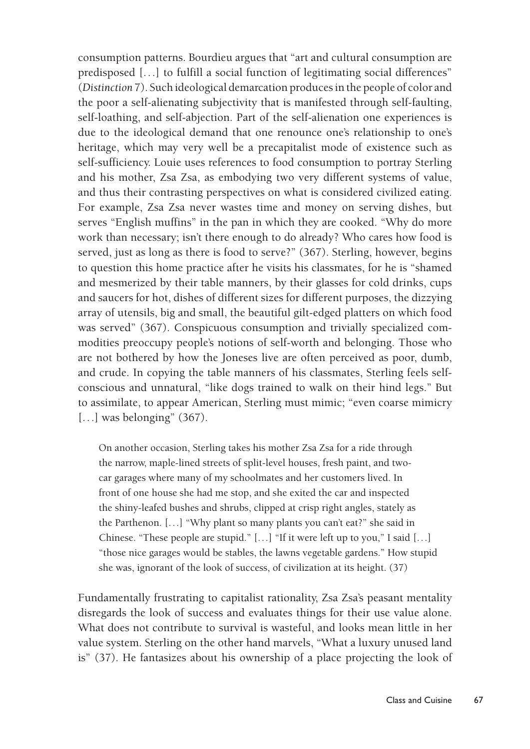consumption patterns. Bourdieu argues that "art and cultural consumption are predisposed [...] to fulfill a social function of legitimating social differences" (*Distinction* 7). Such ideological demarcation produces in the people of color and the poor a self-alienating subjectivity that is manifested through self-faulting, self-loathing, and self-abjection. Part of the self-alienation one experiences is due to the ideological demand that one renounce one's relationship to one's heritage, which may very well be a precapitalist mode of existence such as self-sufficiency. Louie uses references to food consumption to portray Sterling and his mother, Zsa Zsa, as embodying two very different systems of value, and thus their contrasting perspectives on what is considered civilized eating. For example, Zsa Zsa never wastes time and money on serving dishes, but serves "English muffins" in the pan in which they are cooked. "Why do more work than necessary; isn't there enough to do already? Who cares how food is served, just as long as there is food to serve?" (367). Sterling, however, begins to question this home practice after he visits his classmates, for he is "shamed and mesmerized by their table manners, by their glasses for cold drinks, cups and saucers for hot, dishes of different sizes for different purposes, the dizzying array of utensils, big and small, the beautiful gilt-edged platters on which food was served" (367). Conspicuous consumption and trivially specialized commodities preoccupy people's notions of self-worth and belonging. Those who are not bothered by how the Joneses live are often perceived as poor, dumb, and crude. In copying the table manners of his classmates, Sterling feels self-conscious and unnatural, "like dogs trained to walk on their hind legs." But to assimilate, to appear American, Sterling must mimic; "even coarse mimicry [...] was belonging" (367).

> On another occasion, Sterling takes his mother Zsa Zsa for a ride through the narrow, maple-lined streets of split-level houses, fresh paint, and two-car garages where many of my schoolmates and her customers lived. In front of one house she had me stop, and she exited the car and inspected the shiny-leafed bushes and shrubs, clipped at crisp right angles, stately as the Parthenon. [...] "Why plant so many plants you can't eat?" she said in Chinese. "These people are stupid." [...] "If it were left up to you," I said [...] "those nice garages would be stables, the lawns vegetable gardens." How stupid she was, ignorant of the look of success, of civilization at its height. (37)

Fundamentally frustrating to capitalist rationality, Zsa Zsa's peasant mentality disregards the look of success and evaluates things for their use value alone. What does not contribute to survival is wasteful, and looks mean little in her value system. Sterling on the other hand marvels, "What a luxury unused land is" (37). He fantasizes about his ownership of a place projecting the look of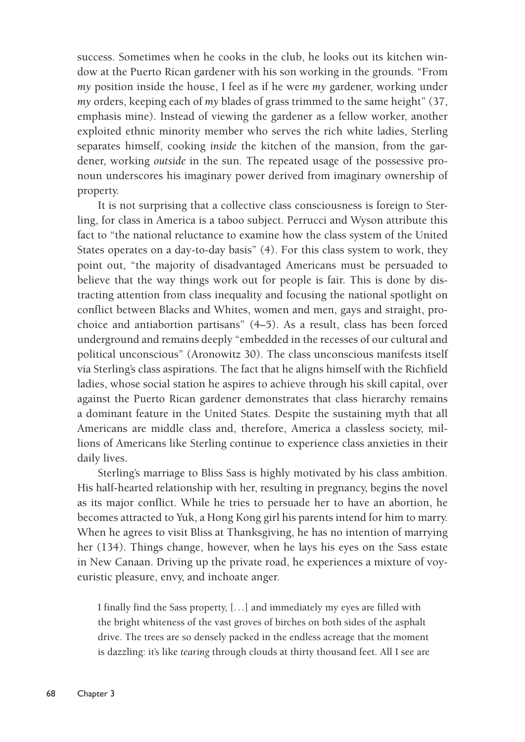success. Sometimes when he cooks in the club, he looks out its kitchen window at the Puerto Rican gardener with his son working in the grounds. "From *my* position inside the house, I feel as if he were *my* gardener, working under *my* orders, keeping each of *my* blades of grass trimmed to the same height" (37, emphasis mine). Instead of viewing the gardener as a fellow worker, another exploited ethnic minority member who serves the rich white ladies, Sterling separates himself, cooking *inside* the kitchen of the mansion, from the gardener, working *outside* in the sun. The repeated usage of the possessive pronoun underscores his imaginary power derived from imaginary ownership of property.

It is not surprising that a collective class consciousness is foreign to Sterling, for class in America is a taboo subject. Perrucci and Wyson attribute this fact to "the national reluctance to examine how the class system of the United States operates on a day-to-day basis" (4). For this class system to work, they point out, "the majority of disadvantaged Americans must be persuaded to believe that the way things work out for people is fair. This is done by distracting attention from class inequality and focusing the national spotlight on conflict between Blacks and Whites, women and men, gays and straight, pro-choice and antiabortion partisans" (4–5). As a result, class has been forced underground and remains deeply "embedded in the recesses of our cultural and political unconscious" (Aronowitz 30). The class unconscious manifests itself via Sterling's class aspirations. The fact that he aligns himself with the Richfield ladies, whose social station he aspires to achieve through his skill capital, over against the Puerto Rican gardener demonstrates that class hierarchy remains a dominant feature in the United States. Despite the sustaining myth that all Americans are middle class and, therefore, America a classless society, millions of Americans like Sterling continue to experience class anxieties in their daily lives.

Sterling's marriage to Bliss Sass is highly motivated by his class ambition. His half-hearted relationship with her, resulting in pregnancy, begins the novel as its major conflict. While he tries to persuade her to have an abortion, he becomes attracted to Yuk, a Hong Kong girl his parents intend for him to marry. When he agrees to visit Bliss at Thanksgiving, he has no intention of marrying her (134). Things change, however, when he lays his eyes on the Sass estate in New Canaan. Driving up the private road, he experiences a mixture of voyeuristic pleasure, envy, and inchoate anger.

> I finally find the Sass property, [. . .] and immediately my eyes are filled with the bright whiteness of the vast groves of birches on both sides of the asphalt drive. The trees are so densely packed in the endless acreage that the moment is dazzling: it's like *tearing* through clouds at thirty thousand feet. All I see are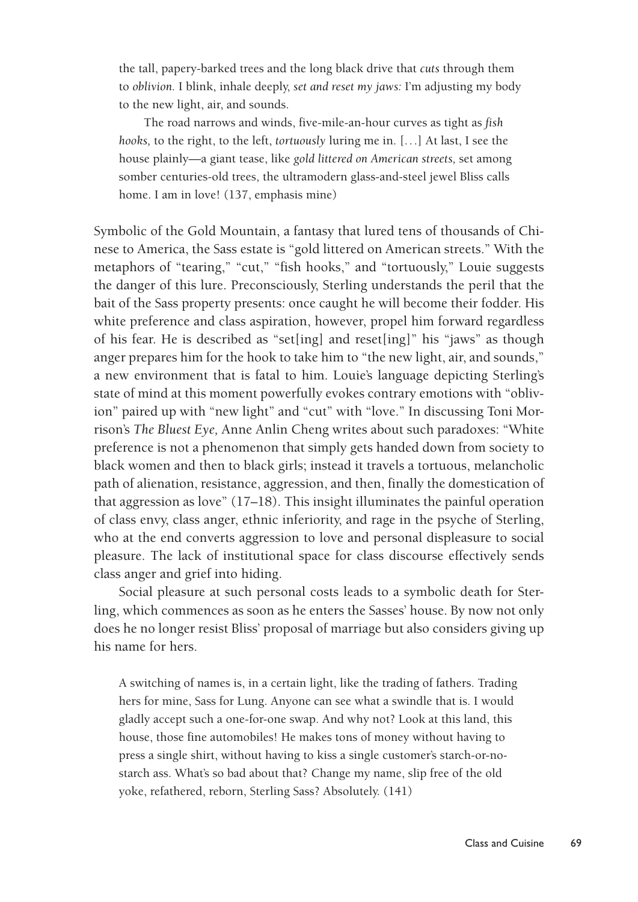the tall, papery-barked trees and the long black drive that *cuts* through them to *oblivion.* I blink, inhale deeply, *set and reset my jaws:* I'm adjusting my body to the new light, air, and sounds.

The road narrows and winds, five-mile-an-hour curves as tight as *fish hooks,* to the right, to the left, *tortuously* luring me in. [. . .] At last, I see the house plainly—a giant tease, like *gold littered on American streets,* set among somber centuries-old trees, the ultramodern glass-and-steel jewel Bliss calls home. I am in love! (137, emphasis mine)

Symbolic of the Gold Mountain, a fantasy that lured tens of thousands of Chinese to America, the Sass estate is "gold littered on American streets." With the metaphors of "tearing," "cut," "fish hooks," and "tortuously," Louie suggests the danger of this lure. Preconsciously, Sterling understands the peril that the bait of the Sass property presents: once caught he will become their fodder. His white preference and class aspiration, however, propel him forward regardless of his fear. He is described as "set[ing] and reset[ing]" his "jaws" as though anger prepares him for the hook to take him to "the new light, air, and sounds," a new environment that is fatal to him. Louie's language depicting Sterling's state of mind at this moment powerfully evokes contrary emotions with "oblivion" paired up with "new light" and "cut" with "love." In discussing Toni Morrison's *The Bluest Eye,* Anne Anlin Cheng writes about such paradoxes: "White preference is not a phenomenon that simply gets handed down from society to black women and then to black girls; instead it travels a tortuous, melancholic path of alienation, resistance, aggression, and then, finally the domestication of that aggression as love" (17–18). This insight illuminates the painful operation of class envy, class anger, ethnic inferiority, and rage in the psyche of Sterling, who at the end converts aggression to love and personal displeasure to social pleasure. The lack of institutional space for class discourse effectively sends class anger and grief into hiding.

Social pleasure at such personal costs leads to a symbolic death for Sterling, which commences as soon as he enters the Sasses' house. By now not only does he no longer resist Bliss' proposal of marriage but also considers giving up his name for hers.

A switching of names is, in a certain light, like the trading of fathers. Trading hers for mine, Sass for Lung. Anyone can see what a swindle that is. I would gladly accept such a one-for-one swap. And why not? Look at this land, this house, those fine automobiles! He makes tons of money without having to press a single shirt, without having to kiss a single customer's starch-or-no-starch ass. What's so bad about that? Change my name, slip free of the old yoke, refathered, reborn, Sterling Sass? Absolutely. (141)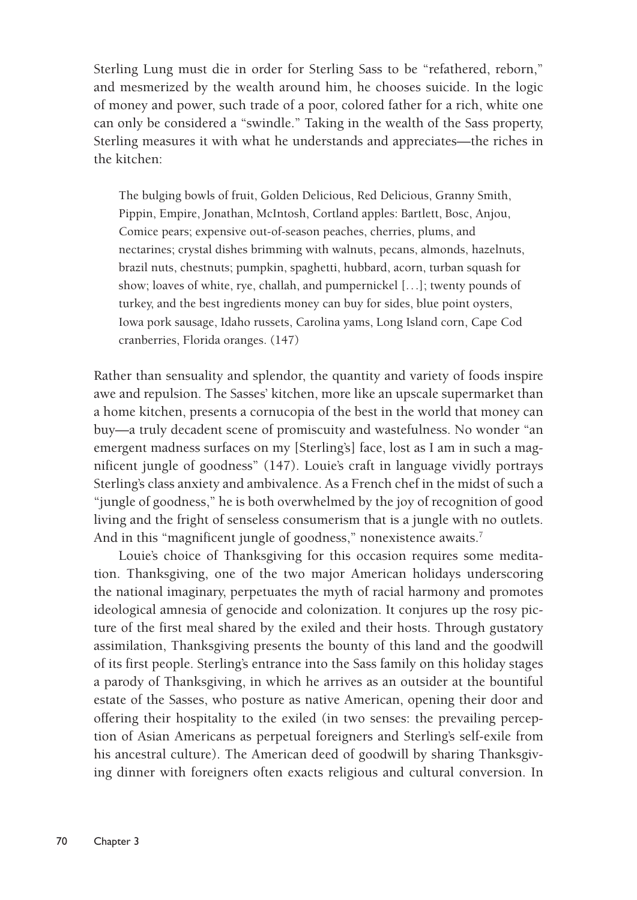Sterling Lung must die in order for Sterling Sass to be "refathered, reborn," and mesmerized by the wealth around him, he chooses suicide. In the logic of money and power, such trade of a poor, colored father for a rich, white one can only be considered a "swindle." Taking in the wealth of the Sass property, Sterling measures it with what he understands and appreciates—the riches in the kitchen:

> The bulging bowls of fruit, Golden Delicious, Red Delicious, Granny Smith, Pippin, Empire, Jonathan, McIntosh, Cortland apples: Bartlett, Bosc, Anjou, Comice pears; expensive out-of-season peaches, cherries, plums, and nectarines; crystal dishes brimming with walnuts, pecans, almonds, hazelnuts, brazil nuts, chestnuts; pumpkin, spaghetti, hubbard, acorn, turban squash for show; loaves of white, rye, challah, and pumpernickel [...]; twenty pounds of turkey, and the best ingredients money can buy for sides, blue point oysters, Iowa pork sausage, Idaho russets, Carolina yams, Long Island corn, Cape Cod cranberries, Florida oranges. (147)

Rather than sensuality and splendor, the quantity and variety of foods inspire awe and repulsion. The Sasses' kitchen, more like an upscale supermarket than a home kitchen, presents a cornucopia of the best in the world that money can buy—a truly decadent scene of promiscuity and wastefulness. No wonder "an emergent madness surfaces on my [Sterling's] face, lost as I am in such a magnificent jungle of goodness" (147). Louie's craft in language vividly portrays Sterling's class anxiety and ambivalence. As a French chef in the midst of such a "jungle of goodness," he is both overwhelmed by the joy of recognition of good living and the fright of senseless consumerism that is a jungle with no outlets. And in this "magnificent jungle of goodness," nonexistence awaits.[7]

Louie's choice of Thanksgiving for this occasion requires some meditation. Thanksgiving, one of the two major American holidays underscoring the national imaginary, perpetuates the myth of racial harmony and promotes ideological amnesia of genocide and colonization. It conjures up the rosy picture of the first meal shared by the exiled and their hosts. Through gustatory assimilation, Thanksgiving presents the bounty of this land and the goodwill of its first people. Sterling's entrance into the Sass family on this holiday stages a parody of Thanksgiving, in which he arrives as an outsider at the bountiful estate of the Sasses, who posture as native American, opening their door and offering their hospitality to the exiled (in two senses: the prevailing perception of Asian Americans as perpetual foreigners and Sterling's self-exile from his ancestral culture). The American deed of goodwill by sharing Thanksgiving dinner with foreigners often exacts religious and cultural conversion. In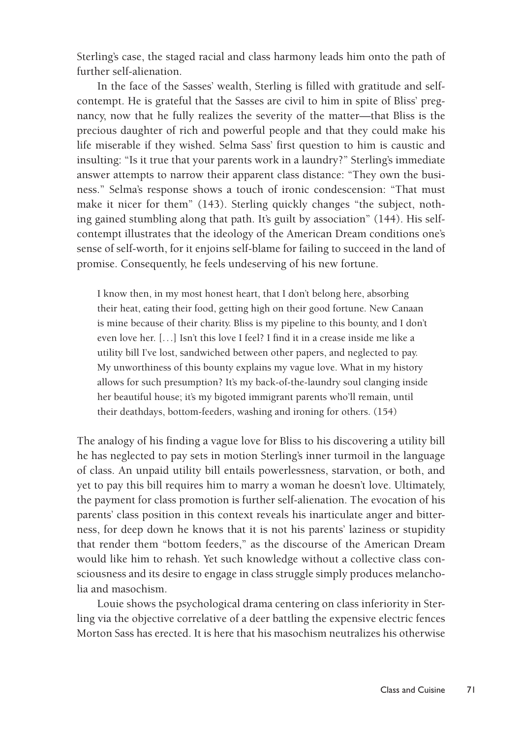Sterling's case, the staged racial and class harmony leads him onto the path of further self-alienation.

In the face of the Sasses' wealth, Sterling is filled with gratitude and self-contempt. He is grateful that the Sasses are civil to him in spite of Bliss' pregnancy, now that he fully realizes the severity of the matter—that Bliss is the precious daughter of rich and powerful people and that they could make his life miserable if they wished. Selma Sass' first question to him is caustic and insulting: "Is it true that your parents work in a laundry?" Sterling's immediate answer attempts to narrow their apparent class distance: "They own the business." Selma's response shows a touch of ironic condescension: "That must make it nicer for them" (143). Sterling quickly changes "the subject, nothing gained stumbling along that path. It's guilt by association" (144). His self-contempt illustrates that the ideology of the American Dream conditions one's sense of self-worth, for it enjoins self-blame for failing to succeed in the land of promise. Consequently, he feels undeserving of his new fortune.

> I know then, in my most honest heart, that I don't belong here, absorbing their heat, eating their food, getting high on their good fortune. New Canaan is mine because of their charity. Bliss is my pipeline to this bounty, and I don't even love her. [...] Isn't this love I feel? I find it in a crease inside me like a utility bill I've lost, sandwiched between other papers, and neglected to pay. My unworthiness of this bounty explains my vague love. What in my history allows for such presumption? It's my back-of-the-laundry soul clanging inside her beautiful house; it's my bigoted immigrant parents who'll remain, until their deathdays, bottom-feeders, washing and ironing for others. (154)

The analogy of his finding a vague love for Bliss to his discovering a utility bill he has neglected to pay sets in motion Sterling's inner turmoil in the language of class. An unpaid utility bill entails powerlessness, starvation, or both, and yet to pay this bill requires him to marry a woman he doesn't love. Ultimately, the payment for class promotion is further self-alienation. The evocation of his parents' class position in this context reveals his inarticulate anger and bitterness, for deep down he knows that it is not his parents' laziness or stupidity that render them "bottom feeders," as the discourse of the American Dream would like him to rehash. Yet such knowledge without a collective class consciousness and its desire to engage in class struggle simply produces melancholia and masochism.

Louie shows the psychological drama centering on class inferiority in Sterling via the objective correlative of a deer battling the expensive electric fences Morton Sass has erected. It is here that his masochism neutralizes his otherwise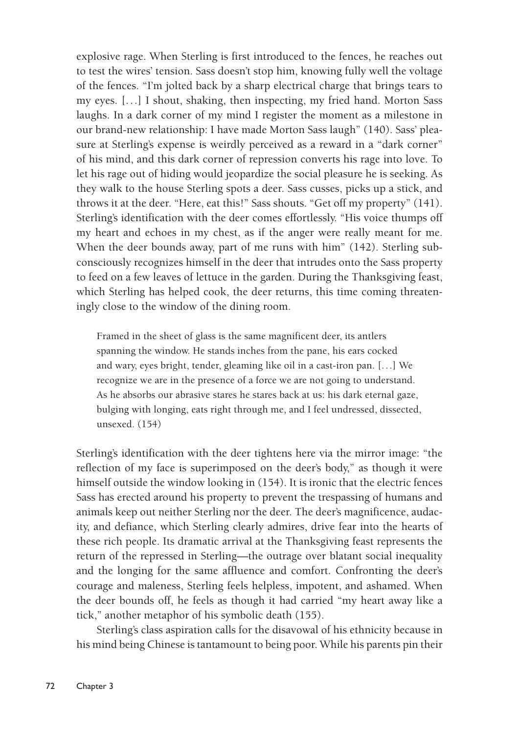explosive rage. When Sterling is first introduced to the fences, he reaches out to test the wires' tension. Sass doesn't stop him, knowing fully well the voltage of the fences. "I'm jolted back by a sharp electrical charge that brings tears to my eyes. [. . .] I shout, shaking, then inspecting, my fried hand. Morton Sass laughs. In a dark corner of my mind I register the moment as a milestone in our brand-new relationship: I have made Morton Sass laugh" (140). Sass' pleasure at Sterling's expense is weirdly perceived as a reward in a "dark corner" of his mind, and this dark corner of repression converts his rage into love. To let his rage out of hiding would jeopardize the social pleasure he is seeking. As they walk to the house Sterling spots a deer. Sass cusses, picks up a stick, and throws it at the deer. "Here, eat this!" Sass shouts. "Get off my property" (141). Sterling's identification with the deer comes effortlessly. "His voice thumps off my heart and echoes in my chest, as if the anger were really meant for me. When the deer bounds away, part of me runs with him" (142). Sterling subconsciously recognizes himself in the deer that intrudes onto the Sass property to feed on a few leaves of lettuce in the garden. During the Thanksgiving feast, which Sterling has helped cook, the deer returns, this time coming threateningly close to the window of the dining room.

> Framed in the sheet of glass is the same magnificent deer, its antlers spanning the window. He stands inches from the pane, his ears cocked and wary, eyes bright, tender, gleaming like oil in a cast-iron pan. [. . .] We recognize we are in the presence of a force we are not going to understand. As he absorbs our abrasive stares he stares back at us: his dark eternal gaze, bulging with longing, eats right through me, and I feel undressed, dissected, unsexed. (154)

Sterling's identification with the deer tightens here via the mirror image: "the reflection of my face is superimposed on the deer's body," as though it were himself outside the window looking in (154). It is ironic that the electric fences Sass has erected around his property to prevent the trespassing of humans and animals keep out neither Sterling nor the deer. The deer's magnificence, audacity, and defiance, which Sterling clearly admires, drive fear into the hearts of these rich people. Its dramatic arrival at the Thanksgiving feast represents the return of the repressed in Sterling—the outrage over blatant social inequality and the longing for the same affluence and comfort. Confronting the deer's courage and maleness, Sterling feels helpless, impotent, and ashamed. When the deer bounds off, he feels as though it had carried "my heart away like a tick," another metaphor of his symbolic death (155).

Sterling's class aspiration calls for the disavowal of his ethnicity because in his mind being Chinese is tantamount to being poor. While his parents pin their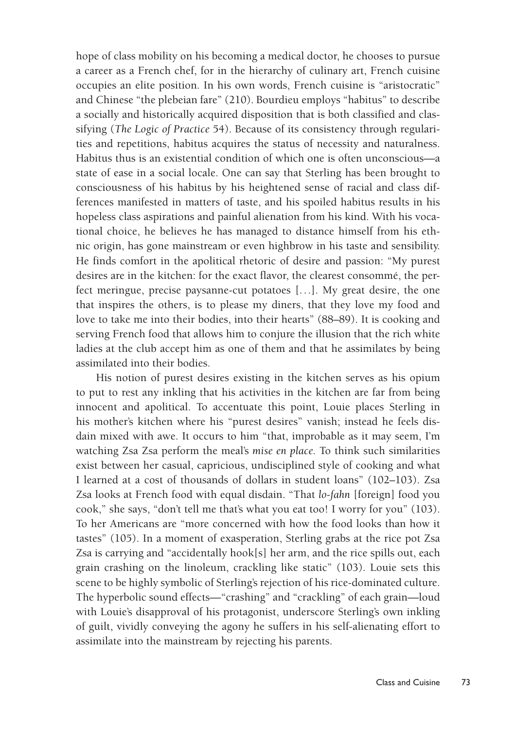hope of class mobility on his becoming a medical doctor, he chooses to pursue a career as a French chef, for in the hierarchy of culinary art, French cuisine occupies an elite position. In his own words, French cuisine is "aristocratic" and Chinese "the plebeian fare" (210). Bourdieu employs "habitus" to describe a socially and historically acquired disposition that is both classified and classifying (*The Logic of Practice* 54). Because of its consistency through regularities and repetitions, habitus acquires the status of necessity and naturalness. Habitus thus is an existential condition of which one is often unconscious—a state of ease in a social locale. One can say that Sterling has been brought to consciousness of his habitus by his heightened sense of racial and class differences manifested in matters of taste, and his spoiled habitus results in his hopeless class aspirations and painful alienation from his kind. With his vocational choice, he believes he has managed to distance himself from his ethnic origin, has gone mainstream or even highbrow in his taste and sensibility. He finds comfort in the apolitical rhetoric of desire and passion: "My purest desires are in the kitchen: for the exact flavor, the clearest consommé, the perfect meringue, precise paysanne-cut potatoes [...]. My great desire, the one that inspires the others, is to please my diners, that they love my food and love to take me into their bodies, into their hearts" (88–89). It is cooking and serving French food that allows him to conjure the illusion that the rich white ladies at the club accept him as one of them and that he assimilates by being assimilated into their bodies.

His notion of purest desires existing in the kitchen serves as his opium to put to rest any inkling that his activities in the kitchen are far from being innocent and apolitical. To accentuate this point, Louie places Sterling in his mother's kitchen where his "purest desires" vanish; instead he feels disdain mixed with awe. It occurs to him "that, improbable as it may seem, I'm watching Zsa Zsa perform the meal's *mise en place.* To think such similarities exist between her casual, capricious, undisciplined style of cooking and what I learned at a cost of thousands of dollars in student loans" (102–103). Zsa Zsa looks at French food with equal disdain. "That *lo-fahn* [foreign] food you cook," she says, "don't tell me that's what you eat too! I worry for you" (103). To her Americans are "more concerned with how the food looks than how it tastes" (105). In a moment of exasperation, Sterling grabs at the rice pot Zsa Zsa is carrying and "accidentally hook[s] her arm, and the rice spills out, each grain crashing on the linoleum, crackling like static" (103). Louie sets this scene to be highly symbolic of Sterling's rejection of his rice-dominated culture. The hyperbolic sound effects—"crashing" and "crackling" of each grain—loud with Louie's disapproval of his protagonist, underscore Sterling's own inkling of guilt, vividly conveying the agony he suffers in his self-alienating effort to assimilate into the mainstream by rejecting his parents.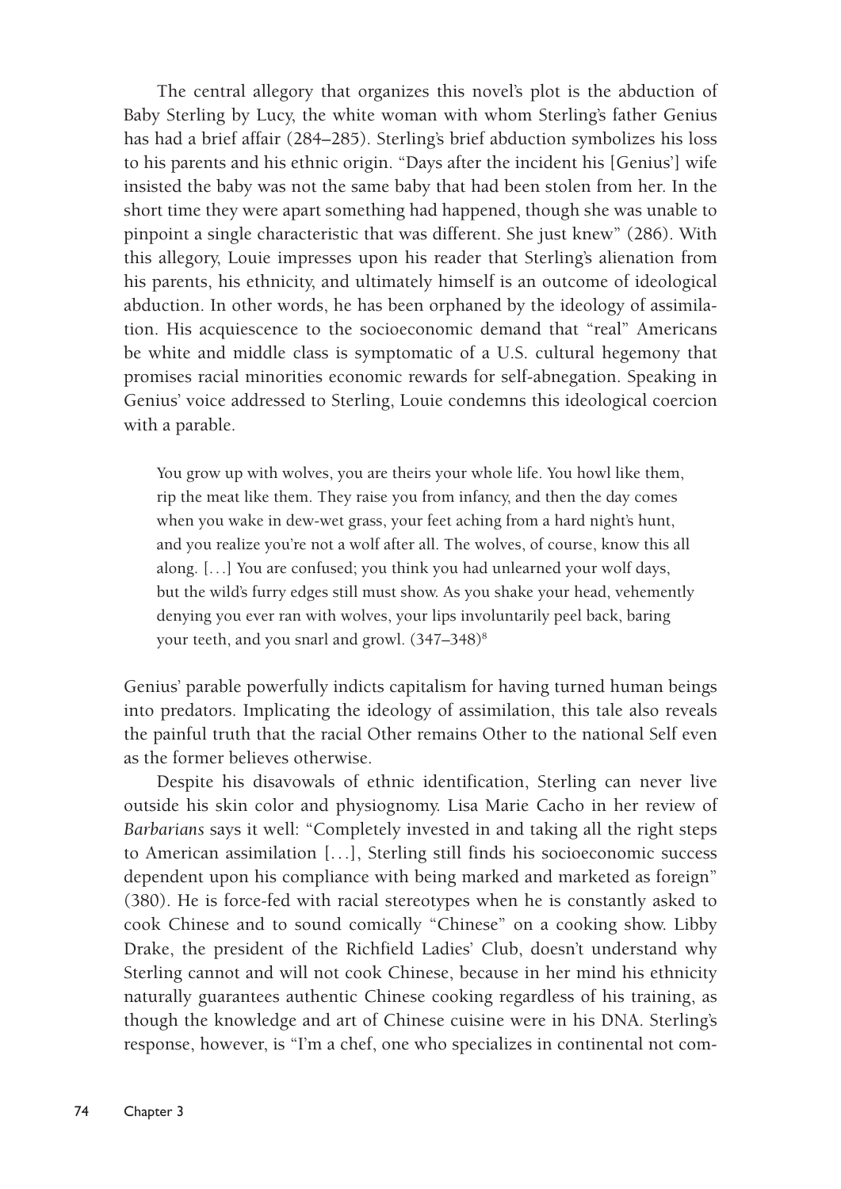The central allegory that organizes this novel's plot is the abduction of Baby Sterling by Lucy, the white woman with whom Sterling's father Genius has had a brief affair (284–285). Sterling's brief abduction symbolizes his loss to his parents and his ethnic origin. "Days after the incident his [Genius'] wife insisted the baby was not the same baby that had been stolen from her. In the short time they were apart something had happened, though she was unable to pinpoint a single characteristic that was different. She just knew" (286). With this allegory, Louie impresses upon his reader that Sterling's alienation from his parents, his ethnicity, and ultimately himself is an outcome of ideological abduction. In other words, he has been orphaned by the ideology of assimilation. His acquiescence to the socioeconomic demand that "real" Americans be white and middle class is symptomatic of a U.S. cultural hegemony that promises racial minorities economic rewards for self-abnegation. Speaking in Genius' voice addressed to Sterling, Louie condemns this ideological coercion with a parable.

> You grow up with wolves, you are theirs your whole life. You howl like them, rip the meat like them. They raise you from infancy, and then the day comes when you wake in dew-wet grass, your feet aching from a hard night's hunt, and you realize you're not a wolf after all. The wolves, of course, know this all along. [. . .] You are confused; you think you had unlearned your wolf days, but the wild's furry edges still must show. As you shake your head, vehemently denying you ever ran with wolves, your lips involuntarily peel back, baring your teeth, and you snarl and growl. (347–348)[8]

Genius' parable powerfully indicts capitalism for having turned human beings into predators. Implicating the ideology of assimilation, this tale also reveals the painful truth that the racial Other remains Other to the national Self even as the former believes otherwise.

Despite his disavowals of ethnic identification, Sterling can never live outside his skin color and physiognomy. Lisa Marie Cacho in her review of *Barbarians* says it well: "Completely invested in and taking all the right steps to American assimilation [. . .], Sterling still finds his socioeconomic success dependent upon his compliance with being marked and marketed as foreign" (380). He is force-fed with racial stereotypes when he is constantly asked to cook Chinese and to sound comically "Chinese" on a cooking show. Libby Drake, the president of the Richfield Ladies' Club, doesn't understand why Sterling cannot and will not cook Chinese, because in her mind his ethnicity naturally guarantees authentic Chinese cooking regardless of his training, as though the knowledge and art of Chinese cuisine were in his DNA. Sterling's response, however, is "I'm a chef, one who specializes in continental not com-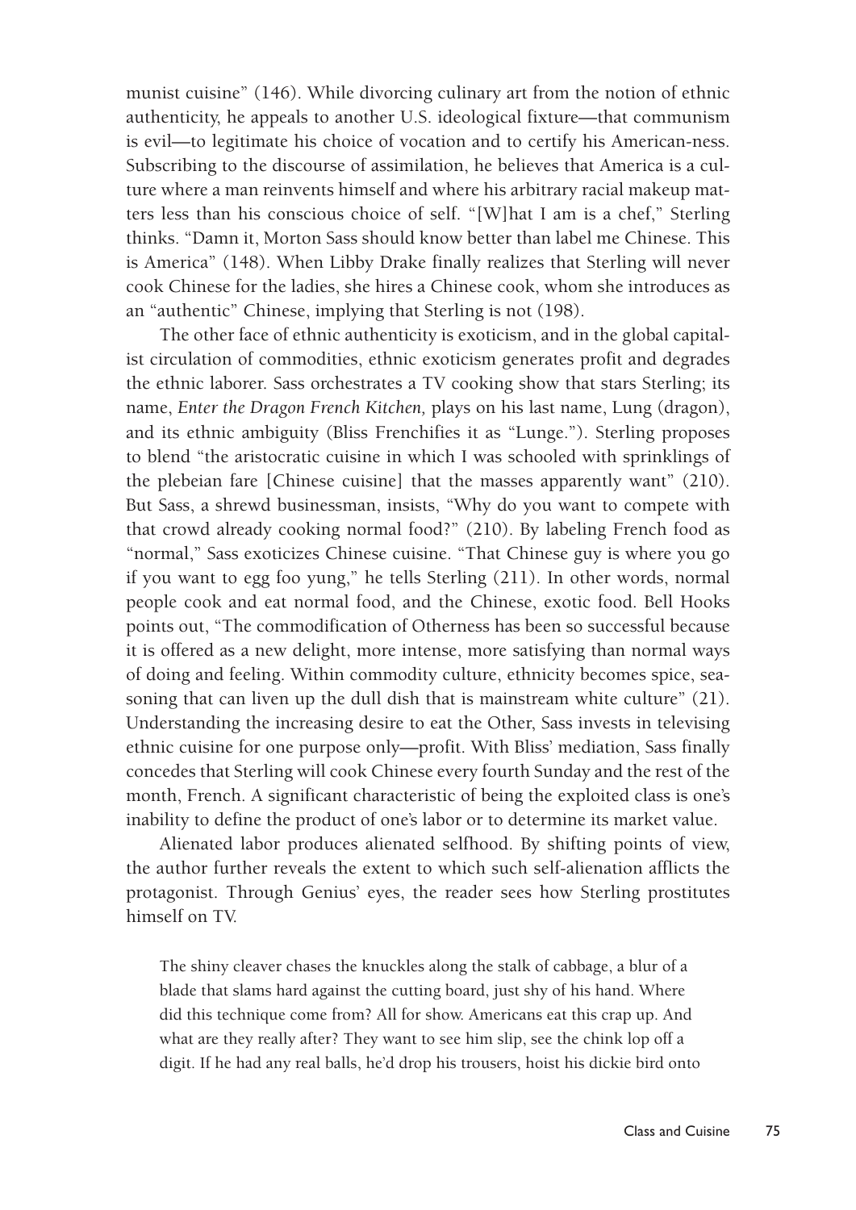munist cuisine" (146). While divorcing culinary art from the notion of ethnic authenticity, he appeals to another U.S. ideological fixture—that communism is evil—to legitimate his choice of vocation and to certify his American-ness. Subscribing to the discourse of assimilation, he believes that America is a culture where a man reinvents himself and where his arbitrary racial makeup matters less than his conscious choice of self. "[W]hat I am is a chef," Sterling thinks. "Damn it, Morton Sass should know better than label me Chinese. This is America" (148). When Libby Drake finally realizes that Sterling will never cook Chinese for the ladies, she hires a Chinese cook, whom she introduces as an "authentic" Chinese, implying that Sterling is not (198).

The other face of ethnic authenticity is exoticism, and in the global capitalist circulation of commodities, ethnic exoticism generates profit and degrades the ethnic laborer. Sass orchestrates a TV cooking show that stars Sterling; its name, *Enter the Dragon French Kitchen,* plays on his last name, Lung (dragon), and its ethnic ambiguity (Bliss Frenchifies it as "Lunge."). Sterling proposes to blend "the aristocratic cuisine in which I was schooled with sprinklings of the plebeian fare [Chinese cuisine] that the masses apparently want" (210). But Sass, a shrewd businessman, insists, "Why do you want to compete with that crowd already cooking normal food?" (210). By labeling French food as "normal," Sass exoticizes Chinese cuisine. "That Chinese guy is where you go if you want to egg foo yung," he tells Sterling (211). In other words, normal people cook and eat normal food, and the Chinese, exotic food. Bell Hooks points out, "The commodification of Otherness has been so successful because it is offered as a new delight, more intense, more satisfying than normal ways of doing and feeling. Within commodity culture, ethnicity becomes spice, seasoning that can liven up the dull dish that is mainstream white culture" (21). Understanding the increasing desire to eat the Other, Sass invests in televising ethnic cuisine for one purpose only—profit. With Bliss' mediation, Sass finally concedes that Sterling will cook Chinese every fourth Sunday and the rest of the month, French. A significant characteristic of being the exploited class is one's inability to define the product of one's labor or to determine its market value.

Alienated labor produces alienated selfhood. By shifting points of view, the author further reveals the extent to which such self-alienation afflicts the protagonist. Through Genius' eyes, the reader sees how Sterling prostitutes himself on TV.

> The shiny cleaver chases the knuckles along the stalk of cabbage, a blur of a blade that slams hard against the cutting board, just shy of his hand. Where did this technique come from? All for show. Americans eat this crap up. And what are they really after? They want to see him slip, see the chink lop off a digit. If he had any real balls, he'd drop his trousers, hoist his dickie bird onto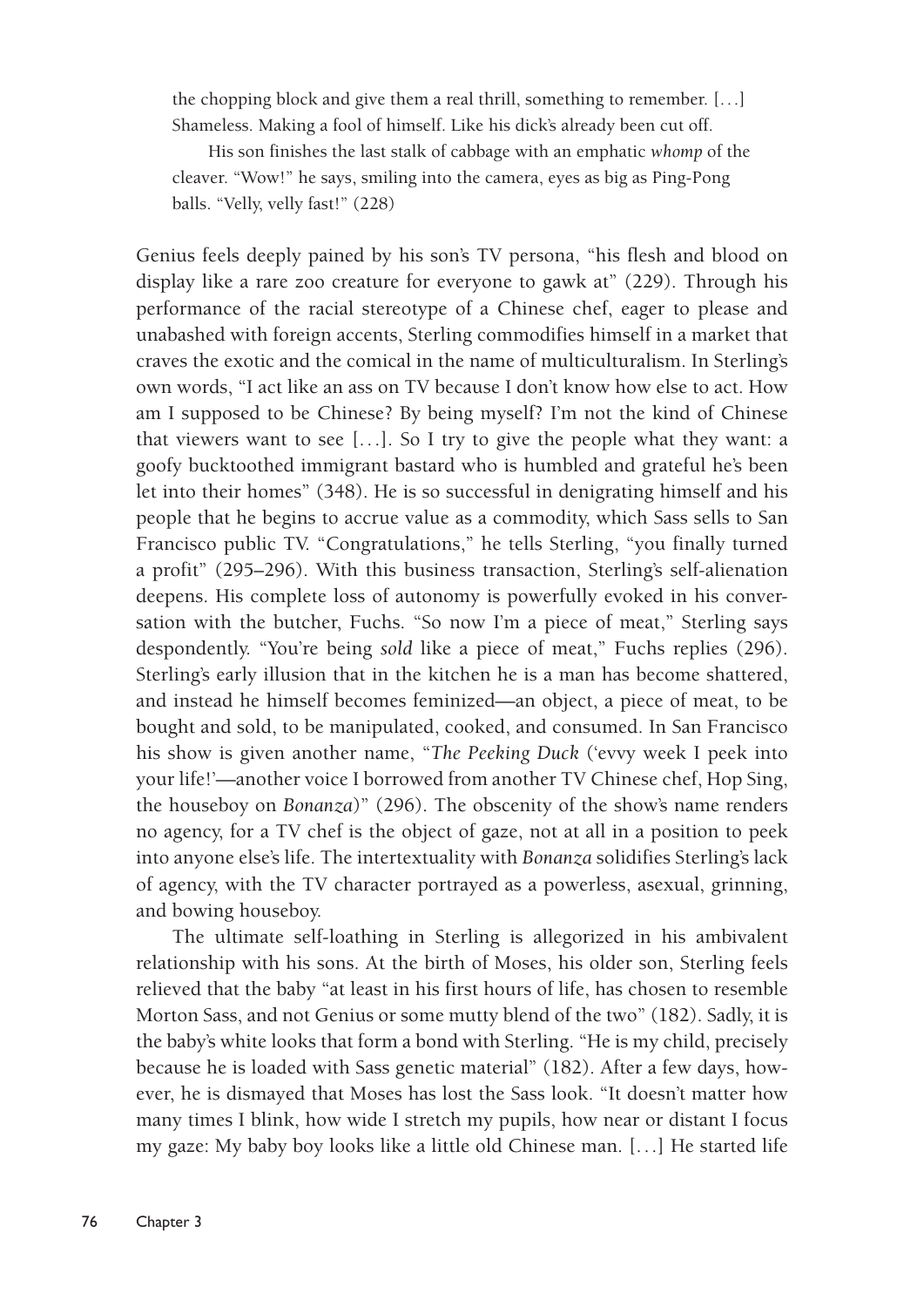> the chopping block and give them a real thrill, something to remember. [...] Shameless. Making a fool of himself. Like his dick's already been cut off.
>
> His son finishes the last stalk of cabbage with an emphatic *whomp* of the cleaver. "Wow!" he says, smiling into the camera, eyes as big as Ping-Pong balls. "Velly, velly fast!" (228)

Genius feels deeply pained by his son's TV persona, "his flesh and blood on display like a rare zoo creature for everyone to gawk at" (229). Through his performance of the racial stereotype of a Chinese chef, eager to please and unabashed with foreign accents, Sterling commodifies himself in a market that craves the exotic and the comical in the name of multiculturalism. In Sterling's own words, "I act like an ass on TV because I don't know how else to act. How am I supposed to be Chinese? By being myself? I'm not the kind of Chinese that viewers want to see [...]. So I try to give the people what they want: a goofy bucktoothed immigrant bastard who is humbled and grateful he's been let into their homes" (348). He is so successful in denigrating himself and his people that he begins to accrue value as a commodity, which Sass sells to San Francisco public TV. "Congratulations," he tells Sterling, "you finally turned a profit" (295–296). With this business transaction, Sterling's self-alienation deepens. His complete loss of autonomy is powerfully evoked in his conversation with the butcher, Fuchs. "So now I'm a piece of meat," Sterling says despondently. "You're being *sold* like a piece of meat," Fuchs replies (296). Sterling's early illusion that in the kitchen he is a man has become shattered, and instead he himself becomes feminized—an object, a piece of meat, to be bought and sold, to be manipulated, cooked, and consumed. In San Francisco his show is given another name, "*The Peeking Duck* ('evvy week I peek into your life!'—another voice I borrowed from another TV Chinese chef, Hop Sing, the houseboy on *Bonanza*)" (296). The obscenity of the show's name renders no agency, for a TV chef is the object of gaze, not at all in a position to peek into anyone else's life. The intertextuality with *Bonanza* solidifies Sterling's lack of agency, with the TV character portrayed as a powerless, asexual, grinning, and bowing houseboy.

The ultimate self-loathing in Sterling is allegorized in his ambivalent relationship with his sons. At the birth of Moses, his older son, Sterling feels relieved that the baby "at least in his first hours of life, has chosen to resemble Morton Sass, and not Genius or some mutty blend of the two" (182). Sadly, it is the baby's white looks that form a bond with Sterling. "He is my child, precisely because he is loaded with Sass genetic material" (182). After a few days, however, he is dismayed that Moses has lost the Sass look. "It doesn't matter how many times I blink, how wide I stretch my pupils, how near or distant I focus my gaze: My baby boy looks like a little old Chinese man. [...] He started life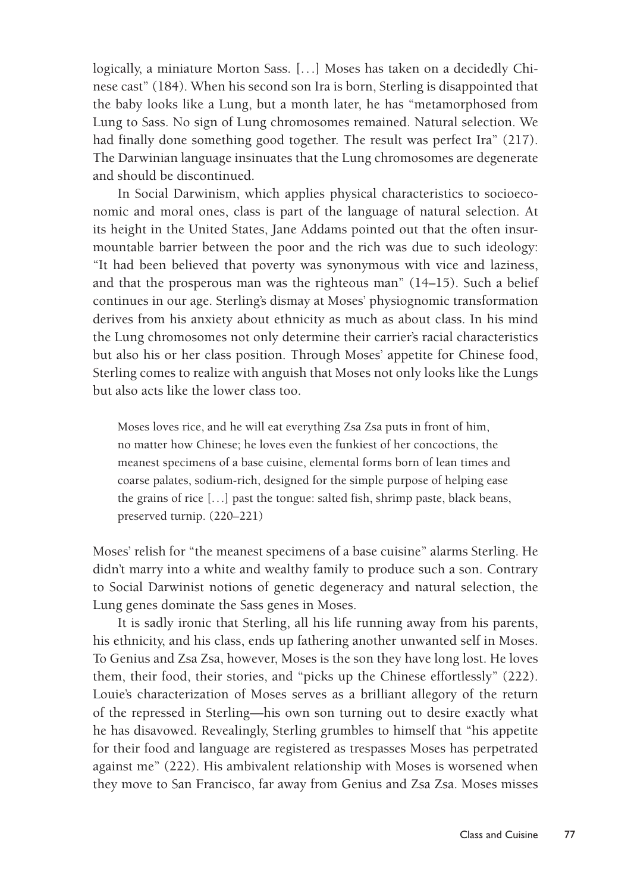logically, a miniature Morton Sass. [. . .] Moses has taken on a decidedly Chinese cast" (184). When his second son Ira is born, Sterling is disappointed that the baby looks like a Lung, but a month later, he has "metamorphosed from Lung to Sass. No sign of Lung chromosomes remained. Natural selection. We had finally done something good together. The result was perfect Ira" (217). The Darwinian language insinuates that the Lung chromosomes are degenerate and should be discontinued.

In Social Darwinism, which applies physical characteristics to socioeconomic and moral ones, class is part of the language of natural selection. At its height in the United States, Jane Addams pointed out that the often insurmountable barrier between the poor and the rich was due to such ideology: "It had been believed that poverty was synonymous with vice and laziness, and that the prosperous man was the righteous man" (14–15). Such a belief continues in our age. Sterling's dismay at Moses' physiognomic transformation derives from his anxiety about ethnicity as much as about class. In his mind the Lung chromosomes not only determine their carrier's racial characteristics but also his or her class position. Through Moses' appetite for Chinese food, Sterling comes to realize with anguish that Moses not only looks like the Lungs but also acts like the lower class too.

> Moses loves rice, and he will eat everything Zsa Zsa puts in front of him, no matter how Chinese; he loves even the funkiest of her concoctions, the meanest specimens of a base cuisine, elemental forms born of lean times and coarse palates, sodium-rich, designed for the simple purpose of helping ease the grains of rice [. . .] past the tongue: salted fish, shrimp paste, black beans, preserved turnip. (220–221)

Moses' relish for "the meanest specimens of a base cuisine" alarms Sterling. He didn't marry into a white and wealthy family to produce such a son. Contrary to Social Darwinist notions of genetic degeneracy and natural selection, the Lung genes dominate the Sass genes in Moses.

It is sadly ironic that Sterling, all his life running away from his parents, his ethnicity, and his class, ends up fathering another unwanted self in Moses. To Genius and Zsa Zsa, however, Moses is the son they have long lost. He loves them, their food, their stories, and "picks up the Chinese effortlessly" (222). Louie's characterization of Moses serves as a brilliant allegory of the return of the repressed in Sterling—his own son turning out to desire exactly what he has disavowed. Revealingly, Sterling grumbles to himself that "his appetite for their food and language are registered as trespasses Moses has perpetrated against me" (222). His ambivalent relationship with Moses is worsened when they move to San Francisco, far away from Genius and Zsa Zsa. Moses misses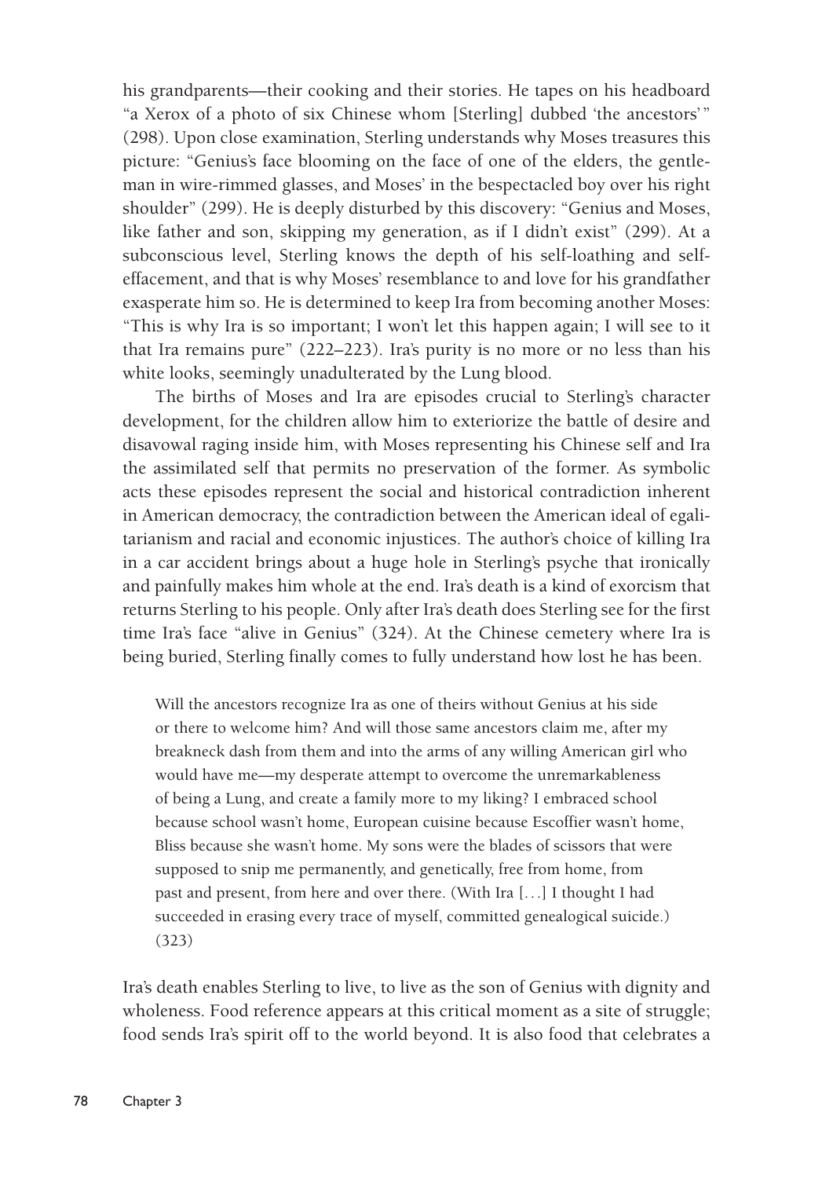his grandparents—their cooking and their stories. He tapes on his headboard "a Xerox of a photo of six Chinese whom [Sterling] dubbed 'the ancestors'" (298). Upon close examination, Sterling understands why Moses treasures this picture: "Genius's face blooming on the face of one of the elders, the gentleman in wire-rimmed glasses, and Moses' in the bespectacled boy over his right shoulder" (299). He is deeply disturbed by this discovery: "Genius and Moses, like father and son, skipping my generation, as if I didn't exist" (299). At a subconscious level, Sterling knows the depth of his self-loathing and self-effacement, and that is why Moses' resemblance to and love for his grandfather exasperate him so. He is determined to keep Ira from becoming another Moses: "This is why Ira is so important; I won't let this happen again; I will see to it that Ira remains pure" (222–223). Ira's purity is no more or no less than his white looks, seemingly unadulterated by the Lung blood.

The births of Moses and Ira are episodes crucial to Sterling's character development, for the children allow him to exteriorize the battle of desire and disavowal raging inside him, with Moses representing his Chinese self and Ira the assimilated self that permits no preservation of the former. As symbolic acts these episodes represent the social and historical contradiction inherent in American democracy, the contradiction between the American ideal of egalitarianism and racial and economic injustices. The author's choice of killing Ira in a car accident brings about a huge hole in Sterling's psyche that ironically and painfully makes him whole at the end. Ira's death is a kind of exorcism that returns Sterling to his people. Only after Ira's death does Sterling see for the first time Ira's face "alive in Genius" (324). At the Chinese cemetery where Ira is being buried, Sterling finally comes to fully understand how lost he has been.

> Will the ancestors recognize Ira as one of theirs without Genius at his side or there to welcome him? And will those same ancestors claim me, after my breakneck dash from them and into the arms of any willing American girl who would have me—my desperate attempt to overcome the unremarkableness of being a Lung, and create a family more to my liking? I embraced school because school wasn't home, European cuisine because Escoffier wasn't home, Bliss because she wasn't home. My sons were the blades of scissors that were supposed to snip me permanently, and genetically, free from home, from past and present, from here and over there. (With Ira [...] I thought I had succeeded in erasing every trace of myself, committed genealogical suicide.) (323)

Ira's death enables Sterling to live, to live as the son of Genius with dignity and wholeness. Food reference appears at this critical moment as a site of struggle; food sends Ira's spirit off to the world beyond. It is also food that celebrates a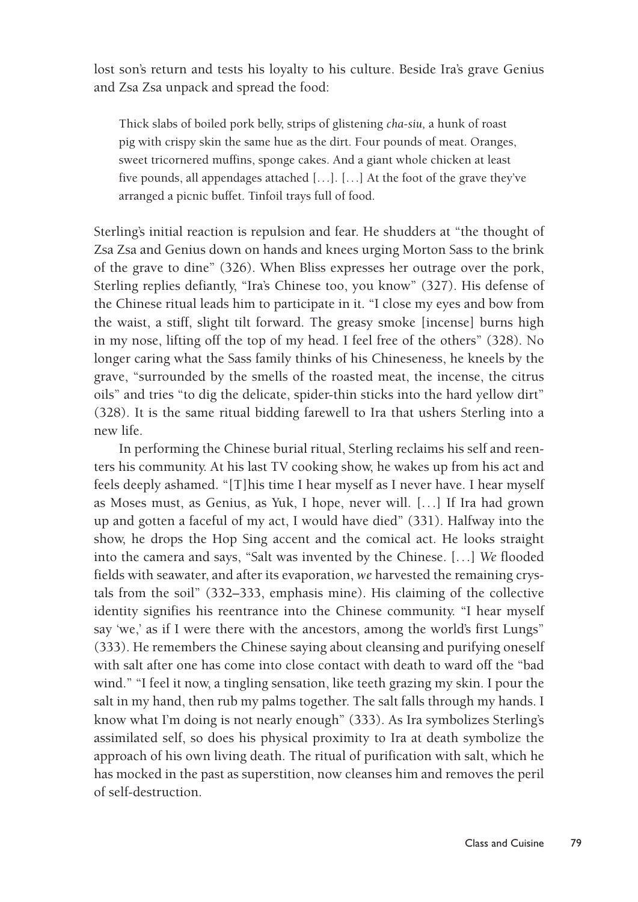lost son's return and tests his loyalty to his culture. Beside Ira's grave Genius and Zsa Zsa unpack and spread the food:

> Thick slabs of boiled pork belly, strips of glistening *cha-siu,* a hunk of roast pig with crispy skin the same hue as the dirt. Four pounds of meat. Oranges, sweet tricornered muffins, sponge cakes. And a giant whole chicken at least five pounds, all appendages attached [...]. [...] At the foot of the grave they've arranged a picnic buffet. Tinfoil trays full of food.

Sterling's initial reaction is repulsion and fear. He shudders at "the thought of Zsa Zsa and Genius down on hands and knees urging Morton Sass to the brink of the grave to dine" (326). When Bliss expresses her outrage over the pork, Sterling replies defiantly, "Ira's Chinese too, you know" (327). His defense of the Chinese ritual leads him to participate in it. "I close my eyes and bow from the waist, a stiff, slight tilt forward. The greasy smoke [incense] burns high in my nose, lifting off the top of my head. I feel free of the others" (328). No longer caring what the Sass family thinks of his Chineseness, he kneels by the grave, "surrounded by the smells of the roasted meat, the incense, the citrus oils" and tries "to dig the delicate, spider-thin sticks into the hard yellow dirt" (328). It is the same ritual bidding farewell to Ira that ushers Sterling into a new life.

In performing the Chinese burial ritual, Sterling reclaims his self and reenters his community. At his last TV cooking show, he wakes up from his act and feels deeply ashamed. "[T]his time I hear myself as I never have. I hear myself as Moses must, as Genius, as Yuk, I hope, never will. [...] If Ira had grown up and gotten a faceful of my act, I would have died" (331). Halfway into the show, he drops the Hop Sing accent and the comical act. He looks straight into the camera and says, "Salt was invented by the Chinese. [...] *We* flooded fields with seawater, and after its evaporation, *we* harvested the remaining crystals from the soil" (332–333, emphasis mine). His claiming of the collective identity signifies his reentrance into the Chinese community. "I hear myself say 'we,' as if I were there with the ancestors, among the world's first Lungs" (333). He remembers the Chinese saying about cleansing and purifying oneself with salt after one has come into close contact with death to ward off the "bad wind." "I feel it now, a tingling sensation, like teeth grazing my skin. I pour the salt in my hand, then rub my palms together. The salt falls through my hands. I know what I'm doing is not nearly enough" (333). As Ira symbolizes Sterling's assimilated self, so does his physical proximity to Ira at death symbolize the approach of his own living death. The ritual of purification with salt, which he has mocked in the past as superstition, now cleanses him and removes the peril of self-destruction.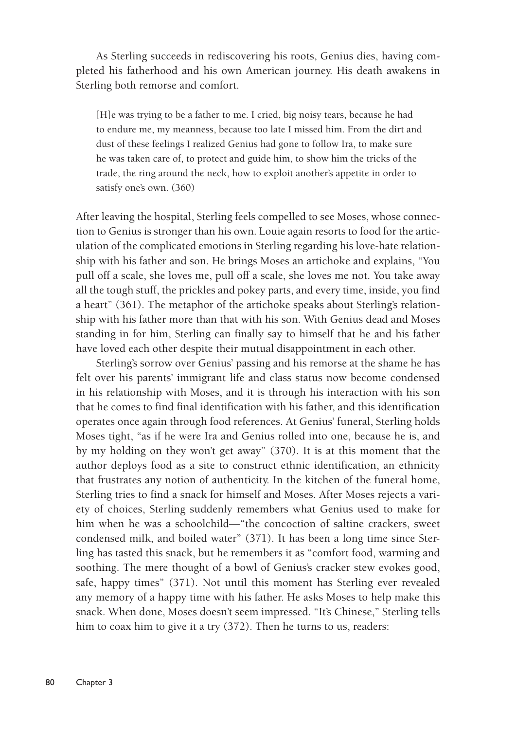As Sterling succeeds in rediscovering his roots, Genius dies, having completed his fatherhood and his own American journey. His death awakens in Sterling both remorse and comfort.

> [H]e was trying to be a father to me. I cried, big noisy tears, because he had to endure me, my meanness, because too late I missed him. From the dirt and dust of these feelings I realized Genius had gone to follow Ira, to make sure he was taken care of, to protect and guide him, to show him the tricks of the trade, the ring around the neck, how to exploit another's appetite in order to satisfy one's own. (360)

After leaving the hospital, Sterling feels compelled to see Moses, whose connection to Genius is stronger than his own. Louie again resorts to food for the articulation of the complicated emotions in Sterling regarding his love-hate relationship with his father and son. He brings Moses an artichoke and explains, "You pull off a scale, she loves me, pull off a scale, she loves me not. You take away all the tough stuff, the prickles and pokey parts, and every time, inside, you find a heart" (361). The metaphor of the artichoke speaks about Sterling's relationship with his father more than that with his son. With Genius dead and Moses standing in for him, Sterling can finally say to himself that he and his father have loved each other despite their mutual disappointment in each other.

Sterling's sorrow over Genius' passing and his remorse at the shame he has felt over his parents' immigrant life and class status now become condensed in his relationship with Moses, and it is through his interaction with his son that he comes to find final identification with his father, and this identification operates once again through food references. At Genius' funeral, Sterling holds Moses tight, "as if he were Ira and Genius rolled into one, because he is, and by my holding on they won't get away" (370). It is at this moment that the author deploys food as a site to construct ethnic identification, an ethnicity that frustrates any notion of authenticity. In the kitchen of the funeral home, Sterling tries to find a snack for himself and Moses. After Moses rejects a variety of choices, Sterling suddenly remembers what Genius used to make for him when he was a schoolchild—"the concoction of saltine crackers, sweet condensed milk, and boiled water" (371). It has been a long time since Sterling has tasted this snack, but he remembers it as "comfort food, warming and soothing. The mere thought of a bowl of Genius's cracker stew evokes good, safe, happy times" (371). Not until this moment has Sterling ever revealed any memory of a happy time with his father. He asks Moses to help make this snack. When done, Moses doesn't seem impressed. "It's Chinese," Sterling tells him to coax him to give it a try (372). Then he turns to us, readers: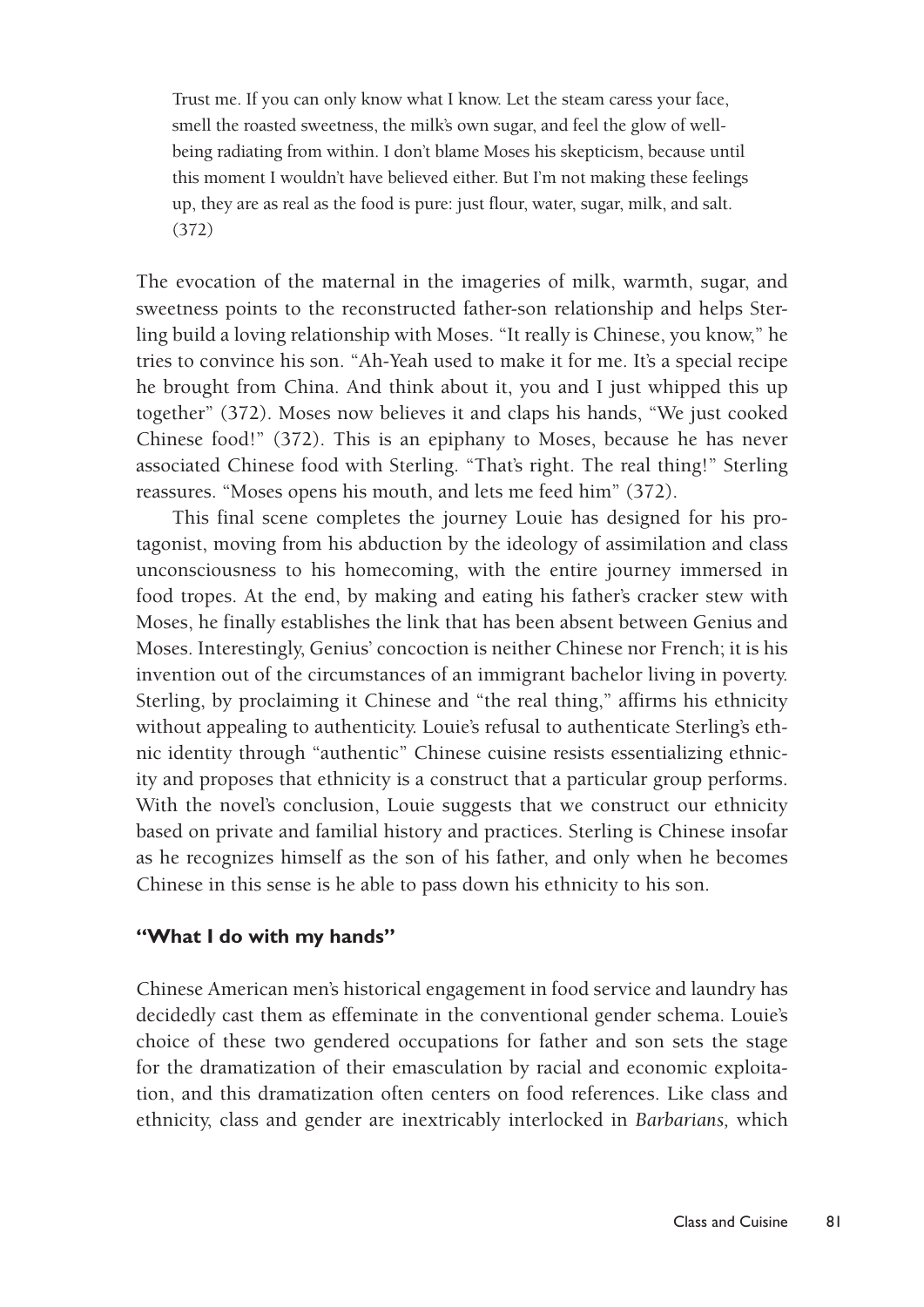> Trust me. If you can only know what I know. Let the steam caress your face, smell the roasted sweetness, the milk's own sugar, and feel the glow of well-being radiating from within. I don't blame Moses his skepticism, because until this moment I wouldn't have believed either. But I'm not making these feelings up, they are as real as the food is pure: just flour, water, sugar, milk, and salt. (372)

The evocation of the maternal in the imageries of milk, warmth, sugar, and sweetness points to the reconstructed father-son relationship and helps Sterling build a loving relationship with Moses. "It really is Chinese, you know," he tries to convince his son. "Ah-Yeah used to make it for me. It's a special recipe he brought from China. And think about it, you and I just whipped this up together" (372). Moses now believes it and claps his hands, "We just cooked Chinese food!" (372). This is an epiphany to Moses, because he has never associated Chinese food with Sterling. "That's right. The real thing!" Sterling reassures. "Moses opens his mouth, and lets me feed him" (372).

This final scene completes the journey Louie has designed for his protagonist, moving from his abduction by the ideology of assimilation and class unconsciousness to his homecoming, with the entire journey immersed in food tropes. At the end, by making and eating his father's cracker stew with Moses, he finally establishes the link that has been absent between Genius and Moses. Interestingly, Genius' concoction is neither Chinese nor French; it is his invention out of the circumstances of an immigrant bachelor living in poverty. Sterling, by proclaiming it Chinese and "the real thing," affirms his ethnicity without appealing to authenticity. Louie's refusal to authenticate Sterling's ethnic identity through "authentic" Chinese cuisine resists essentializing ethnicity and proposes that ethnicity is a construct that a particular group performs. With the novel's conclusion, Louie suggests that we construct our ethnicity based on private and familial history and practices. Sterling is Chinese insofar as he recognizes himself as the son of his father, and only when he becomes Chinese in this sense is he able to pass down his ethnicity to his son.

### "What I do with my hands"

Chinese American men's historical engagement in food service and laundry has decidedly cast them as effeminate in the conventional gender schema. Louie's choice of these two gendered occupations for father and son sets the stage for the dramatization of their emasculation by racial and economic exploitation, and this dramatization often centers on food references. Like class and ethnicity, class and gender are inextricably interlocked in *Barbarians,* which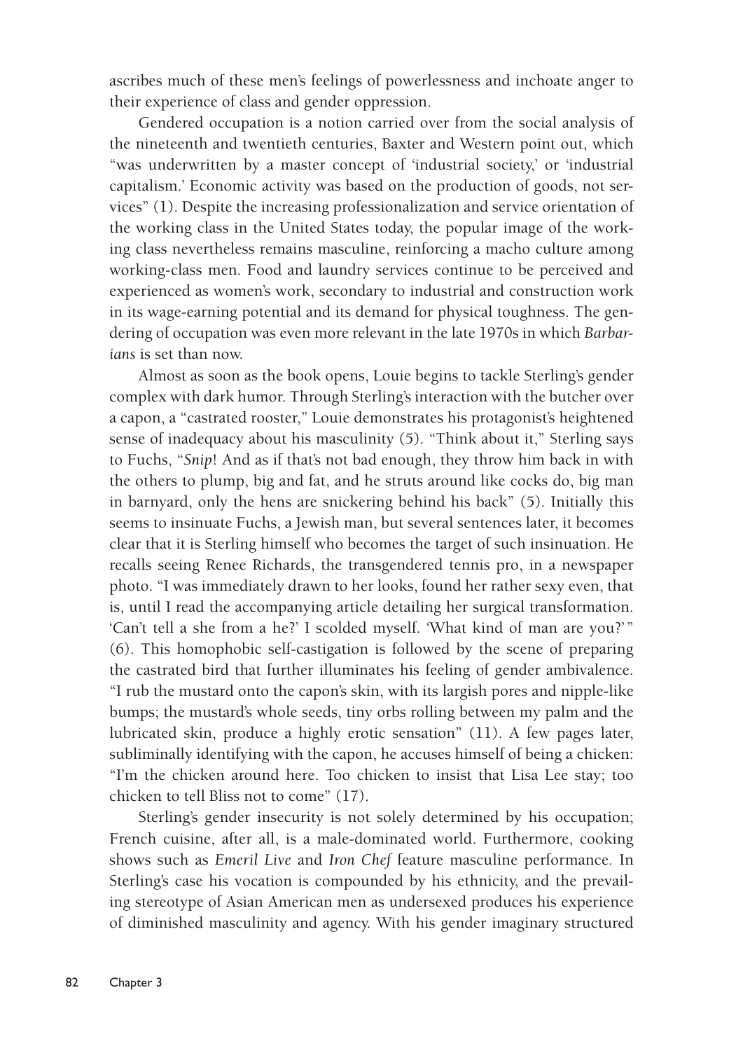ascribes much of these men's feelings of powerlessness and inchoate anger to their experience of class and gender oppression.

Gendered occupation is a notion carried over from the social analysis of the nineteenth and twentieth centuries, Baxter and Western point out, which "was underwritten by a master concept of 'industrial society,' or 'industrial capitalism.' Economic activity was based on the production of goods, not services" (1). Despite the increasing professionalization and service orientation of the working class in the United States today, the popular image of the working class nevertheless remains masculine, reinforcing a macho culture among working-class men. Food and laundry services continue to be perceived and experienced as women's work, secondary to industrial and construction work in its wage-earning potential and its demand for physical toughness. The gendering of occupation was even more relevant in the late 1970s in which *Barbarians* is set than now.

Almost as soon as the book opens, Louie begins to tackle Sterling's gender complex with dark humor. Through Sterling's interaction with the butcher over a capon, a "castrated rooster," Louie demonstrates his protagonist's heightened sense of inadequacy about his masculinity (5). "Think about it," Sterling says to Fuchs, "*Snip*! And as if that's not bad enough, they throw him back in with the others to plump, big and fat, and he struts around like cocks do, big man in barnyard, only the hens are snickering behind his back" (5). Initially this seems to insinuate Fuchs, a Jewish man, but several sentences later, it becomes clear that it is Sterling himself who becomes the target of such insinuation. He recalls seeing Renee Richards, the transgendered tennis pro, in a newspaper photo. "I was immediately drawn to her looks, found her rather sexy even, that is, until I read the accompanying article detailing her surgical transformation. 'Can't tell a she from a he?' I scolded myself. 'What kind of man are you?'" (6). This homophobic self-castigation is followed by the scene of preparing the castrated bird that further illuminates his feeling of gender ambivalence. "I rub the mustard onto the capon's skin, with its largish pores and nipple-like bumps; the mustard's whole seeds, tiny orbs rolling between my palm and the lubricated skin, produce a highly erotic sensation" (11). A few pages later, subliminally identifying with the capon, he accuses himself of being a chicken: "I'm the chicken around here. Too chicken to insist that Lisa Lee stay; too chicken to tell Bliss not to come" (17).

Sterling's gender insecurity is not solely determined by his occupation; French cuisine, after all, is a male-dominated world. Furthermore, cooking shows such as *Emeril Live* and *Iron Chef* feature masculine performance. In Sterling's case his vocation is compounded by his ethnicity, and the prevailing stereotype of Asian American men as undersexed produces his experience of diminished masculinity and agency. With his gender imaginary structured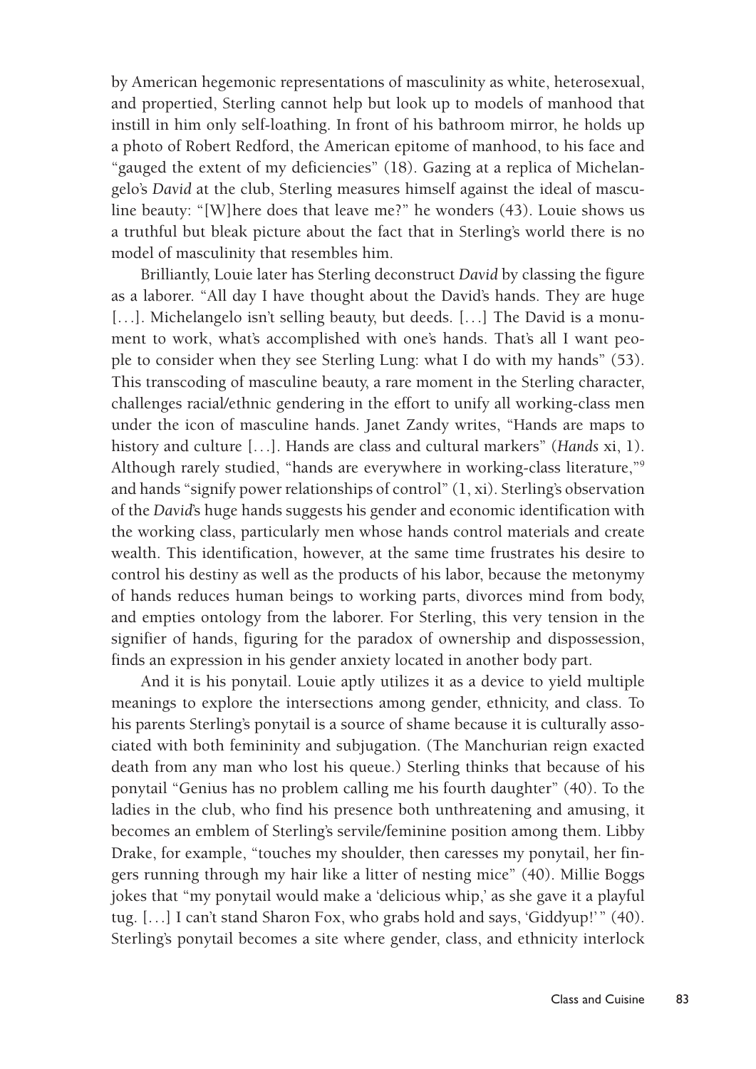by American hegemonic representations of masculinity as white, heterosexual, and propertied, Sterling cannot help but look up to models of manhood that instill in him only self-loathing. In front of his bathroom mirror, he holds up a photo of Robert Redford, the American epitome of manhood, to his face and "gauged the extent of my deficiencies" (18). Gazing at a replica of Michelangelo's *David* at the club, Sterling measures himself against the ideal of masculine beauty: "[W]here does that leave me?" he wonders (43). Louie shows us a truthful but bleak picture about the fact that in Sterling's world there is no model of masculinity that resembles him.

Brilliantly, Louie later has Sterling deconstruct *David* by classing the figure as a laborer. "All day I have thought about the David's hands. They are huge [. . .]. Michelangelo isn't selling beauty, but deeds. [. . .] The David is a monument to work, what's accomplished with one's hands. That's all I want people to consider when they see Sterling Lung: what I do with my hands" (53). This transcoding of masculine beauty, a rare moment in the Sterling character, challenges racial/ethnic gendering in the effort to unify all working-class men under the icon of masculine hands. Janet Zandy writes, "Hands are maps to history and culture [. . .]. Hands are class and cultural markers" (*Hands* xi, 1). Although rarely studied, "hands are everywhere in working-class literature,"[9] and hands "signify power relationships of control" (1, xi). Sterling's observation of the *David*'s huge hands suggests his gender and economic identification with the working class, particularly men whose hands control materials and create wealth. This identification, however, at the same time frustrates his desire to control his destiny as well as the products of his labor, because the metonymy of hands reduces human beings to working parts, divorces mind from body, and empties ontology from the laborer. For Sterling, this very tension in the signifier of hands, figuring for the paradox of ownership and dispossession, finds an expression in his gender anxiety located in another body part.

And it is his ponytail. Louie aptly utilizes it as a device to yield multiple meanings to explore the intersections among gender, ethnicity, and class. To his parents Sterling's ponytail is a source of shame because it is culturally associated with both femininity and subjugation. (The Manchurian reign exacted death from any man who lost his queue.) Sterling thinks that because of his ponytail "Genius has no problem calling me his fourth daughter" (40). To the ladies in the club, who find his presence both unthreatening and amusing, it becomes an emblem of Sterling's servile/feminine position among them. Libby Drake, for example, "touches my shoulder, then caresses my ponytail, her fingers running through my hair like a litter of nesting mice" (40). Millie Boggs jokes that "my ponytail would make a 'delicious whip,' as she gave it a playful tug. [. . .] I can't stand Sharon Fox, who grabs hold and says, 'Giddyup!'" (40). Sterling's ponytail becomes a site where gender, class, and ethnicity interlock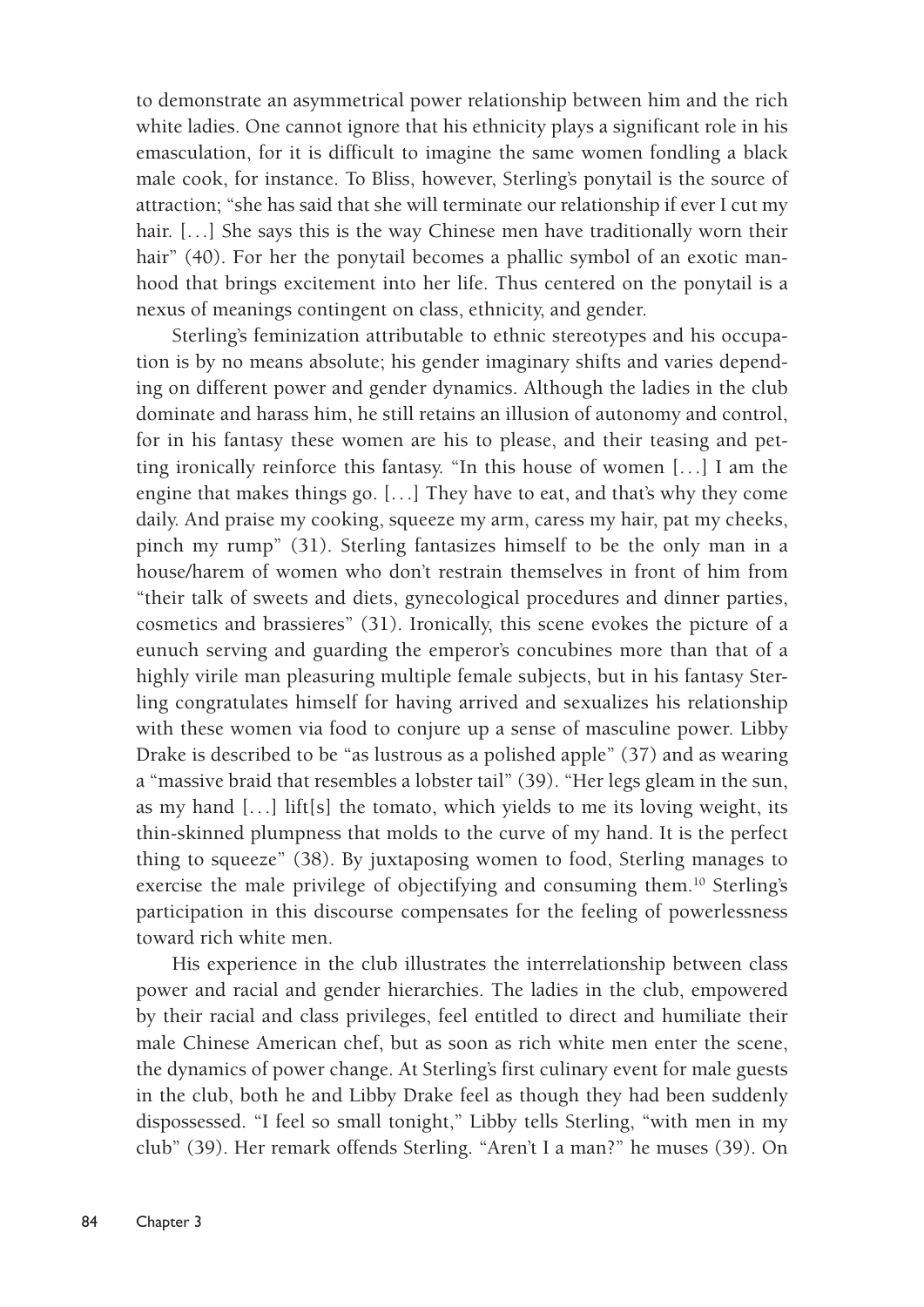to demonstrate an asymmetrical power relationship between him and the rich white ladies. One cannot ignore that his ethnicity plays a significant role in his emasculation, for it is difficult to imagine the same women fondling a black male cook, for instance. To Bliss, however, Sterling's ponytail is the source of attraction; "she has said that she will terminate our relationship if ever I cut my hair. [. . .] She says this is the way Chinese men have traditionally worn their hair" (40). For her the ponytail becomes a phallic symbol of an exotic manhood that brings excitement into her life. Thus centered on the ponytail is a nexus of meanings contingent on class, ethnicity, and gender.

Sterling's feminization attributable to ethnic stereotypes and his occupation is by no means absolute; his gender imaginary shifts and varies depending on different power and gender dynamics. Although the ladies in the club dominate and harass him, he still retains an illusion of autonomy and control, for in his fantasy these women are his to please, and their teasing and petting ironically reinforce this fantasy. "In this house of women [. . .] I am the engine that makes things go. [. . .] They have to eat, and that's why they come daily. And praise my cooking, squeeze my arm, caress my hair, pat my cheeks, pinch my rump" (31). Sterling fantasizes himself to be the only man in a house/harem of women who don't restrain themselves in front of him from "their talk of sweets and diets, gynecological procedures and dinner parties, cosmetics and brassieres" (31). Ironically, this scene evokes the picture of a eunuch serving and guarding the emperor's concubines more than that of a highly virile man pleasuring multiple female subjects, but in his fantasy Sterling congratulates himself for having arrived and sexualizes his relationship with these women via food to conjure up a sense of masculine power. Libby Drake is described to be "as lustrous as a polished apple" (37) and as wearing a "massive braid that resembles a lobster tail" (39). "Her legs gleam in the sun, as my hand [. . .] lift[s] the tomato, which yields to me its loving weight, its thin-skinned plumpness that molds to the curve of my hand. It is the perfect thing to squeeze" (38). By juxtaposing women to food, Sterling manages to exercise the male privilege of objectifying and consuming them.[10] Sterling's participation in this discourse compensates for the feeling of powerlessness toward rich white men.

His experience in the club illustrates the interrelationship between class power and racial and gender hierarchies. The ladies in the club, empowered by their racial and class privileges, feel entitled to direct and humiliate their male Chinese American chef, but as soon as rich white men enter the scene, the dynamics of power change. At Sterling's first culinary event for male guests in the club, both he and Libby Drake feel as though they had been suddenly dispossessed. "I feel so small tonight," Libby tells Sterling, "with men in my club" (39). Her remark offends Sterling. "Aren't I a man?" he muses (39). On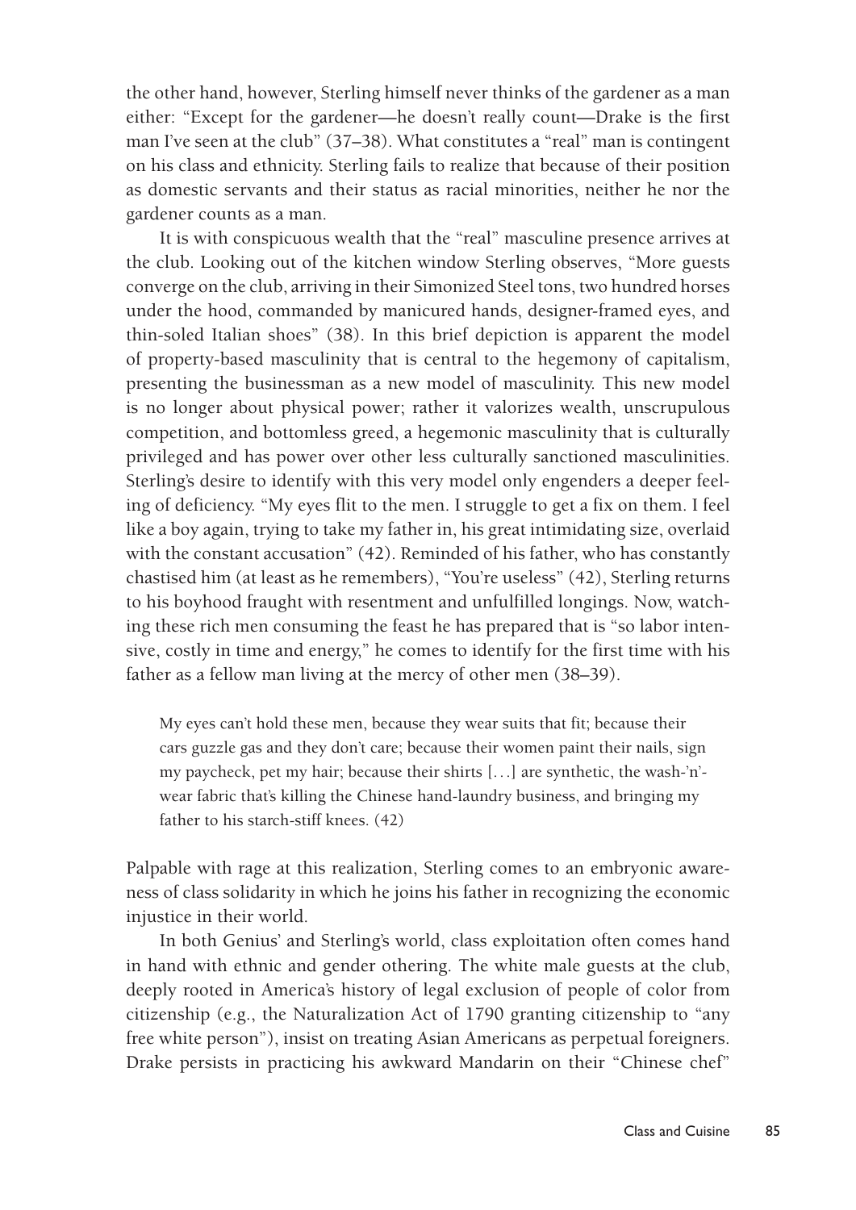the other hand, however, Sterling himself never thinks of the gardener as a man either: "Except for the gardener—he doesn't really count—Drake is the first man I've seen at the club" (37–38). What constitutes a "real" man is contingent on his class and ethnicity. Sterling fails to realize that because of their position as domestic servants and their status as racial minorities, neither he nor the gardener counts as a man.

It is with conspicuous wealth that the "real" masculine presence arrives at the club. Looking out of the kitchen window Sterling observes, "More guests converge on the club, arriving in their Simonized Steel tons, two hundred horses under the hood, commanded by manicured hands, designer-framed eyes, and thin-soled Italian shoes" (38). In this brief depiction is apparent the model of property-based masculinity that is central to the hegemony of capitalism, presenting the businessman as a new model of masculinity. This new model is no longer about physical power; rather it valorizes wealth, unscrupulous competition, and bottomless greed, a hegemonic masculinity that is culturally privileged and has power over other less culturally sanctioned masculinities. Sterling's desire to identify with this very model only engenders a deeper feeling of deficiency. "My eyes flit to the men. I struggle to get a fix on them. I feel like a boy again, trying to take my father in, his great intimidating size, overlaid with the constant accusation" (42). Reminded of his father, who has constantly chastised him (at least as he remembers), "You're useless" (42), Sterling returns to his boyhood fraught with resentment and unfulfilled longings. Now, watching these rich men consuming the feast he has prepared that is "so labor intensive, costly in time and energy," he comes to identify for the first time with his father as a fellow man living at the mercy of other men (38–39).

> My eyes can't hold these men, because they wear suits that fit; because their cars guzzle gas and they don't care; because their women paint their nails, sign my paycheck, pet my hair; because their shirts [. . .] are synthetic, the wash-'n'-wear fabric that's killing the Chinese hand-laundry business, and bringing my father to his starch-stiff knees. (42)

Palpable with rage at this realization, Sterling comes to an embryonic awareness of class solidarity in which he joins his father in recognizing the economic injustice in their world.

In both Genius' and Sterling's world, class exploitation often comes hand in hand with ethnic and gender othering. The white male guests at the club, deeply rooted in America's history of legal exclusion of people of color from citizenship (e.g., the Naturalization Act of 1790 granting citizenship to "any free white person"), insist on treating Asian Americans as perpetual foreigners. Drake persists in practicing his awkward Mandarin on their "Chinese chef"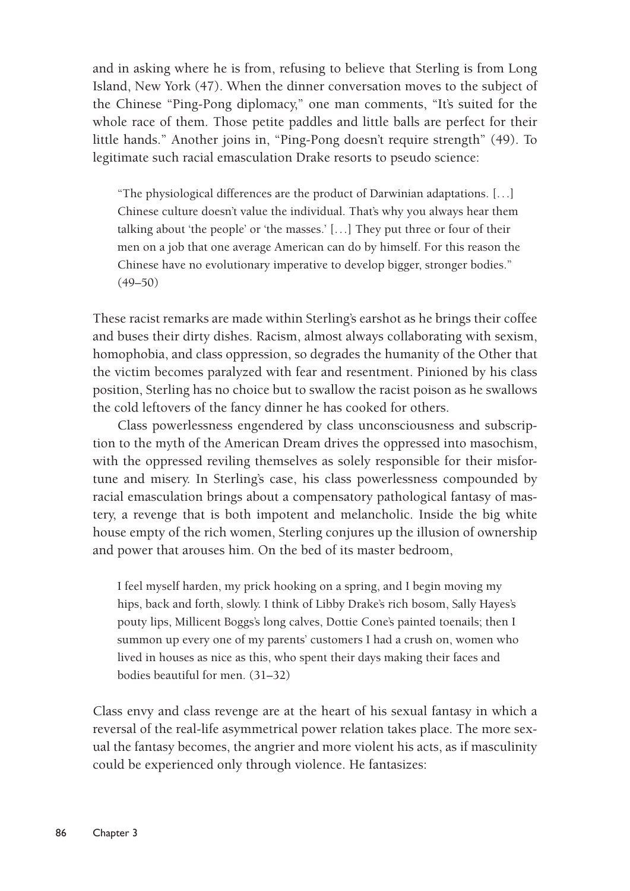and in asking where he is from, refusing to believe that Sterling is from Long Island, New York (47). When the dinner conversation moves to the subject of the Chinese "Ping-Pong diplomacy," one man comments, "It's suited for the whole race of them. Those petite paddles and little balls are perfect for their little hands." Another joins in, "Ping-Pong doesn't require strength" (49). To legitimate such racial emasculation Drake resorts to pseudo science:

> "The physiological differences are the product of Darwinian adaptations. [. . .] Chinese culture doesn't value the individual. That's why you always hear them talking about 'the people' or 'the masses.' [. . .] They put three or four of their men on a job that one average American can do by himself. For this reason the Chinese have no evolutionary imperative to develop bigger, stronger bodies." (49–50)

These racist remarks are made within Sterling's earshot as he brings their coffee and buses their dirty dishes. Racism, almost always collaborating with sexism, homophobia, and class oppression, so degrades the humanity of the Other that the victim becomes paralyzed with fear and resentment. Pinioned by his class position, Sterling has no choice but to swallow the racist poison as he swallows the cold leftovers of the fancy dinner he has cooked for others.

Class powerlessness engendered by class unconsciousness and subscription to the myth of the American Dream drives the oppressed into masochism, with the oppressed reviling themselves as solely responsible for their misfortune and misery. In Sterling's case, his class powerlessness compounded by racial emasculation brings about a compensatory pathological fantasy of mastery, a revenge that is both impotent and melancholic. Inside the big white house empty of the rich women, Sterling conjures up the illusion of ownership and power that arouses him. On the bed of its master bedroom,

> I feel myself harden, my prick hooking on a spring, and I begin moving my hips, back and forth, slowly. I think of Libby Drake's rich bosom, Sally Hayes's pouty lips, Millicent Boggs's long calves, Dottie Cone's painted toenails; then I summon up every one of my parents' customers I had a crush on, women who lived in houses as nice as this, who spent their days making their faces and bodies beautiful for men. (31–32)

Class envy and class revenge are at the heart of his sexual fantasy in which a reversal of the real-life asymmetrical power relation takes place. The more sexual the fantasy becomes, the angrier and more violent his acts, as if masculinity could be experienced only through violence. He fantasizes: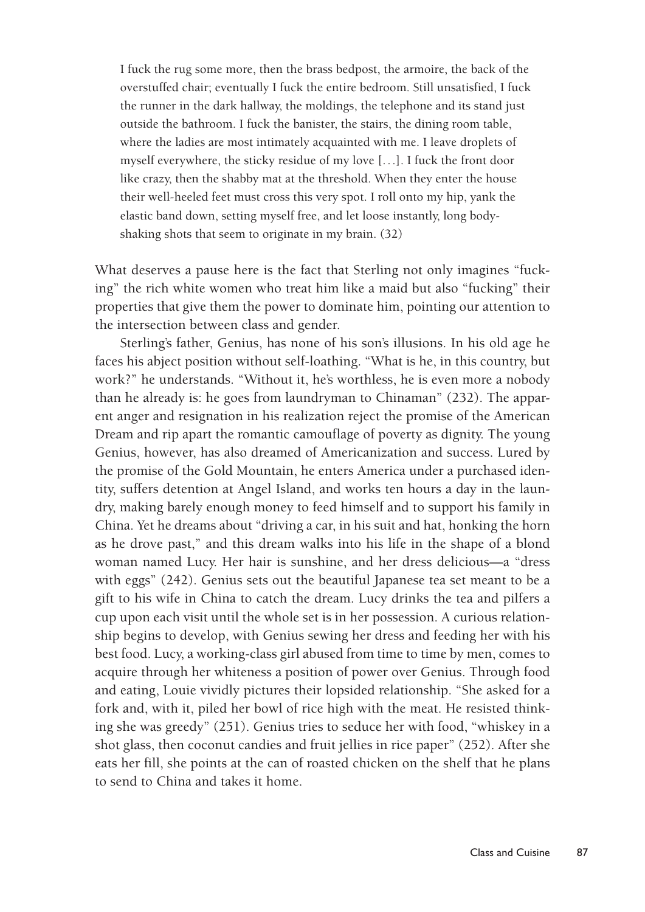> I fuck the rug some more, then the brass bedpost, the armoire, the back of the overstuffed chair; eventually I fuck the entire bedroom. Still unsatisfied, I fuck the runner in the dark hallway, the moldings, the telephone and its stand just outside the bathroom. I fuck the banister, the stairs, the dining room table, where the ladies are most intimately acquainted with me. I leave droplets of myself everywhere, the sticky residue of my love [. . .]. I fuck the front door like crazy, then the shabby mat at the threshold. When they enter the house their well-heeled feet must cross this very spot. I roll onto my hip, yank the elastic band down, setting myself free, and let loose instantly, long body-shaking shots that seem to originate in my brain. (32)

What deserves a pause here is the fact that Sterling not only imagines "fucking" the rich white women who treat him like a maid but also "fucking" their properties that give them the power to dominate him, pointing our attention to the intersection between class and gender.

Sterling's father, Genius, has none of his son's illusions. In his old age he faces his abject position without self-loathing. "What is he, in this country, but work?" he understands. "Without it, he's worthless, he is even more a nobody than he already is: he goes from laundryman to Chinaman" (232). The apparent anger and resignation in his realization reject the promise of the American Dream and rip apart the romantic camouflage of poverty as dignity. The young Genius, however, has also dreamed of Americanization and success. Lured by the promise of the Gold Mountain, he enters America under a purchased identity, suffers detention at Angel Island, and works ten hours a day in the laundry, making barely enough money to feed himself and to support his family in China. Yet he dreams about "driving a car, in his suit and hat, honking the horn as he drove past," and this dream walks into his life in the shape of a blond woman named Lucy. Her hair is sunshine, and her dress delicious—a "dress with eggs" (242). Genius sets out the beautiful Japanese tea set meant to be a gift to his wife in China to catch the dream. Lucy drinks the tea and pilfers a cup upon each visit until the whole set is in her possession. A curious relationship begins to develop, with Genius sewing her dress and feeding her with his best food. Lucy, a working-class girl abused from time to time by men, comes to acquire through her whiteness a position of power over Genius. Through food and eating, Louie vividly pictures their lopsided relationship. "She asked for a fork and, with it, piled her bowl of rice high with the meat. He resisted thinking she was greedy" (251). Genius tries to seduce her with food, "whiskey in a shot glass, then coconut candies and fruit jellies in rice paper" (252). After she eats her fill, she points at the can of roasted chicken on the shelf that he plans to send to China and takes it home.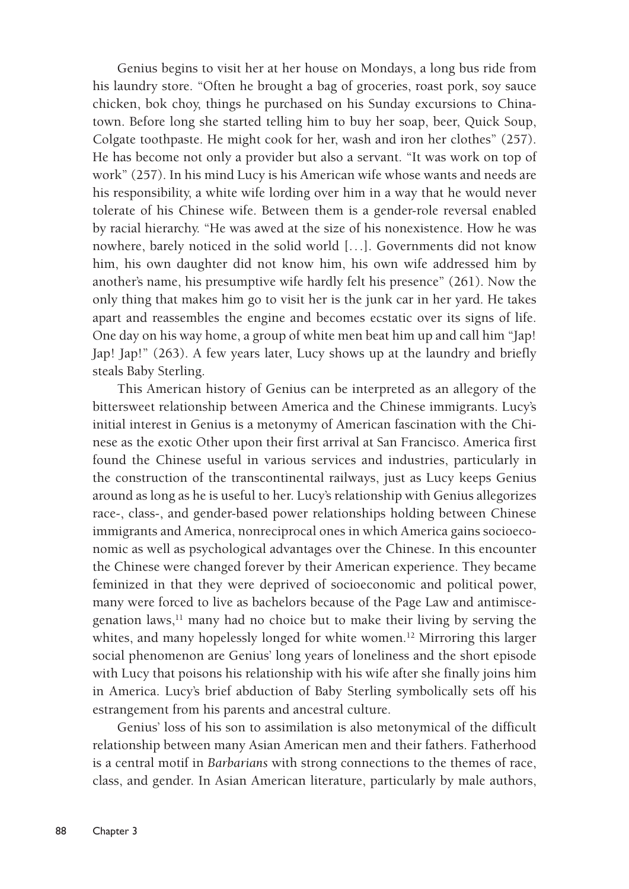Genius begins to visit her at her house on Mondays, a long bus ride from his laundry store. "Often he brought a bag of groceries, roast pork, soy sauce chicken, bok choy, things he purchased on his Sunday excursions to Chinatown. Before long she started telling him to buy her soap, beer, Quick Soup, Colgate toothpaste. He might cook for her, wash and iron her clothes" (257). He has become not only a provider but also a servant. "It was work on top of work" (257). In his mind Lucy is his American wife whose wants and needs are his responsibility, a white wife lording over him in a way that he would never tolerate of his Chinese wife. Between them is a gender-role reversal enabled by racial hierarchy. "He was awed at the size of his nonexistence. How he was nowhere, barely noticed in the solid world [...]. Governments did not know him, his own daughter did not know him, his own wife addressed him by another's name, his presumptive wife hardly felt his presence" (261). Now the only thing that makes him go to visit her is the junk car in her yard. He takes apart and reassembles the engine and becomes ecstatic over its signs of life. One day on his way home, a group of white men beat him up and call him "Jap! Jap! Jap!" (263). A few years later, Lucy shows up at the laundry and briefly steals Baby Sterling.

This American history of Genius can be interpreted as an allegory of the bittersweet relationship between America and the Chinese immigrants. Lucy's initial interest in Genius is a metonymy of American fascination with the Chinese as the exotic Other upon their first arrival at San Francisco. America first found the Chinese useful in various services and industries, particularly in the construction of the transcontinental railways, just as Lucy keeps Genius around as long as he is useful to her. Lucy's relationship with Genius allegorizes race-, class-, and gender-based power relationships holding between Chinese immigrants and America, nonreciprocal ones in which America gains socioeconomic as well as psychological advantages over the Chinese. In this encounter the Chinese were changed forever by their American experience. They became feminized in that they were deprived of socioeconomic and political power, many were forced to live as bachelors because of the Page Law and antimiscegenation laws,[11] many had no choice but to make their living by serving the whites, and many hopelessly longed for white women.[12] Mirroring this larger social phenomenon are Genius' long years of loneliness and the short episode with Lucy that poisons his relationship with his wife after she finally joins him in America. Lucy's brief abduction of Baby Sterling symbolically sets off his estrangement from his parents and ancestral culture.

Genius' loss of his son to assimilation is also metonymical of the difficult relationship between many Asian American men and their fathers. Fatherhood is a central motif in *Barbarians* with strong connections to the themes of race, class, and gender. In Asian American literature, particularly by male authors,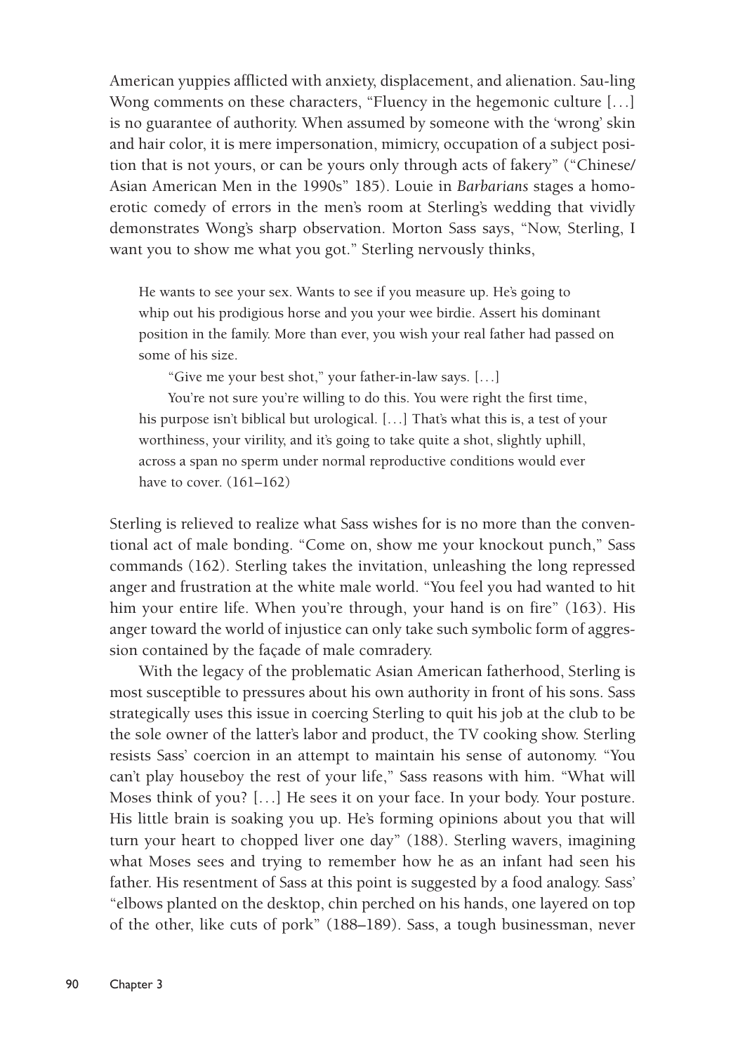American yuppies afflicted with anxiety, displacement, and alienation. Sau-ling Wong comments on these characters, "Fluency in the hegemonic culture [...] is no guarantee of authority. When assumed by someone with the 'wrong' skin and hair color, it is mere impersonation, mimicry, occupation of a subject position that is not yours, or can be yours only through acts of fakery" ("Chinese/Asian American Men in the 1990s" 185). Louie in *Barbarians* stages a homoerotic comedy of errors in the men's room at Sterling's wedding that vividly demonstrates Wong's sharp observation. Morton Sass says, "Now, Sterling, I want you to show me what you got." Sterling nervously thinks,

> He wants to see your sex. Wants to see if you measure up. He's going to whip out his prodigious horse and you your wee birdie. Assert his dominant position in the family. More than ever, you wish your real father had passed on some of his size.
>
> "Give me your best shot," your father-in-law says. [...]
>
> You're not sure you're willing to do this. You were right the first time, his purpose isn't biblical but urological. [...] That's what this is, a test of your worthiness, your virility, and it's going to take quite a shot, slightly uphill, across a span no sperm under normal reproductive conditions would ever have to cover. (161–162)

Sterling is relieved to realize what Sass wishes for is no more than the conventional act of male bonding. "Come on, show me your knockout punch," Sass commands (162). Sterling takes the invitation, unleashing the long repressed anger and frustration at the white male world. "You feel you had wanted to hit him your entire life. When you're through, your hand is on fire" (163). His anger toward the world of injustice can only take such symbolic form of aggression contained by the façade of male comradery.

With the legacy of the problematic Asian American fatherhood, Sterling is most susceptible to pressures about his own authority in front of his sons. Sass strategically uses this issue in coercing Sterling to quit his job at the club to be the sole owner of the latter's labor and product, the TV cooking show. Sterling resists Sass' coercion in an attempt to maintain his sense of autonomy. "You can't play houseboy the rest of your life," Sass reasons with him. "What will Moses think of you? [...] He sees it on your face. In your body. Your posture. His little brain is soaking you up. He's forming opinions about you that will turn your heart to chopped liver one day" (188). Sterling wavers, imagining what Moses sees and trying to remember how he as an infant had seen his father. His resentment of Sass at this point is suggested by a food analogy. Sass' "elbows planted on the desktop, chin perched on his hands, one layered on top of the other, like cuts of pork" (188–189). Sass, a tough businessman, never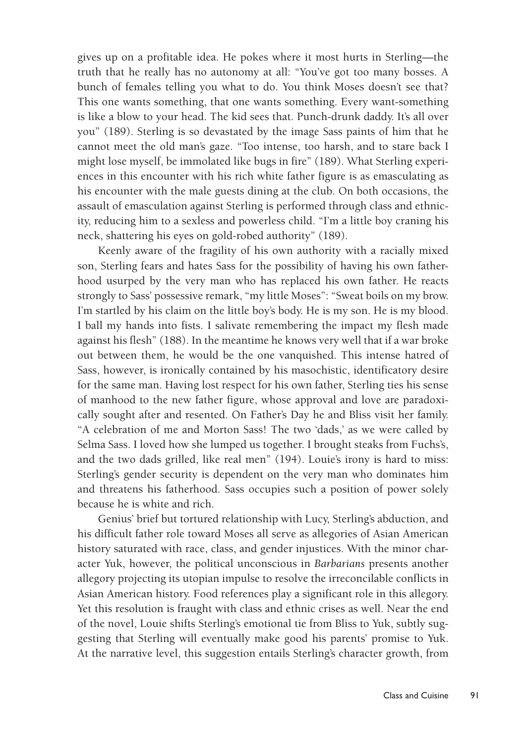gives up on a profitable idea. He pokes where it most hurts in Sterling—the truth that he really has no autonomy at all: "You've got too many bosses. A bunch of females telling you what to do. You think Moses doesn't see that? This one wants something, that one wants something. Every want-something is like a blow to your head. The kid sees that. Punch-drunk daddy. It's all over you" (189). Sterling is so devastated by the image Sass paints of him that he cannot meet the old man's gaze. "Too intense, too harsh, and to stare back I might lose myself, be immolated like bugs in fire" (189). What Sterling experiences in this encounter with his rich white father figure is as emasculating as his encounter with the male guests dining at the club. On both occasions, the assault of emasculation against Sterling is performed through class and ethnicity, reducing him to a sexless and powerless child. "I'm a little boy craning his neck, shattering his eyes on gold-robed authority" (189).

Keenly aware of the fragility of his own authority with a racially mixed son, Sterling fears and hates Sass for the possibility of having his own fatherhood usurped by the very man who has replaced his own father. He reacts strongly to Sass' possessive remark, "my little Moses": "Sweat boils on my brow. I'm startled by his claim on the little boy's body. He is my son. He is my blood. I ball my hands into fists. I salivate remembering the impact my flesh made against his flesh" (188). In the meantime he knows very well that if a war broke out between them, he would be the one vanquished. This intense hatred of Sass, however, is ironically contained by his masochistic, identificatory desire for the same man. Having lost respect for his own father, Sterling ties his sense of manhood to the new father figure, whose approval and love are paradoxically sought after and resented. On Father's Day he and Bliss visit her family. "A celebration of me and Morton Sass! The two 'dads,' as we were called by Selma Sass. I loved how she lumped us together. I brought steaks from Fuchs's, and the two dads grilled, like real men" (194). Louie's irony is hard to miss: Sterling's gender security is dependent on the very man who dominates him and threatens his fatherhood. Sass occupies such a position of power solely because he is white and rich.

Genius' brief but tortured relationship with Lucy, Sterling's abduction, and his difficult father role toward Moses all serve as allegories of Asian American history saturated with race, class, and gender injustices. With the minor character Yuk, however, the political unconscious in *Barbarians* presents another allegory projecting its utopian impulse to resolve the irreconcilable conflicts in Asian American history. Food references play a significant role in this allegory. Yet this resolution is fraught with class and ethnic crises as well. Near the end of the novel, Louie shifts Sterling's emotional tie from Bliss to Yuk, subtly suggesting that Sterling will eventually make good his parents' promise to Yuk. At the narrative level, this suggestion entails Sterling's character growth, from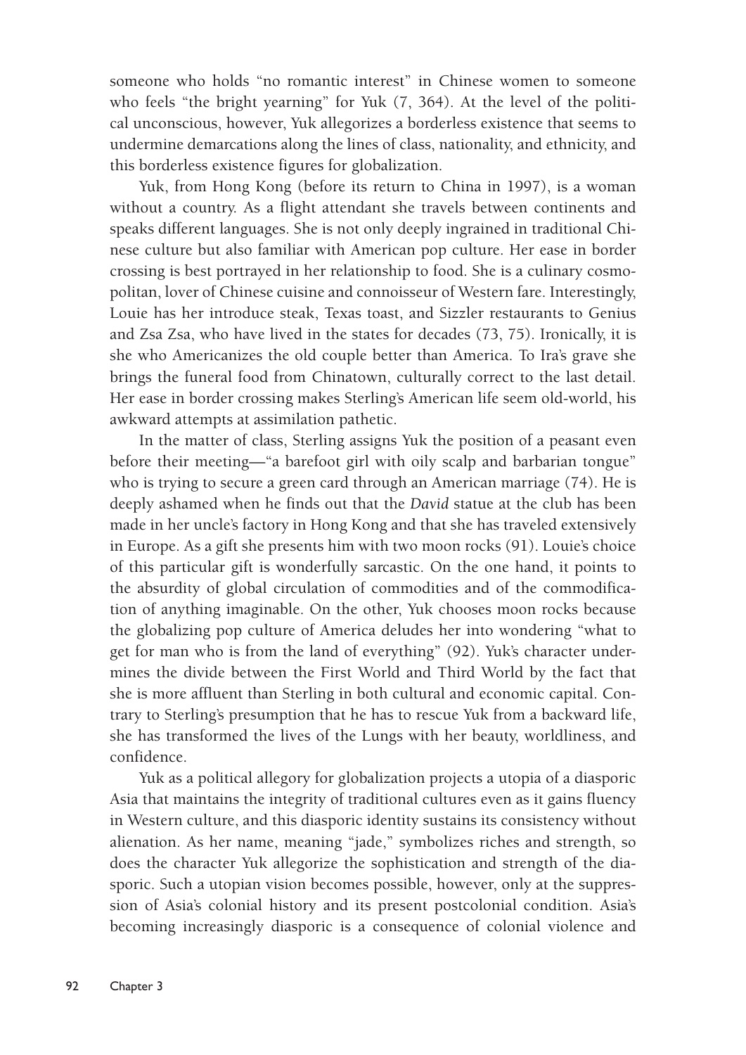someone who holds "no romantic interest" in Chinese women to someone who feels "the bright yearning" for Yuk (7, 364). At the level of the political unconscious, however, Yuk allegorizes a borderless existence that seems to undermine demarcations along the lines of class, nationality, and ethnicity, and this borderless existence figures for globalization.

Yuk, from Hong Kong (before its return to China in 1997), is a woman without a country. As a flight attendant she travels between continents and speaks different languages. She is not only deeply ingrained in traditional Chinese culture but also familiar with American pop culture. Her ease in border crossing is best portrayed in her relationship to food. She is a culinary cosmopolitan, lover of Chinese cuisine and connoisseur of Western fare. Interestingly, Louie has her introduce steak, Texas toast, and Sizzler restaurants to Genius and Zsa Zsa, who have lived in the states for decades (73, 75). Ironically, it is she who Americanizes the old couple better than America. To Ira's grave she brings the funeral food from Chinatown, culturally correct to the last detail. Her ease in border crossing makes Sterling's American life seem old-world, his awkward attempts at assimilation pathetic.

In the matter of class, Sterling assigns Yuk the position of a peasant even before their meeting—"a barefoot girl with oily scalp and barbarian tongue" who is trying to secure a green card through an American marriage (74). He is deeply ashamed when he finds out that the *David* statue at the club has been made in her uncle's factory in Hong Kong and that she has traveled extensively in Europe. As a gift she presents him with two moon rocks (91). Louie's choice of this particular gift is wonderfully sarcastic. On the one hand, it points to the absurdity of global circulation of commodities and of the commodification of anything imaginable. On the other, Yuk chooses moon rocks because the globalizing pop culture of America deludes her into wondering "what to get for man who is from the land of everything" (92). Yuk's character undermines the divide between the First World and Third World by the fact that she is more affluent than Sterling in both cultural and economic capital. Contrary to Sterling's presumption that he has to rescue Yuk from a backward life, she has transformed the lives of the Lungs with her beauty, worldliness, and confidence.

Yuk as a political allegory for globalization projects a utopia of a diasporic Asia that maintains the integrity of traditional cultures even as it gains fluency in Western culture, and this diasporic identity sustains its consistency without alienation. As her name, meaning "jade," symbolizes riches and strength, so does the character Yuk allegorize the sophistication and strength of the diasporic. Such a utopian vision becomes possible, however, only at the suppression of Asia's colonial history and its present postcolonial condition. Asia's becoming increasingly diasporic is a consequence of colonial violence and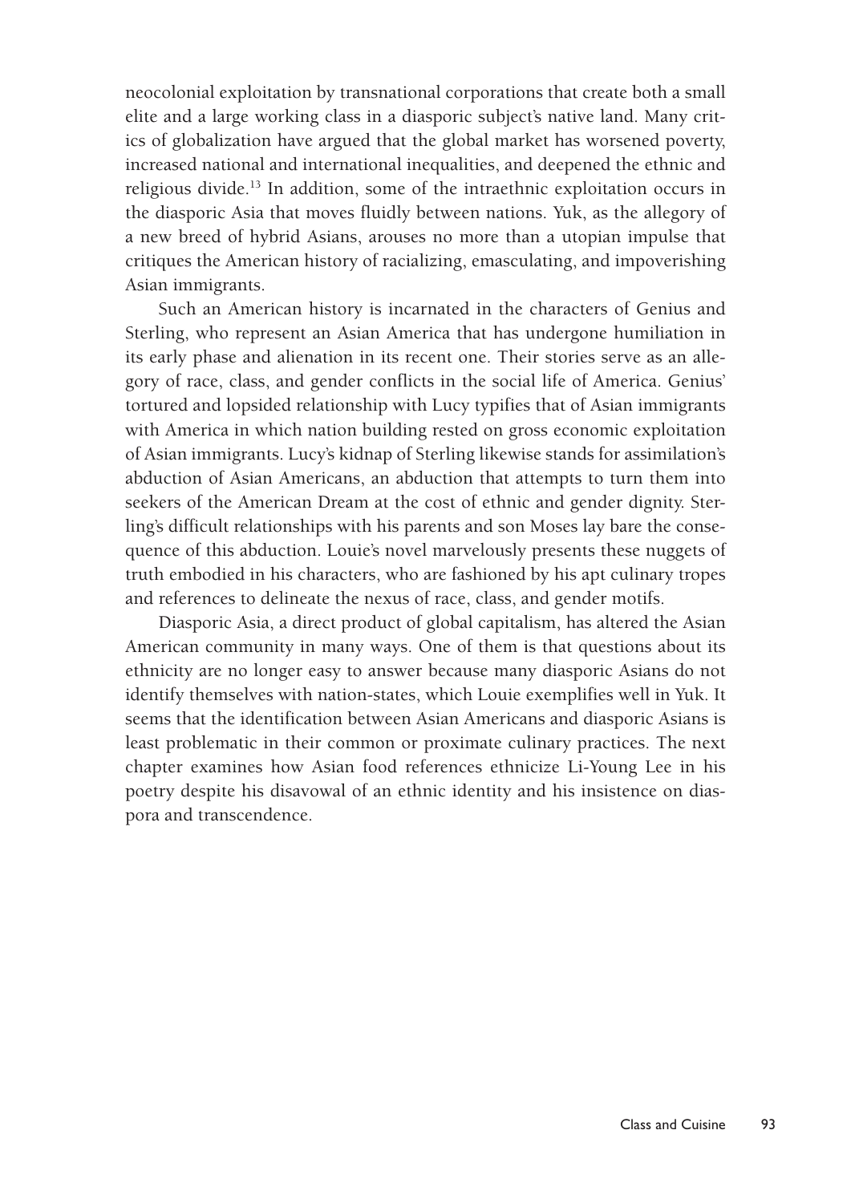neocolonial exploitation by transnational corporations that create both a small elite and a large working class in a diasporic subject's native land. Many critics of globalization have argued that the global market has worsened poverty, increased national and international inequalities, and deepened the ethnic and religious divide.[13] In addition, some of the intraethnic exploitation occurs in the diasporic Asia that moves fluidly between nations. Yuk, as the allegory of a new breed of hybrid Asians, arouses no more than a utopian impulse that critiques the American history of racializing, emasculating, and impoverishing Asian immigrants.

Such an American history is incarnated in the characters of Genius and Sterling, who represent an Asian America that has undergone humiliation in its early phase and alienation in its recent one. Their stories serve as an allegory of race, class, and gender conflicts in the social life of America. Genius' tortured and lopsided relationship with Lucy typifies that of Asian immigrants with America in which nation building rested on gross economic exploitation of Asian immigrants. Lucy's kidnap of Sterling likewise stands for assimilation's abduction of Asian Americans, an abduction that attempts to turn them into seekers of the American Dream at the cost of ethnic and gender dignity. Sterling's difficult relationships with his parents and son Moses lay bare the consequence of this abduction. Louie's novel marvelously presents these nuggets of truth embodied in his characters, who are fashioned by his apt culinary tropes and references to delineate the nexus of race, class, and gender motifs.

Diasporic Asia, a direct product of global capitalism, has altered the Asian American community in many ways. One of them is that questions about its ethnicity are no longer easy to answer because many diasporic Asians do not identify themselves with nation-states, which Louie exemplifies well in Yuk. It seems that the identification between Asian Americans and diasporic Asians is least problematic in their common or proximate culinary practices. The next chapter examines how Asian food references ethnicize Li-Young Lee in his poetry despite his disavowal of an ethnic identity and his insistence on diaspora and transcendence.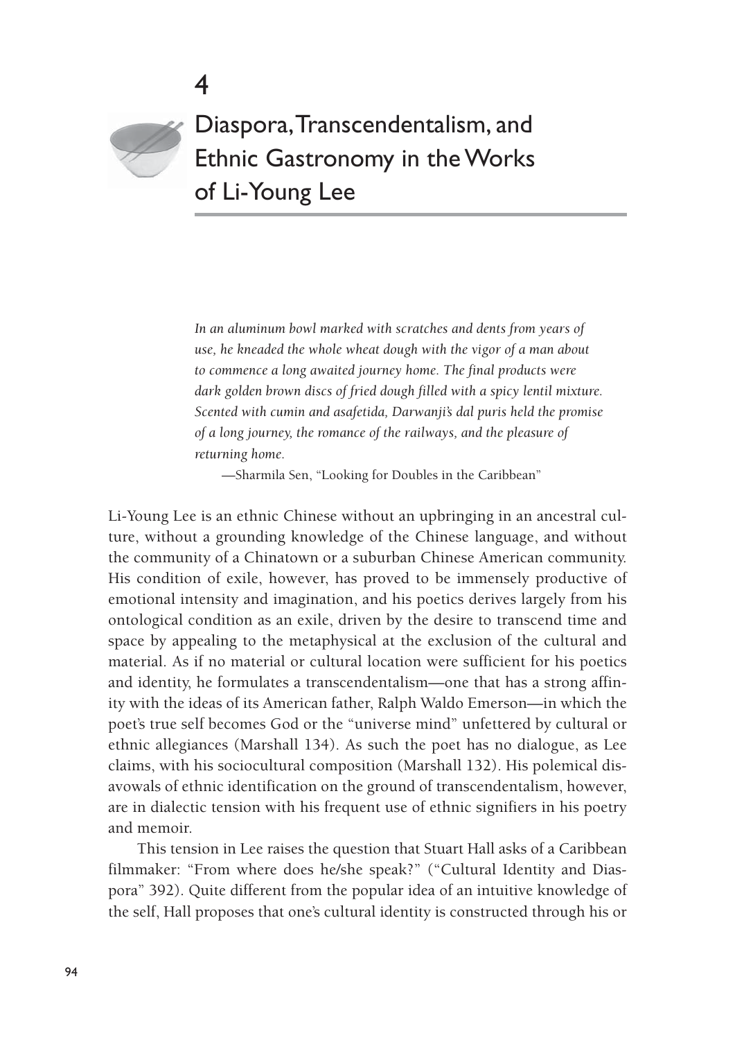# 4

# Diaspora, Transcendentalism, and Ethnic Gastronomy in the Works of Li-Young Lee

> *In an aluminum bowl marked with scratches and dents from years of use, he kneaded the whole wheat dough with the vigor of a man about to commence a long awaited journey home. The final products were dark golden brown discs of fried dough filled with a spicy lentil mixture. Scented with cumin and asafetida, Darwanji's dal puris held the promise of a long journey, the romance of the railways, and the pleasure of returning home.*
>
> —Sharmila Sen, "Looking for Doubles in the Caribbean"

Li-Young Lee is an ethnic Chinese without an upbringing in an ancestral culture, without a grounding knowledge of the Chinese language, and without the community of a Chinatown or a suburban Chinese American community. His condition of exile, however, has proved to be immensely productive of emotional intensity and imagination, and his poetics derives largely from his ontological condition as an exile, driven by the desire to transcend time and space by appealing to the metaphysical at the exclusion of the cultural and material. As if no material or cultural location were sufficient for his poetics and identity, he formulates a transcendentalism—one that has a strong affinity with the ideas of its American father, Ralph Waldo Emerson—in which the poet's true self becomes God or the "universe mind" unfettered by cultural or ethnic allegiances (Marshall 134). As such the poet has no dialogue, as Lee claims, with his sociocultural composition (Marshall 132). His polemical disavowals of ethnic identification on the ground of transcendentalism, however, are in dialectic tension with his frequent use of ethnic signifiers in his poetry and memoir.

This tension in Lee raises the question that Stuart Hall asks of a Caribbean filmmaker: "From where does he/she speak?" ("Cultural Identity and Diaspora" 392). Quite different from the popular idea of an intuitive knowledge of the self, Hall proposes that one's cultural identity is constructed through his or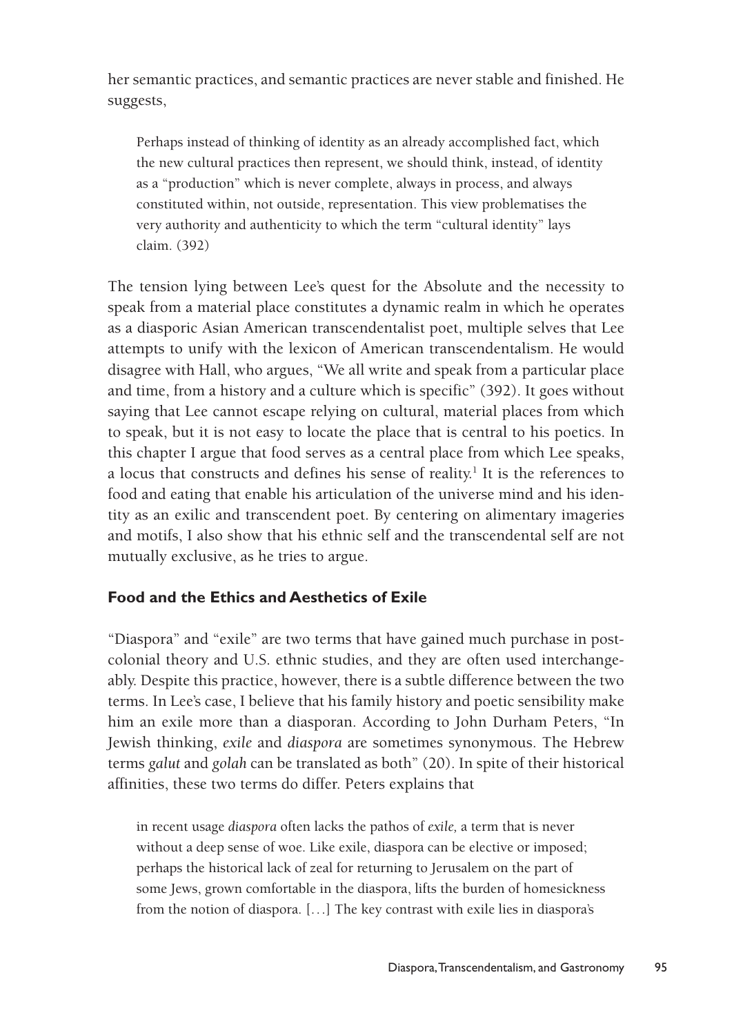her semantic practices, and semantic practices are never stable and finished. He suggests,

> Perhaps instead of thinking of identity as an already accomplished fact, which the new cultural practices then represent, we should think, instead, of identity as a "production" which is never complete, always in process, and always constituted within, not outside, representation. This view problematises the very authority and authenticity to which the term "cultural identity" lays claim. (392)

The tension lying between Lee's quest for the Absolute and the necessity to speak from a material place constitutes a dynamic realm in which he operates as a diasporic Asian American transcendentalist poet, multiple selves that Lee attempts to unify with the lexicon of American transcendentalism. He would disagree with Hall, who argues, "We all write and speak from a particular place and time, from a history and a culture which is specific" (392). It goes without saying that Lee cannot escape relying on cultural, material places from which to speak, but it is not easy to locate the place that is central to his poetics. In this chapter I argue that food serves as a central place from which Lee speaks, a locus that constructs and defines his sense of reality.[1] It is the references to food and eating that enable his articulation of the universe mind and his identity as an exilic and transcendent poet. By centering on alimentary imageries and motifs, I also show that his ethnic self and the transcendental self are not mutually exclusive, as he tries to argue.

### Food and the Ethics and Aesthetics of Exile

"Diaspora" and "exile" are two terms that have gained much purchase in postcolonial theory and U.S. ethnic studies, and they are often used interchangeably. Despite this practice, however, there is a subtle difference between the two terms. In Lee's case, I believe that his family history and poetic sensibility make him an exile more than a diasporan. According to John Durham Peters, "In Jewish thinking, *exile* and *diaspora* are sometimes synonymous. The Hebrew terms *galut* and *golah* can be translated as both" (20). In spite of their historical affinities, these two terms do differ. Peters explains that

> in recent usage *diaspora* often lacks the pathos of *exile,* a term that is never without a deep sense of woe. Like exile, diaspora can be elective or imposed; perhaps the historical lack of zeal for returning to Jerusalem on the part of some Jews, grown comfortable in the diaspora, lifts the burden of homesickness from the notion of diaspora. [...] The key contrast with exile lies in diaspora's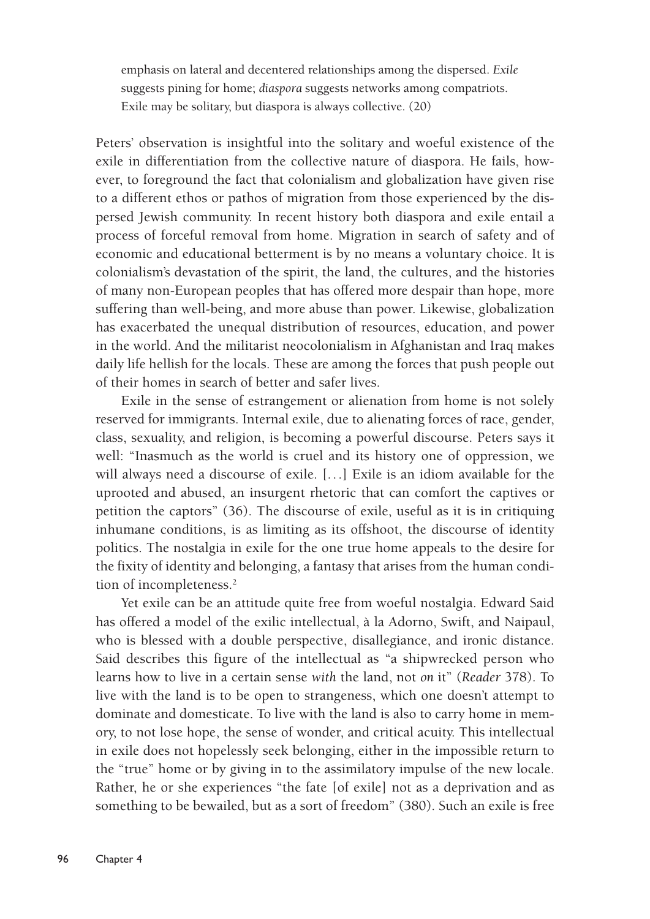emphasis on lateral and decentered relationships among the dispersed. *Exile* suggests pining for home; *diaspora* suggests networks among compatriots. Exile may be solitary, but diaspora is always collective. (20)

Peters' observation is insightful into the solitary and woeful existence of the exile in differentiation from the collective nature of diaspora. He fails, however, to foreground the fact that colonialism and globalization have given rise to a different ethos or pathos of migration from those experienced by the dispersed Jewish community. In recent history both diaspora and exile entail a process of forceful removal from home. Migration in search of safety and of economic and educational betterment is by no means a voluntary choice. It is colonialism's devastation of the spirit, the land, the cultures, and the histories of many non-European peoples that has offered more despair than hope, more suffering than well-being, and more abuse than power. Likewise, globalization has exacerbated the unequal distribution of resources, education, and power in the world. And the militarist neocolonialism in Afghanistan and Iraq makes daily life hellish for the locals. These are among the forces that push people out of their homes in search of better and safer lives.

Exile in the sense of estrangement or alienation from home is not solely reserved for immigrants. Internal exile, due to alienating forces of race, gender, class, sexuality, and religion, is becoming a powerful discourse. Peters says it well: "Inasmuch as the world is cruel and its history one of oppression, we will always need a discourse of exile. [. . .] Exile is an idiom available for the uprooted and abused, an insurgent rhetoric that can comfort the captives or petition the captors" (36). The discourse of exile, useful as it is in critiquing inhumane conditions, is as limiting as its offshoot, the discourse of identity politics. The nostalgia in exile for the one true home appeals to the desire for the fixity of identity and belonging, a fantasy that arises from the human condition of incompleteness.[2]

Yet exile can be an attitude quite free from woeful nostalgia. Edward Said has offered a model of the exilic intellectual, à la Adorno, Swift, and Naipaul, who is blessed with a double perspective, disallegiance, and ironic distance. Said describes this figure of the intellectual as "a shipwrecked person who learns how to live in a certain sense *with* the land, not *on* it" (*Reader* 378). To live with the land is to be open to strangeness, which one doesn't attempt to dominate and domesticate. To live with the land is also to carry home in memory, to not lose hope, the sense of wonder, and critical acuity. This intellectual in exile does not hopelessly seek belonging, either in the impossible return to the "true" home or by giving in to the assimilatory impulse of the new locale. Rather, he or she experiences "the fate [of exile] not as a deprivation and as something to be bewailed, but as a sort of freedom" (380). Such an exile is free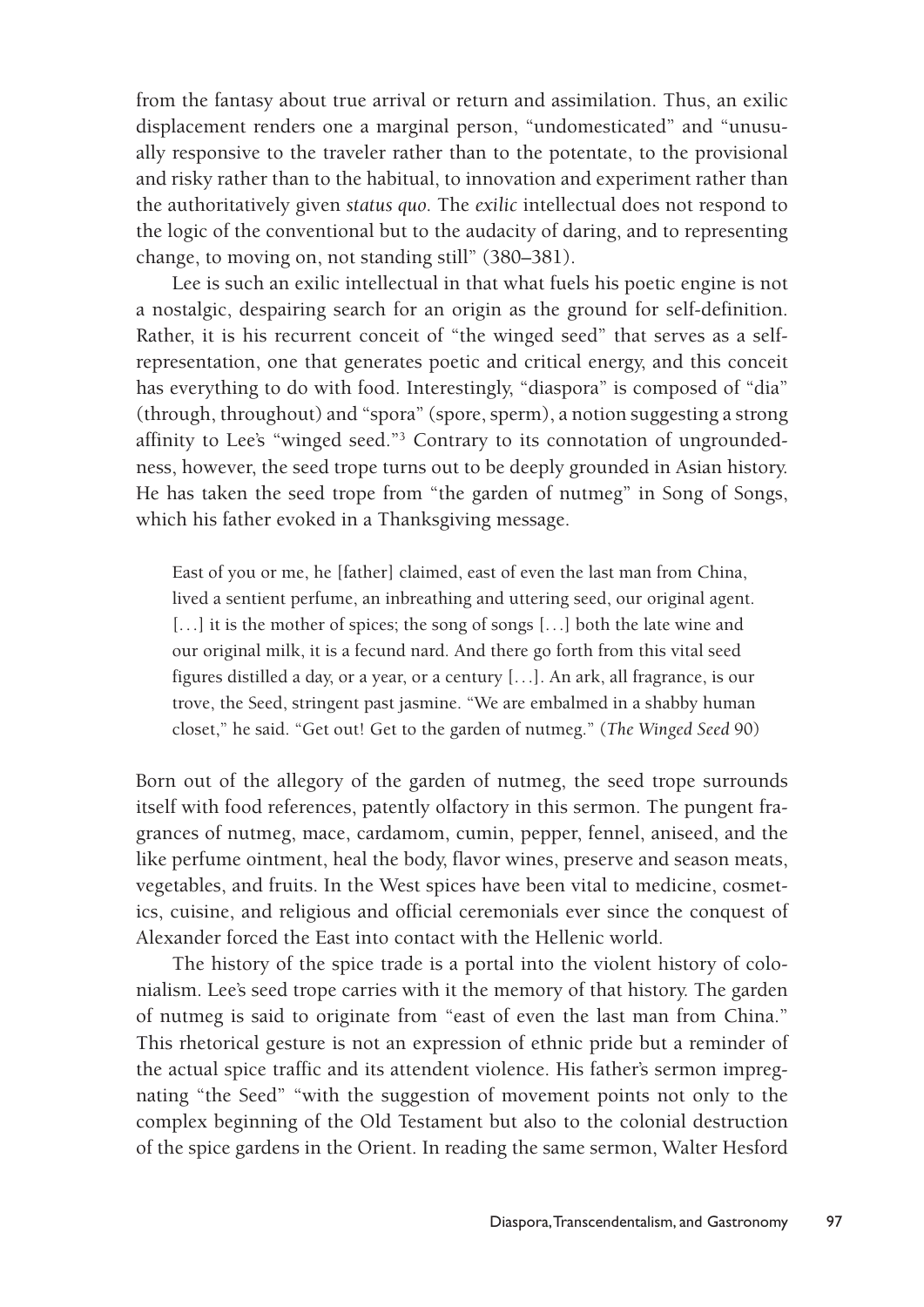from the fantasy about true arrival or return and assimilation. Thus, an exilic displacement renders one a marginal person, "undomesticated" and "unusually responsive to the traveler rather than to the potentate, to the provisional and risky rather than to the habitual, to innovation and experiment rather than the authoritatively given *status quo.* The *exilic* intellectual does not respond to the logic of the conventional but to the audacity of daring, and to representing change, to moving on, not standing still" (380–381).

Lee is such an exilic intellectual in that what fuels his poetic engine is not a nostalgic, despairing search for an origin as the ground for self-definition. Rather, it is his recurrent conceit of "the winged seed" that serves as a self-representation, one that generates poetic and critical energy, and this conceit has everything to do with food. Interestingly, "diaspora" is composed of "dia" (through, throughout) and "spora" (spore, sperm), a notion suggesting a strong affinity to Lee's "winged seed."[3] Contrary to its connotation of ungroundedness, however, the seed trope turns out to be deeply grounded in Asian history. He has taken the seed trope from "the garden of nutmeg" in Song of Songs, which his father evoked in a Thanksgiving message.

> East of you or me, he [father] claimed, east of even the last man from China, lived a sentient perfume, an inbreathing and uttering seed, our original agent. [. . .] it is the mother of spices; the song of songs [. . .] both the late wine and our original milk, it is a fecund nard. And there go forth from this vital seed figures distilled a day, or a year, or a century [. . .]. An ark, all fragrance, is our trove, the Seed, stringent past jasmine. "We are embalmed in a shabby human closet," he said. "Get out! Get to the garden of nutmeg." (*The Winged Seed* 90)

Born out of the allegory of the garden of nutmeg, the seed trope surrounds itself with food references, patently olfactory in this sermon. The pungent fragrances of nutmeg, mace, cardamom, cumin, pepper, fennel, aniseed, and the like perfume ointment, heal the body, flavor wines, preserve and season meats, vegetables, and fruits. In the West spices have been vital to medicine, cosmetics, cuisine, and religious and official ceremonials ever since the conquest of Alexander forced the East into contact with the Hellenic world.

The history of the spice trade is a portal into the violent history of colonialism. Lee's seed trope carries with it the memory of that history. The garden of nutmeg is said to originate from "east of even the last man from China." This rhetorical gesture is not an expression of ethnic pride but a reminder of the actual spice traffic and its attendent violence. His father's sermon impregnating "the Seed" "with the suggestion of movement points not only to the complex beginning of the Old Testament but also to the colonial destruction of the spice gardens in the Orient. In reading the same sermon, Walter Hesford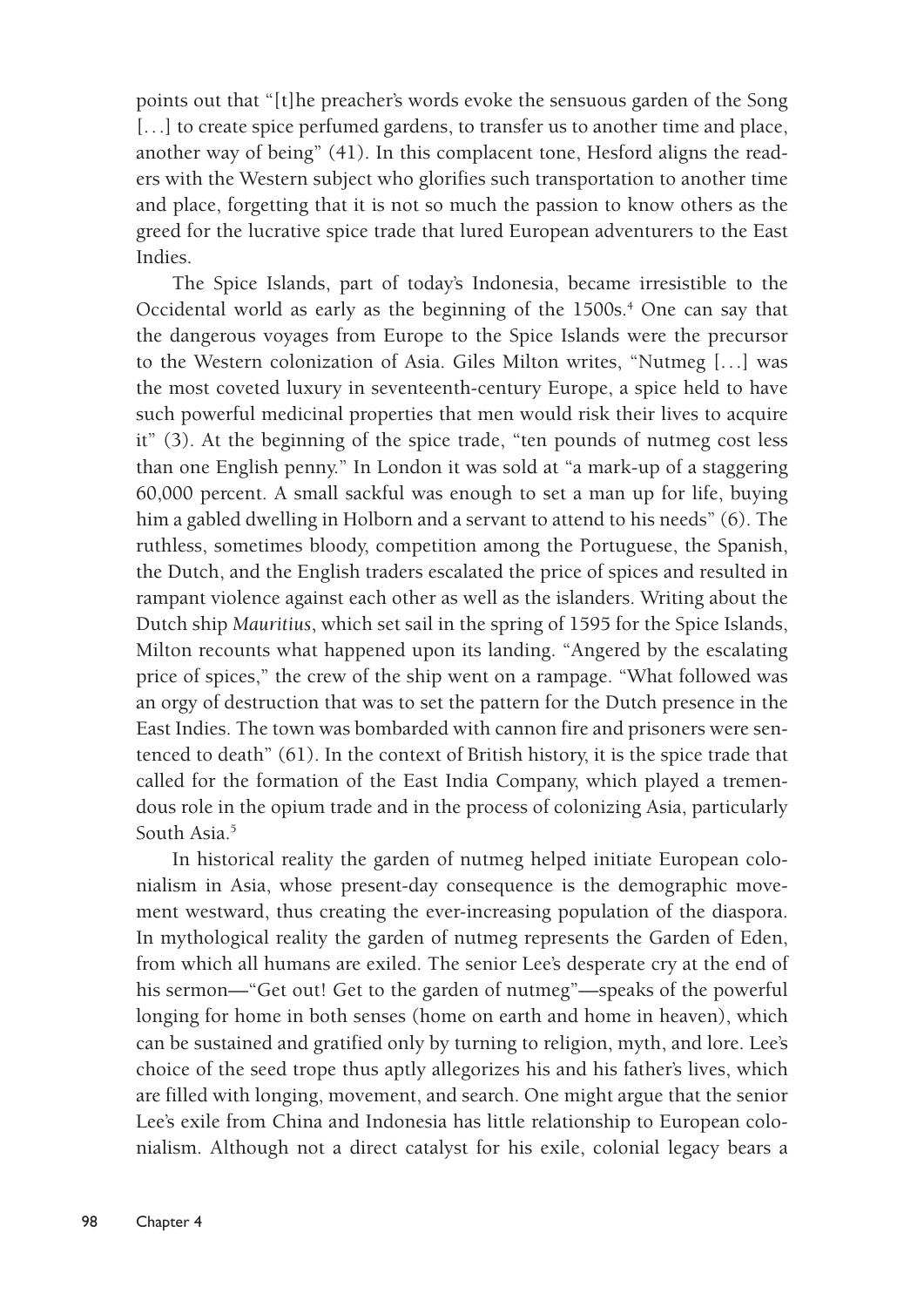points out that "[t]he preacher's words evoke the sensuous garden of the Song [...] to create spice perfumed gardens, to transfer us to another time and place, another way of being" (41). In this complacent tone, Hesford aligns the readers with the Western subject who glorifies such transportation to another time and place, forgetting that it is not so much the passion to know others as the greed for the lucrative spice trade that lured European adventurers to the East Indies.

The Spice Islands, part of today's Indonesia, became irresistible to the Occidental world as early as the beginning of the 1500s.[4] One can say that the dangerous voyages from Europe to the Spice Islands were the precursor to the Western colonization of Asia. Giles Milton writes, "Nutmeg [...] was the most coveted luxury in seventeenth-century Europe, a spice held to have such powerful medicinal properties that men would risk their lives to acquire it" (3). At the beginning of the spice trade, "ten pounds of nutmeg cost less than one English penny." In London it was sold at "a mark-up of a staggering 60,000 percent. A small sackful was enough to set a man up for life, buying him a gabled dwelling in Holborn and a servant to attend to his needs" (6). The ruthless, sometimes bloody, competition among the Portuguese, the Spanish, the Dutch, and the English traders escalated the price of spices and resulted in rampant violence against each other as well as the islanders. Writing about the Dutch ship *Mauritius*, which set sail in the spring of 1595 for the Spice Islands, Milton recounts what happened upon its landing. "Angered by the escalating price of spices," the crew of the ship went on a rampage. "What followed was an orgy of destruction that was to set the pattern for the Dutch presence in the East Indies. The town was bombarded with cannon fire and prisoners were sentenced to death" (61). In the context of British history, it is the spice trade that called for the formation of the East India Company, which played a tremendous role in the opium trade and in the process of colonizing Asia, particularly South Asia.[5]

In historical reality the garden of nutmeg helped initiate European colonialism in Asia, whose present-day consequence is the demographic movement westward, thus creating the ever-increasing population of the diaspora. In mythological reality the garden of nutmeg represents the Garden of Eden, from which all humans are exiled. The senior Lee's desperate cry at the end of his sermon—"Get out! Get to the garden of nutmeg"—speaks of the powerful longing for home in both senses (home on earth and home in heaven), which can be sustained and gratified only by turning to religion, myth, and lore. Lee's choice of the seed trope thus aptly allegorizes his and his father's lives, which are filled with longing, movement, and search. One might argue that the senior Lee's exile from China and Indonesia has little relationship to European colonialism. Although not a direct catalyst for his exile, colonial legacy bears a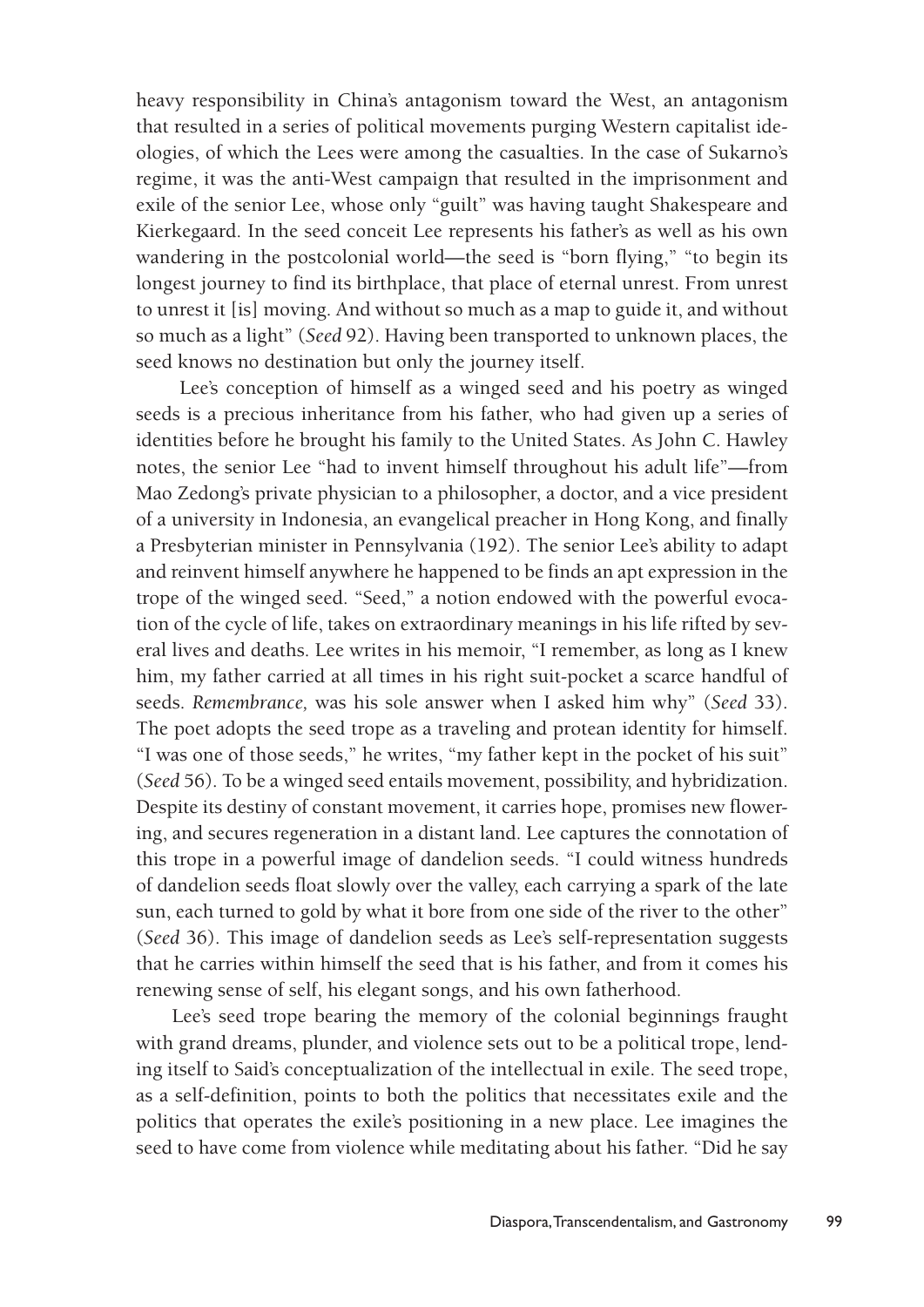heavy responsibility in China's antagonism toward the West, an antagonism that resulted in a series of political movements purging Western capitalist ideologies, of which the Lees were among the casualties. In the case of Sukarno's regime, it was the anti-West campaign that resulted in the imprisonment and exile of the senior Lee, whose only "guilt" was having taught Shakespeare and Kierkegaard. In the seed conceit Lee represents his father's as well as his own wandering in the postcolonial world—the seed is "born flying," "to begin its longest journey to find its birthplace, that place of eternal unrest. From unrest to unrest it [is] moving. And without so much as a map to guide it, and without so much as a light" (*Seed* 92). Having been transported to unknown places, the seed knows no destination but only the journey itself.

Lee's conception of himself as a winged seed and his poetry as winged seeds is a precious inheritance from his father, who had given up a series of identities before he brought his family to the United States. As John C. Hawley notes, the senior Lee "had to invent himself throughout his adult life"—from Mao Zedong's private physician to a philosopher, a doctor, and a vice president of a university in Indonesia, an evangelical preacher in Hong Kong, and finally a Presbyterian minister in Pennsylvania (192). The senior Lee's ability to adapt and reinvent himself anywhere he happened to be finds an apt expression in the trope of the winged seed. "Seed," a notion endowed with the powerful evocation of the cycle of life, takes on extraordinary meanings in his life rifted by several lives and deaths. Lee writes in his memoir, "I remember, as long as I knew him, my father carried at all times in his right suit-pocket a scarce handful of seeds. *Remembrance,* was his sole answer when I asked him why" (*Seed* 33). The poet adopts the seed trope as a traveling and protean identity for himself. "I was one of those seeds," he writes, "my father kept in the pocket of his suit" (*Seed* 56). To be a winged seed entails movement, possibility, and hybridization. Despite its destiny of constant movement, it carries hope, promises new flowering, and secures regeneration in a distant land. Lee captures the connotation of this trope in a powerful image of dandelion seeds. "I could witness hundreds of dandelion seeds float slowly over the valley, each carrying a spark of the late sun, each turned to gold by what it bore from one side of the river to the other" (*Seed* 36). This image of dandelion seeds as Lee's self-representation suggests that he carries within himself the seed that is his father, and from it comes his renewing sense of self, his elegant songs, and his own fatherhood.

Lee's seed trope bearing the memory of the colonial beginnings fraught with grand dreams, plunder, and violence sets out to be a political trope, lending itself to Said's conceptualization of the intellectual in exile. The seed trope, as a self-definition, points to both the politics that necessitates exile and the politics that operates the exile's positioning in a new place. Lee imagines the seed to have come from violence while meditating about his father. "Did he say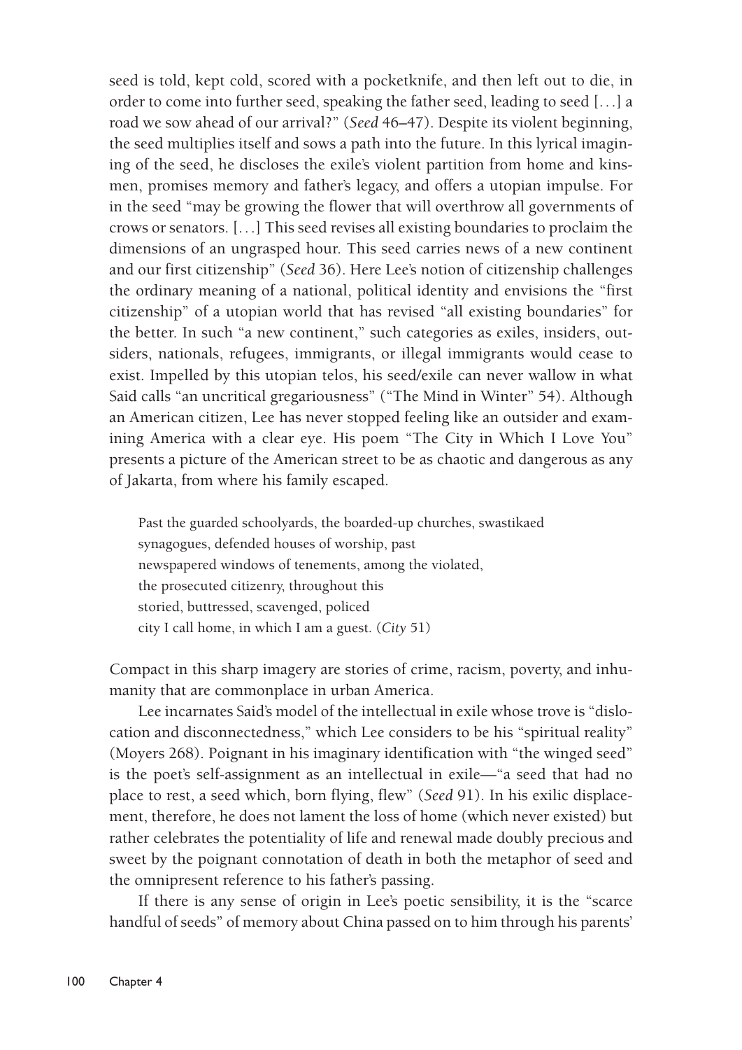seed is told, kept cold, scored with a pocketknife, and then left out to die, in order to come into further seed, speaking the father seed, leading to seed [. . .] a road we sow ahead of our arrival?" (*Seed* 46–47). Despite its violent beginning, the seed multiplies itself and sows a path into the future. In this lyrical imagining of the seed, he discloses the exile's violent partition from home and kinsmen, promises memory and father's legacy, and offers a utopian impulse. For in the seed "may be growing the flower that will overthrow all governments of crows or senators. [. . .] This seed revises all existing boundaries to proclaim the dimensions of an ungrasped hour. This seed carries news of a new continent and our first citizenship" (*Seed* 36). Here Lee's notion of citizenship challenges the ordinary meaning of a national, political identity and envisions the "first citizenship" of a utopian world that has revised "all existing boundaries" for the better. In such "a new continent," such categories as exiles, insiders, outsiders, nationals, refugees, immigrants, or illegal immigrants would cease to exist. Impelled by this utopian telos, his seed/exile can never wallow in what Said calls "an uncritical gregariousness" ("The Mind in Winter" 54). Although an American citizen, Lee has never stopped feeling like an outsider and examining America with a clear eye. His poem "The City in Which I Love You" presents a picture of the American street to be as chaotic and dangerous as any of Jakarta, from where his family escaped.

> Past the guarded schoolyards, the boarded-up churches, swastikaed
> synagogues, defended houses of worship, past
> newspapered windows of tenements, among the violated,
> the prosecuted citizenry, throughout this
> storied, buttressed, scavenged, policed
> city I call home, in which I am a guest. (*City* 51)

Compact in this sharp imagery are stories of crime, racism, poverty, and inhumanity that are commonplace in urban America.

Lee incarnates Said's model of the intellectual in exile whose trove is "dislocation and disconnectedness," which Lee considers to be his "spiritual reality" (Moyers 268). Poignant in his imaginary identification with "the winged seed" is the poet's self-assignment as an intellectual in exile—"a seed that had no place to rest, a seed which, born flying, flew" (*Seed* 91). In his exilic displacement, therefore, he does not lament the loss of home (which never existed) but rather celebrates the potentiality of life and renewal made doubly precious and sweet by the poignant connotation of death in both the metaphor of seed and the omnipresent reference to his father's passing.

If there is any sense of origin in Lee's poetic sensibility, it is the "scarce handful of seeds" of memory about China passed on to him through his parents'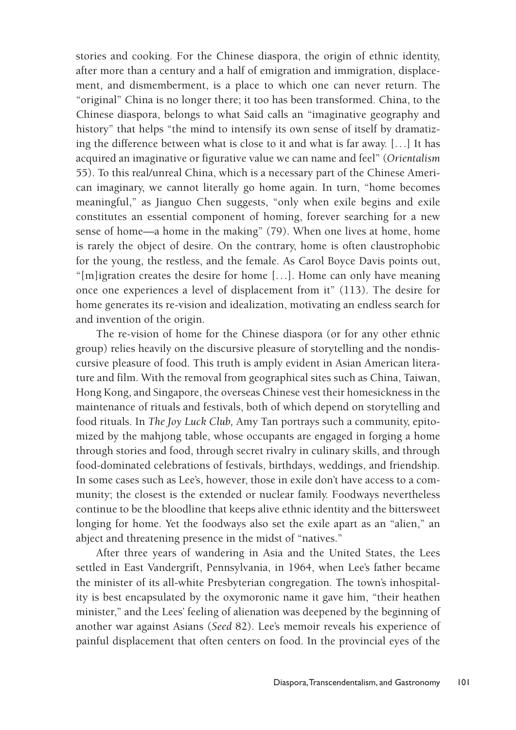stories and cooking. For the Chinese diaspora, the origin of ethnic identity, after more than a century and a half of emigration and immigration, displacement, and dismemberment, is a place to which one can never return. The "original" China is no longer there; it too has been transformed. China, to the Chinese diaspora, belongs to what Said calls an "imaginative geography and history" that helps "the mind to intensify its own sense of itself by dramatizing the difference between what is close to it and what is far away. [. . .] It has acquired an imaginative or figurative value we can name and feel" (*Orientalism* 55). To this real/unreal China, which is a necessary part of the Chinese American imaginary, we cannot literally go home again. In turn, "home becomes meaningful," as Jianguo Chen suggests, "only when exile begins and exile constitutes an essential component of homing, forever searching for a new sense of home—a home in the making" (79). When one lives at home, home is rarely the object of desire. On the contrary, home is often claustrophobic for the young, the restless, and the female. As Carol Boyce Davis points out, "[m]igration creates the desire for home [. . .]. Home can only have meaning once one experiences a level of displacement from it" (113). The desire for home generates its re-vision and idealization, motivating an endless search for and invention of the origin.

The re-vision of home for the Chinese diaspora (or for any other ethnic group) relies heavily on the discursive pleasure of storytelling and the nondiscursive pleasure of food. This truth is amply evident in Asian American literature and film. With the removal from geographical sites such as China, Taiwan, Hong Kong, and Singapore, the overseas Chinese vest their homesickness in the maintenance of rituals and festivals, both of which depend on storytelling and food rituals. In *The Joy Luck Club,* Amy Tan portrays such a community, epitomized by the mahjong table, whose occupants are engaged in forging a home through stories and food, through secret rivalry in culinary skills, and through food-dominated celebrations of festivals, birthdays, weddings, and friendship. In some cases such as Lee's, however, those in exile don't have access to a community; the closest is the extended or nuclear family. Foodways nevertheless continue to be the bloodline that keeps alive ethnic identity and the bittersweet longing for home. Yet the foodways also set the exile apart as an "alien," an abject and threatening presence in the midst of "natives."

After three years of wandering in Asia and the United States, the Lees settled in East Vandergrift, Pennsylvania, in 1964, when Lee's father became the minister of its all-white Presbyterian congregation. The town's inhospitality is best encapsulated by the oxymoronic name it gave him, "their heathen minister," and the Lees' feeling of alienation was deepened by the beginning of another war against Asians (*Seed* 82). Lee's memoir reveals his experience of painful displacement that often centers on food. In the provincial eyes of the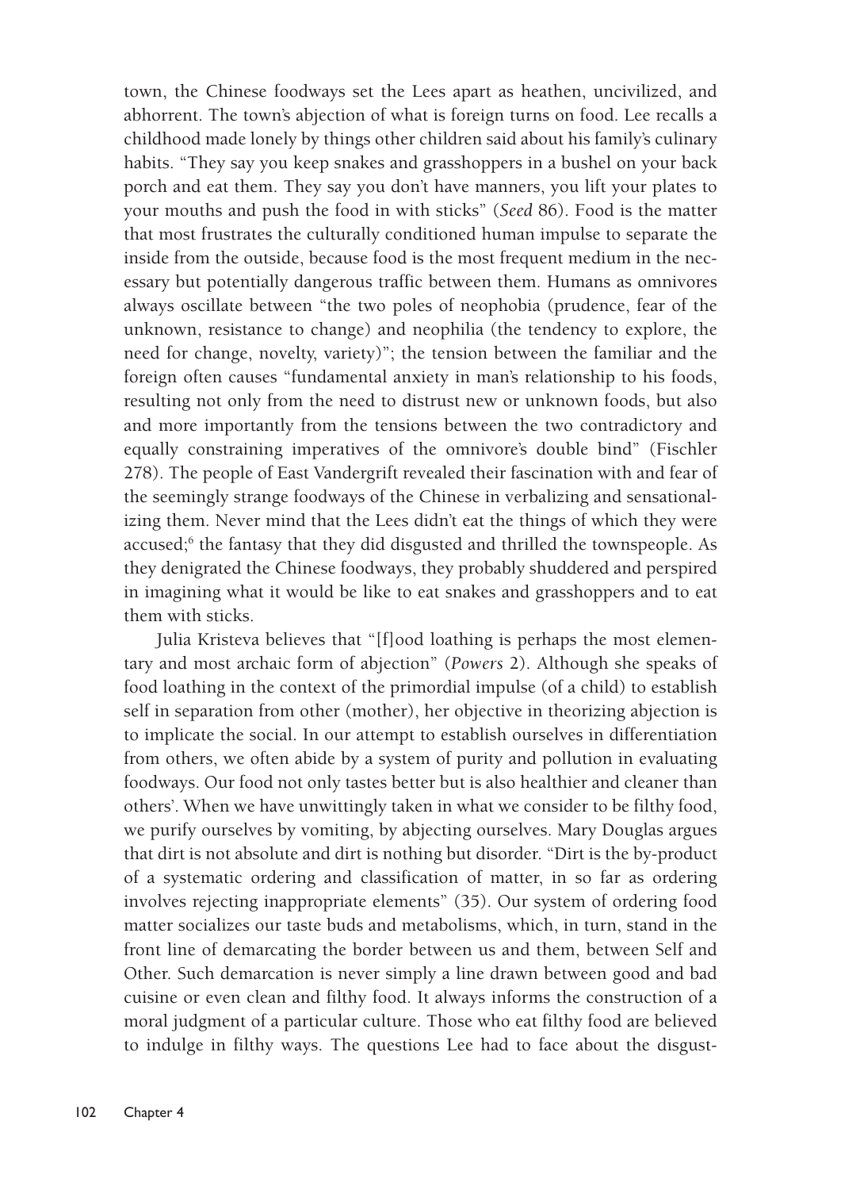town, the Chinese foodways set the Lees apart as heathen, uncivilized, and abhorrent. The town's abjection of what is foreign turns on food. Lee recalls a childhood made lonely by things other children said about his family's culinary habits. "They say you keep snakes and grasshoppers in a bushel on your back porch and eat them. They say you don't have manners, you lift your plates to your mouths and push the food in with sticks" (*Seed* 86). Food is the matter that most frustrates the culturally conditioned human impulse to separate the inside from the outside, because food is the most frequent medium in the necessary but potentially dangerous traffic between them. Humans as omnivores always oscillate between "the two poles of neophobia (prudence, fear of the unknown, resistance to change) and neophilia (the tendency to explore, the need for change, novelty, variety)"; the tension between the familiar and the foreign often causes "fundamental anxiety in man's relationship to his foods, resulting not only from the need to distrust new or unknown foods, but also and more importantly from the tensions between the two contradictory and equally constraining imperatives of the omnivore's double bind" (Fischler 278). The people of East Vandergrift revealed their fascination with and fear of the seemingly strange foodways of the Chinese in verbalizing and sensationalizing them. Never mind that the Lees didn't eat the things of which they were accused;[6] the fantasy that they did disgusted and thrilled the townspeople. As they denigrated the Chinese foodways, they probably shuddered and perspired in imagining what it would be like to eat snakes and grasshoppers and to eat them with sticks.

Julia Kristeva believes that "[f]ood loathing is perhaps the most elementary and most archaic form of abjection" (*Powers* 2). Although she speaks of food loathing in the context of the primordial impulse (of a child) to establish self in separation from other (mother), her objective in theorizing abjection is to implicate the social. In our attempt to establish ourselves in differentiation from others, we often abide by a system of purity and pollution in evaluating foodways. Our food not only tastes better but is also healthier and cleaner than others'. When we have unwittingly taken in what we consider to be filthy food, we purify ourselves by vomiting, by abjecting ourselves. Mary Douglas argues that dirt is not absolute and dirt is nothing but disorder. "Dirt is the by-product of a systematic ordering and classification of matter, in so far as ordering involves rejecting inappropriate elements" (35). Our system of ordering food matter socializes our taste buds and metabolisms, which, in turn, stand in the front line of demarcating the border between us and them, between Self and Other. Such demarcation is never simply a line drawn between good and bad cuisine or even clean and filthy food. It always informs the construction of a moral judgment of a particular culture. Those who eat filthy food are believed to indulge in filthy ways. The questions Lee had to face about the disgust-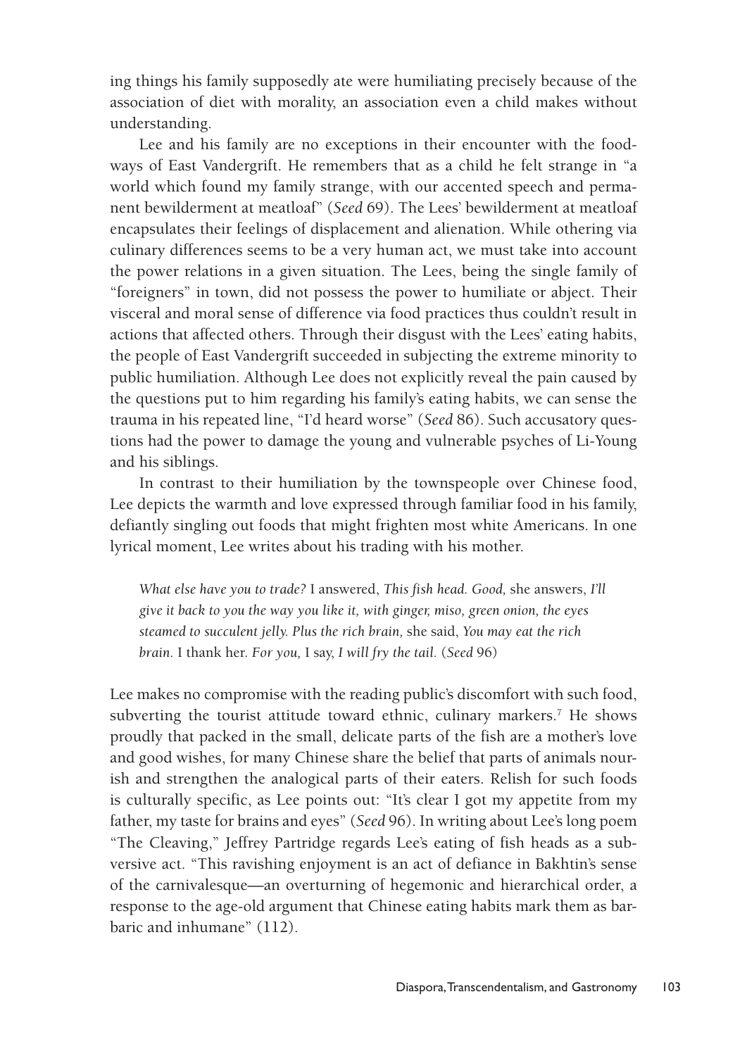ing things his family supposedly ate were humiliating precisely because of the association of diet with morality, an association even a child makes without understanding.

Lee and his family are no exceptions in their encounter with the foodways of East Vandergrift. He remembers that as a child he felt strange in "a world which found my family strange, with our accented speech and permanent bewilderment at meatloaf" (*Seed* 69). The Lees' bewilderment at meatloaf encapsulates their feelings of displacement and alienation. While othering via culinary differences seems to be a very human act, we must take into account the power relations in a given situation. The Lees, being the single family of "foreigners" in town, did not possess the power to humiliate or abject. Their visceral and moral sense of difference via food practices thus couldn't result in actions that affected others. Through their disgust with the Lees' eating habits, the people of East Vandergrift succeeded in subjecting the extreme minority to public humiliation. Although Lee does not explicitly reveal the pain caused by the questions put to him regarding his family's eating habits, we can sense the trauma in his repeated line, "I'd heard worse" (*Seed* 86). Such accusatory questions had the power to damage the young and vulnerable psyches of Li-Young and his siblings.

In contrast to their humiliation by the townspeople over Chinese food, Lee depicts the warmth and love expressed through familiar food in his family, defiantly singling out foods that might frighten most white Americans. In one lyrical moment, Lee writes about his trading with his mother.

> *What else have you to trade?* I answered, *This fish head. Good,* she answers, *I'll give it back to you the way you like it, with ginger, miso, green onion, the eyes steamed to succulent jelly. Plus the rich brain,* she said, *You may eat the rich brain.* I thank her. *For you,* I say, *I will fry the tail.* (*Seed* 96)

Lee makes no compromise with the reading public's discomfort with such food, subverting the tourist attitude toward ethnic, culinary markers.[7] He shows proudly that packed in the small, delicate parts of the fish are a mother's love and good wishes, for many Chinese share the belief that parts of animals nourish and strengthen the analogical parts of their eaters. Relish for such foods is culturally specific, as Lee points out: "It's clear I got my appetite from my father, my taste for brains and eyes" (*Seed* 96). In writing about Lee's long poem "The Cleaving," Jeffrey Partridge regards Lee's eating of fish heads as a subversive act. "This ravishing enjoyment is an act of defiance in Bakhtin's sense of the carnivalesque—an overturning of hegemonic and hierarchical order, a response to the age-old argument that Chinese eating habits mark them as barbaric and inhumane" (112).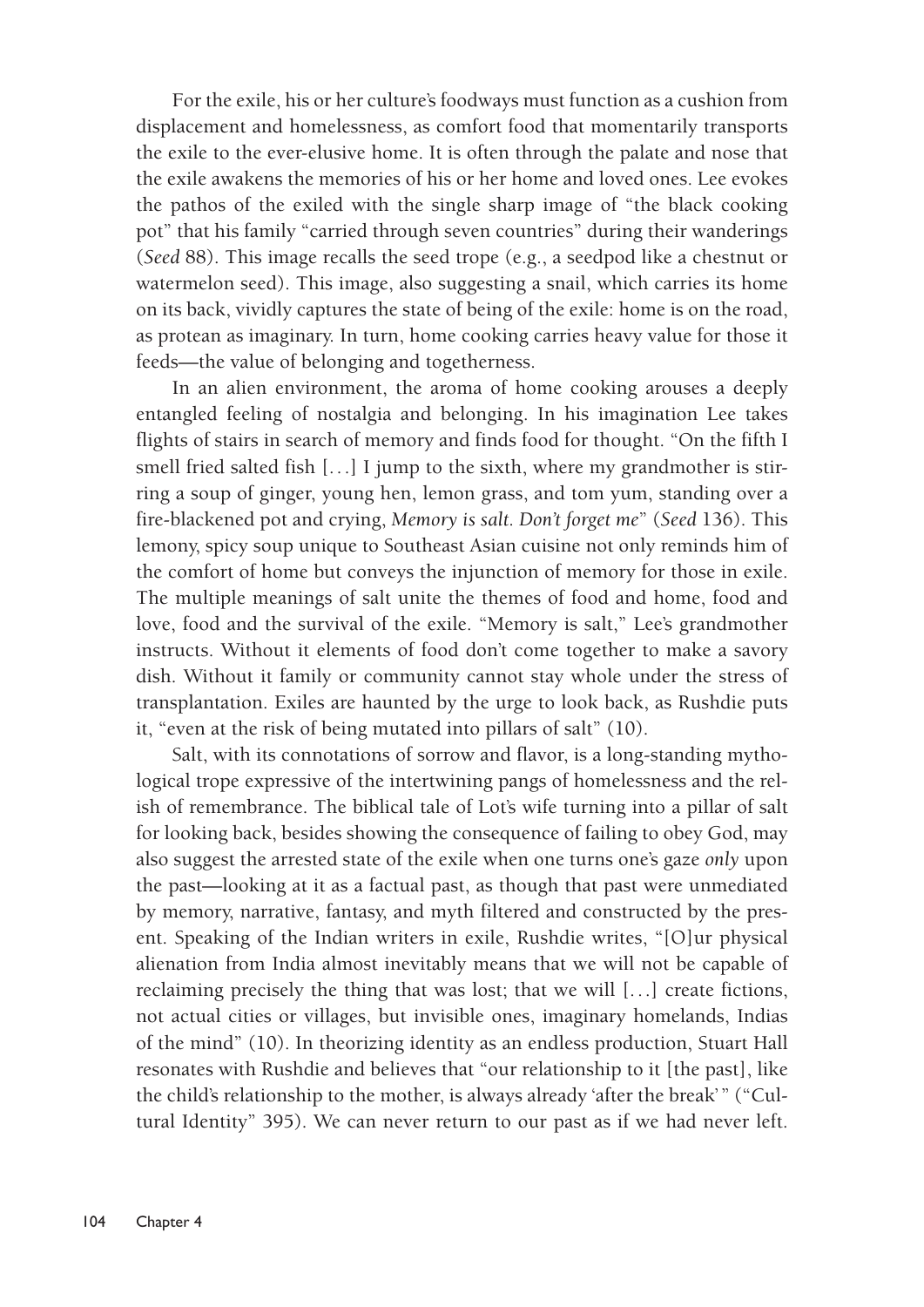For the exile, his or her culture's foodways must function as a cushion from displacement and homelessness, as comfort food that momentarily transports the exile to the ever-elusive home. It is often through the palate and nose that the exile awakens the memories of his or her home and loved ones. Lee evokes the pathos of the exiled with the single sharp image of "the black cooking pot" that his family "carried through seven countries" during their wanderings (*Seed* 88). This image recalls the seed trope (e.g., a seedpod like a chestnut or watermelon seed). This image, also suggesting a snail, which carries its home on its back, vividly captures the state of being of the exile: home is on the road, as protean as imaginary. In turn, home cooking carries heavy value for those it feeds—the value of belonging and togetherness.

In an alien environment, the aroma of home cooking arouses a deeply entangled feeling of nostalgia and belonging. In his imagination Lee takes flights of stairs in search of memory and finds food for thought. "On the fifth I smell fried salted fish [. . .] I jump to the sixth, where my grandmother is stirring a soup of ginger, young hen, lemon grass, and tom yum, standing over a fire-blackened pot and crying, *Memory is salt. Don't forget me*" (*Seed* 136). This lemony, spicy soup unique to Southeast Asian cuisine not only reminds him of the comfort of home but conveys the injunction of memory for those in exile. The multiple meanings of salt unite the themes of food and home, food and love, food and the survival of the exile. "Memory is salt," Lee's grandmother instructs. Without it elements of food don't come together to make a savory dish. Without it family or community cannot stay whole under the stress of transplantation. Exiles are haunted by the urge to look back, as Rushdie puts it, "even at the risk of being mutated into pillars of salt" (10).

Salt, with its connotations of sorrow and flavor, is a long-standing mythological trope expressive of the intertwining pangs of homelessness and the relish of remembrance. The biblical tale of Lot's wife turning into a pillar of salt for looking back, besides showing the consequence of failing to obey God, may also suggest the arrested state of the exile when one turns one's gaze *only* upon the past—looking at it as a factual past, as though that past were unmediated by memory, narrative, fantasy, and myth filtered and constructed by the present. Speaking of the Indian writers in exile, Rushdie writes, "[O]ur physical alienation from India almost inevitably means that we will not be capable of reclaiming precisely the thing that was lost; that we will [. . .] create fictions, not actual cities or villages, but invisible ones, imaginary homelands, Indias of the mind" (10). In theorizing identity as an endless production, Stuart Hall resonates with Rushdie and believes that "our relationship to it [the past], like the child's relationship to the mother, is always already 'after the break'" ("Cultural Identity" 395). We can never return to our past as if we had never left.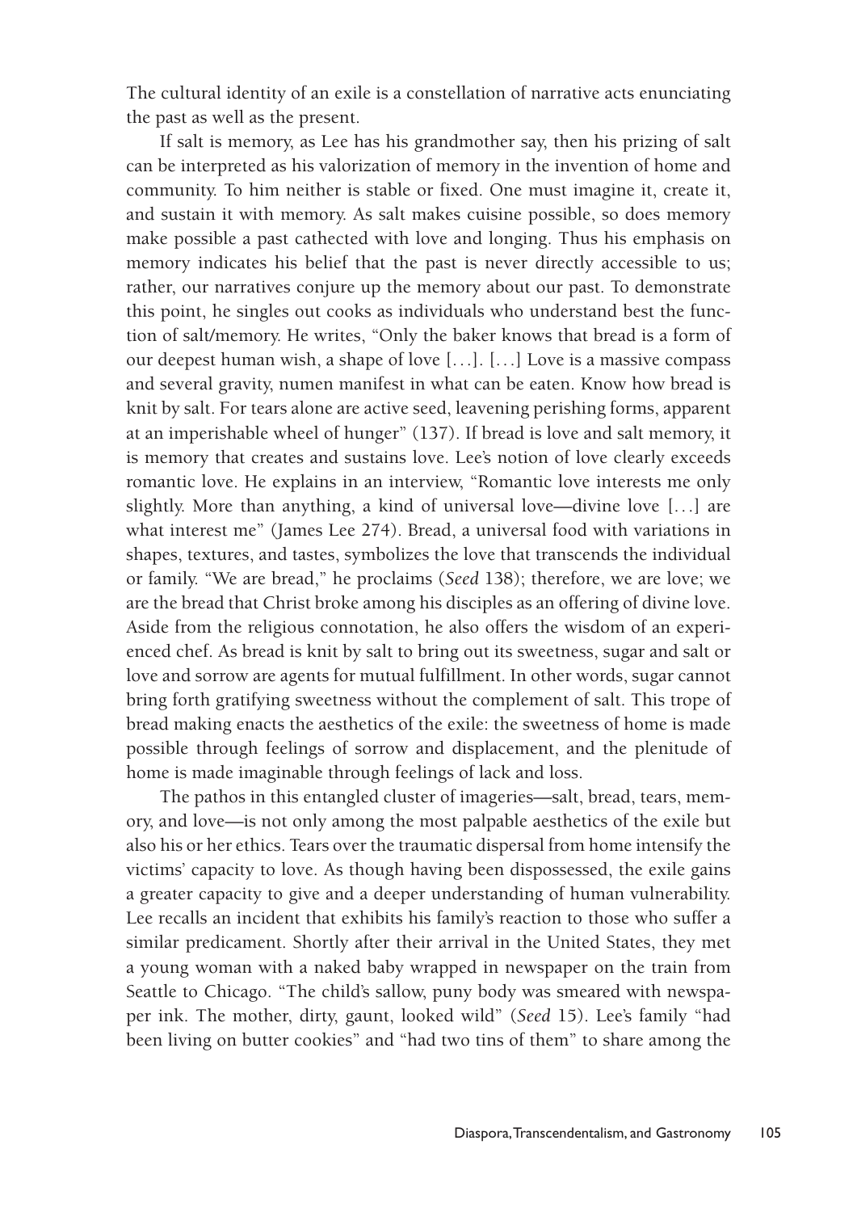The cultural identity of an exile is a constellation of narrative acts enunciating the past as well as the present.

If salt is memory, as Lee has his grandmother say, then his prizing of salt can be interpreted as his valorization of memory in the invention of home and community. To him neither is stable or fixed. One must imagine it, create it, and sustain it with memory. As salt makes cuisine possible, so does memory make possible a past cathected with love and longing. Thus his emphasis on memory indicates his belief that the past is never directly accessible to us; rather, our narratives conjure up the memory about our past. To demonstrate this point, he singles out cooks as individuals who understand best the function of salt/memory. He writes, "Only the baker knows that bread is a form of our deepest human wish, a shape of love [...]. [...] Love is a massive compass and several gravity, numen manifest in what can be eaten. Know how bread is knit by salt. For tears alone are active seed, leavening perishing forms, apparent at an imperishable wheel of hunger" (137). If bread is love and salt memory, it is memory that creates and sustains love. Lee's notion of love clearly exceeds romantic love. He explains in an interview, "Romantic love interests me only slightly. More than anything, a kind of universal love—divine love [...] are what interest me" (James Lee 274). Bread, a universal food with variations in shapes, textures, and tastes, symbolizes the love that transcends the individual or family. "We are bread," he proclaims (*Seed* 138); therefore, we are love; we are the bread that Christ broke among his disciples as an offering of divine love. Aside from the religious connotation, he also offers the wisdom of an experienced chef. As bread is knit by salt to bring out its sweetness, sugar and salt or love and sorrow are agents for mutual fulfillment. In other words, sugar cannot bring forth gratifying sweetness without the complement of salt. This trope of bread making enacts the aesthetics of the exile: the sweetness of home is made possible through feelings of sorrow and displacement, and the plenitude of home is made imaginable through feelings of lack and loss.

The pathos in this entangled cluster of imageries—salt, bread, tears, memory, and love—is not only among the most palpable aesthetics of the exile but also his or her ethics. Tears over the traumatic dispersal from home intensify the victims' capacity to love. As though having been dispossessed, the exile gains a greater capacity to give and a deeper understanding of human vulnerability. Lee recalls an incident that exhibits his family's reaction to those who suffer a similar predicament. Shortly after their arrival in the United States, they met a young woman with a naked baby wrapped in newspaper on the train from Seattle to Chicago. "The child's sallow, puny body was smeared with newspaper ink. The mother, dirty, gaunt, looked wild" (*Seed* 15). Lee's family "had been living on butter cookies" and "had two tins of them" to share among the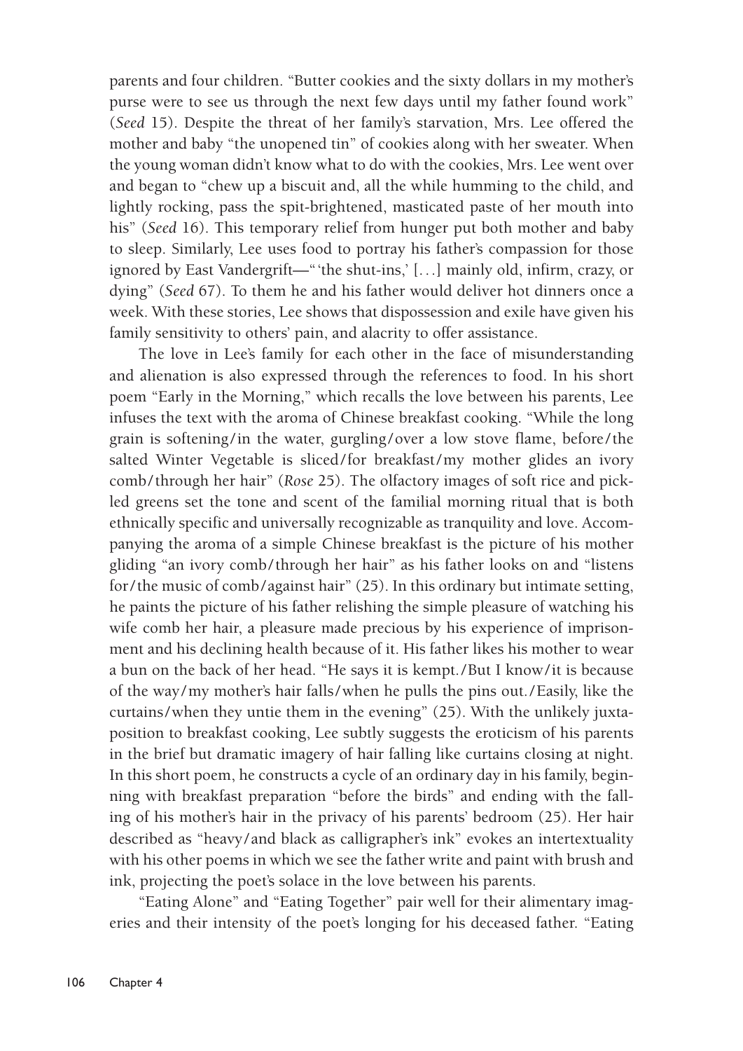parents and four children. "Butter cookies and the sixty dollars in my mother's purse were to see us through the next few days until my father found work" (*Seed* 15). Despite the threat of her family's starvation, Mrs. Lee offered the mother and baby "the unopened tin" of cookies along with her sweater. When the young woman didn't know what to do with the cookies, Mrs. Lee went over and began to "chew up a biscuit and, all the while humming to the child, and lightly rocking, pass the spit-brightened, masticated paste of her mouth into his" (*Seed* 16). This temporary relief from hunger put both mother and baby to sleep. Similarly, Lee uses food to portray his father's compassion for those ignored by East Vandergrift—"'the shut-ins,' [. . .] mainly old, infirm, crazy, or dying" (*Seed* 67). To them he and his father would deliver hot dinners once a week. With these stories, Lee shows that dispossession and exile have given his family sensitivity to others' pain, and alacrity to offer assistance.

The love in Lee's family for each other in the face of misunderstanding and alienation is also expressed through the references to food. In his short poem "Early in the Morning," which recalls the love between his parents, Lee infuses the text with the aroma of Chinese breakfast cooking. "While the long grain is softening/in the water, gurgling/over a low stove flame, before/the salted Winter Vegetable is sliced/for breakfast/my mother glides an ivory comb/through her hair" (*Rose* 25). The olfactory images of soft rice and pickled greens set the tone and scent of the familial morning ritual that is both ethnically specific and universally recognizable as tranquility and love. Accompanying the aroma of a simple Chinese breakfast is the picture of his mother gliding "an ivory comb/through her hair" as his father looks on and "listens for/the music of comb/against hair" (25). In this ordinary but intimate setting, he paints the picture of his father relishing the simple pleasure of watching his wife comb her hair, a pleasure made precious by his experience of imprisonment and his declining health because of it. His father likes his mother to wear a bun on the back of her head. "He says it is kempt./But I know/it is because of the way/my mother's hair falls/when he pulls the pins out./Easily, like the curtains/when they untie them in the evening" (25). With the unlikely juxtaposition to breakfast cooking, Lee subtly suggests the eroticism of his parents in the brief but dramatic imagery of hair falling like curtains closing at night. In this short poem, he constructs a cycle of an ordinary day in his family, beginning with breakfast preparation "before the birds" and ending with the falling of his mother's hair in the privacy of his parents' bedroom (25). Her hair described as "heavy/and black as calligrapher's ink" evokes an intertextuality with his other poems in which we see the father write and paint with brush and ink, projecting the poet's solace in the love between his parents.

"Eating Alone" and "Eating Together" pair well for their alimentary imageries and their intensity of the poet's longing for his deceased father. "Eating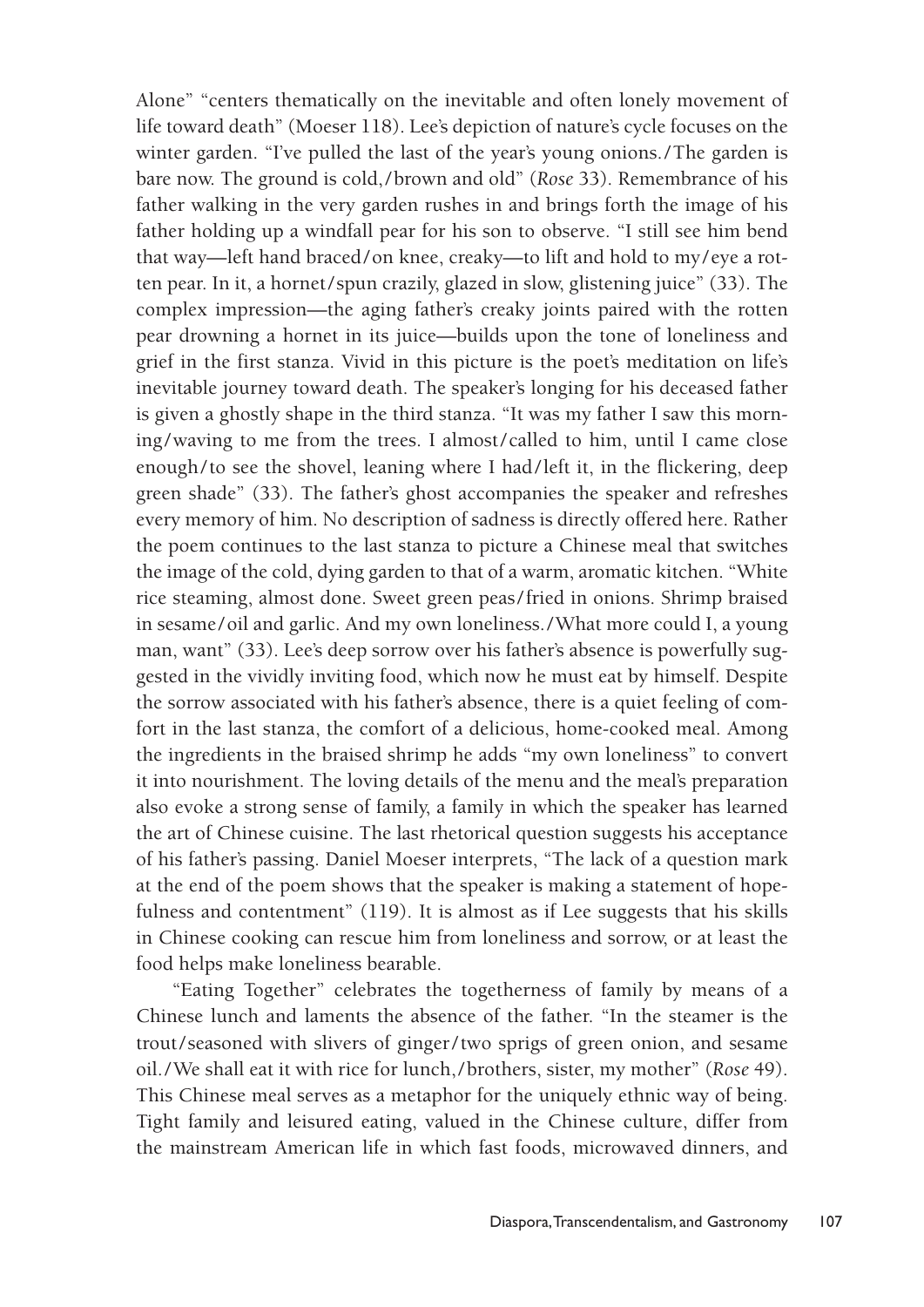Alone" "centers thematically on the inevitable and often lonely movement of life toward death" (Moeser 118). Lee's depiction of nature's cycle focuses on the winter garden. "I've pulled the last of the year's young onions./The garden is bare now. The ground is cold,/brown and old" (*Rose* 33). Remembrance of his father walking in the very garden rushes in and brings forth the image of his father holding up a windfall pear for his son to observe. "I still see him bend that way—left hand braced/on knee, creaky—to lift and hold to my/eye a rotten pear. In it, a hornet/spun crazily, glazed in slow, glistening juice" (33). The complex impression—the aging father's creaky joints paired with the rotten pear drowning a hornet in its juice—builds upon the tone of loneliness and grief in the first stanza. Vivid in this picture is the poet's meditation on life's inevitable journey toward death. The speaker's longing for his deceased father is given a ghostly shape in the third stanza. "It was my father I saw this morning/waving to me from the trees. I almost/called to him, until I came close enough/to see the shovel, leaning where I had/left it, in the flickering, deep green shade" (33). The father's ghost accompanies the speaker and refreshes every memory of him. No description of sadness is directly offered here. Rather the poem continues to the last stanza to picture a Chinese meal that switches the image of the cold, dying garden to that of a warm, aromatic kitchen. "White rice steaming, almost done. Sweet green peas/fried in onions. Shrimp braised in sesame/oil and garlic. And my own loneliness./What more could I, a young man, want" (33). Lee's deep sorrow over his father's absence is powerfully suggested in the vividly inviting food, which now he must eat by himself. Despite the sorrow associated with his father's absence, there is a quiet feeling of comfort in the last stanza, the comfort of a delicious, home-cooked meal. Among the ingredients in the braised shrimp he adds "my own loneliness" to convert it into nourishment. The loving details of the menu and the meal's preparation also evoke a strong sense of family, a family in which the speaker has learned the art of Chinese cuisine. The last rhetorical question suggests his acceptance of his father's passing. Daniel Moeser interprets, "The lack of a question mark at the end of the poem shows that the speaker is making a statement of hopefulness and contentment" (119). It is almost as if Lee suggests that his skills in Chinese cooking can rescue him from loneliness and sorrow, or at least the food helps make loneliness bearable.

"Eating Together" celebrates the togetherness of family by means of a Chinese lunch and laments the absence of the father. "In the steamer is the trout/seasoned with slivers of ginger/two sprigs of green onion, and sesame oil./We shall eat it with rice for lunch,/brothers, sister, my mother" (*Rose* 49). This Chinese meal serves as a metaphor for the uniquely ethnic way of being. Tight family and leisured eating, valued in the Chinese culture, differ from the mainstream American life in which fast foods, microwaved dinners, and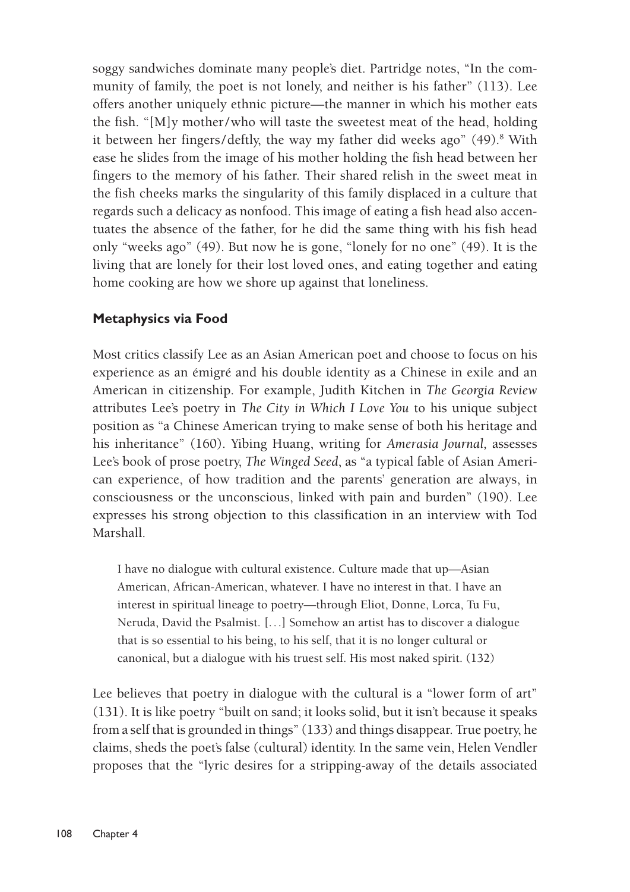soggy sandwiches dominate many people's diet. Partridge notes, "In the community of family, the poet is not lonely, and neither is his father" (113). Lee offers another uniquely ethnic picture—the manner in which his mother eats the fish. "[M]y mother/who will taste the sweetest meat of the head, holding it between her fingers/deftly, the way my father did weeks ago" (49).[8] With ease he slides from the image of his mother holding the fish head between her fingers to the memory of his father. Their shared relish in the sweet meat in the fish cheeks marks the singularity of this family displaced in a culture that regards such a delicacy as nonfood. This image of eating a fish head also accentuates the absence of the father, for he did the same thing with his fish head only "weeks ago" (49). But now he is gone, "lonely for no one" (49). It is the living that are lonely for their lost loved ones, and eating together and eating home cooking are how we shore up against that loneliness.

### Metaphysics via Food

Most critics classify Lee as an Asian American poet and choose to focus on his experience as an émigré and his double identity as a Chinese in exile and an American in citizenship. For example, Judith Kitchen in *The Georgia Review* attributes Lee's poetry in *The City in Which I Love You* to his unique subject position as "a Chinese American trying to make sense of both his heritage and his inheritance" (160). Yibing Huang, writing for *Amerasia Journal,* assesses Lee's book of prose poetry, *The Winged Seed*, as "a typical fable of Asian American experience, of how tradition and the parents' generation are always, in consciousness or the unconscious, linked with pain and burden" (190). Lee expresses his strong objection to this classification in an interview with Tod Marshall.

> I have no dialogue with cultural existence. Culture made that up—Asian American, African-American, whatever. I have no interest in that. I have an interest in spiritual lineage to poetry—through Eliot, Donne, Lorca, Tu Fu, Neruda, David the Psalmist. [. . .] Somehow an artist has to discover a dialogue that is so essential to his being, to his self, that it is no longer cultural or canonical, but a dialogue with his truest self. His most naked spirit. (132)

Lee believes that poetry in dialogue with the cultural is a "lower form of art" (131). It is like poetry "built on sand; it looks solid, but it isn't because it speaks from a self that is grounded in things" (133) and things disappear. True poetry, he claims, sheds the poet's false (cultural) identity. In the same vein, Helen Vendler proposes that the "lyric desires for a stripping-away of the details associated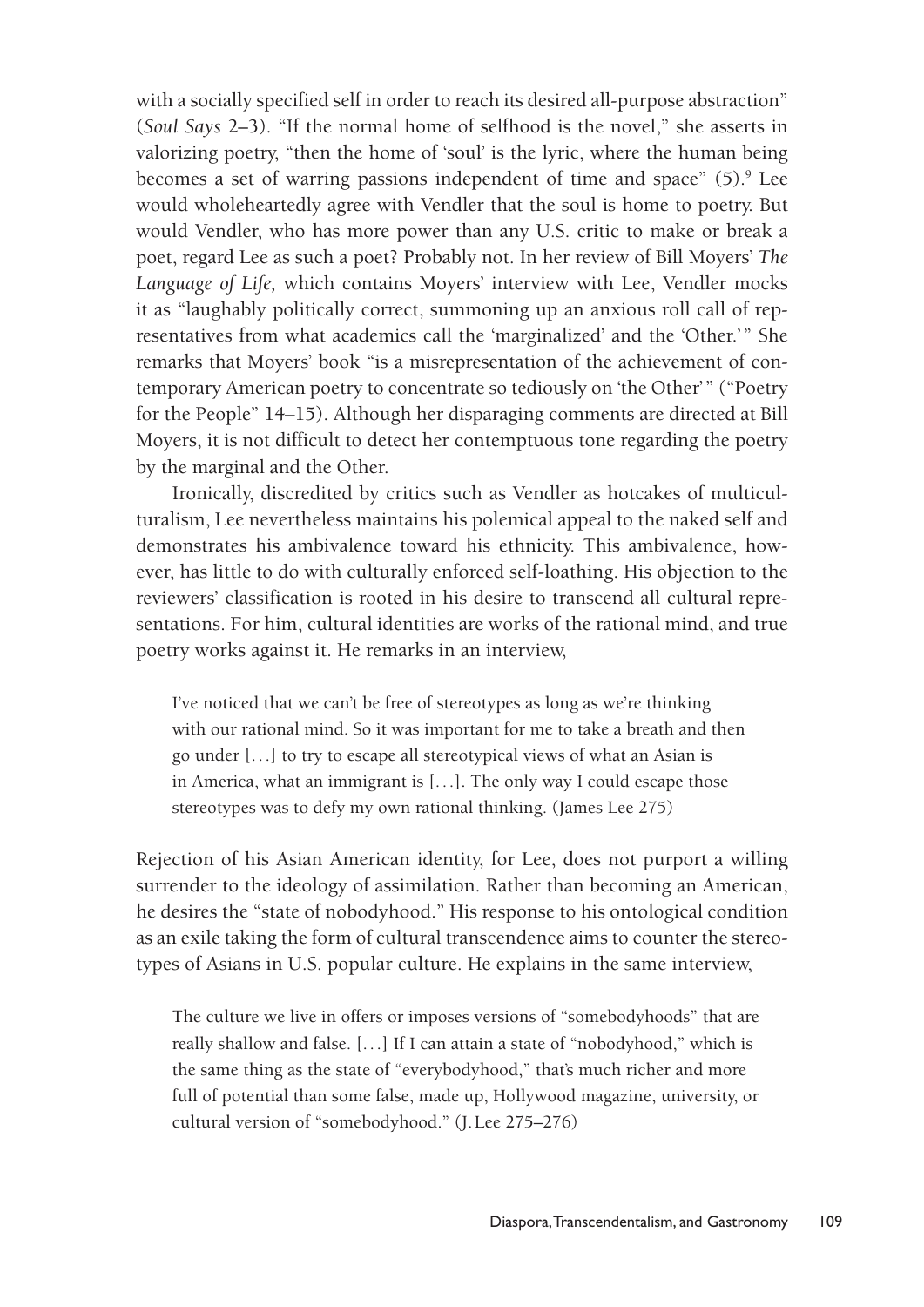with a socially specified self in order to reach its desired all-purpose abstraction" (*Soul Says* 2–3). "If the normal home of selfhood is the novel," she asserts in valorizing poetry, "then the home of 'soul' is the lyric, where the human being becomes a set of warring passions independent of time and space" (5).[9] Lee would wholeheartedly agree with Vendler that the soul is home to poetry. But would Vendler, who has more power than any U.S. critic to make or break a poet, regard Lee as such a poet? Probably not. In her review of Bill Moyers' *The Language of Life,* which contains Moyers' interview with Lee, Vendler mocks it as "laughably politically correct, summoning up an anxious roll call of representatives from what academics call the 'marginalized' and the 'Other.'" She remarks that Moyers' book "is a misrepresentation of the achievement of contemporary American poetry to concentrate so tediously on 'the Other'" ("Poetry for the People" 14–15). Although her disparaging comments are directed at Bill Moyers, it is not difficult to detect her contemptuous tone regarding the poetry by the marginal and the Other.

Ironically, discredited by critics such as Vendler as hotcakes of multiculturalism, Lee nevertheless maintains his polemical appeal to the naked self and demonstrates his ambivalence toward his ethnicity. This ambivalence, however, has little to do with culturally enforced self-loathing. His objection to the reviewers' classification is rooted in his desire to transcend all cultural representations. For him, cultural identities are works of the rational mind, and true poetry works against it. He remarks in an interview,

> I've noticed that we can't be free of stereotypes as long as we're thinking with our rational mind. So it was important for me to take a breath and then go under [. . .] to try to escape all stereotypical views of what an Asian is in America, what an immigrant is [. . .]. The only way I could escape those stereotypes was to defy my own rational thinking. (James Lee 275)

Rejection of his Asian American identity, for Lee, does not purport a willing surrender to the ideology of assimilation. Rather than becoming an American, he desires the "state of nobodyhood." His response to his ontological condition as an exile taking the form of cultural transcendence aims to counter the stereotypes of Asians in U.S. popular culture. He explains in the same interview,

> The culture we live in offers or imposes versions of "somebodyhoods" that are really shallow and false. [. . .] If I can attain a state of "nobodyhood," which is the same thing as the state of "everybodyhood," that's much richer and more full of potential than some false, made up, Hollywood magazine, university, or cultural version of "somebodyhood." (J. Lee 275–276)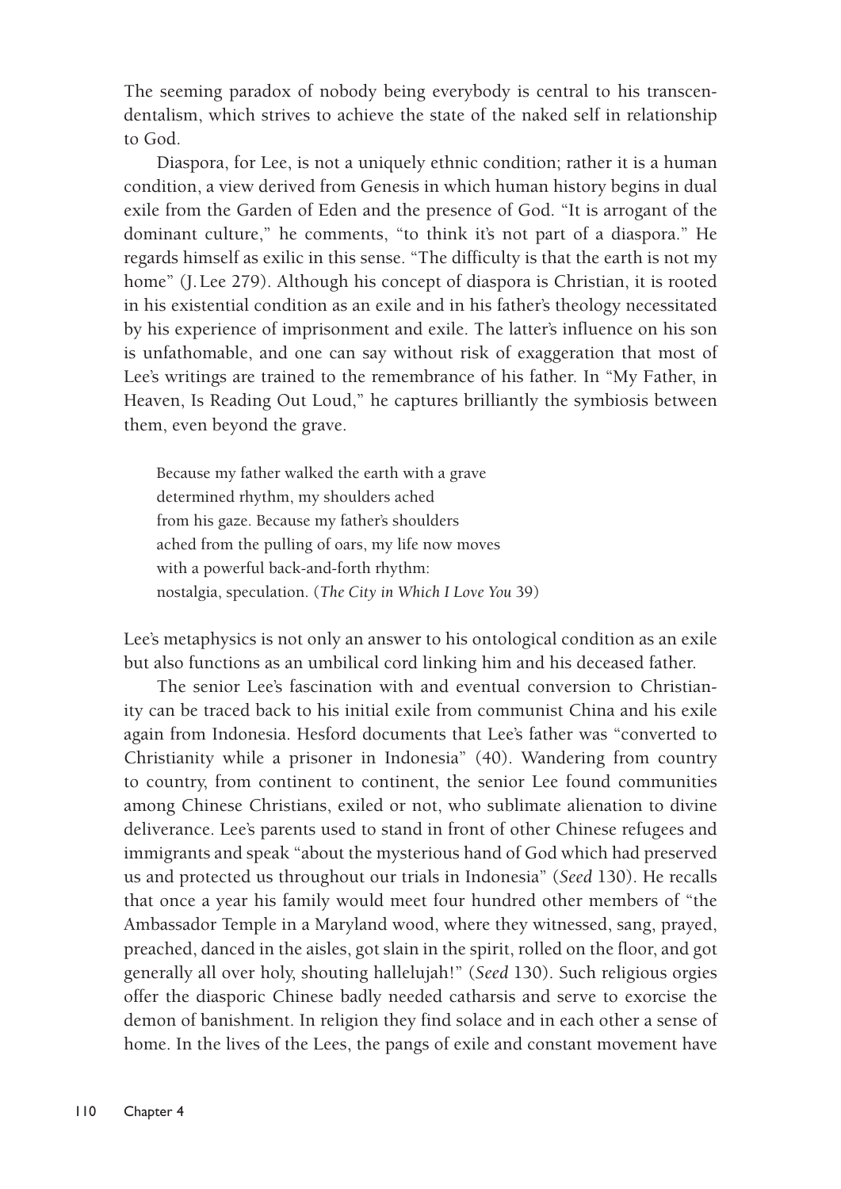The seeming paradox of nobody being everybody is central to his transcendentalism, which strives to achieve the state of the naked self in relationship to God.

Diaspora, for Lee, is not a uniquely ethnic condition; rather it is a human condition, a view derived from Genesis in which human history begins in dual exile from the Garden of Eden and the presence of God. "It is arrogant of the dominant culture," he comments, "to think it's not part of a diaspora." He regards himself as exilic in this sense. "The difficulty is that the earth is not my home" (J. Lee 279). Although his concept of diaspora is Christian, it is rooted in his existential condition as an exile and in his father's theology necessitated by his experience of imprisonment and exile. The latter's influence on his son is unfathomable, and one can say without risk of exaggeration that most of Lee's writings are trained to the remembrance of his father. In "My Father, in Heaven, Is Reading Out Loud," he captures brilliantly the symbiosis between them, even beyond the grave.

> Because my father walked the earth with a grave
> determined rhythm, my shoulders ached
> from his gaze. Because my father's shoulders
> ached from the pulling of oars, my life now moves
> with a powerful back-and-forth rhythm:
> nostalgia, speculation. (*The City in Which I Love You* 39)

Lee's metaphysics is not only an answer to his ontological condition as an exile but also functions as an umbilical cord linking him and his deceased father.

The senior Lee's fascination with and eventual conversion to Christianity can be traced back to his initial exile from communist China and his exile again from Indonesia. Hesford documents that Lee's father was "converted to Christianity while a prisoner in Indonesia" (40). Wandering from country to country, from continent to continent, the senior Lee found communities among Chinese Christians, exiled or not, who sublimate alienation to divine deliverance. Lee's parents used to stand in front of other Chinese refugees and immigrants and speak "about the mysterious hand of God which had preserved us and protected us throughout our trials in Indonesia" (*Seed* 130). He recalls that once a year his family would meet four hundred other members of "the Ambassador Temple in a Maryland wood, where they witnessed, sang, prayed, preached, danced in the aisles, got slain in the spirit, rolled on the floor, and got generally all over holy, shouting hallelujah!" (*Seed* 130). Such religious orgies offer the diasporic Chinese badly needed catharsis and serve to exorcise the demon of banishment. In religion they find solace and in each other a sense of home. In the lives of the Lees, the pangs of exile and constant movement have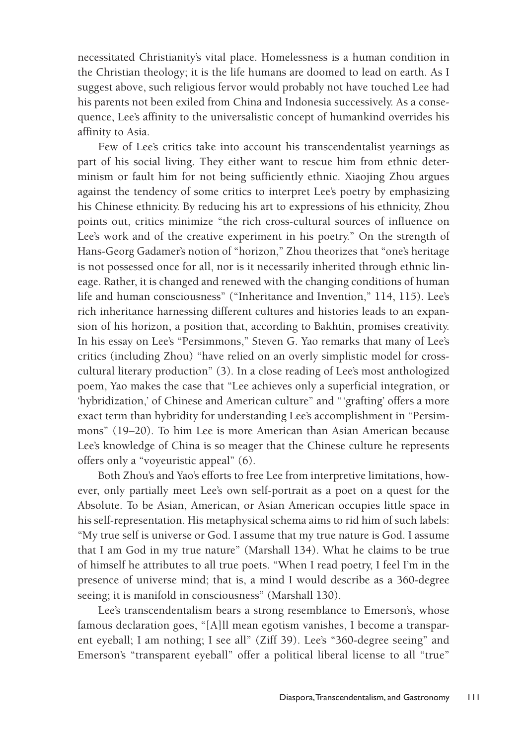necessitated Christianity's vital place. Homelessness is a human condition in the Christian theology; it is the life humans are doomed to lead on earth. As I suggest above, such religious fervor would probably not have touched Lee had his parents not been exiled from China and Indonesia successively. As a consequence, Lee's affinity to the universalistic concept of humankind overrides his affinity to Asia.

Few of Lee's critics take into account his transcendentalist yearnings as part of his social living. They either want to rescue him from ethnic determinism or fault him for not being sufficiently ethnic. Xiaojing Zhou argues against the tendency of some critics to interpret Lee's poetry by emphasizing his Chinese ethnicity. By reducing his art to expressions of his ethnicity, Zhou points out, critics minimize "the rich cross-cultural sources of influence on Lee's work and of the creative experiment in his poetry." On the strength of Hans-Georg Gadamer's notion of "horizon," Zhou theorizes that "one's heritage is not possessed once for all, nor is it necessarily inherited through ethnic lineage. Rather, it is changed and renewed with the changing conditions of human life and human consciousness" ("Inheritance and Invention," 114, 115). Lee's rich inheritance harnessing different cultures and histories leads to an expansion of his horizon, a position that, according to Bakhtin, promises creativity. In his essay on Lee's "Persimmons," Steven G. Yao remarks that many of Lee's critics (including Zhou) "have relied on an overly simplistic model for cross-cultural literary production" (3). In a close reading of Lee's most anthologized poem, Yao makes the case that "Lee achieves only a superficial integration, or 'hybridization,' of Chinese and American culture" and "'grafting' offers a more exact term than hybridity for understanding Lee's accomplishment in "Persimmons" (19–20). To him Lee is more American than Asian American because Lee's knowledge of China is so meager that the Chinese culture he represents offers only a "voyeuristic appeal" (6).

Both Zhou's and Yao's efforts to free Lee from interpretive limitations, however, only partially meet Lee's own self-portrait as a poet on a quest for the Absolute. To be Asian, American, or Asian American occupies little space in his self-representation. His metaphysical schema aims to rid him of such labels: "My true self is universe or God. I assume that my true nature is God. I assume that I am God in my true nature" (Marshall 134). What he claims to be true of himself he attributes to all true poets. "When I read poetry, I feel I'm in the presence of universe mind; that is, a mind I would describe as a 360-degree seeing; it is manifold in consciousness" (Marshall 130).

Lee's transcendentalism bears a strong resemblance to Emerson's, whose famous declaration goes, "[A]ll mean egotism vanishes, I become a transparent eyeball; I am nothing; I see all" (Ziff 39). Lee's "360-degree seeing" and Emerson's "transparent eyeball" offer a political liberal license to all "true"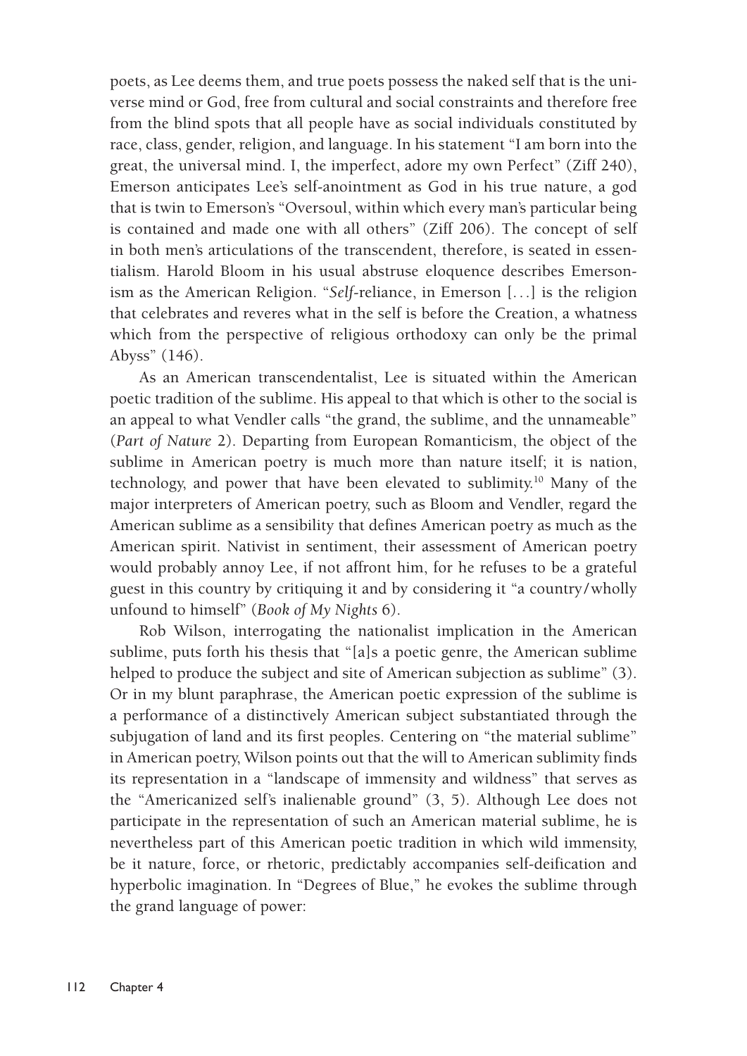poets, as Lee deems them, and true poets possess the naked self that is the universe mind or God, free from cultural and social constraints and therefore free from the blind spots that all people have as social individuals constituted by race, class, gender, religion, and language. In his statement "I am born into the great, the universal mind. I, the imperfect, adore my own Perfect" (Ziff 240), Emerson anticipates Lee's self-anointment as God in his true nature, a god that is twin to Emerson's "Oversoul, within which every man's particular being is contained and made one with all others" (Ziff 206). The concept of self in both men's articulations of the transcendent, therefore, is seated in essentialism. Harold Bloom in his usual abstruse eloquence describes Emersonism as the American Religion. "*Self*-reliance, in Emerson [. . .] is the religion that celebrates and reveres what in the self is before the Creation, a whatness which from the perspective of religious orthodoxy can only be the primal Abyss" (146).

As an American transcendentalist, Lee is situated within the American poetic tradition of the sublime. His appeal to that which is other to the social is an appeal to what Vendler calls "the grand, the sublime, and the unnameable" (*Part of Nature* 2). Departing from European Romanticism, the object of the sublime in American poetry is much more than nature itself; it is nation, technology, and power that have been elevated to sublimity.[10] Many of the major interpreters of American poetry, such as Bloom and Vendler, regard the American sublime as a sensibility that defines American poetry as much as the American spirit. Nativist in sentiment, their assessment of American poetry would probably annoy Lee, if not affront him, for he refuses to be a grateful guest in this country by critiquing it and by considering it "a country/wholly unfound to himself" (*Book of My Nights* 6).

Rob Wilson, interrogating the nationalist implication in the American sublime, puts forth his thesis that "[a]s a poetic genre, the American sublime helped to produce the subject and site of American subjection as sublime" (3). Or in my blunt paraphrase, the American poetic expression of the sublime is a performance of a distinctively American subject substantiated through the subjugation of land and its first peoples. Centering on "the material sublime" in American poetry, Wilson points out that the will to American sublimity finds its representation in a "landscape of immensity and wildness" that serves as the "Americanized self's inalienable ground" (3, 5). Although Lee does not participate in the representation of such an American material sublime, he is nevertheless part of this American poetic tradition in which wild immensity, be it nature, force, or rhetoric, predictably accompanies self-deification and hyperbolic imagination. In "Degrees of Blue," he evokes the sublime through the grand language of power: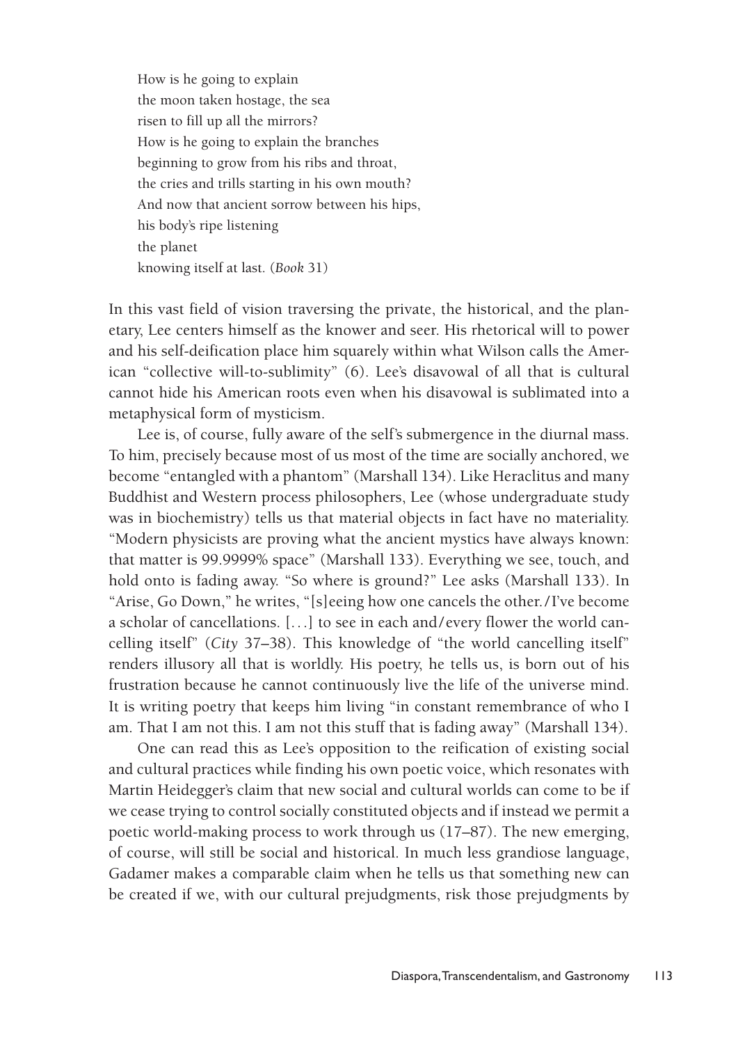How is he going to explain  
the moon taken hostage, the sea  
risen to fill up all the mirrors?  
How is he going to explain the branches  
beginning to grow from his ribs and throat,  
the cries and trills starting in his own mouth?  
And now that ancient sorrow between his hips,  
his body's ripe listening  
the planet  
knowing itself at last. (*Book* 31)

In this vast field of vision traversing the private, the historical, and the planetary, Lee centers himself as the knower and seer. His rhetorical will to power and his self-deification place him squarely within what Wilson calls the American "collective will-to-sublimity" (6). Lee's disavowal of all that is cultural cannot hide his American roots even when his disavowal is sublimated into a metaphysical form of mysticism.

Lee is, of course, fully aware of the self's submergence in the diurnal mass. To him, precisely because most of us most of the time are socially anchored, we become "entangled with a phantom" (Marshall 134). Like Heraclitus and many Buddhist and Western process philosophers, Lee (whose undergraduate study was in biochemistry) tells us that material objects in fact have no materiality. "Modern physicists are proving what the ancient mystics have always known: that matter is 99.9999% space" (Marshall 133). Everything we see, touch, and hold onto is fading away. "So where is ground?" Lee asks (Marshall 133). In "Arise, Go Down," he writes, "[s]eeing how one cancels the other./I've become a scholar of cancellations. [. . .] to see in each and/every flower the world cancelling itself" (*City* 37–38). This knowledge of "the world cancelling itself" renders illusory all that is worldly. His poetry, he tells us, is born out of his frustration because he cannot continuously live the life of the universe mind. It is writing poetry that keeps him living "in constant remembrance of who I am. That I am not this. I am not this stuff that is fading away" (Marshall 134).

One can read this as Lee's opposition to the reification of existing social and cultural practices while finding his own poetic voice, which resonates with Martin Heidegger's claim that new social and cultural worlds can come to be if we cease trying to control socially constituted objects and if instead we permit a poetic world-making process to work through us (17–87). The new emerging, of course, will still be social and historical. In much less grandiose language, Gadamer makes a comparable claim when he tells us that something new can be created if we, with our cultural prejudgments, risk those prejudgments by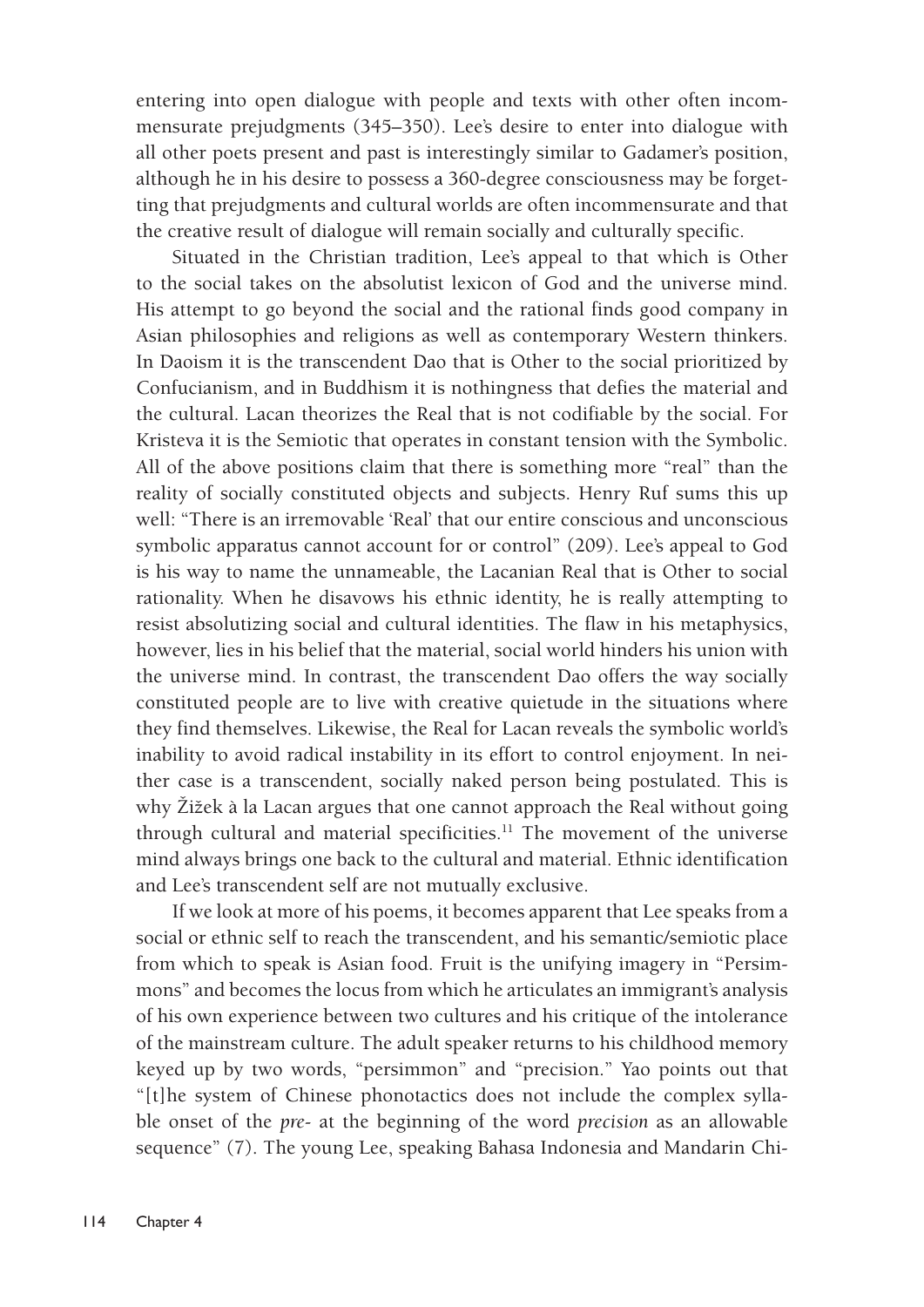entering into open dialogue with people and texts with other often incommensurate prejudgments (345–350). Lee's desire to enter into dialogue with all other poets present and past is interestingly similar to Gadamer's position, although he in his desire to possess a 360-degree consciousness may be forgetting that prejudgments and cultural worlds are often incommensurate and that the creative result of dialogue will remain socially and culturally specific.

Situated in the Christian tradition, Lee's appeal to that which is Other to the social takes on the absolutist lexicon of God and the universe mind. His attempt to go beyond the social and the rational finds good company in Asian philosophies and religions as well as contemporary Western thinkers. In Daoism it is the transcendent Dao that is Other to the social prioritized by Confucianism, and in Buddhism it is nothingness that defies the material and the cultural. Lacan theorizes the Real that is not codifiable by the social. For Kristeva it is the Semiotic that operates in constant tension with the Symbolic. All of the above positions claim that there is something more "real" than the reality of socially constituted objects and subjects. Henry Ruf sums this up well: "There is an irremovable 'Real' that our entire conscious and unconscious symbolic apparatus cannot account for or control" (209). Lee's appeal to God is his way to name the unnameable, the Lacanian Real that is Other to social rationality. When he disavows his ethnic identity, he is really attempting to resist absolutizing social and cultural identities. The flaw in his metaphysics, however, lies in his belief that the material, social world hinders his union with the universe mind. In contrast, the transcendent Dao offers the way socially constituted people are to live with creative quietude in the situations where they find themselves. Likewise, the Real for Lacan reveals the symbolic world's inability to avoid radical instability in its effort to control enjoyment. In neither case is a transcendent, socially naked person being postulated. This is why Žižek à la Lacan argues that one cannot approach the Real without going through cultural and material specificities.[11] The movement of the universe mind always brings one back to the cultural and material. Ethnic identification and Lee's transcendent self are not mutually exclusive.

If we look at more of his poems, it becomes apparent that Lee speaks from a social or ethnic self to reach the transcendent, and his semantic/semiotic place from which to speak is Asian food. Fruit is the unifying imagery in "Persimmons" and becomes the locus from which he articulates an immigrant's analysis of his own experience between two cultures and his critique of the intolerance of the mainstream culture. The adult speaker returns to his childhood memory keyed up by two words, "persimmon" and "precision." Yao points out that "[t]he system of Chinese phonotactics does not include the complex syllable onset of the *pre-* at the beginning of the word *precision* as an allowable sequence" (7). The young Lee, speaking Bahasa Indonesia and Mandarin Chi-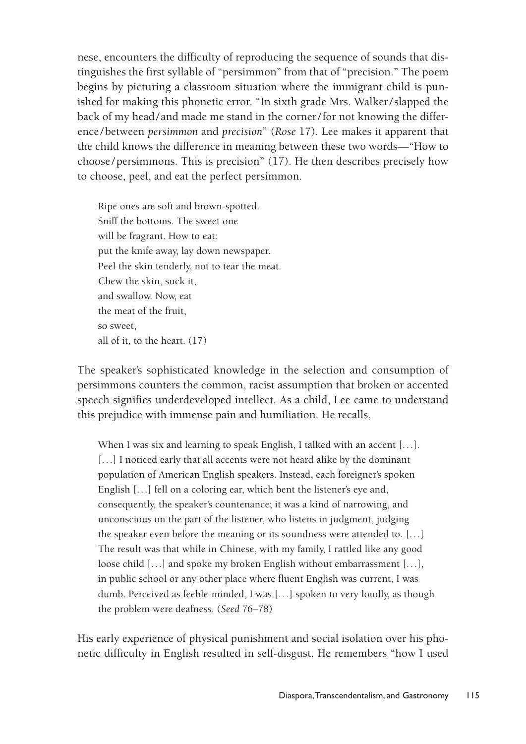nese, encounters the difficulty of reproducing the sequence of sounds that distinguishes the first syllable of "persimmon" from that of "precision." The poem begins by picturing a classroom situation where the immigrant child is punished for making this phonetic error. "In sixth grade Mrs. Walker/slapped the back of my head/and made me stand in the corner/for not knowing the difference/between *persimmon* and *precision*" (*Rose* 17). Lee makes it apparent that the child knows the difference in meaning between these two words—"How to choose/persimmons. This is precision" (17). He then describes precisely how to choose, peel, and eat the perfect persimmon.

> Ripe ones are soft and brown-spotted.  
> Sniff the bottoms. The sweet one  
> will be fragrant. How to eat:  
> put the knife away, lay down newspaper.  
> Peel the skin tenderly, not to tear the meat.  
> Chew the skin, suck it,  
> and swallow. Now, eat  
> the meat of the fruit,  
> so sweet,  
> all of it, to the heart. (17)

The speaker's sophisticated knowledge in the selection and consumption of persimmons counters the common, racist assumption that broken or accented speech signifies underdeveloped intellect. As a child, Lee came to understand this prejudice with immense pain and humiliation. He recalls,

> When I was six and learning to speak English, I talked with an accent [. . .]. [. . .] I noticed early that all accents were not heard alike by the dominant population of American English speakers. Instead, each foreigner's spoken English [. . .] fell on a coloring ear, which bent the listener's eye and, consequently, the speaker's countenance; it was a kind of narrowing, and unconscious on the part of the listener, who listens in judgment, judging the speaker even before the meaning or its soundness were attended to. [. . .] The result was that while in Chinese, with my family, I rattled like any good loose child [. . .] and spoke my broken English without embarrassment [. . .], in public school or any other place where fluent English was current, I was dumb. Perceived as feeble-minded, I was [. . .] spoken to very loudly, as though the problem were deafness. (*Seed* 76–78)

His early experience of physical punishment and social isolation over his phonetic difficulty in English resulted in self-disgust. He remembers "how I used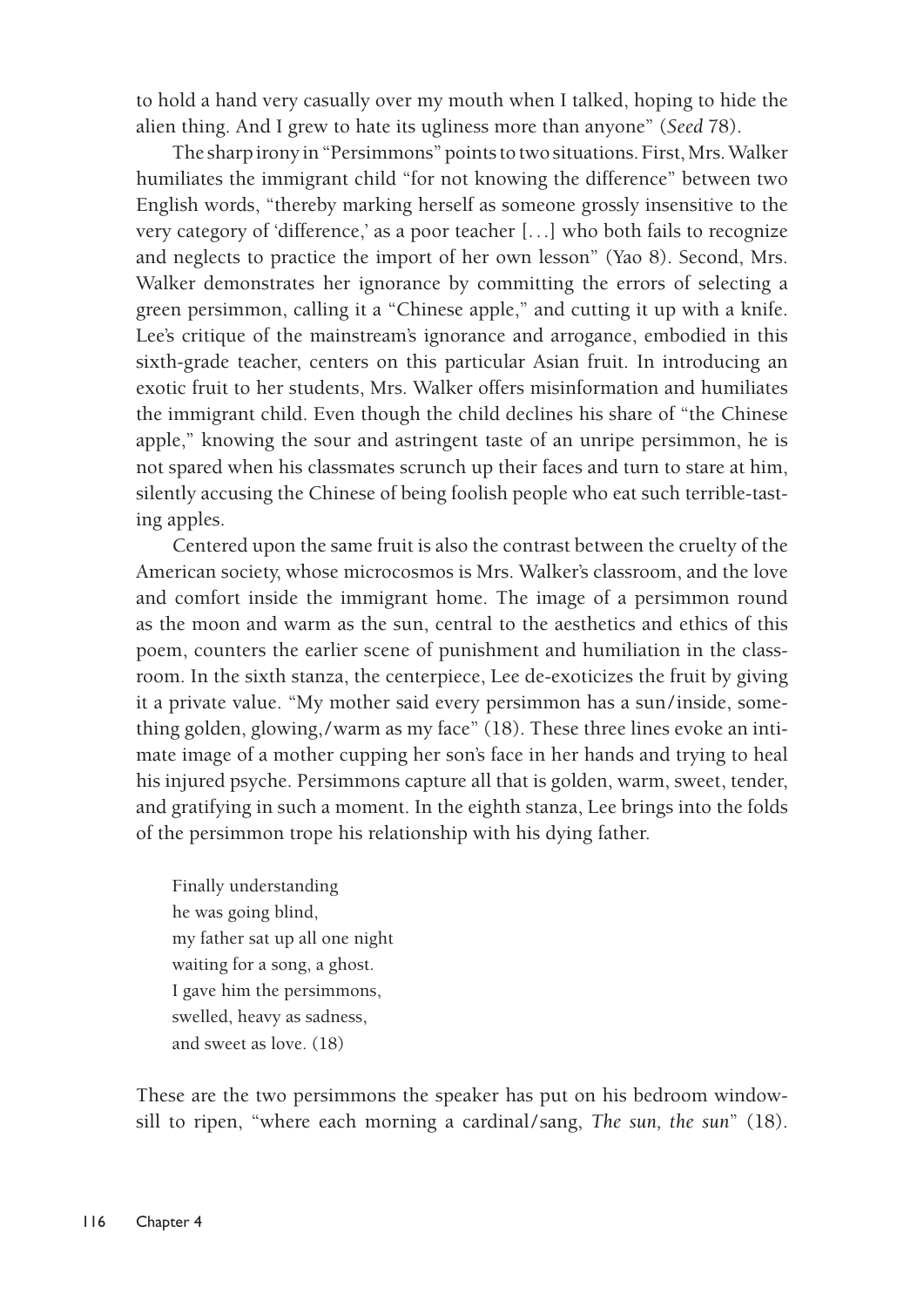to hold a hand very casually over my mouth when I talked, hoping to hide the alien thing. And I grew to hate its ugliness more than anyone" (*Seed* 78).

The sharp irony in "Persimmons" points to two situations. First, Mrs. Walker humiliates the immigrant child "for not knowing the difference" between two English words, "thereby marking herself as someone grossly insensitive to the very category of 'difference,' as a poor teacher [. . .] who both fails to recognize and neglects to practice the import of her own lesson" (Yao 8). Second, Mrs. Walker demonstrates her ignorance by committing the errors of selecting a green persimmon, calling it a "Chinese apple," and cutting it up with a knife. Lee's critique of the mainstream's ignorance and arrogance, embodied in this sixth-grade teacher, centers on this particular Asian fruit. In introducing an exotic fruit to her students, Mrs. Walker offers misinformation and humiliates the immigrant child. Even though the child declines his share of "the Chinese apple," knowing the sour and astringent taste of an unripe persimmon, he is not spared when his classmates scrunch up their faces and turn to stare at him, silently accusing the Chinese of being foolish people who eat such terrible-tasting apples.

Centered upon the same fruit is also the contrast between the cruelty of the American society, whose microcosmos is Mrs. Walker's classroom, and the love and comfort inside the immigrant home. The image of a persimmon round as the moon and warm as the sun, central to the aesthetics and ethics of this poem, counters the earlier scene of punishment and humiliation in the classroom. In the sixth stanza, the centerpiece, Lee de-exoticizes the fruit by giving it a private value. "My mother said every persimmon has a sun/inside, something golden, glowing,/warm as my face" (18). These three lines evoke an intimate image of a mother cupping her son's face in her hands and trying to heal his injured psyche. Persimmons capture all that is golden, warm, sweet, tender, and gratifying in such a moment. In the eighth stanza, Lee brings into the folds of the persimmon trope his relationship with his dying father.

> Finally understanding
> he was going blind,
> my father sat up all one night
> waiting for a song, a ghost.
> I gave him the persimmons,
> swelled, heavy as sadness,
> and sweet as love. (18)

These are the two persimmons the speaker has put on his bedroom windowsill to ripen, "where each morning a cardinal/sang, *The sun, the sun*" (18).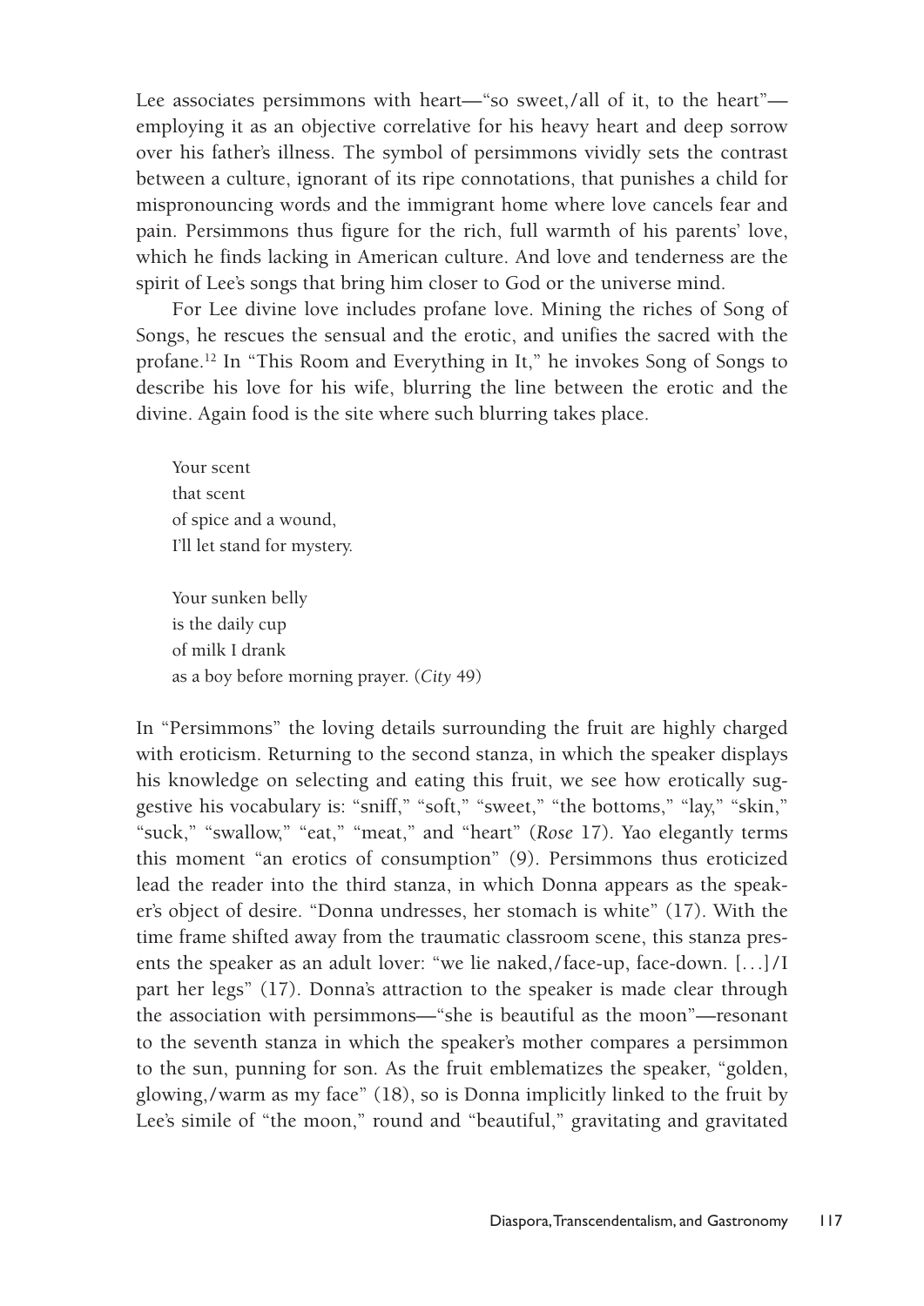Lee associates persimmons with heart—"so sweet,/all of it, to the heart"—employing it as an objective correlative for his heavy heart and deep sorrow over his father's illness. The symbol of persimmons vividly sets the contrast between a culture, ignorant of its ripe connotations, that punishes a child for mispronouncing words and the immigrant home where love cancels fear and pain. Persimmons thus figure for the rich, full warmth of his parents' love, which he finds lacking in American culture. And love and tenderness are the spirit of Lee's songs that bring him closer to God or the universe mind.

For Lee divine love includes profane love. Mining the riches of Song of Songs, he rescues the sensual and the erotic, and unifies the sacred with the profane.[12] In "This Room and Everything in It," he invokes Song of Songs to describe his love for his wife, blurring the line between the erotic and the divine. Again food is the site where such blurring takes place.

> Your scent
> that scent
> of spice and a wound,
> I'll let stand for mystery.
>
> Your sunken belly
> is the daily cup
> of milk I drank
> as a boy before morning prayer. (*City* 49)

In "Persimmons" the loving details surrounding the fruit are highly charged with eroticism. Returning to the second stanza, in which the speaker displays his knowledge on selecting and eating this fruit, we see how erotically suggestive his vocabulary is: "sniff," "soft," "sweet," "the bottoms," "lay," "skin," "suck," "swallow," "eat," "meat," and "heart" (*Rose* 17). Yao elegantly terms this moment "an erotics of consumption" (9). Persimmons thus eroticized lead the reader into the third stanza, in which Donna appears as the speaker's object of desire. "Donna undresses, her stomach is white" (17). With the time frame shifted away from the traumatic classroom scene, this stanza presents the speaker as an adult lover: "we lie naked,/face-up, face-down. [...]/I part her legs" (17). Donna's attraction to the speaker is made clear through the association with persimmons—"she is beautiful as the moon"—resonant to the seventh stanza in which the speaker's mother compares a persimmon to the sun, punning for son. As the fruit emblematizes the speaker, "golden, glowing,/warm as my face" (18), so is Donna implicitly linked to the fruit by Lee's simile of "the moon," round and "beautiful," gravitating and gravitated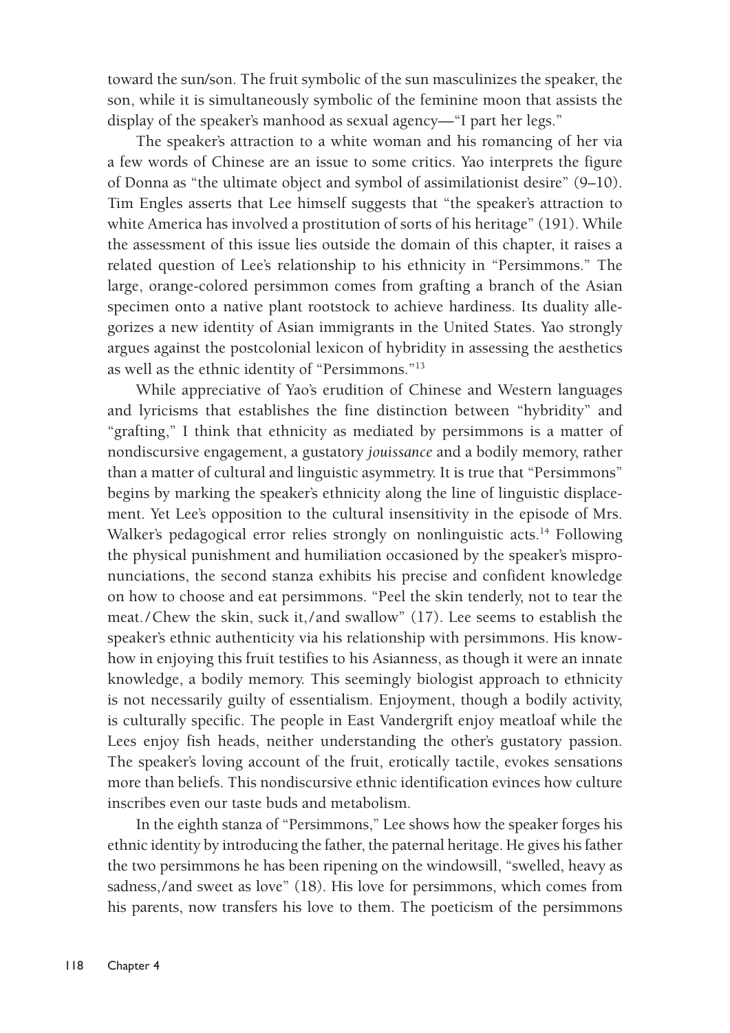toward the sun/son. The fruit symbolic of the sun masculinizes the speaker, the son, while it is simultaneously symbolic of the feminine moon that assists the display of the speaker's manhood as sexual agency—"I part her legs."

The speaker's attraction to a white woman and his romancing of her via a few words of Chinese are an issue to some critics. Yao interprets the figure of Donna as "the ultimate object and symbol of assimilationist desire" (9–10). Tim Engles asserts that Lee himself suggests that "the speaker's attraction to white America has involved a prostitution of sorts of his heritage" (191). While the assessment of this issue lies outside the domain of this chapter, it raises a related question of Lee's relationship to his ethnicity in "Persimmons." The large, orange-colored persimmon comes from grafting a branch of the Asian specimen onto a native plant rootstock to achieve hardiness. Its duality allegorizes a new identity of Asian immigrants in the United States. Yao strongly argues against the postcolonial lexicon of hybridity in assessing the aesthetics as well as the ethnic identity of "Persimmons."[13]

While appreciative of Yao's erudition of Chinese and Western languages and lyricisms that establishes the fine distinction between "hybridity" and "grafting," I think that ethnicity as mediated by persimmons is a matter of nondiscursive engagement, a gustatory *jouissance* and a bodily memory, rather than a matter of cultural and linguistic asymmetry. It is true that "Persimmons" begins by marking the speaker's ethnicity along the line of linguistic displacement. Yet Lee's opposition to the cultural insensitivity in the episode of Mrs. Walker's pedagogical error relies strongly on nonlinguistic acts.[14] Following the physical punishment and humiliation occasioned by the speaker's mispronunciations, the second stanza exhibits his precise and confident knowledge on how to choose and eat persimmons. "Peel the skin tenderly, not to tear the meat./Chew the skin, suck it,/and swallow" (17). Lee seems to establish the speaker's ethnic authenticity via his relationship with persimmons. His know-how in enjoying this fruit testifies to his Asianness, as though it were an innate knowledge, a bodily memory. This seemingly biologist approach to ethnicity is not necessarily guilty of essentialism. Enjoyment, though a bodily activity, is culturally specific. The people in East Vandergrift enjoy meatloaf while the Lees enjoy fish heads, neither understanding the other's gustatory passion. The speaker's loving account of the fruit, erotically tactile, evokes sensations more than beliefs. This nondiscursive ethnic identification evinces how culture inscribes even our taste buds and metabolism.

In the eighth stanza of "Persimmons," Lee shows how the speaker forges his ethnic identity by introducing the father, the paternal heritage. He gives his father the two persimmons he has been ripening on the windowsill, "swelled, heavy as sadness,/and sweet as love" (18). His love for persimmons, which comes from his parents, now transfers his love to them. The poeticism of the persimmons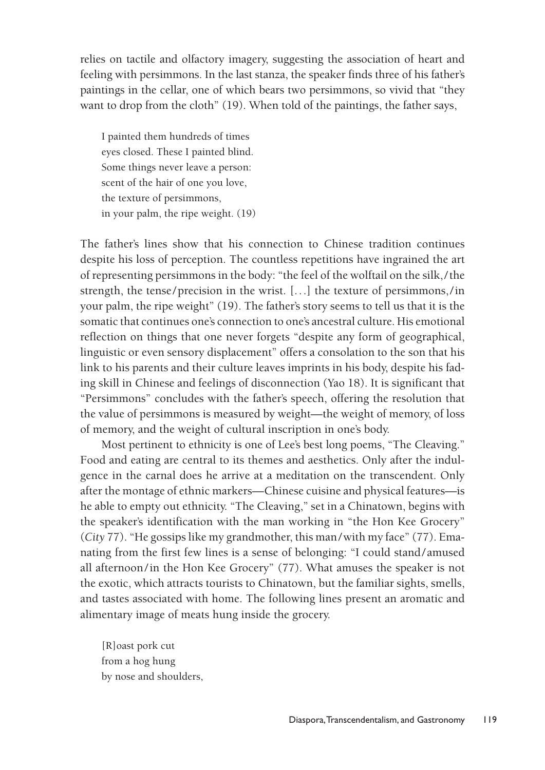relies on tactile and olfactory imagery, suggesting the association of heart and feeling with persimmons. In the last stanza, the speaker finds three of his father's paintings in the cellar, one of which bears two persimmons, so vivid that "they want to drop from the cloth" (19). When told of the paintings, the father says,

> I painted them hundreds of times  
> eyes closed. These I painted blind.  
> Some things never leave a person:  
> scent of the hair of one you love,  
> the texture of persimmons,  
> in your palm, the ripe weight. (19)

The father's lines show that his connection to Chinese tradition continues despite his loss of perception. The countless repetitions have ingrained the art of representing persimmons in the body: "the feel of the wolftail on the silk,/the strength, the tense/precision in the wrist. [. . .] the texture of persimmons,/in your palm, the ripe weight" (19). The father's story seems to tell us that it is the somatic that continues one's connection to one's ancestral culture. His emotional reflection on things that one never forgets "despite any form of geographical, linguistic or even sensory displacement" offers a consolation to the son that his link to his parents and their culture leaves imprints in his body, despite his fading skill in Chinese and feelings of disconnection (Yao 18). It is significant that "Persimmons" concludes with the father's speech, offering the resolution that the value of persimmons is measured by weight—the weight of memory, of loss of memory, and the weight of cultural inscription in one's body.

Most pertinent to ethnicity is one of Lee's best long poems, "The Cleaving." Food and eating are central to its themes and aesthetics. Only after the indulgence in the carnal does he arrive at a meditation on the transcendent. Only after the montage of ethnic markers—Chinese cuisine and physical features—is he able to empty out ethnicity. "The Cleaving," set in a Chinatown, begins with the speaker's identification with the man working in "the Hon Kee Grocery" (*City* 77). "He gossips like my grandmother, this man/with my face" (77). Emanating from the first few lines is a sense of belonging: "I could stand/amused all afternoon/in the Hon Kee Grocery" (77). What amuses the speaker is not the exotic, which attracts tourists to Chinatown, but the familiar sights, smells, and tastes associated with home. The following lines present an aromatic and alimentary image of meats hung inside the grocery.

> [R]oast pork cut  
> from a hog hung  
> by nose and shoulders,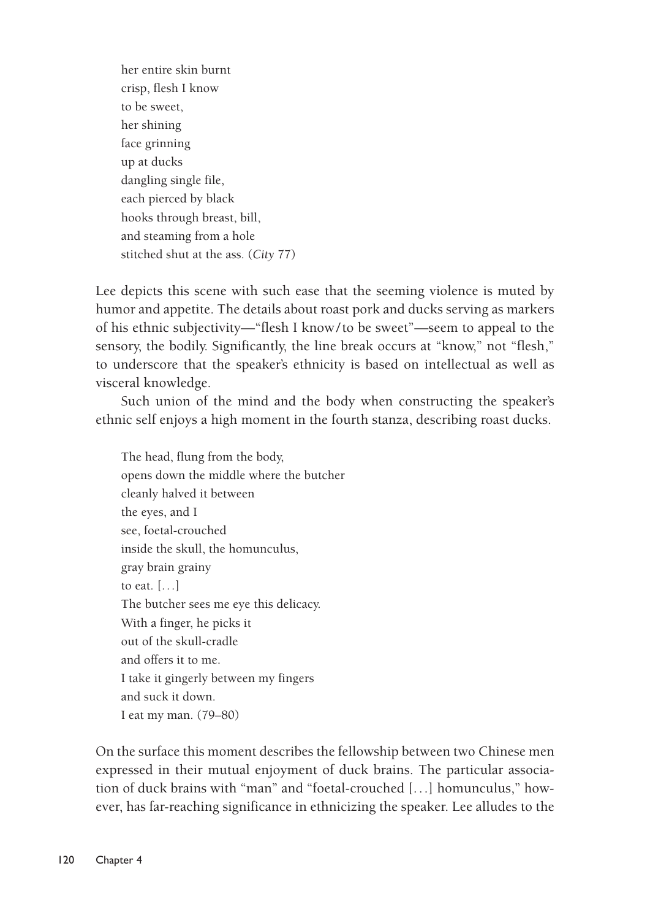her entire skin burnt  
crisp, flesh I know  
to be sweet,  
her shining  
face grinning  
up at ducks  
dangling single file,  
each pierced by black  
hooks through breast, bill,  
and steaming from a hole  
stitched shut at the ass. (*City* 77)

Lee depicts this scene with such ease that the seeming violence is muted by humor and appetite. The details about roast pork and ducks serving as markers of his ethnic subjectivity—"flesh I know/to be sweet"—seem to appeal to the sensory, the bodily. Significantly, the line break occurs at "know," not "flesh," to underscore that the speaker's ethnicity is based on intellectual as well as visceral knowledge.

Such union of the mind and the body when constructing the speaker's ethnic self enjoys a high moment in the fourth stanza, describing roast ducks.

The head, flung from the body,  
opens down the middle where the butcher  
cleanly halved it between  
the eyes, and I  
see, foetal-crouched  
inside the skull, the homunculus,  
gray brain grainy  
to eat. [. . .]  
The butcher sees me eye this delicacy.  
With a finger, he picks it  
out of the skull-cradle  
and offers it to me.  
I take it gingerly between my fingers  
and suck it down.  
I eat my man. (79–80)

On the surface this moment describes the fellowship between two Chinese men expressed in their mutual enjoyment of duck brains. The particular association of duck brains with "man" and "foetal-crouched [. . .] homunculus," however, has far-reaching significance in ethnicizing the speaker. Lee alludes to the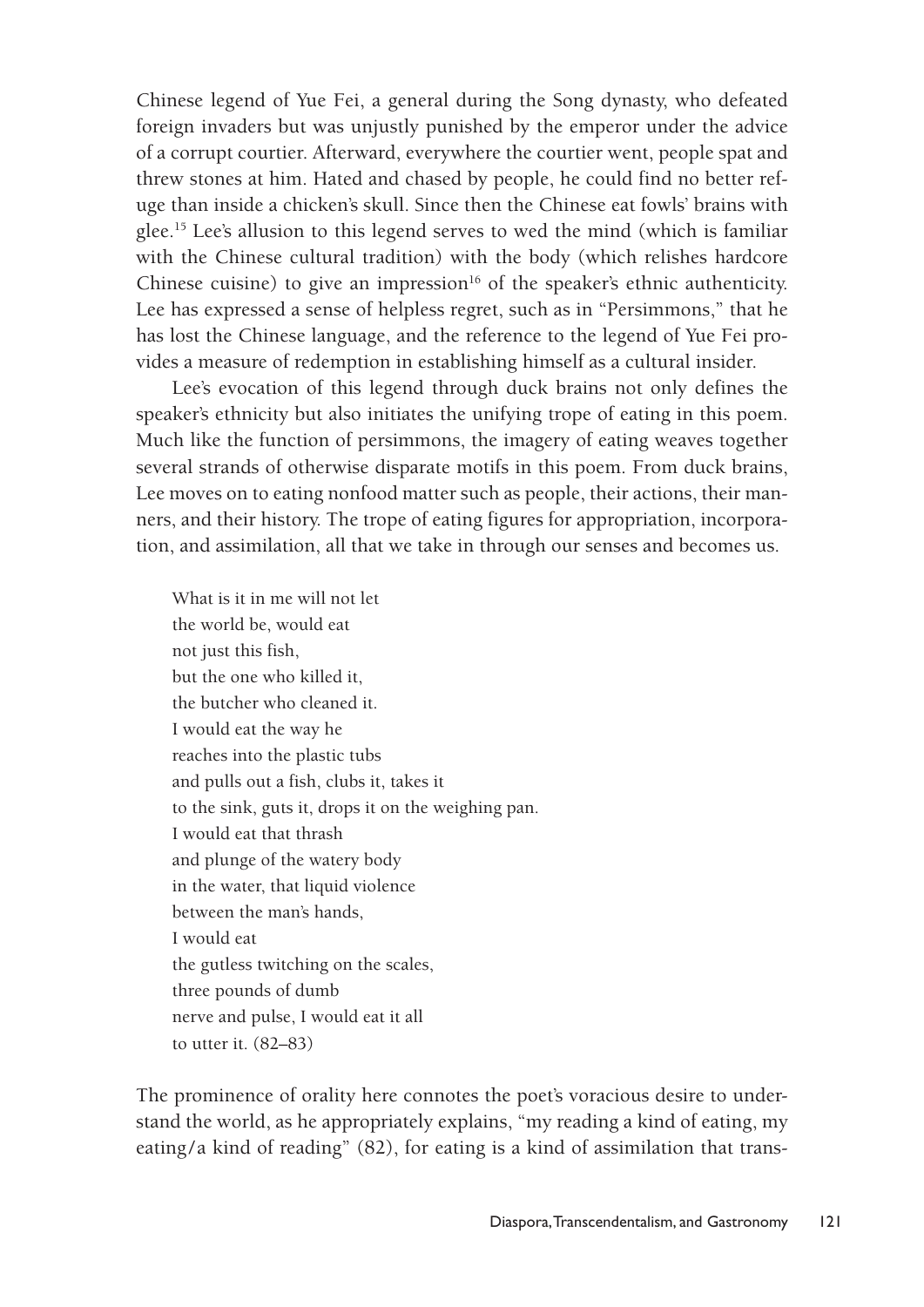Chinese legend of Yue Fei, a general during the Song dynasty, who defeated foreign invaders but was unjustly punished by the emperor under the advice of a corrupt courtier. Afterward, everywhere the courtier went, people spat and threw stones at him. Hated and chased by people, he could find no better refuge than inside a chicken's skull. Since then the Chinese eat fowls' brains with glee.[15] Lee's allusion to this legend serves to wed the mind (which is familiar with the Chinese cultural tradition) with the body (which relishes hardcore Chinese cuisine) to give an impression[16] of the speaker's ethnic authenticity. Lee has expressed a sense of helpless regret, such as in "Persimmons," that he has lost the Chinese language, and the reference to the legend of Yue Fei provides a measure of redemption in establishing himself as a cultural insider.

Lee's evocation of this legend through duck brains not only defines the speaker's ethnicity but also initiates the unifying trope of eating in this poem. Much like the function of persimmons, the imagery of eating weaves together several strands of otherwise disparate motifs in this poem. From duck brains, Lee moves on to eating nonfood matter such as people, their actions, their manners, and their history. The trope of eating figures for appropriation, incorporation, and assimilation, all that we take in through our senses and becomes us.

> What is it in me will not let
> the world be, would eat
> not just this fish,
> but the one who killed it,
> the butcher who cleaned it.
> I would eat the way he
> reaches into the plastic tubs
> and pulls out a fish, clubs it, takes it
> to the sink, guts it, drops it on the weighing pan.
> I would eat that thrash
> and plunge of the watery body
> in the water, that liquid violence
> between the man's hands,
> I would eat
> the gutless twitching on the scales,
> three pounds of dumb
> nerve and pulse, I would eat it all
> to utter it. (82–83)

The prominence of orality here connotes the poet's voracious desire to understand the world, as he appropriately explains, "my reading a kind of eating, my eating/a kind of reading" (82), for eating is a kind of assimilation that trans-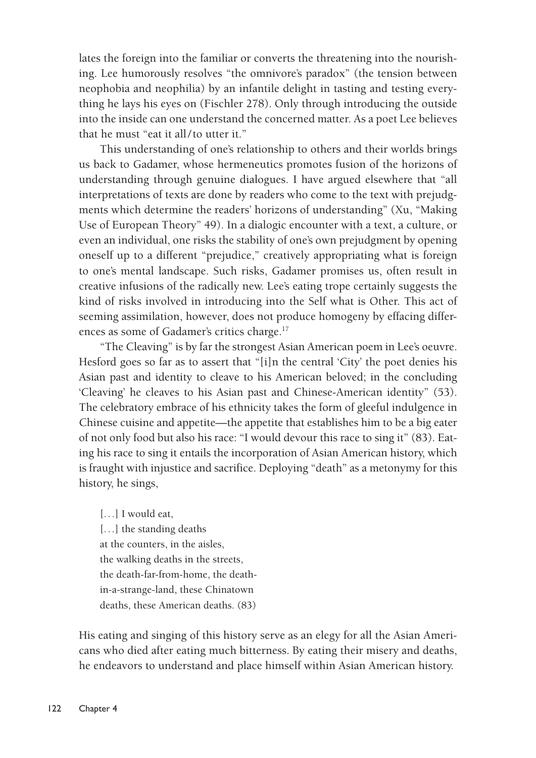lates the foreign into the familiar or converts the threatening into the nourishing. Lee humorously resolves "the omnivore's paradox" (the tension between neophobia and neophilia) by an infantile delight in tasting and testing everything he lays his eyes on (Fischler 278). Only through introducing the outside into the inside can one understand the concerned matter. As a poet Lee believes that he must "eat it all/to utter it."

This understanding of one's relationship to others and their worlds brings us back to Gadamer, whose hermeneutics promotes fusion of the horizons of understanding through genuine dialogues. I have argued elsewhere that "all interpretations of texts are done by readers who come to the text with prejudgments which determine the readers' horizons of understanding" (Xu, "Making Use of European Theory" 49). In a dialogic encounter with a text, a culture, or even an individual, one risks the stability of one's own prejudgment by opening oneself up to a different "prejudice," creatively appropriating what is foreign to one's mental landscape. Such risks, Gadamer promises us, often result in creative infusions of the radically new. Lee's eating trope certainly suggests the kind of risks involved in introducing into the Self what is Other. This act of seeming assimilation, however, does not produce homogeny by effacing differences as some of Gadamer's critics charge.[17]

"The Cleaving" is by far the strongest Asian American poem in Lee's oeuvre. Hesford goes so far as to assert that "[i]n the central 'City' the poet denies his Asian past and identity to cleave to his American beloved; in the concluding 'Cleaving' he cleaves to his Asian past and Chinese-American identity" (53). The celebratory embrace of his ethnicity takes the form of gleeful indulgence in Chinese cuisine and appetite—the appetite that establishes him to be a big eater of not only food but also his race: "I would devour this race to sing it" (83). Eating his race to sing it entails the incorporation of Asian American history, which is fraught with injustice and sacrifice. Deploying "death" as a metonymy for this history, he sings,

> [...] I would eat,
> [...] the standing deaths
> at the counters, in the aisles,
> the walking deaths in the streets,
> the death-far-from-home, the death-
> in-a-strange-land, these Chinatown
> deaths, these American deaths. (83)

His eating and singing of this history serve as an elegy for all the Asian Americans who died after eating much bitterness. By eating their misery and deaths, he endeavors to understand and place himself within Asian American history.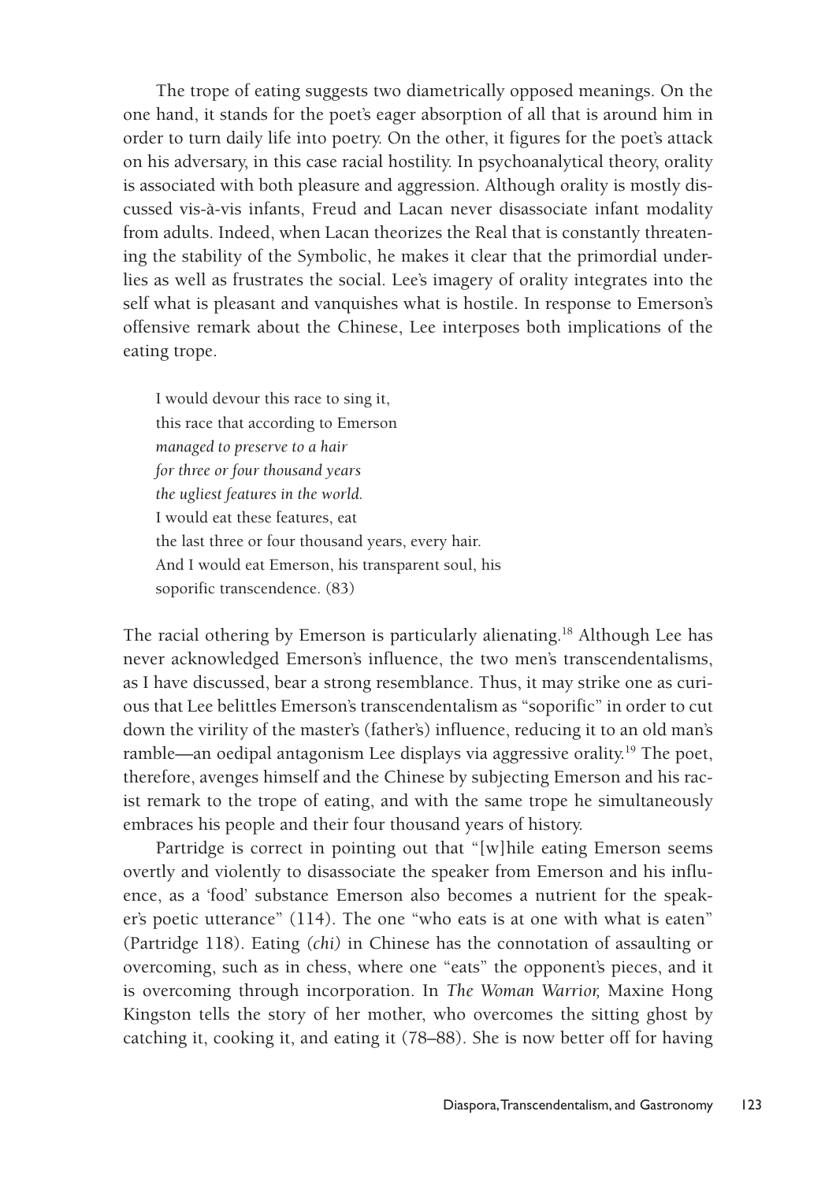The trope of eating suggests two diametrically opposed meanings. On the one hand, it stands for the poet's eager absorption of all that is around him in order to turn daily life into poetry. On the other, it figures for the poet's attack on his adversary, in this case racial hostility. In psychoanalytical theory, orality is associated with both pleasure and aggression. Although orality is mostly discussed vis-à-vis infants, Freud and Lacan never disassociate infant modality from adults. Indeed, when Lacan theorizes the Real that is constantly threatening the stability of the Symbolic, he makes it clear that the primordial underlies as well as frustrates the social. Lee's imagery of orality integrates into the self what is pleasant and vanquishes what is hostile. In response to Emerson's offensive remark about the Chinese, Lee interposes both implications of the eating trope.

> I would devour this race to sing it,
> this race that according to Emerson
> *managed to preserve to a hair*
> *for three or four thousand years*
> *the ugliest features in the world.*
> I would eat these features, eat
> the last three or four thousand years, every hair.
> And I would eat Emerson, his transparent soul, his
> soporific transcendence. (83)

The racial othering by Emerson is particularly alienating.[18] Although Lee has never acknowledged Emerson's influence, the two men's transcendentalisms, as I have discussed, bear a strong resemblance. Thus, it may strike one as curious that Lee belittles Emerson's transcendentalism as "soporific" in order to cut down the virility of the master's (father's) influence, reducing it to an old man's ramble—an oedipal antagonism Lee displays via aggressive orality.[19] The poet, therefore, avenges himself and the Chinese by subjecting Emerson and his racist remark to the trope of eating, and with the same trope he simultaneously embraces his people and their four thousand years of history.

Partridge is correct in pointing out that "[w]hile eating Emerson seems overtly and violently to disassociate the speaker from Emerson and his influence, as a 'food' substance Emerson also becomes a nutrient for the speaker's poetic utterance" (114). The one "who eats is at one with what is eaten" (Partridge 118). Eating *(chi)* in Chinese has the connotation of assaulting or overcoming, such as in chess, where one "eats" the opponent's pieces, and it is overcoming through incorporation. In *The Woman Warrior,* Maxine Hong Kingston tells the story of her mother, who overcomes the sitting ghost by catching it, cooking it, and eating it (78–88). She is now better off for having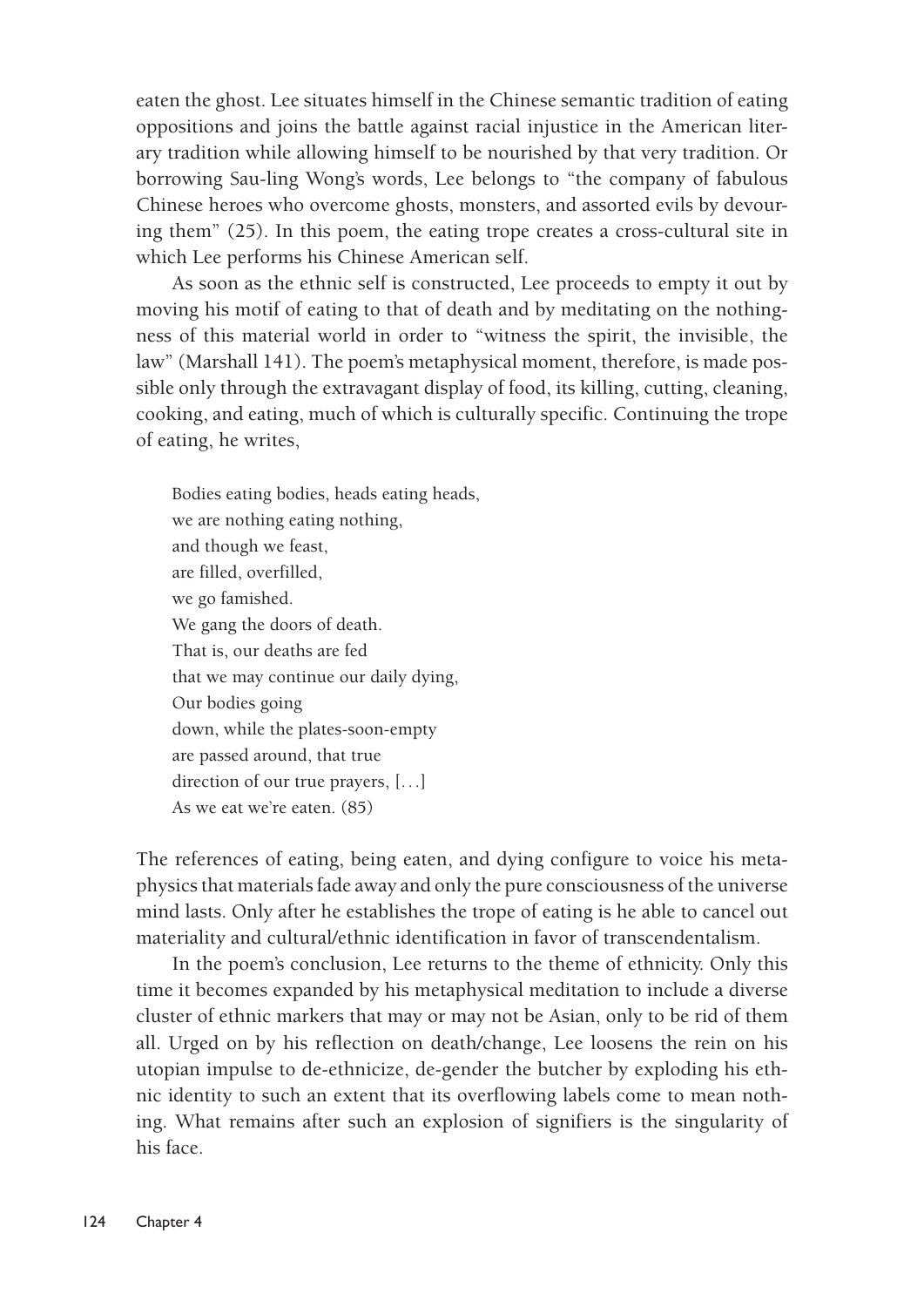eaten the ghost. Lee situates himself in the Chinese semantic tradition of eating oppositions and joins the battle against racial injustice in the American literary tradition while allowing himself to be nourished by that very tradition. Or borrowing Sau-ling Wong's words, Lee belongs to "the company of fabulous Chinese heroes who overcome ghosts, monsters, and assorted evils by devouring them" (25). In this poem, the eating trope creates a cross-cultural site in which Lee performs his Chinese American self.

As soon as the ethnic self is constructed, Lee proceeds to empty it out by moving his motif of eating to that of death and by meditating on the nothingness of this material world in order to "witness the spirit, the invisible, the law" (Marshall 141). The poem's metaphysical moment, therefore, is made possible only through the extravagant display of food, its killing, cutting, cleaning, cooking, and eating, much of which is culturally specific. Continuing the trope of eating, he writes,

> Bodies eating bodies, heads eating heads,
> we are nothing eating nothing,
> and though we feast,
> are filled, overfilled,
> we go famished.
> We gang the doors of death.
> That is, our deaths are fed
> that we may continue our daily dying,
> Our bodies going
> down, while the plates-soon-empty
> are passed around, that true
> direction of our true prayers, [...]
> As we eat we're eaten. (85)

The references of eating, being eaten, and dying configure to voice his metaphysics that materials fade away and only the pure consciousness of the universe mind lasts. Only after he establishes the trope of eating is he able to cancel out materiality and cultural/ethnic identification in favor of transcendentalism.

In the poem's conclusion, Lee returns to the theme of ethnicity. Only this time it becomes expanded by his metaphysical meditation to include a diverse cluster of ethnic markers that may or may not be Asian, only to be rid of them all. Urged on by his reflection on death/change, Lee loosens the rein on his utopian impulse to de-ethnicize, de-gender the butcher by exploding his ethnic identity to such an extent that its overflowing labels come to mean nothing. What remains after such an explosion of signifiers is the singularity of his face.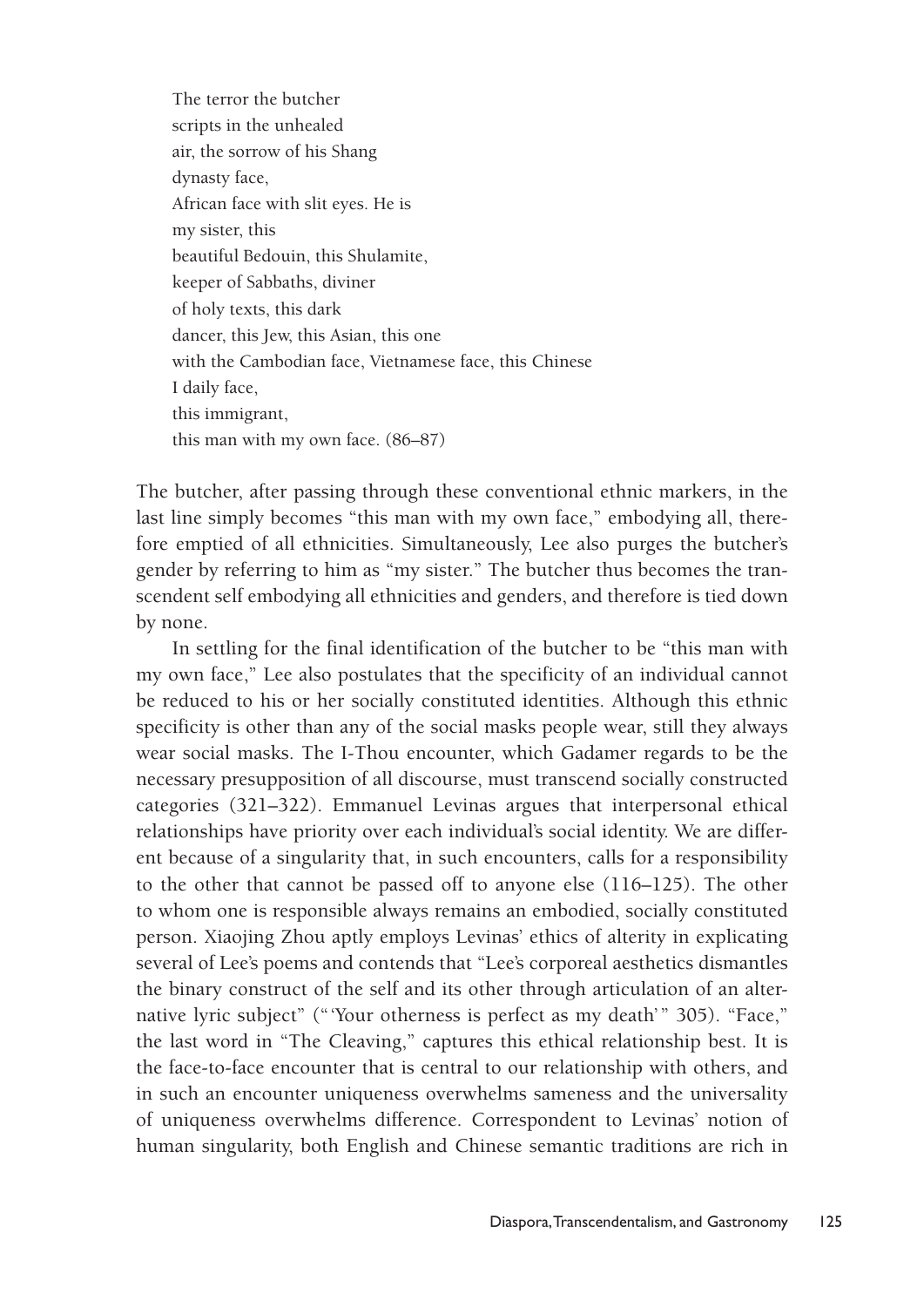> The terror the butcher
> scripts in the unhealed
> air, the sorrow of his Shang
> dynasty face,
> African face with slit eyes. He is
> my sister, this
> beautiful Bedouin, this Shulamite,
> keeper of Sabbaths, diviner
> of holy texts, this dark
> dancer, this Jew, this Asian, this one
> with the Cambodian face, Vietnamese face, this Chinese
> I daily face,
> this immigrant,
> this man with my own face. (86–87)

The butcher, after passing through these conventional ethnic markers, in the last line simply becomes "this man with my own face," embodying all, therefore emptied of all ethnicities. Simultaneously, Lee also purges the butcher's gender by referring to him as "my sister." The butcher thus becomes the transcendent self embodying all ethnicities and genders, and therefore is tied down by none.

In settling for the final identification of the butcher to be "this man with my own face," Lee also postulates that the specificity of an individual cannot be reduced to his or her socially constituted identities. Although this ethnic specificity is other than any of the social masks people wear, still they always wear social masks. The I-Thou encounter, which Gadamer regards to be the necessary presupposition of all discourse, must transcend socially constructed categories (321–322). Emmanuel Levinas argues that interpersonal ethical relationships have priority over each individual's social identity. We are different because of a singularity that, in such encounters, calls for a responsibility to the other that cannot be passed off to anyone else (116–125). The other to whom one is responsible always remains an embodied, socially constituted person. Xiaojing Zhou aptly employs Levinas' ethics of alterity in explicating several of Lee's poems and contends that "Lee's corporeal aesthetics dismantles the binary construct of the self and its other through articulation of an alternative lyric subject" ("'Your otherness is perfect as my death'" 305). "Face," the last word in "The Cleaving," captures this ethical relationship best. It is the face-to-face encounter that is central to our relationship with others, and in such an encounter uniqueness overwhelms sameness and the universality of uniqueness overwhelms difference. Correspondent to Levinas' notion of human singularity, both English and Chinese semantic traditions are rich in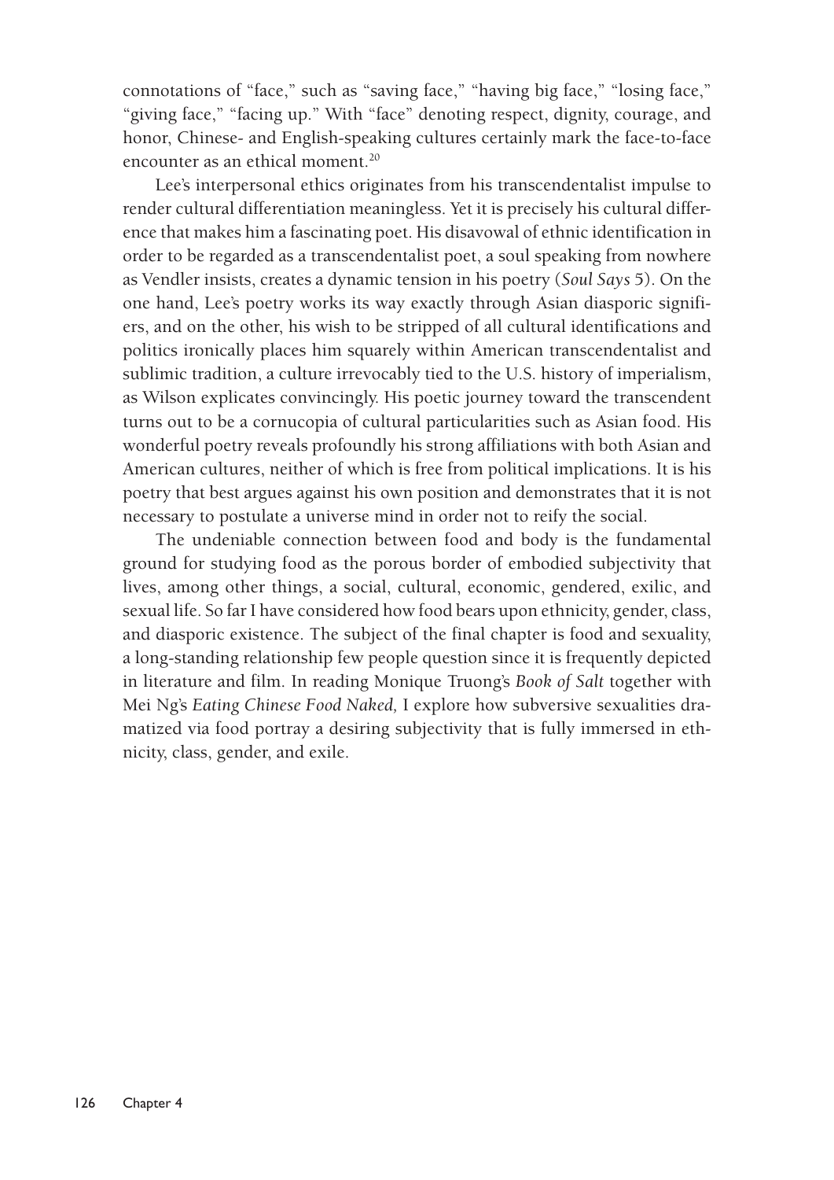connotations of "face," such as "saving face," "having big face," "losing face," "giving face," "facing up." With "face" denoting respect, dignity, courage, and honor, Chinese- and English-speaking cultures certainly mark the face-to-face encounter as an ethical moment.[20]

Lee's interpersonal ethics originates from his transcendentalist impulse to render cultural differentiation meaningless. Yet it is precisely his cultural difference that makes him a fascinating poet. His disavowal of ethnic identification in order to be regarded as a transcendentalist poet, a soul speaking from nowhere as Vendler insists, creates a dynamic tension in his poetry (*Soul Says* 5). On the one hand, Lee's poetry works its way exactly through Asian diasporic signifiers, and on the other, his wish to be stripped of all cultural identifications and politics ironically places him squarely within American transcendentalist and sublimic tradition, a culture irrevocably tied to the U.S. history of imperialism, as Wilson explicates convincingly. His poetic journey toward the transcendent turns out to be a cornucopia of cultural particularities such as Asian food. His wonderful poetry reveals profoundly his strong affiliations with both Asian and American cultures, neither of which is free from political implications. It is his poetry that best argues against his own position and demonstrates that it is not necessary to postulate a universe mind in order not to reify the social.

The undeniable connection between food and body is the fundamental ground for studying food as the porous border of embodied subjectivity that lives, among other things, a social, cultural, economic, gendered, exilic, and sexual life. So far I have considered how food bears upon ethnicity, gender, class, and diasporic existence. The subject of the final chapter is food and sexuality, a long-standing relationship few people question since it is frequently depicted in literature and film. In reading Monique Truong's *Book of Salt* together with Mei Ng's *Eating Chinese Food Naked,* I explore how subversive sexualities dramatized via food portray a desiring subjectivity that is fully immersed in ethnicity, class, gender, and exile.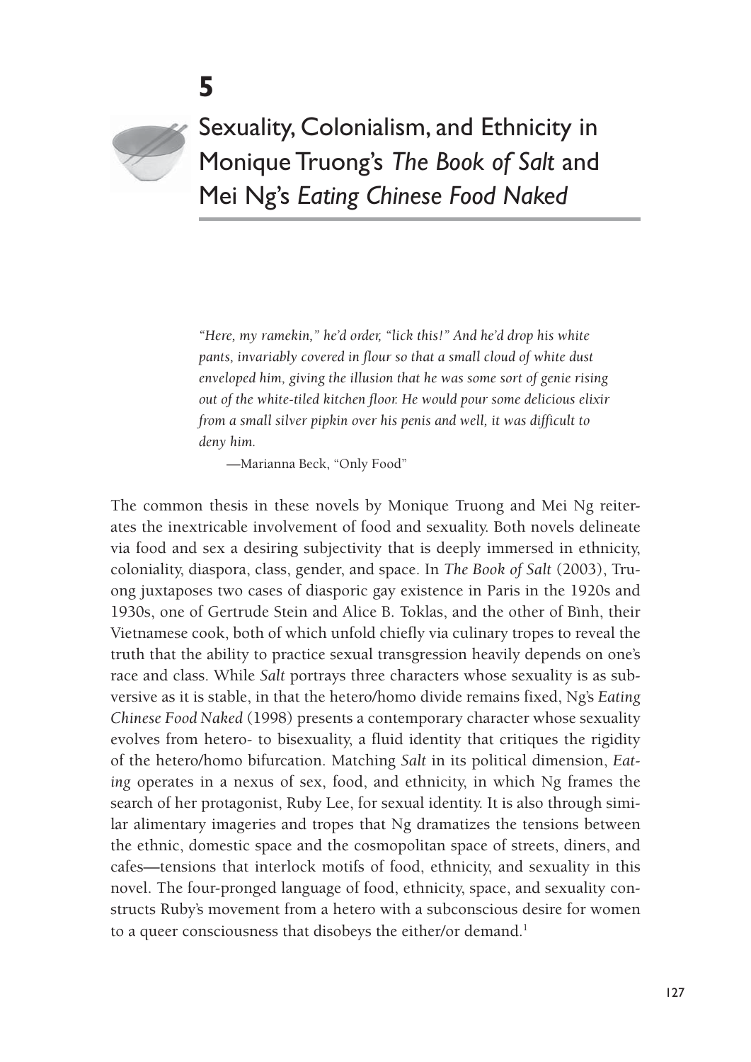# 5

## Sexuality, Colonialism, and Ethnicity in Monique Truong's *The Book of Salt* and Mei Ng's *Eating Chinese Food Naked*

> *"Here, my ramekin," he'd order, "lick this!" And he'd drop his white pants, invariably covered in flour so that a small cloud of white dust enveloped him, giving the illusion that he was some sort of genie rising out of the white-tiled kitchen floor. He would pour some delicious elixir from a small silver pipkin over his penis and well, it was difficult to deny him.*
>
> —Marianna Beck, "Only Food"

The common thesis in these novels by Monique Truong and Mei Ng reiterates the inextricable involvement of food and sexuality. Both novels delineate via food and sex a desiring subjectivity that is deeply immersed in ethnicity, coloniality, diaspora, class, gender, and space. In *The Book of Salt* (2003), Truong juxtaposes two cases of diasporic gay existence in Paris in the 1920s and 1930s, one of Gertrude Stein and Alice B. Toklas, and the other of Bình, their Vietnamese cook, both of which unfold chiefly via culinary tropes to reveal the truth that the ability to practice sexual transgression heavily depends on one's race and class. While *Salt* portrays three characters whose sexuality is as subversive as it is stable, in that the hetero/homo divide remains fixed, Ng's *Eating Chinese Food Naked* (1998) presents a contemporary character whose sexuality evolves from hetero- to bisexuality, a fluid identity that critiques the rigidity of the hetero/homo bifurcation. Matching *Salt* in its political dimension, *Eating* operates in a nexus of sex, food, and ethnicity, in which Ng frames the search of her protagonist, Ruby Lee, for sexual identity. It is also through similar alimentary imageries and tropes that Ng dramatizes the tensions between the ethnic, domestic space and the cosmopolitan space of streets, diners, and cafes—tensions that interlock motifs of food, ethnicity, and sexuality in this novel. The four-pronged language of food, ethnicity, space, and sexuality constructs Ruby's movement from a hetero with a subconscious desire for women to a queer consciousness that disobeys the either/or demand.[1]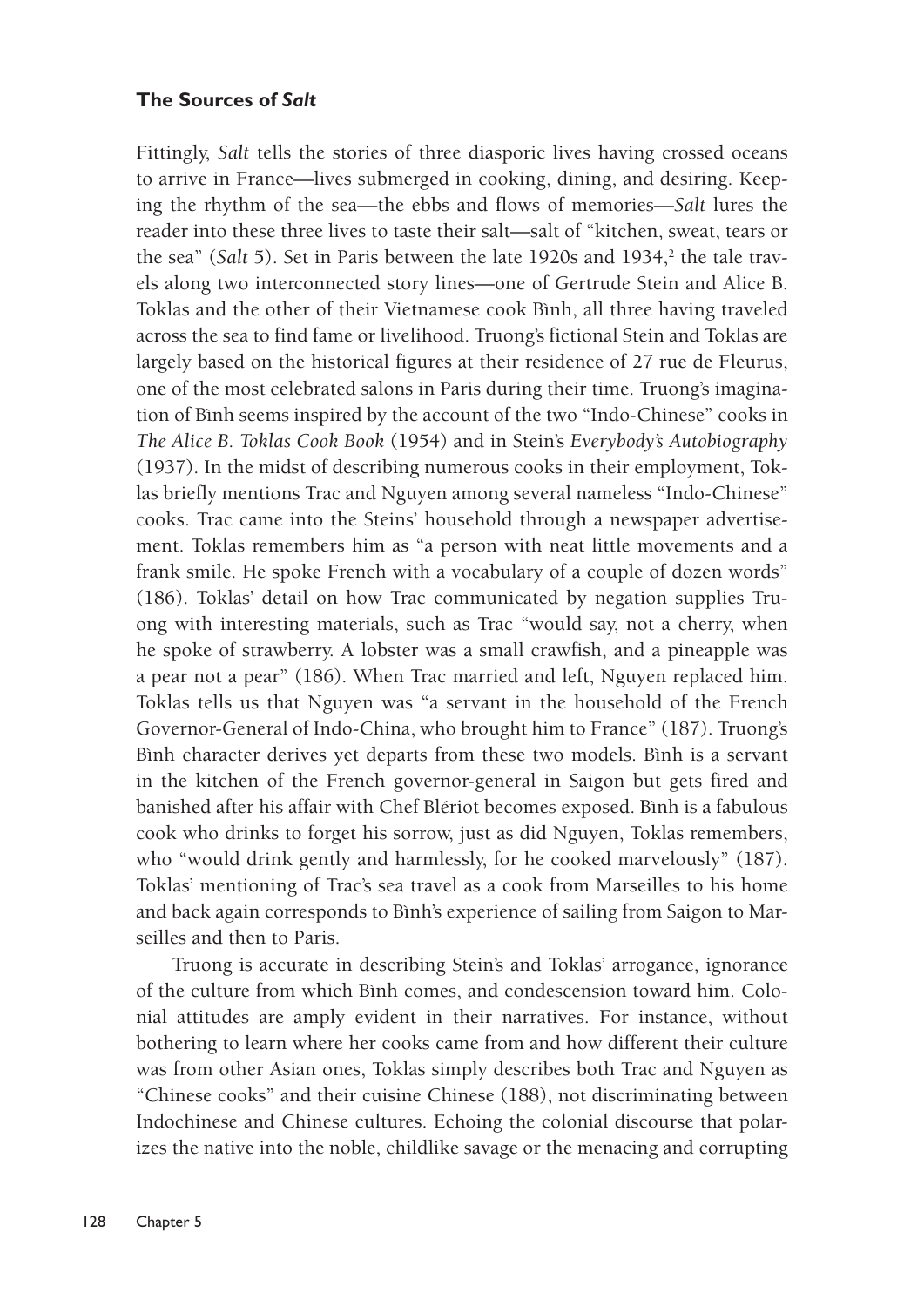### The Sources of *Salt*

Fittingly, *Salt* tells the stories of three diasporic lives having crossed oceans to arrive in France—lives submerged in cooking, dining, and desiring. Keeping the rhythm of the sea—the ebbs and flows of memories—*Salt* lures the reader into these three lives to taste their salt—salt of "kitchen, sweat, tears or the sea" (*Salt* 5). Set in Paris between the late 1920s and 1934,[2] the tale travels along two interconnected story lines—one of Gertrude Stein and Alice B. Toklas and the other of their Vietnamese cook Bình, all three having traveled across the sea to find fame or livelihood. Truong's fictional Stein and Toklas are largely based on the historical figures at their residence of 27 rue de Fleurus, one of the most celebrated salons in Paris during their time. Truong's imagination of Bình seems inspired by the account of the two "Indo-Chinese" cooks in *The Alice B. Toklas Cook Book* (1954) and in Stein's *Everybody's Autobiography* (1937). In the midst of describing numerous cooks in their employment, Toklas briefly mentions Trac and Nguyen among several nameless "Indo-Chinese" cooks. Trac came into the Steins' household through a newspaper advertisement. Toklas remembers him as "a person with neat little movements and a frank smile. He spoke French with a vocabulary of a couple of dozen words" (186). Toklas' detail on how Trac communicated by negation supplies Truong with interesting materials, such as Trac "would say, not a cherry, when he spoke of strawberry. A lobster was a small crawfish, and a pineapple was a pear not a pear" (186). When Trac married and left, Nguyen replaced him. Toklas tells us that Nguyen was "a servant in the household of the French Governor-General of Indo-China, who brought him to France" (187). Truong's Bình character derives yet departs from these two models. Bình is a servant in the kitchen of the French governor-general in Saigon but gets fired and banished after his affair with Chef Blériot becomes exposed. Bình is a fabulous cook who drinks to forget his sorrow, just as did Nguyen, Toklas remembers, who "would drink gently and harmlessly, for he cooked marvelously" (187). Toklas' mentioning of Trac's sea travel as a cook from Marseilles to his home and back again corresponds to Bình's experience of sailing from Saigon to Marseilles and then to Paris.

Truong is accurate in describing Stein's and Toklas' arrogance, ignorance of the culture from which Bình comes, and condescension toward him. Colonial attitudes are amply evident in their narratives. For instance, without bothering to learn where her cooks came from and how different their culture was from other Asian ones, Toklas simply describes both Trac and Nguyen as "Chinese cooks" and their cuisine Chinese (188), not discriminating between Indochinese and Chinese cultures. Echoing the colonial discourse that polarizes the native into the noble, childlike savage or the menacing and corrupting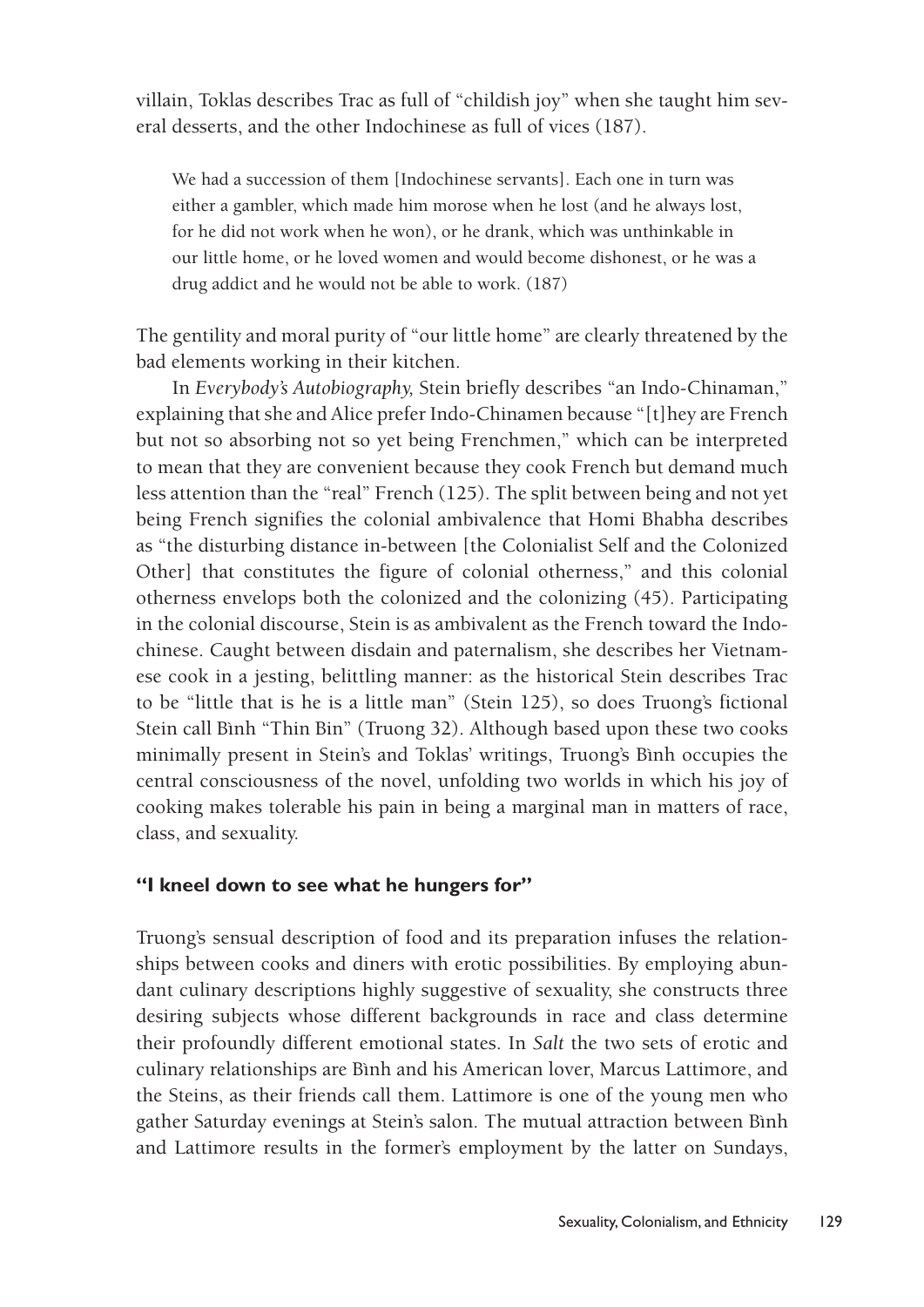villain, Toklas describes Trac as full of "childish joy" when she taught him several desserts, and the other Indochinese as full of vices (187).

> We had a succession of them [Indochinese servants]. Each one in turn was either a gambler, which made him morose when he lost (and he always lost, for he did not work when he won), or he drank, which was unthinkable in our little home, or he loved women and would become dishonest, or he was a drug addict and he would not be able to work. (187)

The gentility and moral purity of "our little home" are clearly threatened by the bad elements working in their kitchen.

In *Everybody's Autobiography,* Stein briefly describes "an Indo-Chinaman," explaining that she and Alice prefer Indo-Chinamen because "[t]hey are French but not so absorbing not so yet being Frenchmen," which can be interpreted to mean that they are convenient because they cook French but demand much less attention than the "real" French (125). The split between being and not yet being French signifies the colonial ambivalence that Homi Bhabha describes as "the disturbing distance in-between [the Colonialist Self and the Colonized Other] that constitutes the figure of colonial otherness," and this colonial otherness envelops both the colonized and the colonizing (45). Participating in the colonial discourse, Stein is as ambivalent as the French toward the Indochinese. Caught between disdain and paternalism, she describes her Vietnamese cook in a jesting, belittling manner: as the historical Stein describes Trac to be "little that is he is a little man" (Stein 125), so does Truong's fictional Stein call Bình "Thin Bin" (Truong 32). Although based upon these two cooks minimally present in Stein's and Toklas' writings, Truong's Bình occupies the central consciousness of the novel, unfolding two worlds in which his joy of cooking makes tolerable his pain in being a marginal man in matters of race, class, and sexuality.

### "I kneel down to see what he hungers for"

Truong's sensual description of food and its preparation infuses the relationships between cooks and diners with erotic possibilities. By employing abundant culinary descriptions highly suggestive of sexuality, she constructs three desiring subjects whose different backgrounds in race and class determine their profoundly different emotional states. In *Salt* the two sets of erotic and culinary relationships are Bình and his American lover, Marcus Lattimore, and the Steins, as their friends call them. Lattimore is one of the young men who gather Saturday evenings at Stein's salon. The mutual attraction between Bình and Lattimore results in the former's employment by the latter on Sundays,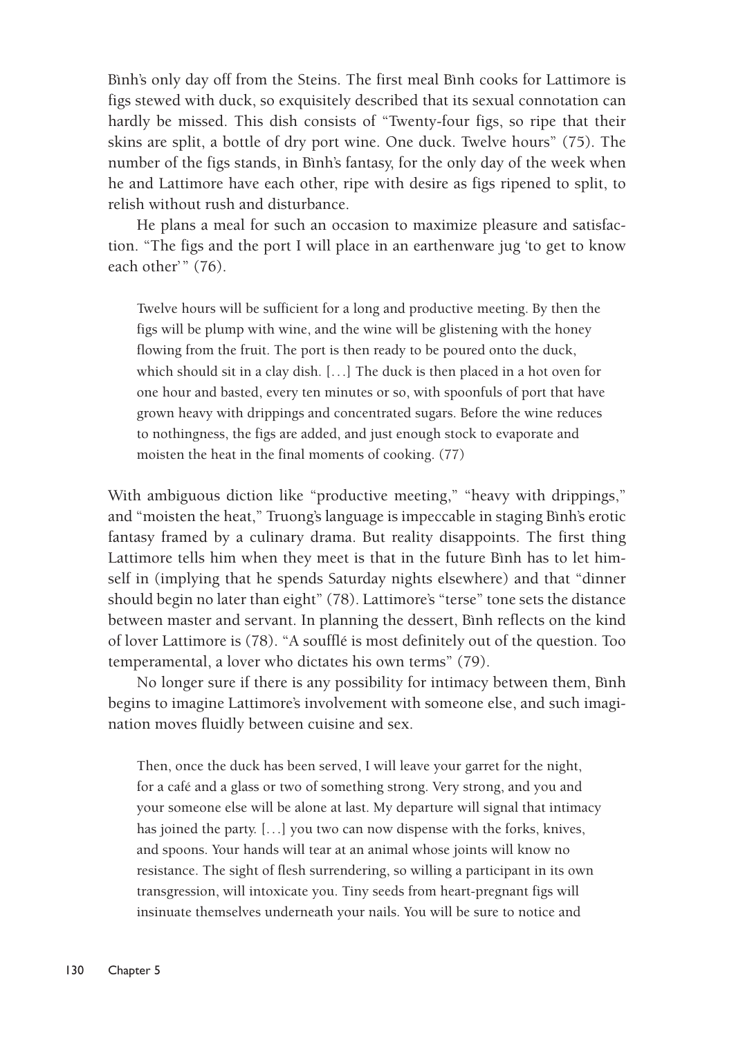Bình's only day off from the Steins. The first meal Bình cooks for Lattimore is figs stewed with duck, so exquisitely described that its sexual connotation can hardly be missed. This dish consists of "Twenty-four figs, so ripe that their skins are split, a bottle of dry port wine. One duck. Twelve hours" (75). The number of the figs stands, in Bình's fantasy, for the only day of the week when he and Lattimore have each other, ripe with desire as figs ripened to split, to relish without rush and disturbance.

He plans a meal for such an occasion to maximize pleasure and satisfaction. "The figs and the port I will place in an earthenware jug 'to get to know each other'" (76).

> Twelve hours will be sufficient for a long and productive meeting. By then the figs will be plump with wine, and the wine will be glistening with the honey flowing from the fruit. The port is then ready to be poured onto the duck, which should sit in a clay dish. [. . .] The duck is then placed in a hot oven for one hour and basted, every ten minutes or so, with spoonfuls of port that have grown heavy with drippings and concentrated sugars. Before the wine reduces to nothingness, the figs are added, and just enough stock to evaporate and moisten the heat in the final moments of cooking. (77)

With ambiguous diction like "productive meeting," "heavy with drippings," and "moisten the heat," Truong's language is impeccable in staging Bình's erotic fantasy framed by a culinary drama. But reality disappoints. The first thing Lattimore tells him when they meet is that in the future Bình has to let himself in (implying that he spends Saturday nights elsewhere) and that "dinner should begin no later than eight" (78). Lattimore's "terse" tone sets the distance between master and servant. In planning the dessert, Bình reflects on the kind of lover Lattimore is (78). "A soufflé is most definitely out of the question. Too temperamental, a lover who dictates his own terms" (79).

No longer sure if there is any possibility for intimacy between them, Bình begins to imagine Lattimore's involvement with someone else, and such imagination moves fluidly between cuisine and sex.

> Then, once the duck has been served, I will leave your garret for the night, for a café and a glass or two of something strong. Very strong, and you and your someone else will be alone at last. My departure will signal that intimacy has joined the party. [. . .] you two can now dispense with the forks, knives, and spoons. Your hands will tear at an animal whose joints will know no resistance. The sight of flesh surrendering, so willing a participant in its own transgression, will intoxicate you. Tiny seeds from heart-pregnant figs will insinuate themselves underneath your nails. You will be sure to notice and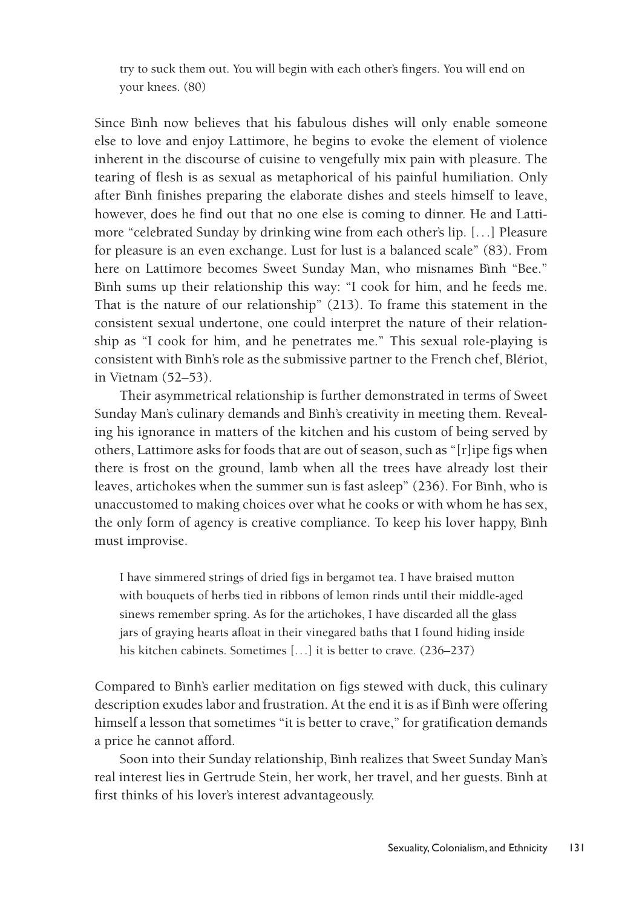> try to suck them out. You will begin with each other's fingers. You will end on your knees. (80)

Since Bình now believes that his fabulous dishes will only enable someone else to love and enjoy Lattimore, he begins to evoke the element of violence inherent in the discourse of cuisine to vengefully mix pain with pleasure. The tearing of flesh is as sexual as metaphorical of his painful humiliation. Only after Bình finishes preparing the elaborate dishes and steels himself to leave, however, does he find out that no one else is coming to dinner. He and Lattimore "celebrated Sunday by drinking wine from each other's lip. [. . .] Pleasure for pleasure is an even exchange. Lust for lust is a balanced scale" (83). From here on Lattimore becomes Sweet Sunday Man, who misnames Bình "Bee." Bình sums up their relationship this way: "I cook for him, and he feeds me. That is the nature of our relationship" (213). To frame this statement in the consistent sexual undertone, one could interpret the nature of their relationship as "I cook for him, and he penetrates me." This sexual role-playing is consistent with Bình's role as the submissive partner to the French chef, Blériot, in Vietnam (52–53).

Their asymmetrical relationship is further demonstrated in terms of Sweet Sunday Man's culinary demands and Bình's creativity in meeting them. Revealing his ignorance in matters of the kitchen and his custom of being served by others, Lattimore asks for foods that are out of season, such as "[r]ipe figs when there is frost on the ground, lamb when all the trees have already lost their leaves, artichokes when the summer sun is fast asleep" (236). For Bình, who is unaccustomed to making choices over what he cooks or with whom he has sex, the only form of agency is creative compliance. To keep his lover happy, Bình must improvise.

> I have simmered strings of dried figs in bergamot tea. I have braised mutton with bouquets of herbs tied in ribbons of lemon rinds until their middle-aged sinews remember spring. As for the artichokes, I have discarded all the glass jars of graying hearts afloat in their vinegared baths that I found hiding inside his kitchen cabinets. Sometimes [. . .] it is better to crave. (236–237)

Compared to Bình's earlier meditation on figs stewed with duck, this culinary description exudes labor and frustration. At the end it is as if Bình were offering himself a lesson that sometimes "it is better to crave," for gratification demands a price he cannot afford.

Soon into their Sunday relationship, Bình realizes that Sweet Sunday Man's real interest lies in Gertrude Stein, her work, her travel, and her guests. Bình at first thinks of his lover's interest advantageously.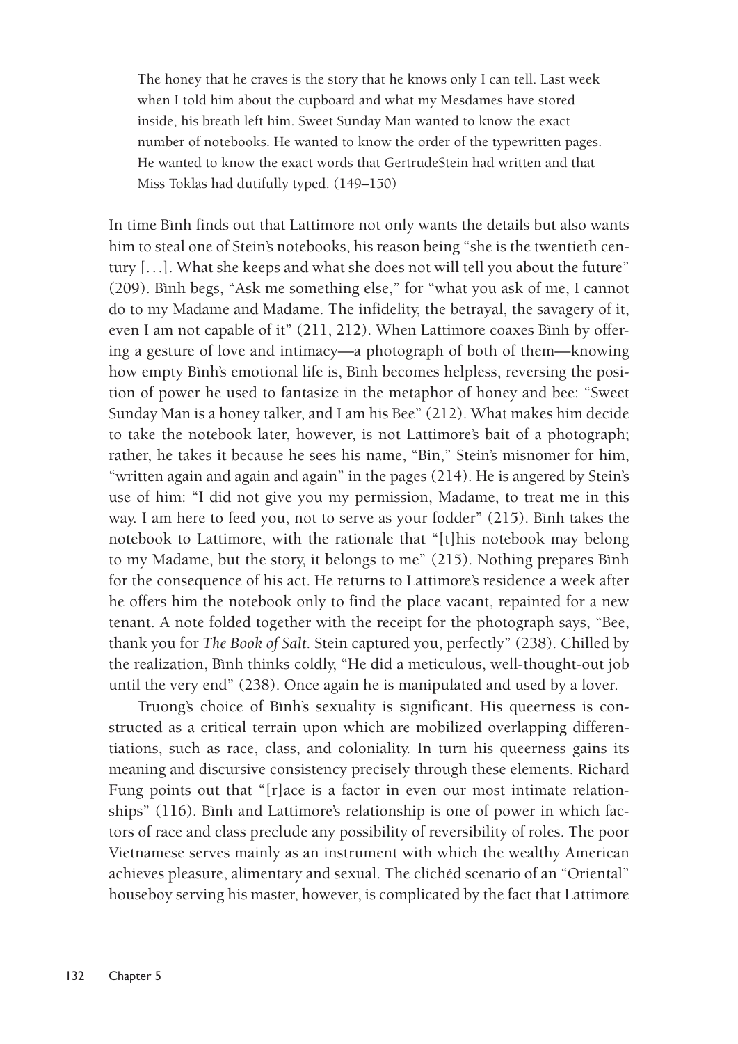> The honey that he craves is the story that he knows only I can tell. Last week when I told him about the cupboard and what my Mesdames have stored inside, his breath left him. Sweet Sunday Man wanted to know the exact number of notebooks. He wanted to know the order of the typewritten pages. He wanted to know the exact words that GertrudeStein had written and that Miss Toklas had dutifully typed. (149–150)

In time Bình finds out that Lattimore not only wants the details but also wants him to steal one of Stein's notebooks, his reason being "she is the twentieth century [. . .]. What she keeps and what she does not will tell you about the future" (209). Bình begs, "Ask me something else," for "what you ask of me, I cannot do to my Madame and Madame. The infidelity, the betrayal, the savagery of it, even I am not capable of it" (211, 212). When Lattimore coaxes Bình by offering a gesture of love and intimacy—a photograph of both of them—knowing how empty Bình's emotional life is, Bình becomes helpless, reversing the position of power he used to fantasize in the metaphor of honey and bee: "Sweet Sunday Man is a honey talker, and I am his Bee" (212). What makes him decide to take the notebook later, however, is not Lattimore's bait of a photograph; rather, he takes it because he sees his name, "Bin," Stein's misnomer for him, "written again and again and again" in the pages (214). He is angered by Stein's use of him: "I did not give you my permission, Madame, to treat me in this way. I am here to feed you, not to serve as your fodder" (215). Bình takes the notebook to Lattimore, with the rationale that "[t]his notebook may belong to my Madame, but the story, it belongs to me" (215). Nothing prepares Bình for the consequence of his act. He returns to Lattimore's residence a week after he offers him the notebook only to find the place vacant, repainted for a new tenant. A note folded together with the receipt for the photograph says, "Bee, thank you for *The Book of Salt*. Stein captured you, perfectly" (238). Chilled by the realization, Bình thinks coldly, "He did a meticulous, well-thought-out job until the very end" (238). Once again he is manipulated and used by a lover.

Truong's choice of Bình's sexuality is significant. His queerness is constructed as a critical terrain upon which are mobilized overlapping differentiations, such as race, class, and coloniality. In turn his queerness gains its meaning and discursive consistency precisely through these elements. Richard Fung points out that "[r]ace is a factor in even our most intimate relationships" (116). Bình and Lattimore's relationship is one of power in which factors of race and class preclude any possibility of reversibility of roles. The poor Vietnamese serves mainly as an instrument with which the wealthy American achieves pleasure, alimentary and sexual. The clichéd scenario of an "Oriental" houseboy serving his master, however, is complicated by the fact that Lattimore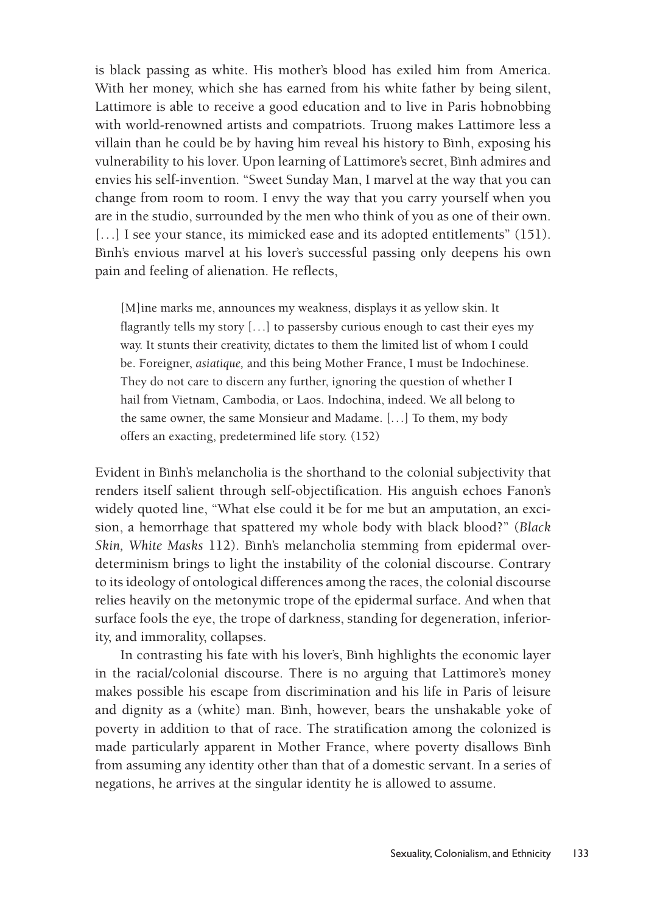is black passing as white. His mother's blood has exiled him from America. With her money, which she has earned from his white father by being silent, Lattimore is able to receive a good education and to live in Paris hobnobbing with world-renowned artists and compatriots. Truong makes Lattimore less a villain than he could be by having him reveal his history to Bình, exposing his vulnerability to his lover. Upon learning of Lattimore's secret, Bình admires and envies his self-invention. "Sweet Sunday Man, I marvel at the way that you can change from room to room. I envy the way that you carry yourself when you are in the studio, surrounded by the men who think of you as one of their own. [. . .] I see your stance, its mimicked ease and its adopted entitlements" (151). Bình's envious marvel at his lover's successful passing only deepens his own pain and feeling of alienation. He reflects,

> [M]ine marks me, announces my weakness, displays it as yellow skin. It flagrantly tells my story [. . .] to passersby curious enough to cast their eyes my way. It stunts their creativity, dictates to them the limited list of whom I could be. Foreigner, *asiatique,* and this being Mother France, I must be Indochinese. They do not care to discern any further, ignoring the question of whether I hail from Vietnam, Cambodia, or Laos. Indochina, indeed. We all belong to the same owner, the same Monsieur and Madame. [. . .] To them, my body offers an exacting, predetermined life story. (152)

Evident in Bình's melancholia is the shorthand to the colonial subjectivity that renders itself salient through self-objectification. His anguish echoes Fanon's widely quoted line, "What else could it be for me but an amputation, an excision, a hemorrhage that spattered my whole body with black blood?" (*Black Skin, White Masks* 112). Bình's melancholia stemming from epidermal overdeterminism brings to light the instability of the colonial discourse. Contrary to its ideology of ontological differences among the races, the colonial discourse relies heavily on the metonymic trope of the epidermal surface. And when that surface fools the eye, the trope of darkness, standing for degeneration, inferiority, and immorality, collapses.

In contrasting his fate with his lover's, Bình highlights the economic layer in the racial/colonial discourse. There is no arguing that Lattimore's money makes possible his escape from discrimination and his life in Paris of leisure and dignity as a (white) man. Bình, however, bears the unshakable yoke of poverty in addition to that of race. The stratification among the colonized is made particularly apparent in Mother France, where poverty disallows Bình from assuming any identity other than that of a domestic servant. In a series of negations, he arrives at the singular identity he is allowed to assume.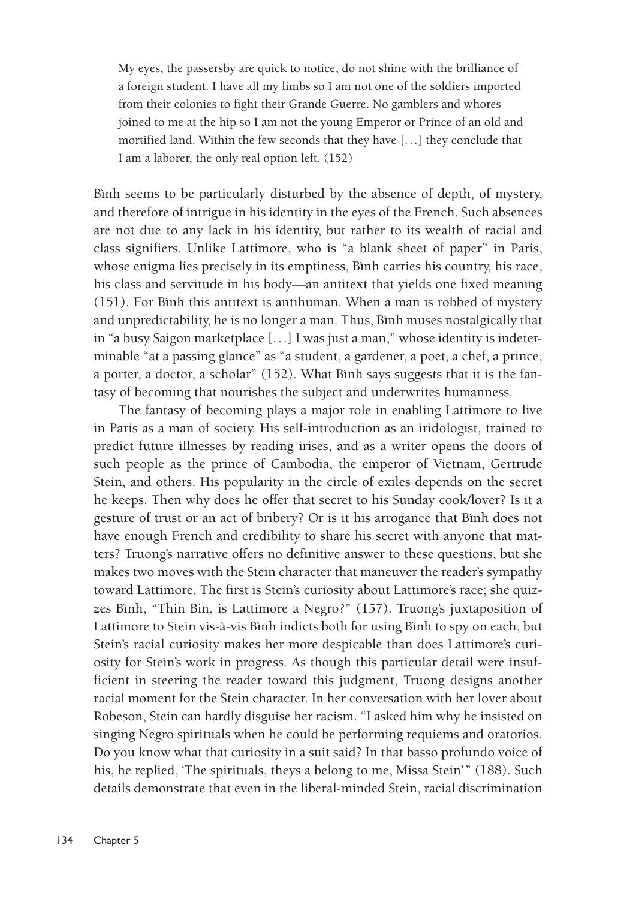> My eyes, the passersby are quick to notice, do not shine with the brilliance of a foreign student. I have all my limbs so I am not one of the soldiers imported from their colonies to fight their Grande Guerre. No gamblers and whores joined to me at the hip so I am not the young Emperor or Prince of an old and mortified land. Within the few seconds that they have [. . .] they conclude that I am a laborer, the only real option left. (152)

Bình seems to be particularly disturbed by the absence of depth, of mystery, and therefore of intrigue in his identity in the eyes of the French. Such absences are not due to any lack in his identity, but rather to its wealth of racial and class signifiers. Unlike Lattimore, who is "a blank sheet of paper" in Paris, whose enigma lies precisely in its emptiness, Bình carries his country, his race, his class and servitude in his body—an antitext that yields one fixed meaning (151). For Bình this antitext is antihuman. When a man is robbed of mystery and unpredictability, he is no longer a man. Thus, Bình muses nostalgically that in "a busy Saigon marketplace [. . .] I was just a man," whose identity is indeterminable "at a passing glance" as "a student, a gardener, a poet, a chef, a prince, a porter, a doctor, a scholar" (152). What Bình says suggests that it is the fantasy of becoming that nourishes the subject and underwrites humanness.

The fantasy of becoming plays a major role in enabling Lattimore to live in Paris as a man of society. His self-introduction as an iridologist, trained to predict future illnesses by reading irises, and as a writer opens the doors of such people as the prince of Cambodia, the emperor of Vietnam, Gertrude Stein, and others. His popularity in the circle of exiles depends on the secret he keeps. Then why does he offer that secret to his Sunday cook/lover? Is it a gesture of trust or an act of bribery? Or is it his arrogance that Bình does not have enough French and credibility to share his secret with anyone that matters? Truong's narrative offers no definitive answer to these questions, but she makes two moves with the Stein character that maneuver the reader's sympathy toward Lattimore. The first is Stein's curiosity about Lattimore's race; she quizzes Bình, "Thin Bin, is Lattimore a Negro?" (157). Truong's juxtaposition of Lattimore to Stein vis-à-vis Bình indicts both for using Bình to spy on each, but Stein's racial curiosity makes her more despicable than does Lattimore's curiosity for Stein's work in progress. As though this particular detail were insufficient in steering the reader toward this judgment, Truong designs another racial moment for the Stein character. In her conversation with her lover about Robeson, Stein can hardly disguise her racism. "I asked him why he insisted on singing Negro spirituals when he could be performing requiems and oratorios. Do you know what that curiosity in a suit said? In that basso profundo voice of his, he replied, 'The spirituals, theys a belong to me, Missa Stein'" (188). Such details demonstrate that even in the liberal-minded Stein, racial discrimination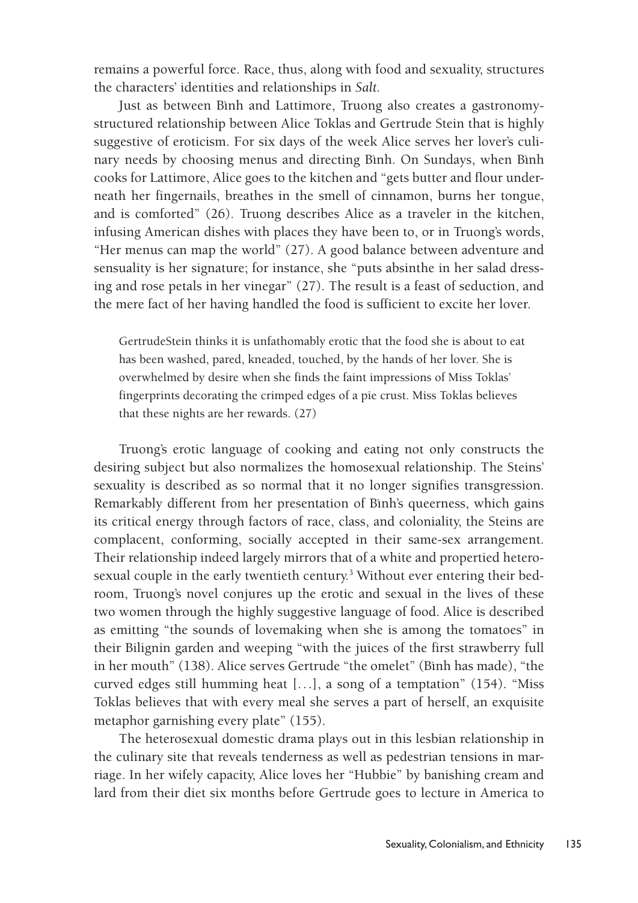remains a powerful force. Race, thus, along with food and sexuality, structures the characters' identities and relationships in *Salt*.

Just as between Bình and Lattimore, Truong also creates a gastronomy-structured relationship between Alice Toklas and Gertrude Stein that is highly suggestive of eroticism. For six days of the week Alice serves her lover's culinary needs by choosing menus and directing Bình. On Sundays, when Bình cooks for Lattimore, Alice goes to the kitchen and "gets butter and flour underneath her fingernails, breathes in the smell of cinnamon, burns her tongue, and is comforted" (26). Truong describes Alice as a traveler in the kitchen, infusing American dishes with places they have been to, or in Truong's words, "Her menus can map the world" (27). A good balance between adventure and sensuality is her signature; for instance, she "puts absinthe in her salad dressing and rose petals in her vinegar" (27). The result is a feast of seduction, and the mere fact of her having handled the food is sufficient to excite her lover.

> GertrudeStein thinks it is unfathomably erotic that the food she is about to eat has been washed, pared, kneaded, touched, by the hands of her lover. She is overwhelmed by desire when she finds the faint impressions of Miss Toklas' fingerprints decorating the crimped edges of a pie crust. Miss Toklas believes that these nights are her rewards. (27)

Truong's erotic language of cooking and eating not only constructs the desiring subject but also normalizes the homosexual relationship. The Steins' sexuality is described as so normal that it no longer signifies transgression. Remarkably different from her presentation of Bình's queerness, which gains its critical energy through factors of race, class, and coloniality, the Steins are complacent, conforming, socially accepted in their same-sex arrangement. Their relationship indeed largely mirrors that of a white and propertied heterosexual couple in the early twentieth century.[3] Without ever entering their bedroom, Truong's novel conjures up the erotic and sexual in the lives of these two women through the highly suggestive language of food. Alice is described as emitting "the sounds of lovemaking when she is among the tomatoes" in their Bilignin garden and weeping "with the juices of the first strawberry full in her mouth" (138). Alice serves Gertrude "the omelet" (Bình has made), "the curved edges still humming heat [...], a song of a temptation" (154). "Miss Toklas believes that with every meal she serves a part of herself, an exquisite metaphor garnishing every plate" (155).

The heterosexual domestic drama plays out in this lesbian relationship in the culinary site that reveals tenderness as well as pedestrian tensions in marriage. In her wifely capacity, Alice loves her "Hubbie" by banishing cream and lard from their diet six months before Gertrude goes to lecture in America to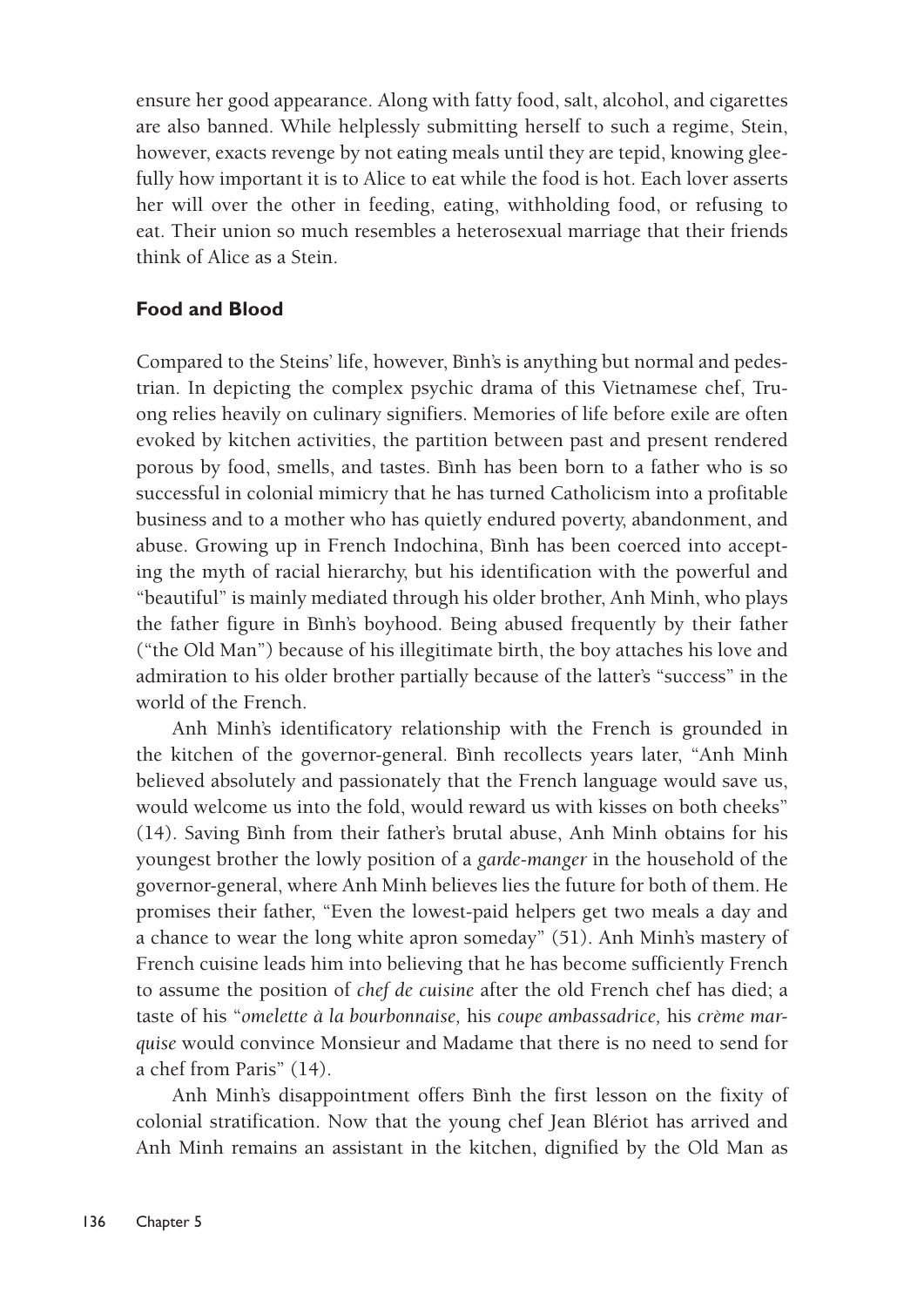ensure her good appearance. Along with fatty food, salt, alcohol, and cigarettes are also banned. While helplessly submitting herself to such a regime, Stein, however, exacts revenge by not eating meals until they are tepid, knowing gleefully how important it is to Alice to eat while the food is hot. Each lover asserts her will over the other in feeding, eating, withholding food, or refusing to eat. Their union so much resembles a heterosexual marriage that their friends think of Alice as a Stein.

## Food and Blood

Compared to the Steins' life, however, Bình's is anything but normal and pedestrian. In depicting the complex psychic drama of this Vietnamese chef, Truong relies heavily on culinary signifiers. Memories of life before exile are often evoked by kitchen activities, the partition between past and present rendered porous by food, smells, and tastes. Bình has been born to a father who is so successful in colonial mimicry that he has turned Catholicism into a profitable business and to a mother who has quietly endured poverty, abandonment, and abuse. Growing up in French Indochina, Bình has been coerced into accepting the myth of racial hierarchy, but his identification with the powerful and "beautiful" is mainly mediated through his older brother, Anh Minh, who plays the father figure in Bình's boyhood. Being abused frequently by their father ("the Old Man") because of his illegitimate birth, the boy attaches his love and admiration to his older brother partially because of the latter's "success" in the world of the French.

Anh Minh's identificatory relationship with the French is grounded in the kitchen of the governor-general. Bình recollects years later, "Anh Minh believed absolutely and passionately that the French language would save us, would welcome us into the fold, would reward us with kisses on both cheeks" (14). Saving Bình from their father's brutal abuse, Anh Minh obtains for his youngest brother the lowly position of a *garde-manger* in the household of the governor-general, where Anh Minh believes lies the future for both of them. He promises their father, "Even the lowest-paid helpers get two meals a day and a chance to wear the long white apron someday" (51). Anh Minh's mastery of French cuisine leads him into believing that he has become sufficiently French to assume the position of *chef de cuisine* after the old French chef has died; a taste of his "*omelette à la bourbonnaise,* his *coupe ambassadrice,* his *crème marquise* would convince Monsieur and Madame that there is no need to send for a chef from Paris" (14).

Anh Minh's disappointment offers Bình the first lesson on the fixity of colonial stratification. Now that the young chef Jean Blériot has arrived and Anh Minh remains an assistant in the kitchen, dignified by the Old Man as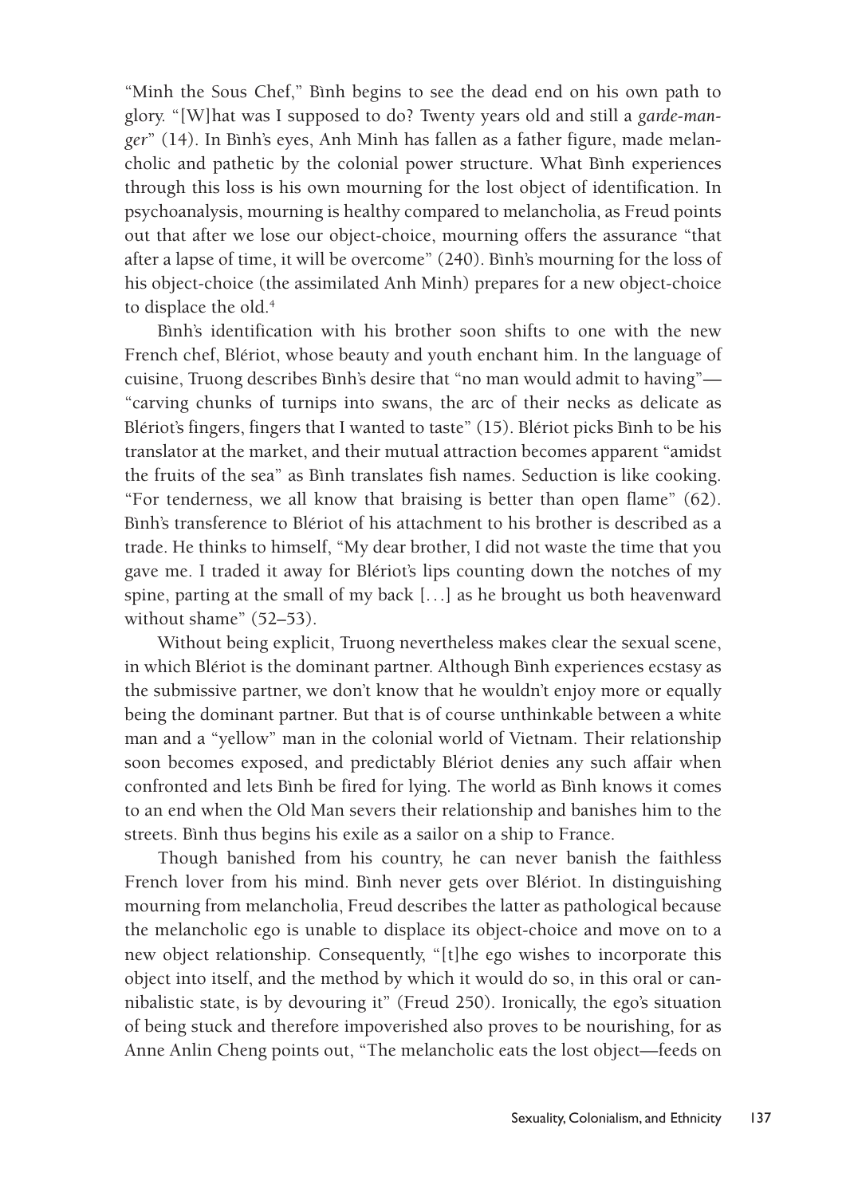"Minh the Sous Chef," Bình begins to see the dead end on his own path to glory. "[W]hat was I supposed to do? Twenty years old and still a *garde-manger*" (14). In Bình's eyes, Anh Minh has fallen as a father figure, made melancholic and pathetic by the colonial power structure. What Bình experiences through this loss is his own mourning for the lost object of identification. In psychoanalysis, mourning is healthy compared to melancholia, as Freud points out that after we lose our object-choice, mourning offers the assurance "that after a lapse of time, it will be overcome" (240). Bình's mourning for the loss of his object-choice (the assimilated Anh Minh) prepares for a new object-choice to displace the old.[4]

Bình's identification with his brother soon shifts to one with the new French chef, Blériot, whose beauty and youth enchant him. In the language of cuisine, Truong describes Bình's desire that "no man would admit to having"—"carving chunks of turnips into swans, the arc of their necks as delicate as Blériot's fingers, fingers that I wanted to taste" (15). Blériot picks Bình to be his translator at the market, and their mutual attraction becomes apparent "amidst the fruits of the sea" as Bình translates fish names. Seduction is like cooking. "For tenderness, we all know that braising is better than open flame" (62). Bình's transference to Blériot of his attachment to his brother is described as a trade. He thinks to himself, "My dear brother, I did not waste the time that you gave me. I traded it away for Blériot's lips counting down the notches of my spine, parting at the small of my back [. . .] as he brought us both heavenward without shame" (52–53).

Without being explicit, Truong nevertheless makes clear the sexual scene, in which Blériot is the dominant partner. Although Bình experiences ecstasy as the submissive partner, we don't know that he wouldn't enjoy more or equally being the dominant partner. But that is of course unthinkable between a white man and a "yellow" man in the colonial world of Vietnam. Their relationship soon becomes exposed, and predictably Blériot denies any such affair when confronted and lets Bình be fired for lying. The world as Bình knows it comes to an end when the Old Man severs their relationship and banishes him to the streets. Bình thus begins his exile as a sailor on a ship to France.

Though banished from his country, he can never banish the faithless French lover from his mind. Bình never gets over Blériot. In distinguishing mourning from melancholia, Freud describes the latter as pathological because the melancholic ego is unable to displace its object-choice and move on to a new object relationship. Consequently, "[t]he ego wishes to incorporate this object into itself, and the method by which it would do so, in this oral or cannibalistic state, is by devouring it" (Freud 250). Ironically, the ego's situation of being stuck and therefore impoverished also proves to be nourishing, for as Anne Anlin Cheng points out, "The melancholic eats the lost object—feeds on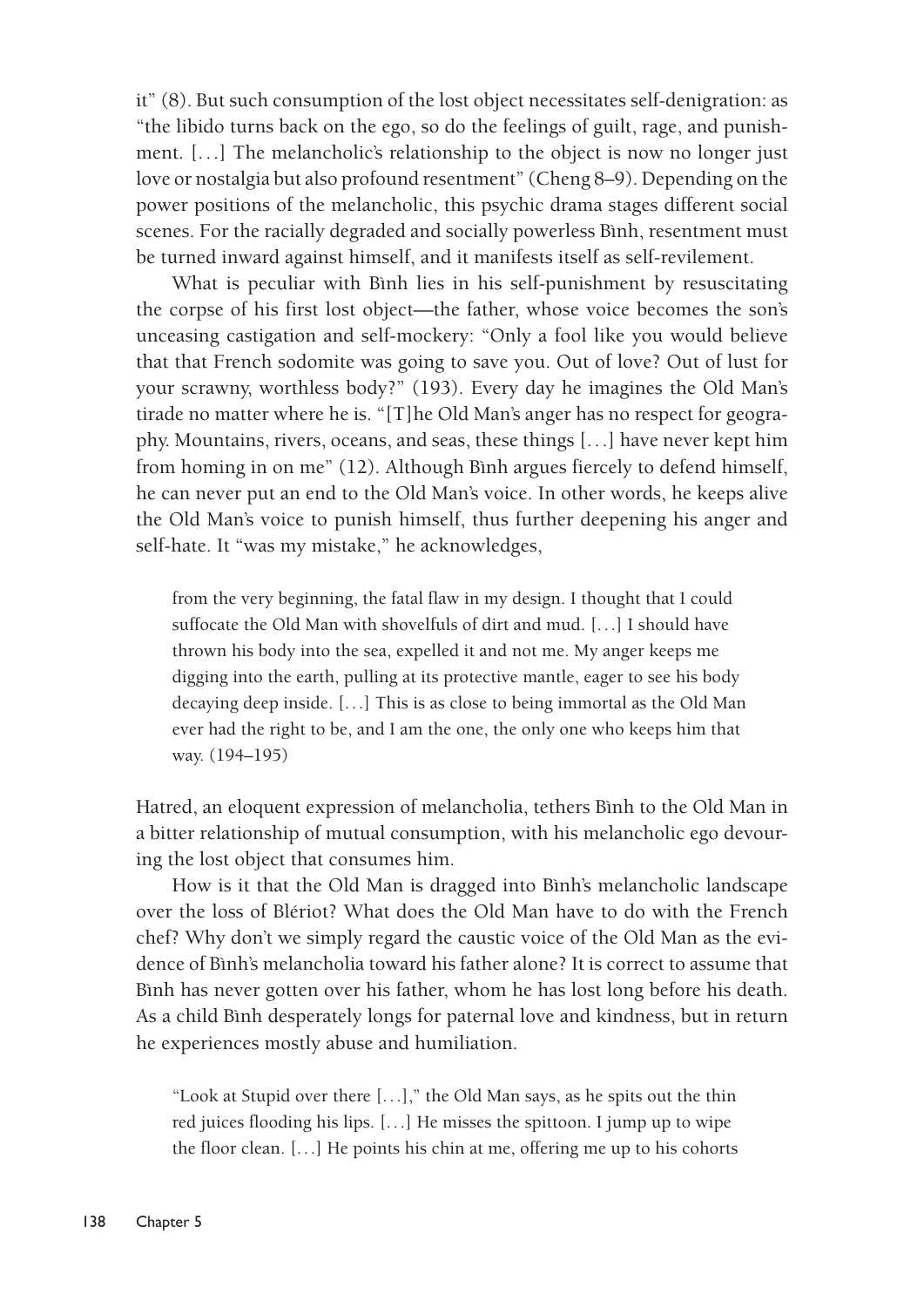it" (8). But such consumption of the lost object necessitates self-denigration: as "the libido turns back on the ego, so do the feelings of guilt, rage, and punishment. [. . .] The melancholic's relationship to the object is now no longer just love or nostalgia but also profound resentment" (Cheng 8–9). Depending on the power positions of the melancholic, this psychic drama stages different social scenes. For the racially degraded and socially powerless Bình, resentment must be turned inward against himself, and it manifests itself as self-revilement.

What is peculiar with Bình lies in his self-punishment by resuscitating the corpse of his first lost object—the father, whose voice becomes the son's unceasing castigation and self-mockery: "Only a fool like you would believe that that French sodomite was going to save you. Out of love? Out of lust for your scrawny, worthless body?" (193). Every day he imagines the Old Man's tirade no matter where he is. "[T]he Old Man's anger has no respect for geography. Mountains, rivers, oceans, and seas, these things [. . .] have never kept him from homing in on me" (12). Although Bình argues fiercely to defend himself, he can never put an end to the Old Man's voice. In other words, he keeps alive the Old Man's voice to punish himself, thus further deepening his anger and self-hate. It "was my mistake," he acknowledges,

> from the very beginning, the fatal flaw in my design. I thought that I could suffocate the Old Man with shovelfuls of dirt and mud. [. . .] I should have thrown his body into the sea, expelled it and not me. My anger keeps me digging into the earth, pulling at its protective mantle, eager to see his body decaying deep inside. [. . .] This is as close to being immortal as the Old Man ever had the right to be, and I am the one, the only one who keeps him that way. (194–195)

Hatred, an eloquent expression of melancholia, tethers Bình to the Old Man in a bitter relationship of mutual consumption, with his melancholic ego devouring the lost object that consumes him.

How is it that the Old Man is dragged into Bình's melancholic landscape over the loss of Blériot? What does the Old Man have to do with the French chef? Why don't we simply regard the caustic voice of the Old Man as the evidence of Bình's melancholia toward his father alone? It is correct to assume that Bình has never gotten over his father, whom he has lost long before his death. As a child Bình desperately longs for paternal love and kindness, but in return he experiences mostly abuse and humiliation.

> "Look at Stupid over there [. . .]," the Old Man says, as he spits out the thin red juices flooding his lips. [. . .] He misses the spittoon. I jump up to wipe the floor clean. [. . .] He points his chin at me, offering me up to his cohorts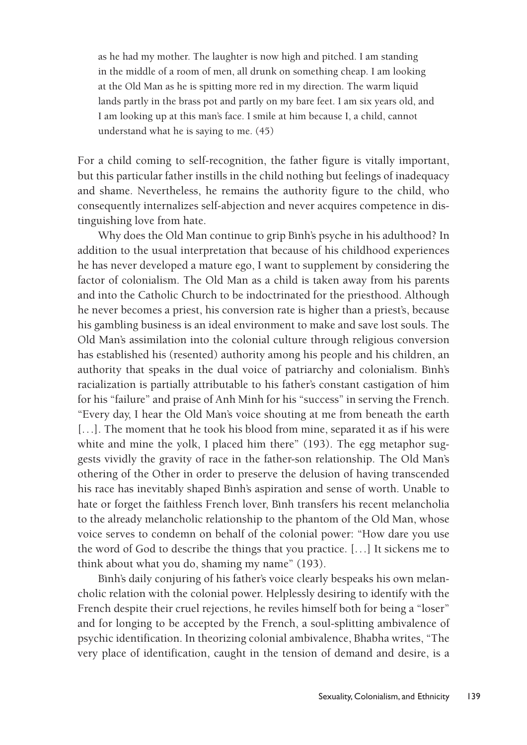> as he had my mother. The laughter is now high and pitched. I am standing in the middle of a room of men, all drunk on something cheap. I am looking at the Old Man as he is spitting more red in my direction. The warm liquid lands partly in the brass pot and partly on my bare feet. I am six years old, and I am looking up at this man's face. I smile at him because I, a child, cannot understand what he is saying to me. (45)

For a child coming to self-recognition, the father figure is vitally important, but this particular father instills in the child nothing but feelings of inadequacy and shame. Nevertheless, he remains the authority figure to the child, who consequently internalizes self-abjection and never acquires competence in distinguishing love from hate.

Why does the Old Man continue to grip Bình's psyche in his adulthood? In addition to the usual interpretation that because of his childhood experiences he has never developed a mature ego, I want to supplement by considering the factor of colonialism. The Old Man as a child is taken away from his parents and into the Catholic Church to be indoctrinated for the priesthood. Although he never becomes a priest, his conversion rate is higher than a priest's, because his gambling business is an ideal environment to make and save lost souls. The Old Man's assimilation into the colonial culture through religious conversion has established his (resented) authority among his people and his children, an authority that speaks in the dual voice of patriarchy and colonialism. Bình's racialization is partially attributable to his father's constant castigation of him for his "failure" and praise of Anh Minh for his "success" in serving the French. "Every day, I hear the Old Man's voice shouting at me from beneath the earth [...]. The moment that he took his blood from mine, separated it as if his were white and mine the yolk, I placed him there" (193). The egg metaphor suggests vividly the gravity of race in the father-son relationship. The Old Man's othering of the Other in order to preserve the delusion of having transcended his race has inevitably shaped Bình's aspiration and sense of worth. Unable to hate or forget the faithless French lover, Bình transfers his recent melancholia to the already melancholic relationship to the phantom of the Old Man, whose voice serves to condemn on behalf of the colonial power: "How dare you use the word of God to describe the things that you practice. [...] It sickens me to think about what you do, shaming my name" (193).

Bình's daily conjuring of his father's voice clearly bespeaks his own melancholic relation with the colonial power. Helplessly desiring to identify with the French despite their cruel rejections, he reviles himself both for being a "loser" and for longing to be accepted by the French, a soul-splitting ambivalence of psychic identification. In theorizing colonial ambivalence, Bhabha writes, "The very place of identification, caught in the tension of demand and desire, is a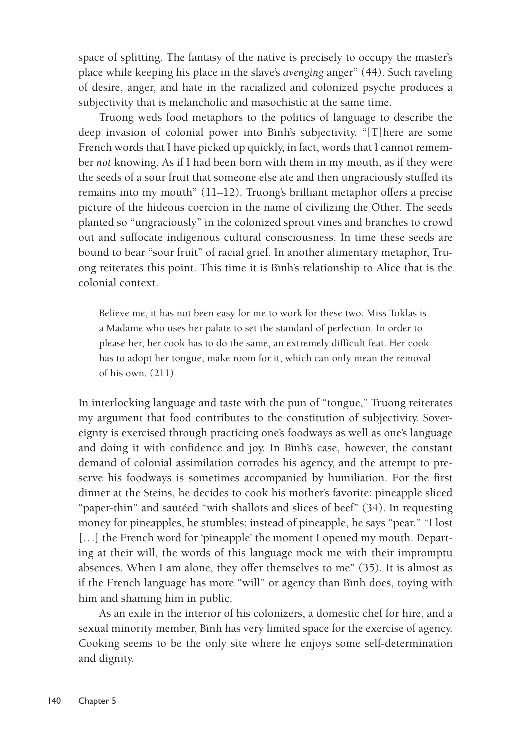space of splitting. The fantasy of the native is precisely to occupy the master's place while keeping his place in the slave's *avenging* anger" (44). Such raveling of desire, anger, and hate in the racialized and colonized psyche produces a subjectivity that is melancholic and masochistic at the same time.

Truong weds food metaphors to the politics of language to describe the deep invasion of colonial power into Bình's subjectivity. "[T]here are some French words that I have picked up quickly, in fact, words that I cannot remember *not* knowing. As if I had been born with them in my mouth, as if they were the seeds of a sour fruit that someone else ate and then ungraciously stuffed its remains into my mouth" (11–12). Truong's brilliant metaphor offers a precise picture of the hideous coercion in the name of civilizing the Other. The seeds planted so "ungraciously" in the colonized sprout vines and branches to crowd out and suffocate indigenous cultural consciousness. In time these seeds are bound to bear "sour fruit" of racial grief. In another alimentary metaphor, Truong reiterates this point. This time it is Bình's relationship to Alice that is the colonial context.

> Believe me, it has not been easy for me to work for these two. Miss Toklas is a Madame who uses her palate to set the standard of perfection. In order to please her, her cook has to do the same, an extremely difficult feat. Her cook has to adopt her tongue, make room for it, which can only mean the removal of his own. (211)

In interlocking language and taste with the pun of "tongue," Truong reiterates my argument that food contributes to the constitution of subjectivity. Sovereignty is exercised through practicing one's foodways as well as one's language and doing it with confidence and joy. In Bình's case, however, the constant demand of colonial assimilation corrodes his agency, and the attempt to preserve his foodways is sometimes accompanied by humiliation. For the first dinner at the Steins, he decides to cook his mother's favorite: pineapple sliced "paper-thin" and sautéed "with shallots and slices of beef" (34). In requesting money for pineapples, he stumbles; instead of pineapple, he says "pear." "I lost [. . .] the French word for 'pineapple' the moment I opened my mouth. Departing at their will, the words of this language mock me with their impromptu absences. When I am alone, they offer themselves to me" (35). It is almost as if the French language has more "will" or agency than Bình does, toying with him and shaming him in public.

As an exile in the interior of his colonizers, a domestic chef for hire, and a sexual minority member, Bình has very limited space for the exercise of agency. Cooking seems to be the only site where he enjoys some self-determination and dignity.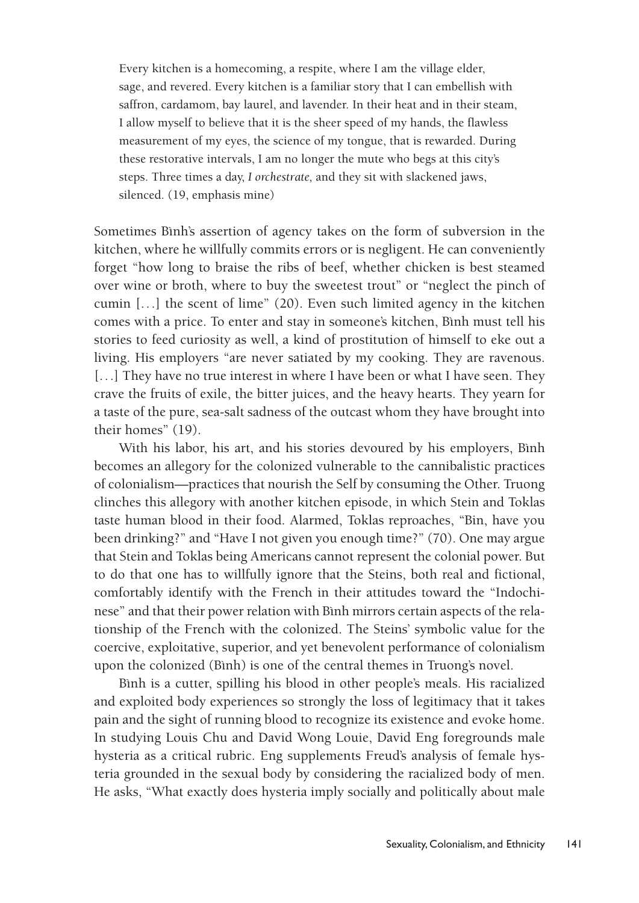> Every kitchen is a homecoming, a respite, where I am the village elder, sage, and revered. Every kitchen is a familiar story that I can embellish with saffron, cardamom, bay laurel, and lavender. In their heat and in their steam, I allow myself to believe that it is the sheer speed of my hands, the flawless measurement of my eyes, the science of my tongue, that is rewarded. During these restorative intervals, I am no longer the mute who begs at this city's steps. Three times a day, *I orchestrate,* and they sit with slackened jaws, silenced. (19, emphasis mine)

Sometimes Bình's assertion of agency takes on the form of subversion in the kitchen, where he willfully commits errors or is negligent. He can conveniently forget "how long to braise the ribs of beef, whether chicken is best steamed over wine or broth, where to buy the sweetest trout" or "neglect the pinch of cumin [. . .] the scent of lime" (20). Even such limited agency in the kitchen comes with a price. To enter and stay in someone's kitchen, Bình must tell his stories to feed curiosity as well, a kind of prostitution of himself to eke out a living. His employers "are never satiated by my cooking. They are ravenous. [. . .] They have no true interest in where I have been or what I have seen. They crave the fruits of exile, the bitter juices, and the heavy hearts. They yearn for a taste of the pure, sea-salt sadness of the outcast whom they have brought into their homes" (19).

With his labor, his art, and his stories devoured by his employers, Bình becomes an allegory for the colonized vulnerable to the cannibalistic practices of colonialism—practices that nourish the Self by consuming the Other. Truong clinches this allegory with another kitchen episode, in which Stein and Toklas taste human blood in their food. Alarmed, Toklas reproaches, "Bin, have you been drinking?" and "Have I not given you enough time?" (70). One may argue that Stein and Toklas being Americans cannot represent the colonial power. But to do that one has to willfully ignore that the Steins, both real and fictional, comfortably identify with the French in their attitudes toward the "Indochinese" and that their power relation with Bình mirrors certain aspects of the relationship of the French with the colonized. The Steins' symbolic value for the coercive, exploitative, superior, and yet benevolent performance of colonialism upon the colonized (Bình) is one of the central themes in Truong's novel.

Bình is a cutter, spilling his blood in other people's meals. His racialized and exploited body experiences so strongly the loss of legitimacy that it takes pain and the sight of running blood to recognize its existence and evoke home. In studying Louis Chu and David Wong Louie, David Eng foregrounds male hysteria as a critical rubric. Eng supplements Freud's analysis of female hysteria grounded in the sexual body by considering the racialized body of men. He asks, "What exactly does hysteria imply socially and politically about male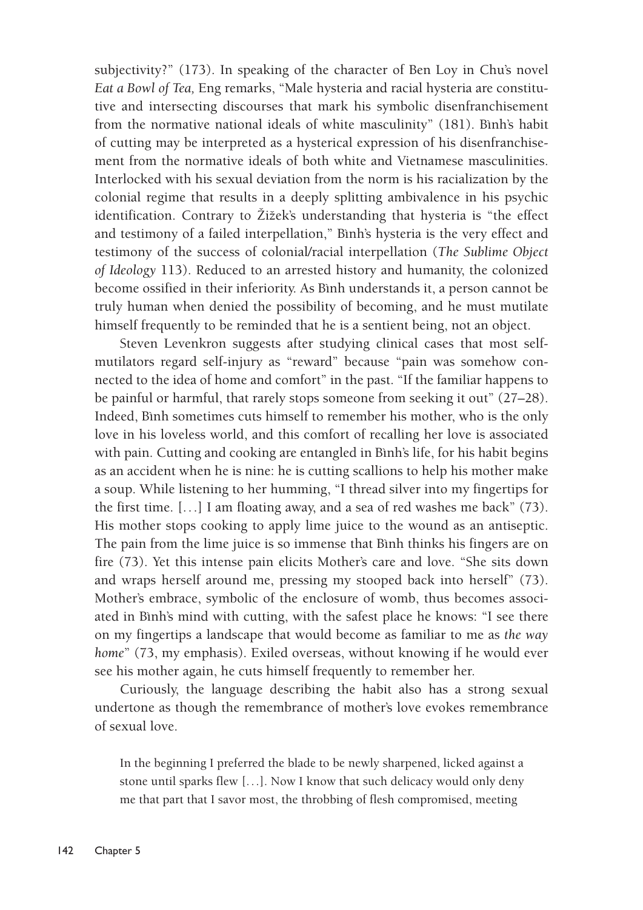subjectivity?" (173). In speaking of the character of Ben Loy in Chu's novel *Eat a Bowl of Tea,* Eng remarks, "Male hysteria and racial hysteria are constitutive and intersecting discourses that mark his symbolic disenfranchisement from the normative national ideals of white masculinity" (181). Bình's habit of cutting may be interpreted as a hysterical expression of his disenfranchisement from the normative ideals of both white and Vietnamese masculinities. Interlocked with his sexual deviation from the norm is his racialization by the colonial regime that results in a deeply splitting ambivalence in his psychic identification. Contrary to Žižek's understanding that hysteria is "the effect and testimony of a failed interpellation," Bình's hysteria is the very effect and testimony of the success of colonial/racial interpellation (*The Sublime Object of Ideology* 113). Reduced to an arrested history and humanity, the colonized become ossified in their inferiority. As Bình understands it, a person cannot be truly human when denied the possibility of becoming, and he must mutilate himself frequently to be reminded that he is a sentient being, not an object.

Steven Levenkron suggests after studying clinical cases that most self-mutilators regard self-injury as "reward" because "pain was somehow connected to the idea of home and comfort" in the past. "If the familiar happens to be painful or harmful, that rarely stops someone from seeking it out" (27–28). Indeed, Bình sometimes cuts himself to remember his mother, who is the only love in his loveless world, and this comfort of recalling her love is associated with pain. Cutting and cooking are entangled in Bình's life, for his habit begins as an accident when he is nine: he is cutting scallions to help his mother make a soup. While listening to her humming, "I thread silver into my fingertips for the first time. [...] I am floating away, and a sea of red washes me back" (73). His mother stops cooking to apply lime juice to the wound as an antiseptic. The pain from the lime juice is so immense that Bình thinks his fingers are on fire (73). Yet this intense pain elicits Mother's care and love. "She sits down and wraps herself around me, pressing my stooped back into herself" (73). Mother's embrace, symbolic of the enclosure of womb, thus becomes associated in Bình's mind with cutting, with the safest place he knows: "I see there on my fingertips a landscape that would become as familiar to me as *the way home*" (73, my emphasis). Exiled overseas, without knowing if he would ever see his mother again, he cuts himself frequently to remember her.

Curiously, the language describing the habit also has a strong sexual undertone as though the remembrance of mother's love evokes remembrance of sexual love.

> In the beginning I preferred the blade to be newly sharpened, licked against a stone until sparks flew [...]. Now I know that such delicacy would only deny me that part that I savor most, the throbbing of flesh compromised, meeting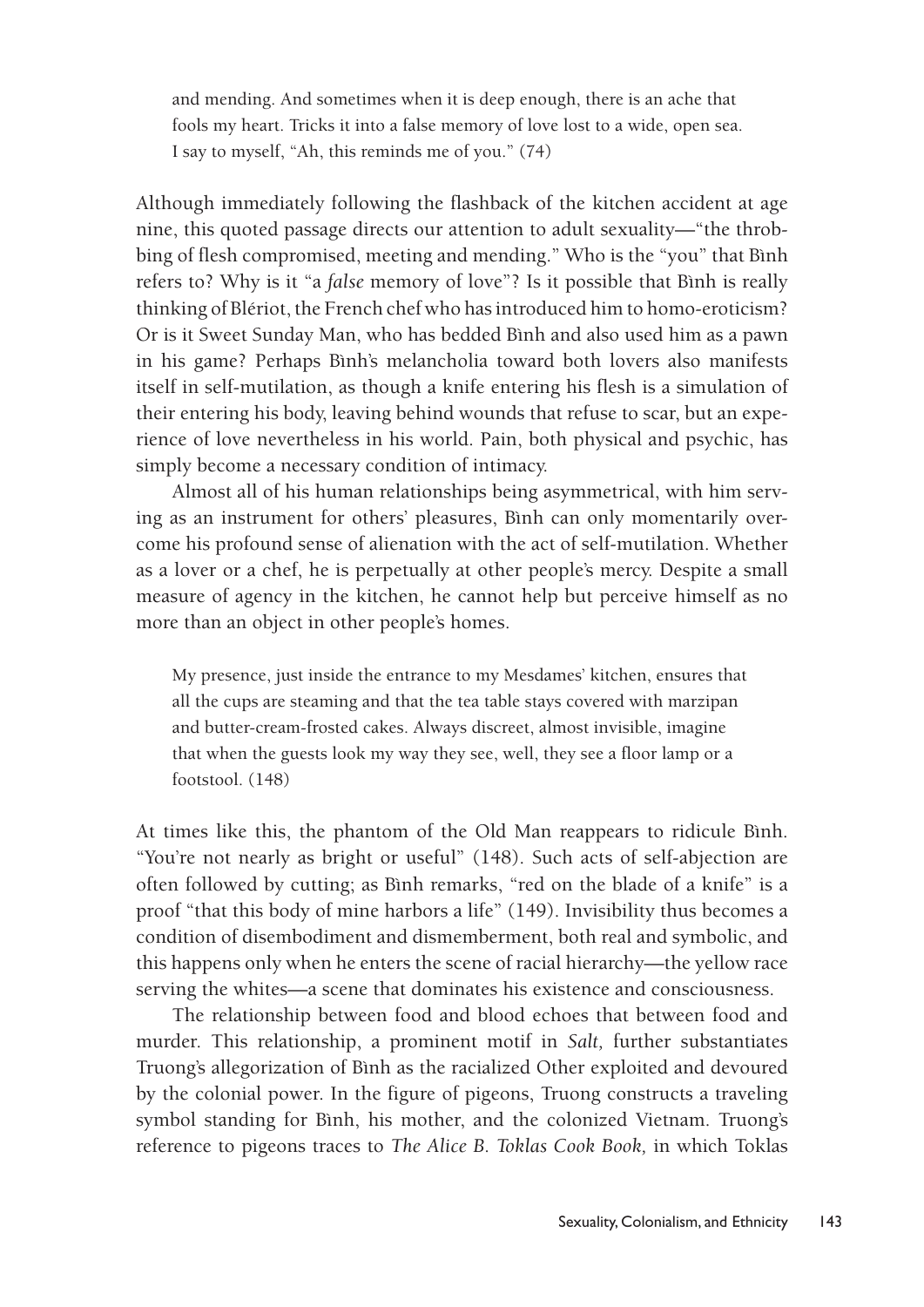> and mending. And sometimes when it is deep enough, there is an ache that fools my heart. Tricks it into a false memory of love lost to a wide, open sea. I say to myself, "Ah, this reminds me of you." (74)

Although immediately following the flashback of the kitchen accident at age nine, this quoted passage directs our attention to adult sexuality—"the throbbing of flesh compromised, meeting and mending." Who is the "you" that Bình refers to? Why is it "a *false* memory of love"? Is it possible that Bình is really thinking of Blériot, the French chef who has introduced him to homo-eroticism? Or is it Sweet Sunday Man, who has bedded Bình and also used him as a pawn in his game? Perhaps Bình's melancholia toward both lovers also manifests itself in self-mutilation, as though a knife entering his flesh is a simulation of their entering his body, leaving behind wounds that refuse to scar, but an experience of love nevertheless in his world. Pain, both physical and psychic, has simply become a necessary condition of intimacy.

Almost all of his human relationships being asymmetrical, with him serving as an instrument for others' pleasures, Bình can only momentarily overcome his profound sense of alienation with the act of self-mutilation. Whether as a lover or a chef, he is perpetually at other people's mercy. Despite a small measure of agency in the kitchen, he cannot help but perceive himself as no more than an object in other people's homes.

> My presence, just inside the entrance to my Mesdames' kitchen, ensures that all the cups are steaming and that the tea table stays covered with marzipan and butter-cream-frosted cakes. Always discreet, almost invisible, imagine that when the guests look my way they see, well, they see a floor lamp or a footstool. (148)

At times like this, the phantom of the Old Man reappears to ridicule Bình. "You're not nearly as bright or useful" (148). Such acts of self-abjection are often followed by cutting; as Bình remarks, "red on the blade of a knife" is a proof "that this body of mine harbors a life" (149). Invisibility thus becomes a condition of disembodiment and dismemberment, both real and symbolic, and this happens only when he enters the scene of racial hierarchy—the yellow race serving the whites—a scene that dominates his existence and consciousness.

The relationship between food and blood echoes that between food and murder. This relationship, a prominent motif in *Salt,* further substantiates Truong's allegorization of Bình as the racialized Other exploited and devoured by the colonial power. In the figure of pigeons, Truong constructs a traveling symbol standing for Bình, his mother, and the colonized Vietnam. Truong's reference to pigeons traces to *The Alice B. Toklas Cook Book,* in which Toklas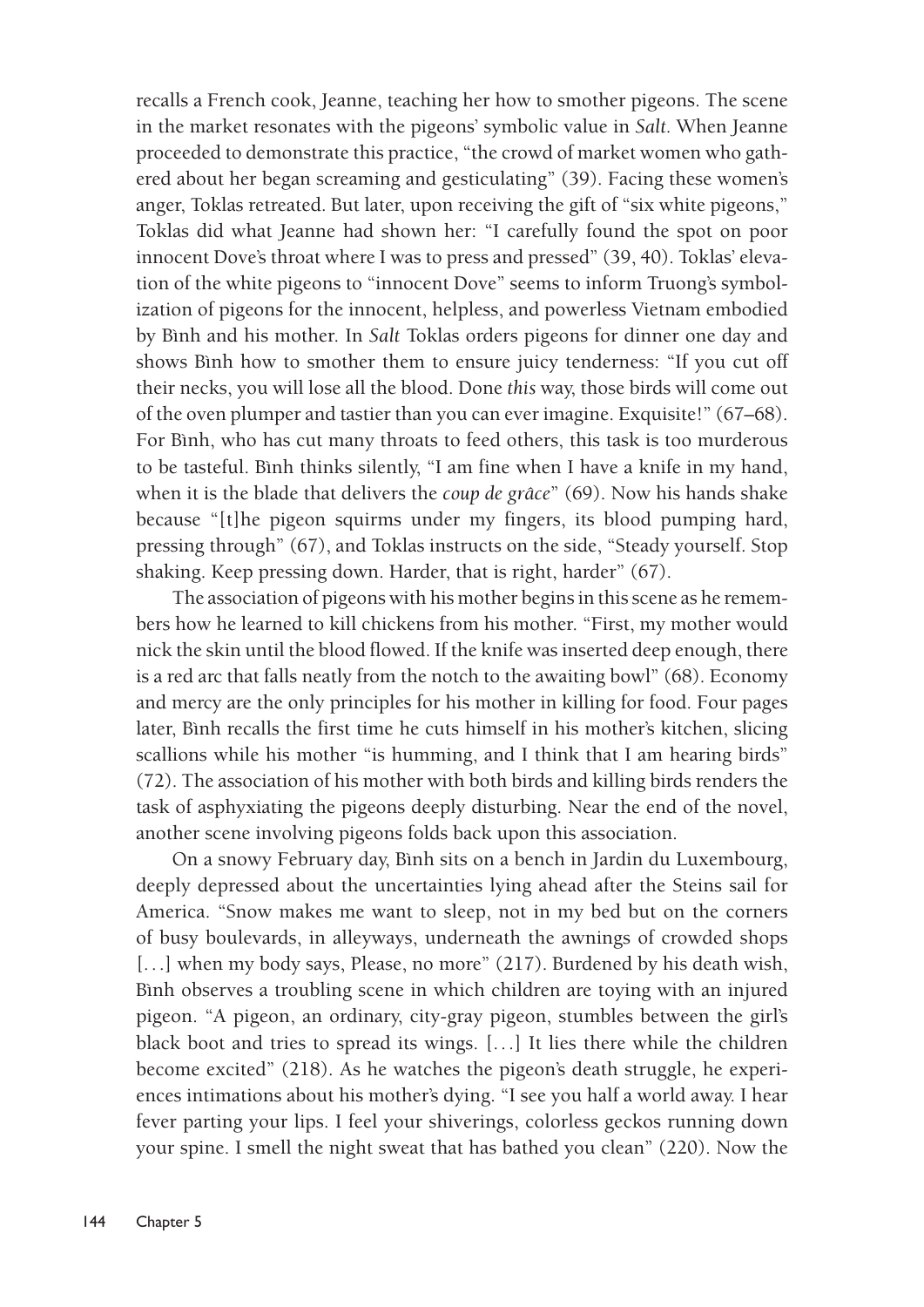recalls a French cook, Jeanne, teaching her how to smother pigeons. The scene in the market resonates with the pigeons' symbolic value in *Salt*. When Jeanne proceeded to demonstrate this practice, "the crowd of market women who gathered about her began screaming and gesticulating" (39). Facing these women's anger, Toklas retreated. But later, upon receiving the gift of "six white pigeons," Toklas did what Jeanne had shown her: "I carefully found the spot on poor innocent Dove's throat where I was to press and pressed" (39, 40). Toklas' elevation of the white pigeons to "innocent Dove" seems to inform Truong's symbolization of pigeons for the innocent, helpless, and powerless Vietnam embodied by Bình and his mother. In *Salt* Toklas orders pigeons for dinner one day and shows Bình how to smother them to ensure juicy tenderness: "If you cut off their necks, you will lose all the blood. Done *this* way, those birds will come out of the oven plumper and tastier than you can ever imagine. Exquisite!" (67–68). For Bình, who has cut many throats to feed others, this task is too murderous to be tasteful. Bình thinks silently, "I am fine when I have a knife in my hand, when it is the blade that delivers the *coup de grâce*" (69). Now his hands shake because "[t]he pigeon squirms under my fingers, its blood pumping hard, pressing through" (67), and Toklas instructs on the side, "Steady yourself. Stop shaking. Keep pressing down. Harder, that is right, harder" (67).

The association of pigeons with his mother begins in this scene as he remembers how he learned to kill chickens from his mother. "First, my mother would nick the skin until the blood flowed. If the knife was inserted deep enough, there is a red arc that falls neatly from the notch to the awaiting bowl" (68). Economy and mercy are the only principles for his mother in killing for food. Four pages later, Bình recalls the first time he cuts himself in his mother's kitchen, slicing scallions while his mother "is humming, and I think that I am hearing birds" (72). The association of his mother with both birds and killing birds renders the task of asphyxiating the pigeons deeply disturbing. Near the end of the novel, another scene involving pigeons folds back upon this association.

On a snowy February day, Bình sits on a bench in Jardin du Luxembourg, deeply depressed about the uncertainties lying ahead after the Steins sail for America. "Snow makes me want to sleep, not in my bed but on the corners of busy boulevards, in alleyways, underneath the awnings of crowded shops [...] when my body says, Please, no more" (217). Burdened by his death wish, Bình observes a troubling scene in which children are toying with an injured pigeon. "A pigeon, an ordinary, city-gray pigeon, stumbles between the girl's black boot and tries to spread its wings. [...] It lies there while the children become excited" (218). As he watches the pigeon's death struggle, he experiences intimations about his mother's dying. "I see you half a world away. I hear fever parting your lips. I feel your shiverings, colorless geckos running down your spine. I smell the night sweat that has bathed you clean" (220). Now the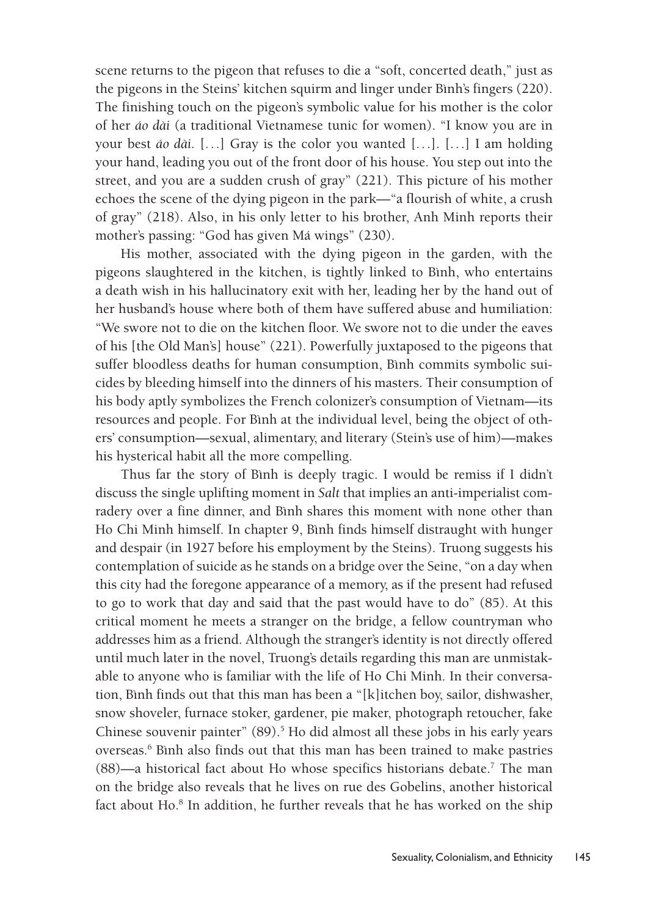scene returns to the pigeon that refuses to die a "soft, concerted death," just as the pigeons in the Steins' kitchen squirm and linger under Bình's fingers (220). The finishing touch on the pigeon's symbolic value for his mother is the color of her *áo dài* (a traditional Vietnamese tunic for women). "I know you are in your best *áo dài*. [. . .] Gray is the color you wanted [. . .]. [. . .] I am holding your hand, leading you out of the front door of his house. You step out into the street, and you are a sudden crush of gray" (221). This picture of his mother echoes the scene of the dying pigeon in the park—"a flourish of white, a crush of gray" (218). Also, in his only letter to his brother, Anh Minh reports their mother's passing: "God has given Má wings" (230).

His mother, associated with the dying pigeon in the garden, with the pigeons slaughtered in the kitchen, is tightly linked to Bình, who entertains a death wish in his hallucinatory exit with her, leading her by the hand out of her husband's house where both of them have suffered abuse and humiliation: "We swore not to die on the kitchen floor. We swore not to die under the eaves of his [the Old Man's] house" (221). Powerfully juxtaposed to the pigeons that suffer bloodless deaths for human consumption, Bình commits symbolic suicides by bleeding himself into the dinners of his masters. Their consumption of his body aptly symbolizes the French colonizer's consumption of Vietnam—its resources and people. For Bình at the individual level, being the object of others' consumption—sexual, alimentary, and literary (Stein's use of him)—makes his hysterical habit all the more compelling.

Thus far the story of Bình is deeply tragic. I would be remiss if I didn't discuss the single uplifting moment in *Salt* that implies an anti-imperialist comradery over a fine dinner, and Bình shares this moment with none other than Ho Chi Minh himself. In chapter 9, Bình finds himself distraught with hunger and despair (in 1927 before his employment by the Steins). Truong suggests his contemplation of suicide as he stands on a bridge over the Seine, "on a day when this city had the foregone appearance of a memory, as if the present had refused to go to work that day and said that the past would have to do" (85). At this critical moment he meets a stranger on the bridge, a fellow countryman who addresses him as a friend. Although the stranger's identity is not directly offered until much later in the novel, Truong's details regarding this man are unmistakable to anyone who is familiar with the life of Ho Chi Minh. In their conversation, Bình finds out that this man has been a "[k]itchen boy, sailor, dishwasher, snow shoveler, furnace stoker, gardener, pie maker, photograph retoucher, fake Chinese souvenir painter" (89).[5] Ho did almost all these jobs in his early years overseas.[6] Bình also finds out that this man has been trained to make pastries (88)—a historical fact about Ho whose specifics historians debate.[7] The man on the bridge also reveals that he lives on rue des Gobelins, another historical fact about Ho.[8] In addition, he further reveals that he has worked on the ship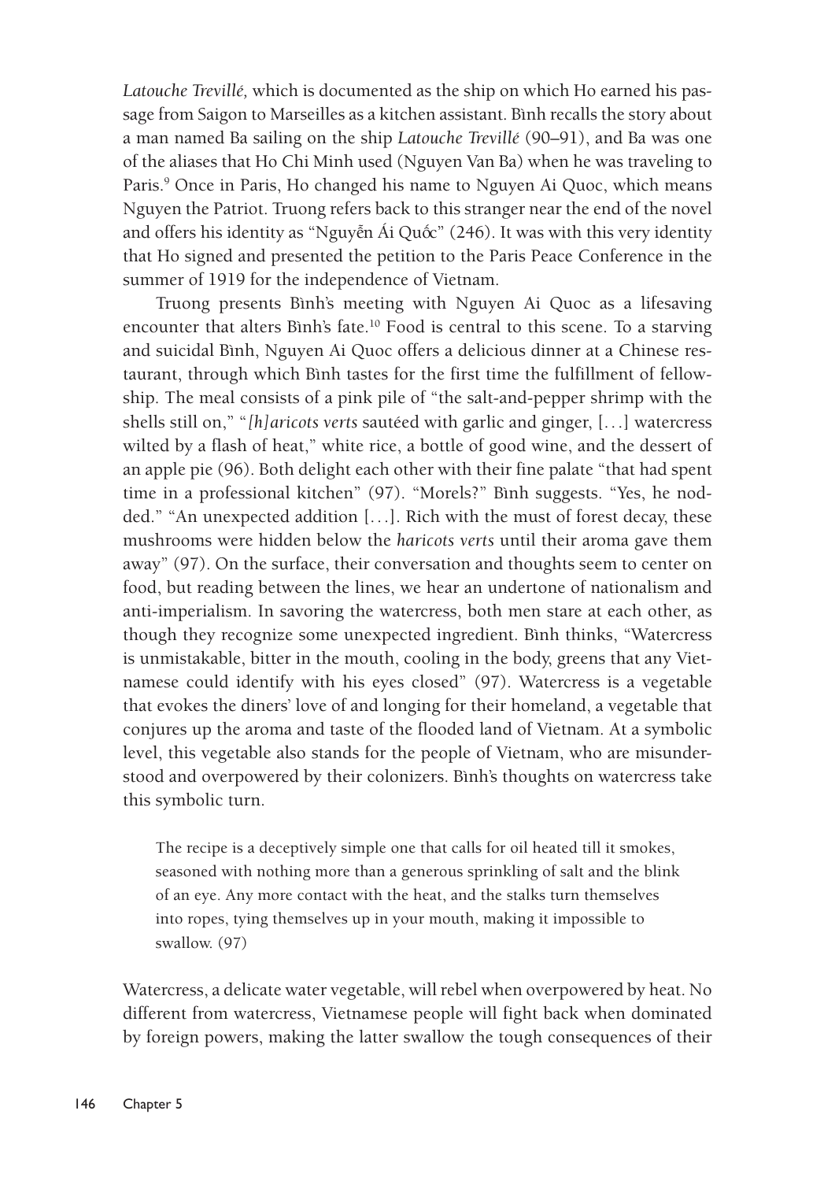*Latouche Trevillé,* which is documented as the ship on which Ho earned his passage from Saigon to Marseilles as a kitchen assistant. Bình recalls the story about a man named Ba sailing on the ship *Latouche Trevillé* (90–91), and Ba was one of the aliases that Ho Chi Minh used (Nguyen Van Ba) when he was traveling to Paris.[9] Once in Paris, Ho changed his name to Nguyen Ai Quoc, which means Nguyen the Patriot. Truong refers back to this stranger near the end of the novel and offers his identity as "Nguyễn Ái Quốc" (246). It was with this very identity that Ho signed and presented the petition to the Paris Peace Conference in the summer of 1919 for the independence of Vietnam.

Truong presents Bình's meeting with Nguyen Ai Quoc as a lifesaving encounter that alters Bình's fate.[10] Food is central to this scene. To a starving and suicidal Bình, Nguyen Ai Quoc offers a delicious dinner at a Chinese restaurant, through which Bình tastes for the first time the fulfillment of fellowship. The meal consists of a pink pile of "the salt-and-pepper shrimp with the shells still on," "*[h]aricots verts* sautéed with garlic and ginger, [. . .] watercress wilted by a flash of heat," white rice, a bottle of good wine, and the dessert of an apple pie (96). Both delight each other with their fine palate "that had spent time in a professional kitchen" (97). "Morels?" Bình suggests. "Yes, he nodded." "An unexpected addition [. . .]. Rich with the must of forest decay, these mushrooms were hidden below the *haricots verts* until their aroma gave them away" (97). On the surface, their conversation and thoughts seem to center on food, but reading between the lines, we hear an undertone of nationalism and anti-imperialism. In savoring the watercress, both men stare at each other, as though they recognize some unexpected ingredient. Bình thinks, "Watercress is unmistakable, bitter in the mouth, cooling in the body, greens that any Vietnamese could identify with his eyes closed" (97). Watercress is a vegetable that evokes the diners' love of and longing for their homeland, a vegetable that conjures up the aroma and taste of the flooded land of Vietnam. At a symbolic level, this vegetable also stands for the people of Vietnam, who are misunderstood and overpowered by their colonizers. Bình's thoughts on watercress take this symbolic turn.

> The recipe is a deceptively simple one that calls for oil heated till it smokes, seasoned with nothing more than a generous sprinkling of salt and the blink of an eye. Any more contact with the heat, and the stalks turn themselves into ropes, tying themselves up in your mouth, making it impossible to swallow. (97)

Watercress, a delicate water vegetable, will rebel when overpowered by heat. No different from watercress, Vietnamese people will fight back when dominated by foreign powers, making the latter swallow the tough consequences of their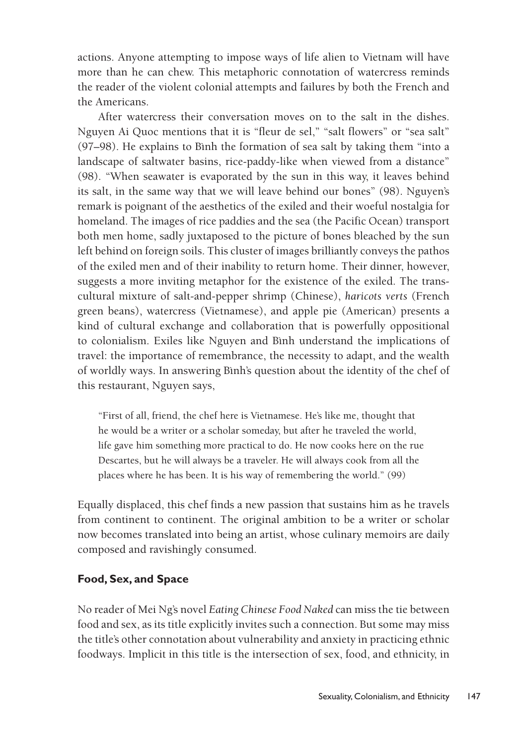actions. Anyone attempting to impose ways of life alien to Vietnam will have more than he can chew. This metaphoric connotation of watercress reminds the reader of the violent colonial attempts and failures by both the French and the Americans.

After watercress their conversation moves on to the salt in the dishes. Nguyen Ai Quoc mentions that it is "fleur de sel," "salt flowers" or "sea salt" (97–98). He explains to Bình the formation of sea salt by taking them "into a landscape of saltwater basins, rice-paddy-like when viewed from a distance" (98). "When seawater is evaporated by the sun in this way, it leaves behind its salt, in the same way that we will leave behind our bones" (98). Nguyen's remark is poignant of the aesthetics of the exiled and their woeful nostalgia for homeland. The images of rice paddies and the sea (the Pacific Ocean) transport both men home, sadly juxtaposed to the picture of bones bleached by the sun left behind on foreign soils. This cluster of images brilliantly conveys the pathos of the exiled men and of their inability to return home. Their dinner, however, suggests a more inviting metaphor for the existence of the exiled. The transcultural mixture of salt-and-pepper shrimp (Chinese), *haricots verts* (French green beans), watercress (Vietnamese), and apple pie (American) presents a kind of cultural exchange and collaboration that is powerfully oppositional to colonialism. Exiles like Nguyen and Bình understand the implications of travel: the importance of remembrance, the necessity to adapt, and the wealth of worldly ways. In answering Bình's question about the identity of the chef of this restaurant, Nguyen says,

> "First of all, friend, the chef here is Vietnamese. He's like me, thought that he would be a writer or a scholar someday, but after he traveled the world, life gave him something more practical to do. He now cooks here on the rue Descartes, but he will always be a traveler. He will always cook from all the places where he has been. It is his way of remembering the world." (99)

Equally displaced, this chef finds a new passion that sustains him as he travels from continent to continent. The original ambition to be a writer or scholar now becomes translated into being an artist, whose culinary memoirs are daily composed and ravishingly consumed.

## Food, Sex, and Space

No reader of Mei Ng's novel *Eating Chinese Food Naked* can miss the tie between food and sex, as its title explicitly invites such a connection. But some may miss the title's other connotation about vulnerability and anxiety in practicing ethnic foodways. Implicit in this title is the intersection of sex, food, and ethnicity, in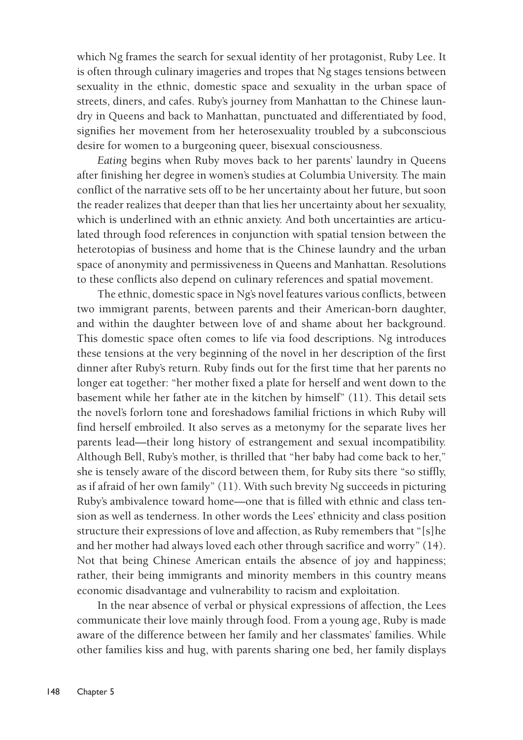which Ng frames the search for sexual identity of her protagonist, Ruby Lee. It is often through culinary imageries and tropes that Ng stages tensions between sexuality in the ethnic, domestic space and sexuality in the urban space of streets, diners, and cafes. Ruby's journey from Manhattan to the Chinese laundry in Queens and back to Manhattan, punctuated and differentiated by food, signifies her movement from her heterosexuality troubled by a subconscious desire for women to a burgeoning queer, bisexual consciousness.

*Eating* begins when Ruby moves back to her parents' laundry in Queens after finishing her degree in women's studies at Columbia University. The main conflict of the narrative sets off to be her uncertainty about her future, but soon the reader realizes that deeper than that lies her uncertainty about her sexuality, which is underlined with an ethnic anxiety. And both uncertainties are articulated through food references in conjunction with spatial tension between the heterotopias of business and home that is the Chinese laundry and the urban space of anonymity and permissiveness in Queens and Manhattan. Resolutions to these conflicts also depend on culinary references and spatial movement.

The ethnic, domestic space in Ng's novel features various conflicts, between two immigrant parents, between parents and their American-born daughter, and within the daughter between love of and shame about her background. This domestic space often comes to life via food descriptions. Ng introduces these tensions at the very beginning of the novel in her description of the first dinner after Ruby's return. Ruby finds out for the first time that her parents no longer eat together: "her mother fixed a plate for herself and went down to the basement while her father ate in the kitchen by himself" (11). This detail sets the novel's forlorn tone and foreshadows familial frictions in which Ruby will find herself embroiled. It also serves as a metonymy for the separate lives her parents lead—their long history of estrangement and sexual incompatibility. Although Bell, Ruby's mother, is thrilled that "her baby had come back to her," she is tensely aware of the discord between them, for Ruby sits there "so stiffly, as if afraid of her own family" (11). With such brevity Ng succeeds in picturing Ruby's ambivalence toward home—one that is filled with ethnic and class tension as well as tenderness. In other words the Lees' ethnicity and class position structure their expressions of love and affection, as Ruby remembers that "[s]he and her mother had always loved each other through sacrifice and worry" (14). Not that being Chinese American entails the absence of joy and happiness; rather, their being immigrants and minority members in this country means economic disadvantage and vulnerability to racism and exploitation.

In the near absence of verbal or physical expressions of affection, the Lees communicate their love mainly through food. From a young age, Ruby is made aware of the difference between her family and her classmates' families. While other families kiss and hug, with parents sharing one bed, her family displays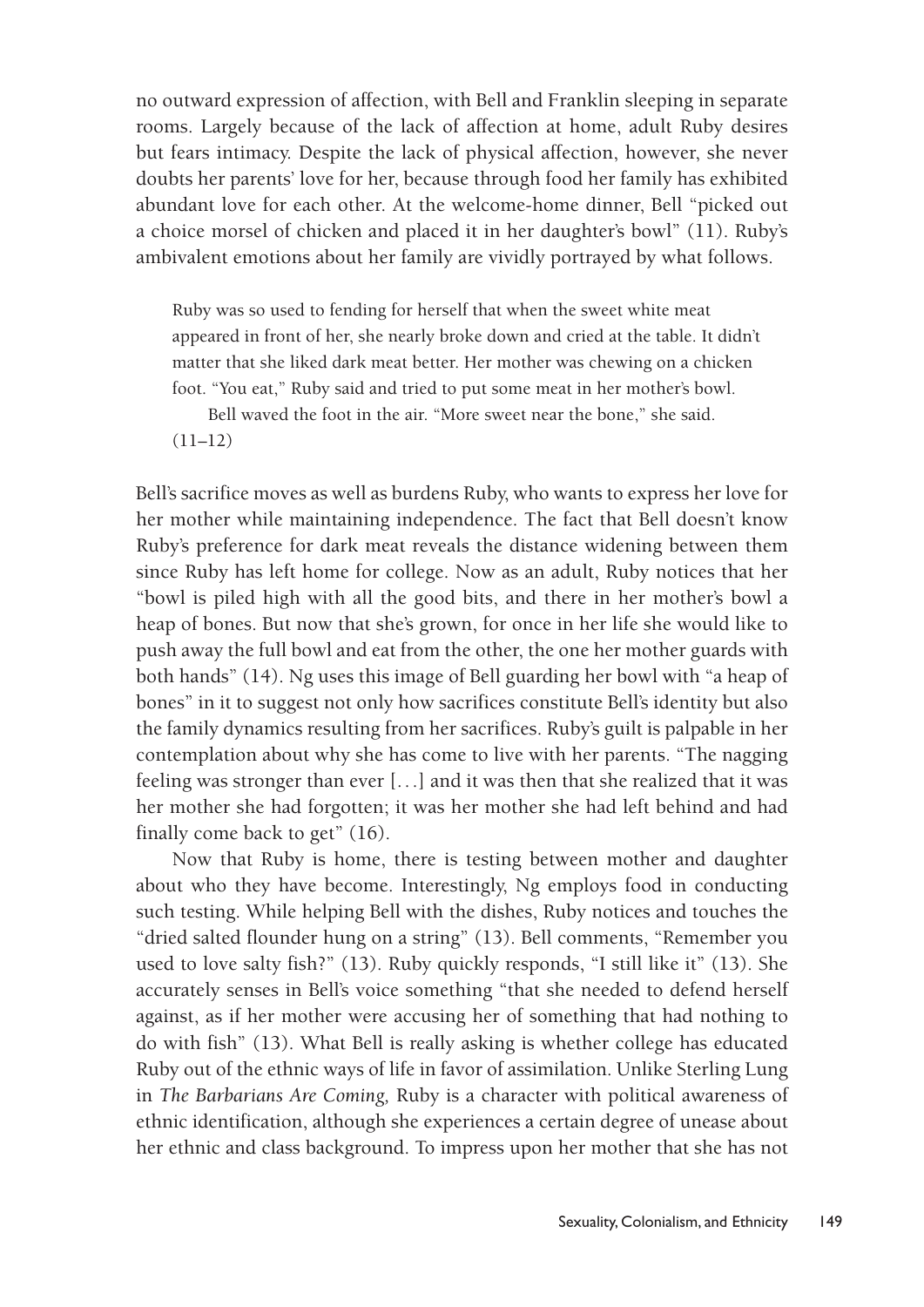no outward expression of affection, with Bell and Franklin sleeping in separate rooms. Largely because of the lack of affection at home, adult Ruby desires but fears intimacy. Despite the lack of physical affection, however, she never doubts her parents' love for her, because through food her family has exhibited abundant love for each other. At the welcome-home dinner, Bell "picked out a choice morsel of chicken and placed it in her daughter's bowl" (11). Ruby's ambivalent emotions about her family are vividly portrayed by what follows.

> Ruby was so used to fending for herself that when the sweet white meat appeared in front of her, she nearly broke down and cried at the table. It didn't matter that she liked dark meat better. Her mother was chewing on a chicken foot. "You eat," Ruby said and tried to put some meat in her mother's bowl.
>
> Bell waved the foot in the air. "More sweet near the bone," she said. (11–12)

Bell's sacrifice moves as well as burdens Ruby, who wants to express her love for her mother while maintaining independence. The fact that Bell doesn't know Ruby's preference for dark meat reveals the distance widening between them since Ruby has left home for college. Now as an adult, Ruby notices that her "bowl is piled high with all the good bits, and there in her mother's bowl a heap of bones. But now that she's grown, for once in her life she would like to push away the full bowl and eat from the other, the one her mother guards with both hands" (14). Ng uses this image of Bell guarding her bowl with "a heap of bones" in it to suggest not only how sacrifices constitute Bell's identity but also the family dynamics resulting from her sacrifices. Ruby's guilt is palpable in her contemplation about why she has come to live with her parents. "The nagging feeling was stronger than ever [. . .] and it was then that she realized that it was her mother she had forgotten; it was her mother she had left behind and had finally come back to get" (16).

Now that Ruby is home, there is testing between mother and daughter about who they have become. Interestingly, Ng employs food in conducting such testing. While helping Bell with the dishes, Ruby notices and touches the "dried salted flounder hung on a string" (13). Bell comments, "Remember you used to love salty fish?" (13). Ruby quickly responds, "I still like it" (13). She accurately senses in Bell's voice something "that she needed to defend herself against, as if her mother were accusing her of something that had nothing to do with fish" (13). What Bell is really asking is whether college has educated Ruby out of the ethnic ways of life in favor of assimilation. Unlike Sterling Lung in *The Barbarians Are Coming,* Ruby is a character with political awareness of ethnic identification, although she experiences a certain degree of unease about her ethnic and class background. To impress upon her mother that she has not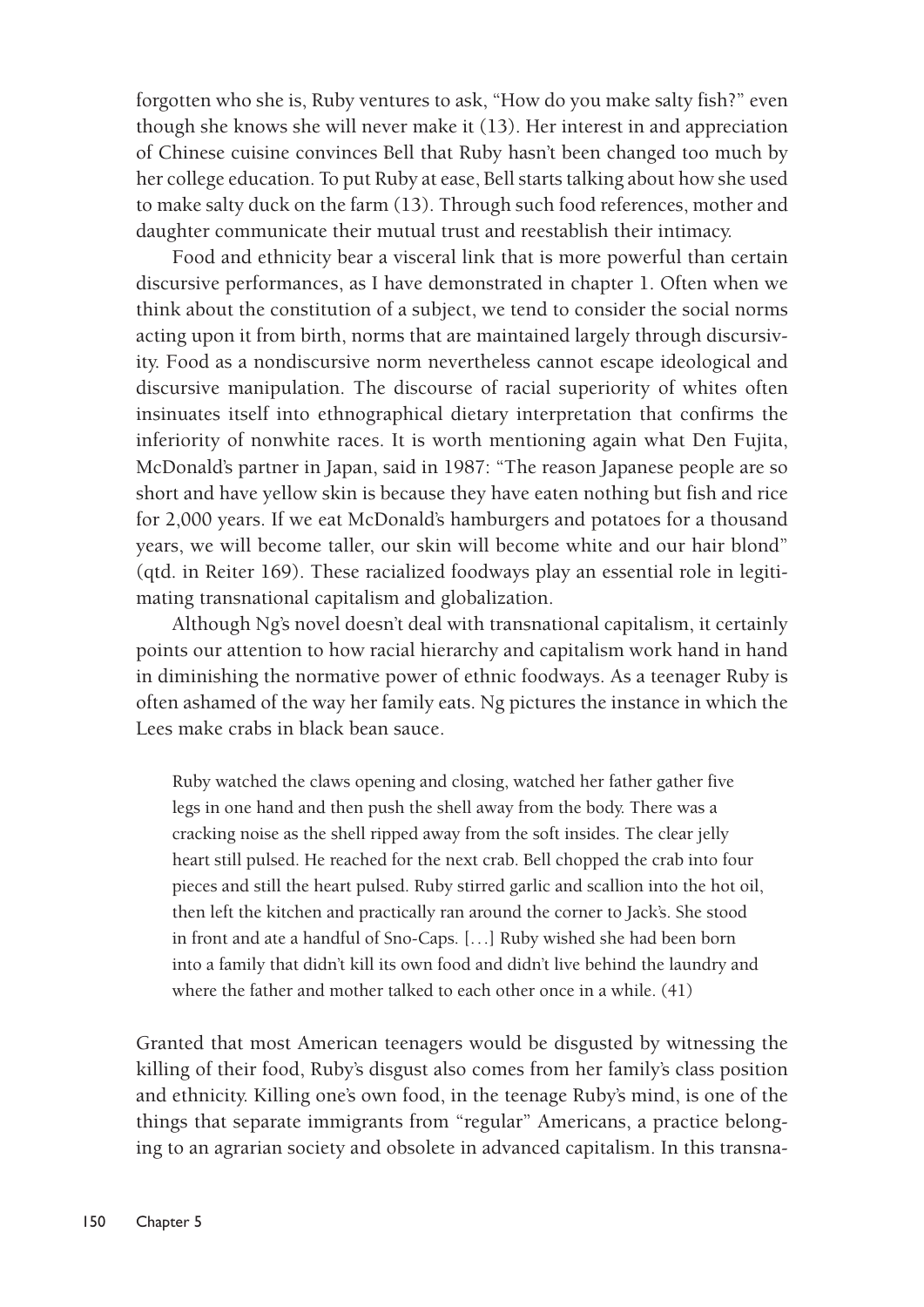forgotten who she is, Ruby ventures to ask, "How do you make salty fish?" even though she knows she will never make it (13). Her interest in and appreciation of Chinese cuisine convinces Bell that Ruby hasn't been changed too much by her college education. To put Ruby at ease, Bell starts talking about how she used to make salty duck on the farm (13). Through such food references, mother and daughter communicate their mutual trust and reestablish their intimacy.

Food and ethnicity bear a visceral link that is more powerful than certain discursive performances, as I have demonstrated in chapter 1. Often when we think about the constitution of a subject, we tend to consider the social norms acting upon it from birth, norms that are maintained largely through discursivity. Food as a nondiscursive norm nevertheless cannot escape ideological and discursive manipulation. The discourse of racial superiority of whites often insinuates itself into ethnographical dietary interpretation that confirms the inferiority of nonwhite races. It is worth mentioning again what Den Fujita, McDonald's partner in Japan, said in 1987: "The reason Japanese people are so short and have yellow skin is because they have eaten nothing but fish and rice for 2,000 years. If we eat McDonald's hamburgers and potatoes for a thousand years, we will become taller, our skin will become white and our hair blond" (qtd. in Reiter 169). These racialized foodways play an essential role in legitimating transnational capitalism and globalization.

Although Ng's novel doesn't deal with transnational capitalism, it certainly points our attention to how racial hierarchy and capitalism work hand in hand in diminishing the normative power of ethnic foodways. As a teenager Ruby is often ashamed of the way her family eats. Ng pictures the instance in which the Lees make crabs in black bean sauce.

> Ruby watched the claws opening and closing, watched her father gather five legs in one hand and then push the shell away from the body. There was a cracking noise as the shell ripped away from the soft insides. The clear jelly heart still pulsed. He reached for the next crab. Bell chopped the crab into four pieces and still the heart pulsed. Ruby stirred garlic and scallion into the hot oil, then left the kitchen and practically ran around the corner to Jack's. She stood in front and ate a handful of Sno-Caps. [. . .] Ruby wished she had been born into a family that didn't kill its own food and didn't live behind the laundry and where the father and mother talked to each other once in a while. (41)

Granted that most American teenagers would be disgusted by witnessing the killing of their food, Ruby's disgust also comes from her family's class position and ethnicity. Killing one's own food, in the teenage Ruby's mind, is one of the things that separate immigrants from "regular" Americans, a practice belonging to an agrarian society and obsolete in advanced capitalism. In this transna-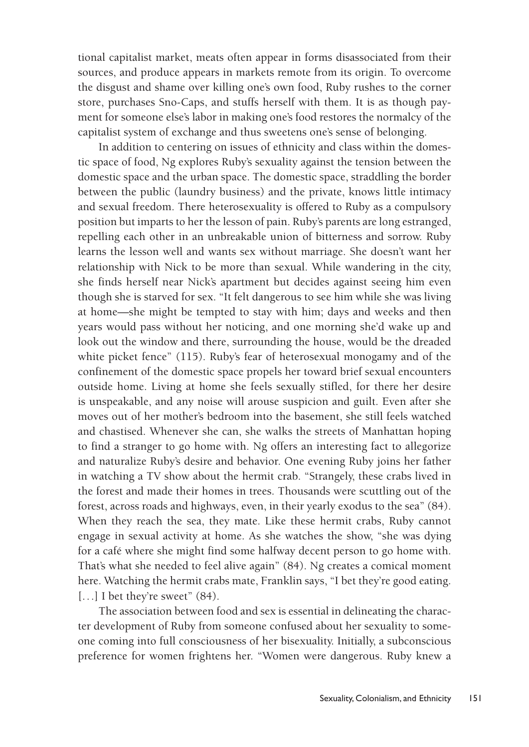tional capitalist market, meats often appear in forms disassociated from their sources, and produce appears in markets remote from its origin. To overcome the disgust and shame over killing one's own food, Ruby rushes to the corner store, purchases Sno-Caps, and stuffs herself with them. It is as though payment for someone else's labor in making one's food restores the normalcy of the capitalist system of exchange and thus sweetens one's sense of belonging.

In addition to centering on issues of ethnicity and class within the domestic space of food, Ng explores Ruby's sexuality against the tension between the domestic space and the urban space. The domestic space, straddling the border between the public (laundry business) and the private, knows little intimacy and sexual freedom. There heterosexuality is offered to Ruby as a compulsory position but imparts to her the lesson of pain. Ruby's parents are long estranged, repelling each other in an unbreakable union of bitterness and sorrow. Ruby learns the lesson well and wants sex without marriage. She doesn't want her relationship with Nick to be more than sexual. While wandering in the city, she finds herself near Nick's apartment but decides against seeing him even though she is starved for sex. "It felt dangerous to see him while she was living at home—she might be tempted to stay with him; days and weeks and then years would pass without her noticing, and one morning she'd wake up and look out the window and there, surrounding the house, would be the dreaded white picket fence" (115). Ruby's fear of heterosexual monogamy and of the confinement of the domestic space propels her toward brief sexual encounters outside home. Living at home she feels sexually stifled, for there her desire is unspeakable, and any noise will arouse suspicion and guilt. Even after she moves out of her mother's bedroom into the basement, she still feels watched and chastised. Whenever she can, she walks the streets of Manhattan hoping to find a stranger to go home with. Ng offers an interesting fact to allegorize and naturalize Ruby's desire and behavior. One evening Ruby joins her father in watching a TV show about the hermit crab. "Strangely, these crabs lived in the forest and made their homes in trees. Thousands were scuttling out of the forest, across roads and highways, even, in their yearly exodus to the sea" (84). When they reach the sea, they mate. Like these hermit crabs, Ruby cannot engage in sexual activity at home. As she watches the show, "she was dying for a café where she might find some halfway decent person to go home with. That's what she needed to feel alive again" (84). Ng creates a comical moment here. Watching the hermit crabs mate, Franklin says, "I bet they're good eating. [. . .] I bet they're sweet" (84).

The association between food and sex is essential in delineating the character development of Ruby from someone confused about her sexuality to someone coming into full consciousness of her bisexuality. Initially, a subconscious preference for women frightens her. "Women were dangerous. Ruby knew a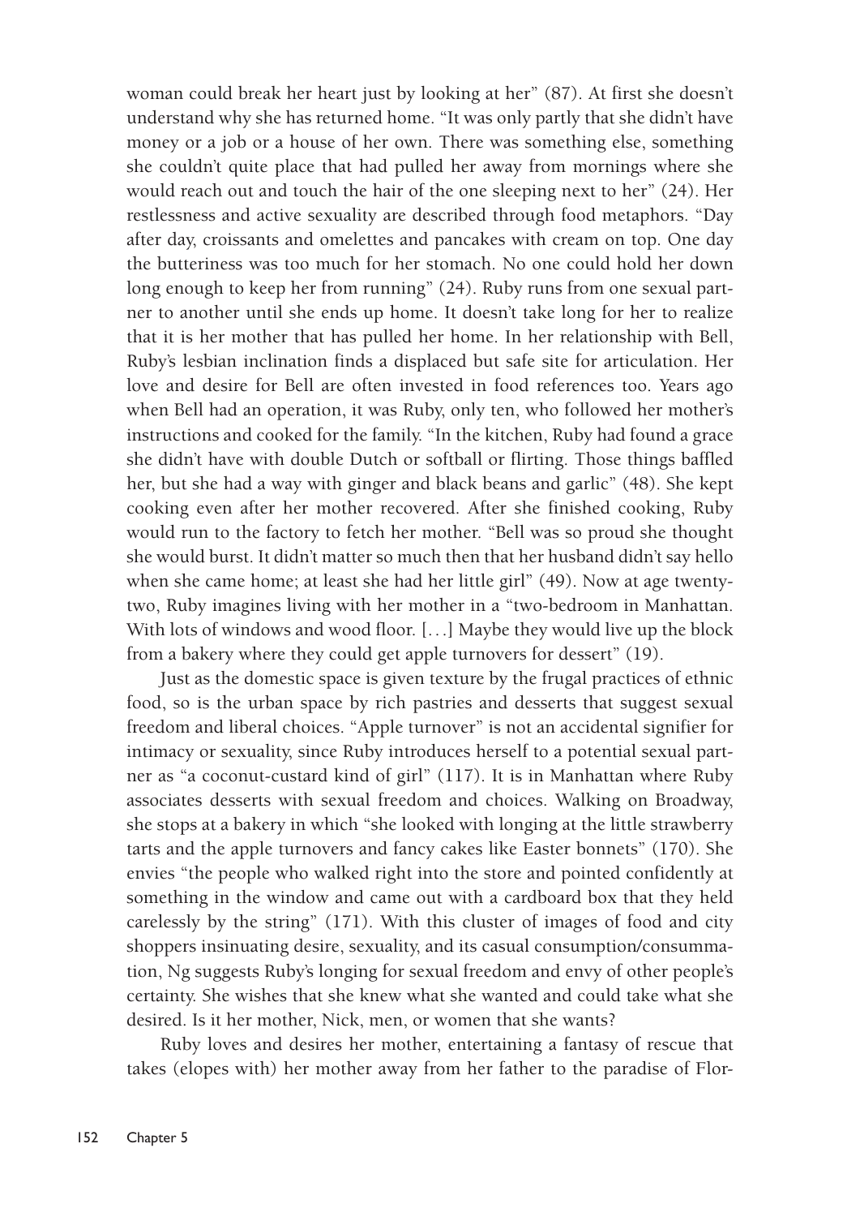woman could break her heart just by looking at her" (87). At first she doesn't understand why she has returned home. "It was only partly that she didn't have money or a job or a house of her own. There was something else, something she couldn't quite place that had pulled her away from mornings where she would reach out and touch the hair of the one sleeping next to her" (24). Her restlessness and active sexuality are described through food metaphors. "Day after day, croissants and omelettes and pancakes with cream on top. One day the butteriness was too much for her stomach. No one could hold her down long enough to keep her from running" (24). Ruby runs from one sexual partner to another until she ends up home. It doesn't take long for her to realize that it is her mother that has pulled her home. In her relationship with Bell, Ruby's lesbian inclination finds a displaced but safe site for articulation. Her love and desire for Bell are often invested in food references too. Years ago when Bell had an operation, it was Ruby, only ten, who followed her mother's instructions and cooked for the family. "In the kitchen, Ruby had found a grace she didn't have with double Dutch or softball or flirting. Those things baffled her, but she had a way with ginger and black beans and garlic" (48). She kept cooking even after her mother recovered. After she finished cooking, Ruby would run to the factory to fetch her mother. "Bell was so proud she thought she would burst. It didn't matter so much then that her husband didn't say hello when she came home; at least she had her little girl" (49). Now at age twenty-two, Ruby imagines living with her mother in a "two-bedroom in Manhattan. With lots of windows and wood floor. [. . .] Maybe they would live up the block from a bakery where they could get apple turnovers for dessert" (19).

Just as the domestic space is given texture by the frugal practices of ethnic food, so is the urban space by rich pastries and desserts that suggest sexual freedom and liberal choices. "Apple turnover" is not an accidental signifier for intimacy or sexuality, since Ruby introduces herself to a potential sexual partner as "a coconut-custard kind of girl" (117). It is in Manhattan where Ruby associates desserts with sexual freedom and choices. Walking on Broadway, she stops at a bakery in which "she looked with longing at the little strawberry tarts and the apple turnovers and fancy cakes like Easter bonnets" (170). She envies "the people who walked right into the store and pointed confidently at something in the window and came out with a cardboard box that they held carelessly by the string" (171). With this cluster of images of food and city shoppers insinuating desire, sexuality, and its casual consumption/consummation, Ng suggests Ruby's longing for sexual freedom and envy of other people's certainty. She wishes that she knew what she wanted and could take what she desired. Is it her mother, Nick, men, or women that she wants?

Ruby loves and desires her mother, entertaining a fantasy of rescue that takes (elopes with) her mother away from her father to the paradise of Flor-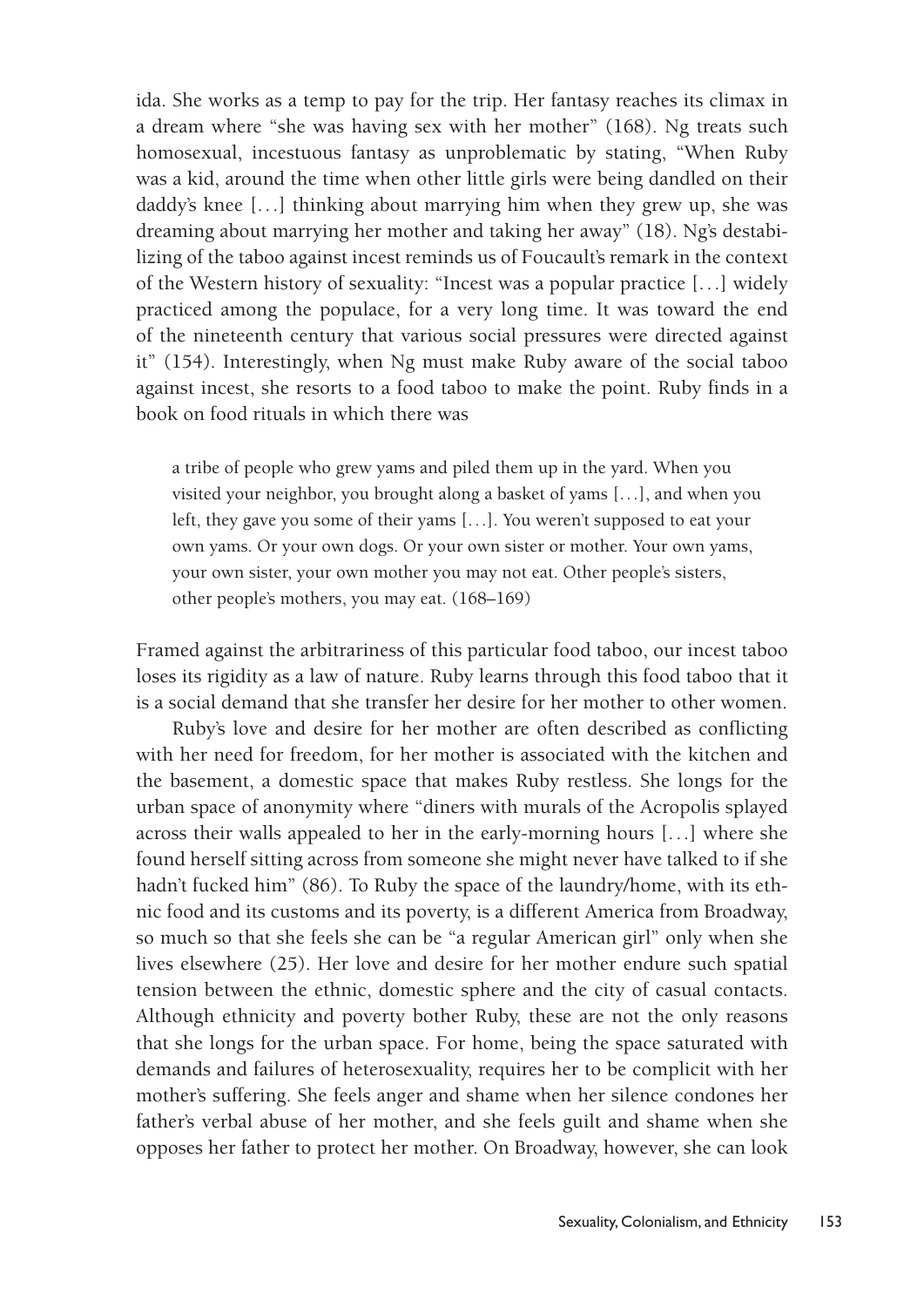ida. She works as a temp to pay for the trip. Her fantasy reaches its climax in a dream where "she was having sex with her mother" (168). Ng treats such homosexual, incestuous fantasy as unproblematic by stating, "When Ruby was a kid, around the time when other little girls were being dandled on their daddy's knee [. . .] thinking about marrying him when they grew up, she was dreaming about marrying her mother and taking her away" (18). Ng's destabilizing of the taboo against incest reminds us of Foucault's remark in the context of the Western history of sexuality: "Incest was a popular practice [. . .] widely practiced among the populace, for a very long time. It was toward the end of the nineteenth century that various social pressures were directed against it" (154). Interestingly, when Ng must make Ruby aware of the social taboo against incest, she resorts to a food taboo to make the point. Ruby finds in a book on food rituals in which there was

> a tribe of people who grew yams and piled them up in the yard. When you visited your neighbor, you brought along a basket of yams [. . .], and when you left, they gave you some of their yams [. . .]. You weren't supposed to eat your own yams. Or your own dogs. Or your own sister or mother. Your own yams, your own sister, your own mother you may not eat. Other people's sisters, other people's mothers, you may eat. (168–169)

Framed against the arbitrariness of this particular food taboo, our incest taboo loses its rigidity as a law of nature. Ruby learns through this food taboo that it is a social demand that she transfer her desire for her mother to other women.

Ruby's love and desire for her mother are often described as conflicting with her need for freedom, for her mother is associated with the kitchen and the basement, a domestic space that makes Ruby restless. She longs for the urban space of anonymity where "diners with murals of the Acropolis splayed across their walls appealed to her in the early-morning hours [. . .] where she found herself sitting across from someone she might never have talked to if she hadn't fucked him" (86). To Ruby the space of the laundry/home, with its ethnic food and its customs and its poverty, is a different America from Broadway, so much so that she feels she can be "a regular American girl" only when she lives elsewhere (25). Her love and desire for her mother endure such spatial tension between the ethnic, domestic sphere and the city of casual contacts. Although ethnicity and poverty bother Ruby, these are not the only reasons that she longs for the urban space. For home, being the space saturated with demands and failures of heterosexuality, requires her to be complicit with her mother's suffering. She feels anger and shame when her silence condones her father's verbal abuse of her mother, and she feels guilt and shame when she opposes her father to protect her mother. On Broadway, however, she can look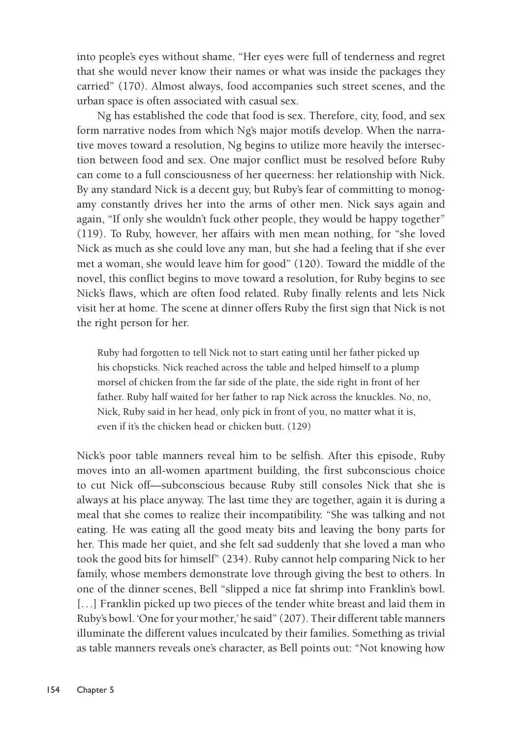into people's eyes without shame. "Her eyes were full of tenderness and regret that she would never know their names or what was inside the packages they carried" (170). Almost always, food accompanies such street scenes, and the urban space is often associated with casual sex.

Ng has established the code that food is sex. Therefore, city, food, and sex form narrative nodes from which Ng's major motifs develop. When the narrative moves toward a resolution, Ng begins to utilize more heavily the intersection between food and sex. One major conflict must be resolved before Ruby can come to a full consciousness of her queerness: her relationship with Nick. By any standard Nick is a decent guy, but Ruby's fear of committing to monogamy constantly drives her into the arms of other men. Nick says again and again, "If only she wouldn't fuck other people, they would be happy together" (119). To Ruby, however, her affairs with men mean nothing, for "she loved Nick as much as she could love any man, but she had a feeling that if she ever met a woman, she would leave him for good" (120). Toward the middle of the novel, this conflict begins to move toward a resolution, for Ruby begins to see Nick's flaws, which are often food related. Ruby finally relents and lets Nick visit her at home. The scene at dinner offers Ruby the first sign that Nick is not the right person for her.

> Ruby had forgotten to tell Nick not to start eating until her father picked up his chopsticks. Nick reached across the table and helped himself to a plump morsel of chicken from the far side of the plate, the side right in front of her father. Ruby half waited for her father to rap Nick across the knuckles. No, no, Nick, Ruby said in her head, only pick in front of you, no matter what it is, even if it's the chicken head or chicken butt. (129)

Nick's poor table manners reveal him to be selfish. After this episode, Ruby moves into an all-women apartment building, the first subconscious choice to cut Nick off—subconscious because Ruby still consoles Nick that she is always at his place anyway. The last time they are together, again it is during a meal that she comes to realize their incompatibility. "She was talking and not eating. He was eating all the good meaty bits and leaving the bony parts for her. This made her quiet, and she felt sad suddenly that she loved a man who took the good bits for himself" (234). Ruby cannot help comparing Nick to her family, whose members demonstrate love through giving the best to others. In one of the dinner scenes, Bell "slipped a nice fat shrimp into Franklin's bowl. [...] Franklin picked up two pieces of the tender white breast and laid them in Ruby's bowl. 'One for your mother,' he said" (207). Their different table manners illuminate the different values inculcated by their families. Something as trivial as table manners reveals one's character, as Bell points out: "Not knowing how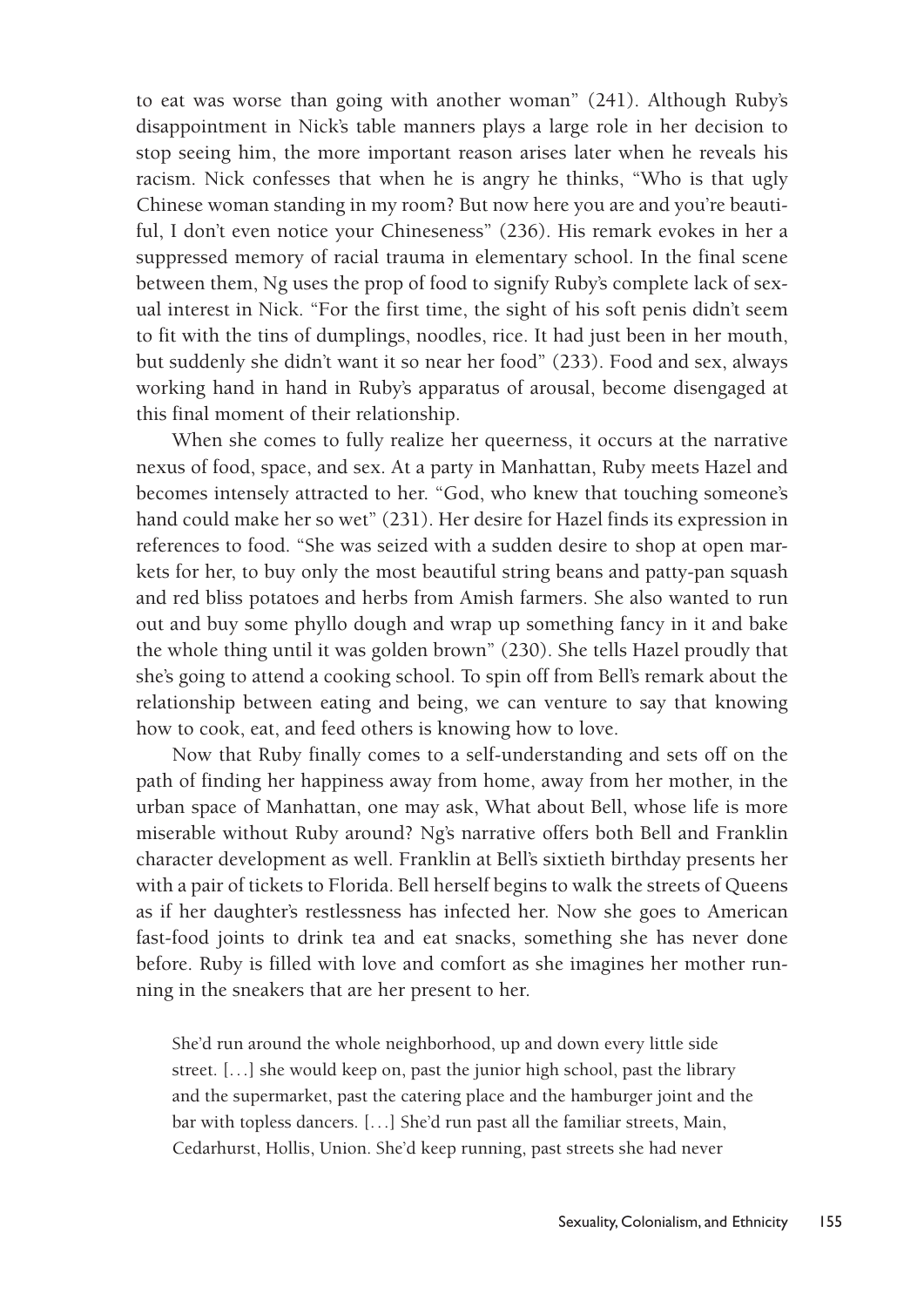to eat was worse than going with another woman" (241). Although Ruby's disappointment in Nick's table manners plays a large role in her decision to stop seeing him, the more important reason arises later when he reveals his racism. Nick confesses that when he is angry he thinks, "Who is that ugly Chinese woman standing in my room? But now here you are and you're beautiful, I don't even notice your Chineseness" (236). His remark evokes in her a suppressed memory of racial trauma in elementary school. In the final scene between them, Ng uses the prop of food to signify Ruby's complete lack of sexual interest in Nick. "For the first time, the sight of his soft penis didn't seem to fit with the tins of dumplings, noodles, rice. It had just been in her mouth, but suddenly she didn't want it so near her food" (233). Food and sex, always working hand in hand in Ruby's apparatus of arousal, become disengaged at this final moment of their relationship.

When she comes to fully realize her queerness, it occurs at the narrative nexus of food, space, and sex. At a party in Manhattan, Ruby meets Hazel and becomes intensely attracted to her. "God, who knew that touching someone's hand could make her so wet" (231). Her desire for Hazel finds its expression in references to food. "She was seized with a sudden desire to shop at open markets for her, to buy only the most beautiful string beans and patty-pan squash and red bliss potatoes and herbs from Amish farmers. She also wanted to run out and buy some phyllo dough and wrap up something fancy in it and bake the whole thing until it was golden brown" (230). She tells Hazel proudly that she's going to attend a cooking school. To spin off from Bell's remark about the relationship between eating and being, we can venture to say that knowing how to cook, eat, and feed others is knowing how to love.

Now that Ruby finally comes to a self-understanding and sets off on the path of finding her happiness away from home, away from her mother, in the urban space of Manhattan, one may ask, What about Bell, whose life is more miserable without Ruby around? Ng's narrative offers both Bell and Franklin character development as well. Franklin at Bell's sixtieth birthday presents her with a pair of tickets to Florida. Bell herself begins to walk the streets of Queens as if her daughter's restlessness has infected her. Now she goes to American fast-food joints to drink tea and eat snacks, something she has never done before. Ruby is filled with love and comfort as she imagines her mother running in the sneakers that are her present to her.

> She'd run around the whole neighborhood, up and down every little side street. [. . .] she would keep on, past the junior high school, past the library and the supermarket, past the catering place and the hamburger joint and the bar with topless dancers. [. . .] She'd run past all the familiar streets, Main, Cedarhurst, Hollis, Union. She'd keep running, past streets she had never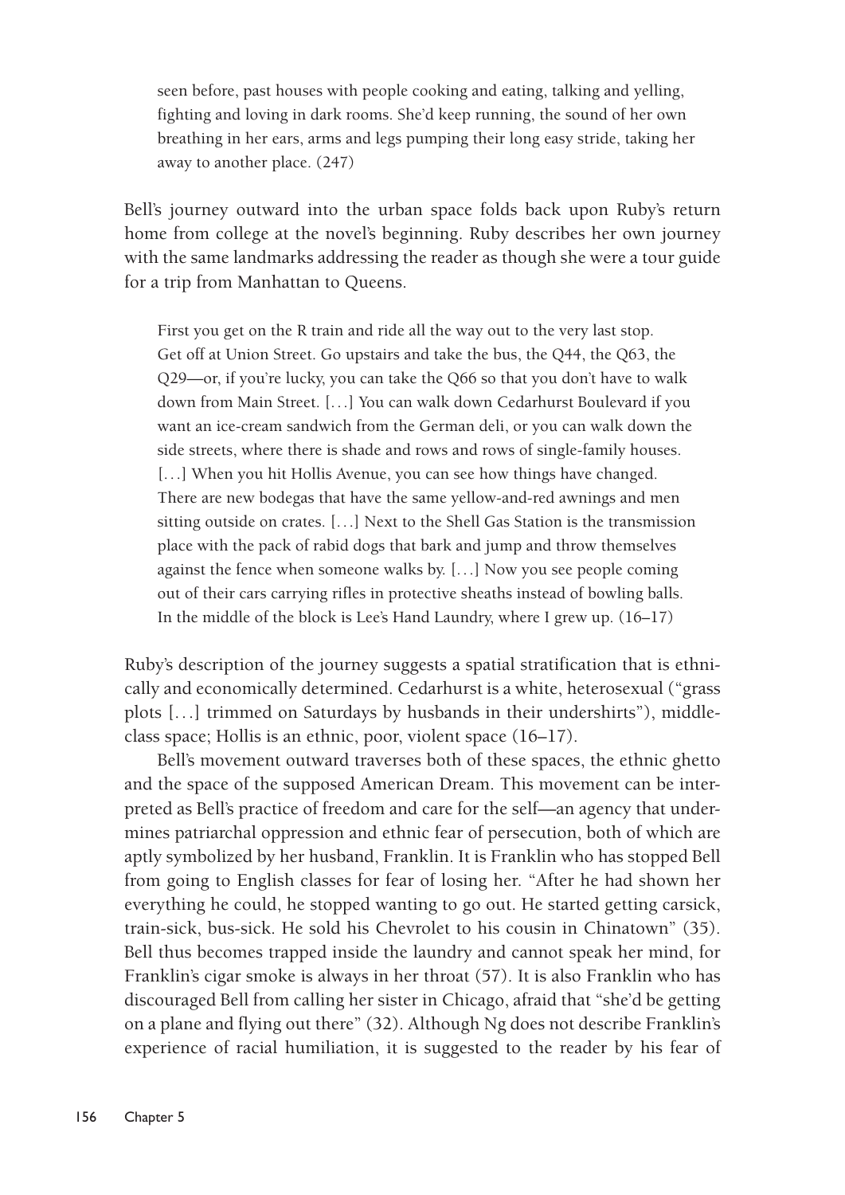> seen before, past houses with people cooking and eating, talking and yelling, fighting and loving in dark rooms. She'd keep running, the sound of her own breathing in her ears, arms and legs pumping their long easy stride, taking her away to another place. (247)

Bell's journey outward into the urban space folds back upon Ruby's return home from college at the novel's beginning. Ruby describes her own journey with the same landmarks addressing the reader as though she were a tour guide for a trip from Manhattan to Queens.

> First you get on the R train and ride all the way out to the very last stop. Get off at Union Street. Go upstairs and take the bus, the Q44, the Q63, the Q29—or, if you're lucky, you can take the Q66 so that you don't have to walk down from Main Street. [. . .] You can walk down Cedarhurst Boulevard if you want an ice-cream sandwich from the German deli, or you can walk down the side streets, where there is shade and rows and rows of single-family houses. [. . .] When you hit Hollis Avenue, you can see how things have changed. There are new bodegas that have the same yellow-and-red awnings and men sitting outside on crates. [. . .] Next to the Shell Gas Station is the transmission place with the pack of rabid dogs that bark and jump and throw themselves against the fence when someone walks by. [. . .] Now you see people coming out of their cars carrying rifles in protective sheaths instead of bowling balls. In the middle of the block is Lee's Hand Laundry, where I grew up. (16–17)

Ruby's description of the journey suggests a spatial stratification that is ethnically and economically determined. Cedarhurst is a white, heterosexual ("grass plots [. . .] trimmed on Saturdays by husbands in their undershirts"), middle-class space; Hollis is an ethnic, poor, violent space (16–17).

Bell's movement outward traverses both of these spaces, the ethnic ghetto and the space of the supposed American Dream. This movement can be interpreted as Bell's practice of freedom and care for the self—an agency that undermines patriarchal oppression and ethnic fear of persecution, both of which are aptly symbolized by her husband, Franklin. It is Franklin who has stopped Bell from going to English classes for fear of losing her. "After he had shown her everything he could, he stopped wanting to go out. He started getting carsick, train-sick, bus-sick. He sold his Chevrolet to his cousin in Chinatown" (35). Bell thus becomes trapped inside the laundry and cannot speak her mind, for Franklin's cigar smoke is always in her throat (57). It is also Franklin who has discouraged Bell from calling her sister in Chicago, afraid that "she'd be getting on a plane and flying out there" (32). Although Ng does not describe Franklin's experience of racial humiliation, it is suggested to the reader by his fear of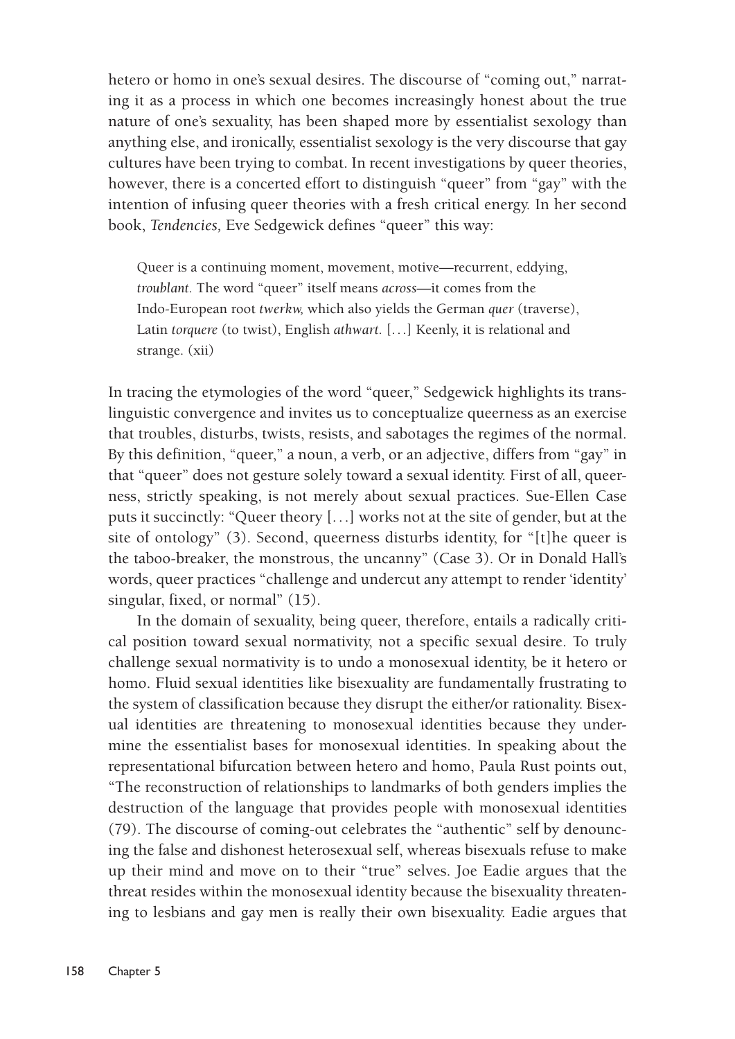hetero or homo in one's sexual desires. The discourse of "coming out," narrating it as a process in which one becomes increasingly honest about the true nature of one's sexuality, has been shaped more by essentialist sexology than anything else, and ironically, essentialist sexology is the very discourse that gay cultures have been trying to combat. In recent investigations by queer theories, however, there is a concerted effort to distinguish "queer" from "gay" with the intention of infusing queer theories with a fresh critical energy. In her second book, *Tendencies,* Eve Sedgewick defines "queer" this way:

> Queer is a continuing moment, movement, motive—recurrent, eddying, *troublant.* The word "queer" itself means *across*—it comes from the Indo-European root *twerkw,* which also yields the German *quer* (traverse), Latin *torquere* (to twist), English *athwart.* [. . .] Keenly, it is relational and strange. (xii)

In tracing the etymologies of the word "queer," Sedgewick highlights its translinguistic convergence and invites us to conceptualize queerness as an exercise that troubles, disturbs, twists, resists, and sabotages the regimes of the normal. By this definition, "queer," a noun, a verb, or an adjective, differs from "gay" in that "queer" does not gesture solely toward a sexual identity. First of all, queerness, strictly speaking, is not merely about sexual practices. Sue-Ellen Case puts it succinctly: "Queer theory [. . .] works not at the site of gender, but at the site of ontology" (3). Second, queerness disturbs identity, for "[t]he queer is the taboo-breaker, the monstrous, the uncanny" (Case 3). Or in Donald Hall's words, queer practices "challenge and undercut any attempt to render 'identity' singular, fixed, or normal" (15).

In the domain of sexuality, being queer, therefore, entails a radically critical position toward sexual normativity, not a specific sexual desire. To truly challenge sexual normativity is to undo a monosexual identity, be it hetero or homo. Fluid sexual identities like bisexuality are fundamentally frustrating to the system of classification because they disrupt the either/or rationality. Bisexual identities are threatening to monosexual identities because they undermine the essentialist bases for monosexual identities. In speaking about the representational bifurcation between hetero and homo, Paula Rust points out, "The reconstruction of relationships to landmarks of both genders implies the destruction of the language that provides people with monosexual identities (79). The discourse of coming-out celebrates the "authentic" self by denouncing the false and dishonest heterosexual self, whereas bisexuals refuse to make up their mind and move on to their "true" selves. Joe Eadie argues that the threat resides within the monosexual identity because the bisexuality threatening to lesbians and gay men is really their own bisexuality. Eadie argues that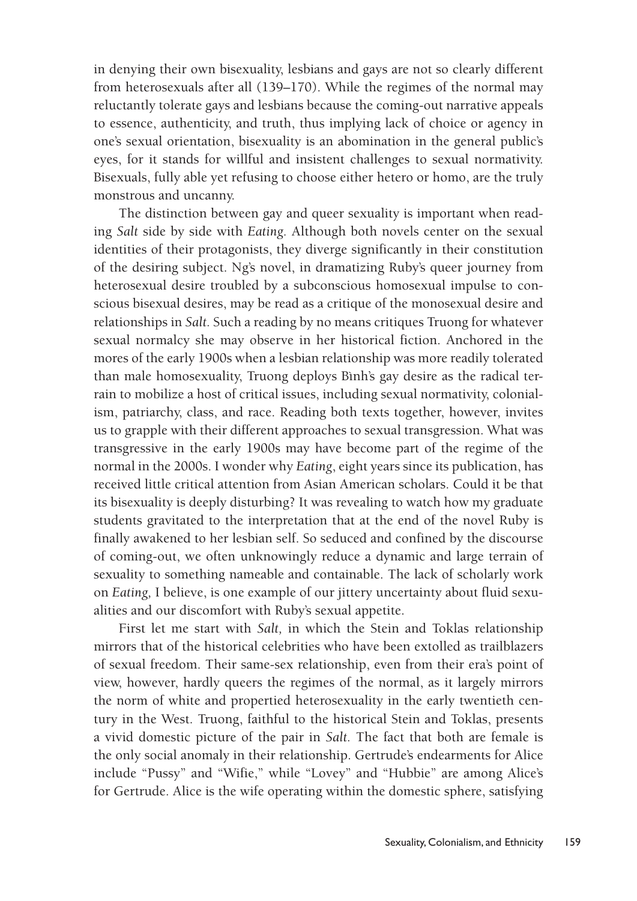in denying their own bisexuality, lesbians and gays are not so clearly different from heterosexuals after all (139–170). While the regimes of the normal may reluctantly tolerate gays and lesbians because the coming-out narrative appeals to essence, authenticity, and truth, thus implying lack of choice or agency in one's sexual orientation, bisexuality is an abomination in the general public's eyes, for it stands for willful and insistent challenges to sexual normativity. Bisexuals, fully able yet refusing to choose either hetero or homo, are the truly monstrous and uncanny.

The distinction between gay and queer sexuality is important when reading *Salt* side by side with *Eating*. Although both novels center on the sexual identities of their protagonists, they diverge significantly in their constitution of the desiring subject. Ng's novel, in dramatizing Ruby's queer journey from heterosexual desire troubled by a subconscious homosexual impulse to conscious bisexual desires, may be read as a critique of the monosexual desire and relationships in *Salt*. Such a reading by no means critiques Truong for whatever sexual normalcy she may observe in her historical fiction. Anchored in the mores of the early 1900s when a lesbian relationship was more readily tolerated than male homosexuality, Truong deploys Bình's gay desire as the radical terrain to mobilize a host of critical issues, including sexual normativity, colonialism, patriarchy, class, and race. Reading both texts together, however, invites us to grapple with their different approaches to sexual transgression. What was transgressive in the early 1900s may have become part of the regime of the normal in the 2000s. I wonder why *Eating*, eight years since its publication, has received little critical attention from Asian American scholars. Could it be that its bisexuality is deeply disturbing? It was revealing to watch how my graduate students gravitated to the interpretation that at the end of the novel Ruby is finally awakened to her lesbian self. So seduced and confined by the discourse of coming-out, we often unknowingly reduce a dynamic and large terrain of sexuality to something nameable and containable. The lack of scholarly work on *Eating,* I believe, is one example of our jittery uncertainty about fluid sexualities and our discomfort with Ruby's sexual appetite.

First let me start with *Salt,* in which the Stein and Toklas relationship mirrors that of the historical celebrities who have been extolled as trailblazers of sexual freedom. Their same-sex relationship, even from their era's point of view, however, hardly queers the regimes of the normal, as it largely mirrors the norm of white and propertied heterosexuality in the early twentieth century in the West. Truong, faithful to the historical Stein and Toklas, presents a vivid domestic picture of the pair in *Salt.* The fact that both are female is the only social anomaly in their relationship. Gertrude's endearments for Alice include "Pussy" and "Wifie," while "Lovey" and "Hubbie" are among Alice's for Gertrude. Alice is the wife operating within the domestic sphere, satisfying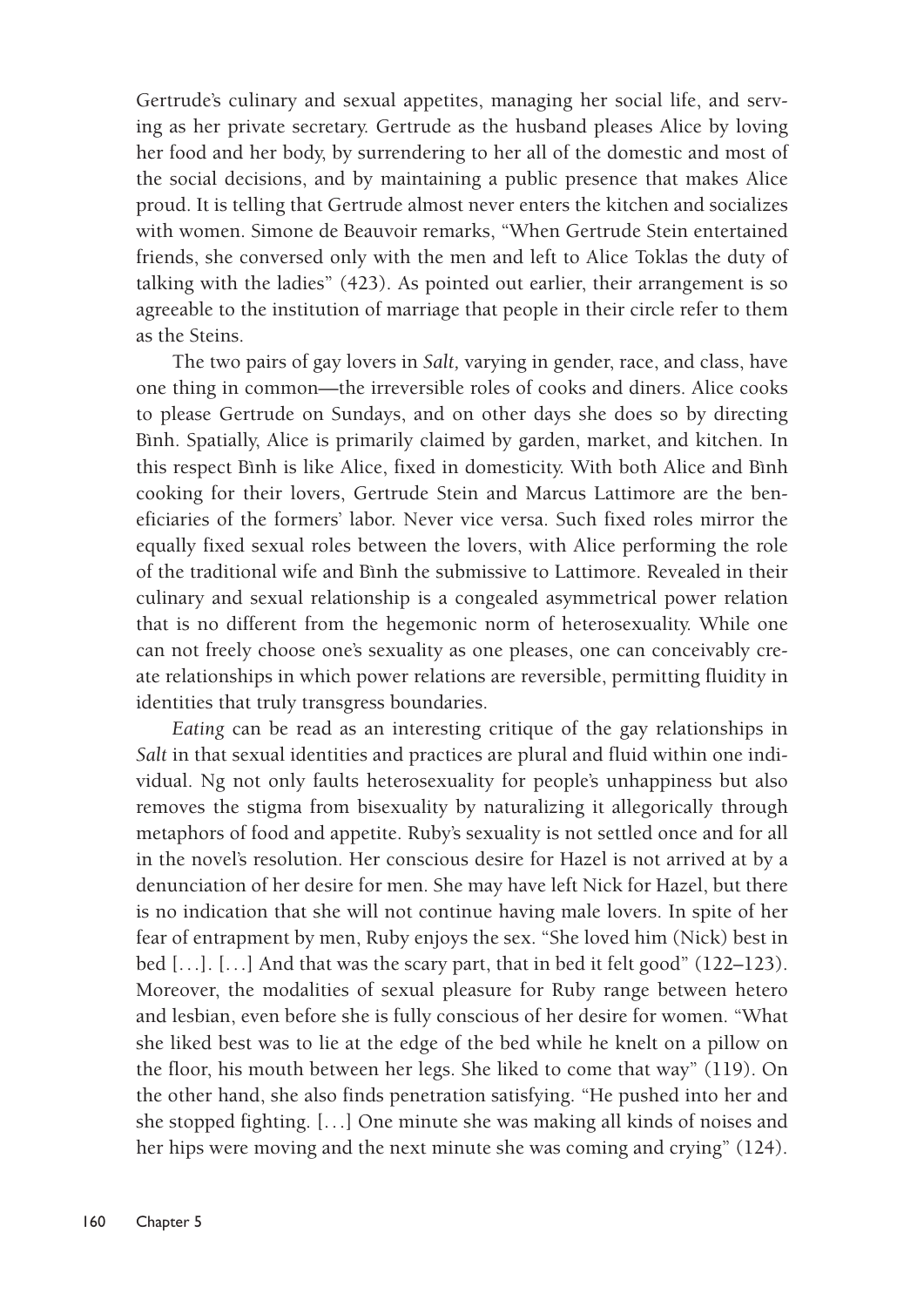Gertrude's culinary and sexual appetites, managing her social life, and serving as her private secretary. Gertrude as the husband pleases Alice by loving her food and her body, by surrendering to her all of the domestic and most of the social decisions, and by maintaining a public presence that makes Alice proud. It is telling that Gertrude almost never enters the kitchen and socializes with women. Simone de Beauvoir remarks, "When Gertrude Stein entertained friends, she conversed only with the men and left to Alice Toklas the duty of talking with the ladies" (423). As pointed out earlier, their arrangement is so agreeable to the institution of marriage that people in their circle refer to them as the Steins.

The two pairs of gay lovers in *Salt,* varying in gender, race, and class, have one thing in common—the irreversible roles of cooks and diners. Alice cooks to please Gertrude on Sundays, and on other days she does so by directing Bình. Spatially, Alice is primarily claimed by garden, market, and kitchen. In this respect Bình is like Alice, fixed in domesticity. With both Alice and Bình cooking for their lovers, Gertrude Stein and Marcus Lattimore are the beneficiaries of the formers' labor. Never vice versa. Such fixed roles mirror the equally fixed sexual roles between the lovers, with Alice performing the role of the traditional wife and Bình the submissive to Lattimore. Revealed in their culinary and sexual relationship is a congealed asymmetrical power relation that is no different from the hegemonic norm of heterosexuality. While one can not freely choose one's sexuality as one pleases, one can conceivably create relationships in which power relations are reversible, permitting fluidity in identities that truly transgress boundaries.

*Eating* can be read as an interesting critique of the gay relationships in *Salt* in that sexual identities and practices are plural and fluid within one individual. Ng not only faults heterosexuality for people's unhappiness but also removes the stigma from bisexuality by naturalizing it allegorically through metaphors of food and appetite. Ruby's sexuality is not settled once and for all in the novel's resolution. Her conscious desire for Hazel is not arrived at by a denunciation of her desire for men. She may have left Nick for Hazel, but there is no indication that she will not continue having male lovers. In spite of her fear of entrapment by men, Ruby enjoys the sex. "She loved him (Nick) best in bed [. . .]. [. . .] And that was the scary part, that in bed it felt good" (122–123). Moreover, the modalities of sexual pleasure for Ruby range between hetero and lesbian, even before she is fully conscious of her desire for women. "What she liked best was to lie at the edge of the bed while he knelt on a pillow on the floor, his mouth between her legs. She liked to come that way" (119). On the other hand, she also finds penetration satisfying. "He pushed into her and she stopped fighting. [. . .] One minute she was making all kinds of noises and her hips were moving and the next minute she was coming and crying" (124).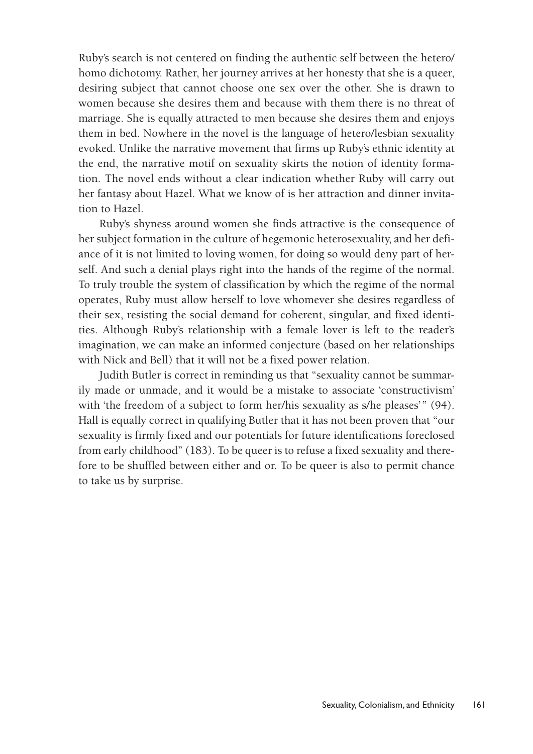Ruby's search is not centered on finding the authentic self between the hetero/homo dichotomy. Rather, her journey arrives at her honesty that she is a queer, desiring subject that cannot choose one sex over the other. She is drawn to women because she desires them and because with them there is no threat of marriage. She is equally attracted to men because she desires them and enjoys them in bed. Nowhere in the novel is the language of hetero/lesbian sexuality evoked. Unlike the narrative movement that firms up Ruby's ethnic identity at the end, the narrative motif on sexuality skirts the notion of identity formation. The novel ends without a clear indication whether Ruby will carry out her fantasy about Hazel. What we know of is her attraction and dinner invitation to Hazel.

Ruby's shyness around women she finds attractive is the consequence of her subject formation in the culture of hegemonic heterosexuality, and her defiance of it is not limited to loving women, for doing so would deny part of herself. And such a denial plays right into the hands of the regime of the normal. To truly trouble the system of classification by which the regime of the normal operates, Ruby must allow herself to love whomever she desires regardless of their sex, resisting the social demand for coherent, singular, and fixed identities. Although Ruby's relationship with a female lover is left to the reader's imagination, we can make an informed conjecture (based on her relationships with Nick and Bell) that it will not be a fixed power relation.

Judith Butler is correct in reminding us that "sexuality cannot be summarily made or unmade, and it would be a mistake to associate 'constructivism' with 'the freedom of a subject to form her/his sexuality as s/he pleases'" (94). Hall is equally correct in qualifying Butler that it has not been proven that "our sexuality is firmly fixed and our potentials for future identifications foreclosed from early childhood" (183). To be queer is to refuse a fixed sexuality and therefore to be shuffled between either and or. To be queer is also to permit chance to take us by surprise.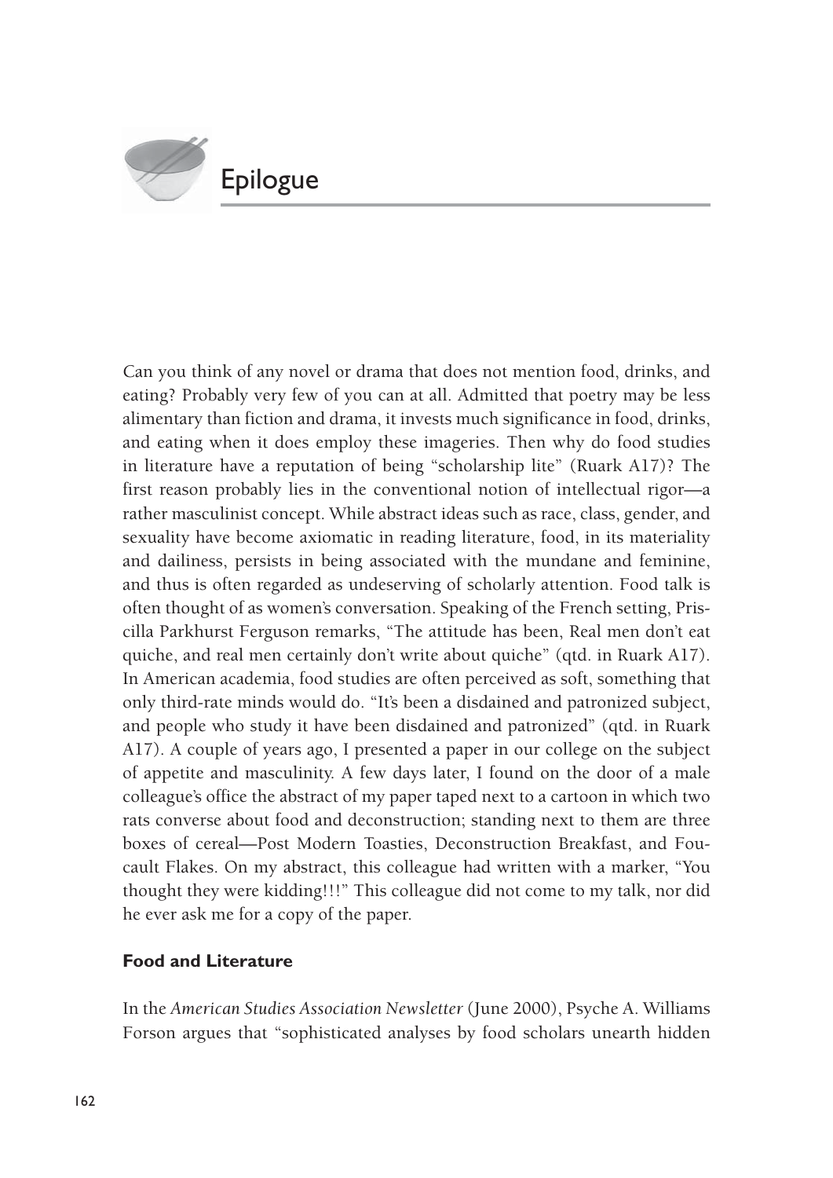# Epilogue

Can you think of any novel or drama that does not mention food, drinks, and eating? Probably very few of you can at all. Admitted that poetry may be less alimentary than fiction and drama, it invests much significance in food, drinks, and eating when it does employ these imageries. Then why do food studies in literature have a reputation of being "scholarship lite" (Ruark A17)? The first reason probably lies in the conventional notion of intellectual rigor—a rather masculinist concept. While abstract ideas such as race, class, gender, and sexuality have become axiomatic in reading literature, food, in its materiality and dailiness, persists in being associated with the mundane and feminine, and thus is often regarded as undeserving of scholarly attention. Food talk is often thought of as women's conversation. Speaking of the French setting, Priscilla Parkhurst Ferguson remarks, "The attitude has been, Real men don't eat quiche, and real men certainly don't write about quiche" (qtd. in Ruark A17). In American academia, food studies are often perceived as soft, something that only third-rate minds would do. "It's been a disdained and patronized subject, and people who study it have been disdained and patronized" (qtd. in Ruark A17). A couple of years ago, I presented a paper in our college on the subject of appetite and masculinity. A few days later, I found on the door of a male colleague's office the abstract of my paper taped next to a cartoon in which two rats converse about food and deconstruction; standing next to them are three boxes of cereal—Post Modern Toasties, Deconstruction Breakfast, and Foucault Flakes. On my abstract, this colleague had written with a marker, "You thought they were kidding!!!" This colleague did not come to my talk, nor did he ever ask me for a copy of the paper.

### Food and Literature

In the *American Studies Association Newsletter* (June 2000), Psyche A. Williams Forson argues that "sophisticated analyses by food scholars unearth hidden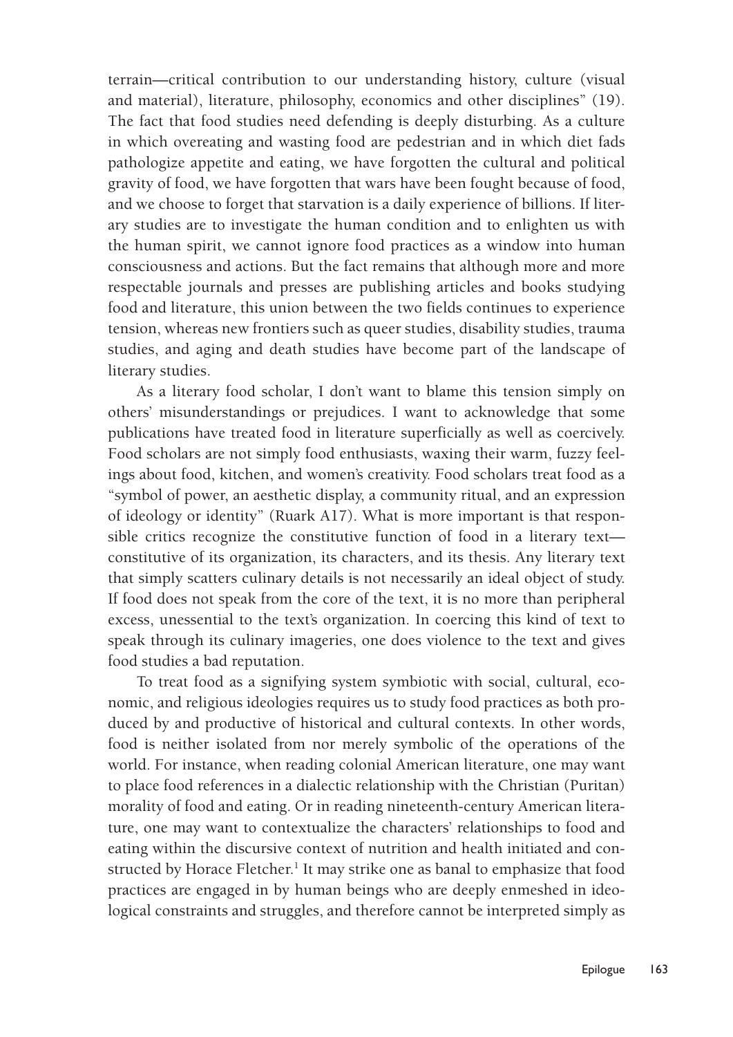terrain—critical contribution to our understanding history, culture (visual and material), literature, philosophy, economics and other disciplines" (19). The fact that food studies need defending is deeply disturbing. As a culture in which overeating and wasting food are pedestrian and in which diet fads pathologize appetite and eating, we have forgotten the cultural and political gravity of food, we have forgotten that wars have been fought because of food, and we choose to forget that starvation is a daily experience of billions. If literary studies are to investigate the human condition and to enlighten us with the human spirit, we cannot ignore food practices as a window into human consciousness and actions. But the fact remains that although more and more respectable journals and presses are publishing articles and books studying food and literature, this union between the two fields continues to experience tension, whereas new frontiers such as queer studies, disability studies, trauma studies, and aging and death studies have become part of the landscape of literary studies.

As a literary food scholar, I don't want to blame this tension simply on others' misunderstandings or prejudices. I want to acknowledge that some publications have treated food in literature superficially as well as coercively. Food scholars are not simply food enthusiasts, waxing their warm, fuzzy feelings about food, kitchen, and women's creativity. Food scholars treat food as a "symbol of power, an aesthetic display, a community ritual, and an expression of ideology or identity" (Ruark A17). What is more important is that responsible critics recognize the constitutive function of food in a literary text—constitutive of its organization, its characters, and its thesis. Any literary text that simply scatters culinary details is not necessarily an ideal object of study. If food does not speak from the core of the text, it is no more than peripheral excess, unessential to the text's organization. In coercing this kind of text to speak through its culinary imageries, one does violence to the text and gives food studies a bad reputation.

To treat food as a signifying system symbiotic with social, cultural, economic, and religious ideologies requires us to study food practices as both produced by and productive of historical and cultural contexts. In other words, food is neither isolated from nor merely symbolic of the operations of the world. For instance, when reading colonial American literature, one may want to place food references in a dialectic relationship with the Christian (Puritan) morality of food and eating. Or in reading nineteenth-century American literature, one may want to contextualize the characters' relationships to food and eating within the discursive context of nutrition and health initiated and constructed by Horace Fletcher.[1] It may strike one as banal to emphasize that food practices are engaged in by human beings who are deeply enmeshed in ideological constraints and struggles, and therefore cannot be interpreted simply as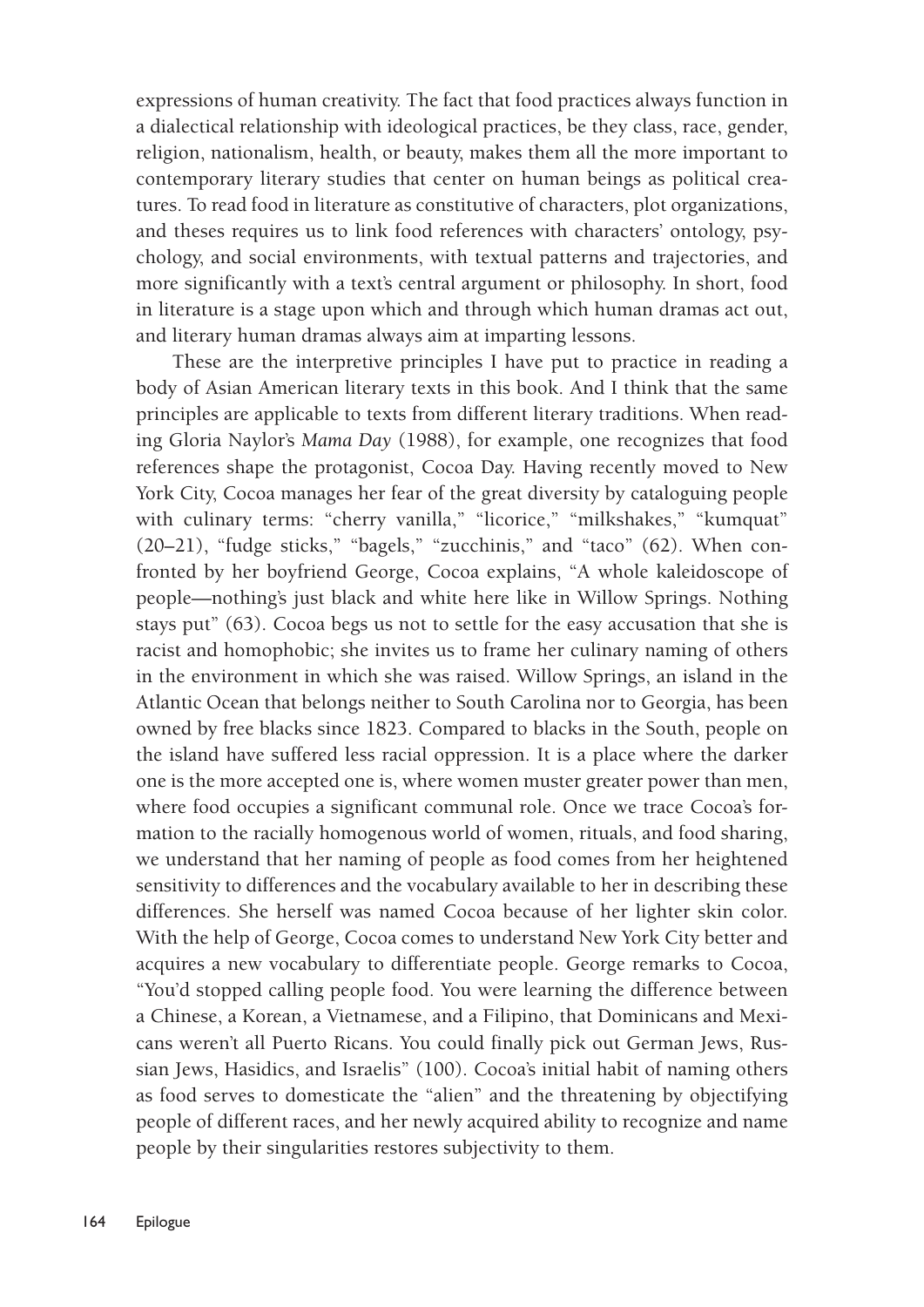expressions of human creativity. The fact that food practices always function in a dialectical relationship with ideological practices, be they class, race, gender, religion, nationalism, health, or beauty, makes them all the more important to contemporary literary studies that center on human beings as political creatures. To read food in literature as constitutive of characters, plot organizations, and theses requires us to link food references with characters' ontology, psychology, and social environments, with textual patterns and trajectories, and more significantly with a text's central argument or philosophy. In short, food in literature is a stage upon which and through which human dramas act out, and literary human dramas always aim at imparting lessons.

These are the interpretive principles I have put to practice in reading a body of Asian American literary texts in this book. And I think that the same principles are applicable to texts from different literary traditions. When reading Gloria Naylor's *Mama Day* (1988), for example, one recognizes that food references shape the protagonist, Cocoa Day. Having recently moved to New York City, Cocoa manages her fear of the great diversity by cataloguing people with culinary terms: "cherry vanilla," "licorice," "milkshakes," "kumquat" (20–21), "fudge sticks," "bagels," "zucchinis," and "taco" (62). When confronted by her boyfriend George, Cocoa explains, "A whole kaleidoscope of people—nothing's just black and white here like in Willow Springs. Nothing stays put" (63). Cocoa begs us not to settle for the easy accusation that she is racist and homophobic; she invites us to frame her culinary naming of others in the environment in which she was raised. Willow Springs, an island in the Atlantic Ocean that belongs neither to South Carolina nor to Georgia, has been owned by free blacks since 1823. Compared to blacks in the South, people on the island have suffered less racial oppression. It is a place where the darker one is the more accepted one is, where women muster greater power than men, where food occupies a significant communal role. Once we trace Cocoa's formation to the racially homogenous world of women, rituals, and food sharing, we understand that her naming of people as food comes from her heightened sensitivity to differences and the vocabulary available to her in describing these differences. She herself was named Cocoa because of her lighter skin color. With the help of George, Cocoa comes to understand New York City better and acquires a new vocabulary to differentiate people. George remarks to Cocoa, "You'd stopped calling people food. You were learning the difference between a Chinese, a Korean, a Vietnamese, and a Filipino, that Dominicans and Mexicans weren't all Puerto Ricans. You could finally pick out German Jews, Russian Jews, Hasidics, and Israelis" (100). Cocoa's initial habit of naming others as food serves to domesticate the "alien" and the threatening by objectifying people of different races, and her newly acquired ability to recognize and name people by their singularities restores subjectivity to them.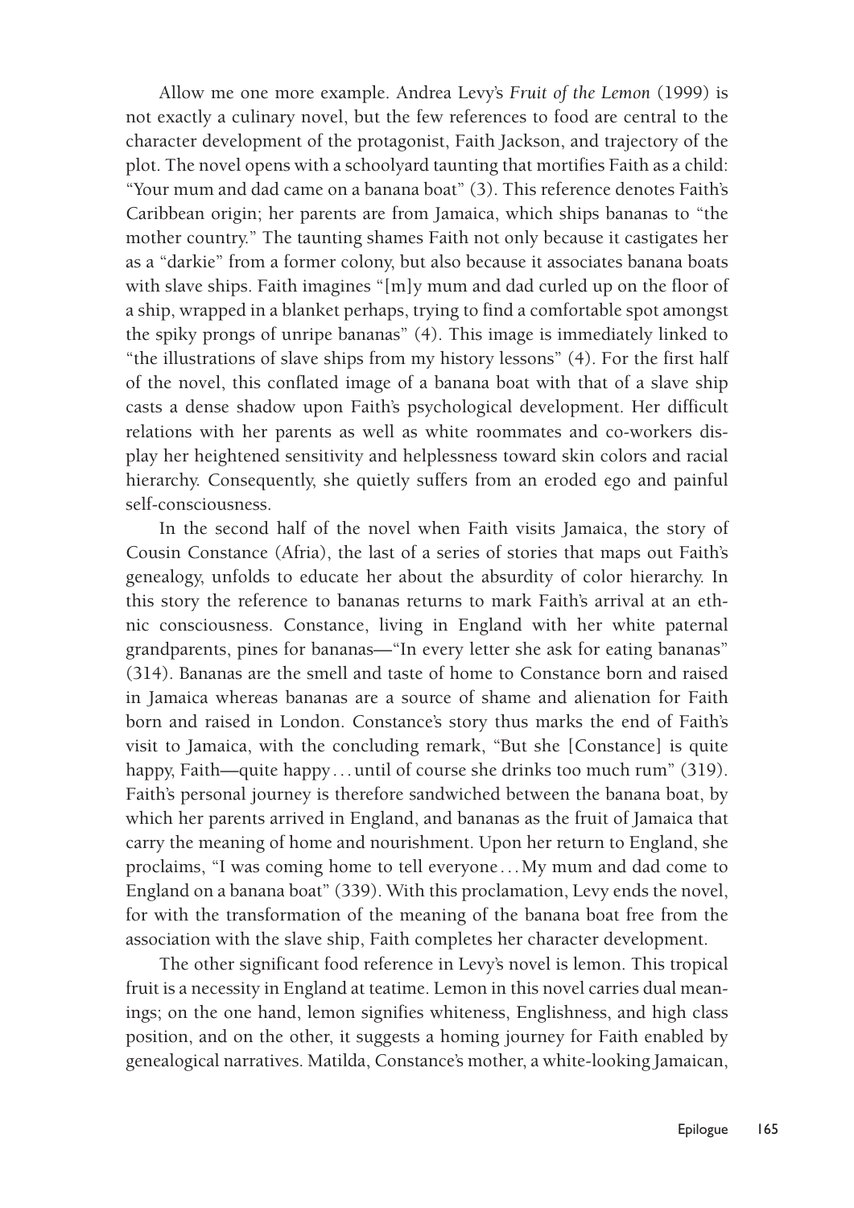Allow me one more example. Andrea Levy's *Fruit of the Lemon* (1999) is not exactly a culinary novel, but the few references to food are central to the character development of the protagonist, Faith Jackson, and trajectory of the plot. The novel opens with a schoolyard taunting that mortifies Faith as a child: "Your mum and dad came on a banana boat" (3). This reference denotes Faith's Caribbean origin; her parents are from Jamaica, which ships bananas to "the mother country." The taunting shames Faith not only because it castigates her as a "darkie" from a former colony, but also because it associates banana boats with slave ships. Faith imagines "[m]y mum and dad curled up on the floor of a ship, wrapped in a blanket perhaps, trying to find a comfortable spot amongst the spiky prongs of unripe bananas" (4). This image is immediately linked to "the illustrations of slave ships from my history lessons" (4). For the first half of the novel, this conflated image of a banana boat with that of a slave ship casts a dense shadow upon Faith's psychological development. Her difficult relations with her parents as well as white roommates and co-workers display her heightened sensitivity and helplessness toward skin colors and racial hierarchy. Consequently, she quietly suffers from an eroded ego and painful self-consciousness.

In the second half of the novel when Faith visits Jamaica, the story of Cousin Constance (Afria), the last of a series of stories that maps out Faith's genealogy, unfolds to educate her about the absurdity of color hierarchy. In this story the reference to bananas returns to mark Faith's arrival at an ethnic consciousness. Constance, living in England with her white paternal grandparents, pines for bananas—"In every letter she ask for eating bananas" (314). Bananas are the smell and taste of home to Constance born and raised in Jamaica whereas bananas are a source of shame and alienation for Faith born and raised in London. Constance's story thus marks the end of Faith's visit to Jamaica, with the concluding remark, "But she [Constance] is quite happy, Faith—quite happy . . . until of course she drinks too much rum" (319). Faith's personal journey is therefore sandwiched between the banana boat, by which her parents arrived in England, and bananas as the fruit of Jamaica that carry the meaning of home and nourishment. Upon her return to England, she proclaims, "I was coming home to tell everyone . . . My mum and dad come to England on a banana boat" (339). With this proclamation, Levy ends the novel, for with the transformation of the meaning of the banana boat free from the association with the slave ship, Faith completes her character development.

The other significant food reference in Levy's novel is lemon. This tropical fruit is a necessity in England at teatime. Lemon in this novel carries dual meanings; on the one hand, lemon signifies whiteness, Englishness, and high class position, and on the other, it suggests a homing journey for Faith enabled by genealogical narratives. Matilda, Constance's mother, a white-looking Jamaican,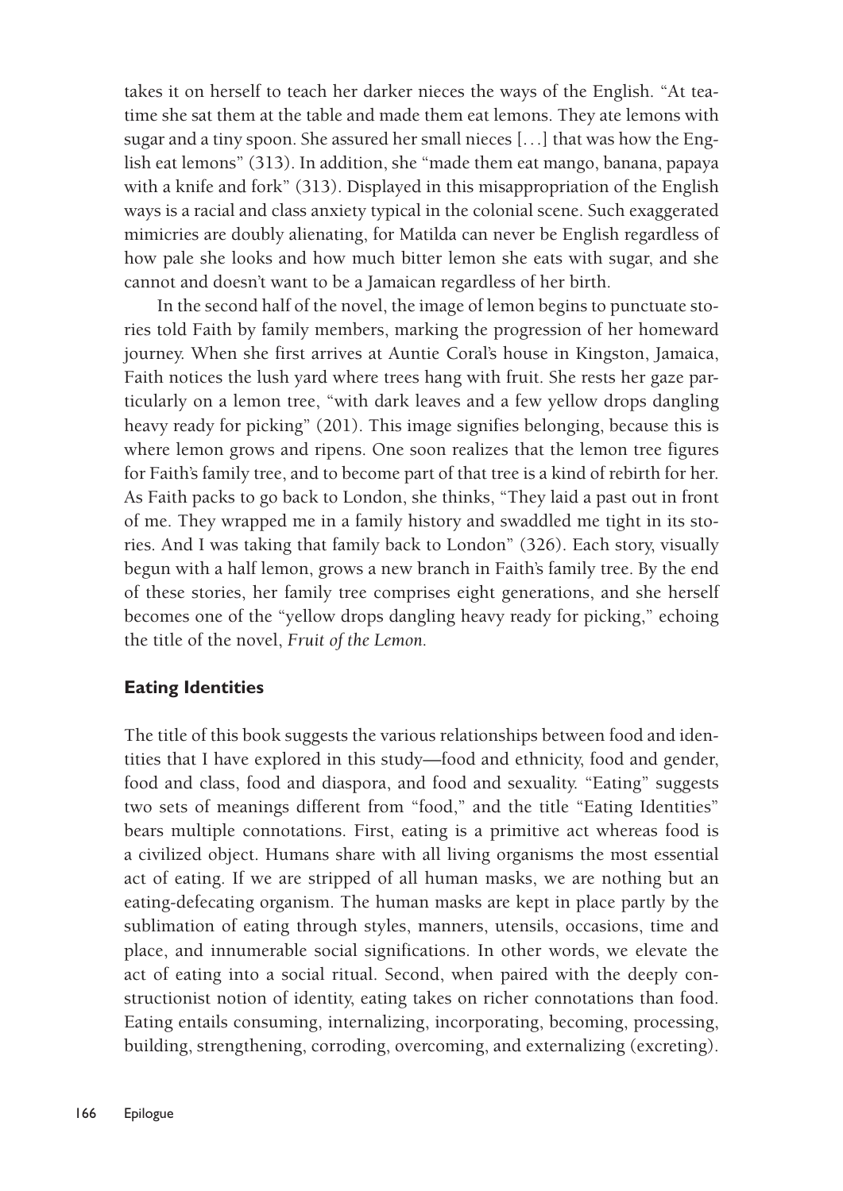takes it on herself to teach her darker nieces the ways of the English. "At teatime she sat them at the table and made them eat lemons. They ate lemons with sugar and a tiny spoon. She assured her small nieces [. . .] that was how the English eat lemons" (313). In addition, she "made them eat mango, banana, papaya with a knife and fork" (313). Displayed in this misappropriation of the English ways is a racial and class anxiety typical in the colonial scene. Such exaggerated mimicries are doubly alienating, for Matilda can never be English regardless of how pale she looks and how much bitter lemon she eats with sugar, and she cannot and doesn't want to be a Jamaican regardless of her birth.

In the second half of the novel, the image of lemon begins to punctuate stories told Faith by family members, marking the progression of her homeward journey. When she first arrives at Auntie Coral's house in Kingston, Jamaica, Faith notices the lush yard where trees hang with fruit. She rests her gaze particularly on a lemon tree, "with dark leaves and a few yellow drops dangling heavy ready for picking" (201). This image signifies belonging, because this is where lemon grows and ripens. One soon realizes that the lemon tree figures for Faith's family tree, and to become part of that tree is a kind of rebirth for her. As Faith packs to go back to London, she thinks, "They laid a past out in front of me. They wrapped me in a family history and swaddled me tight in its stories. And I was taking that family back to London" (326). Each story, visually begun with a half lemon, grows a new branch in Faith's family tree. By the end of these stories, her family tree comprises eight generations, and she herself becomes one of the "yellow drops dangling heavy ready for picking," echoing the title of the novel, *Fruit of the Lemon*.

## Eating Identities

The title of this book suggests the various relationships between food and identities that I have explored in this study—food and ethnicity, food and gender, food and class, food and diaspora, and food and sexuality. "Eating" suggests two sets of meanings different from "food," and the title "Eating Identities" bears multiple connotations. First, eating is a primitive act whereas food is a civilized object. Humans share with all living organisms the most essential act of eating. If we are stripped of all human masks, we are nothing but an eating-defecating organism. The human masks are kept in place partly by the sublimation of eating through styles, manners, utensils, occasions, time and place, and innumerable social significations. In other words, we elevate the act of eating into a social ritual. Second, when paired with the deeply constructionist notion of identity, eating takes on richer connotations than food. Eating entails consuming, internalizing, incorporating, becoming, processing, building, strengthening, corroding, overcoming, and externalizing (excreting).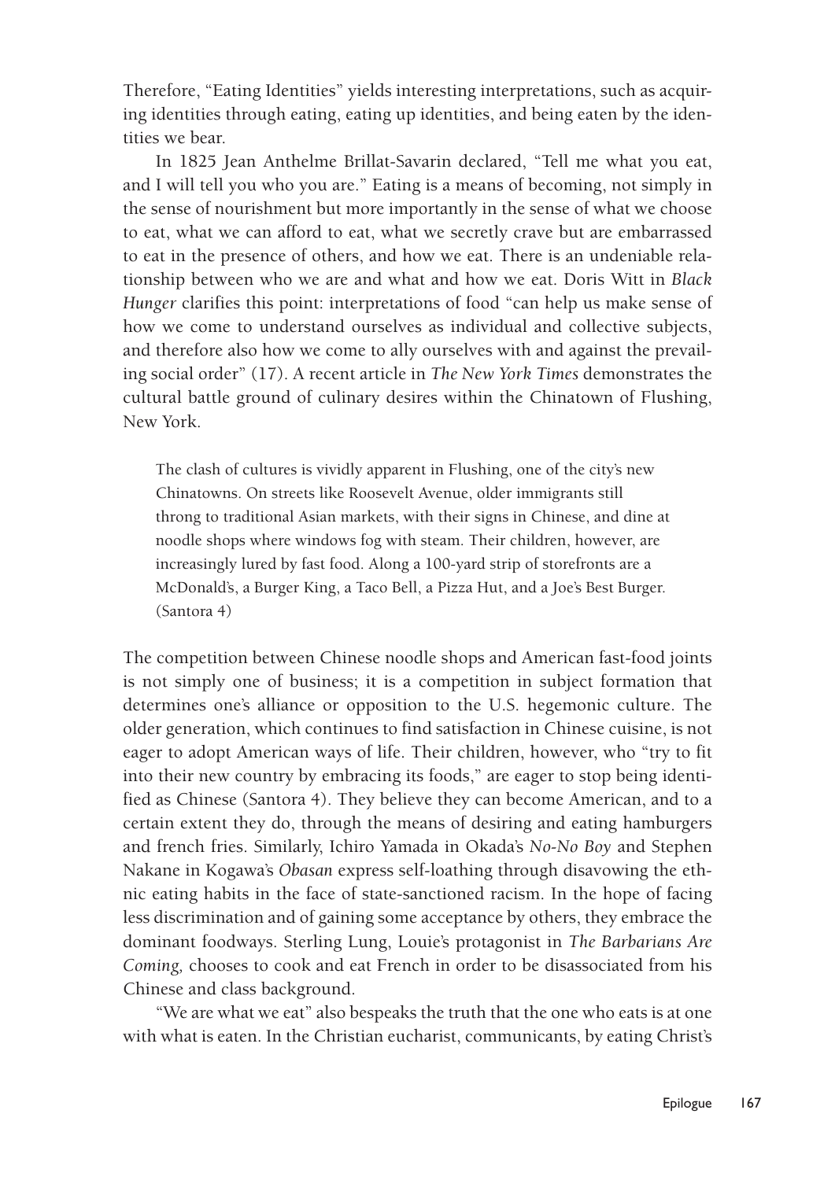Therefore, "Eating Identities" yields interesting interpretations, such as acquiring identities through eating, eating up identities, and being eaten by the identities we bear.

In 1825 Jean Anthelme Brillat-Savarin declared, "Tell me what you eat, and I will tell you who you are." Eating is a means of becoming, not simply in the sense of nourishment but more importantly in the sense of what we choose to eat, what we can afford to eat, what we secretly crave but are embarrassed to eat in the presence of others, and how we eat. There is an undeniable relationship between who we are and what and how we eat. Doris Witt in *Black Hunger* clarifies this point: interpretations of food "can help us make sense of how we come to understand ourselves as individual and collective subjects, and therefore also how we come to ally ourselves with and against the prevailing social order" (17). A recent article in *The New York Times* demonstrates the cultural battle ground of culinary desires within the Chinatown of Flushing, New York.

> The clash of cultures is vividly apparent in Flushing, one of the city's new Chinatowns. On streets like Roosevelt Avenue, older immigrants still throng to traditional Asian markets, with their signs in Chinese, and dine at noodle shops where windows fog with steam. Their children, however, are increasingly lured by fast food. Along a 100-yard strip of storefronts are a McDonald's, a Burger King, a Taco Bell, a Pizza Hut, and a Joe's Best Burger. (Santora 4)

The competition between Chinese noodle shops and American fast-food joints is not simply one of business; it is a competition in subject formation that determines one's alliance or opposition to the U.S. hegemonic culture. The older generation, which continues to find satisfaction in Chinese cuisine, is not eager to adopt American ways of life. Their children, however, who "try to fit into their new country by embracing its foods," are eager to stop being identified as Chinese (Santora 4). They believe they can become American, and to a certain extent they do, through the means of desiring and eating hamburgers and french fries. Similarly, Ichiro Yamada in Okada's *No-No Boy* and Stephen Nakane in Kogawa's *Obasan* express self-loathing through disavowing the ethnic eating habits in the face of state-sanctioned racism. In the hope of facing less discrimination and of gaining some acceptance by others, they embrace the dominant foodways. Sterling Lung, Louie's protagonist in *The Barbarians Are Coming,* chooses to cook and eat French in order to be disassociated from his Chinese and class background.

"We are what we eat" also bespeaks the truth that the one who eats is at one with what is eaten. In the Christian eucharist, communicants, by eating Christ's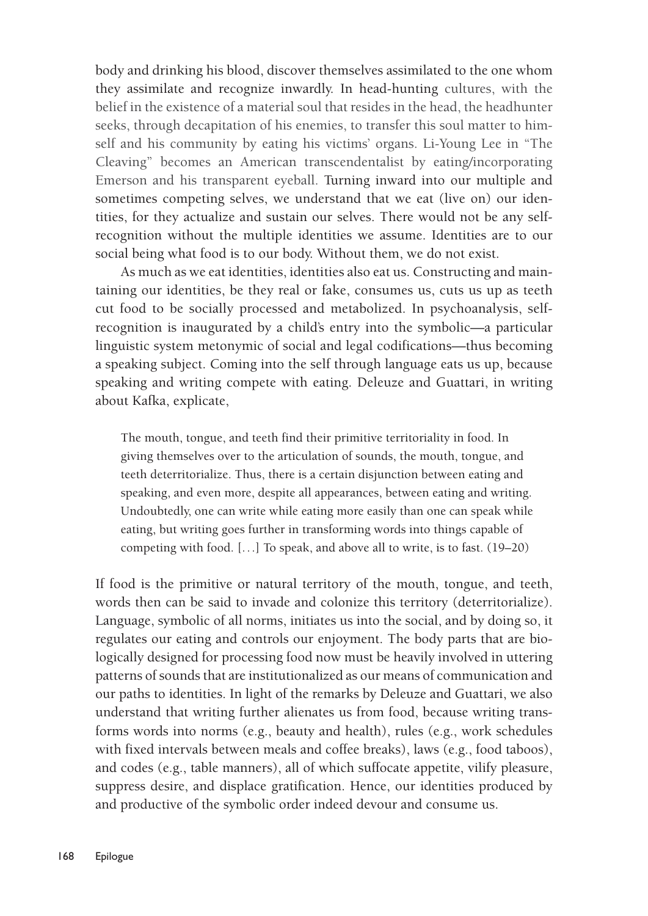body and drinking his blood, discover themselves assimilated to the one whom they assimilate and recognize inwardly. In head-hunting cultures, with the belief in the existence of a material soul that resides in the head, the headhunter seeks, through decapitation of his enemies, to transfer this soul matter to himself and his community by eating his victims' organs. Li-Young Lee in "The Cleaving" becomes an American transcendentalist by eating/incorporating Emerson and his transparent eyeball. Turning inward into our multiple and sometimes competing selves, we understand that we eat (live on) our identities, for they actualize and sustain our selves. There would not be any self-recognition without the multiple identities we assume. Identities are to our social being what food is to our body. Without them, we do not exist.

As much as we eat identities, identities also eat us. Constructing and maintaining our identities, be they real or fake, consumes us, cuts us up as teeth cut food to be socially processed and metabolized. In psychoanalysis, self-recognition is inaugurated by a child's entry into the symbolic—a particular linguistic system metonymic of social and legal codifications—thus becoming a speaking subject. Coming into the self through language eats us up, because speaking and writing compete with eating. Deleuze and Guattari, in writing about Kafka, explicate,

> The mouth, tongue, and teeth find their primitive territoriality in food. In giving themselves over to the articulation of sounds, the mouth, tongue, and teeth deterritorialize. Thus, there is a certain disjunction between eating and speaking, and even more, despite all appearances, between eating and writing. Undoubtedly, one can write while eating more easily than one can speak while eating, but writing goes further in transforming words into things capable of competing with food. [...] To speak, and above all to write, is to fast. (19–20)

If food is the primitive or natural territory of the mouth, tongue, and teeth, words then can be said to invade and colonize this territory (deterritorialize). Language, symbolic of all norms, initiates us into the social, and by doing so, it regulates our eating and controls our enjoyment. The body parts that are biologically designed for processing food now must be heavily involved in uttering patterns of sounds that are institutionalized as our means of communication and our paths to identities. In light of the remarks by Deleuze and Guattari, we also understand that writing further alienates us from food, because writing transforms words into norms (e.g., beauty and health), rules (e.g., work schedules with fixed intervals between meals and coffee breaks), laws (e.g., food taboos), and codes (e.g., table manners), all of which suffocate appetite, vilify pleasure, suppress desire, and displace gratification. Hence, our identities produced by and productive of the symbolic order indeed devour and consume us.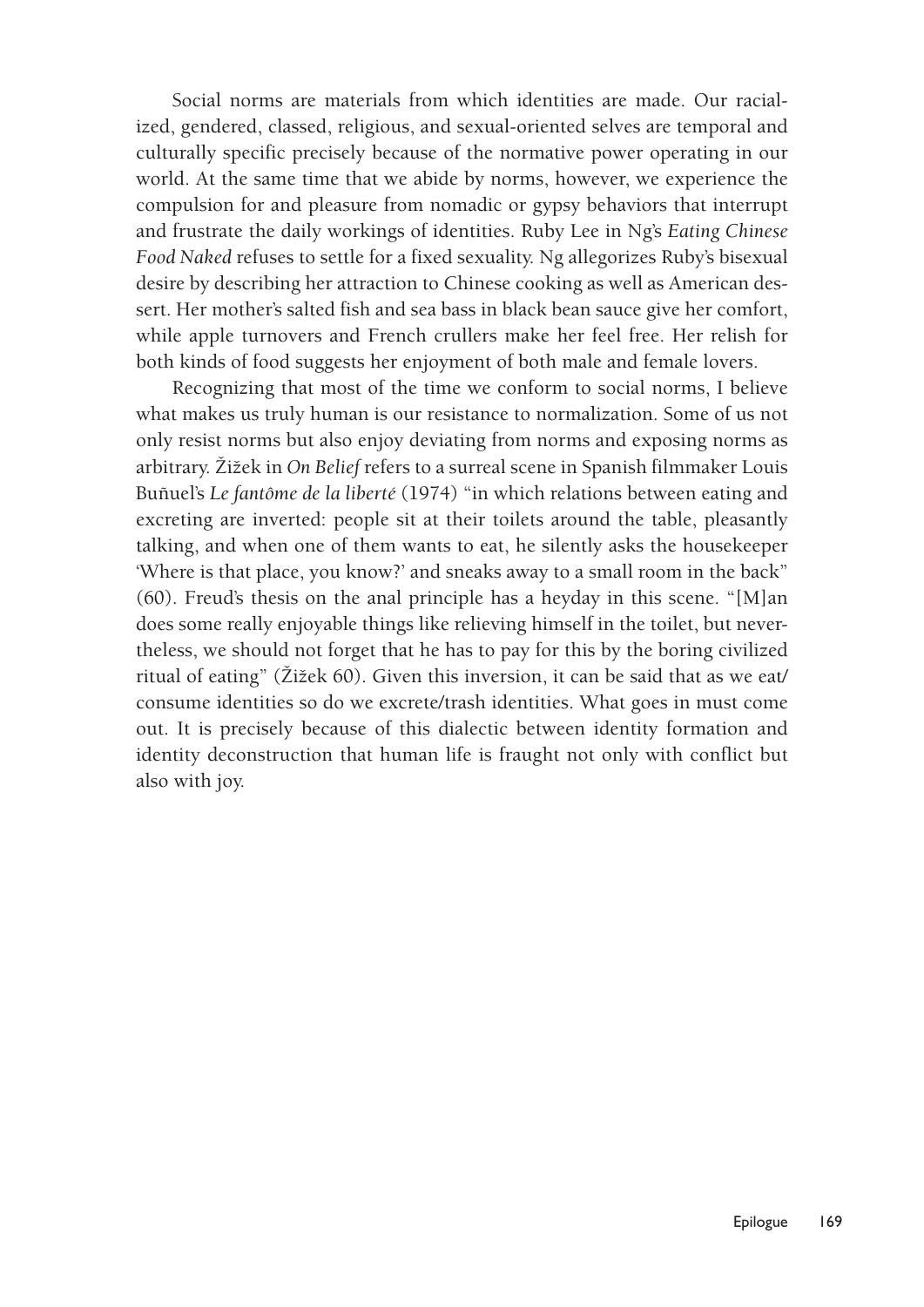Social norms are materials from which identities are made. Our racialized, gendered, classed, religious, and sexual-oriented selves are temporal and culturally specific precisely because of the normative power operating in our world. At the same time that we abide by norms, however, we experience the compulsion for and pleasure from nomadic or gypsy behaviors that interrupt and frustrate the daily workings of identities. Ruby Lee in Ng's *Eating Chinese Food Naked* refuses to settle for a fixed sexuality. Ng allegorizes Ruby's bisexual desire by describing her attraction to Chinese cooking as well as American dessert. Her mother's salted fish and sea bass in black bean sauce give her comfort, while apple turnovers and French crullers make her feel free. Her relish for both kinds of food suggests her enjoyment of both male and female lovers.

Recognizing that most of the time we conform to social norms, I believe what makes us truly human is our resistance to normalization. Some of us not only resist norms but also enjoy deviating from norms and exposing norms as arbitrary. Žižek in *On Belief* refers to a surreal scene in Spanish filmmaker Louis Buñuel's *Le fantôme de la liberté* (1974) "in which relations between eating and excreting are inverted: people sit at their toilets around the table, pleasantly talking, and when one of them wants to eat, he silently asks the housekeeper 'Where is that place, you know?' and sneaks away to a small room in the back" (60). Freud's thesis on the anal principle has a heyday in this scene. "[M]an does some really enjoyable things like relieving himself in the toilet, but nevertheless, we should not forget that he has to pay for this by the boring civilized ritual of eating" (Žižek 60). Given this inversion, it can be said that as we eat/consume identities so do we excrete/trash identities. What goes in must come out. It is precisely because of this dialectic between identity formation and identity deconstruction that human life is fraught not only with conflict but also with joy.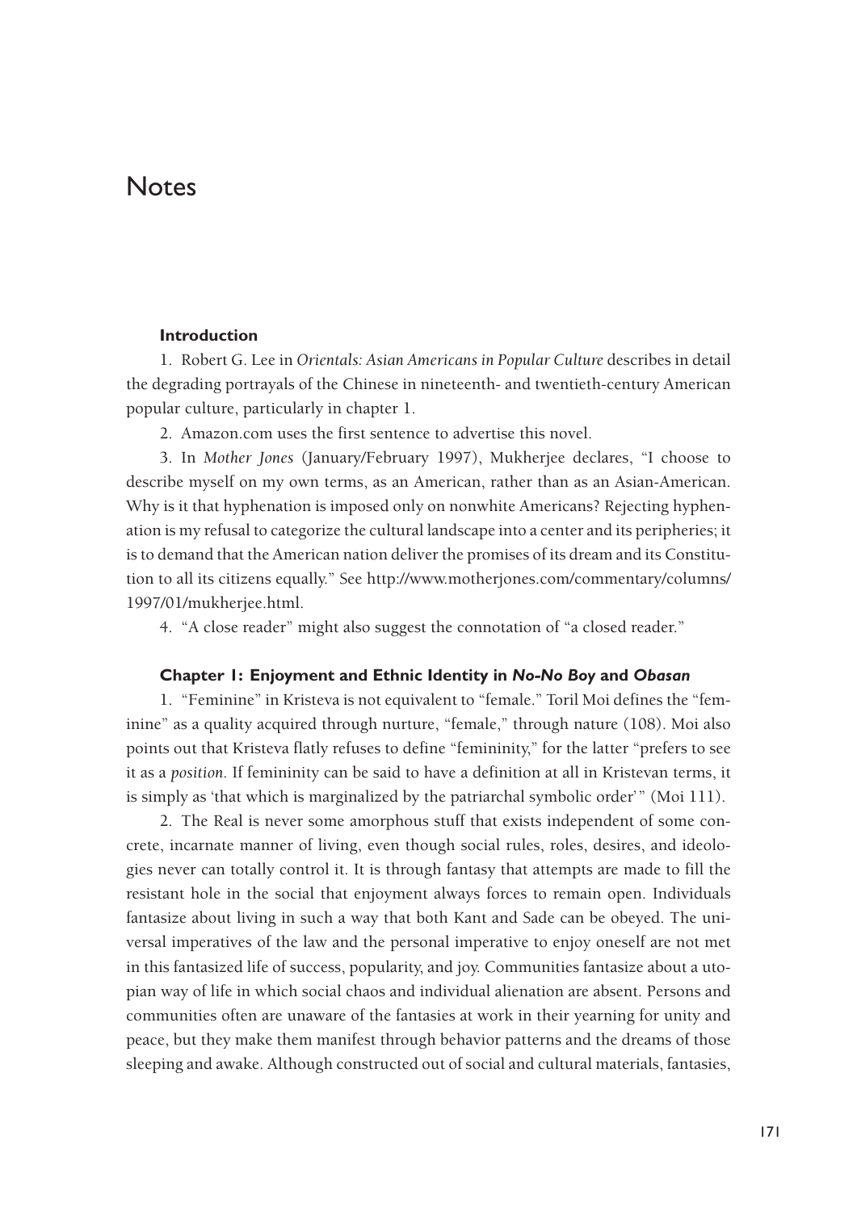# Notes

### Introduction

1. Robert G. Lee in *Orientals: Asian Americans in Popular Culture* describes in detail the degrading portrayals of the Chinese in nineteenth- and twentieth-century American popular culture, particularly in chapter 1.

2. Amazon.com uses the first sentence to advertise this novel.

3. In *Mother Jones* (January/February 1997), Mukherjee declares, "I choose to describe myself on my own terms, as an American, rather than as an Asian-American. Why is it that hyphenation is imposed only on nonwhite Americans? Rejecting hyphenation is my refusal to categorize the cultural landscape into a center and its peripheries; it is to demand that the American nation deliver the promises of its dream and its Constitution to all its citizens equally." See http://www.motherjones.com/commentary/columns/1997/01/mukherjee.html.

4. "A close reader" might also suggest the connotation of "a closed reader."

### Chapter 1: Enjoyment and Ethnic Identity in *No-No Boy* and *Obasan*

1. "Feminine" in Kristeva is not equivalent to "female." Toril Moi defines the "feminine" as a quality acquired through nurture, "female," through nature (108). Moi also points out that Kristeva flatly refuses to define "femininity," for the latter "prefers to see it as a *position*. If femininity can be said to have a definition at all in Kristevan terms, it is simply as 'that which is marginalized by the patriarchal symbolic order'" (Moi 111).

2. The Real is never some amorphous stuff that exists independent of some concrete, incarnate manner of living, even though social rules, roles, desires, and ideologies never can totally control it. It is through fantasy that attempts are made to fill the resistant hole in the social that enjoyment always forces to remain open. Individuals fantasize about living in such a way that both Kant and Sade can be obeyed. The universal imperatives of the law and the personal imperative to enjoy oneself are not met in this fantasized life of success, popularity, and joy. Communities fantasize about a utopian way of life in which social chaos and individual alienation are absent. Persons and communities often are unaware of the fantasies at work in their yearning for unity and peace, but they make them manifest through behavior patterns and the dreams of those sleeping and awake. Although constructed out of social and cultural materials, fantasies,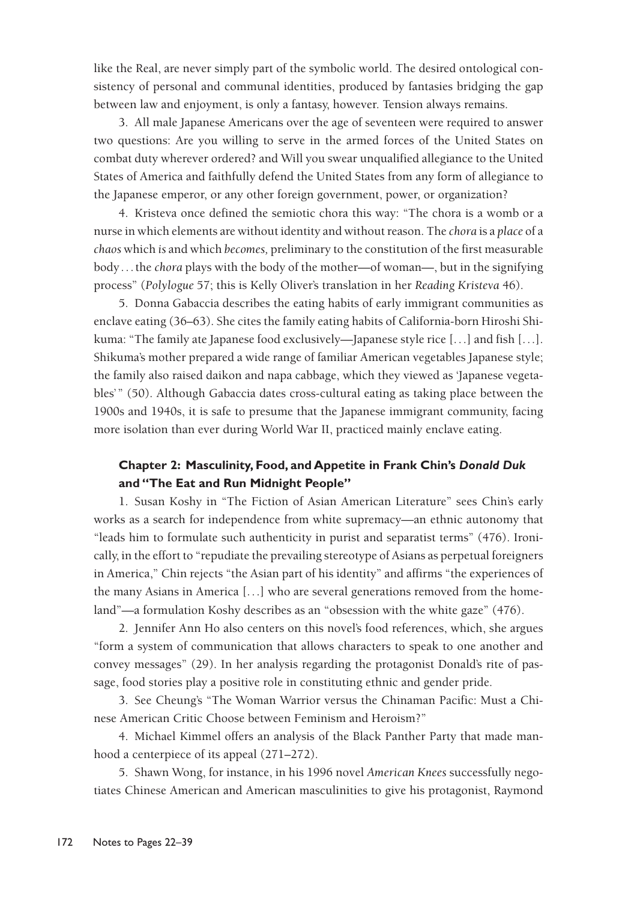like the Real, are never simply part of the symbolic world. The desired ontological consistency of personal and communal identities, produced by fantasies bridging the gap between law and enjoyment, is only a fantasy, however. Tension always remains.

3. All male Japanese Americans over the age of seventeen were required to answer two questions: Are you willing to serve in the armed forces of the United States on combat duty wherever ordered? and Will you swear unqualified allegiance to the United States of America and faithfully defend the United States from any form of allegiance to the Japanese emperor, or any other foreign government, power, or organization?

4. Kristeva once defined the semiotic chora this way: "The chora is a womb or a nurse in which elements are without identity and without reason. The *chora* is a *place* of a *chaos* which *is* and which *becomes,* preliminary to the constitution of the first measurable body . . . the *chora* plays with the body of the mother—of woman—, but in the signifying process" (*Polylogue* 57; this is Kelly Oliver's translation in her *Reading Kristeva* 46).

5. Donna Gabaccia describes the eating habits of early immigrant communities as enclave eating (36–63). She cites the family eating habits of California-born Hiroshi Shikuma: "The family ate Japanese food exclusively—Japanese style rice [. . .] and fish [. . .]. Shikuma's mother prepared a wide range of familiar American vegetables Japanese style; the family also raised daikon and napa cabbage, which they viewed as 'Japanese vegetables'" (50). Although Gabaccia dates cross-cultural eating as taking place between the 1900s and 1940s, it is safe to presume that the Japanese immigrant community, facing more isolation than ever during World War II, practiced mainly enclave eating.

### Chapter 2: Masculinity, Food, and Appetite in Frank Chin's *Donald Duk* and "The Eat and Run Midnight People"

1. Susan Koshy in "The Fiction of Asian American Literature" sees Chin's early works as a search for independence from white supremacy—an ethnic autonomy that "leads him to formulate such authenticity in purist and separatist terms" (476). Ironically, in the effort to "repudiate the prevailing stereotype of Asians as perpetual foreigners in America," Chin rejects "the Asian part of his identity" and affirms "the experiences of the many Asians in America [. . .] who are several generations removed from the homeland"—a formulation Koshy describes as an "obsession with the white gaze" (476).

2. Jennifer Ann Ho also centers on this novel's food references, which, she argues "form a system of communication that allows characters to speak to one another and convey messages" (29). In her analysis regarding the protagonist Donald's rite of passage, food stories play a positive role in constituting ethnic and gender pride.

3. See Cheung's "The Woman Warrior versus the Chinaman Pacific: Must a Chinese American Critic Choose between Feminism and Heroism?"

4. Michael Kimmel offers an analysis of the Black Panther Party that made manhood a centerpiece of its appeal (271–272).

5. Shawn Wong, for instance, in his 1996 novel *American Knees* successfully negotiates Chinese American and American masculinities to give his protagonist, Raymond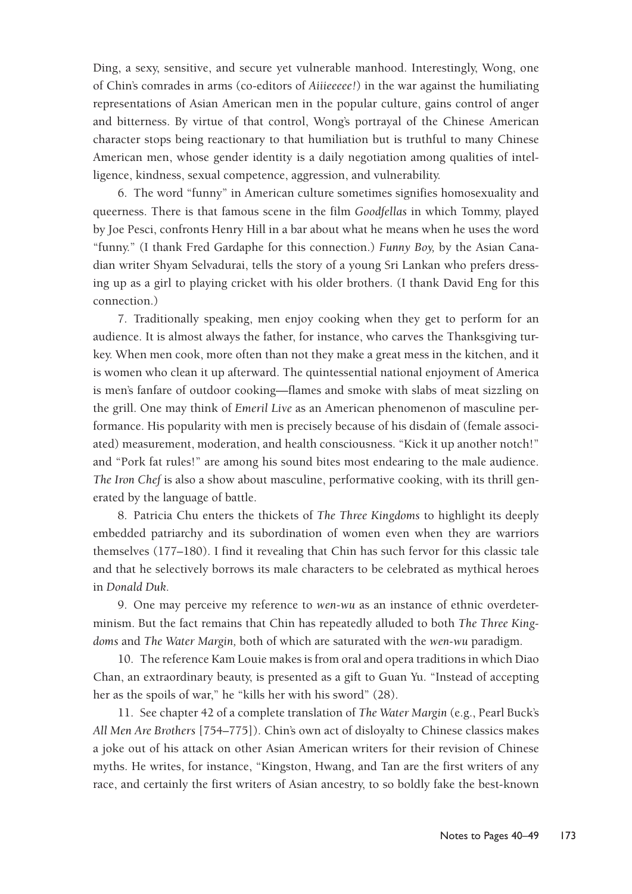Ding, a sexy, sensitive, and secure yet vulnerable manhood. Interestingly, Wong, one of Chin's comrades in arms (co-editors of *Aiiieeeee!*) in the war against the humiliating representations of Asian American men in the popular culture, gains control of anger and bitterness. By virtue of that control, Wong's portrayal of the Chinese American character stops being reactionary to that humiliation but is truthful to many Chinese American men, whose gender identity is a daily negotiation among qualities of intelligence, kindness, sexual competence, aggression, and vulnerability.

6. The word "funny" in American culture sometimes signifies homosexuality and queerness. There is that famous scene in the film *Goodfellas* in which Tommy, played by Joe Pesci, confronts Henry Hill in a bar about what he means when he uses the word "funny." (I thank Fred Gardaphe for this connection.) *Funny Boy,* by the Asian Canadian writer Shyam Selvadurai, tells the story of a young Sri Lankan who prefers dressing up as a girl to playing cricket with his older brothers. (I thank David Eng for this connection.)

7. Traditionally speaking, men enjoy cooking when they get to perform for an audience. It is almost always the father, for instance, who carves the Thanksgiving turkey. When men cook, more often than not they make a great mess in the kitchen, and it is women who clean it up afterward. The quintessential national enjoyment of America is men's fanfare of outdoor cooking—flames and smoke with slabs of meat sizzling on the grill. One may think of *Emeril Live* as an American phenomenon of masculine performance. His popularity with men is precisely because of his disdain of (female associated) measurement, moderation, and health consciousness. "Kick it up another notch!" and "Pork fat rules!" are among his sound bites most endearing to the male audience. *The Iron Chef* is also a show about masculine, performative cooking, with its thrill generated by the language of battle.

8. Patricia Chu enters the thickets of *The Three Kingdoms* to highlight its deeply embedded patriarchy and its subordination of women even when they are warriors themselves (177–180). I find it revealing that Chin has such fervor for this classic tale and that he selectively borrows its male characters to be celebrated as mythical heroes in *Donald Duk*.

9. One may perceive my reference to *wen-wu* as an instance of ethnic overdeterminism. But the fact remains that Chin has repeatedly alluded to both *The Three Kingdoms* and *The Water Margin,* both of which are saturated with the *wen-wu* paradigm.

10. The reference Kam Louie makes is from oral and opera traditions in which Diao Chan, an extraordinary beauty, is presented as a gift to Guan Yu. "Instead of accepting her as the spoils of war," he "kills her with his sword" (28).

11. See chapter 42 of a complete translation of *The Water Margin* (e.g., Pearl Buck's *All Men Are Brothers* [754–775]). Chin's own act of disloyalty to Chinese classics makes a joke out of his attack on other Asian American writers for their revision of Chinese myths. He writes, for instance, "Kingston, Hwang, and Tan are the first writers of any race, and certainly the first writers of Asian ancestry, to so boldly fake the best-known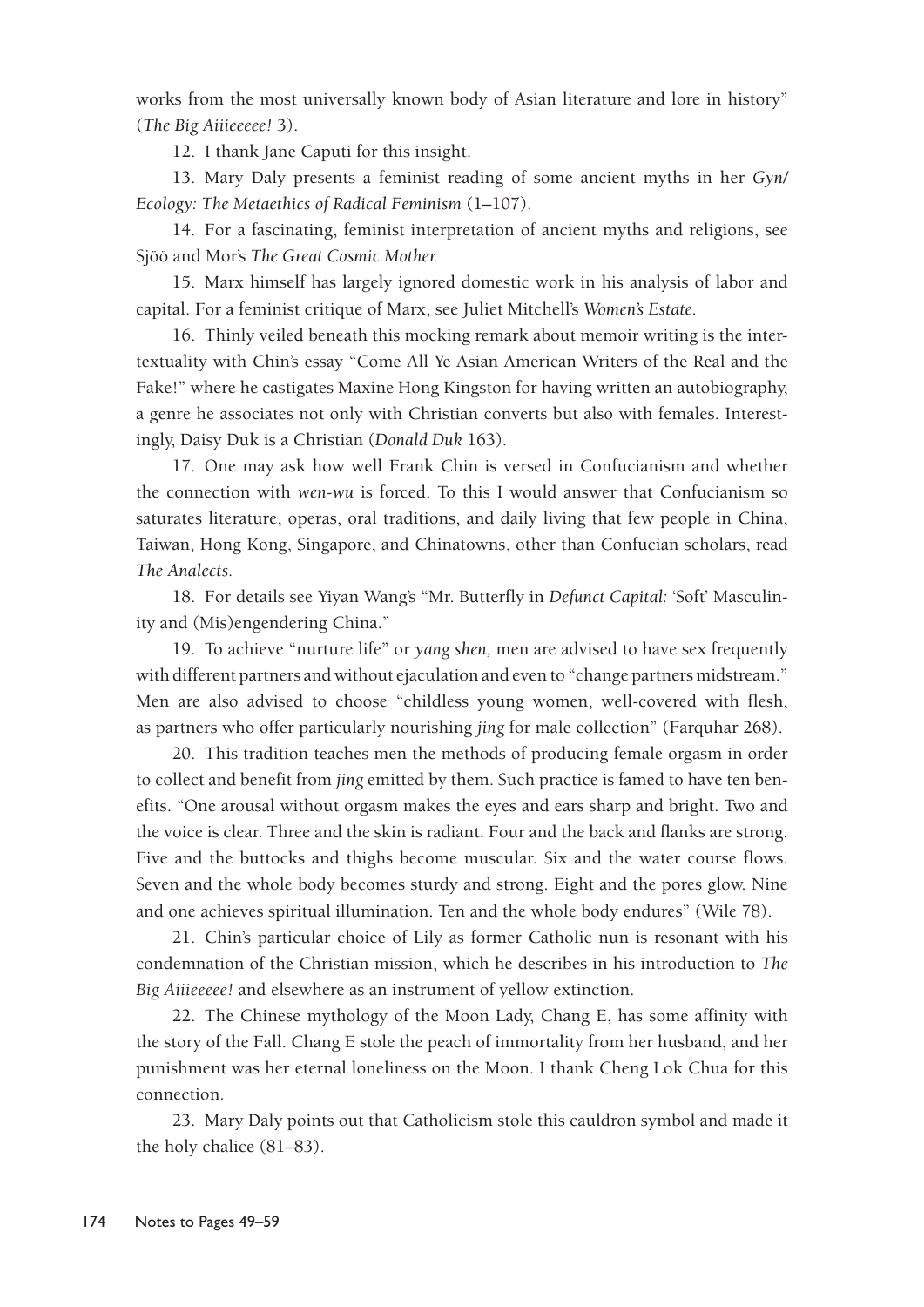works from the most universally known body of Asian literature and lore in history" (*The Big Aiiieeeee!* 3).

12. I thank Jane Caputi for this insight.

13. Mary Daly presents a feminist reading of some ancient myths in her *Gyn/Ecology: The Metaethics of Radical Feminism* (1–107).

14. For a fascinating, feminist interpretation of ancient myths and religions, see Sjöö and Mor's *The Great Cosmic Mother.*

15. Marx himself has largely ignored domestic work in his analysis of labor and capital. For a feminist critique of Marx, see Juliet Mitchell's *Women's Estate*.

16. Thinly veiled beneath this mocking remark about memoir writing is the intertextuality with Chin's essay "Come All Ye Asian American Writers of the Real and the Fake!" where he castigates Maxine Hong Kingston for having written an autobiography, a genre he associates not only with Christian converts but also with females. Interestingly, Daisy Duk is a Christian (*Donald Duk* 163).

17. One may ask how well Frank Chin is versed in Confucianism and whether the connection with *wen-wu* is forced. To this I would answer that Confucianism so saturates literature, operas, oral traditions, and daily living that few people in China, Taiwan, Hong Kong, Singapore, and Chinatowns, other than Confucian scholars, read *The Analects.*

18. For details see Yiyan Wang's "Mr. Butterfly in *Defunct Capital:* 'Soft' Masculinity and (Mis)engendering China."

19. To achieve "nurture life" or *yang shen,* men are advised to have sex frequently with different partners and without ejaculation and even to "change partners midstream." Men are also advised to choose "childless young women, well-covered with flesh, as partners who offer particularly nourishing *jing* for male collection" (Farquhar 268).

20. This tradition teaches men the methods of producing female orgasm in order to collect and benefit from *jing* emitted by them. Such practice is famed to have ten benefits. "One arousal without orgasm makes the eyes and ears sharp and bright. Two and the voice is clear. Three and the skin is radiant. Four and the back and flanks are strong. Five and the buttocks and thighs become muscular. Six and the water course flows. Seven and the whole body becomes sturdy and strong. Eight and the pores glow. Nine and one achieves spiritual illumination. Ten and the whole body endures" (Wile 78).

21. Chin's particular choice of Lily as former Catholic nun is resonant with his condemnation of the Christian mission, which he describes in his introduction to *The Big Aiiieeeee!* and elsewhere as an instrument of yellow extinction.

22. The Chinese mythology of the Moon Lady, Chang E, has some affinity with the story of the Fall. Chang E stole the peach of immortality from her husband, and her punishment was her eternal loneliness on the Moon. I thank Cheng Lok Chua for this connection.

23. Mary Daly points out that Catholicism stole this cauldron symbol and made it the holy chalice (81–83).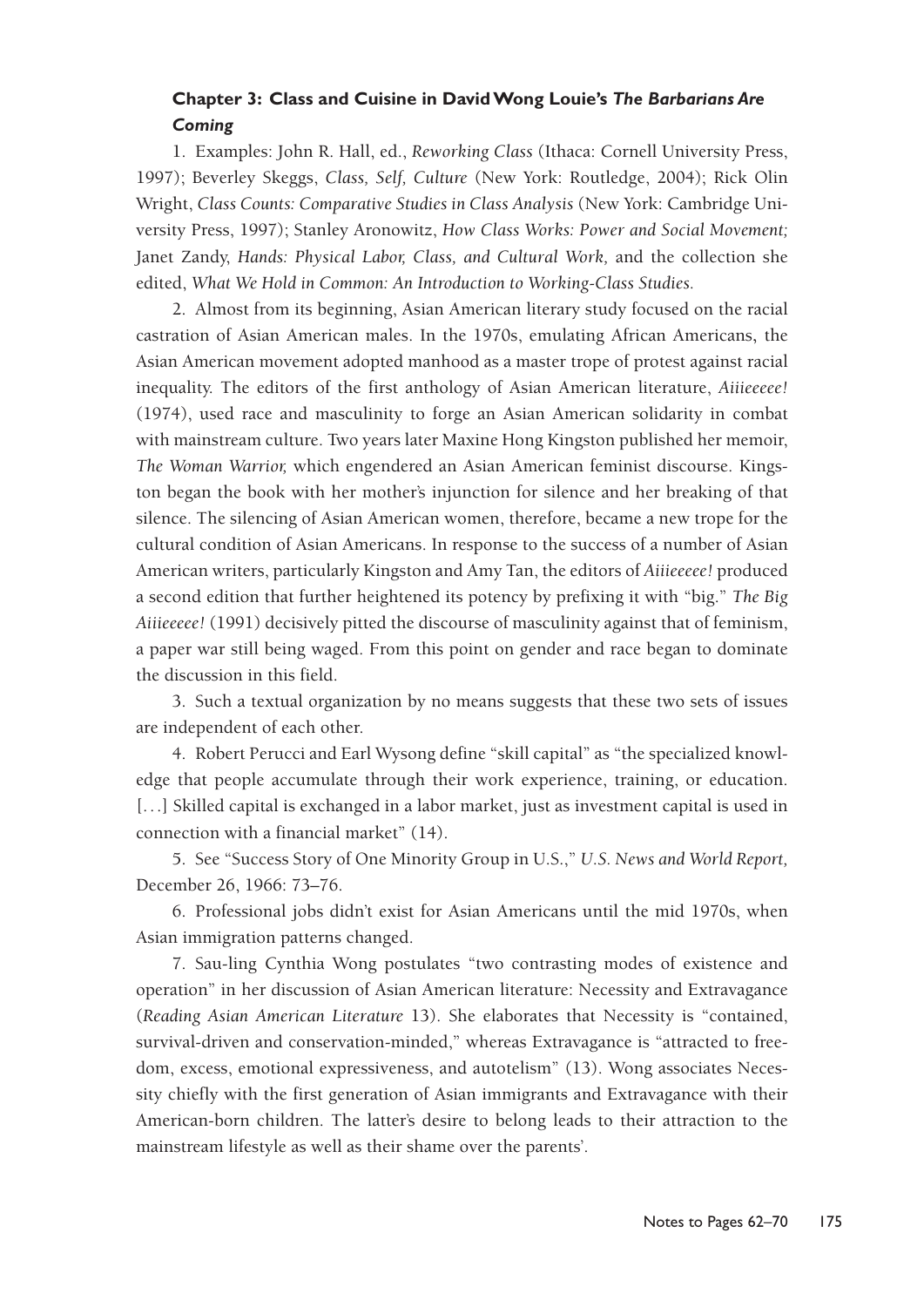### Chapter 3: Class and Cuisine in David Wong Louie's *The Barbarians Are Coming*

1. Examples: John R. Hall, ed., *Reworking Class* (Ithaca: Cornell University Press, 1997); Beverley Skeggs, *Class, Self, Culture* (New York: Routledge, 2004); Rick Olin Wright, *Class Counts: Comparative Studies in Class Analysis* (New York: Cambridge University Press, 1997); Stanley Aronowitz, *How Class Works: Power and Social Movement;* Janet Zandy, *Hands: Physical Labor, Class, and Cultural Work,* and the collection she edited, *What We Hold in Common: An Introduction to Working-Class Studies.*

2. Almost from its beginning, Asian American literary study focused on the racial castration of Asian American males. In the 1970s, emulating African Americans, the Asian American movement adopted manhood as a master trope of protest against racial inequality. The editors of the first anthology of Asian American literature, *Aiiieeeee!* (1974), used race and masculinity to forge an Asian American solidarity in combat with mainstream culture. Two years later Maxine Hong Kingston published her memoir, *The Woman Warrior,* which engendered an Asian American feminist discourse. Kingston began the book with her mother's injunction for silence and her breaking of that silence. The silencing of Asian American women, therefore, became a new trope for the cultural condition of Asian Americans. In response to the success of a number of Asian American writers, particularly Kingston and Amy Tan, the editors of *Aiiieeeee!* produced a second edition that further heightened its potency by prefixing it with "big." *The Big Aiiieeeee!* (1991) decisively pitted the discourse of masculinity against that of feminism, a paper war still being waged. From this point on gender and race began to dominate the discussion in this field.

3. Such a textual organization by no means suggests that these two sets of issues are independent of each other.

4. Robert Perucci and Earl Wysong define "skill capital" as "the specialized knowledge that people accumulate through their work experience, training, or education. [...] Skilled capital is exchanged in a labor market, just as investment capital is used in connection with a financial market" (14).

5. See "Success Story of One Minority Group in U.S.," *U.S. News and World Report,* December 26, 1966: 73–76.

6. Professional jobs didn't exist for Asian Americans until the mid 1970s, when Asian immigration patterns changed.

7. Sau-ling Cynthia Wong postulates "two contrasting modes of existence and operation" in her discussion of Asian American literature: Necessity and Extravagance (*Reading Asian American Literature* 13). She elaborates that Necessity is "contained, survival-driven and conservation-minded," whereas Extravagance is "attracted to freedom, excess, emotional expressiveness, and autotelism" (13). Wong associates Necessity chiefly with the first generation of Asian immigrants and Extravagance with their American-born children. The latter's desire to belong leads to their attraction to the mainstream lifestyle as well as their shame over the parents'.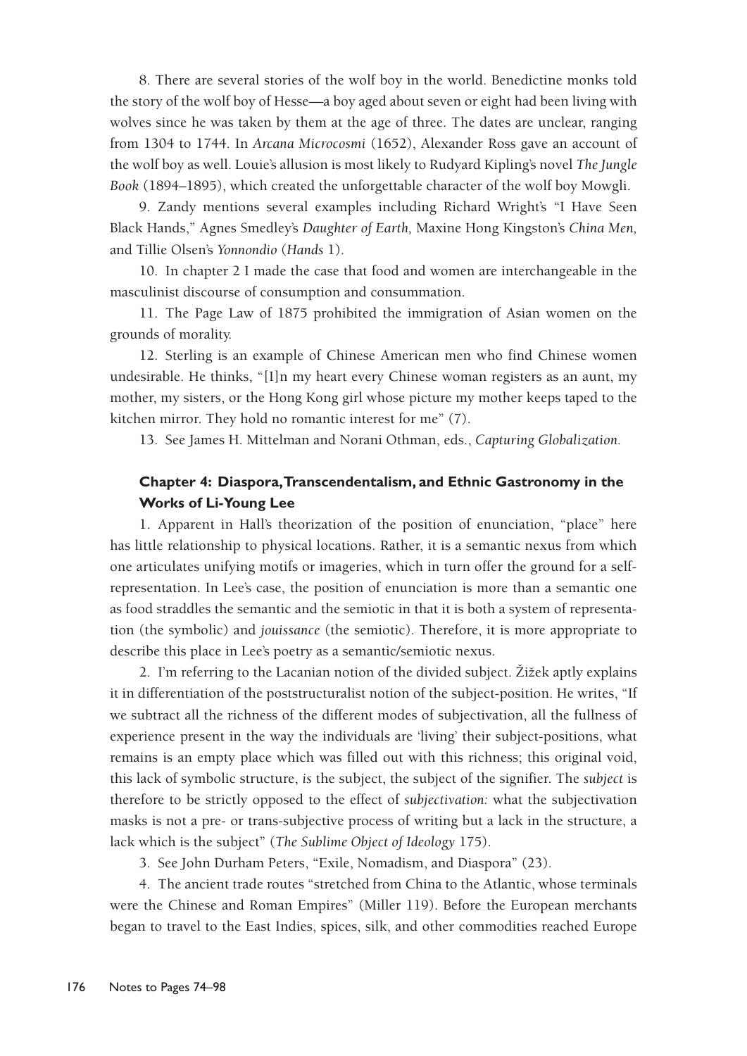8. There are several stories of the wolf boy in the world. Benedictine monks told the story of the wolf boy of Hesse—a boy aged about seven or eight had been living with wolves since he was taken by them at the age of three. The dates are unclear, ranging from 1304 to 1744. In *Arcana Microcosmi* (1652), Alexander Ross gave an account of the wolf boy as well. Louie's allusion is most likely to Rudyard Kipling's novel *The Jungle Book* (1894–1895), which created the unforgettable character of the wolf boy Mowgli.

9. Zandy mentions several examples including Richard Wright's "I Have Seen Black Hands," Agnes Smedley's *Daughter of Earth,* Maxine Hong Kingston's *China Men,* and Tillie Olsen's *Yonnondio* (*Hands* 1).

10. In chapter 2 I made the case that food and women are interchangeable in the masculinist discourse of consumption and consummation.

11. The Page Law of 1875 prohibited the immigration of Asian women on the grounds of morality.

12. Sterling is an example of Chinese American men who find Chinese women undesirable. He thinks, "[I]n my heart every Chinese woman registers as an aunt, my mother, my sisters, or the Hong Kong girl whose picture my mother keeps taped to the kitchen mirror. They hold no romantic interest for me" (7).

13. See James H. Mittelman and Norani Othman, eds., *Capturing Globalization.*

### Chapter 4: Diaspora, Transcendentalism, and Ethnic Gastronomy in the Works of Li-Young Lee

1. Apparent in Hall's theorization of the position of enunciation, "place" here has little relationship to physical locations. Rather, it is a semantic nexus from which one articulates unifying motifs or imageries, which in turn offer the ground for a self-representation. In Lee's case, the position of enunciation is more than a semantic one as food straddles the semantic and the semiotic in that it is both a system of representation (the symbolic) and *jouissance* (the semiotic). Therefore, it is more appropriate to describe this place in Lee's poetry as a semantic/semiotic nexus.

2. I'm referring to the Lacanian notion of the divided subject. Žižek aptly explains it in differentiation of the poststructuralist notion of the subject-position. He writes, "If we subtract all the richness of the different modes of subjectivation, all the fullness of experience present in the way the individuals are 'living' their subject-positions, what remains is an empty place which was filled out with this richness; this original void, this lack of symbolic structure, *is* the subject, the subject of the signifier. The *subject* is therefore to be strictly opposed to the effect of *subjectivation:* what the subjectivation masks is not a pre- or trans-subjective process of writing but a lack in the structure, a lack which is the subject" (*The Sublime Object of Ideology* 175).

3. See John Durham Peters, "Exile, Nomadism, and Diaspora" (23).

4. The ancient trade routes "stretched from China to the Atlantic, whose terminals were the Chinese and Roman Empires" (Miller 119). Before the European merchants began to travel to the East Indies, spices, silk, and other commodities reached Europe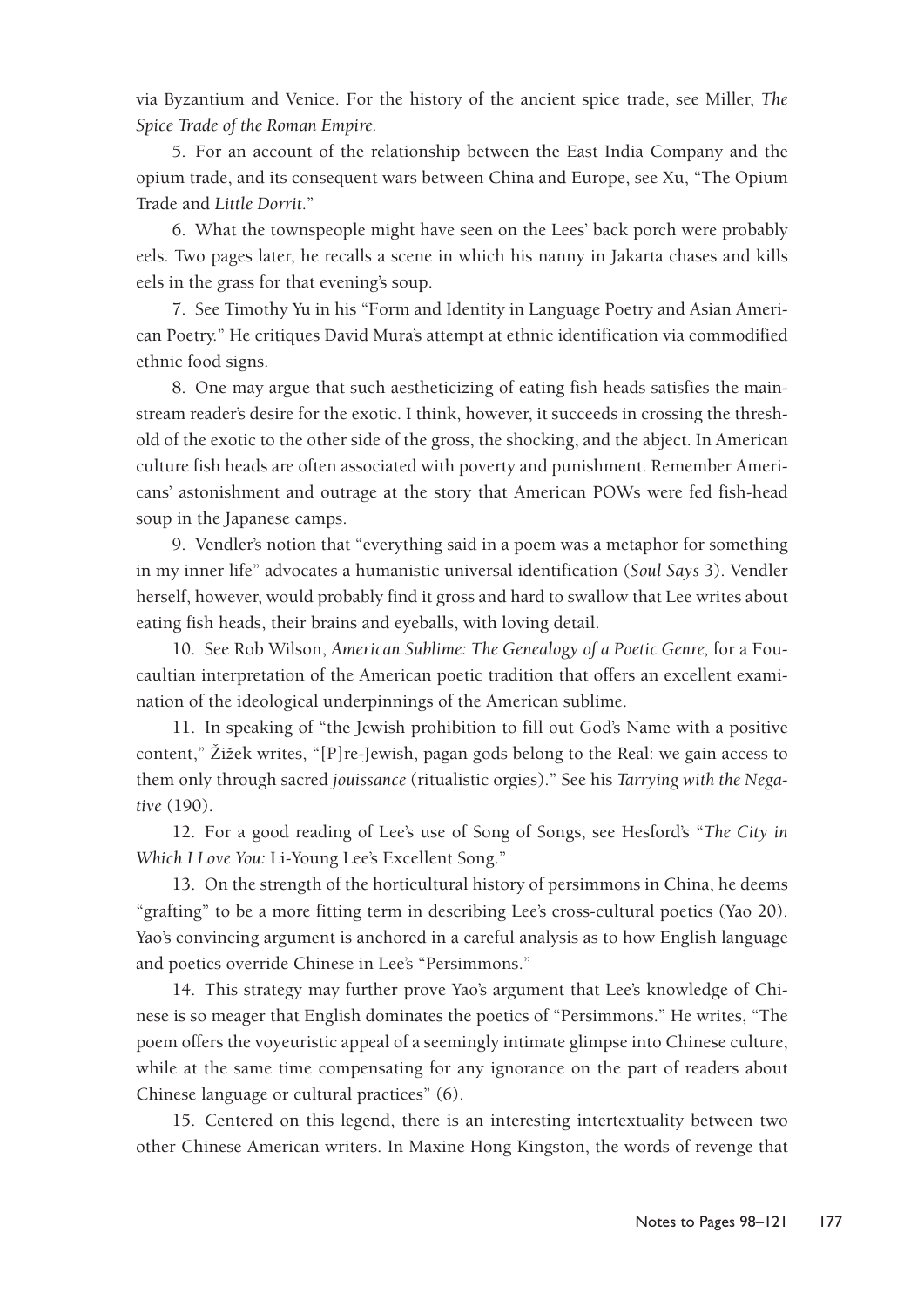via Byzantium and Venice. For the history of the ancient spice trade, see Miller, *The Spice Trade of the Roman Empire.*

5. For an account of the relationship between the East India Company and the opium trade, and its consequent wars between China and Europe, see Xu, "The Opium Trade and *Little Dorrit.*"

6. What the townspeople might have seen on the Lees' back porch were probably eels. Two pages later, he recalls a scene in which his nanny in Jakarta chases and kills eels in the grass for that evening's soup.

7. See Timothy Yu in his "Form and Identity in Language Poetry and Asian American Poetry." He critiques David Mura's attempt at ethnic identification via commodified ethnic food signs.

8. One may argue that such aestheticizing of eating fish heads satisfies the mainstream reader's desire for the exotic. I think, however, it succeeds in crossing the threshold of the exotic to the other side of the gross, the shocking, and the abject. In American culture fish heads are often associated with poverty and punishment. Remember Americans' astonishment and outrage at the story that American POWs were fed fish-head soup in the Japanese camps.

9. Vendler's notion that "everything said in a poem was a metaphor for something in my inner life" advocates a humanistic universal identification (*Soul Says* 3). Vendler herself, however, would probably find it gross and hard to swallow that Lee writes about eating fish heads, their brains and eyeballs, with loving detail.

10. See Rob Wilson, *American Sublime: The Genealogy of a Poetic Genre,* for a Foucaultian interpretation of the American poetic tradition that offers an excellent examination of the ideological underpinnings of the American sublime.

11. In speaking of "the Jewish prohibition to fill out God's Name with a positive content," Žižek writes, "[P]re-Jewish, pagan gods belong to the Real: we gain access to them only through sacred *jouissance* (ritualistic orgies)." See his *Tarrying with the Negative* (190).

12. For a good reading of Lee's use of Song of Songs, see Hesford's "*The City in Which I Love You:* Li-Young Lee's Excellent Song."

13. On the strength of the horticultural history of persimmons in China, he deems "grafting" to be a more fitting term in describing Lee's cross-cultural poetics (Yao 20). Yao's convincing argument is anchored in a careful analysis as to how English language and poetics override Chinese in Lee's "Persimmons."

14. This strategy may further prove Yao's argument that Lee's knowledge of Chinese is so meager that English dominates the poetics of "Persimmons." He writes, "The poem offers the voyeuristic appeal of a seemingly intimate glimpse into Chinese culture, while at the same time compensating for any ignorance on the part of readers about Chinese language or cultural practices" (6).

15. Centered on this legend, there is an interesting intertextuality between two other Chinese American writers. In Maxine Hong Kingston, the words of revenge that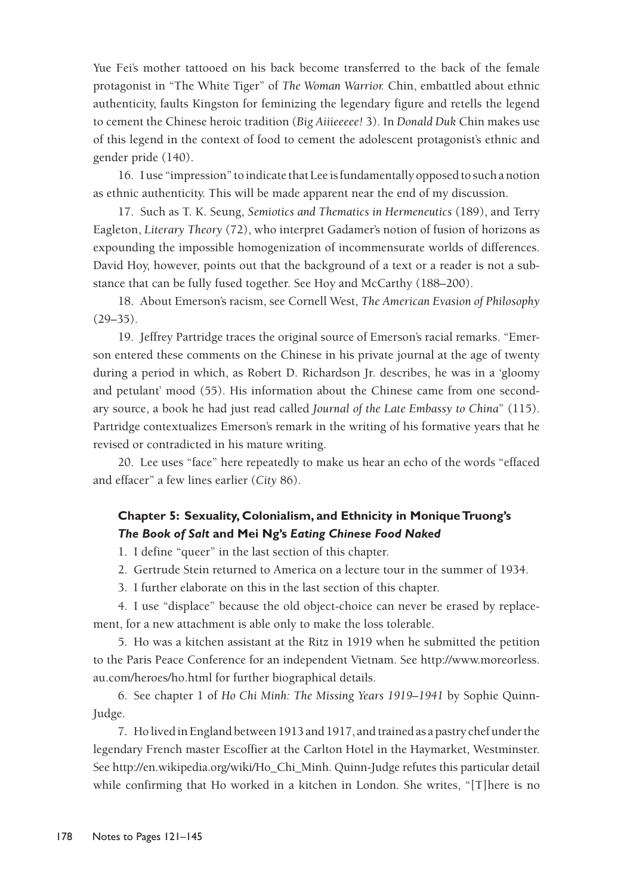Yue Fei's mother tattooed on his back become transferred to the back of the female protagonist in "The White Tiger" of *The Woman Warrior.* Chin, embattled about ethnic authenticity, faults Kingston for feminizing the legendary figure and retells the legend to cement the Chinese heroic tradition (*Big Aiiieeeee!* 3). In *Donald Duk* Chin makes use of this legend in the context of food to cement the adolescent protagonist's ethnic and gender pride (140).

16. I use "impression" to indicate that Lee is fundamentally opposed to such a notion as ethnic authenticity. This will be made apparent near the end of my discussion.

17. Such as T. K. Seung, *Semiotics and Thematics in Hermeneutics* (189), and Terry Eagleton, *Literary Theory* (72), who interpret Gadamer's notion of fusion of horizons as expounding the impossible homogenization of incommensurate worlds of differences. David Hoy, however, points out that the background of a text or a reader is not a substance that can be fully fused together. See Hoy and McCarthy (188–200).

18. About Emerson's racism, see Cornell West, *The American Evasion of Philosophy* (29–35).

19. Jeffrey Partridge traces the original source of Emerson's racial remarks. "Emerson entered these comments on the Chinese in his private journal at the age of twenty during a period in which, as Robert D. Richardson Jr. describes, he was in a 'gloomy and petulant' mood (55). His information about the Chinese came from one secondary source, a book he had just read called *Journal of the Late Embassy to China*" (115). Partridge contextualizes Emerson's remark in the writing of his formative years that he revised or contradicted in his mature writing.

20. Lee uses "face" here repeatedly to make us hear an echo of the words "effaced and effacer" a few lines earlier (*City* 86).

### Chapter 5: Sexuality, Colonialism, and Ethnicity in Monique Truong's *The Book of Salt* and Mei Ng's *Eating Chinese Food Naked*

1. I define "queer" in the last section of this chapter.

2. Gertrude Stein returned to America on a lecture tour in the summer of 1934.

3. I further elaborate on this in the last section of this chapter.

4. I use "displace" because the old object-choice can never be erased by replacement, for a new attachment is able only to make the loss tolerable.

5. Ho was a kitchen assistant at the Ritz in 1919 when he submitted the petition to the Paris Peace Conference for an independent Vietnam. See http://www.moreorless.au.com/heroes/ho.html for further biographical details.

6. See chapter 1 of *Ho Chi Minh: The Missing Years 1919–1941* by Sophie Quinn-Judge.

7. Ho lived in England between 1913 and 1917, and trained as a pastry chef under the legendary French master Escoffier at the Carlton Hotel in the Haymarket, Westminster. See http://en.wikipedia.org/wiki/Ho_Chi_Minh. Quinn-Judge refutes this particular detail while confirming that Ho worked in a kitchen in London. She writes, "[T]here is no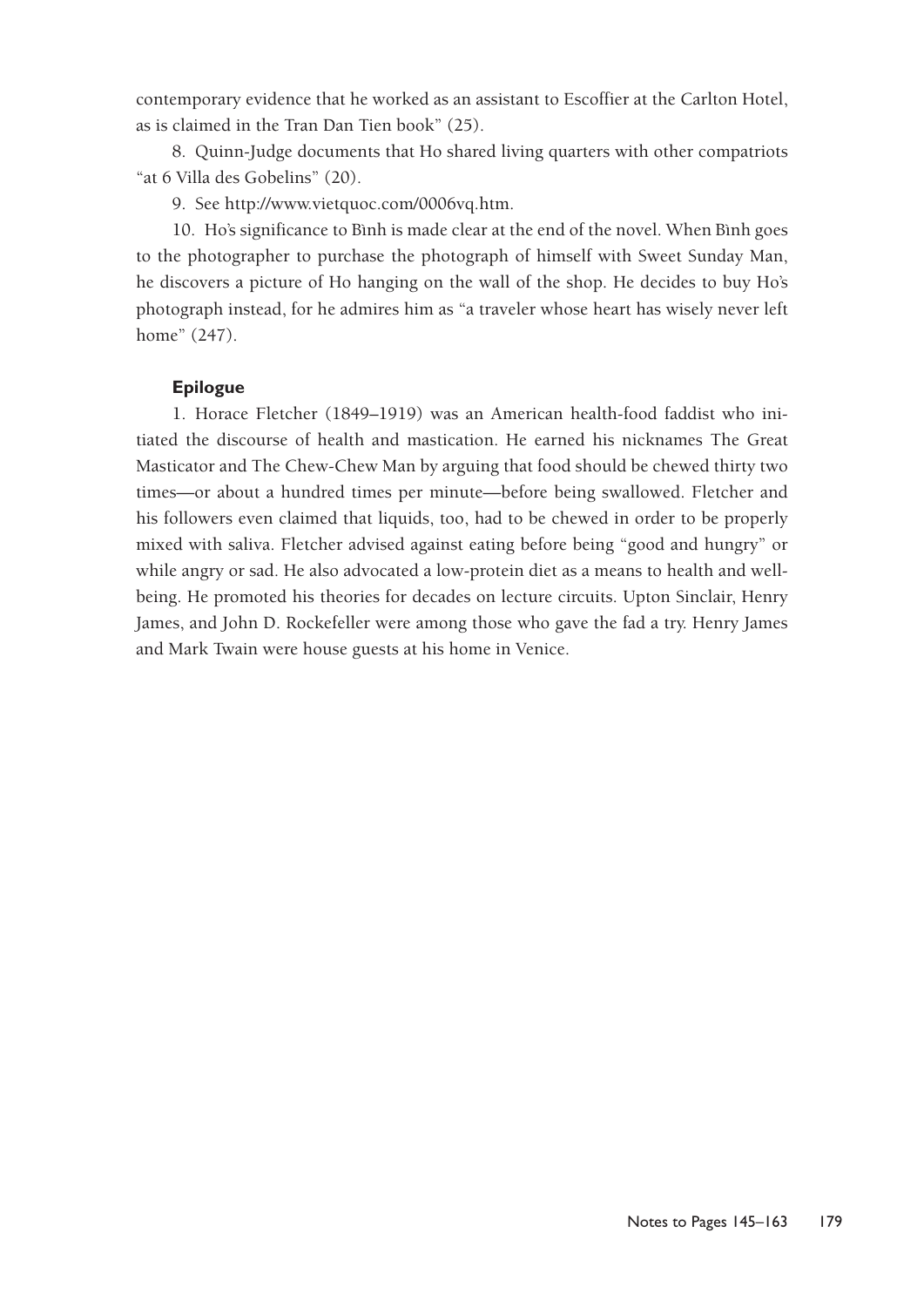contemporary evidence that he worked as an assistant to Escoffier at the Carlton Hotel, as is claimed in the Tran Dan Tien book" (25).

8. Quinn-Judge documents that Ho shared living quarters with other compatriots "at 6 Villa des Gobelins" (20).

9. See http://www.vietquoc.com/0006vq.htm.

10. Ho's significance to Bình is made clear at the end of the novel. When Bình goes to the photographer to purchase the photograph of himself with Sweet Sunday Man, he discovers a picture of Ho hanging on the wall of the shop. He decides to buy Ho's photograph instead, for he admires him as "a traveler whose heart has wisely never left home" (247).

### Epilogue

1. Horace Fletcher (1849–1919) was an American health-food faddist who initiated the discourse of health and mastication. He earned his nicknames The Great Masticator and The Chew-Chew Man by arguing that food should be chewed thirty two times—or about a hundred times per minute—before being swallowed. Fletcher and his followers even claimed that liquids, too, had to be chewed in order to be properly mixed with saliva. Fletcher advised against eating before being "good and hungry" or while angry or sad. He also advocated a low-protein diet as a means to health and well-being. He promoted his theories for decades on lecture circuits. Upton Sinclair, Henry James, and John D. Rockefeller were among those who gave the fad a try. Henry James and Mark Twain were house guests at his home in Venice.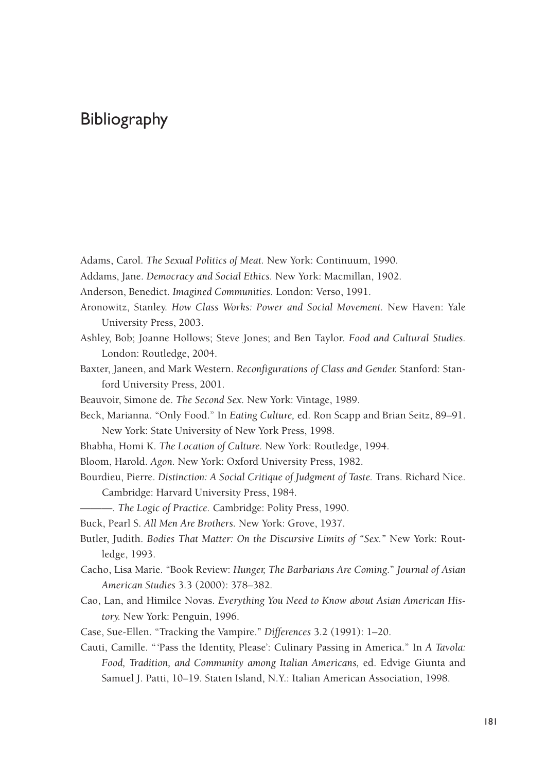# Bibliography

Adams, Carol. *The Sexual Politics of Meat.* New York: Continuum, 1990.

Addams, Jane. *Democracy and Social Ethics.* New York: Macmillan, 1902.

Anderson, Benedict. *Imagined Communities.* London: Verso, 1991.

Aronowitz, Stanley. *How Class Works: Power and Social Movement.* New Haven: Yale University Press, 2003.

Ashley, Bob; Joanne Hollows; Steve Jones; and Ben Taylor. *Food and Cultural Studies.* London: Routledge, 2004.

Baxter, Janeen, and Mark Western. *Reconfigurations of Class and Gender.* Stanford: Stanford University Press, 2001.

Beauvoir, Simone de. *The Second Sex.* New York: Vintage, 1989.

Beck, Marianna. "Only Food." In *Eating Culture,* ed. Ron Scapp and Brian Seitz, 89–91. New York: State University of New York Press, 1998.

Bhabha, Homi K. *The Location of Culture.* New York: Routledge, 1994.

Bloom, Harold. *Agon.* New York: Oxford University Press, 1982.

Bourdieu, Pierre. *Distinction: A Social Critique of Judgment of Taste.* Trans. Richard Nice. Cambridge: Harvard University Press, 1984.

———. *The Logic of Practice.* Cambridge: Polity Press, 1990.

Buck, Pearl S. *All Men Are Brothers.* New York: Grove, 1937.

Butler, Judith. *Bodies That Matter: On the Discursive Limits of "Sex."* New York: Routledge, 1993.

Cacho, Lisa Marie. "Book Review: *Hunger, The Barbarians Are Coming.*" *Journal of Asian American Studies* 3.3 (2000): 378–382.

Cao, Lan, and Himilce Novas. *Everything You Need to Know about Asian American History.* New York: Penguin, 1996.

Case, Sue-Ellen. "Tracking the Vampire." *Differences* 3.2 (1991): 1–20.

Cauti, Camille. "'Pass the Identity, Please': Culinary Passing in America." In *A Tavola: Food, Tradition, and Community among Italian Americans,* ed. Edvige Giunta and Samuel J. Patti, 10–19. Staten Island, N.Y.: Italian American Association, 1998.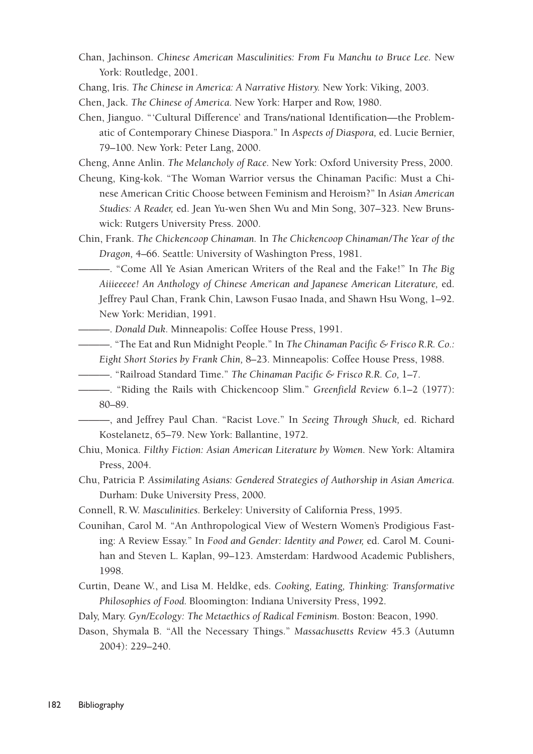Chan, Jachinson. *Chinese American Masculinities: From Fu Manchu to Bruce Lee.* New York: Routledge, 2001.

Chang, Iris. *The Chinese in America: A Narrative History.* New York: Viking, 2003.

Chen, Jack. *The Chinese of America.* New York: Harper and Row, 1980.

Chen, Jianguo. "'Cultural Difference' and Trans/national Identification—the Problematic of Contemporary Chinese Diaspora." In *Aspects of Diaspora,* ed. Lucie Bernier, 79–100. New York: Peter Lang, 2000.

Cheng, Anne Anlin. *The Melancholy of Race.* New York: Oxford University Press, 2000.

Cheung, King-kok. "The Woman Warrior versus the Chinaman Pacific: Must a Chinese American Critic Choose between Feminism and Heroism?" In *Asian American Studies: A Reader,* ed. Jean Yu-wen Shen Wu and Min Song, 307–323. New Brunswick: Rutgers University Press. 2000.

Chin, Frank. *The Chickencoop Chinaman.* In *The Chickencoop Chinaman/The Year of the Dragon,* 4–66. Seattle: University of Washington Press, 1981.

———. "Come All Ye Asian American Writers of the Real and the Fake!" In *The Big Aiiieeeee! An Anthology of Chinese American and Japanese American Literature,* ed. Jeffrey Paul Chan, Frank Chin, Lawson Fusao Inada, and Shawn Hsu Wong, 1–92. New York: Meridian, 1991.

———. *Donald Duk.* Minneapolis: Coffee House Press, 1991.

———. "The Eat and Run Midnight People." In *The Chinaman Pacific & Frisco R.R. Co.: Eight Short Stories by Frank Chin,* 8–23. Minneapolis: Coffee House Press, 1988.

———. "Railroad Standard Time." *The Chinaman Pacific & Frisco R.R. Co,* 1–7.

———. "Riding the Rails with Chickencoop Slim." *Greenfield Review* 6.1–2 (1977): 80–89.

———, and Jeffrey Paul Chan. "Racist Love." In *Seeing Through Shuck,* ed. Richard Kostelanetz, 65–79. New York: Ballantine, 1972.

Chiu, Monica. *Filthy Fiction: Asian American Literature by Women.* New York: Altamira Press, 2004.

Chu, Patricia P. *Assimilating Asians: Gendered Strategies of Authorship in Asian America.* Durham: Duke University Press, 2000.

Connell, R.W. *Masculinities.* Berkeley: University of California Press, 1995.

Counihan, Carol M. "An Anthropological View of Western Women's Prodigious Fasting: A Review Essay." In *Food and Gender: Identity and Power,* ed. Carol M. Counihan and Steven L. Kaplan, 99–123. Amsterdam: Hardwood Academic Publishers, 1998.

Curtin, Deane W., and Lisa M. Heldke, eds. *Cooking, Eating, Thinking: Transformative Philosophies of Food.* Bloomington: Indiana University Press, 1992.

Daly, Mary. *Gyn/Ecology: The Metaethics of Radical Feminism.* Boston: Beacon, 1990.

Dason, Shymala B. "All the Necessary Things." *Massachusetts Review* 45.3 (Autumn 2004): 229–240.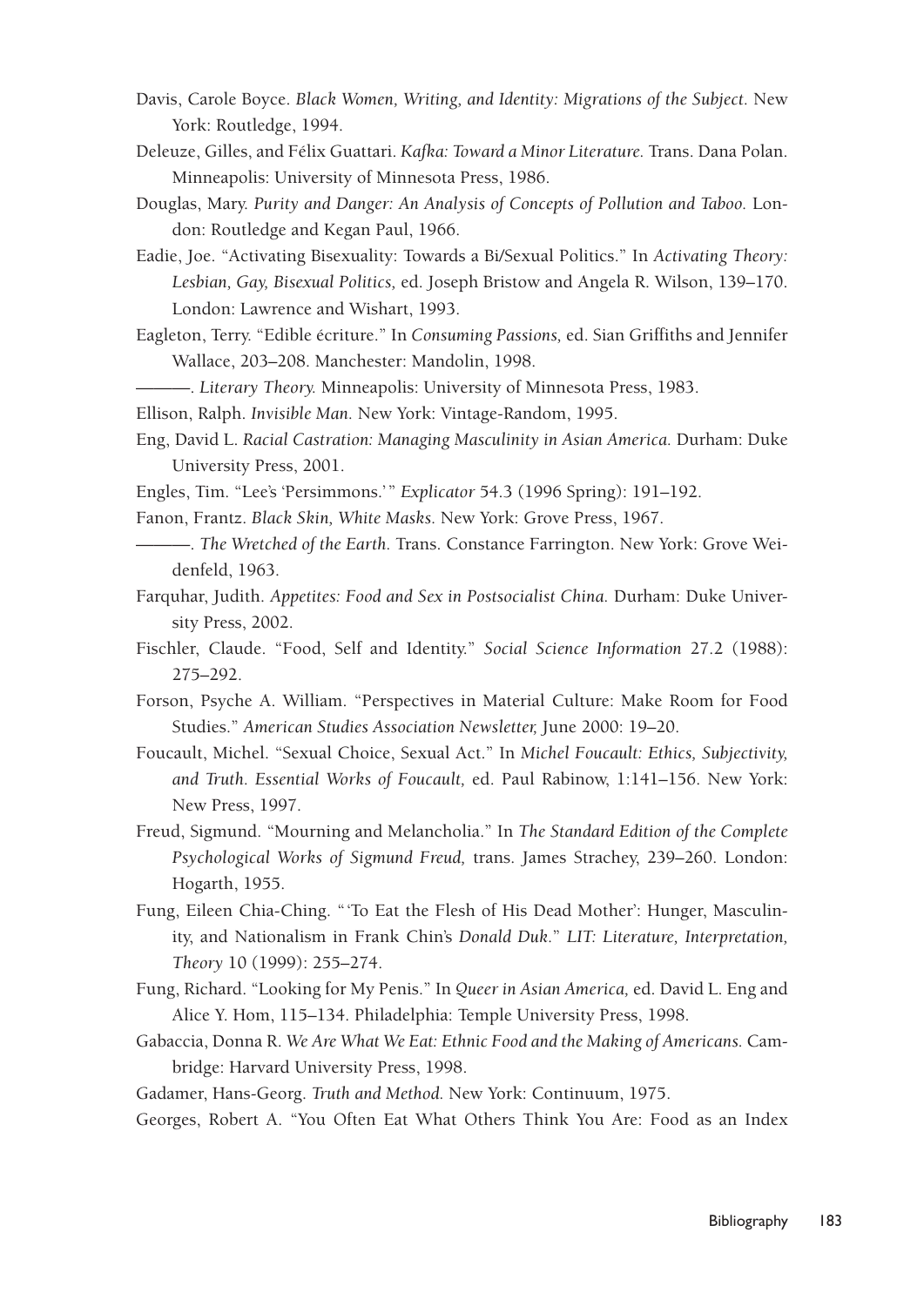Davis, Carole Boyce. *Black Women, Writing, and Identity: Migrations of the Subject*. New York: Routledge, 1994.

Deleuze, Gilles, and Félix Guattari. *Kafka: Toward a Minor Literature.* Trans. Dana Polan. Minneapolis: University of Minnesota Press, 1986.

Douglas, Mary. *Purity and Danger: An Analysis of Concepts of Pollution and Taboo.* London: Routledge and Kegan Paul, 1966.

Eadie, Joe. "Activating Bisexuality: Towards a Bi/Sexual Politics." In *Activating Theory: Lesbian, Gay, Bisexual Politics,* ed. Joseph Bristow and Angela R. Wilson, 139–170. London: Lawrence and Wishart, 1993.

Eagleton, Terry. "Edible écriture." In *Consuming Passions*, ed. Sian Griffiths and Jennifer Wallace, 203–208. Manchester: Mandolin, 1998.

———. *Literary Theory.* Minneapolis: University of Minnesota Press, 1983.

Ellison, Ralph. *Invisible Man*. New York: Vintage-Random, 1995.

Eng, David L. *Racial Castration: Managing Masculinity in Asian America.* Durham: Duke University Press, 2001.

Engles, Tim. "Lee's 'Persimmons.'" *Explicator* 54.3 (1996 Spring): 191–192.

Fanon, Frantz. *Black Skin, White Masks.* New York: Grove Press, 1967.

———. *The Wretched of the Earth.* Trans. Constance Farrington. New York: Grove Weidenfeld, 1963.

Farquhar, Judith. *Appetites: Food and Sex in Postsocialist China.* Durham: Duke University Press, 2002.

Fischler, Claude. "Food, Self and Identity." *Social Science Information* 27.2 (1988): 275–292.

Forson, Psyche A. William. "Perspectives in Material Culture: Make Room for Food Studies." *American Studies Association Newsletter,* June 2000: 19–20.

Foucault, Michel. "Sexual Choice, Sexual Act." In *Michel Foucault: Ethics, Subjectivity, and Truth. Essential Works of Foucault,* ed. Paul Rabinow, 1:141–156. New York: New Press, 1997.

Freud, Sigmund. "Mourning and Melancholia." In *The Standard Edition of the Complete Psychological Works of Sigmund Freud,* trans. James Strachey, 239–260. London: Hogarth, 1955.

Fung, Eileen Chia-Ching. "'To Eat the Flesh of His Dead Mother': Hunger, Masculinity, and Nationalism in Frank Chin's *Donald Duk*." *LIT: Literature, Interpretation, Theory* 10 (1999): 255–274.

Fung, Richard. "Looking for My Penis." In *Queer in Asian America,* ed. David L. Eng and Alice Y. Hom, 115–134. Philadelphia: Temple University Press, 1998.

Gabaccia, Donna R. *We Are What We Eat: Ethnic Food and the Making of Americans.* Cambridge: Harvard University Press, 1998.

Gadamer, Hans-Georg. *Truth and Method.* New York: Continuum, 1975.

Georges, Robert A. "You Often Eat What Others Think You Are: Food as an Index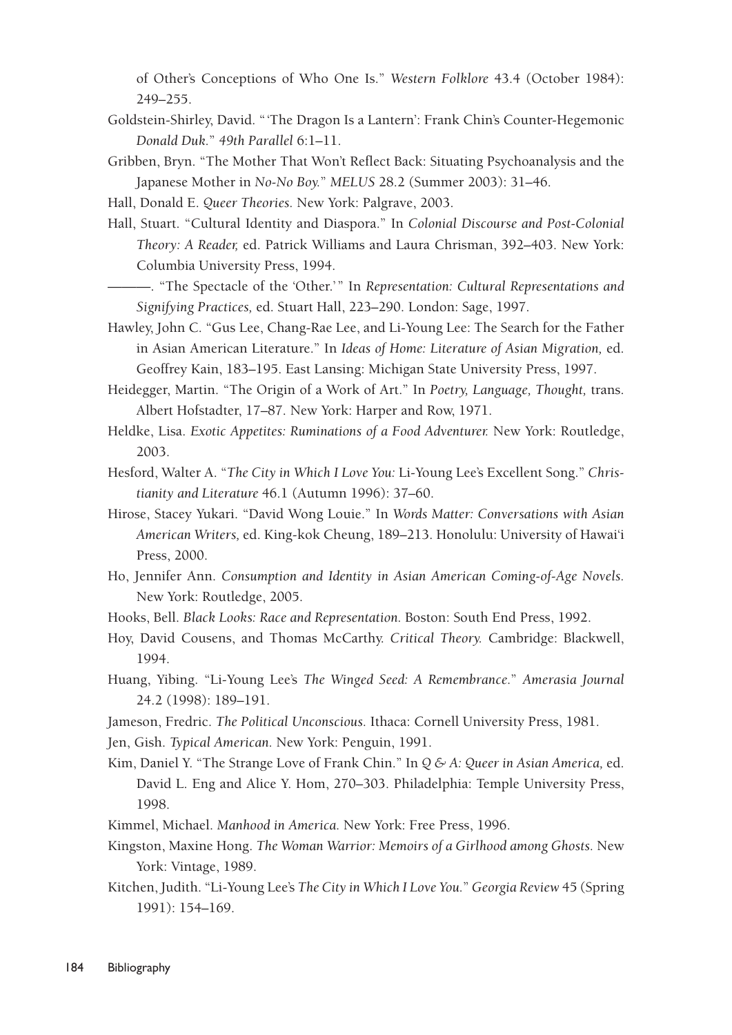of Other's Conceptions of Who One Is." *Western Folklore* 43.4 (October 1984): 249–255.

Goldstein-Shirley, David. "'The Dragon Is a Lantern': Frank Chin's Counter-Hegemonic *Donald Duk*." *49th Parallel* 6:1–11.

Gribben, Bryn. "The Mother That Won't Reflect Back: Situating Psychoanalysis and the Japanese Mother in *No-No Boy*." *MELUS* 28.2 (Summer 2003): 31–46.

Hall, Donald E. *Queer Theories*. New York: Palgrave, 2003.

Hall, Stuart. "Cultural Identity and Diaspora." In *Colonial Discourse and Post-Colonial Theory: A Reader,* ed. Patrick Williams and Laura Chrisman, 392–403. New York: Columbia University Press, 1994.

———. "The Spectacle of the 'Other.'" In *Representation: Cultural Representations and Signifying Practices,* ed. Stuart Hall, 223–290. London: Sage, 1997.

Hawley, John C. "Gus Lee, Chang-Rae Lee, and Li-Young Lee: The Search for the Father in Asian American Literature." In *Ideas of Home: Literature of Asian Migration,* ed. Geoffrey Kain, 183–195. East Lansing: Michigan State University Press, 1997.

Heidegger, Martin. "The Origin of a Work of Art." In *Poetry, Language, Thought,* trans. Albert Hofstadter, 17–87. New York: Harper and Row, 1971.

Heldke, Lisa. *Exotic Appetites: Ruminations of a Food Adventurer.* New York: Routledge, 2003.

Hesford, Walter A. "*The City in Which I Love You:* Li-Young Lee's Excellent Song." *Christianity and Literature* 46.1 (Autumn 1996): 37–60.

Hirose, Stacey Yukari. "David Wong Louie." In *Words Matter: Conversations with Asian American Writers,* ed. King-kok Cheung, 189–213. Honolulu: University of Hawai'i Press, 2000.

Ho, Jennifer Ann. *Consumption and Identity in Asian American Coming-of-Age Novels.* New York: Routledge, 2005.

Hooks, Bell. *Black Looks: Race and Representation.* Boston: South End Press, 1992.

Hoy, David Cousens, and Thomas McCarthy. *Critical Theory.* Cambridge: Blackwell, 1994.

Huang, Yibing. "Li-Young Lee's *The Winged Seed: A Remembrance*." *Amerasia Journal* 24.2 (1998): 189–191.

Jameson, Fredric. *The Political Unconscious.* Ithaca: Cornell University Press, 1981.

Jen, Gish. *Typical American.* New York: Penguin, 1991.

Kim, Daniel Y. "The Strange Love of Frank Chin." In *Q & A: Queer in Asian America,* ed. David L. Eng and Alice Y. Hom, 270–303. Philadelphia: Temple University Press, 1998.

Kimmel, Michael. *Manhood in America.* New York: Free Press, 1996.

Kingston, Maxine Hong. *The Woman Warrior: Memoirs of a Girlhood among Ghosts.* New York: Vintage, 1989.

Kitchen, Judith. "Li-Young Lee's *The City in Which I Love You*." *Georgia Review* 45 (Spring 1991): 154–169.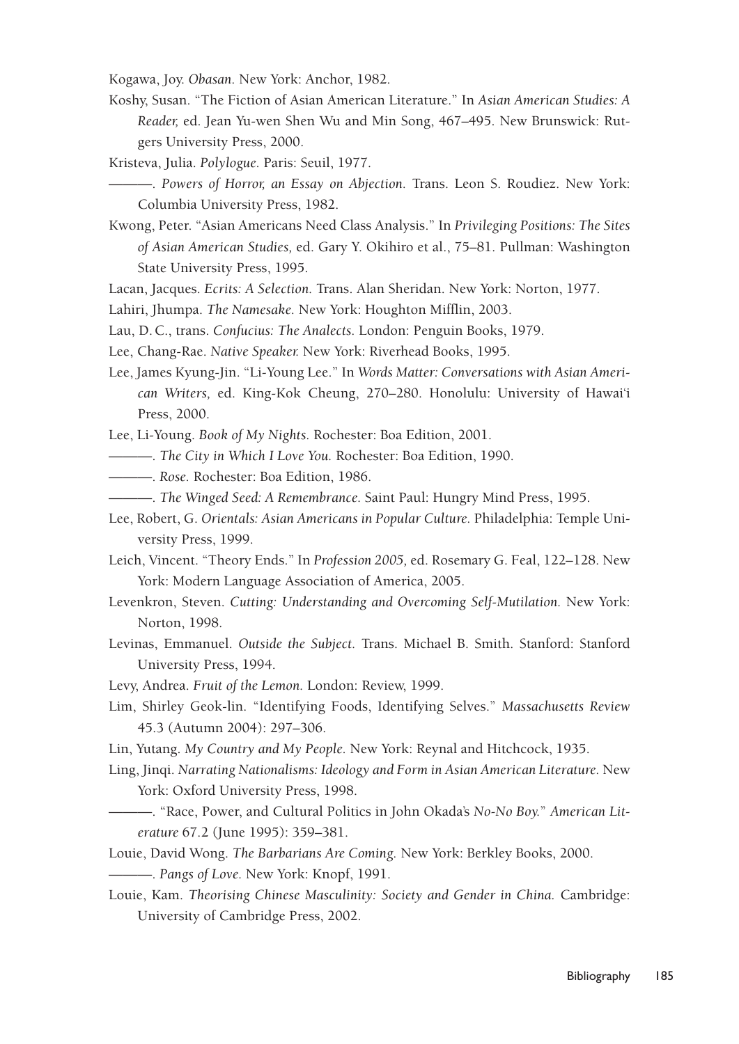Kogawa, Joy. *Obasan.* New York: Anchor, 1982.

Koshy, Susan. "The Fiction of Asian American Literature." In *Asian American Studies: A Reader,* ed. Jean Yu-wen Shen Wu and Min Song, 467–495. New Brunswick: Rutgers University Press, 2000.

Kristeva, Julia. *Polylogue.* Paris: Seuil, 1977.

———. *Powers of Horror, an Essay on Abjection.* Trans. Leon S. Roudiez. New York: Columbia University Press, 1982.

Kwong, Peter. "Asian Americans Need Class Analysis." In *Privileging Positions: The Sites of Asian American Studies,* ed. Gary Y. Okihiro et al., 75–81. Pullman: Washington State University Press, 1995.

Lacan, Jacques. *Ecrits: A Selection.* Trans. Alan Sheridan. New York: Norton, 1977.

Lahiri, Jhumpa. *The Namesake.* New York: Houghton Mifflin, 2003.

Lau, D. C., trans. *Confucius: The Analects.* London: Penguin Books, 1979.

Lee, Chang-Rae. *Native Speaker.* New York: Riverhead Books, 1995.

Lee, James Kyung-Jin. "Li-Young Lee." In *Words Matter: Conversations with Asian American Writers,* ed. King-Kok Cheung, 270–280. Honolulu: University of Hawai'i Press, 2000.

Lee, Li-Young. *Book of My Nights.* Rochester: Boa Edition, 2001.

———. *The City in Which I Love You.* Rochester: Boa Edition, 1990.

———. *Rose.* Rochester: Boa Edition, 1986.

———. *The Winged Seed: A Remembrance.* Saint Paul: Hungry Mind Press, 1995.

Lee, Robert, G. *Orientals: Asian Americans in Popular Culture.* Philadelphia: Temple University Press, 1999.

Leich, Vincent. "Theory Ends." In *Profession 2005,* ed. Rosemary G. Feal, 122–128. New York: Modern Language Association of America, 2005.

Levenkron, Steven. *Cutting: Understanding and Overcoming Self-Mutilation.* New York: Norton, 1998.

Levinas, Emmanuel. *Outside the Subject.* Trans. Michael B. Smith. Stanford: Stanford University Press, 1994.

Levy, Andrea. *Fruit of the Lemon.* London: Review, 1999.

Lim, Shirley Geok-lin. "Identifying Foods, Identifying Selves." *Massachusetts Review* 45.3 (Autumn 2004): 297–306.

Lin, Yutang. *My Country and My People.* New York: Reynal and Hitchcock, 1935.

Ling, Jinqi. *Narrating Nationalisms: Ideology and Form in Asian American Literature.* New York: Oxford University Press, 1998.

———. "Race, Power, and Cultural Politics in John Okada's *No-No Boy.*" *American Literature* 67.2 (June 1995): 359–381.

Louie, David Wong. *The Barbarians Are Coming.* New York: Berkley Books, 2000.

———. *Pangs of Love.* New York: Knopf, 1991.

Louie, Kam. *Theorising Chinese Masculinity: Society and Gender in China.* Cambridge: University of Cambridge Press, 2002.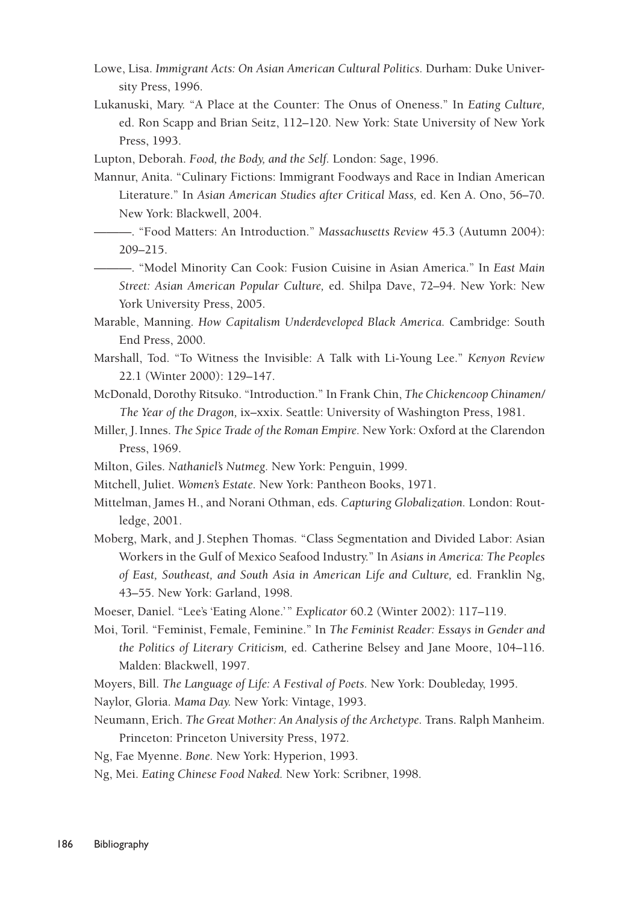Lowe, Lisa. *Immigrant Acts: On Asian American Cultural Politics.* Durham: Duke University Press, 1996.

Lukanuski, Mary. "A Place at the Counter: The Onus of Oneness." In *Eating Culture,* ed. Ron Scapp and Brian Seitz, 112–120. New York: State University of New York Press, 1993.

Lupton, Deborah. *Food, the Body, and the Self.* London: Sage, 1996.

Mannur, Anita. "Culinary Fictions: Immigrant Foodways and Race in Indian American Literature." In *Asian American Studies after Critical Mass,* ed. Ken A. Ono, 56–70. New York: Blackwell, 2004.

———. "Food Matters: An Introduction." *Massachusetts Review* 45.3 (Autumn 2004): 209–215.

———. "Model Minority Can Cook: Fusion Cuisine in Asian America." In *East Main Street: Asian American Popular Culture,* ed. Shilpa Dave, 72–94. New York: New York University Press, 2005.

Marable, Manning. *How Capitalism Underdeveloped Black America.* Cambridge: South End Press, 2000.

Marshall, Tod. "To Witness the Invisible: A Talk with Li-Young Lee." *Kenyon Review* 22.1 (Winter 2000): 129–147.

McDonald, Dorothy Ritsuko. "Introduction." In Frank Chin, *The Chickencoop Chinamen/ The Year of the Dragon,* ix–xxix. Seattle: University of Washington Press, 1981.

Miller, J. Innes. *The Spice Trade of the Roman Empire.* New York: Oxford at the Clarendon Press, 1969.

Milton, Giles. *Nathaniel's Nutmeg.* New York: Penguin, 1999.

Mitchell, Juliet. *Women's Estate.* New York: Pantheon Books, 1971.

Mittelman, James H., and Norani Othman, eds. *Capturing Globalization.* London: Routledge, 2001.

Moberg, Mark, and J. Stephen Thomas. "Class Segmentation and Divided Labor: Asian Workers in the Gulf of Mexico Seafood Industry." In *Asians in America: The Peoples of East, Southeast, and South Asia in American Life and Culture,* ed. Franklin Ng, 43–55. New York: Garland, 1998.

Moeser, Daniel. "Lee's 'Eating Alone.'" *Explicator* 60.2 (Winter 2002): 117–119.

Moi, Toril. "Feminist, Female, Feminine." In *The Feminist Reader: Essays in Gender and the Politics of Literary Criticism,* ed. Catherine Belsey and Jane Moore, 104–116. Malden: Blackwell, 1997.

Moyers, Bill. *The Language of Life: A Festival of Poets.* New York: Doubleday, 1995.

Naylor, Gloria. *Mama Day.* New York: Vintage, 1993.

Neumann, Erich. *The Great Mother: An Analysis of the Archetype.* Trans. Ralph Manheim. Princeton: Princeton University Press, 1972.

Ng, Fae Myenne. *Bone.* New York: Hyperion, 1993.

Ng, Mei. *Eating Chinese Food Naked.* New York: Scribner, 1998.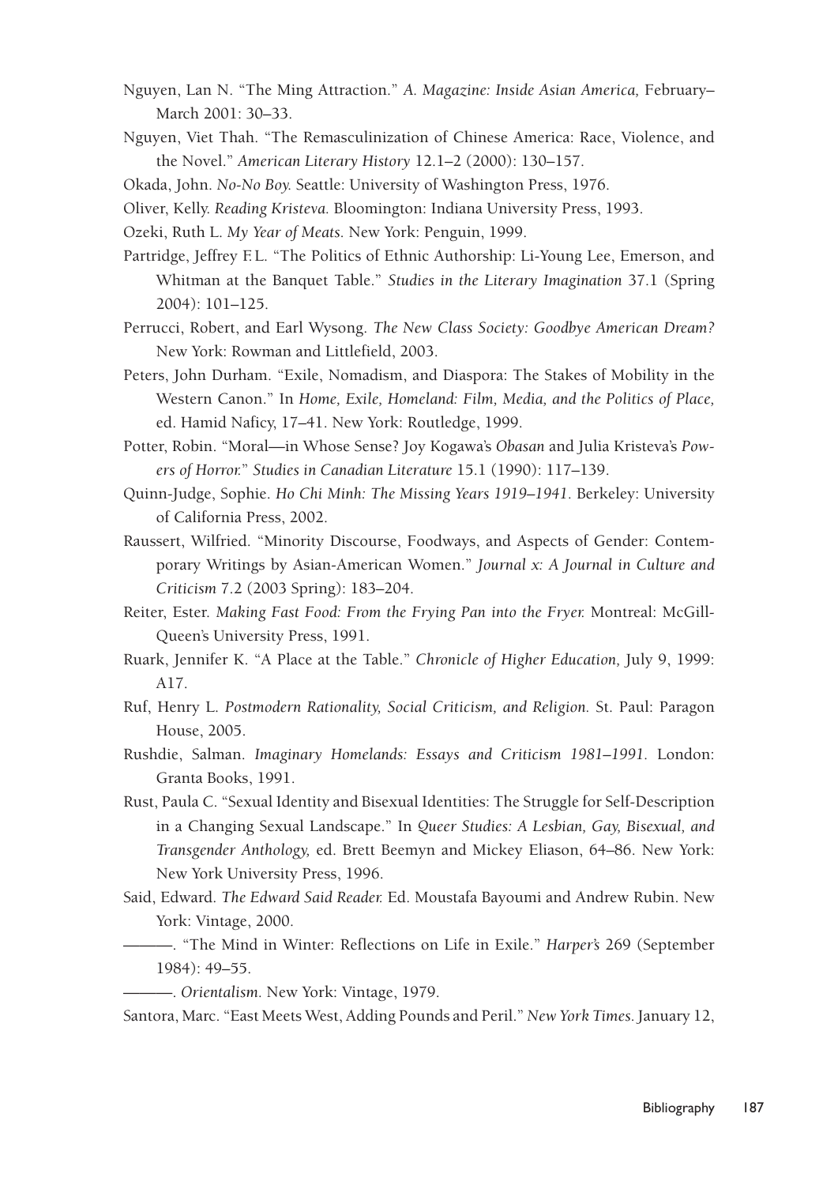Nguyen, Lan N. "The Ming Attraction." *A. Magazine: Inside Asian America,* February–March 2001: 30–33.

Nguyen, Viet Thah. "The Remasculinization of Chinese America: Race, Violence, and the Novel." *American Literary History* 12.1–2 (2000): 130–157.

Okada, John. *No-No Boy.* Seattle: University of Washington Press, 1976.

Oliver, Kelly. *Reading Kristeva.* Bloomington: Indiana University Press, 1993.

Ozeki, Ruth L. *My Year of Meats.* New York: Penguin, 1999.

Partridge, Jeffrey F.L. "The Politics of Ethnic Authorship: Li-Young Lee, Emerson, and Whitman at the Banquet Table." *Studies in the Literary Imagination* 37.1 (Spring 2004): 101–125.

Perrucci, Robert, and Earl Wysong. *The New Class Society: Goodbye American Dream?* New York: Rowman and Littlefield, 2003.

Peters, John Durham. "Exile, Nomadism, and Diaspora: The Stakes of Mobility in the Western Canon." In *Home, Exile, Homeland: Film, Media, and the Politics of Place,* ed. Hamid Naficy, 17–41. New York: Routledge, 1999.

Potter, Robin. "Moral—in Whose Sense? Joy Kogawa's *Obasan* and Julia Kristeva's *Powers of Horror.*" *Studies in Canadian Literature* 15.1 (1990): 117–139.

Quinn-Judge, Sophie. *Ho Chi Minh: The Missing Years 1919–1941.* Berkeley: University of California Press, 2002.

Raussert, Wilfried. "Minority Discourse, Foodways, and Aspects of Gender: Contemporary Writings by Asian-American Women." *Journal x: A Journal in Culture and Criticism* 7.2 (2003 Spring): 183–204.

Reiter, Ester. *Making Fast Food: From the Frying Pan into the Fryer.* Montreal: McGill-Queen's University Press, 1991.

Ruark, Jennifer K. "A Place at the Table." *Chronicle of Higher Education,* July 9, 1999: A17.

Ruf, Henry L. *Postmodern Rationality, Social Criticism, and Religion.* St. Paul: Paragon House, 2005.

Rushdie, Salman. *Imaginary Homelands: Essays and Criticism 1981–1991.* London: Granta Books, 1991.

Rust, Paula C. "Sexual Identity and Bisexual Identities: The Struggle for Self-Description in a Changing Sexual Landscape." In *Queer Studies: A Lesbian, Gay, Bisexual, and Transgender Anthology,* ed. Brett Beemyn and Mickey Eliason, 64–86. New York: New York University Press, 1996.

Said, Edward. *The Edward Said Reader.* Ed. Moustafa Bayoumi and Andrew Rubin. New York: Vintage, 2000.

———. "The Mind in Winter: Reflections on Life in Exile." *Harper's* 269 (September 1984): 49–55.

———. *Orientalism.* New York: Vintage, 1979.

Santora, Marc. "East Meets West, Adding Pounds and Peril." *New York Times.* January 12,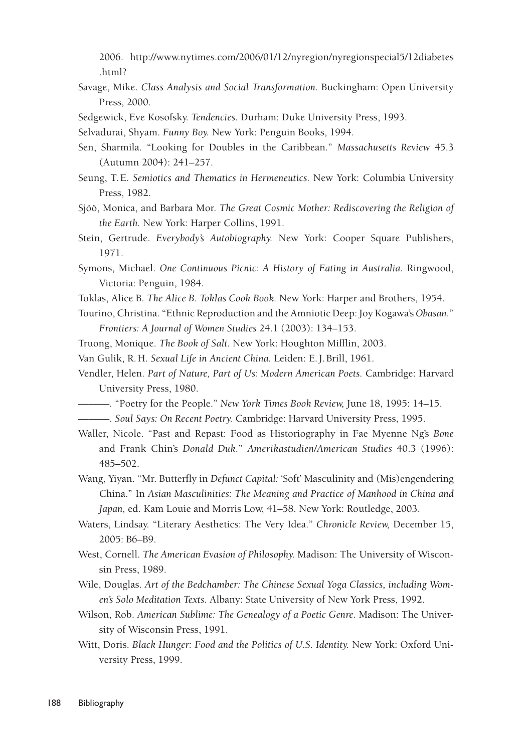2006. http://www.nytimes.com/2006/01/12/nyregion/nyregionspecial5/12diabetes.html?

Savage, Mike. *Class Analysis and Social Transformation.* Buckingham: Open University Press, 2000.

Sedgewick, Eve Kosofsky. *Tendencies.* Durham: Duke University Press, 1993.

Selvadurai, Shyam. *Funny Boy.* New York: Penguin Books, 1994.

Sen, Sharmila. "Looking for Doubles in the Caribbean." *Massachusetts Review* 45.3 (Autumn 2004): 241–257.

Seung, T. E. *Semiotics and Thematics in Hermeneutics.* New York: Columbia University Press, 1982.

Sjöö, Monica, and Barbara Mor. *The Great Cosmic Mother: Rediscovering the Religion of the Earth.* New York: Harper Collins, 1991.

Stein, Gertrude. *Everybody's Autobiography.* New York: Cooper Square Publishers, 1971.

Symons, Michael. *One Continuous Picnic: A History of Eating in Australia.* Ringwood, Victoria: Penguin, 1984.

Toklas, Alice B. *The Alice B. Toklas Cook Book.* New York: Harper and Brothers, 1954.

Tourino, Christina. "Ethnic Reproduction and the Amniotic Deep: Joy Kogawa's *Obasan.*" *Frontiers: A Journal of Women Studies* 24.1 (2003): 134–153.

Truong, Monique. *The Book of Salt.* New York: Houghton Mifflin, 2003.

Van Gulik, R. H. *Sexual Life in Ancient China.* Leiden: E. J. Brill, 1961.

Vendler, Helen. *Part of Nature, Part of Us: Modern American Poets.* Cambridge: Harvard University Press, 1980.

———. "Poetry for the People." *New York Times Book Review,* June 18, 1995: 14–15.

———. *Soul Says: On Recent Poetry.* Cambridge: Harvard University Press, 1995.

Waller, Nicole. "Past and Repast: Food as Historiography in Fae Myenne Ng's *Bone* and Frank Chin's *Donald Duk.*" *Amerikastudien/American Studies* 40.3 (1996): 485–502.

Wang, Yiyan. "Mr. Butterfly in *Defunct Capital:* 'Soft' Masculinity and (Mis)engendering China." In *Asian Masculinities: The Meaning and Practice of Manhood in China and Japan,* ed. Kam Louie and Morris Low, 41–58. New York: Routledge, 2003.

Waters, Lindsay. "Literary Aesthetics: The Very Idea." *Chronicle Review,* December 15, 2005: B6–B9.

West, Cornell. *The American Evasion of Philosophy.* Madison: The University of Wisconsin Press, 1989.

Wile, Douglas. *Art of the Bedchamber: The Chinese Sexual Yoga Classics, including Women's Solo Meditation Texts.* Albany: State University of New York Press, 1992.

Wilson, Rob. *American Sublime: The Genealogy of a Poetic Genre.* Madison: The University of Wisconsin Press, 1991.

Witt, Doris. *Black Hunger: Food and the Politics of U.S. Identity.* New York: Oxford University Press, 1999.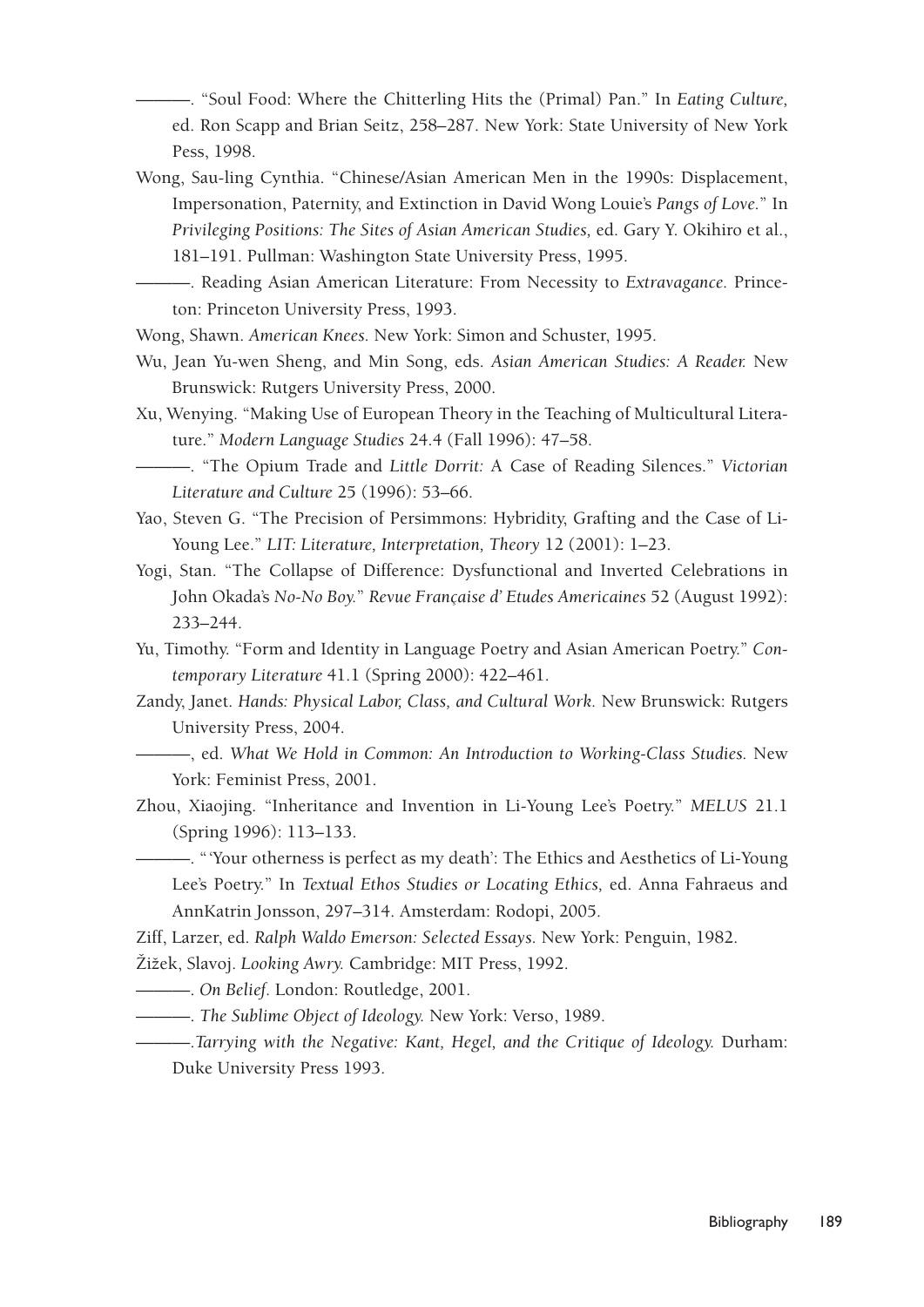———. "Soul Food: Where the Chitterling Hits the (Primal) Pan." In *Eating Culture,* ed. Ron Scapp and Brian Seitz, 258–287. New York: State University of New York Pess, 1998.

Wong, Sau-ling Cynthia. "Chinese/Asian American Men in the 1990s: Displacement, Impersonation, Paternity, and Extinction in David Wong Louie's *Pangs of Love.*" In *Privileging Positions: The Sites of Asian American Studies,* ed. Gary Y. Okihiro et al., 181–191. Pullman: Washington State University Press, 1995.

———. Reading Asian American Literature: From Necessity to *Extravagance.* Princeton: Princeton University Press, 1993.

Wong, Shawn. *American Knees.* New York: Simon and Schuster, 1995.

Wu, Jean Yu-wen Sheng, and Min Song, eds. *Asian American Studies: A Reader.* New Brunswick: Rutgers University Press, 2000.

Xu, Wenying. "Making Use of European Theory in the Teaching of Multicultural Literature." *Modern Language Studies* 24.4 (Fall 1996): 47–58.

———. "The Opium Trade and *Little Dorrit:* A Case of Reading Silences." *Victorian Literature and Culture* 25 (1996): 53–66.

Yao, Steven G. "The Precision of Persimmons: Hybridity, Grafting and the Case of Li-Young Lee." *LIT: Literature, Interpretation, Theory* 12 (2001): 1–23.

Yogi, Stan. "The Collapse of Difference: Dysfunctional and Inverted Celebrations in John Okada's *No-No Boy.*" *Revue Française d' Etudes Americaines* 52 (August 1992): 233–244.

Yu, Timothy. "Form and Identity in Language Poetry and Asian American Poetry." *Contemporary Literature* 41.1 (Spring 2000): 422–461.

Zandy, Janet. *Hands: Physical Labor, Class, and Cultural Work.* New Brunswick: Rutgers University Press, 2004.

———, ed. *What We Hold in Common: An Introduction to Working-Class Studies.* New York: Feminist Press, 2001.

Zhou, Xiaojing. "Inheritance and Invention in Li-Young Lee's Poetry." *MELUS* 21.1 (Spring 1996): 113–133.

———. "'Your otherness is perfect as my death': The Ethics and Aesthetics of Li-Young Lee's Poetry." In *Textual Ethos Studies or Locating Ethics,* ed. Anna Fahraeus and AnnKatrin Jonsson, 297–314. Amsterdam: Rodopi, 2005.

Ziff, Larzer, ed. *Ralph Waldo Emerson: Selected Essays.* New York: Penguin, 1982.

Žižek, Slavoj. *Looking Awry.* Cambridge: MIT Press, 1992.

———. *On Belief.* London: Routledge, 2001.

———. *The Sublime Object of Ideology.* New York: Verso, 1989.

———.*Tarrying with the Negative: Kant, Hegel, and the Critique of Ideology.* Durham: Duke University Press 1993.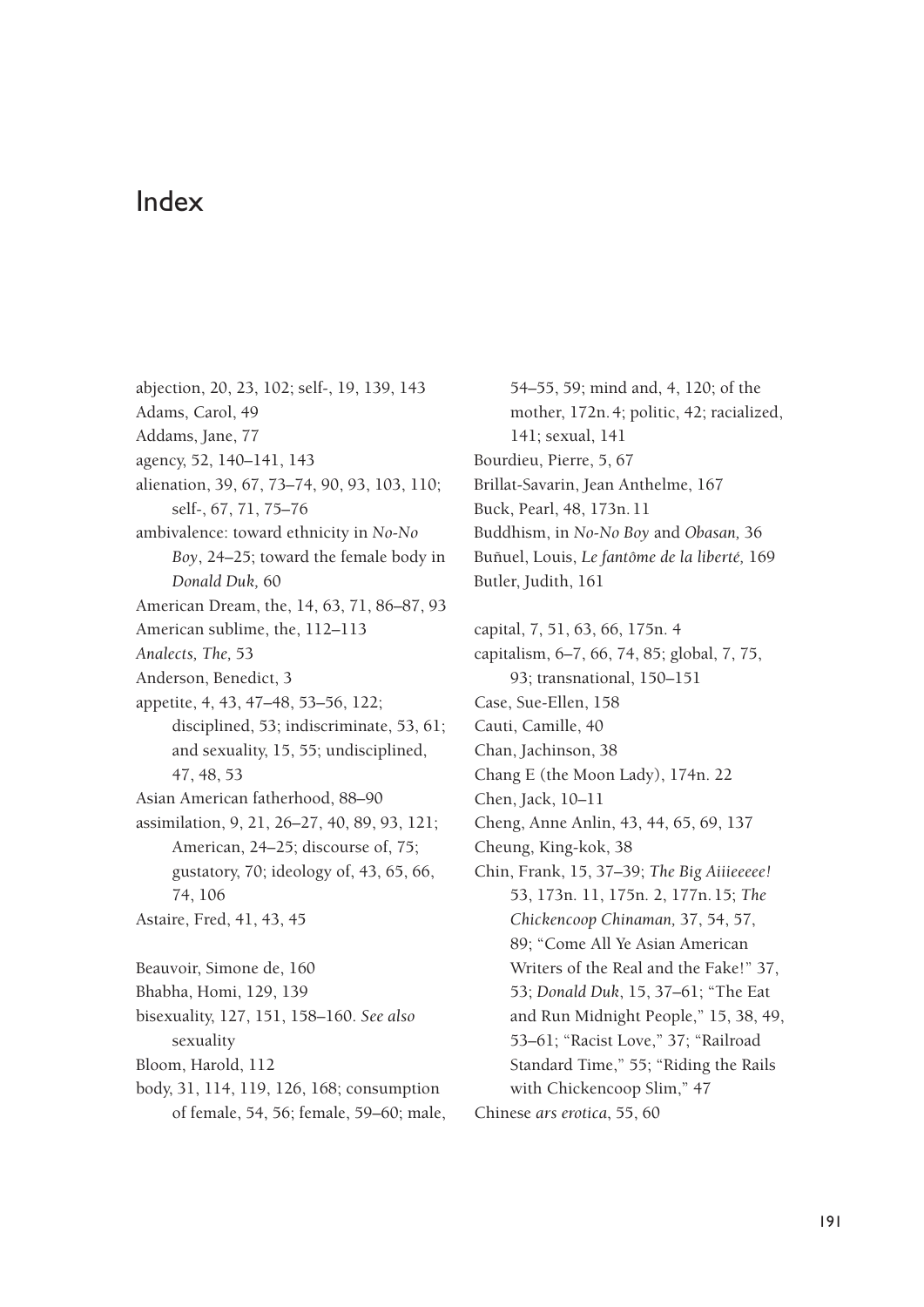# Index

abjection, 20, 23, 102; self-, 19, 139, 143
Adams, Carol, 49
Addams, Jane, 77
agency, 52, 140–141, 143
alienation, 39, 67, 73–74, 90, 93, 103, 110; self-, 67, 71, 75–76
ambivalence: toward ethnicity in *No-No Boy*, 24–25; toward the female body in *Donald Duk,* 60
American Dream, the, 14, 63, 71, 86–87, 93
American sublime, the, 112–113
*Analects, The,* 53
Anderson, Benedict, 3
appetite, 4, 43, 47–48, 53–56, 122; disciplined, 53; indiscriminate, 53, 61; and sexuality, 15, 55; undisciplined, 47, 48, 53
Asian American fatherhood, 88–90
assimilation, 9, 21, 26–27, 40, 89, 93, 121; American, 24–25; discourse of, 75; gustatory, 70; ideology of, 43, 65, 66, 74, 106
Astaire, Fred, 41, 43, 45

Beauvoir, Simone de, 160
Bhabha, Homi, 129, 139
bisexuality, 127, 151, 158–160. *See also* sexuality
Bloom, Harold, 112
body, 31, 114, 119, 126, 168; consumption of female, 54, 56; female, 59–60; male, 54–55, 59; mind and, 4, 120; of the mother, 172n.4; politic, 42; racialized, 141; sexual, 141
Bourdieu, Pierre, 5, 67
Brillat-Savarin, Jean Anthelme, 167
Buck, Pearl, 48, 173n.11
Buddhism, in *No-No Boy* and *Obasan,* 36
Buñuel, Louis, *Le fantôme de la liberté,* 169
Butler, Judith, 161

capital, 7, 51, 63, 66, 175n. 4
capitalism, 6–7, 66, 74, 85; global, 7, 75, 93; transnational, 150–151
Case, Sue-Ellen, 158
Cauti, Camille, 40
Chan, Jachinson, 38
Chang E (the Moon Lady), 174n. 22
Chen, Jack, 10–11
Cheng, Anne Anlin, 43, 44, 65, 69, 137
Cheung, King-kok, 38
Chin, Frank, 15, 37–39; *The Big Aiiieeeee!* 53, 173n. 11, 175n. 2, 177n.15; *The Chickencoop Chinaman,* 37, 54, 57, 89; "Come All Ye Asian American Writers of the Real and the Fake!" 37, 53; *Donald Duk*, 15, 37–61; "The Eat and Run Midnight People," 15, 38, 49, 53–61; "Racist Love," 37; "Railroad Standard Time," 55; "Riding the Rails with Chickencoop Slim," 47
Chinese *ars erotica*, 55, 60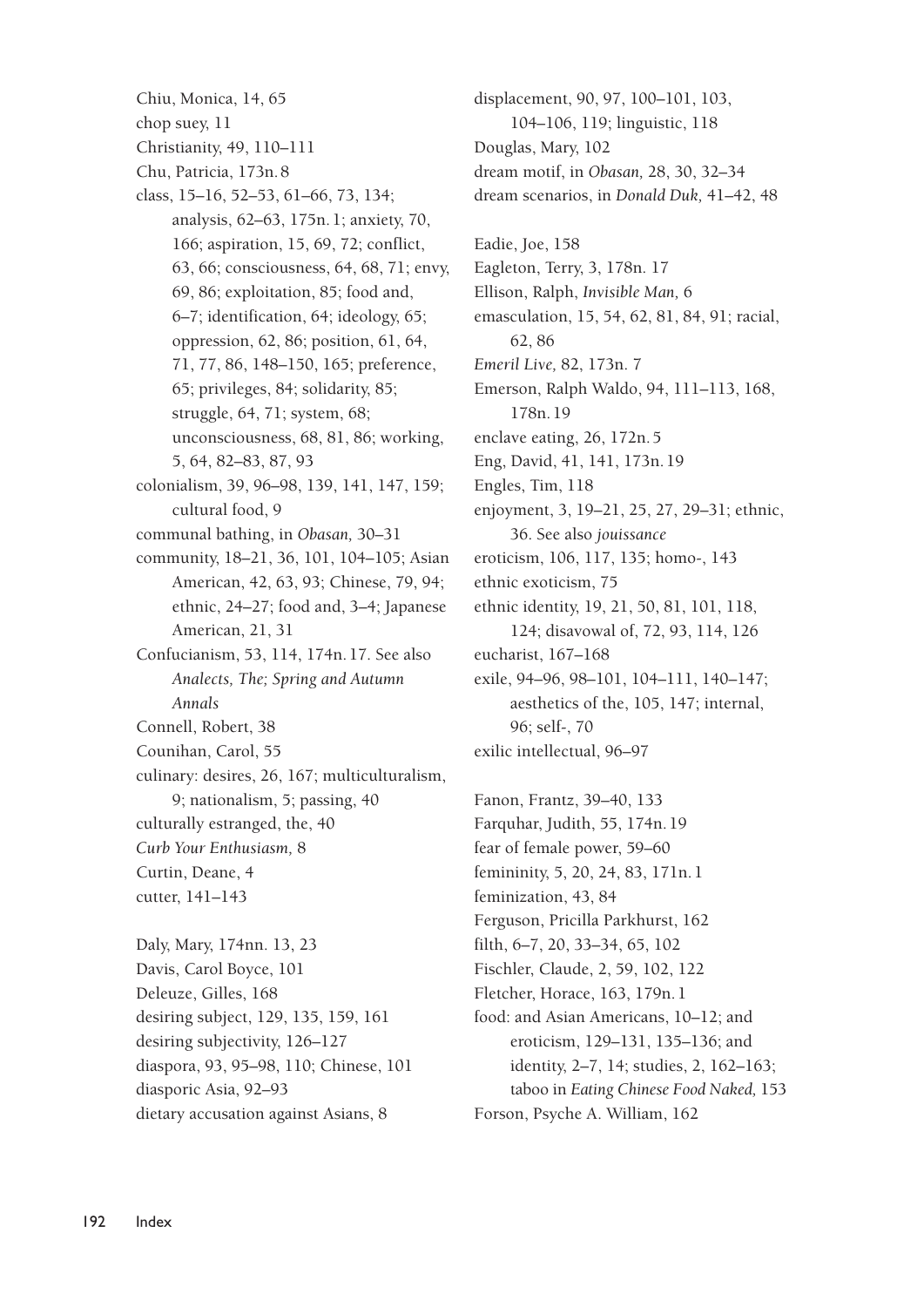Chiu, Monica, 14, 65
chop suey, 11
Christianity, 49, 110–111
Chu, Patricia, 173n. 8
class, 15–16, 52–53, 61–66, 73, 134; analysis, 62–63, 175n. 1; anxiety, 70, 166; aspiration, 15, 69, 72; conflict, 63, 66; consciousness, 64, 68, 71; envy, 69, 86; exploitation, 85; food and, 6–7; identification, 64; ideology, 65; oppression, 62, 86; position, 61, 64, 71, 77, 86, 148–150, 165; preference, 65; privileges, 84; solidarity, 85; struggle, 64, 71; system, 68; unconsciousness, 68, 81, 86; working, 5, 64, 82–83, 87, 93
colonialism, 39, 96–98, 139, 141, 147, 159; cultural food, 9
communal bathing, in *Obasan,* 30–31
community, 18–21, 36, 101, 104–105; Asian American, 42, 63, 93; Chinese, 79, 94; ethnic, 24–27; food and, 3–4; Japanese American, 21, 31
Confucianism, 53, 114, 174n. 17. See also *Analects, The; Spring and Autumn Annals*
Connell, Robert, 38
Counihan, Carol, 55
culinary: desires, 26, 167; multiculturalism, 9; nationalism, 5; passing, 40
culturally estranged, the, 40
*Curb Your Enthusiasm,* 8
Curtin, Deane, 4
cutter, 141–143

Daly, Mary, 174nn. 13, 23
Davis, Carol Boyce, 101
Deleuze, Gilles, 168
desiring subject, 129, 135, 159, 161
desiring subjectivity, 126–127
diaspora, 93, 95–98, 110; Chinese, 101
diasporic Asia, 92–93
dietary accusation against Asians, 8
displacement, 90, 97, 100–101, 103, 104–106, 119; linguistic, 118
Douglas, Mary, 102
dream motif, in *Obasan,* 28, 30, 32–34
dream scenarios, in *Donald Duk,* 41–42, 48

Eadie, Joe, 158
Eagleton, Terry, 3, 178n. 17
Ellison, Ralph, *Invisible Man,* 6
emasculation, 15, 54, 62, 81, 84, 91; racial, 62, 86
*Emeril Live,* 82, 173n. 7
Emerson, Ralph Waldo, 94, 111–113, 168, 178n. 19
enclave eating, 26, 172n. 5
Eng, David, 41, 141, 173n. 19
Engles, Tim, 118
enjoyment, 3, 19–21, 25, 27, 29–31; ethnic, 36. See also *jouissance*
eroticism, 106, 117, 135; homo-, 143
ethnic exoticism, 75
ethnic identity, 19, 21, 50, 81, 101, 118, 124; disavowal of, 72, 93, 114, 126
eucharist, 167–168
exile, 94–96, 98–101, 104–111, 140–147; aesthetics of the, 105, 147; internal, 96; self-, 70
exilic intellectual, 96–97

Fanon, Frantz, 39–40, 133
Farquhar, Judith, 55, 174n. 19
fear of female power, 59–60
femininity, 5, 20, 24, 83, 171n. 1
feminization, 43, 84
Ferguson, Pricilla Parkhurst, 162
filth, 6–7, 20, 33–34, 65, 102
Fischler, Claude, 2, 59, 102, 122
Fletcher, Horace, 163, 179n. 1
food: and Asian Americans, 10–12; and eroticism, 129–131, 135–136; and identity, 2–7, 14; studies, 2, 162–163; taboo in *Eating Chinese Food Naked,* 153
Forson, Psyche A. William, 162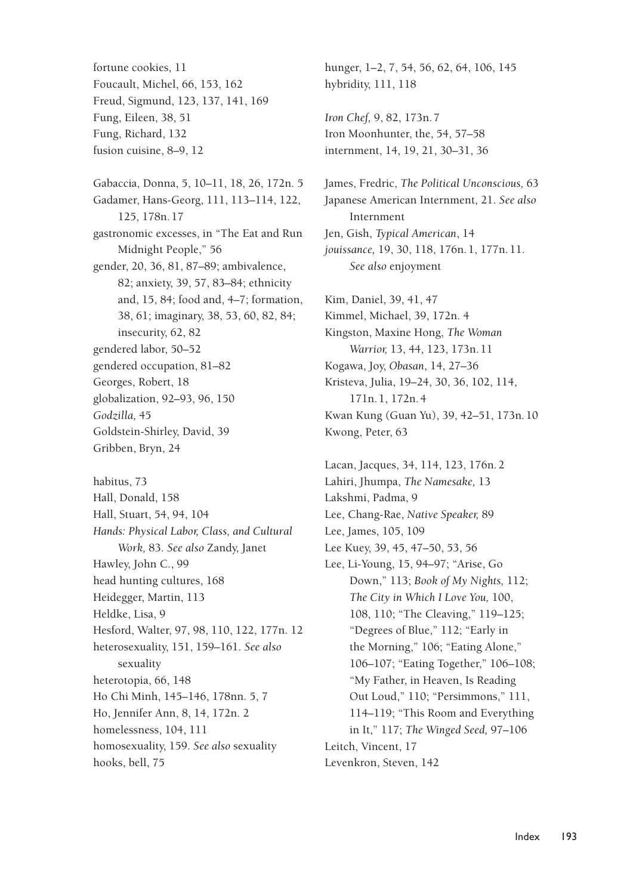fortune cookies, 11
Foucault, Michel, 66, 153, 162
Freud, Sigmund, 123, 137, 141, 169
Fung, Eileen, 38, 51
Fung, Richard, 132
fusion cuisine, 8–9, 12

Gabaccia, Donna, 5, 10–11, 18, 26, 172n. 5
Gadamer, Hans-Georg, 111, 113–114, 122, 125, 178n. 17
gastronomic excesses, in "The Eat and Run Midnight People," 56
gender, 20, 36, 81, 87–89; ambivalence, 82; anxiety, 39, 57, 83–84; ethnicity and, 15, 84; food and, 4–7; formation, 38, 61; imaginary, 38, 53, 60, 82, 84; insecurity, 62, 82
gendered labor, 50–52
gendered occupation, 81–82
Georges, Robert, 18
globalization, 92–93, 96, 150
*Godzilla,* 45
Goldstein-Shirley, David, 39
Gribben, Bryn, 24

habitus, 73
Hall, Donald, 158
Hall, Stuart, 54, 94, 104
*Hands: Physical Labor, Class, and Cultural Work,* 83. *See also* Zandy, Janet
Hawley, John C., 99
head hunting cultures, 168
Heidegger, Martin, 113
Heldke, Lisa, 9
Hesford, Walter, 97, 98, 110, 122, 177n. 12
heterosexuality, 151, 159–161. *See also* sexuality
heterotopia, 66, 148
Ho Chi Minh, 145–146, 178nn. 5, 7
Ho, Jennifer Ann, 8, 14, 172n. 2
homelessness, 104, 111
homosexuality, 159. *See also* sexuality
hooks, bell, 75

hunger, 1–2, 7, 54, 56, 62, 64, 106, 145
hybridity, 111, 118

*Iron Chef,* 9, 82, 173n. 7
Iron Moonhunter, the, 54, 57–58
internment, 14, 19, 21, 30–31, 36

James, Fredric, *The Political Unconscious,* 63
Japanese American Internment, 21. *See also* Internment
Jen, Gish, *Typical American*, 14
*jouissance,* 19, 30, 118, 176n. 1, 177n. 11. *See also* enjoyment

Kim, Daniel, 39, 41, 47
Kimmel, Michael, 39, 172n. 4
Kingston, Maxine Hong, *The Woman Warrior,* 13, 44, 123, 173n. 11
Kogawa, Joy, *Obasan*, 14, 27–36
Kristeva, Julia, 19–24, 30, 36, 102, 114, 171n. 1, 172n. 4
Kwan Kung (Guan Yu), 39, 42–51, 173n. 10
Kwong, Peter, 63

Lacan, Jacques, 34, 114, 123, 176n. 2
Lahiri, Jhumpa, *The Namesake,* 13
Lakshmi, Padma, 9
Lee, Chang-Rae, *Native Speaker,* 89
Lee, James, 105, 109
Lee Kuey, 39, 45, 47–50, 53, 56
Lee, Li-Young, 15, 94–97; "Arise, Go Down," 113; *Book of My Nights,* 112; *The City in Which I Love You,* 100, 108, 110; "The Cleaving," 119–125; "Degrees of Blue," 112; "Early in the Morning," 106; "Eating Alone," 106–107; "Eating Together," 106–108; "My Father, in Heaven, Is Reading Out Loud," 110; "Persimmons," 111, 114–119; "This Room and Everything in It," 117; *The Winged Seed,* 97–106
Leitch, Vincent, 17
Levenkron, Steven, 142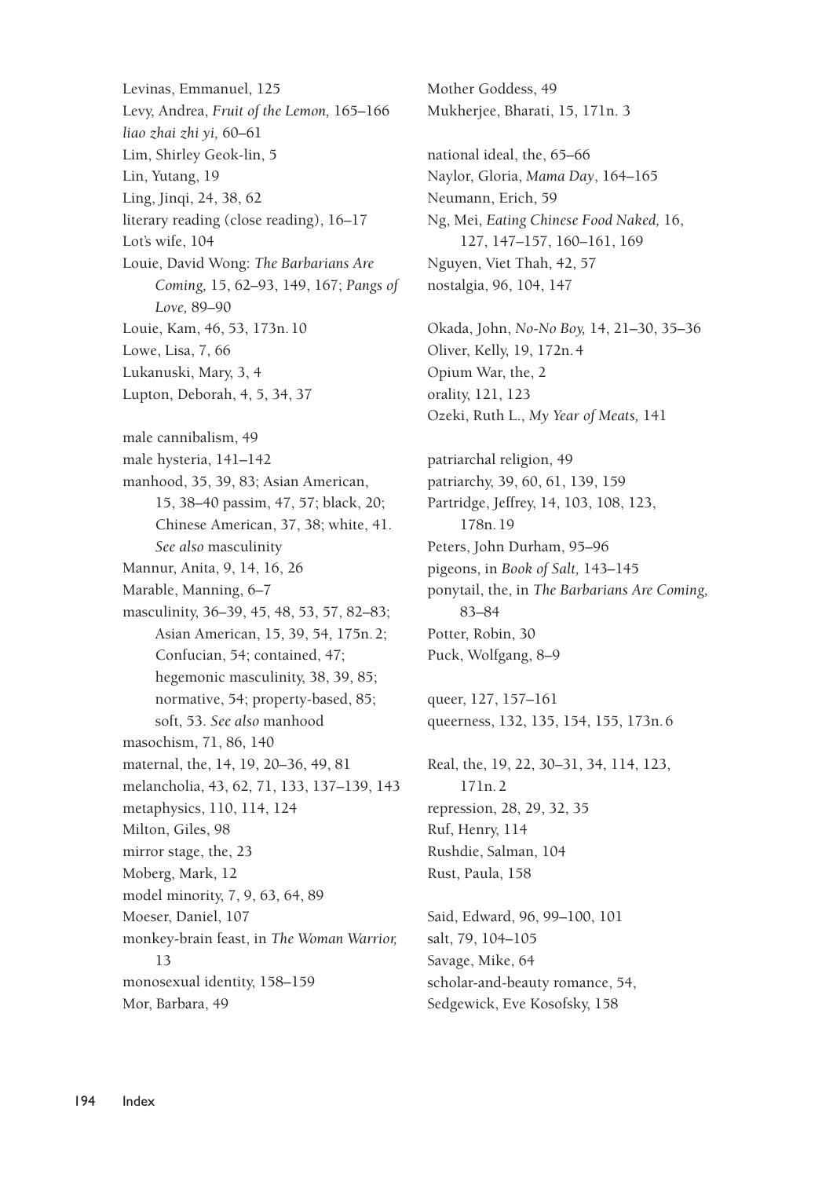Levinas, Emmanuel, 125
Levy, Andrea, *Fruit of the Lemon,* 165–166
*liao zhai zhi yi,* 60–61
Lim, Shirley Geok-lin, 5
Lin, Yutang, 19
Ling, Jinqi, 24, 38, 62
literary reading (close reading), 16–17
Lot's wife, 104
Louie, David Wong: *The Barbarians Are Coming,* 15, 62–93, 149, 167; *Pangs of Love,* 89–90
Louie, Kam, 46, 53, 173n. 10
Lowe, Lisa, 7, 66
Lukanuski, Mary, 3, 4
Lupton, Deborah, 4, 5, 34, 37

male cannibalism, 49
male hysteria, 141–142
manhood, 35, 39, 83; Asian American, 15, 38–40 passim, 47, 57; black, 20; Chinese American, 37, 38; white, 41. *See also* masculinity
Mannur, Anita, 9, 14, 16, 26
Marable, Manning, 6–7
masculinity, 36–39, 45, 48, 53, 57, 82–83; Asian American, 15, 39, 54, 175n. 2; Confucian, 54; contained, 47; hegemonic masculinity, 38, 39, 85; normative, 54; property-based, 85; soft, 53. *See also* manhood
masochism, 71, 86, 140
maternal, the, 14, 19, 20–36, 49, 81
melancholia, 43, 62, 71, 133, 137–139, 143
metaphysics, 110, 114, 124
Milton, Giles, 98
mirror stage, the, 23
Moberg, Mark, 12
model minority, 7, 9, 63, 64, 89
Moeser, Daniel, 107
monkey-brain feast, in *The Woman Warrior,* 13
monosexual identity, 158–159
Mor, Barbara, 49
Mother Goddess, 49
Mukherjee, Bharati, 15, 171n. 3

national ideal, the, 65–66
Naylor, Gloria, *Mama Day*, 164–165
Neumann, Erich, 59
Ng, Mei, *Eating Chinese Food Naked,* 16, 127, 147–157, 160–161, 169
Nguyen, Viet Thah, 42, 57
nostalgia, 96, 104, 147

Okada, John, *No-No Boy,* 14, 21–30, 35–36
Oliver, Kelly, 19, 172n. 4
Opium War, the, 2
orality, 121, 123
Ozeki, Ruth L., *My Year of Meats,* 141

patriarchal religion, 49
patriarchy, 39, 60, 61, 139, 159
Partridge, Jeffrey, 14, 103, 108, 123, 178n. 19
Peters, John Durham, 95–96
pigeons, in *Book of Salt,* 143–145
ponytail, the, in *The Barbarians Are Coming,* 83–84
Potter, Robin, 30
Puck, Wolfgang, 8–9

queer, 127, 157–161
queerness, 132, 135, 154, 155, 173n. 6

Real, the, 19, 22, 30–31, 34, 114, 123, 171n. 2
repression, 28, 29, 32, 35
Ruf, Henry, 114
Rushdie, Salman, 104
Rust, Paula, 158

Said, Edward, 96, 99–100, 101
salt, 79, 104–105
Savage, Mike, 64
scholar-and-beauty romance, 54,
Sedgewick, Eve Kosofsky, 158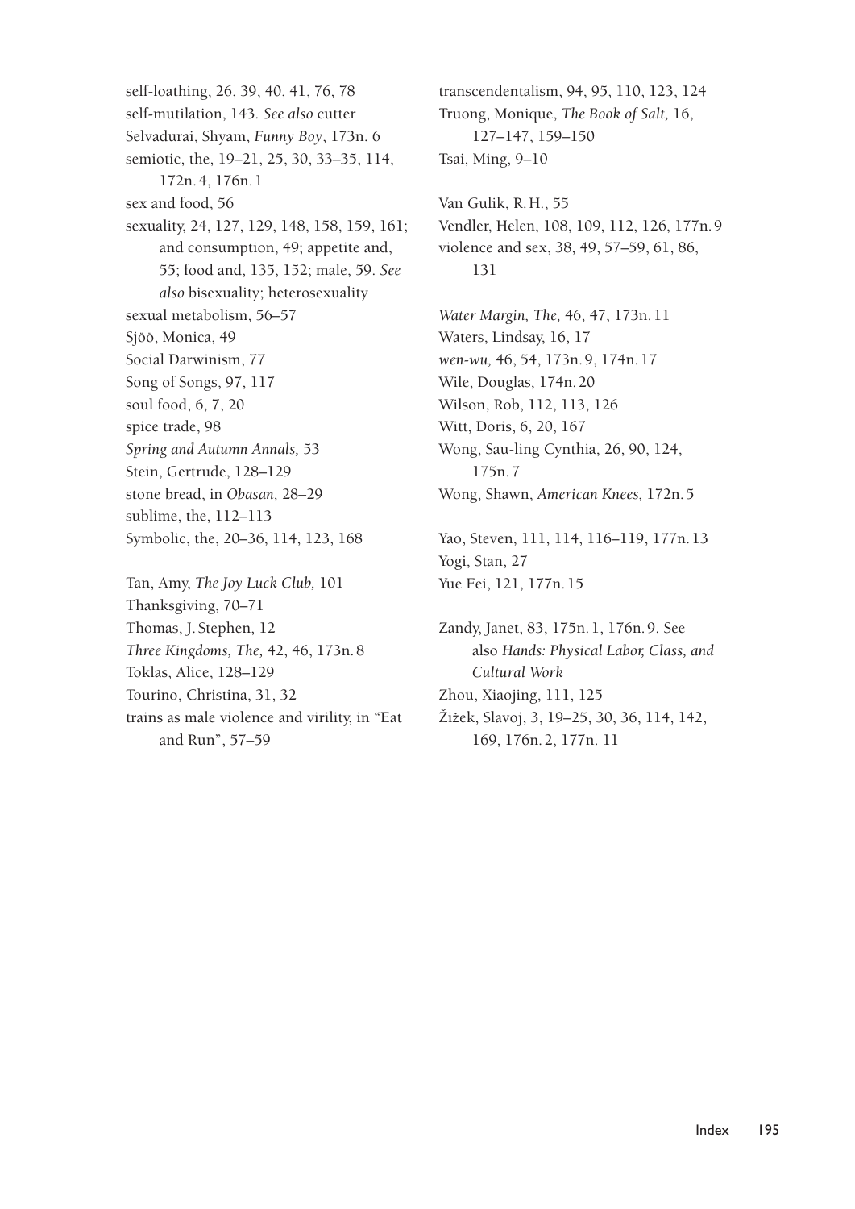self-loathing, 26, 39, 40, 41, 76, 78
self-mutilation, 143. *See also* cutter
Selvadurai, Shyam, *Funny Boy*, 173n. 6
semiotic, the, 19–21, 25, 30, 33–35, 114, 172n. 4, 176n. 1
sex and food, 56
sexuality, 24, 127, 129, 148, 158, 159, 161; and consumption, 49; appetite and, 55; food and, 135, 152; male, 59. *See also* bisexuality; heterosexuality
sexual metabolism, 56–57
Sjöö, Monica, 49
Social Darwinism, 77
Song of Songs, 97, 117
soul food, 6, 7, 20
spice trade, 98
*Spring and Autumn Annals,* 53
Stein, Gertrude, 128–129
stone bread, in *Obasan,* 28–29
sublime, the, 112–113
Symbolic, the, 20–36, 114, 123, 168

Tan, Amy, *The Joy Luck Club,* 101
Thanksgiving, 70–71
Thomas, J. Stephen, 12
*Three Kingdoms, The,* 42, 46, 173n. 8
Toklas, Alice, 128–129
Tourino, Christina, 31, 32
trains as male violence and virility, in "Eat and Run", 57–59
transcendentalism, 94, 95, 110, 123, 124
Truong, Monique, *The Book of Salt,* 16, 127–147, 159–150
Tsai, Ming, 9–10

Van Gulik, R. H., 55
Vendler, Helen, 108, 109, 112, 126, 177n. 9
violence and sex, 38, 49, 57–59, 61, 86, 131

*Water Margin, The,* 46, 47, 173n. 11
Waters, Lindsay, 16, 17
*wen-wu,* 46, 54, 173n. 9, 174n. 17
Wile, Douglas, 174n. 20
Wilson, Rob, 112, 113, 126
Witt, Doris, 6, 20, 167
Wong, Sau-ling Cynthia, 26, 90, 124, 175n. 7
Wong, Shawn, *American Knees,* 172n. 5

Yao, Steven, 111, 114, 116–119, 177n. 13
Yogi, Stan, 27
Yue Fei, 121, 177n. 15

Zandy, Janet, 83, 175n. 1, 176n. 9. See also *Hands: Physical Labor, Class, and Cultural Work*
Zhou, Xiaojing, 111, 125
Žižek, Slavoj, 3, 19–25, 30, 36, 114, 142, 169, 176n. 2, 177n. 11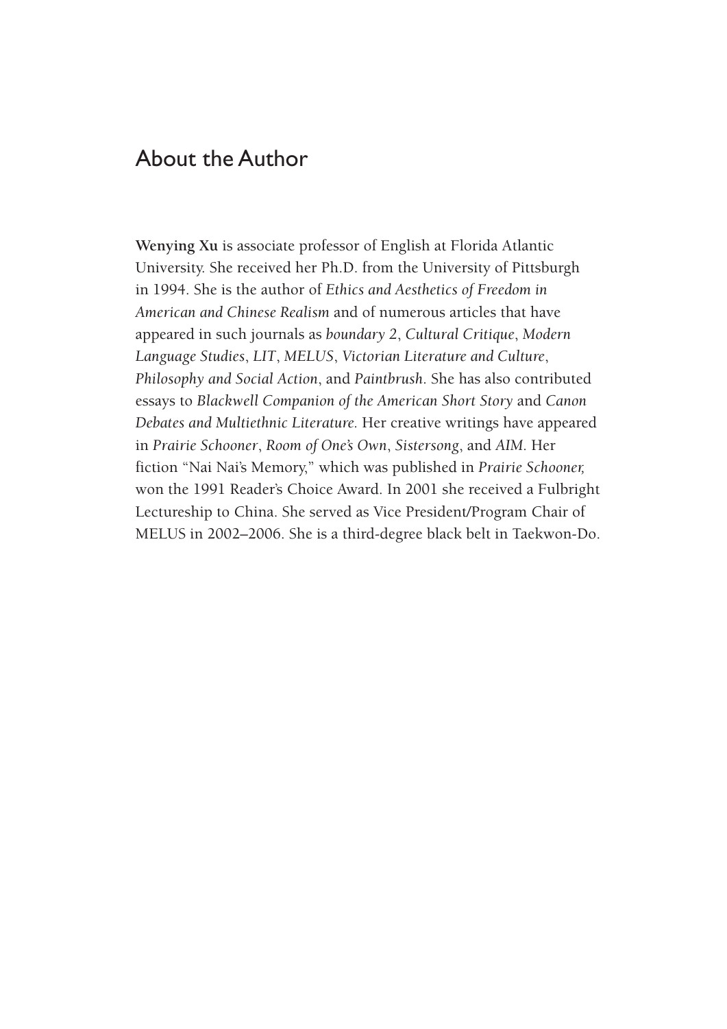# About the Author

**Wenying Xu** is associate professor of English at Florida Atlantic University. She received her Ph.D. from the University of Pittsburgh in 1994. She is the author of *Ethics and Aesthetics of Freedom in American and Chinese Realism* and of numerous articles that have appeared in such journals as *boundary 2*, *Cultural Critique*, *Modern Language Studies*, *LIT*, *MELUS*, *Victorian Literature and Culture*, *Philosophy and Social Action*, and *Paintbrush*. She has also contributed essays to *Blackwell Companion of the American Short Story* and *Canon Debates and Multiethnic Literature*. Her creative writings have appeared in *Prairie Schooner*, *Room of One's Own*, *Sistersong*, and *AIM*. Her fiction "Nai Nai's Memory," which was published in *Prairie Schooner,* won the 1991 Reader's Choice Award. In 2001 she received a Fulbright Lectureship to China. She served as Vice President/Program Chair of MELUS in 2002–2006. She is a third-degree black belt in Taekwon-Do.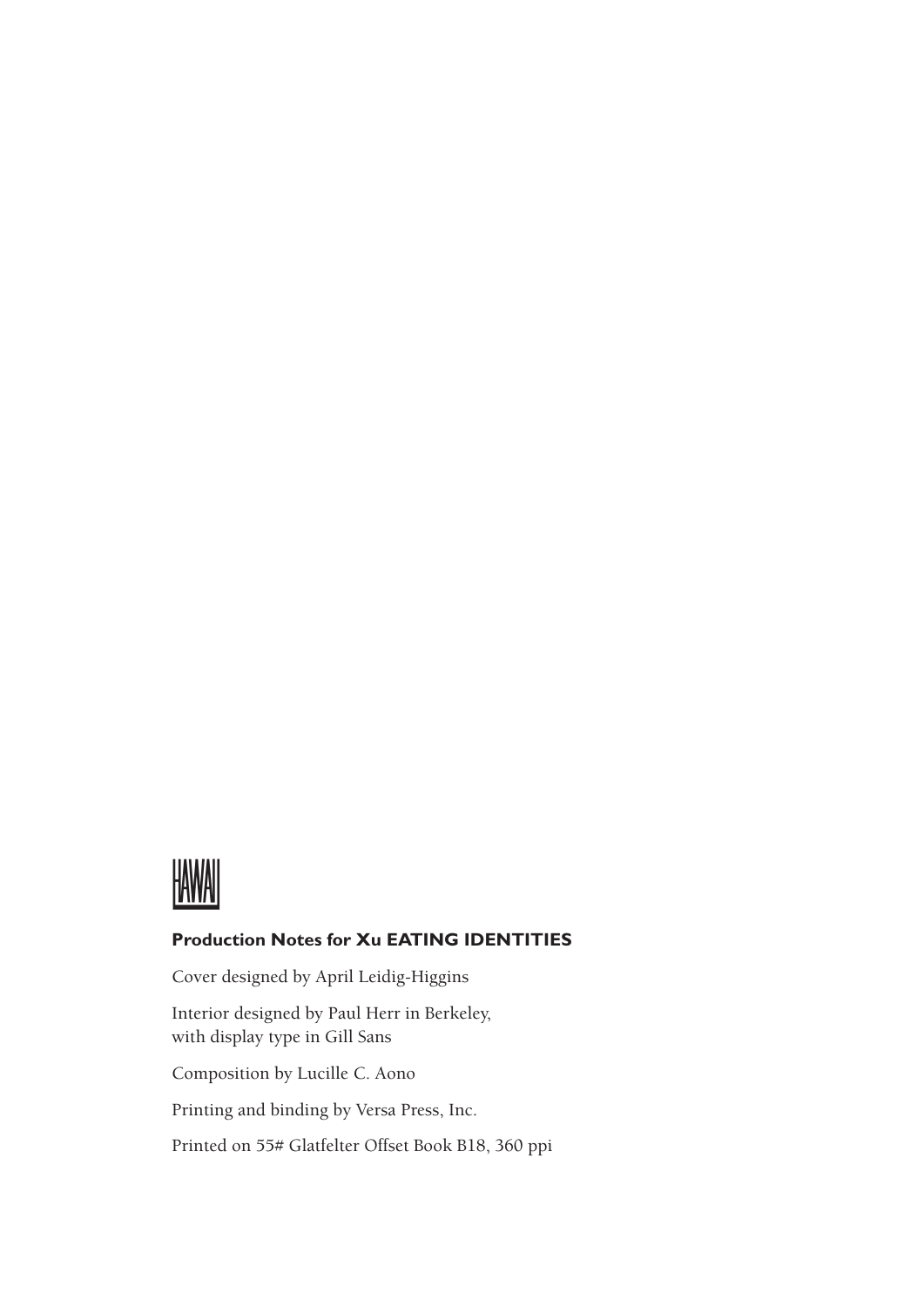HAWAI

**Production Notes for Xu EATING IDENTITIES**

Cover designed by April Leidig-Higgins

Interior designed by Paul Herr in Berkeley,
with display type in Gill Sans

Composition by Lucille C. Aono

Printing and binding by Versa Press, Inc.

Printed on 55# Glatfelter Offset Book B18, 360 ppi